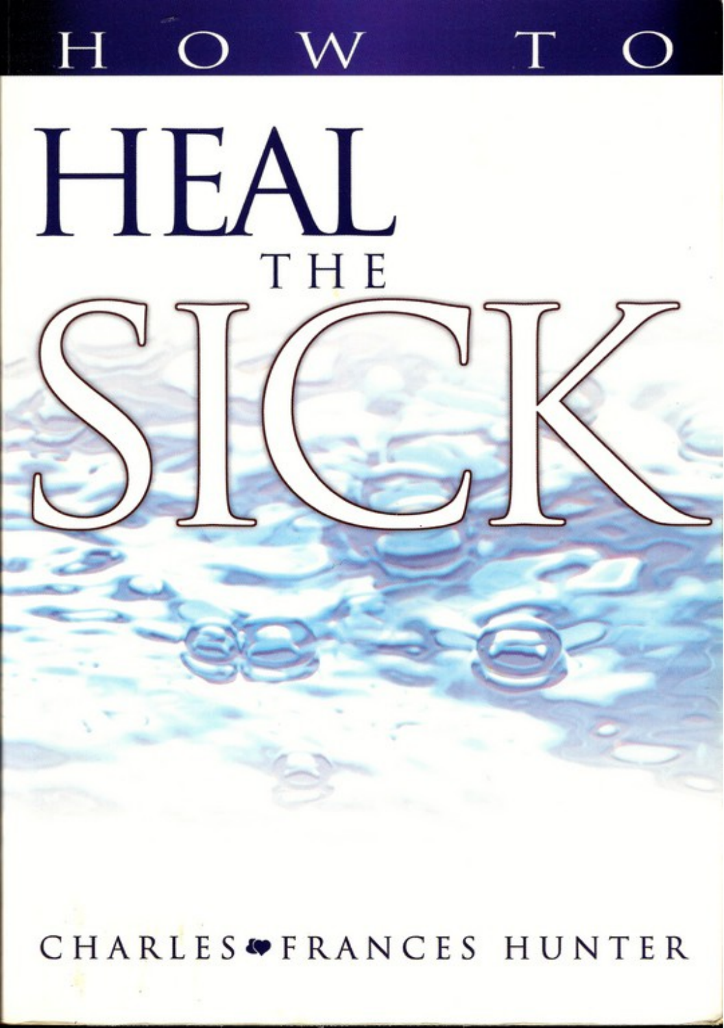# HOW TO HEAL THE SICK

CHARLES & FRANCES HUNTER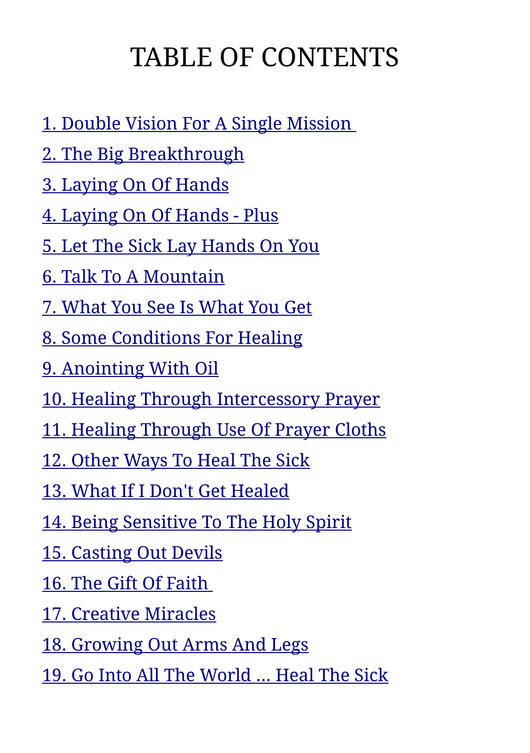# TABLE OF CONTENTS

1. Double Vision For A Single Mission
2. The Big Breakthrough
3. Laying On Of Hands
4. Laying On Of Hands - Plus
5. Let The Sick Lay Hands On You
6. Talk To A Mountain
7. What You See Is What You Get
8. Some Conditions For Healing
9. Anointing With Oil
10. Healing Through Intercessory Prayer
11. Healing Through Use Of Prayer Cloths
12. Other Ways To Heal The Sick
13. What If I Don't Get Healed
14. Being Sensitive To The Holy Spirit
15. Casting Out Devils
16. The Gift Of Faith
17. Creative Miracles
18. Growing Out Arms And Legs
19. Go Into All The World ... Heal The Sick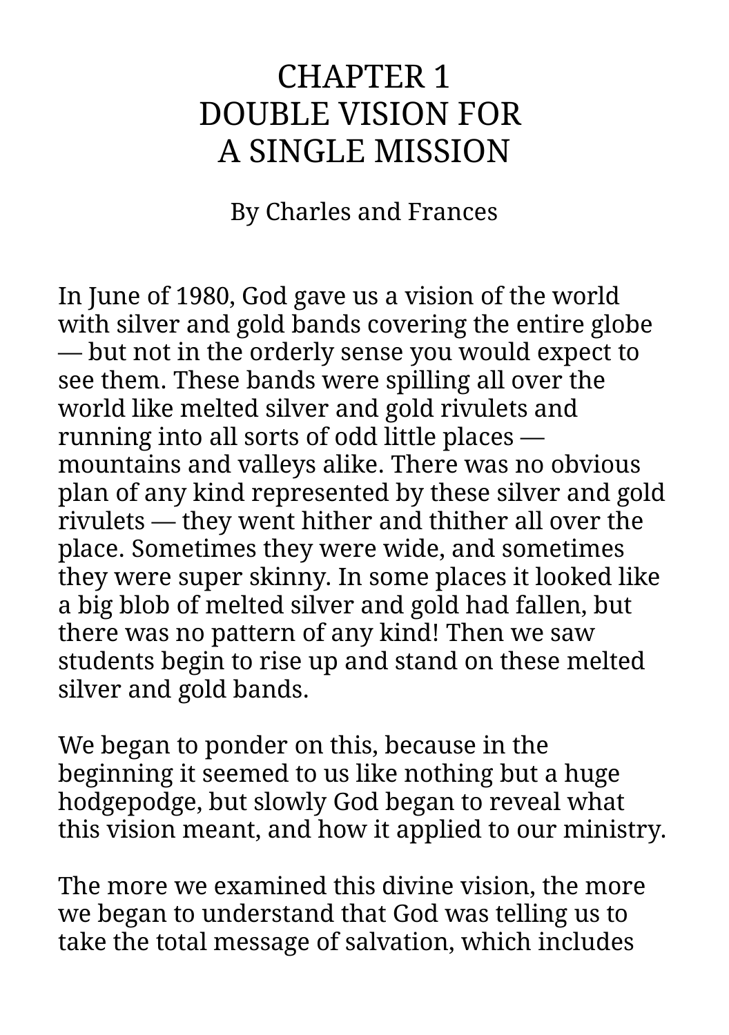# CHAPTER 1
# DOUBLE VISION FOR A SINGLE MISSION

By Charles and Frances

In June of 1980, God gave us a vision of the world with silver and gold bands covering the entire globe — but not in the orderly sense you would expect to see them. These bands were spilling all over the world like melted silver and gold rivulets and running into all sorts of odd little places — mountains and valleys alike. There was no obvious plan of any kind represented by these silver and gold rivulets — they went hither and thither all over the place. Sometimes they were wide, and sometimes they were super skinny. In some places it looked like a big blob of melted silver and gold had fallen, but there was no pattern of any kind! Then we saw students begin to rise up and stand on these melted silver and gold bands.

We began to ponder on this, because in the beginning it seemed to us like nothing but a huge hodgepodge, but slowly God began to reveal what this vision meant, and how it applied to our ministry.

The more we examined this divine vision, the more we began to understand that God was telling us to take the total message of salvation, which includes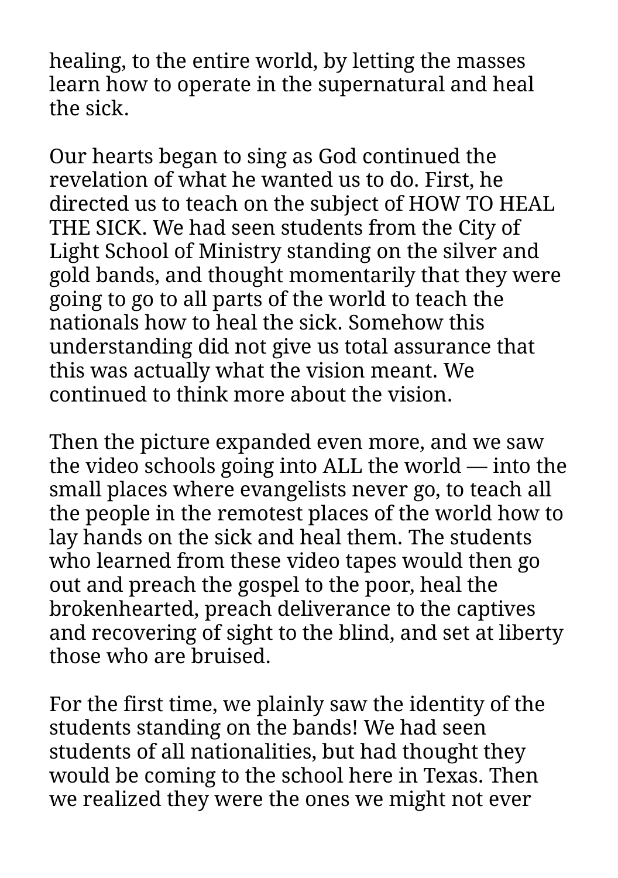healing, to the entire world, by letting the masses learn how to operate in the supernatural and heal the sick.

Our hearts began to sing as God continued the revelation of what he wanted us to do. First, he directed us to teach on the subject of HOW TO HEAL THE SICK. We had seen students from the City of Light School of Ministry standing on the silver and gold bands, and thought momentarily that they were going to go to all parts of the world to teach the nationals how to heal the sick. Somehow this understanding did not give us total assurance that this was actually what the vision meant. We continued to think more about the vision.

Then the picture expanded even more, and we saw the video schools going into ALL the world — into the small places where evangelists never go, to teach all the people in the remotest places of the world how to lay hands on the sick and heal them. The students who learned from these video tapes would then go out and preach the gospel to the poor, heal the brokenhearted, preach deliverance to the captives and recovering of sight to the blind, and set at liberty those who are bruised.

For the first time, we plainly saw the identity of the students standing on the bands! We had seen students of all nationalities, but had thought they would be coming to the school here in Texas. Then we realized they were the ones we might not ever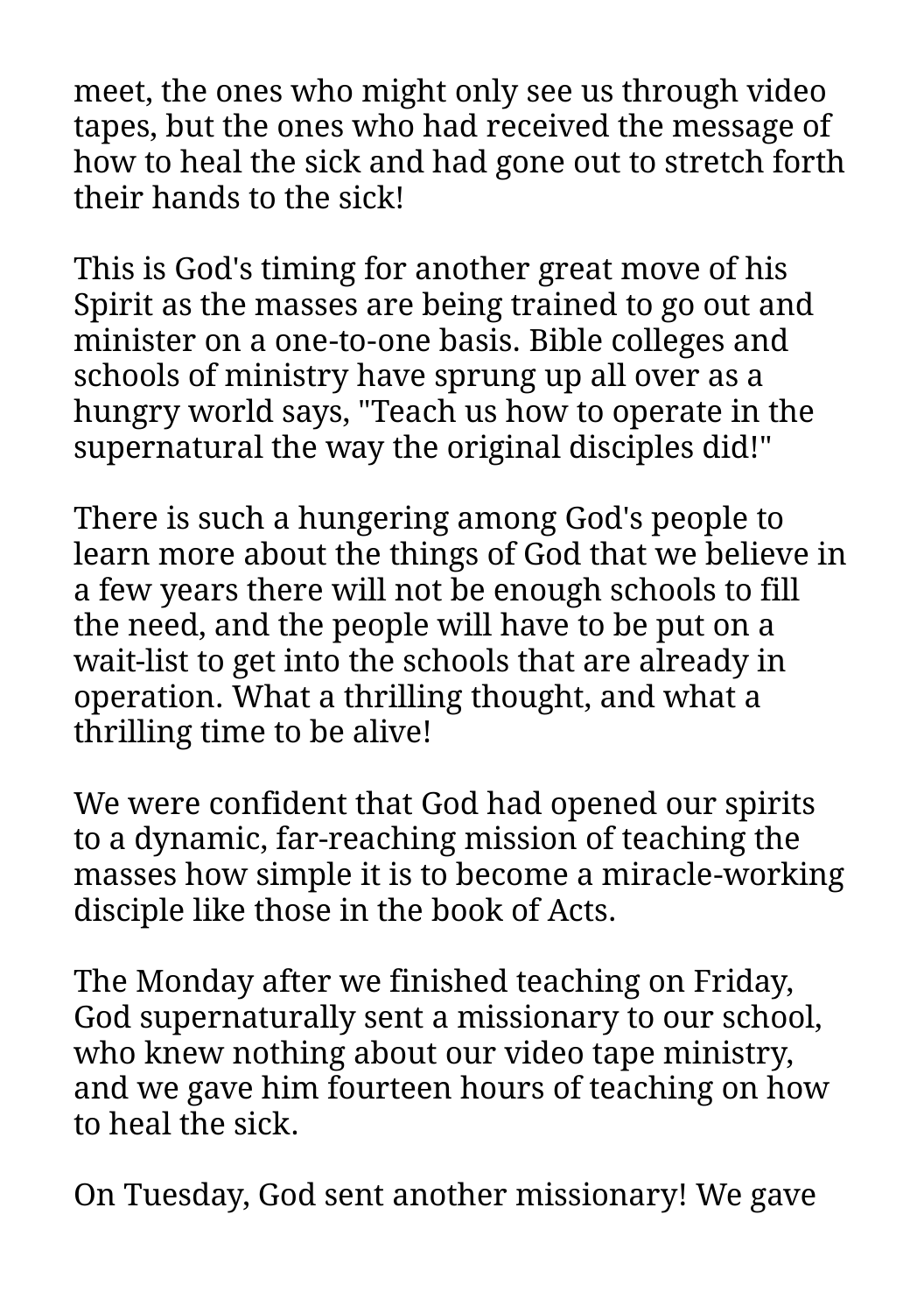meet, the ones who might only see us through video tapes, but the ones who had received the message of how to heal the sick and had gone out to stretch forth their hands to the sick!

This is God's timing for another great move of his Spirit as the masses are being trained to go out and minister on a one-to-one basis. Bible colleges and schools of ministry have sprung up all over as a hungry world says, "Teach us how to operate in the supernatural the way the original disciples did!"

There is such a hungering among God's people to learn more about the things of God that we believe in a few years there will not be enough schools to fill the need, and the people will have to be put on a wait-list to get into the schools that are already in operation. What a thrilling thought, and what a thrilling time to be alive!

We were confident that God had opened our spirits to a dynamic, far-reaching mission of teaching the masses how simple it is to become a miracle-working disciple like those in the book of Acts.

The Monday after we finished teaching on Friday, God supernaturally sent a missionary to our school, who knew nothing about our video tape ministry, and we gave him fourteen hours of teaching on how to heal the sick.

On Tuesday, God sent another missionary! We gave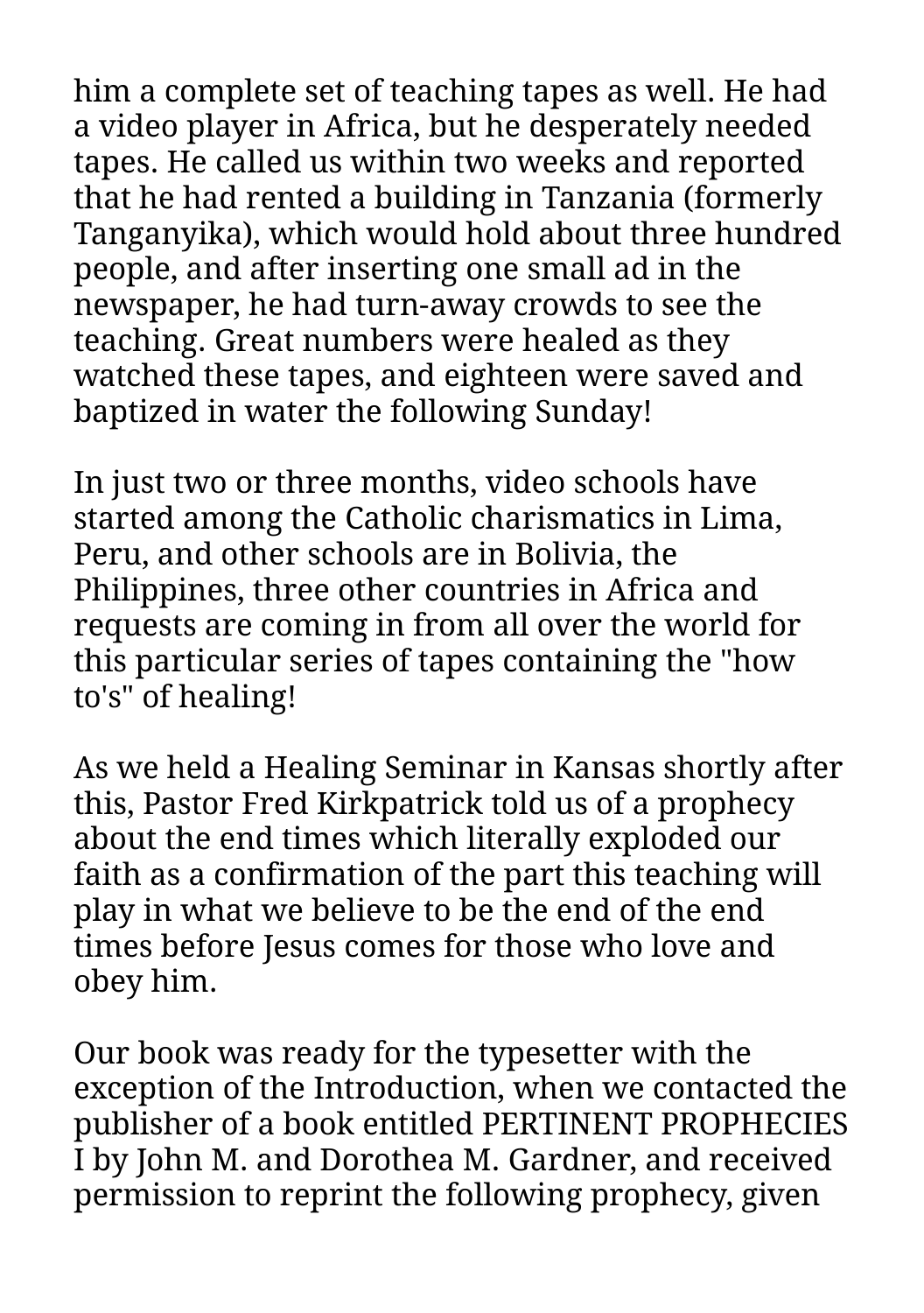him a complete set of teaching tapes as well. He had a video player in Africa, but he desperately needed tapes. He called us within two weeks and reported that he had rented a building in Tanzania (formerly Tanganyika), which would hold about three hundred people, and after inserting one small ad in the newspaper, he had turn-away crowds to see the teaching. Great numbers were healed as they watched these tapes, and eighteen were saved and baptized in water the following Sunday!

In just two or three months, video schools have started among the Catholic charismatics in Lima, Peru, and other schools are in Bolivia, the Philippines, three other countries in Africa and requests are coming in from all over the world for this particular series of tapes containing the "how to's" of healing!

As we held a Healing Seminar in Kansas shortly after this, Pastor Fred Kirkpatrick told us of a prophecy about the end times which literally exploded our faith as a confirmation of the part this teaching will play in what we believe to be the end of the end times before Jesus comes for those who love and obey him.

Our book was ready for the typesetter with the exception of the Introduction, when we contacted the publisher of a book entitled PERTINENT PROPHECIES I by John M. and Dorothea M. Gardner, and received permission to reprint the following prophecy, given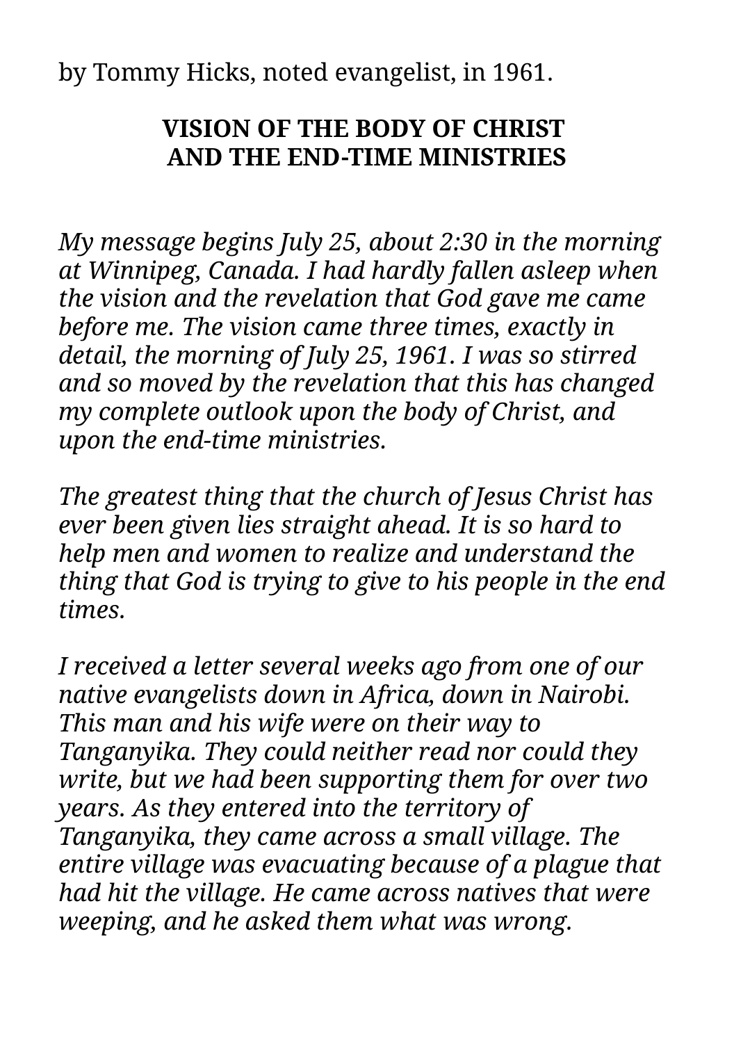by Tommy Hicks, noted evangelist, in 1961.

**VISION OF THE BODY OF CHRIST AND THE END-TIME MINISTRIES**

*My message begins July 25, about 2:30 in the morning at Winnipeg, Canada. I had hardly fallen asleep when the vision and the revelation that God gave me came before me. The vision came three times, exactly in detail, the morning of July 25, 1961. I was so stirred and so moved by the revelation that this has changed my complete outlook upon the body of Christ, and upon the end-time ministries.*

*The greatest thing that the church of Jesus Christ has ever been given lies straight ahead. It is so hard to help men and women to realize and understand the thing that God is trying to give to his people in the end times.*

*I received a letter several weeks ago from one of our native evangelists down in Africa, down in Nairobi. This man and his wife were on their way to Tanganyika. They could neither read nor could they write, but we had been supporting them for over two years. As they entered into the territory of Tanganyika, they came across a small village. The entire village was evacuating because of a plague that had hit the village. He came across natives that were weeping, and he asked them what was wrong.*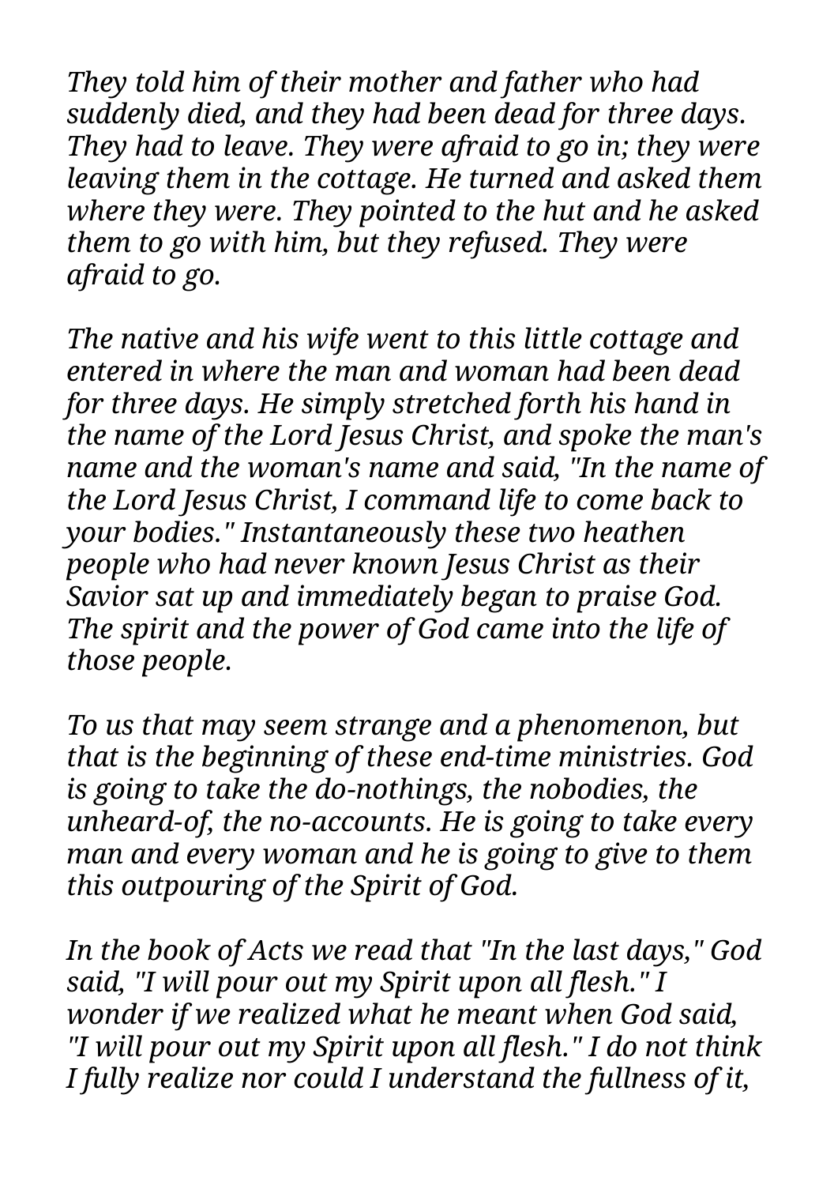*They told him of their mother and father who had suddenly died, and they had been dead for three days. They had to leave. They were afraid to go in; they were leaving them in the cottage. He turned and asked them where they were. They pointed to the hut and he asked them to go with him, but they refused. They were afraid to go.*

*The native and his wife went to this little cottage and entered in where the man and woman had been dead for three days. He simply stretched forth his hand in the name of the Lord Jesus Christ, and spoke the man's name and the woman's name and said, "In the name of the Lord Jesus Christ, I command life to come back to your bodies." Instantaneously these two heathen people who had never known Jesus Christ as their Savior sat up and immediately began to praise God. The spirit and the power of God came into the life of those people.*

*To us that may seem strange and a phenomenon, but that is the beginning of these end-time ministries. God is going to take the do-nothings, the nobodies, the unheard-of, the no-accounts. He is going to take every man and every woman and he is going to give to them this outpouring of the Spirit of God.*

*In the book of Acts we read that "In the last days," God said, "I will pour out my Spirit upon all flesh." I wonder if we realized what he meant when God said, "I will pour out my Spirit upon all flesh." I do not think I fully realize nor could I understand the fullness of it,*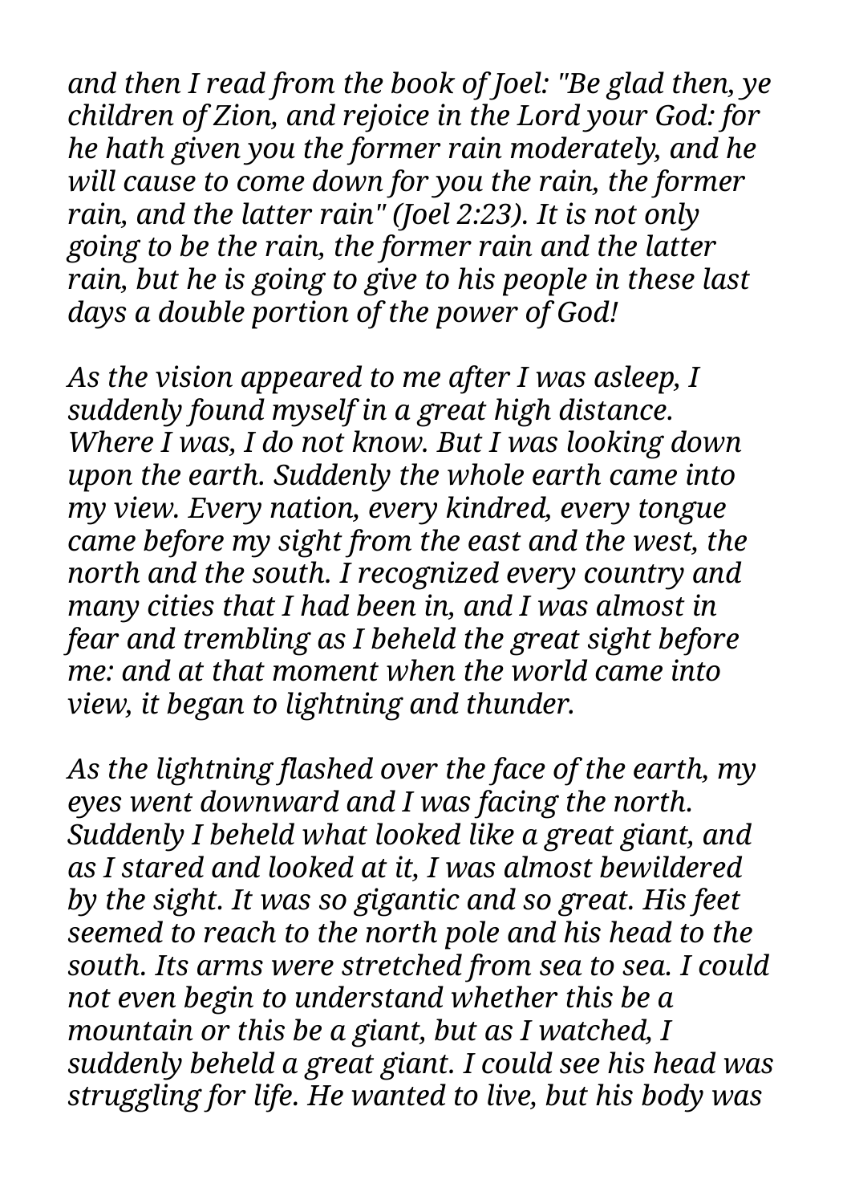*and then I read from the book of Joel: "Be glad then, ye children of Zion, and rejoice in the Lord your God: for he hath given you the former rain moderately, and he will cause to come down for you the rain, the former rain, and the latter rain" (Joel 2:23). It is not only going to be the rain, the former rain and the latter rain, but he is going to give to his people in these last days a double portion of the power of God!*

*As the vision appeared to me after I was asleep, I suddenly found myself in a great high distance. Where I was, I do not know. But I was looking down upon the earth. Suddenly the whole earth came into my view. Every nation, every kindred, every tongue came before my sight from the east and the west, the north and the south. I recognized every country and many cities that I had been in, and I was almost in fear and trembling as I beheld the great sight before me: and at that moment when the world came into view, it began to lightning and thunder.*

*As the lightning flashed over the face of the earth, my eyes went downward and I was facing the north. Suddenly I beheld what looked like a great giant, and as I stared and looked at it, I was almost bewildered by the sight. It was so gigantic and so great. His feet seemed to reach to the north pole and his head to the south. Its arms were stretched from sea to sea. I could not even begin to understand whether this be a mountain or this be a giant, but as I watched, I suddenly beheld a great giant. I could see his head was struggling for life. He wanted to live, but his body was*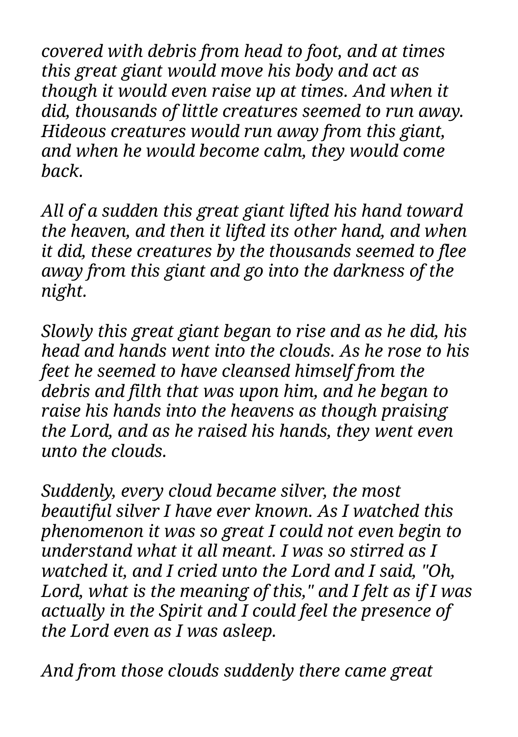*covered with debris from head to foot, and at times this great giant would move his body and act as though it would even raise up at times. And when it did, thousands of little creatures seemed to run away. Hideous creatures would run away from this giant, and when he would become calm, they would come back.*

*All of a sudden this great giant lifted his hand toward the heaven, and then it lifted its other hand, and when it did, these creatures by the thousands seemed to flee away from this giant and go into the darkness of the night.*

*Slowly this great giant began to rise and as he did, his head and hands went into the clouds. As he rose to his feet he seemed to have cleansed himself from the debris and filth that was upon him, and he began to raise his hands into the heavens as though praising the Lord, and as he raised his hands, they went even unto the clouds.*

*Suddenly, every cloud became silver, the most beautiful silver I have ever known. As I watched this phenomenon it was so great I could not even begin to understand what it all meant. I was so stirred as I watched it, and I cried unto the Lord and I said, "Oh, Lord, what is the meaning of this," and I felt as if I was actually in the Spirit and I could feel the presence of the Lord even as I was asleep.*

*And from those clouds suddenly there came great*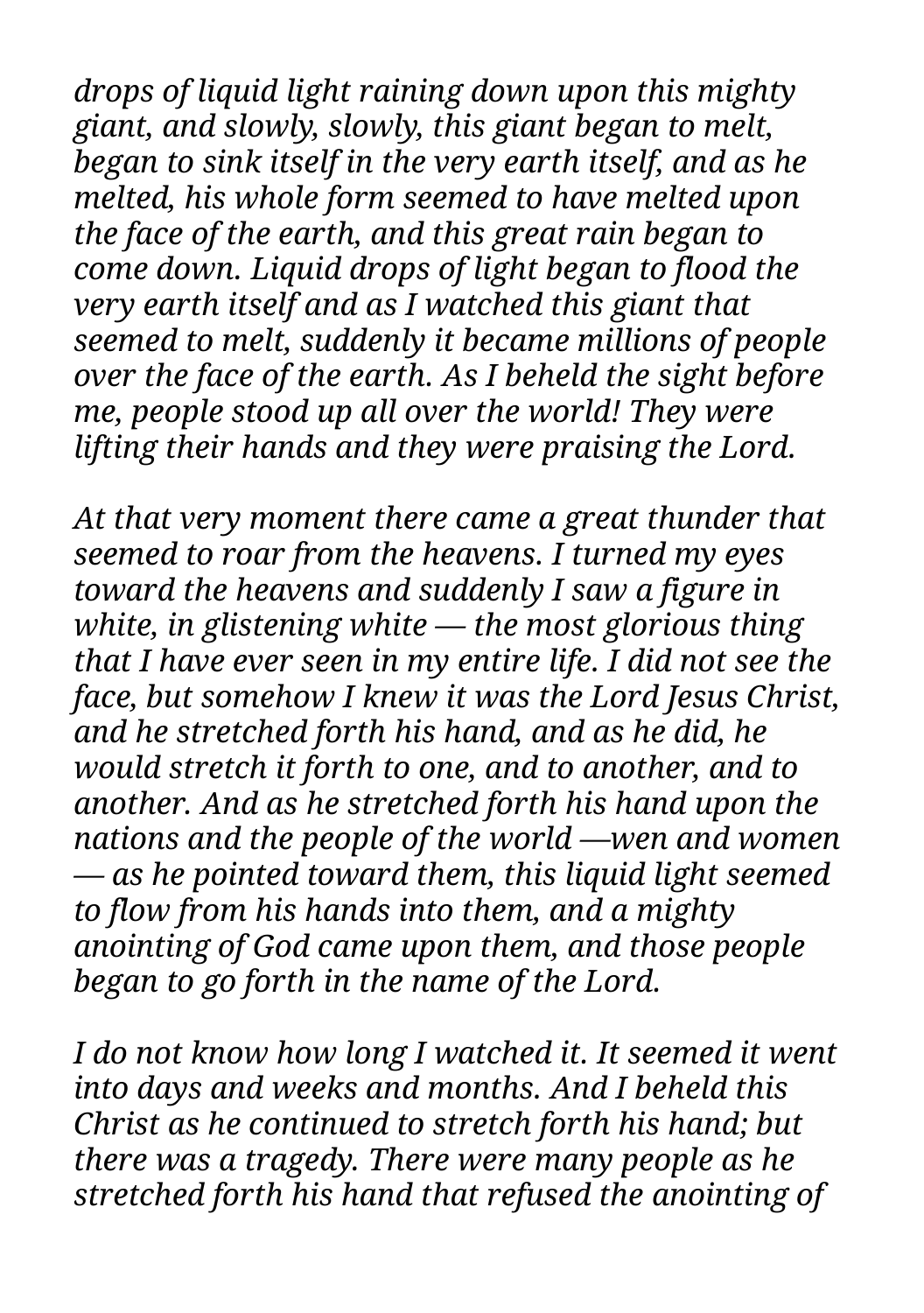*drops of liquid light raining down upon this mighty giant, and slowly, slowly, this giant began to melt, began to sink itself in the very earth itself, and as he melted, his whole form seemed to have melted upon the face of the earth, and this great rain began to come down. Liquid drops of light began to flood the very earth itself and as I watched this giant that seemed to melt, suddenly it became millions of people over the face of the earth. As I beheld the sight before me, people stood up all over the world! They were lifting their hands and they were praising the Lord.*

*At that very moment there came a great thunder that seemed to roar from the heavens. I turned my eyes toward the heavens and suddenly I saw a figure in white, in glistening white — the most glorious thing that I have ever seen in my entire life. I did not see the face, but somehow I knew it was the Lord Jesus Christ, and he stretched forth his hand, and as he did, he would stretch it forth to one, and to another, and to another. And as he stretched forth his hand upon the nations and the people of the world —wen and women — as he pointed toward them, this liquid light seemed to flow from his hands into them, and a mighty anointing of God came upon them, and those people began to go forth in the name of the Lord.*

*I do not know how long I watched it. It seemed it went into days and weeks and months. And I beheld this Christ as he continued to stretch forth his hand; but there was a tragedy. There were many people as he stretched forth his hand that refused the anointing of*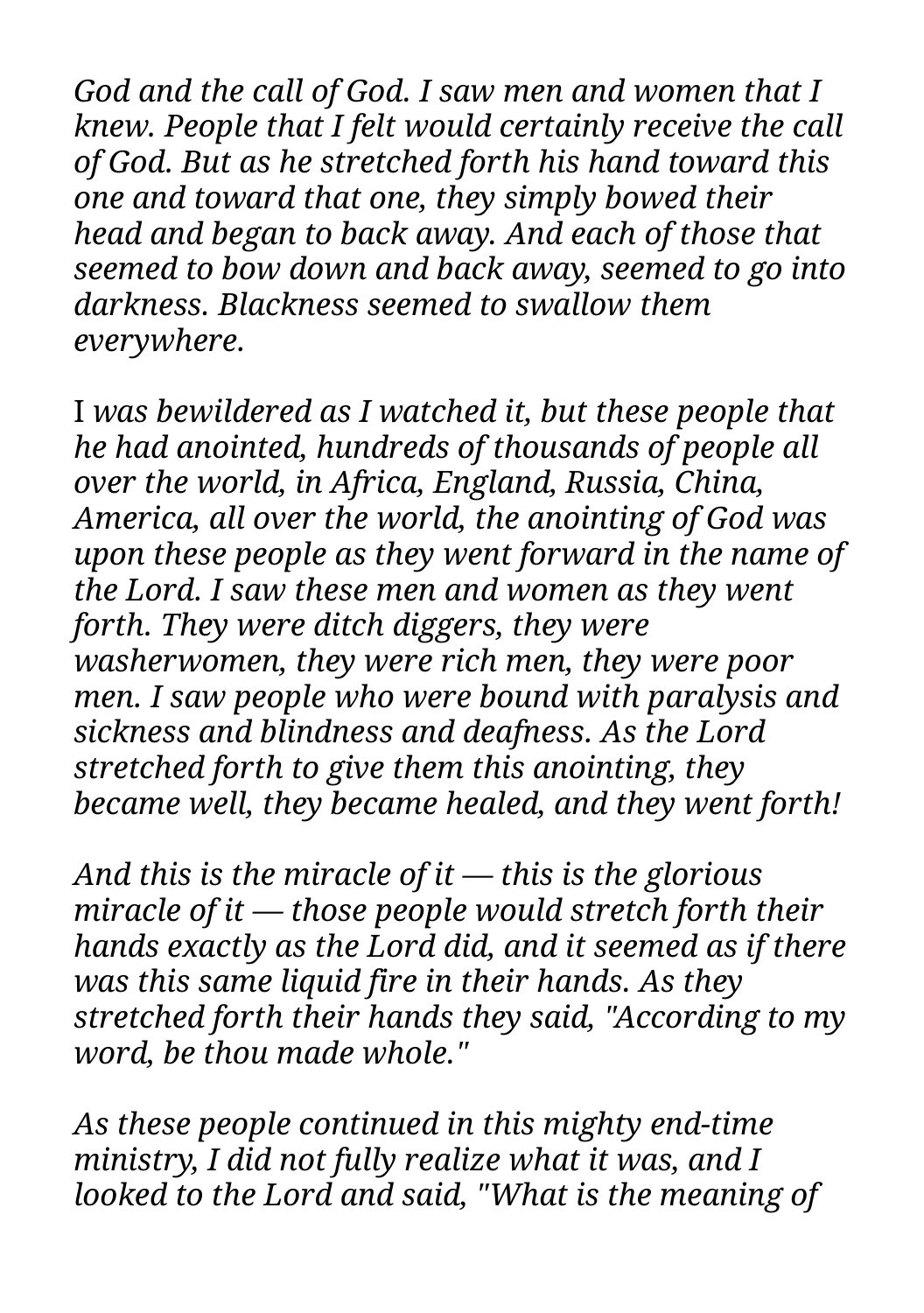*God and the call of God. I saw men and women that I knew. People that I felt would certainly receive the call of God. But as he stretched forth his hand toward this one and toward that one, they simply bowed their head and began to back away. And each of those that seemed to bow down and back away, seemed to go into darkness. Blackness seemed to swallow them everywhere.*

I *was bewildered as I watched it, but these people that he had anointed, hundreds of thousands of people all over the world, in Africa, England, Russia, China, America, all over the world, the anointing of God was upon these people as they went forward in the name of the Lord. I saw these men and women as they went forth. They were ditch diggers, they were washerwomen, they were rich men, they were poor men. I saw people who were bound with paralysis and sickness and blindness and deafness. As the Lord stretched forth to give them this anointing, they became well, they became healed, and they went forth!*

*And this is the miracle of it — this is the glorious miracle of it — those people would stretch forth their hands exactly as the Lord did, and it seemed as if there was this same liquid fire in their hands. As they stretched forth their hands they said, "According to my word, be thou made whole."*

*As these people continued in this mighty end-time ministry, I did not fully realize what it was, and I looked to the Lord and said, "What is the meaning of*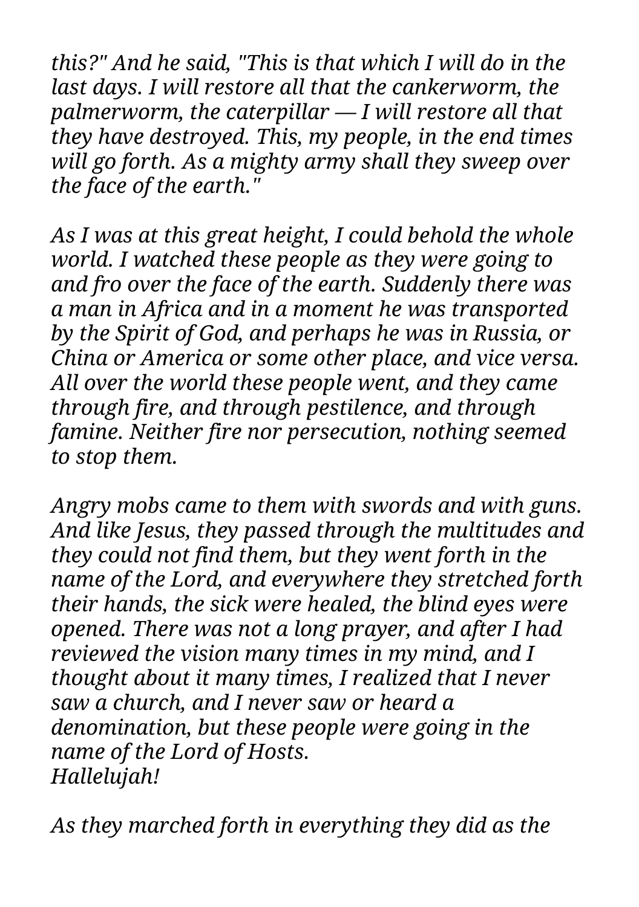*this?" And he said, "This is that which I will do in the last days. I will restore all that the cankerworm, the palmerworm, the caterpillar — I will restore all that they have destroyed. This, my people, in the end times will go forth. As a mighty army shall they sweep over the face of the earth."*

*As I was at this great height, I could behold the whole world. I watched these people as they were going to and fro over the face of the earth. Suddenly there was a man in Africa and in a moment he was transported by the Spirit of God, and perhaps he was in Russia, or China or America or some other place, and vice versa. All over the world these people went, and they came through fire, and through pestilence, and through famine. Neither fire nor persecution, nothing seemed to stop them.*

*Angry mobs came to them with swords and with guns. And like Jesus, they passed through the multitudes and they could not find them, but they went forth in the name of the Lord, and everywhere they stretched forth their hands, the sick were healed, the blind eyes were opened. There was not a long prayer, and after I had reviewed the vision many times in my mind, and I thought about it many times, I realized that I never saw a church, and I never saw or heard a denomination, but these people were going in the name of the Lord of Hosts.*
*Hallelujah!*

*As they marched forth in everything they did as the*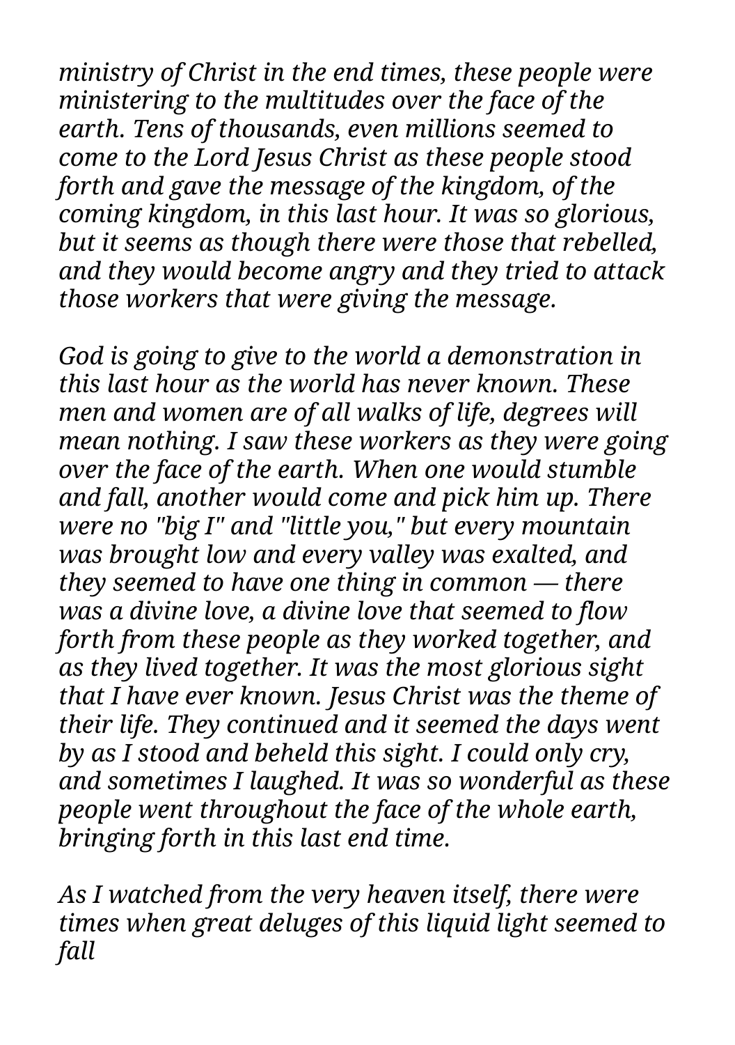*ministry of Christ in the end times, these people were ministering to the multitudes over the face of the earth. Tens of thousands, even millions seemed to come to the Lord Jesus Christ as these people stood forth and gave the message of the kingdom, of the coming kingdom, in this last hour. It was so glorious, but it seems as though there were those that rebelled, and they would become angry and they tried to attack those workers that were giving the message.*

*God is going to give to the world a demonstration in this last hour as the world has never known. These men and women are of all walks of life, degrees will mean nothing. I saw these workers as they were going over the face of the earth. When one would stumble and fall, another would come and pick him up. There were no "big I" and "little you," but every mountain was brought low and every valley was exalted, and they seemed to have one thing in common — there was a divine love, a divine love that seemed to flow forth from these people as they worked together, and as they lived together. It was the most glorious sight that I have ever known. Jesus Christ was the theme of their life. They continued and it seemed the days went by as I stood and beheld this sight. I could only cry, and sometimes I laughed. It was so wonderful as these people went throughout the face of the whole earth, bringing forth in this last end time.*

*As I watched from the very heaven itself, there were times when great deluges of this liquid light seemed to fall*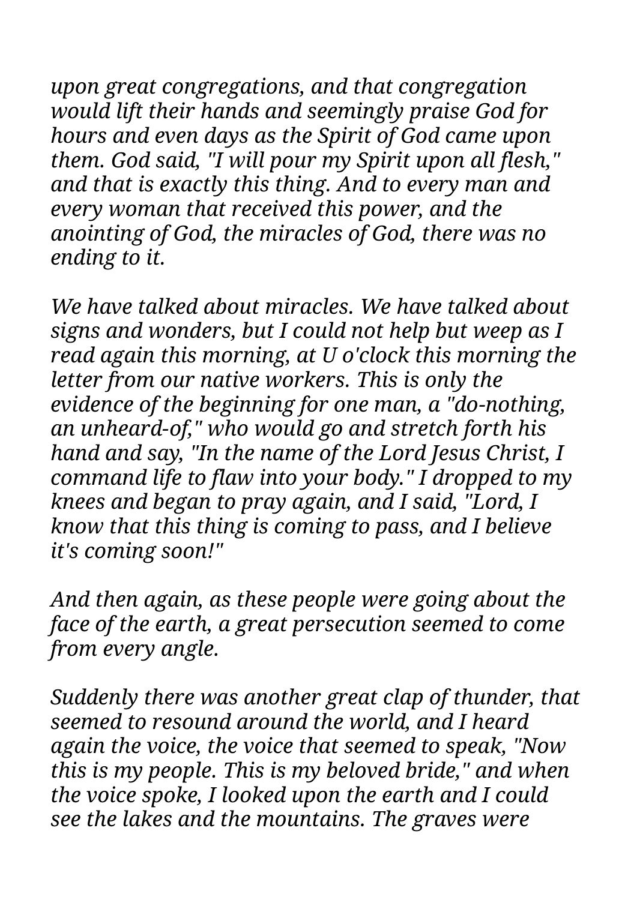*upon great congregations, and that congregation would lift their hands and seemingly praise God for hours and even days as the Spirit of God came upon them. God said, "I will pour my Spirit upon all flesh," and that is exactly this thing. And to every man and every woman that received this power, and the anointing of God, the miracles of God, there was no ending to it.*

*We have talked about miracles. We have talked about signs and wonders, but I could not help but weep as I read again this morning, at U o'clock this morning the letter from our native workers. This is only the evidence of the beginning for one man, a "do-nothing, an unheard-of," who would go and stretch forth his hand and say, "In the name of the Lord Jesus Christ, I command life to flaw into your body." I dropped to my knees and began to pray again, and I said, "Lord, I know that this thing is coming to pass, and I believe it's coming soon!"*

*And then again, as these people were going about the face of the earth, a great persecution seemed to come from every angle.*

*Suddenly there was another great clap of thunder, that seemed to resound around the world, and I heard again the voice, the voice that seemed to speak, "Now this is my people. This is my beloved bride," and when the voice spoke, I looked upon the earth and I could see the lakes and the mountains. The graves were*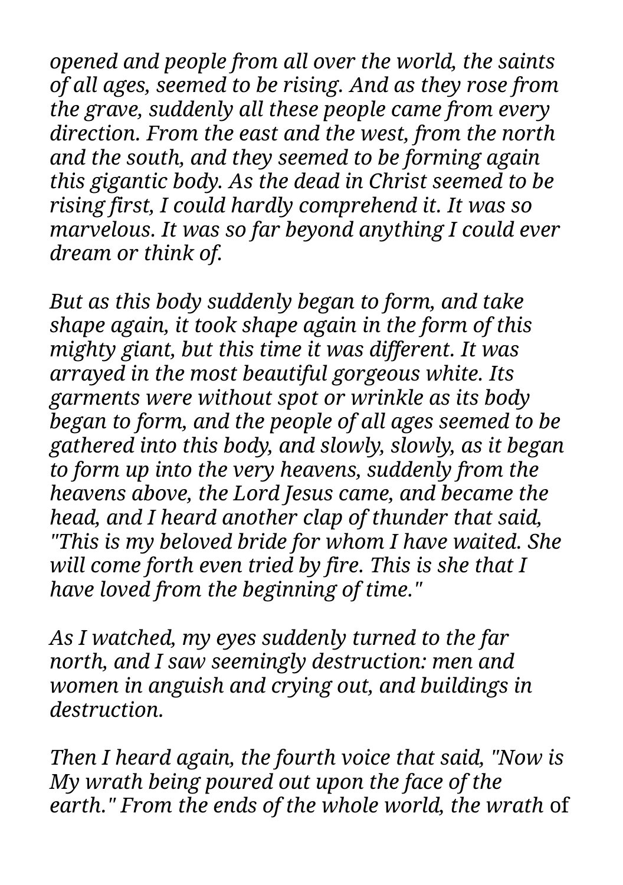*opened and people from all over the world, the saints of all ages, seemed to be rising. And as they rose from the grave, suddenly all these people came from every direction. From the east and the west, from the north and the south, and they seemed to be forming again this gigantic body. As the dead in Christ seemed to be rising first, I could hardly comprehend it. It was so marvelous. It was so far beyond anything I could ever dream or think of.*

*But as this body suddenly began to form, and take shape again, it took shape again in the form of this mighty giant, but this time it was different. It was arrayed in the most beautiful gorgeous white. Its garments were without spot or wrinkle as its body began to form, and the people of all ages seemed to be gathered into this body, and slowly, slowly, as it began to form up into the very heavens, suddenly from the heavens above, the Lord Jesus came, and became the head, and I heard another clap of thunder that said, "This is my beloved bride for whom I have waited. She will come forth even tried by fire. This is she that I have loved from the beginning of time."*

*As I watched, my eyes suddenly turned to the far north, and I saw seemingly destruction: men and women in anguish and crying out, and buildings in destruction.*

*Then I heard again, the fourth voice that said, "Now is My wrath being poured out upon the face of the earth." From the ends of the whole world, the wrath* of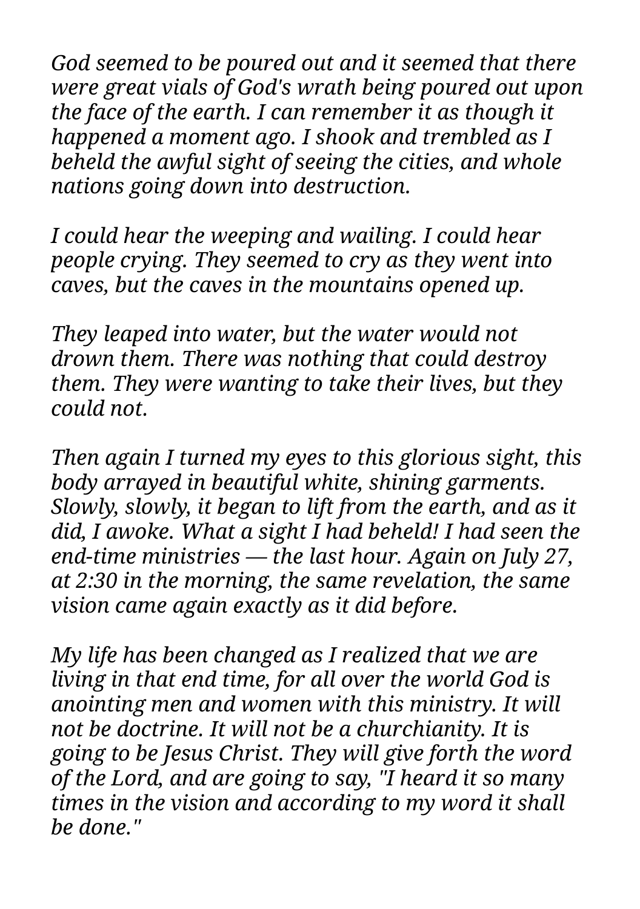*God seemed to be poured out and it seemed that there were great vials of God's wrath being poured out upon the face of the earth. I can remember it as though it happened a moment ago. I shook and trembled as I beheld the awful sight of seeing the cities, and whole nations going down into destruction.*

*I could hear the weeping and wailing. I could hear people crying. They seemed to cry as they went into caves, but the caves in the mountains opened up.*

*They leaped into water, but the water would not drown them. There was nothing that could destroy them. They were wanting to take their lives, but they could not.*

*Then again I turned my eyes to this glorious sight, this body arrayed in beautiful white, shining garments. Slowly, slowly, it began to lift from the earth, and as it did, I awoke. What a sight I had beheld! I had seen the end-time ministries — the last hour. Again on July 27, at 2:30 in the morning, the same revelation, the same vision came again exactly as it did before.*

*My life has been changed as I realized that we are living in that end time, for all over the world God is anointing men and women with this ministry. It will not be doctrine. It will not be a churchianity. It is going to be Jesus Christ. They will give forth the word of the Lord, and are going to say, "I heard it so many times in the vision and according to my word it shall be done."*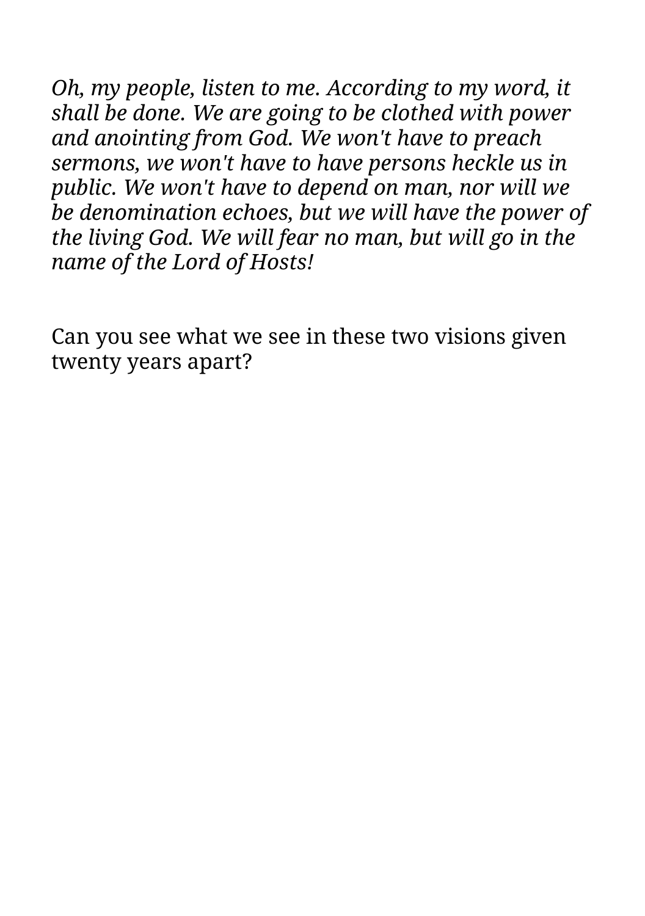*Oh, my people, listen to me. According to my word, it shall be done. We are going to be clothed with power and anointing from God. We won't have to preach sermons, we won't have to have persons heckle us in public. We won't have to depend on man, nor will we be denomination echoes, but we will have the power of the living God. We will fear no man, but will go in the name of the Lord of Hosts!*

Can you see what we see in these two visions given twenty years apart?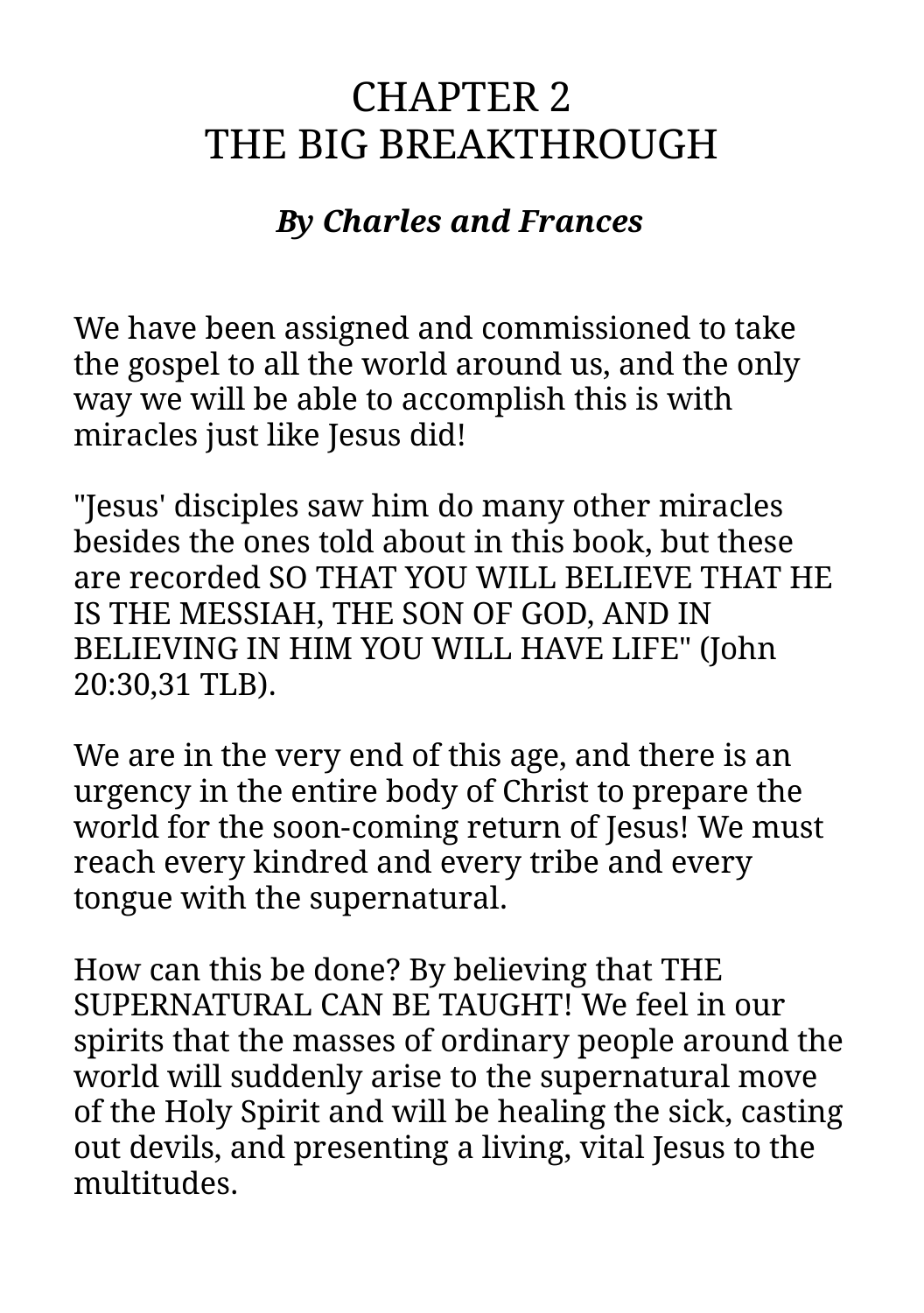# CHAPTER 2
# THE BIG BREAKTHROUGH

***By Charles and Frances***

We have been assigned and commissioned to take the gospel to all the world around us, and the only way we will be able to accomplish this is with miracles just like Jesus did!

"Jesus' disciples saw him do many other miracles besides the ones told about in this book, but these are recorded SO THAT YOU WILL BELIEVE THAT HE IS THE MESSIAH, THE SON OF GOD, AND IN BELIEVING IN HIM YOU WILL HAVE LIFE" (John 20:30,31 TLB).

We are in the very end of this age, and there is an urgency in the entire body of Christ to prepare the world for the soon-coming return of Jesus! We must reach every kindred and every tribe and every tongue with the supernatural.

How can this be done? By believing that THE SUPERNATURAL CAN BE TAUGHT! We feel in our spirits that the masses of ordinary people around the world will suddenly arise to the supernatural move of the Holy Spirit and will be healing the sick, casting out devils, and presenting a living, vital Jesus to the multitudes.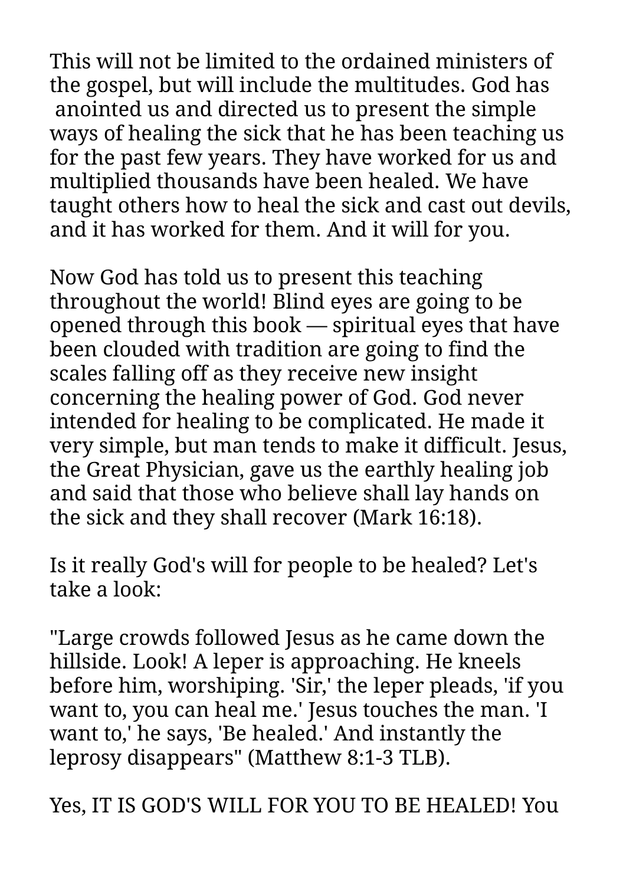This will not be limited to the ordained ministers of the gospel, but will include the multitudes. God has anointed us and directed us to present the simple ways of healing the sick that he has been teaching us for the past few years. They have worked for us and multiplied thousands have been healed. We have taught others how to heal the sick and cast out devils, and it has worked for them. And it will for you.

Now God has told us to present this teaching throughout the world! Blind eyes are going to be opened through this book — spiritual eyes that have been clouded with tradition are going to find the scales falling off as they receive new insight concerning the healing power of God. God never intended for healing to be complicated. He made it very simple, but man tends to make it difficult. Jesus, the Great Physician, gave us the earthly healing job and said that those who believe shall lay hands on the sick and they shall recover (Mark 16:18).

Is it really God's will for people to be healed? Let's take a look:

"Large crowds followed Jesus as he came down the hillside. Look! A leper is approaching. He kneels before him, worshiping. 'Sir,' the leper pleads, 'if you want to, you can heal me.' Jesus touches the man. 'I want to,' he says, 'Be healed.' And instantly the leprosy disappears" (Matthew 8:1-3 TLB).

Yes, IT IS GOD'S WILL FOR YOU TO BE HEALED! You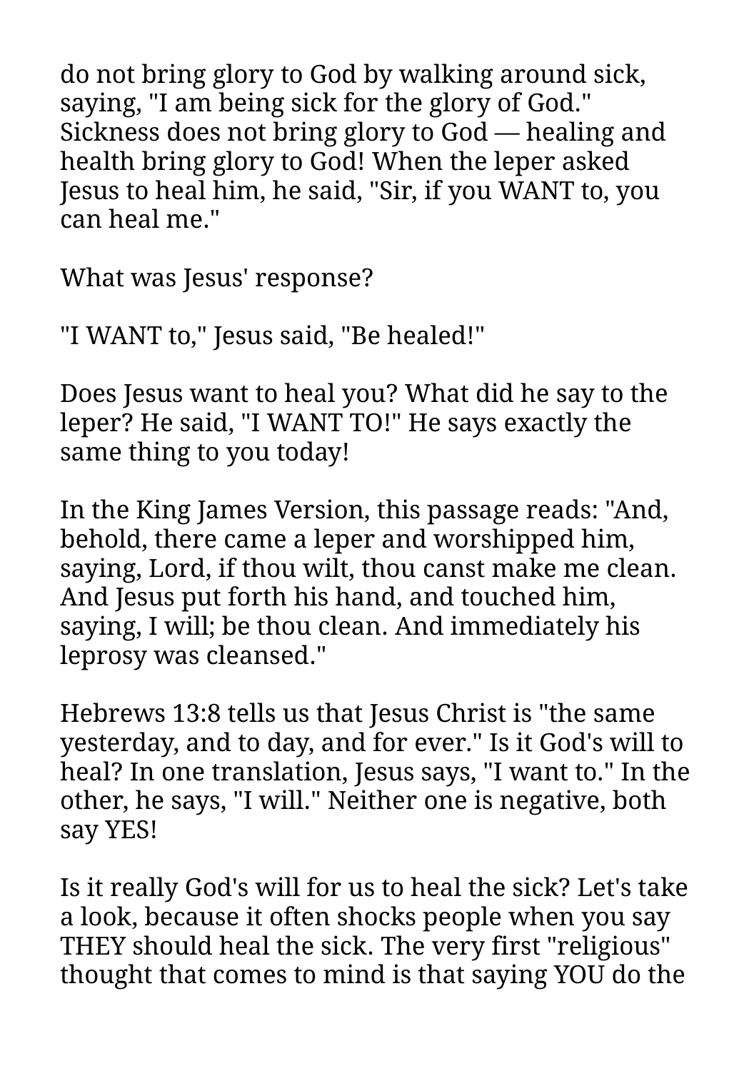do not bring glory to God by walking around sick, saying, "I am being sick for the glory of God." Sickness does not bring glory to God — healing and health bring glory to God! When the leper asked Jesus to heal him, he said, "Sir, if you WANT to, you can heal me."

What was Jesus' response?

"I WANT to," Jesus said, "Be healed!"

Does Jesus want to heal you? What did he say to the leper? He said, "I WANT TO!" He says exactly the same thing to you today!

In the King James Version, this passage reads: "And, behold, there came a leper and worshipped him, saying, Lord, if thou wilt, thou canst make me clean. And Jesus put forth his hand, and touched him, saying, I will; be thou clean. And immediately his leprosy was cleansed."

Hebrews 13:8 tells us that Jesus Christ is "the same yesterday, and to day, and for ever." Is it God's will to heal? In one translation, Jesus says, "I want to." In the other, he says, "I will." Neither one is negative, both say YES!

Is it really God's will for us to heal the sick? Let's take a look, because it often shocks people when you say THEY should heal the sick. The very first "religious" thought that comes to mind is that saying YOU do the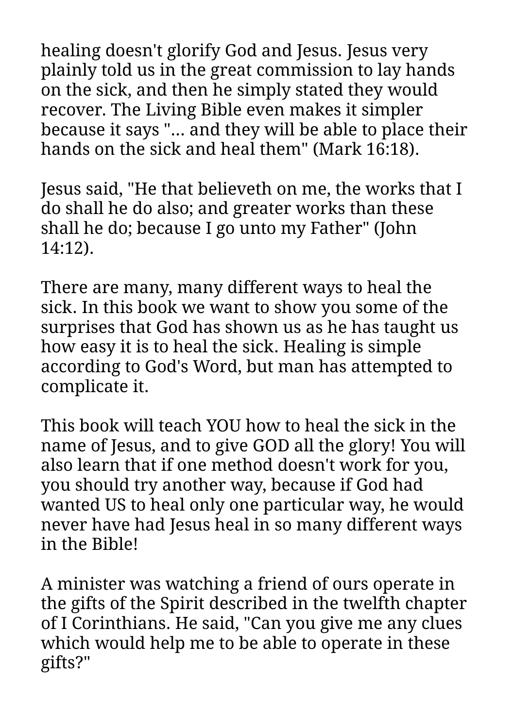healing doesn't glorify God and Jesus. Jesus very plainly told us in the great commission to lay hands on the sick, and then he simply stated they would recover. The Living Bible even makes it simpler because it says "... and they will be able to place their hands on the sick and heal them" (Mark 16:18).

Jesus said, "He that believeth on me, the works that I do shall he do also; and greater works than these shall he do; because I go unto my Father" (John 14:12).

There are many, many different ways to heal the sick. In this book we want to show you some of the surprises that God has shown us as he has taught us how easy it is to heal the sick. Healing is simple according to God's Word, but man has attempted to complicate it.

This book will teach YOU how to heal the sick in the name of Jesus, and to give GOD all the glory! You will also learn that if one method doesn't work for you, you should try another way, because if God had wanted US to heal only one particular way, he would never have had Jesus heal in so many different ways in the Bible!

A minister was watching a friend of ours operate in the gifts of the Spirit described in the twelfth chapter of I Corinthians. He said, "Can you give me any clues which would help me to be able to operate in these gifts?"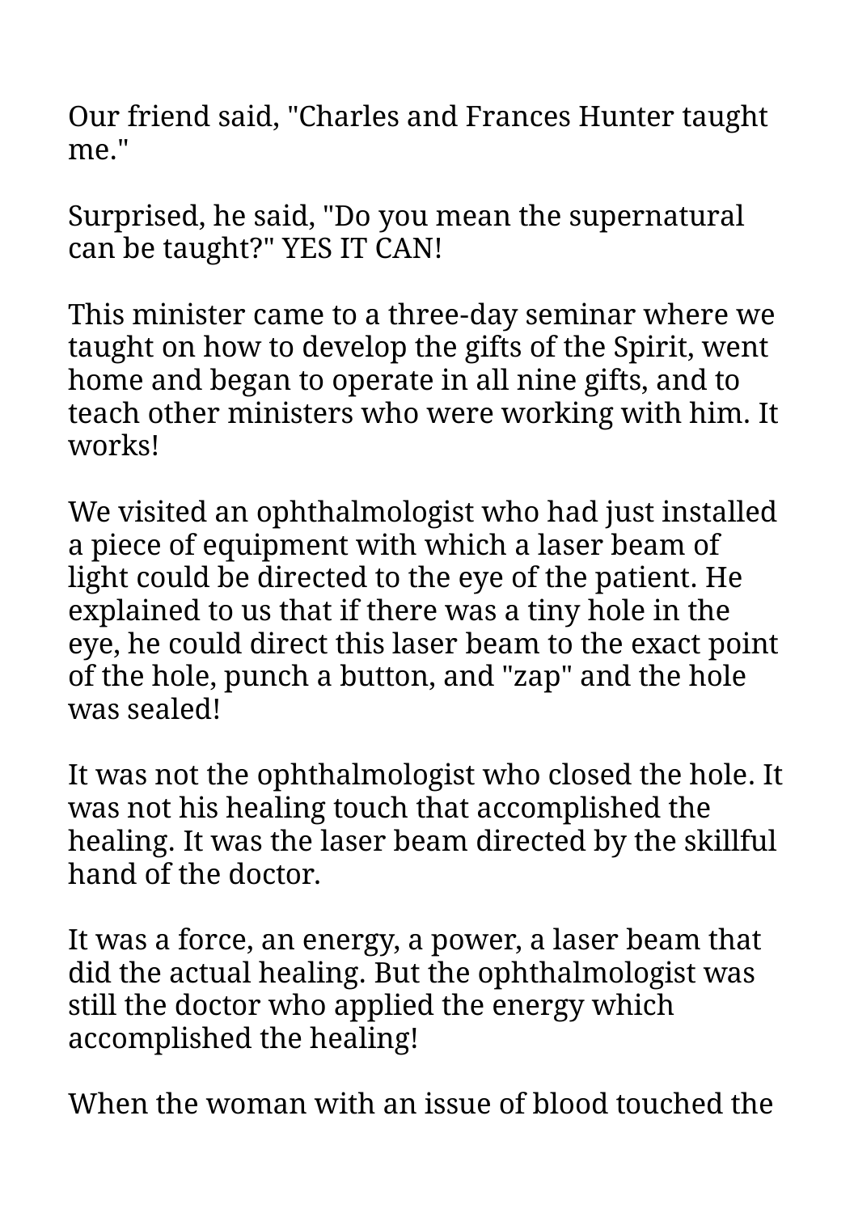Our friend said, "Charles and Frances Hunter taught me."

Surprised, he said, "Do you mean the supernatural can be taught?" YES IT CAN!

This minister came to a three-day seminar where we taught on how to develop the gifts of the Spirit, went home and began to operate in all nine gifts, and to teach other ministers who were working with him. It works!

We visited an ophthalmologist who had just installed a piece of equipment with which a laser beam of light could be directed to the eye of the patient. He explained to us that if there was a tiny hole in the eye, he could direct this laser beam to the exact point of the hole, punch a button, and "zap" and the hole was sealed!

It was not the ophthalmologist who closed the hole. It was not his healing touch that accomplished the healing. It was the laser beam directed by the skillful hand of the doctor.

It was a force, an energy, a power, a laser beam that did the actual healing. But the ophthalmologist was still the doctor who applied the energy which accomplished the healing!

When the woman with an issue of blood touched the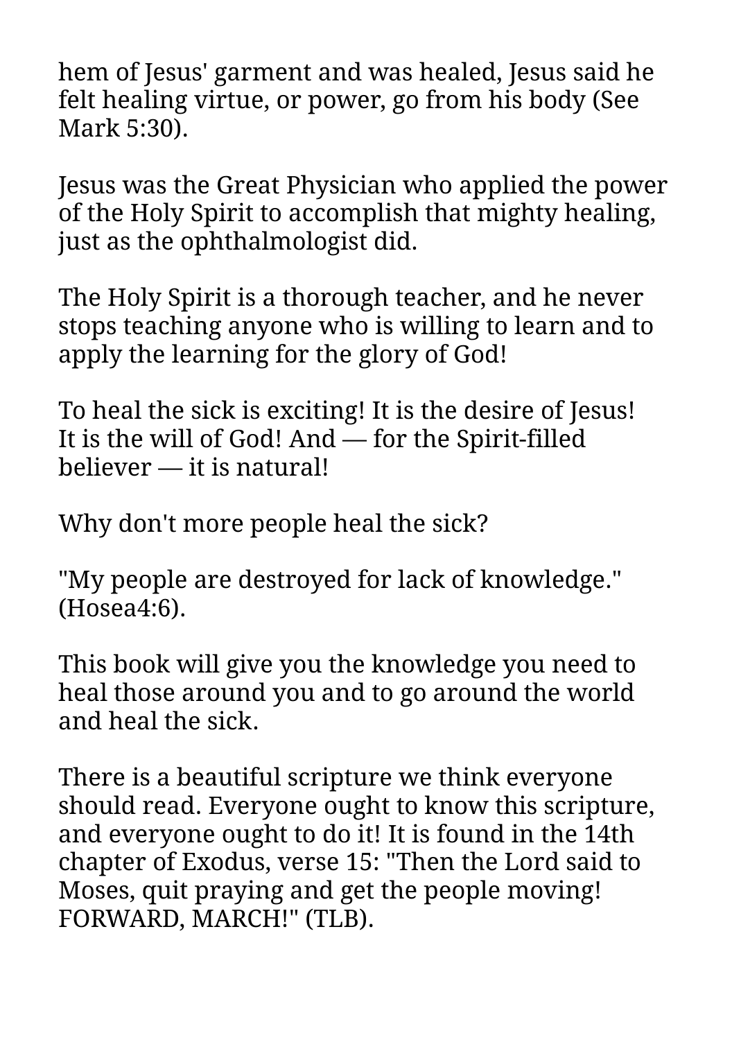hem of Jesus' garment and was healed, Jesus said he felt healing virtue, or power, go from his body (See Mark 5:30).

Jesus was the Great Physician who applied the power of the Holy Spirit to accomplish that mighty healing, just as the ophthalmologist did.

The Holy Spirit is a thorough teacher, and he never stops teaching anyone who is willing to learn and to apply the learning for the glory of God!

To heal the sick is exciting! It is the desire of Jesus! It is the will of God! And — for the Spirit-filled believer — it is natural!

Why don't more people heal the sick?

"My people are destroyed for lack of knowledge." (Hosea4:6).

This book will give you the knowledge you need to heal those around you and to go around the world and heal the sick.

There is a beautiful scripture we think everyone should read. Everyone ought to know this scripture, and everyone ought to do it! It is found in the 14th chapter of Exodus, verse 15: "Then the Lord said to Moses, quit praying and get the people moving! FORWARD, MARCH!" (TLB).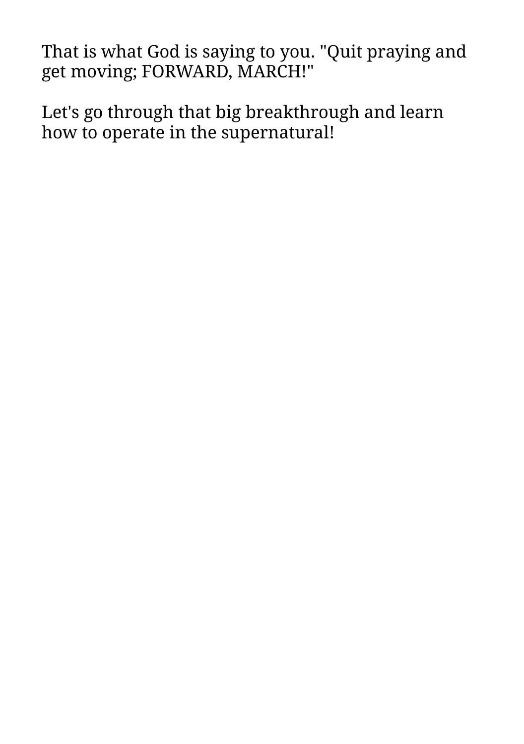That is what God is saying to you. "Quit praying and get moving; FORWARD, MARCH!"

Let's go through that big breakthrough and learn how to operate in the supernatural!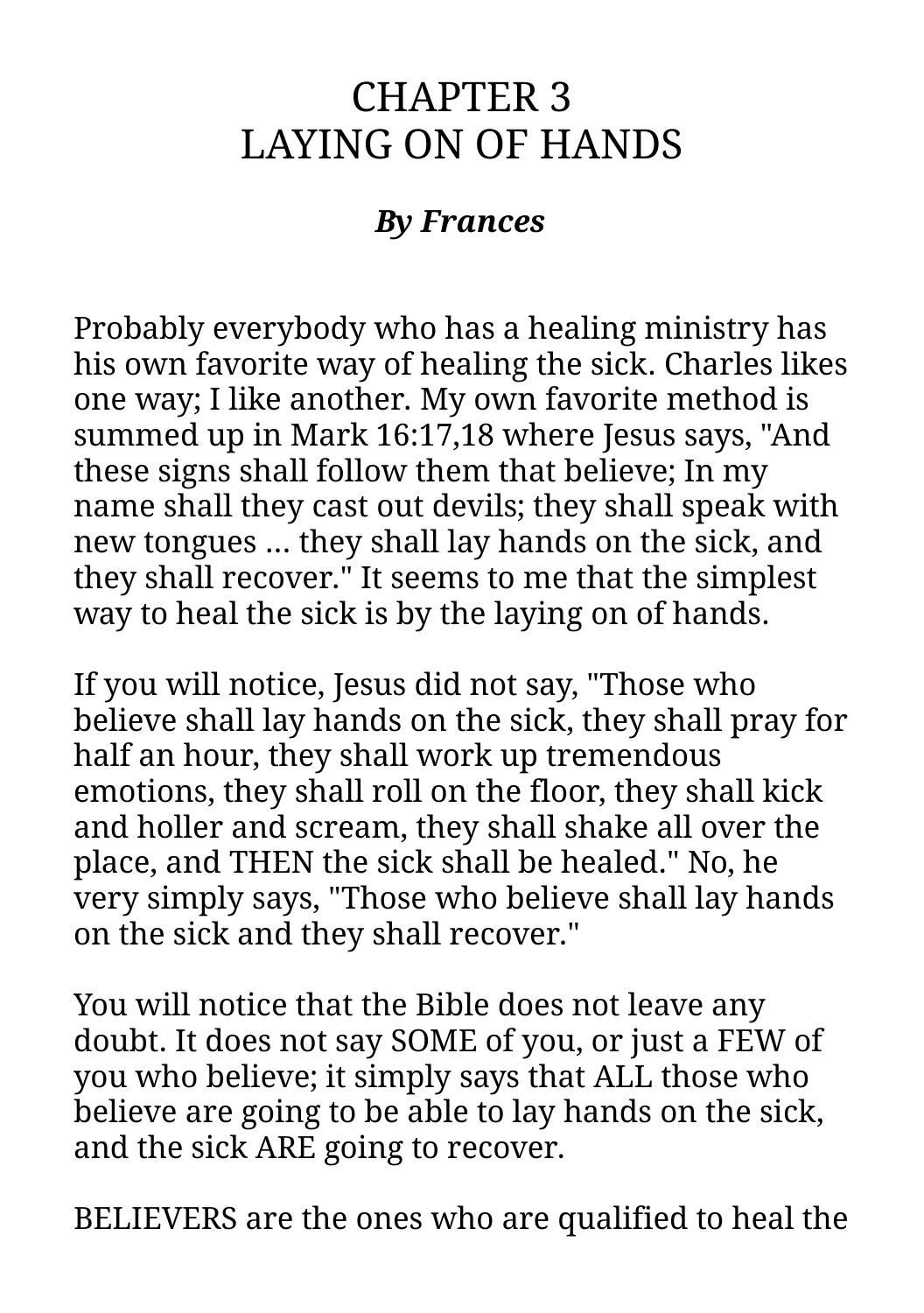# CHAPTER 3
# LAYING ON OF HANDS

***By Frances***

Probably everybody who has a healing ministry has his own favorite way of healing the sick. Charles likes one way; I like another. My own favorite method is summed up in Mark 16:17,18 where Jesus says, "And these signs shall follow them that believe; In my name shall they cast out devils; they shall speak with new tongues ... they shall lay hands on the sick, and they shall recover." It seems to me that the simplest way to heal the sick is by the laying on of hands.

If you will notice, Jesus did not say, "Those who believe shall lay hands on the sick, they shall pray for half an hour, they shall work up tremendous emotions, they shall roll on the floor, they shall kick and holler and scream, they shall shake all over the place, and THEN the sick shall be healed." No, he very simply says, "Those who believe shall lay hands on the sick and they shall recover."

You will notice that the Bible does not leave any doubt. It does not say SOME of you, or just a FEW of you who believe; it simply says that ALL those who believe are going to be able to lay hands on the sick, and the sick ARE going to recover.

BELIEVERS are the ones who are qualified to heal the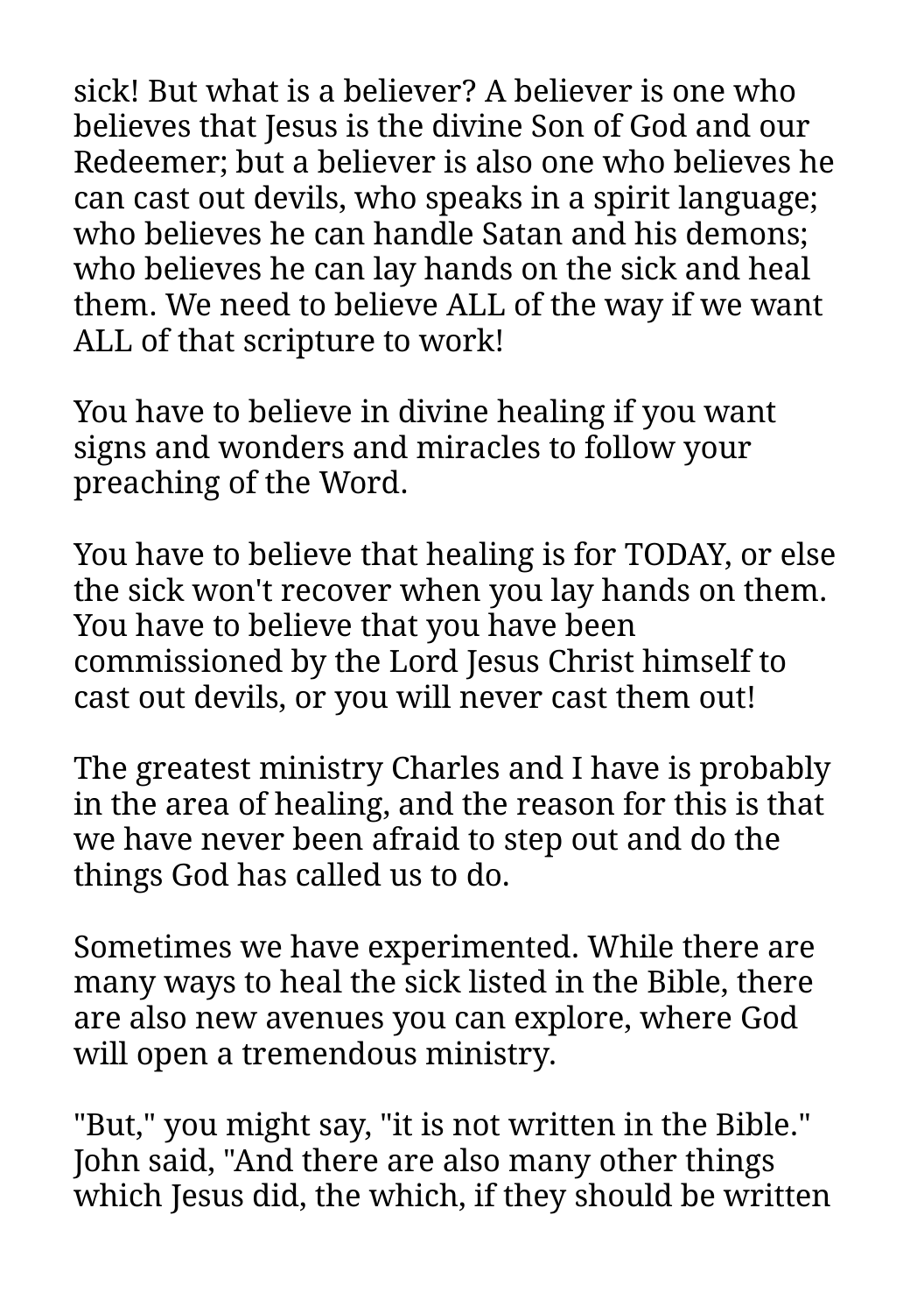sick! But what is a believer? A believer is one who believes that Jesus is the divine Son of God and our Redeemer; but a believer is also one who believes he can cast out devils, who speaks in a spirit language; who believes he can handle Satan and his demons; who believes he can lay hands on the sick and heal them. We need to believe ALL of the way if we want ALL of that scripture to work!

You have to believe in divine healing if you want signs and wonders and miracles to follow your preaching of the Word.

You have to believe that healing is for TODAY, or else the sick won't recover when you lay hands on them. You have to believe that you have been commissioned by the Lord Jesus Christ himself to cast out devils, or you will never cast them out!

The greatest ministry Charles and I have is probably in the area of healing, and the reason for this is that we have never been afraid to step out and do the things God has called us to do.

Sometimes we have experimented. While there are many ways to heal the sick listed in the Bible, there are also new avenues you can explore, where God will open a tremendous ministry.

"But," you might say, "it is not written in the Bible." John said, "And there are also many other things which Jesus did, the which, if they should be written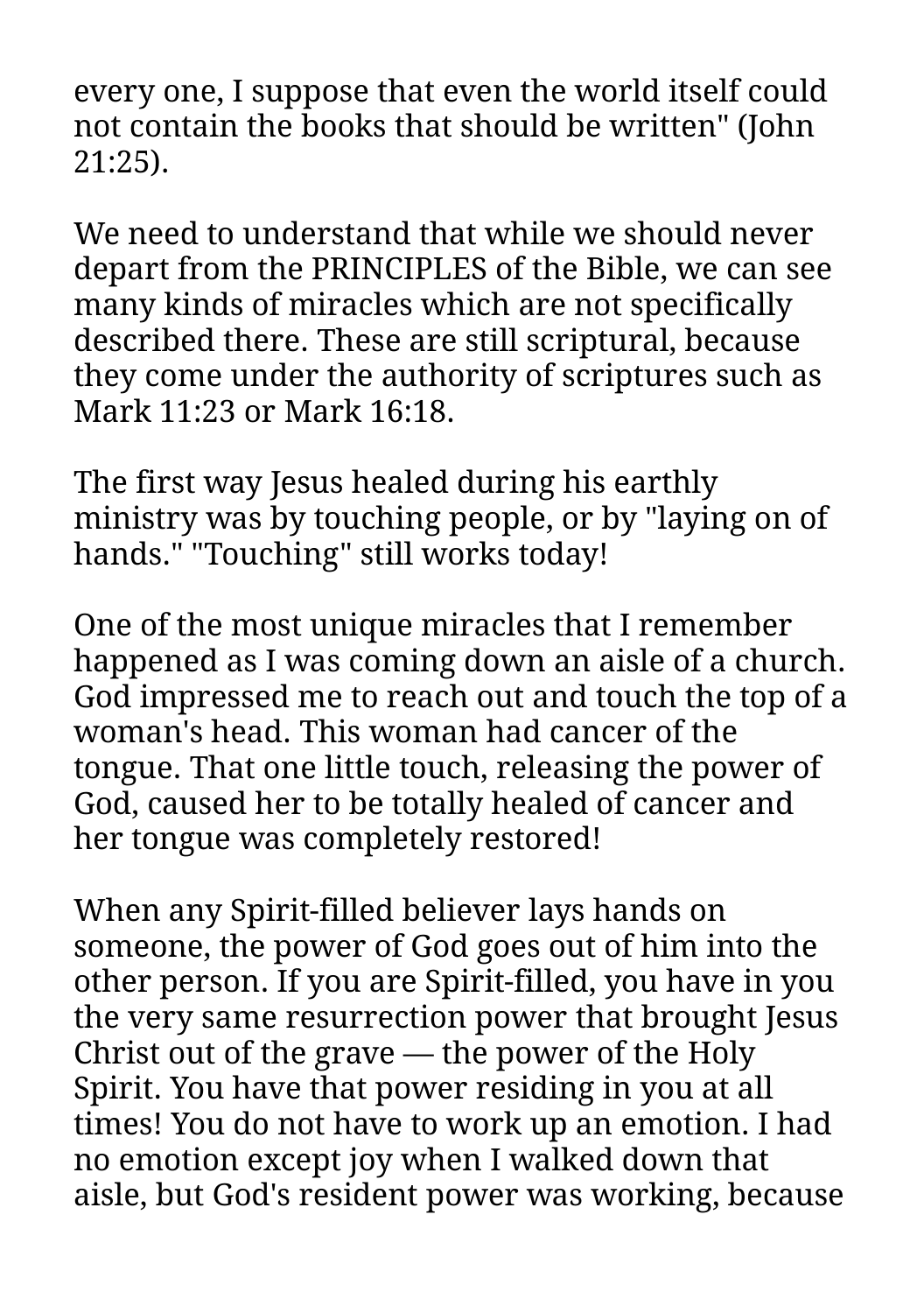every one, I suppose that even the world itself could not contain the books that should be written" (John 21:25).

We need to understand that while we should never depart from the PRINCIPLES of the Bible, we can see many kinds of miracles which are not specifically described there. These are still scriptural, because they come under the authority of scriptures such as Mark 11:23 or Mark 16:18.

The first way Jesus healed during his earthly ministry was by touching people, or by "laying on of hands." "Touching" still works today!

One of the most unique miracles that I remember happened as I was coming down an aisle of a church. God impressed me to reach out and touch the top of a woman's head. This woman had cancer of the tongue. That one little touch, releasing the power of God, caused her to be totally healed of cancer and her tongue was completely restored!

When any Spirit-filled believer lays hands on someone, the power of God goes out of him into the other person. If you are Spirit-filled, you have in you the very same resurrection power that brought Jesus Christ out of the grave — the power of the Holy Spirit. You have that power residing in you at all times! You do not have to work up an emotion. I had no emotion except joy when I walked down that aisle, but God's resident power was working, because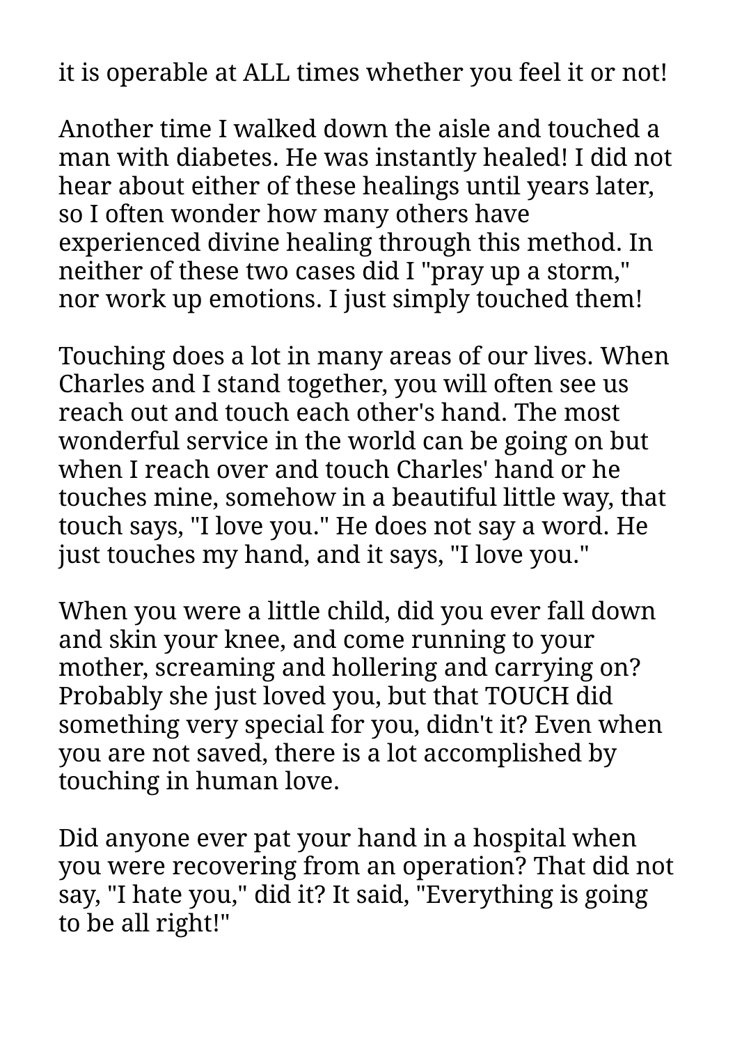it is operable at ALL times whether you feel it or not!

Another time I walked down the aisle and touched a man with diabetes. He was instantly healed! I did not hear about either of these healings until years later, so I often wonder how many others have experienced divine healing through this method. In neither of these two cases did I "pray up a storm," nor work up emotions. I just simply touched them!

Touching does a lot in many areas of our lives. When Charles and I stand together, you will often see us reach out and touch each other's hand. The most wonderful service in the world can be going on but when I reach over and touch Charles' hand or he touches mine, somehow in a beautiful little way, that touch says, "I love you." He does not say a word. He just touches my hand, and it says, "I love you."

When you were a little child, did you ever fall down and skin your knee, and come running to your mother, screaming and hollering and carrying on? Probably she just loved you, but that TOUCH did something very special for you, didn't it? Even when you are not saved, there is a lot accomplished by touching in human love.

Did anyone ever pat your hand in a hospital when you were recovering from an operation? That did not say, "I hate you," did it? It said, "Everything is going to be all right!"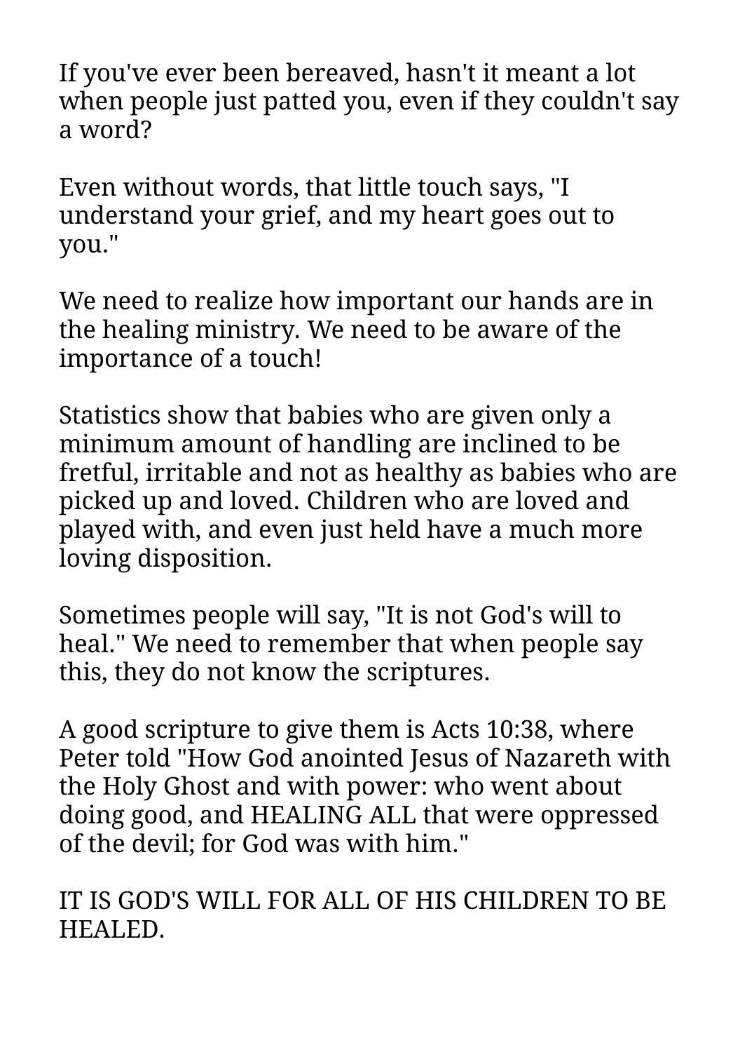If you've ever been bereaved, hasn't it meant a lot when people just patted you, even if they couldn't say a word?

Even without words, that little touch says, "I understand your grief, and my heart goes out to you."

We need to realize how important our hands are in the healing ministry. We need to be aware of the importance of a touch!

Statistics show that babies who are given only a minimum amount of handling are inclined to be fretful, irritable and not as healthy as babies who are picked up and loved. Children who are loved and played with, and even just held have a much more loving disposition.

Sometimes people will say, "It is not God's will to heal." We need to remember that when people say this, they do not know the scriptures.

A good scripture to give them is Acts 10:38, where Peter told "How God anointed Jesus of Nazareth with the Holy Ghost and with power: who went about doing good, and HEALING ALL that were oppressed of the devil; for God was with him."

IT IS GOD'S WILL FOR ALL OF HIS CHILDREN TO BE HEALED.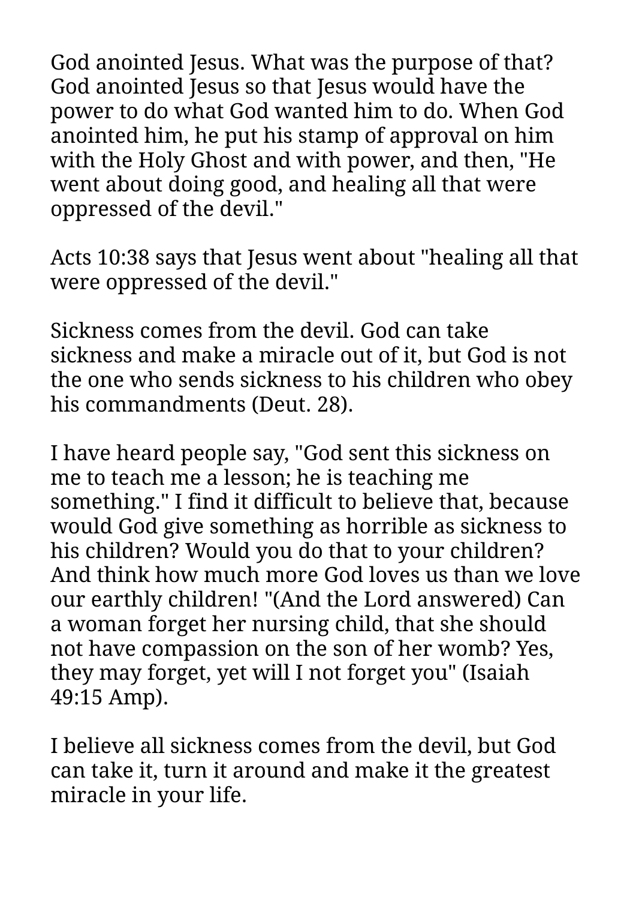God anointed Jesus. What was the purpose of that? God anointed Jesus so that Jesus would have the power to do what God wanted him to do. When God anointed him, he put his stamp of approval on him with the Holy Ghost and with power, and then, "He went about doing good, and healing all that were oppressed of the devil."

Acts 10:38 says that Jesus went about "healing all that were oppressed of the devil."

Sickness comes from the devil. God can take sickness and make a miracle out of it, but God is not the one who sends sickness to his children who obey his commandments (Deut. 28).

I have heard people say, "God sent this sickness on me to teach me a lesson; he is teaching me something." I find it difficult to believe that, because would God give something as horrible as sickness to his children? Would you do that to your children? And think how much more God loves us than we love our earthly children! "(And the Lord answered) Can a woman forget her nursing child, that she should not have compassion on the son of her womb? Yes, they may forget, yet will I not forget you" (Isaiah 49:15 Amp).

I believe all sickness comes from the devil, but God can take it, turn it around and make it the greatest miracle in your life.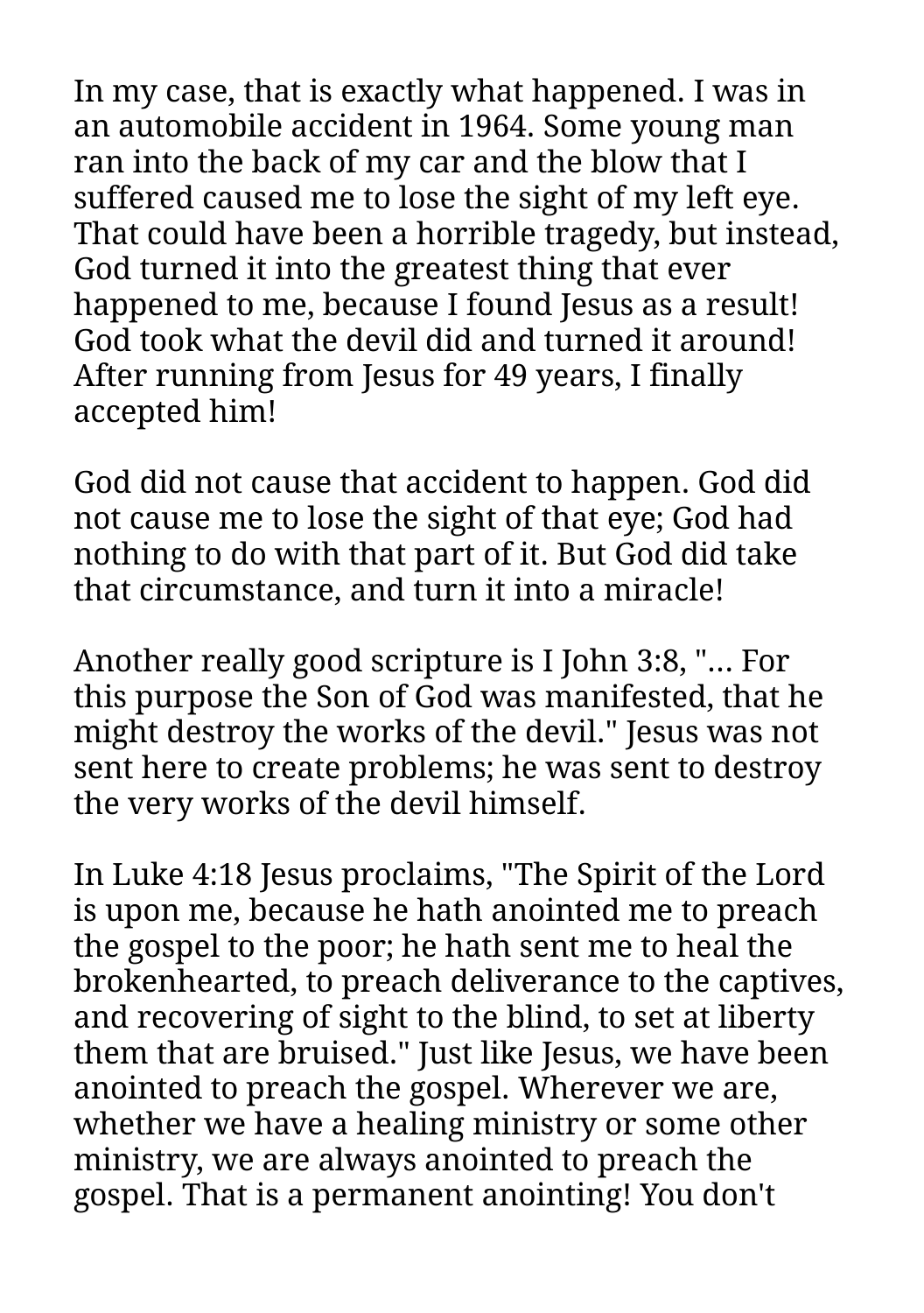In my case, that is exactly what happened. I was in an automobile accident in 1964. Some young man ran into the back of my car and the blow that I suffered caused me to lose the sight of my left eye. That could have been a horrible tragedy, but instead, God turned it into the greatest thing that ever happened to me, because I found Jesus as a result! God took what the devil did and turned it around! After running from Jesus for 49 years, I finally accepted him!

God did not cause that accident to happen. God did not cause me to lose the sight of that eye; God had nothing to do with that part of it. But God did take that circumstance, and turn it into a miracle!

Another really good scripture is I John 3:8, "... For this purpose the Son of God was manifested, that he might destroy the works of the devil." Jesus was not sent here to create problems; he was sent to destroy the very works of the devil himself.

In Luke 4:18 Jesus proclaims, "The Spirit of the Lord is upon me, because he hath anointed me to preach the gospel to the poor; he hath sent me to heal the brokenhearted, to preach deliverance to the captives, and recovering of sight to the blind, to set at liberty them that are bruised." Just like Jesus, we have been anointed to preach the gospel. Wherever we are, whether we have a healing ministry or some other ministry, we are always anointed to preach the gospel. That is a permanent anointing! You don't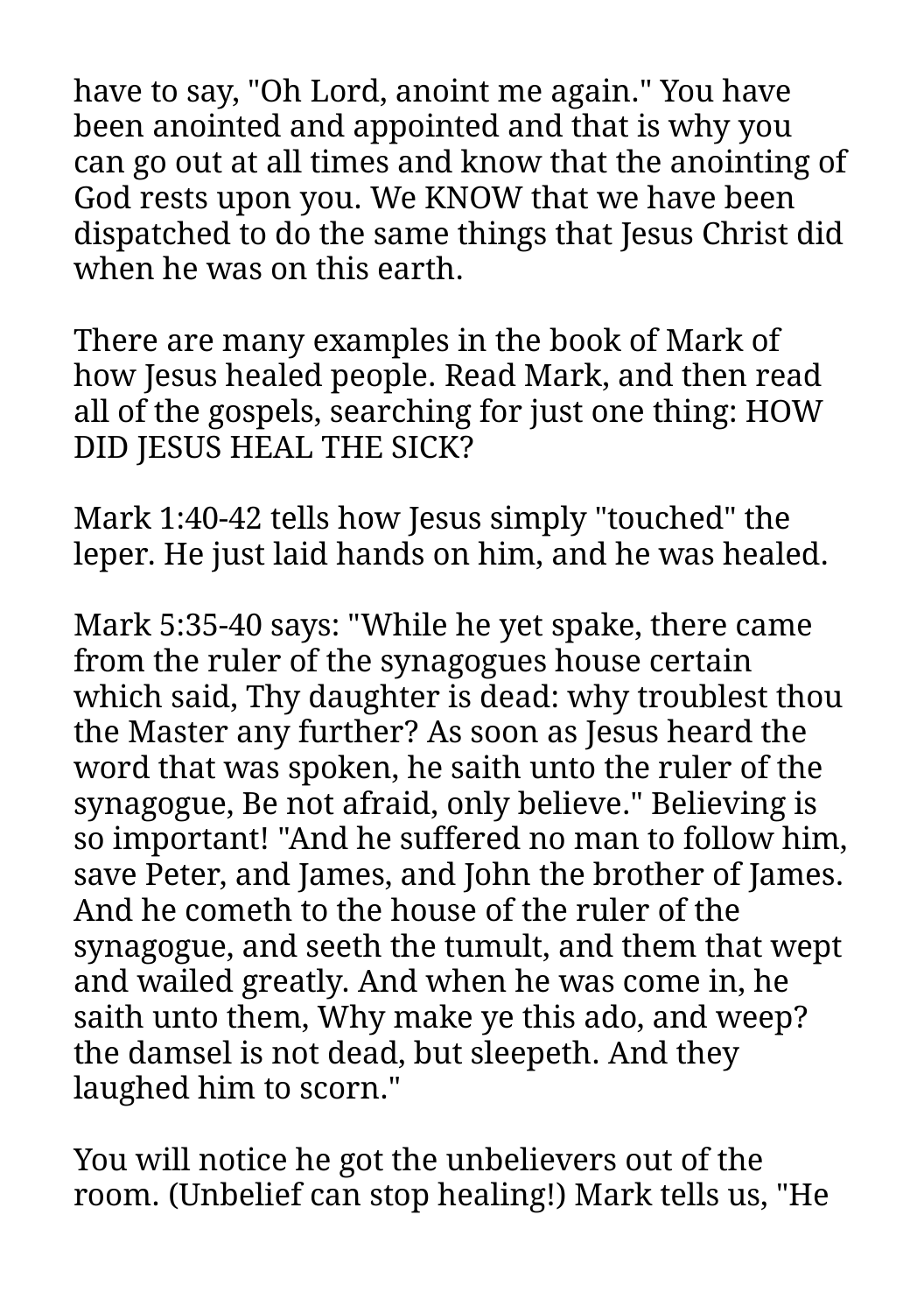have to say, "Oh Lord, anoint me again." You have been anointed and appointed and that is why you can go out at all times and know that the anointing of God rests upon you. We KNOW that we have been dispatched to do the same things that Jesus Christ did when he was on this earth.

There are many examples in the book of Mark of how Jesus healed people. Read Mark, and then read all of the gospels, searching for just one thing: HOW DID JESUS HEAL THE SICK?

Mark 1:40-42 tells how Jesus simply "touched" the leper. He just laid hands on him, and he was healed.

Mark 5:35-40 says: "While he yet spake, there came from the ruler of the synagogues house certain which said, Thy daughter is dead: why troublest thou the Master any further? As soon as Jesus heard the word that was spoken, he saith unto the ruler of the synagogue, Be not afraid, only believe." Believing is so important! "And he suffered no man to follow him, save Peter, and James, and John the brother of James. And he cometh to the house of the ruler of the synagogue, and seeth the tumult, and them that wept and wailed greatly. And when he was come in, he saith unto them, Why make ye this ado, and weep? the damsel is not dead, but sleepeth. And they laughed him to scorn."

You will notice he got the unbelievers out of the room. (Unbelief can stop healing!) Mark tells us, "He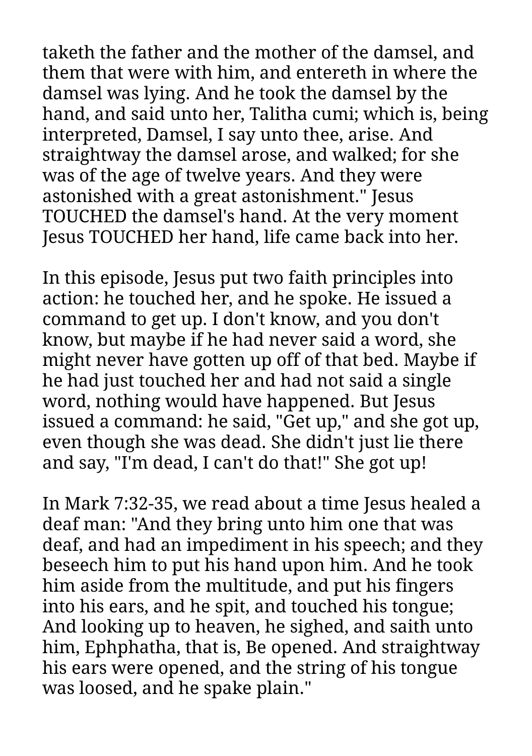taketh the father and the mother of the damsel, and them that were with him, and entereth in where the damsel was lying. And he took the damsel by the hand, and said unto her, Talitha cumi; which is, being interpreted, Damsel, I say unto thee, arise. And straightway the damsel arose, and walked; for she was of the age of twelve years. And they were astonished with a great astonishment." Jesus TOUCHED the damsel's hand. At the very moment Jesus TOUCHED her hand, life came back into her.

In this episode, Jesus put two faith principles into action: he touched her, and he spoke. He issued a command to get up. I don't know, and you don't know, but maybe if he had never said a word, she might never have gotten up off of that bed. Maybe if he had just touched her and had not said a single word, nothing would have happened. But Jesus issued a command: he said, "Get up," and she got up, even though she was dead. She didn't just lie there and say, "I'm dead, I can't do that!" She got up!

In Mark 7:32-35, we read about a time Jesus healed a deaf man: "And they bring unto him one that was deaf, and had an impediment in his speech; and they beseech him to put his hand upon him. And he took him aside from the multitude, and put his fingers into his ears, and he spit, and touched his tongue; And looking up to heaven, he sighed, and saith unto him, Ephphatha, that is, Be opened. And straightway his ears were opened, and the string of his tongue was loosed, and he spake plain."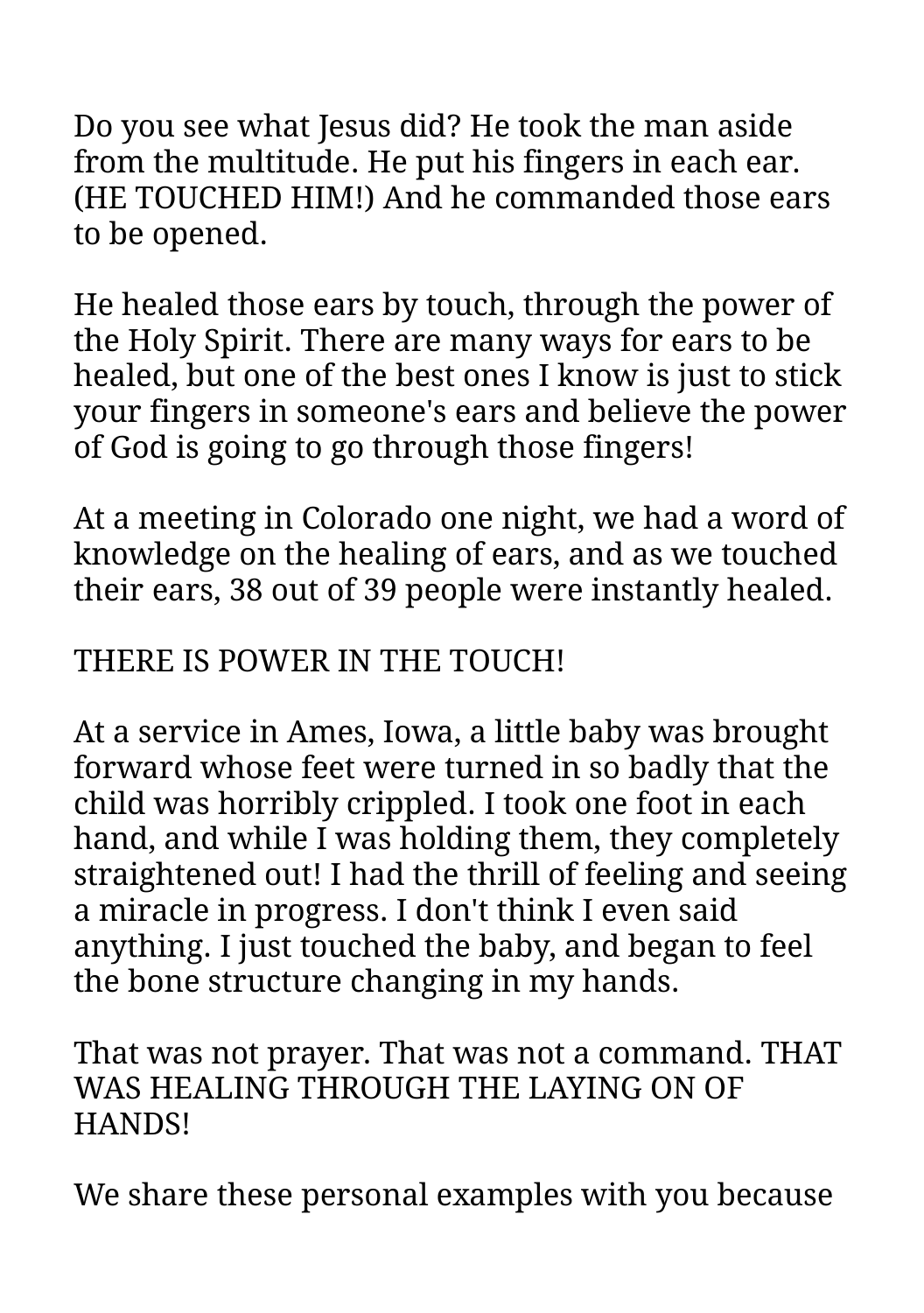Do you see what Jesus did? He took the man aside from the multitude. He put his fingers in each ear. (HE TOUCHED HIM!) And he commanded those ears to be opened.

He healed those ears by touch, through the power of the Holy Spirit. There are many ways for ears to be healed, but one of the best ones I know is just to stick your fingers in someone's ears and believe the power of God is going to go through those fingers!

At a meeting in Colorado one night, we had a word of knowledge on the healing of ears, and as we touched their ears, 38 out of 39 people were instantly healed.

THERE IS POWER IN THE TOUCH!

At a service in Ames, Iowa, a little baby was brought forward whose feet were turned in so badly that the child was horribly crippled. I took one foot in each hand, and while I was holding them, they completely straightened out! I had the thrill of feeling and seeing a miracle in progress. I don't think I even said anything. I just touched the baby, and began to feel the bone structure changing in my hands.

That was not prayer. That was not a command. THAT WAS HEALING THROUGH THE LAYING ON OF HANDS!

We share these personal examples with you because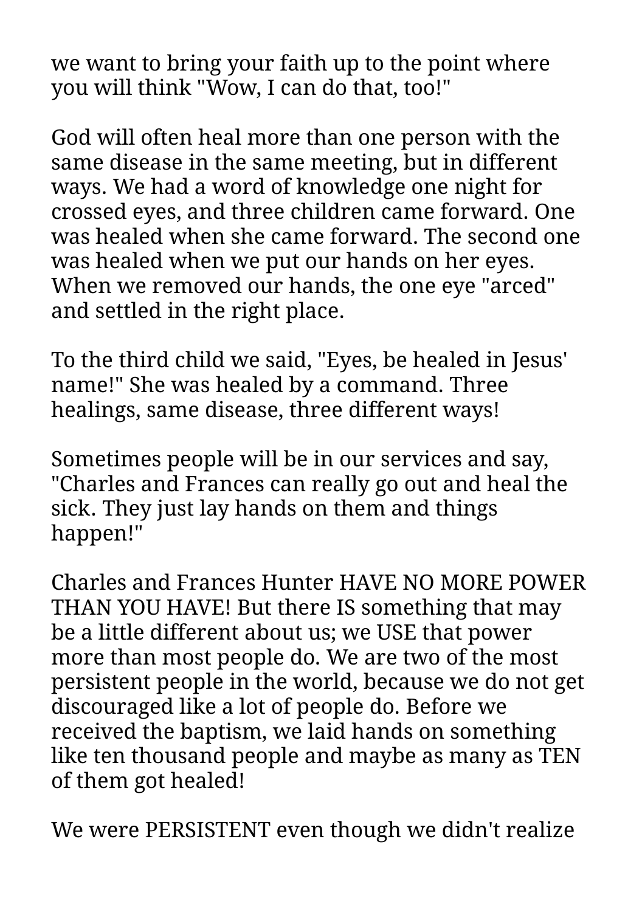we want to bring your faith up to the point where you will think "Wow, I can do that, too!"

God will often heal more than one person with the same disease in the same meeting, but in different ways. We had a word of knowledge one night for crossed eyes, and three children came forward. One was healed when she came forward. The second one was healed when we put our hands on her eyes. When we removed our hands, the one eye "arced" and settled in the right place.

To the third child we said, "Eyes, be healed in Jesus' name!" She was healed by a command. Three healings, same disease, three different ways!

Sometimes people will be in our services and say, "Charles and Frances can really go out and heal the sick. They just lay hands on them and things happen!"

Charles and Frances Hunter HAVE NO MORE POWER THAN YOU HAVE! But there IS something that may be a little different about us; we USE that power more than most people do. We are two of the most persistent people in the world, because we do not get discouraged like a lot of people do. Before we received the baptism, we laid hands on something like ten thousand people and maybe as many as TEN of them got healed!

We were PERSISTENT even though we didn't realize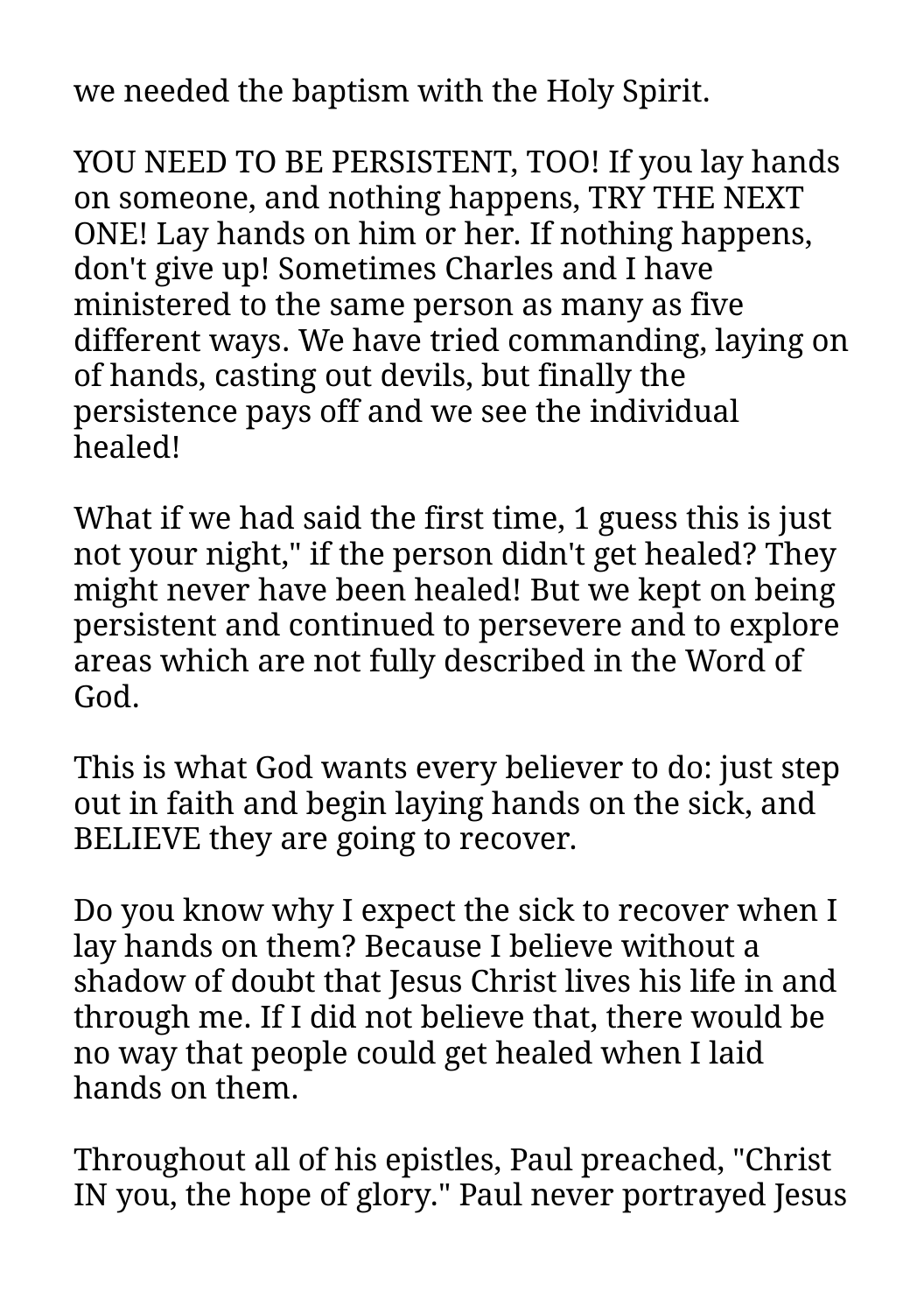we needed the baptism with the Holy Spirit.

YOU NEED TO BE PERSISTENT, TOO! If you lay hands on someone, and nothing happens, TRY THE NEXT ONE! Lay hands on him or her. If nothing happens, don't give up! Sometimes Charles and I have ministered to the same person as many as five different ways. We have tried commanding, laying on of hands, casting out devils, but finally the persistence pays off and we see the individual healed!

What if we had said the first time, 1 guess this is just not your night," if the person didn't get healed? They might never have been healed! But we kept on being persistent and continued to persevere and to explore areas which are not fully described in the Word of God.

This is what God wants every believer to do: just step out in faith and begin laying hands on the sick, and BELIEVE they are going to recover.

Do you know why I expect the sick to recover when I lay hands on them? Because I believe without a shadow of doubt that Jesus Christ lives his life in and through me. If I did not believe that, there would be no way that people could get healed when I laid hands on them.

Throughout all of his epistles, Paul preached, "Christ IN you, the hope of glory." Paul never portrayed Jesus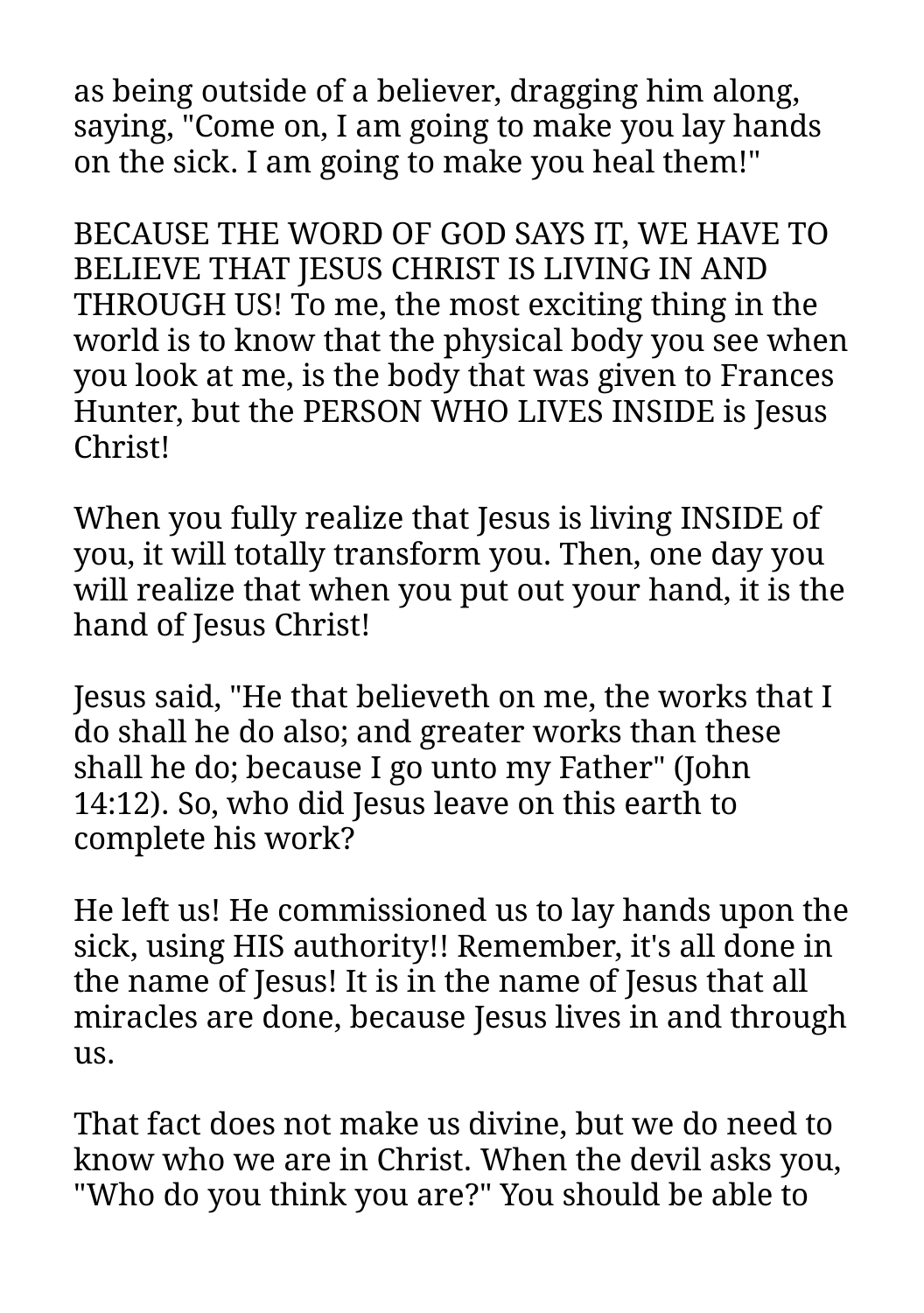as being outside of a believer, dragging him along, saying, "Come on, I am going to make you lay hands on the sick. I am going to make you heal them!"

BECAUSE THE WORD OF GOD SAYS IT, WE HAVE TO BELIEVE THAT JESUS CHRIST IS LIVING IN AND THROUGH US! To me, the most exciting thing in the world is to know that the physical body you see when you look at me, is the body that was given to Frances Hunter, but the PERSON WHO LIVES INSIDE is Jesus Christ!

When you fully realize that Jesus is living INSIDE of you, it will totally transform you. Then, one day you will realize that when you put out your hand, it is the hand of Jesus Christ!

Jesus said, "He that believeth on me, the works that I do shall he do also; and greater works than these shall he do; because I go unto my Father" (John 14:12). So, who did Jesus leave on this earth to complete his work?

He left us! He commissioned us to lay hands upon the sick, using HIS authority!! Remember, it's all done in the name of Jesus! It is in the name of Jesus that all miracles are done, because Jesus lives in and through us.

That fact does not make us divine, but we do need to know who we are in Christ. When the devil asks you, "Who do you think you are?" You should be able to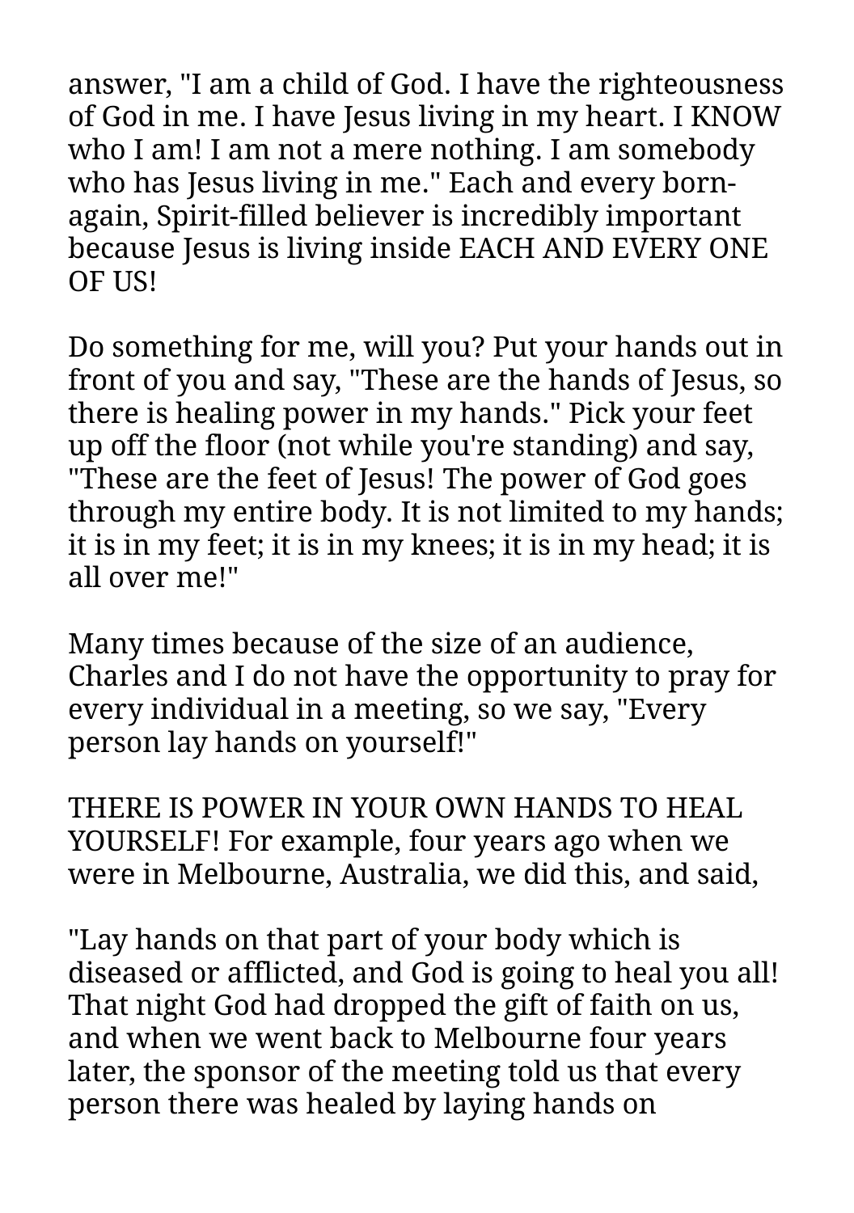answer, "I am a child of God. I have the righteousness of God in me. I have Jesus living in my heart. I KNOW who I am! I am not a mere nothing. I am somebody who has Jesus living in me." Each and every born-again, Spirit-filled believer is incredibly important because Jesus is living inside EACH AND EVERY ONE OF US!

Do something for me, will you? Put your hands out in front of you and say, "These are the hands of Jesus, so there is healing power in my hands." Pick your feet up off the floor (not while you're standing) and say, "These are the feet of Jesus! The power of God goes through my entire body. It is not limited to my hands; it is in my feet; it is in my knees; it is in my head; it is all over me!"

Many times because of the size of an audience, Charles and I do not have the opportunity to pray for every individual in a meeting, so we say, "Every person lay hands on yourself!"

THERE IS POWER IN YOUR OWN HANDS TO HEAL YOURSELF! For example, four years ago when we were in Melbourne, Australia, we did this, and said,

"Lay hands on that part of your body which is diseased or afflicted, and God is going to heal you all! That night God had dropped the gift of faith on us, and when we went back to Melbourne four years later, the sponsor of the meeting told us that every person there was healed by laying hands on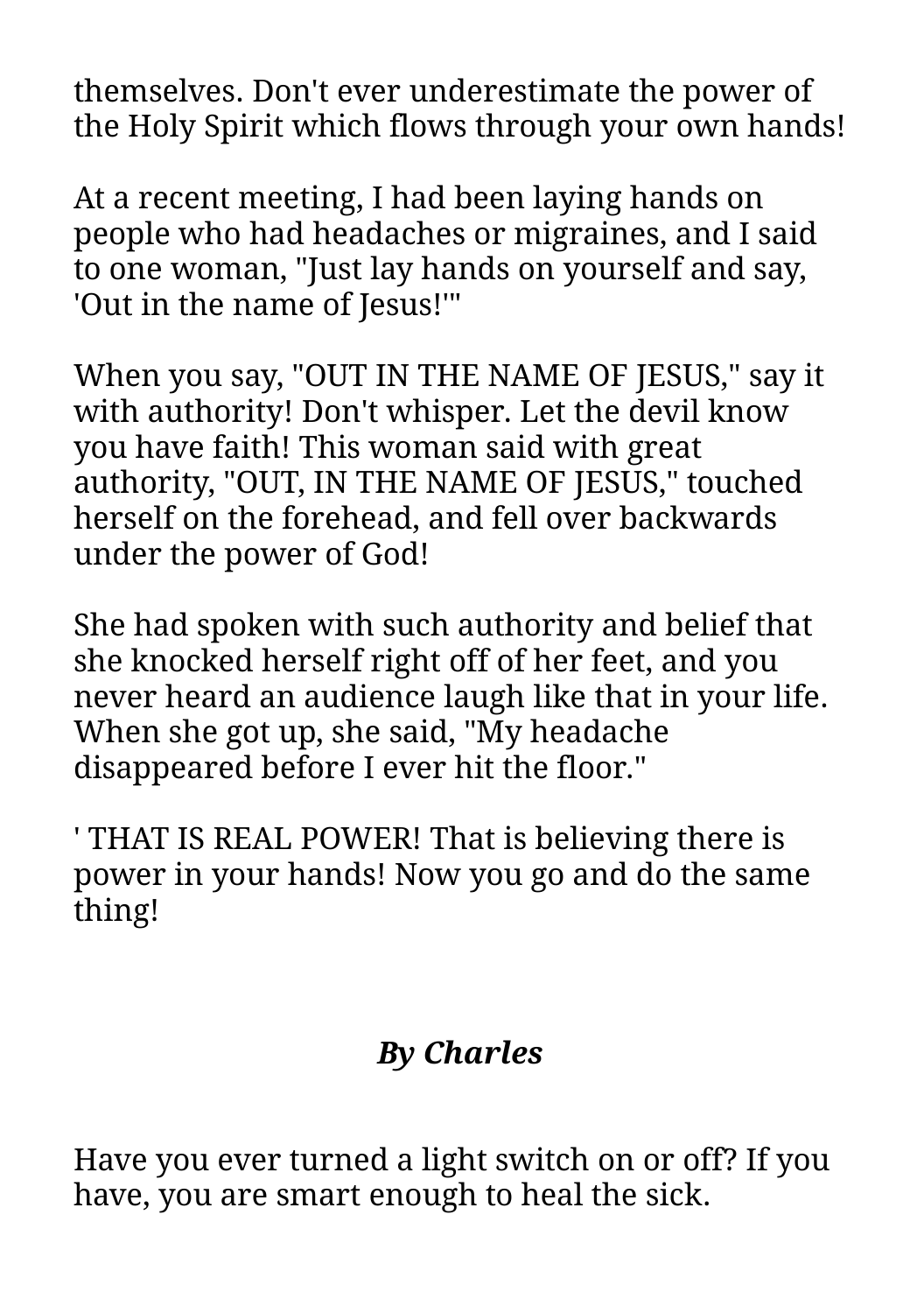themselves. Don't ever underestimate the power of the Holy Spirit which flows through your own hands!

At a recent meeting, I had been laying hands on people who had headaches or migraines, and I said to one woman, "Just lay hands on yourself and say, 'Out in the name of Jesus!'"

When you say, "OUT IN THE NAME OF JESUS," say it with authority! Don't whisper. Let the devil know you have faith! This woman said with great authority, "OUT, IN THE NAME OF JESUS," touched herself on the forehead, and fell over backwards under the power of God!

She had spoken with such authority and belief that she knocked herself right off of her feet, and you never heard an audience laugh like that in your life. When she got up, she said, "My headache disappeared before I ever hit the floor."

' THAT IS REAL POWER! That is believing there is power in your hands! Now you go and do the same thing!

***By Charles***

Have you ever turned a light switch on or off? If you have, you are smart enough to heal the sick.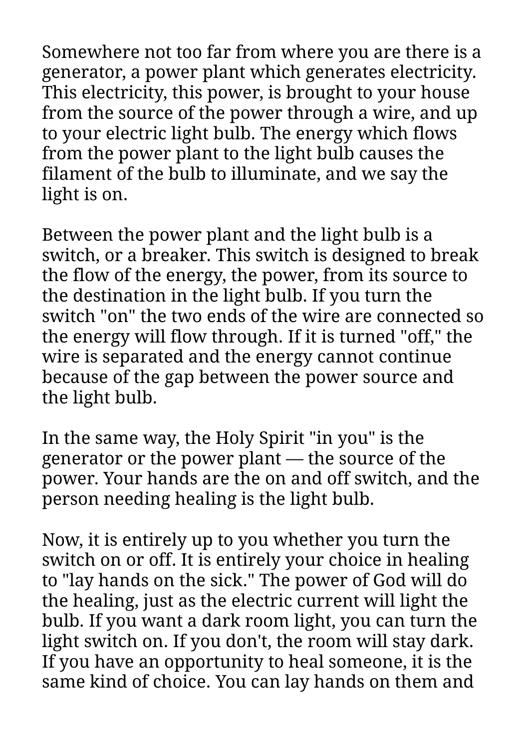Somewhere not too far from where you are there is a generator, a power plant which generates electricity. This electricity, this power, is brought to your house from the source of the power through a wire, and up to your electric light bulb. The energy which flows from the power plant to the light bulb causes the filament of the bulb to illuminate, and we say the light is on.

Between the power plant and the light bulb is a switch, or a breaker. This switch is designed to break the flow of the energy, the power, from its source to the destination in the light bulb. If you turn the switch "on" the two ends of the wire are connected so the energy will flow through. If it is turned "off," the wire is separated and the energy cannot continue because of the gap between the power source and the light bulb.

In the same way, the Holy Spirit "in you" is the generator or the power plant — the source of the power. Your hands are the on and off switch, and the person needing healing is the light bulb.

Now, it is entirely up to you whether you turn the switch on or off. It is entirely your choice in healing to "lay hands on the sick." The power of God will do the healing, just as the electric current will light the bulb. If you want a dark room light, you can turn the light switch on. If you don't, the room will stay dark. If you have an opportunity to heal someone, it is the same kind of choice. You can lay hands on them and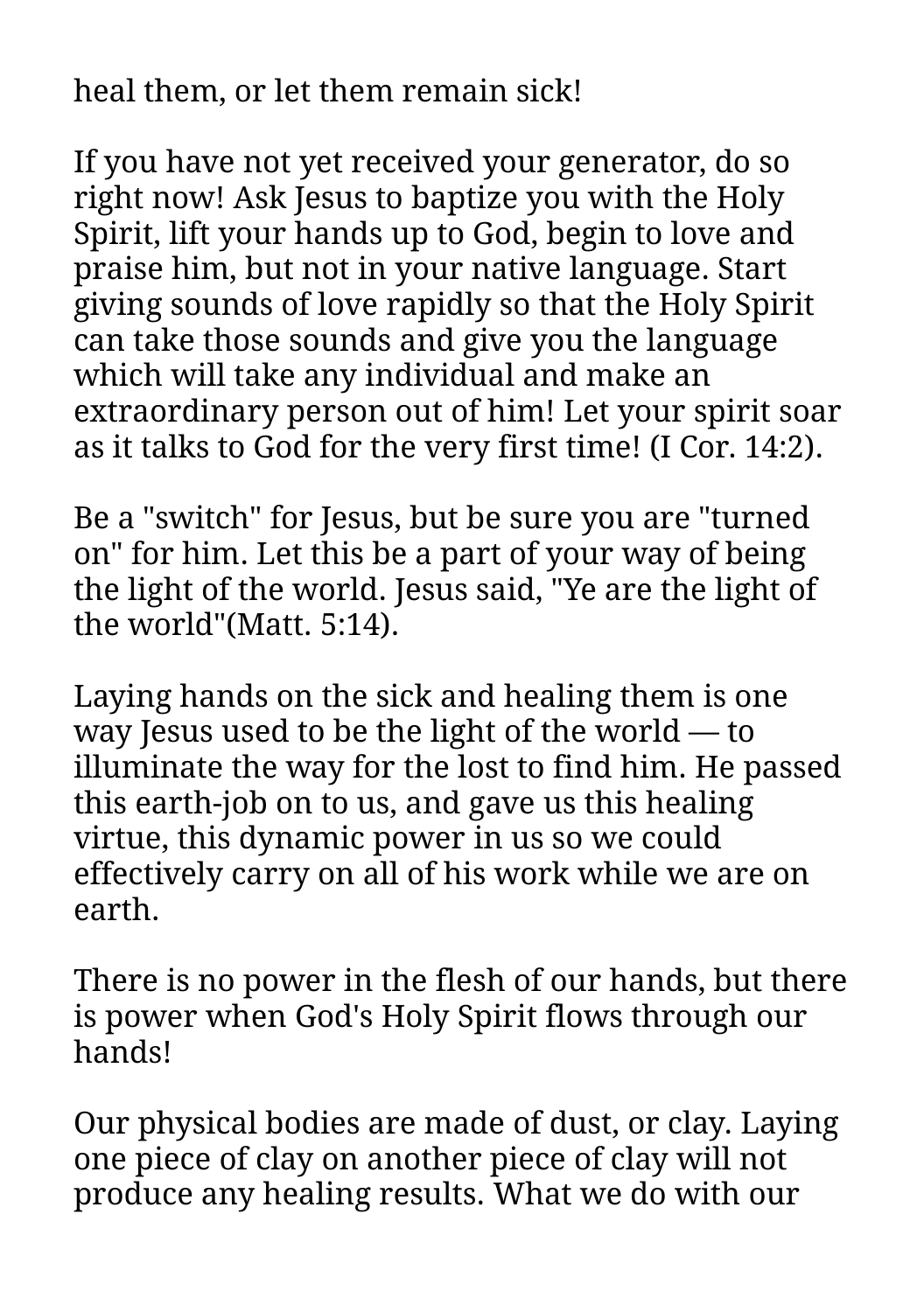heal them, or let them remain sick!

If you have not yet received your generator, do so right now! Ask Jesus to baptize you with the Holy Spirit, lift your hands up to God, begin to love and praise him, but not in your native language. Start giving sounds of love rapidly so that the Holy Spirit can take those sounds and give you the language which will take any individual and make an extraordinary person out of him! Let your spirit soar as it talks to God for the very first time! (I Cor. 14:2).

Be a "switch" for Jesus, but be sure you are "turned on" for him. Let this be a part of your way of being the light of the world. Jesus said, "Ye are the light of the world"(Matt. 5:14).

Laying hands on the sick and healing them is one way Jesus used to be the light of the world — to illuminate the way for the lost to find him. He passed this earth-job on to us, and gave us this healing virtue, this dynamic power in us so we could effectively carry on all of his work while we are on earth.

There is no power in the flesh of our hands, but there is power when God's Holy Spirit flows through our hands!

Our physical bodies are made of dust, or clay. Laying one piece of clay on another piece of clay will not produce any healing results. What we do with our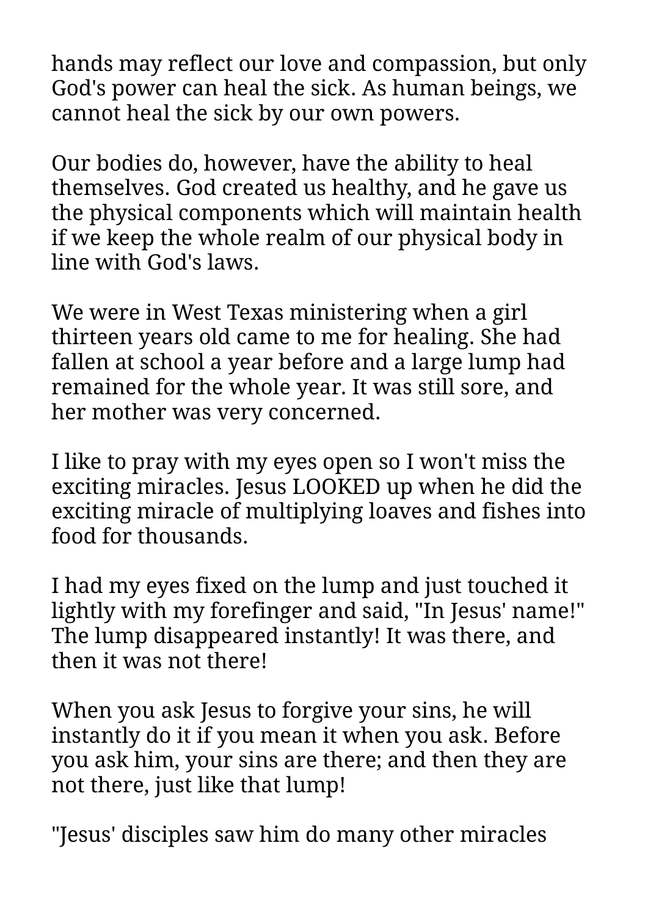hands may reflect our love and compassion, but only God's power can heal the sick. As human beings, we cannot heal the sick by our own powers.

Our bodies do, however, have the ability to heal themselves. God created us healthy, and he gave us the physical components which will maintain health if we keep the whole realm of our physical body in line with God's laws.

We were in West Texas ministering when a girl thirteen years old came to me for healing. She had fallen at school a year before and a large lump had remained for the whole year. It was still sore, and her mother was very concerned.

I like to pray with my eyes open so I won't miss the exciting miracles. Jesus LOOKED up when he did the exciting miracle of multiplying loaves and fishes into food for thousands.

I had my eyes fixed on the lump and just touched it lightly with my forefinger and said, "In Jesus' name!" The lump disappeared instantly! It was there, and then it was not there!

When you ask Jesus to forgive your sins, he will instantly do it if you mean it when you ask. Before you ask him, your sins are there; and then they are not there, just like that lump!

"Jesus' disciples saw him do many other miracles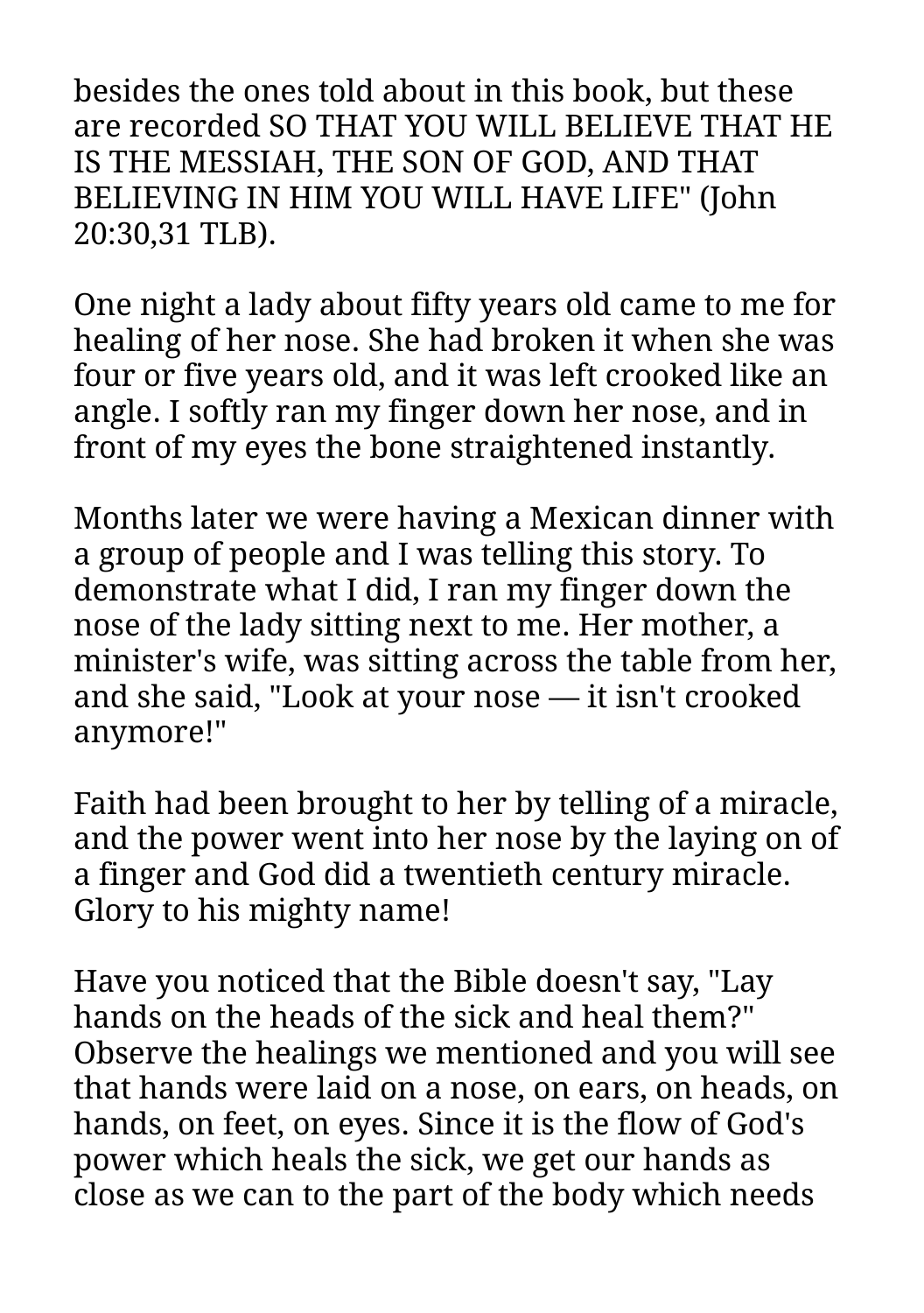besides the ones told about in this book, but these are recorded SO THAT YOU WILL BELIEVE THAT HE IS THE MESSIAH, THE SON OF GOD, AND THAT BELIEVING IN HIM YOU WILL HAVE LIFE" (John 20:30,31 TLB).

One night a lady about fifty years old came to me for healing of her nose. She had broken it when she was four or five years old, and it was left crooked like an angle. I softly ran my finger down her nose, and in front of my eyes the bone straightened instantly.

Months later we were having a Mexican dinner with a group of people and I was telling this story. To demonstrate what I did, I ran my finger down the nose of the lady sitting next to me. Her mother, a minister's wife, was sitting across the table from her, and she said, "Look at your nose — it isn't crooked anymore!"

Faith had been brought to her by telling of a miracle, and the power went into her nose by the laying on of a finger and God did a twentieth century miracle. Glory to his mighty name!

Have you noticed that the Bible doesn't say, "Lay hands on the heads of the sick and heal them?" Observe the healings we mentioned and you will see that hands were laid on a nose, on ears, on heads, on hands, on feet, on eyes. Since it is the flow of God's power which heals the sick, we get our hands as close as we can to the part of the body which needs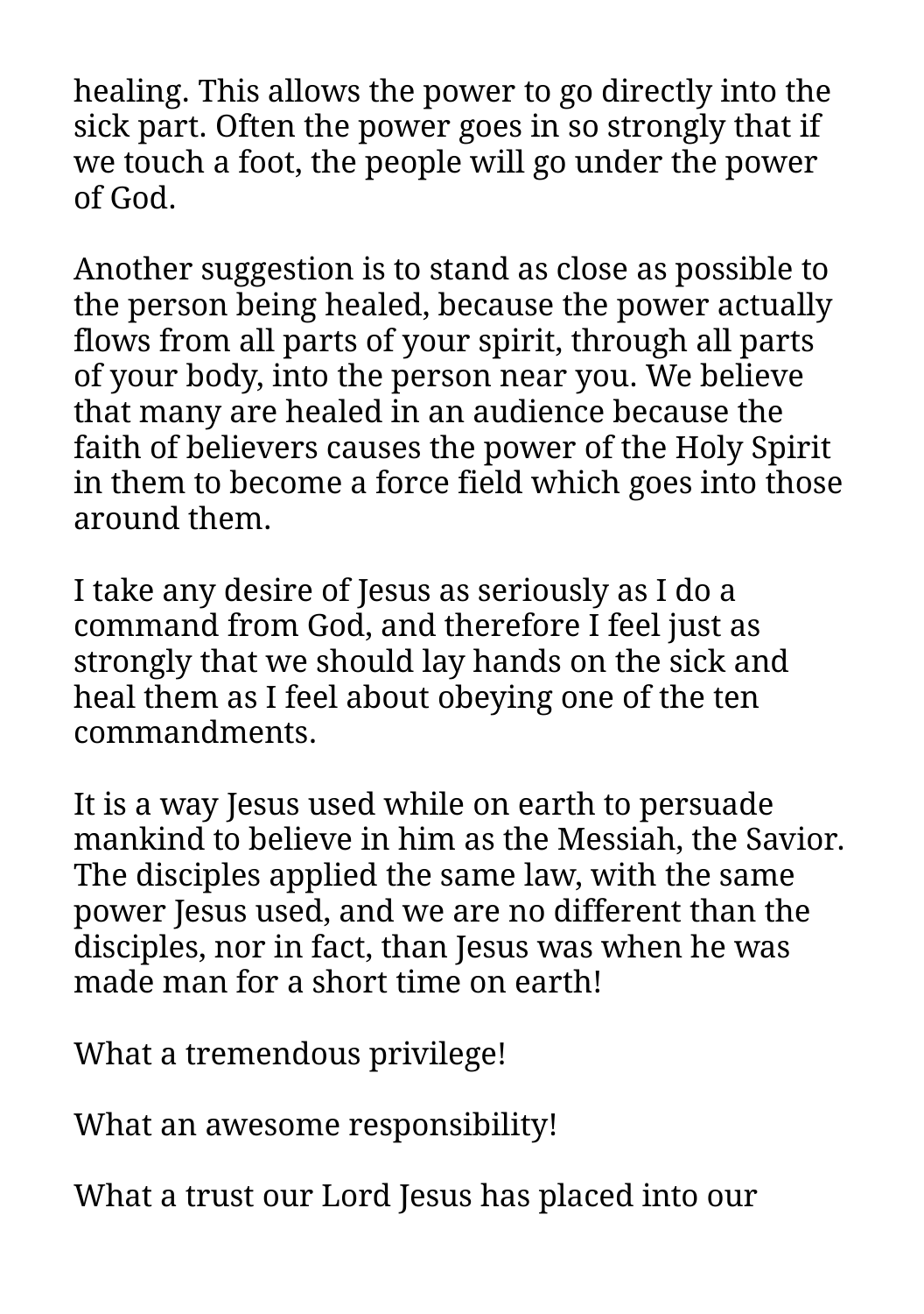healing. This allows the power to go directly into the sick part. Often the power goes in so strongly that if we touch a foot, the people will go under the power of God.

Another suggestion is to stand as close as possible to the person being healed, because the power actually flows from all parts of your spirit, through all parts of your body, into the person near you. We believe that many are healed in an audience because the faith of believers causes the power of the Holy Spirit in them to become a force field which goes into those around them.

I take any desire of Jesus as seriously as I do a command from God, and therefore I feel just as strongly that we should lay hands on the sick and heal them as I feel about obeying one of the ten commandments.

It is a way Jesus used while on earth to persuade mankind to believe in him as the Messiah, the Savior. The disciples applied the same law, with the same power Jesus used, and we are no different than the disciples, nor in fact, than Jesus was when he was made man for a short time on earth!

What a tremendous privilege!

What an awesome responsibility!

What a trust our Lord Jesus has placed into our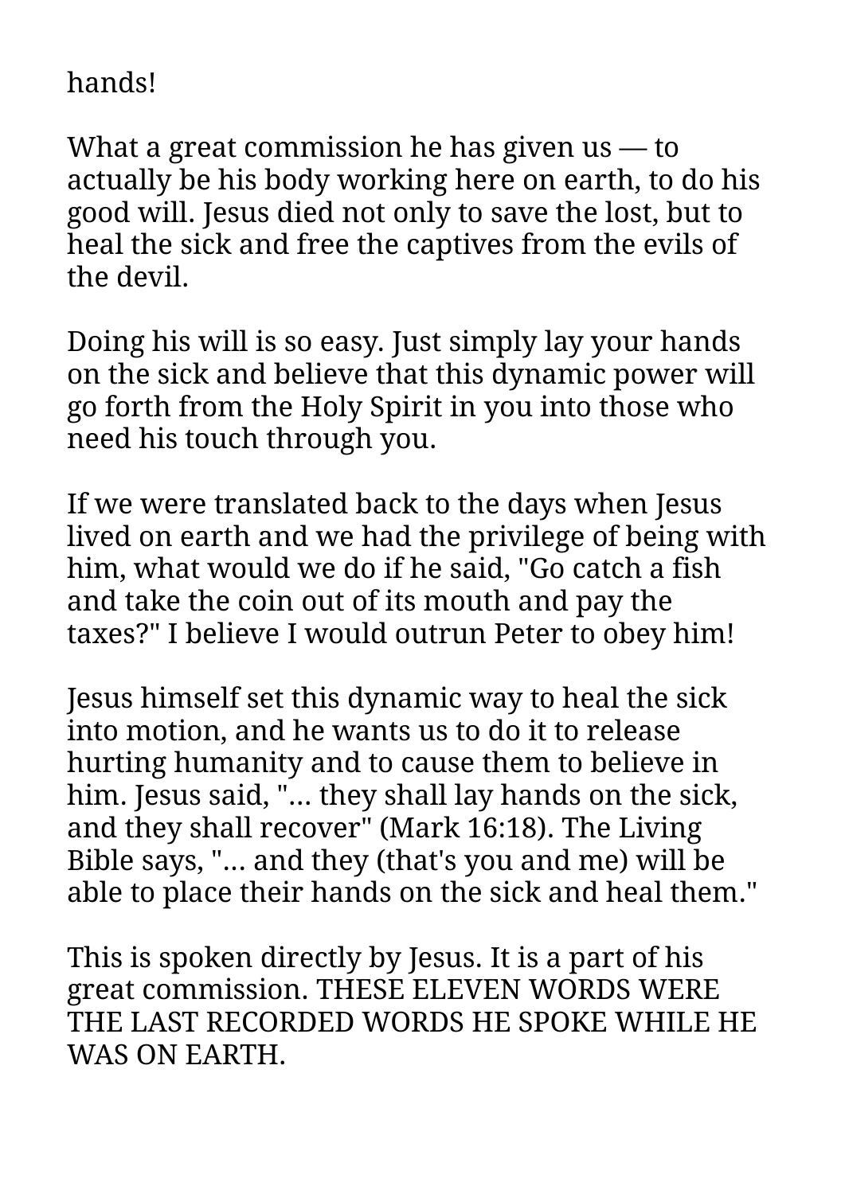hands!

What a great commission he has given us — to actually be his body working here on earth, to do his good will. Jesus died not only to save the lost, but to heal the sick and free the captives from the evils of the devil.

Doing his will is so easy. Just simply lay your hands on the sick and believe that this dynamic power will go forth from the Holy Spirit in you into those who need his touch through you.

If we were translated back to the days when Jesus lived on earth and we had the privilege of being with him, what would we do if he said, "Go catch a fish and take the coin out of its mouth and pay the taxes?" I believe I would outrun Peter to obey him!

Jesus himself set this dynamic way to heal the sick into motion, and he wants us to do it to release hurting humanity and to cause them to believe in him. Jesus said, "... they shall lay hands on the sick, and they shall recover" (Mark 16:18). The Living Bible says, "... and they (that's you and me) will be able to place their hands on the sick and heal them."

This is spoken directly by Jesus. It is a part of his great commission. THESE ELEVEN WORDS WERE THE LAST RECORDED WORDS HE SPOKE WHILE HE WAS ON EARTH.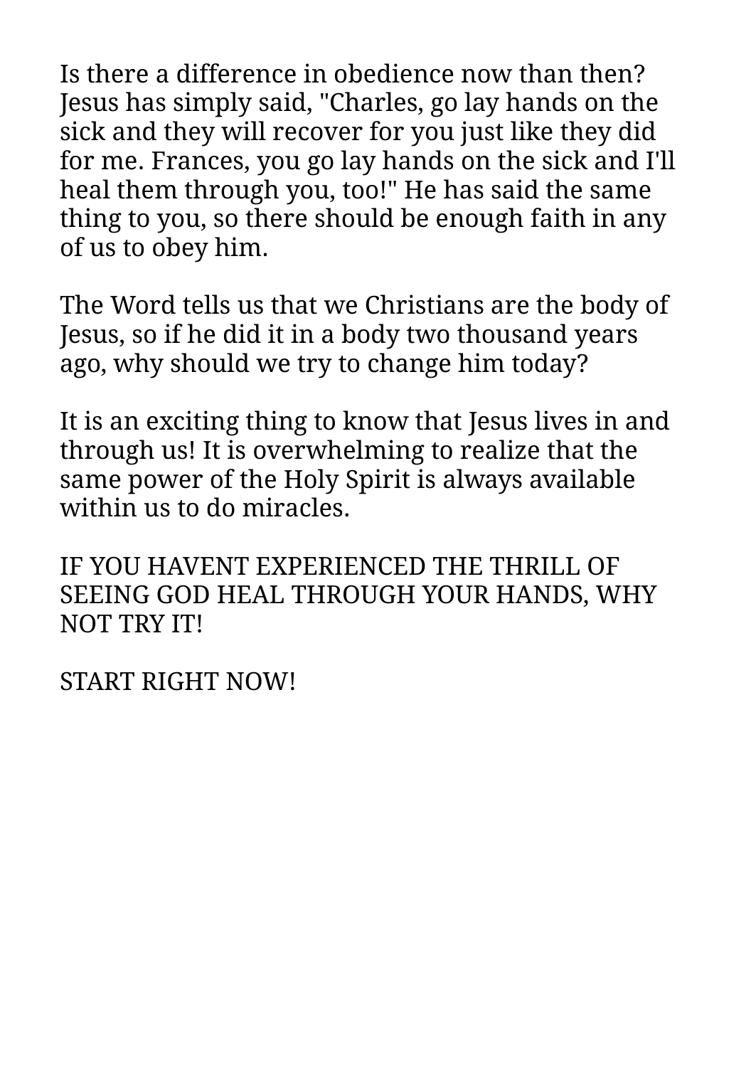Is there a difference in obedience now than then? Jesus has simply said, "Charles, go lay hands on the sick and they will recover for you just like they did for me. Frances, you go lay hands on the sick and I'll heal them through you, too!" He has said the same thing to you, so there should be enough faith in any of us to obey him.

The Word tells us that we Christians are the body of Jesus, so if he did it in a body two thousand years ago, why should we try to change him today?

It is an exciting thing to know that Jesus lives in and through us! It is overwhelming to realize that the same power of the Holy Spirit is always available within us to do miracles.

IF YOU HAVENT EXPERIENCED THE THRILL OF SEEING GOD HEAL THROUGH YOUR HANDS, WHY NOT TRY IT!

START RIGHT NOW!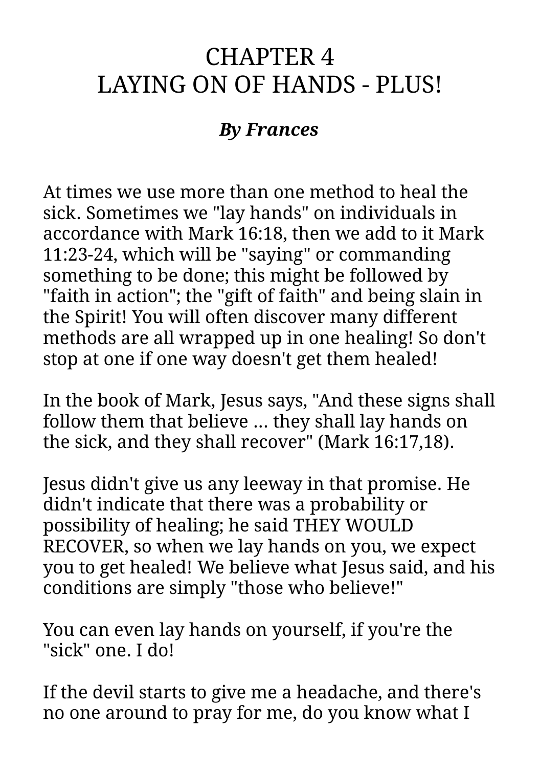# CHAPTER 4
# LAYING ON OF HANDS - PLUS!

***By Frances***

At times we use more than one method to heal the sick. Sometimes we "lay hands" on individuals in accordance with Mark 16:18, then we add to it Mark 11:23-24, which will be "saying" or commanding something to be done; this might be followed by "faith in action"; the "gift of faith" and being slain in the Spirit! You will often discover many different methods are all wrapped up in one healing! So don't stop at one if one way doesn't get them healed!

In the book of Mark, Jesus says, "And these signs shall follow them that believe ... they shall lay hands on the sick, and they shall recover" (Mark 16:17,18).

Jesus didn't give us any leeway in that promise. He didn't indicate that there was a probability or possibility of healing; he said THEY WOULD RECOVER, so when we lay hands on you, we expect you to get healed! We believe what Jesus said, and his conditions are simply "those who believe!"

You can even lay hands on yourself, if you're the "sick" one. I do!

If the devil starts to give me a headache, and there's no one around to pray for me, do you know what I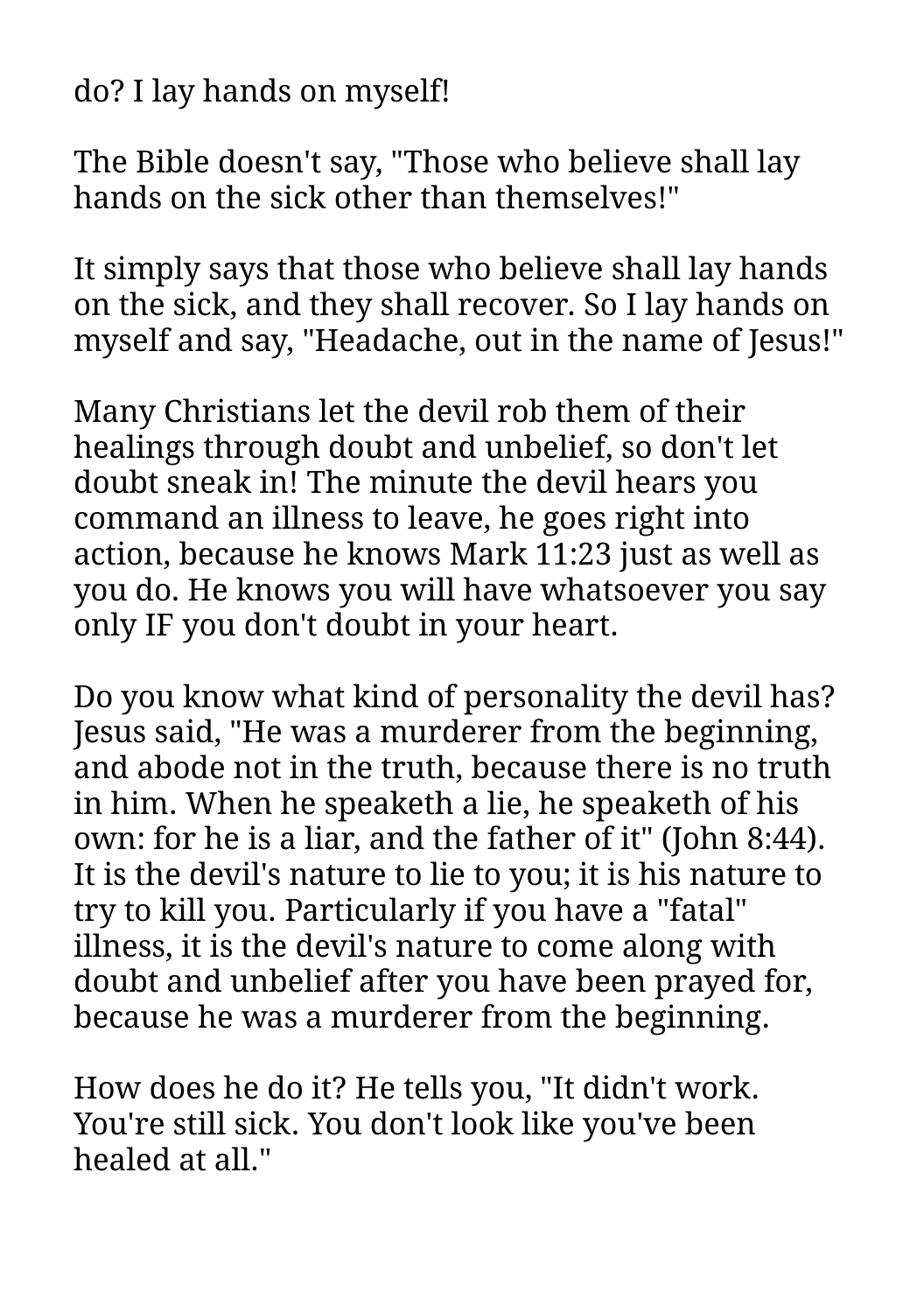do? I lay hands on myself!

The Bible doesn't say, "Those who believe shall lay hands on the sick other than themselves!"

It simply says that those who believe shall lay hands on the sick, and they shall recover. So I lay hands on myself and say, "Headache, out in the name of Jesus!"

Many Christians let the devil rob them of their healings through doubt and unbelief, so don't let doubt sneak in! The minute the devil hears you command an illness to leave, he goes right into action, because he knows Mark 11:23 just as well as you do. He knows you will have whatsoever you say only IF you don't doubt in your heart.

Do you know what kind of personality the devil has? Jesus said, "He was a murderer from the beginning, and abode not in the truth, because there is no truth in him. When he speaketh a lie, he speaketh of his own: for he is a liar, and the father of it" (John 8:44). It is the devil's nature to lie to you; it is his nature to try to kill you. Particularly if you have a "fatal" illness, it is the devil's nature to come along with doubt and unbelief after you have been prayed for, because he was a murderer from the beginning.

How does he do it? He tells you, "It didn't work. You're still sick. You don't look like you've been healed at all."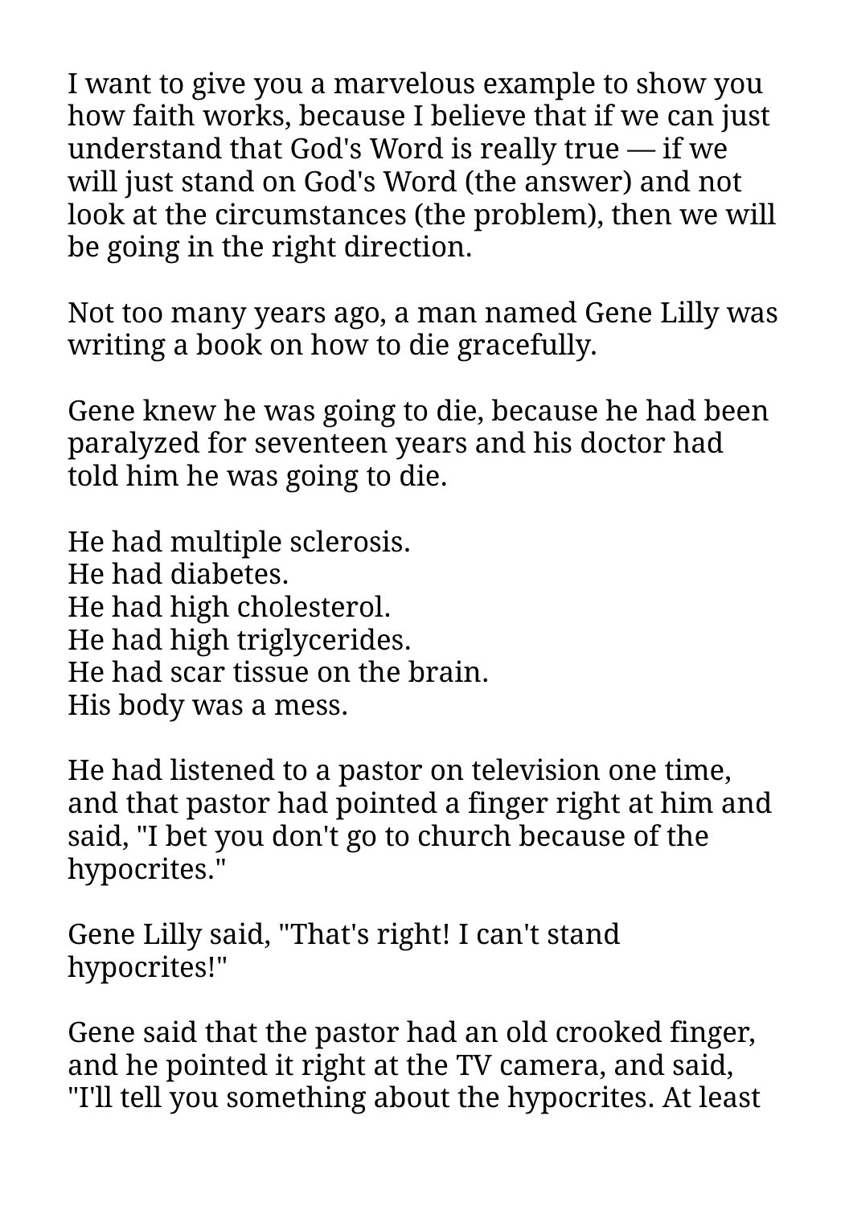I want to give you a marvelous example to show you how faith works, because I believe that if we can just understand that God's Word is really true — if we will just stand on God's Word (the answer) and not look at the circumstances (the problem), then we will be going in the right direction.

Not too many years ago, a man named Gene Lilly was writing a book on how to die gracefully.

Gene knew he was going to die, because he had been paralyzed for seventeen years and his doctor had told him he was going to die.

He had multiple sclerosis.
He had diabetes.
He had high cholesterol.
He had high triglycerides.
He had scar tissue on the brain.
His body was a mess.

He had listened to a pastor on television one time, and that pastor had pointed a finger right at him and said, "I bet you don't go to church because of the hypocrites."

Gene Lilly said, "That's right! I can't stand hypocrites!"

Gene said that the pastor had an old crooked finger, and he pointed it right at the TV camera, and said, "I'll tell you something about the hypocrites. At least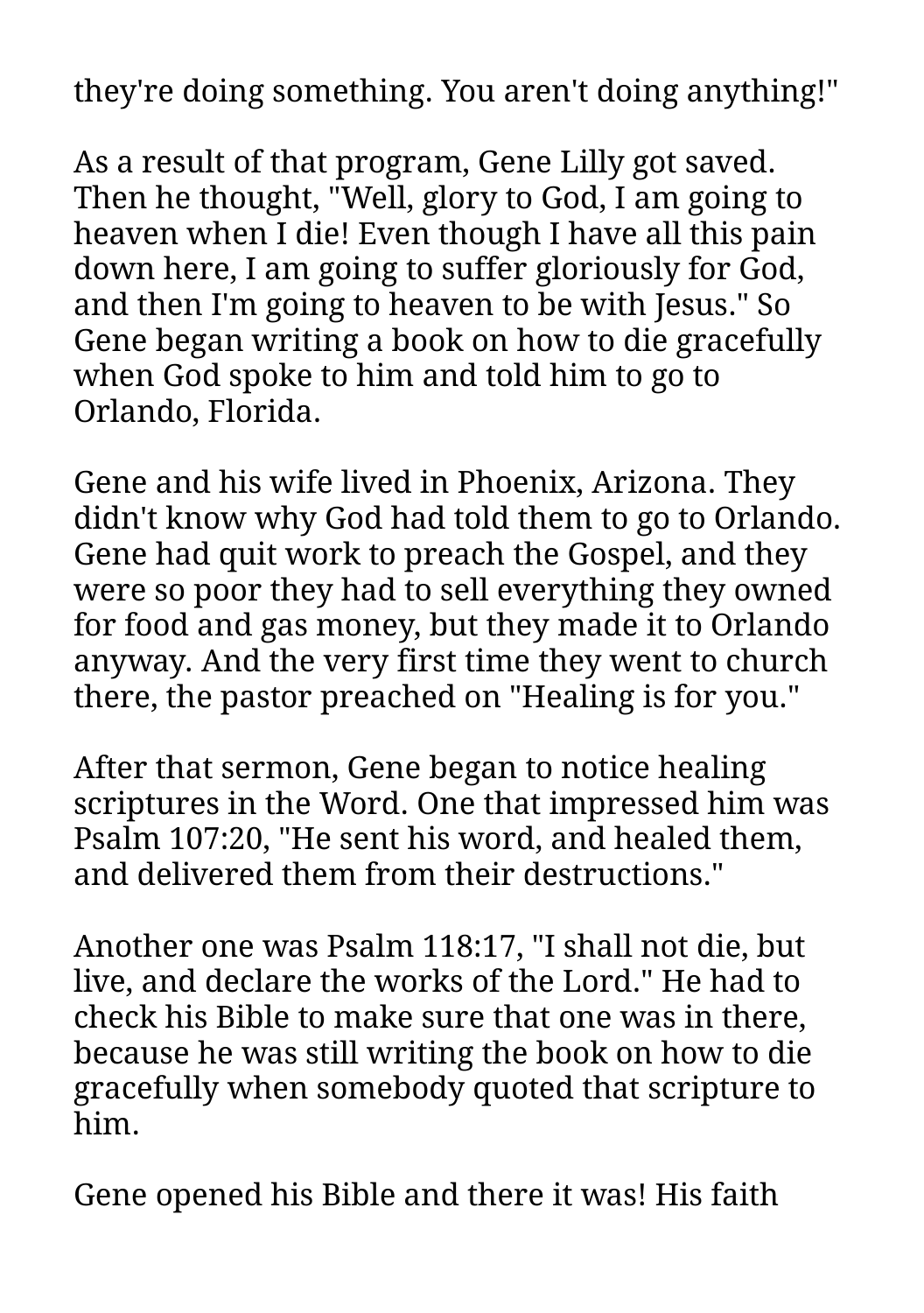they're doing something. You aren't doing anything!"

As a result of that program, Gene Lilly got saved. Then he thought, "Well, glory to God, I am going to heaven when I die! Even though I have all this pain down here, I am going to suffer gloriously for God, and then I'm going to heaven to be with Jesus." So Gene began writing a book on how to die gracefully when God spoke to him and told him to go to Orlando, Florida.

Gene and his wife lived in Phoenix, Arizona. They didn't know why God had told them to go to Orlando. Gene had quit work to preach the Gospel, and they were so poor they had to sell everything they owned for food and gas money, but they made it to Orlando anyway. And the very first time they went to church there, the pastor preached on "Healing is for you."

After that sermon, Gene began to notice healing scriptures in the Word. One that impressed him was Psalm 107:20, "He sent his word, and healed them, and delivered them from their destructions."

Another one was Psalm 118:17, "I shall not die, but live, and declare the works of the Lord." He had to check his Bible to make sure that one was in there, because he was still writing the book on how to die gracefully when somebody quoted that scripture to him.

Gene opened his Bible and there it was! His faith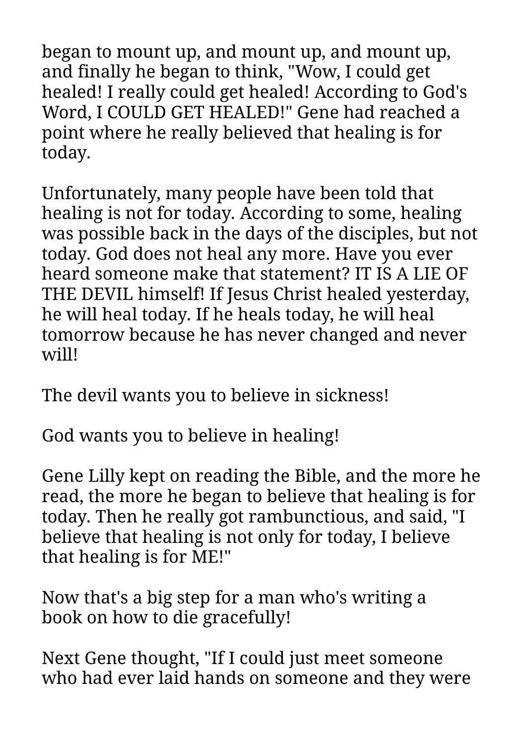began to mount up, and mount up, and mount up, and finally he began to think, "Wow, I could get healed! I really could get healed! According to God's Word, I COULD GET HEALED!" Gene had reached a point where he really believed that healing is for today.

Unfortunately, many people have been told that healing is not for today. According to some, healing was possible back in the days of the disciples, but not today. God does not heal any more. Have you ever heard someone make that statement? IT IS A LIE OF THE DEVIL himself! If Jesus Christ healed yesterday, he will heal today. If he heals today, he will heal tomorrow because he has never changed and never will!

The devil wants you to believe in sickness!

God wants you to believe in healing!

Gene Lilly kept on reading the Bible, and the more he read, the more he began to believe that healing is for today. Then he really got rambunctious, and said, "I believe that healing is not only for today, I believe that healing is for ME!"

Now that's a big step for a man who's writing a book on how to die gracefully!

Next Gene thought, "If I could just meet someone who had ever laid hands on someone and they were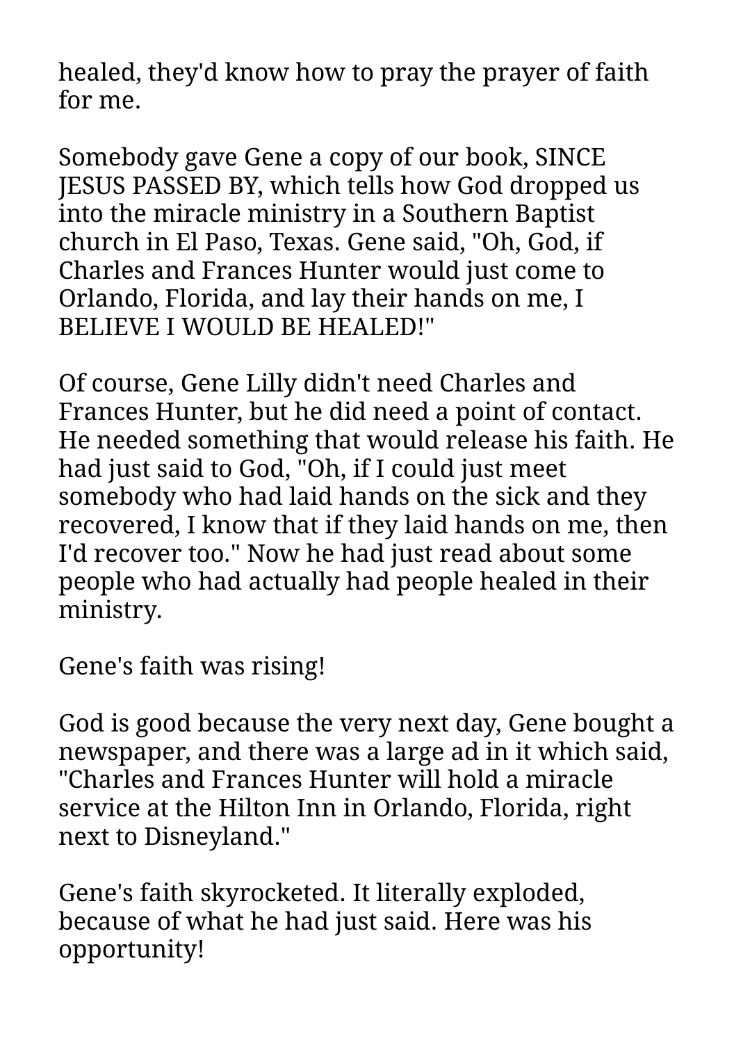healed, they'd know how to pray the prayer of faith for me.

Somebody gave Gene a copy of our book, SINCE JESUS PASSED BY, which tells how God dropped us into the miracle ministry in a Southern Baptist church in El Paso, Texas. Gene said, "Oh, God, if Charles and Frances Hunter would just come to Orlando, Florida, and lay their hands on me, I BELIEVE I WOULD BE HEALED!"

Of course, Gene Lilly didn't need Charles and Frances Hunter, but he did need a point of contact. He needed something that would release his faith. He had just said to God, "Oh, if I could just meet somebody who had laid hands on the sick and they recovered, I know that if they laid hands on me, then I'd recover too." Now he had just read about some people who had actually had people healed in their ministry.

Gene's faith was rising!

God is good because the very next day, Gene bought a newspaper, and there was a large ad in it which said, "Charles and Frances Hunter will hold a miracle service at the Hilton Inn in Orlando, Florida, right next to Disneyland."

Gene's faith skyrocketed. It literally exploded, because of what he had just said. Here was his opportunity!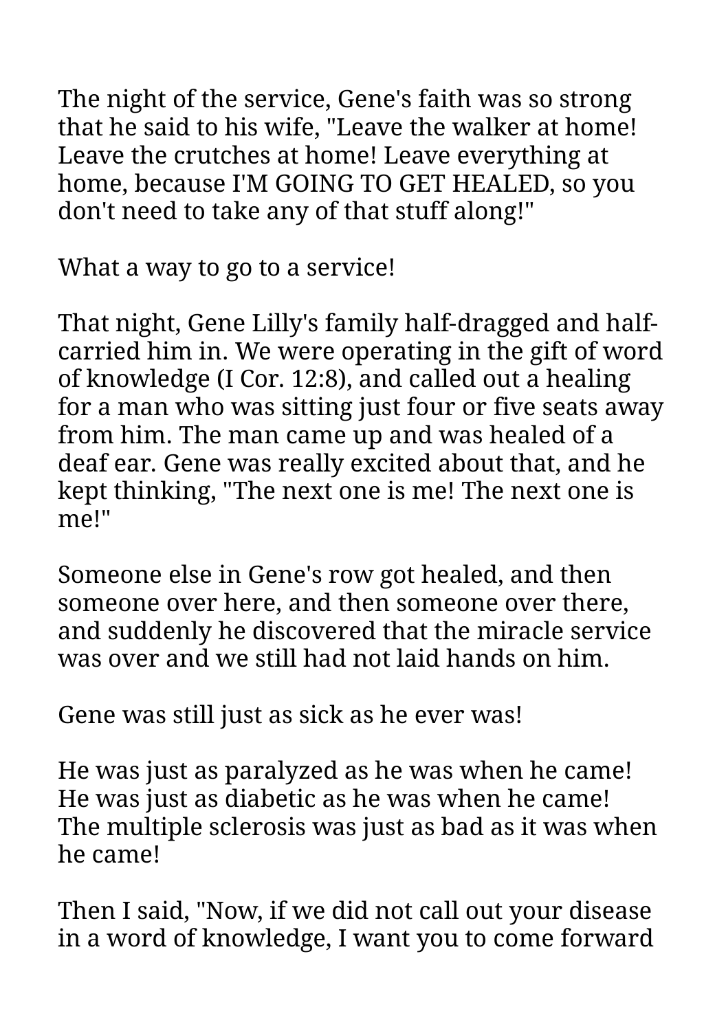The night of the service, Gene's faith was so strong that he said to his wife, "Leave the walker at home! Leave the crutches at home! Leave everything at home, because I'M GOING TO GET HEALED, so you don't need to take any of that stuff along!"

What a way to go to a service!

That night, Gene Lilly's family half-dragged and half-carried him in. We were operating in the gift of word of knowledge (I Cor. 12:8), and called out a healing for a man who was sitting just four or five seats away from him. The man came up and was healed of a deaf ear. Gene was really excited about that, and he kept thinking, "The next one is me! The next one is me!"

Someone else in Gene's row got healed, and then someone over here, and then someone over there, and suddenly he discovered that the miracle service was over and we still had not laid hands on him.

Gene was still just as sick as he ever was!

He was just as paralyzed as he was when he came! He was just as diabetic as he was when he came! The multiple sclerosis was just as bad as it was when he came!

Then I said, "Now, if we did not call out your disease in a word of knowledge, I want you to come forward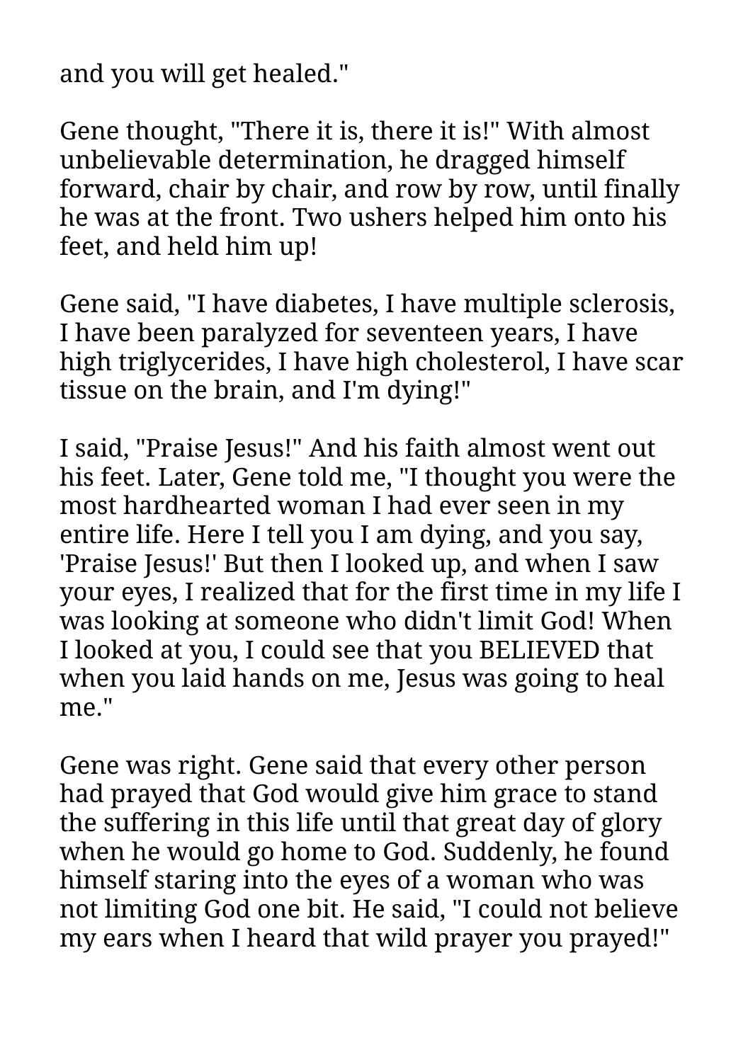and you will get healed."

Gene thought, "There it is, there it is!" With almost unbelievable determination, he dragged himself forward, chair by chair, and row by row, until finally he was at the front. Two ushers helped him onto his feet, and held him up!

Gene said, "I have diabetes, I have multiple sclerosis, I have been paralyzed for seventeen years, I have high triglycerides, I have high cholesterol, I have scar tissue on the brain, and I'm dying!"

I said, "Praise Jesus!" And his faith almost went out his feet. Later, Gene told me, "I thought you were the most hardhearted woman I had ever seen in my entire life. Here I tell you I am dying, and you say, 'Praise Jesus!' But then I looked up, and when I saw your eyes, I realized that for the first time in my life I was looking at someone who didn't limit God! When I looked at you, I could see that you BELIEVED that when you laid hands on me, Jesus was going to heal me."

Gene was right. Gene said that every other person had prayed that God would give him grace to stand the suffering in this life until that great day of glory when he would go home to God. Suddenly, he found himself staring into the eyes of a woman who was not limiting God one bit. He said, "I could not believe my ears when I heard that wild prayer you prayed!"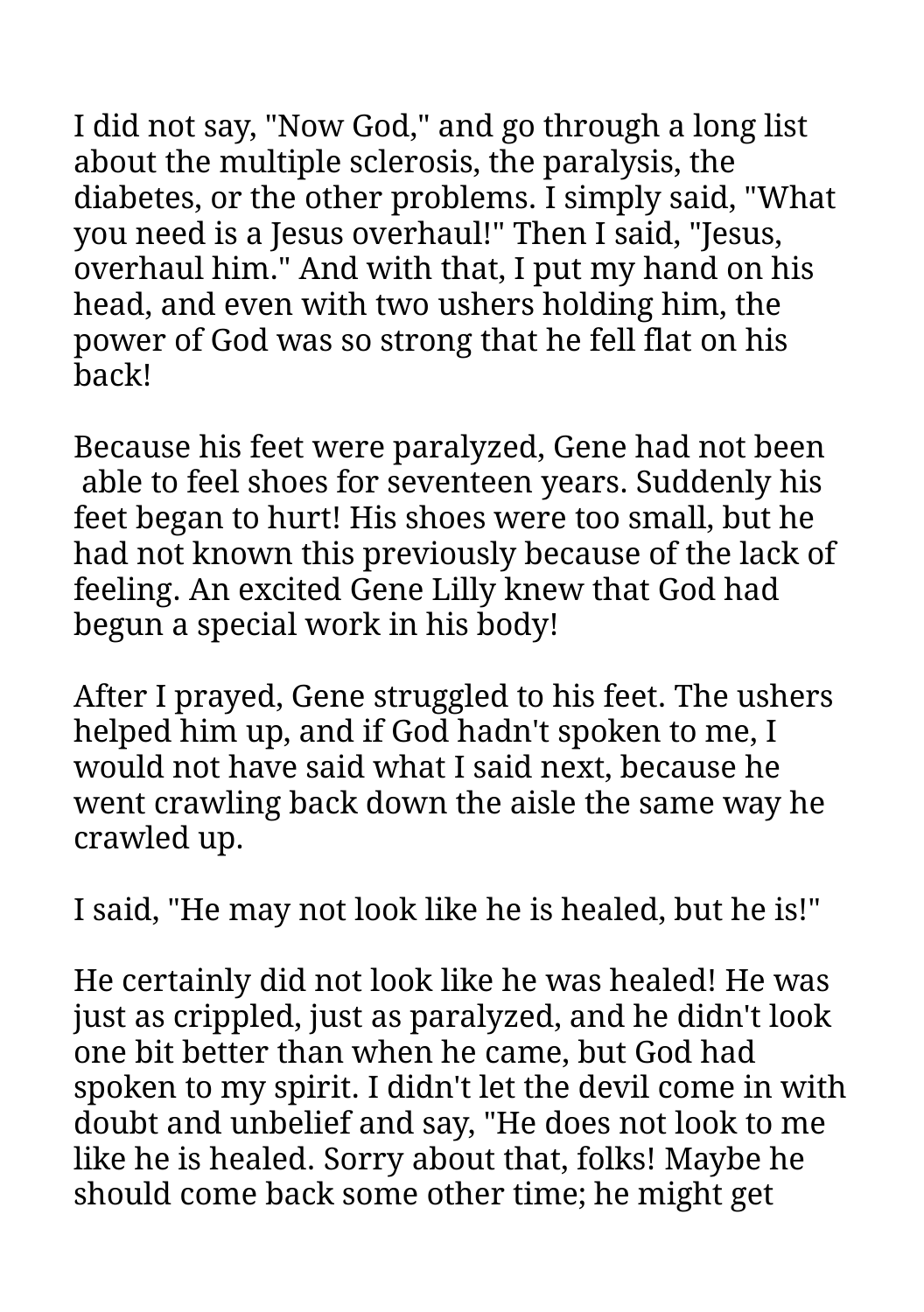I did not say, "Now God," and go through a long list about the multiple sclerosis, the paralysis, the diabetes, or the other problems. I simply said, "What you need is a Jesus overhaul!" Then I said, "Jesus, overhaul him." And with that, I put my hand on his head, and even with two ushers holding him, the power of God was so strong that he fell flat on his back!

Because his feet were paralyzed, Gene had not been able to feel shoes for seventeen years. Suddenly his feet began to hurt! His shoes were too small, but he had not known this previously because of the lack of feeling. An excited Gene Lilly knew that God had begun a special work in his body!

After I prayed, Gene struggled to his feet. The ushers helped him up, and if God hadn't spoken to me, I would not have said what I said next, because he went crawling back down the aisle the same way he crawled up.

I said, "He may not look like he is healed, but he is!"

He certainly did not look like he was healed! He was just as crippled, just as paralyzed, and he didn't look one bit better than when he came, but God had spoken to my spirit. I didn't let the devil come in with doubt and unbelief and say, "He does not look to me like he is healed. Sorry about that, folks! Maybe he should come back some other time; he might get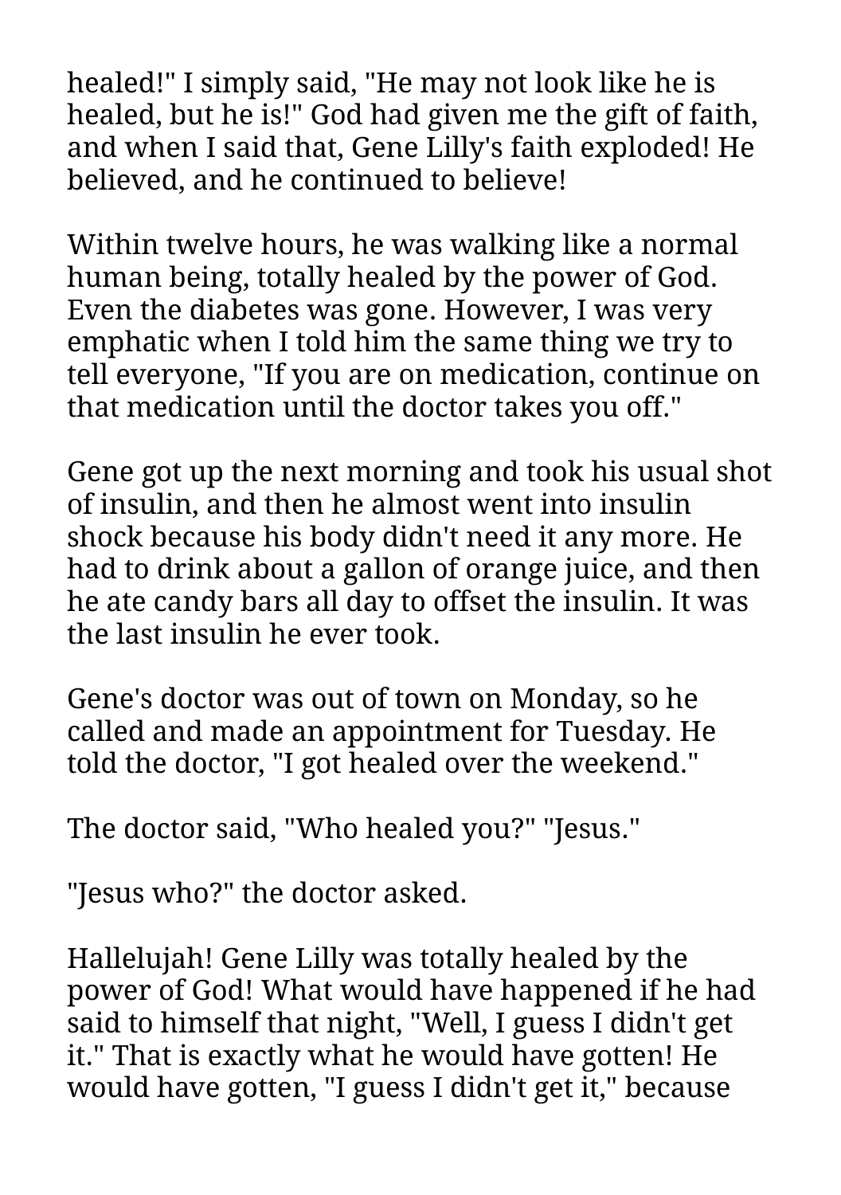healed!" I simply said, "He may not look like he is healed, but he is!" God had given me the gift of faith, and when I said that, Gene Lilly's faith exploded! He believed, and he continued to believe!

Within twelve hours, he was walking like a normal human being, totally healed by the power of God. Even the diabetes was gone. However, I was very emphatic when I told him the same thing we try to tell everyone, "If you are on medication, continue on that medication until the doctor takes you off."

Gene got up the next morning and took his usual shot of insulin, and then he almost went into insulin shock because his body didn't need it any more. He had to drink about a gallon of orange juice, and then he ate candy bars all day to offset the insulin. It was the last insulin he ever took.

Gene's doctor was out of town on Monday, so he called and made an appointment for Tuesday. He told the doctor, "I got healed over the weekend."

The doctor said, "Who healed you?" "Jesus."

"Jesus who?" the doctor asked.

Hallelujah! Gene Lilly was totally healed by the power of God! What would have happened if he had said to himself that night, "Well, I guess I didn't get it." That is exactly what he would have gotten! He would have gotten, "I guess I didn't get it," because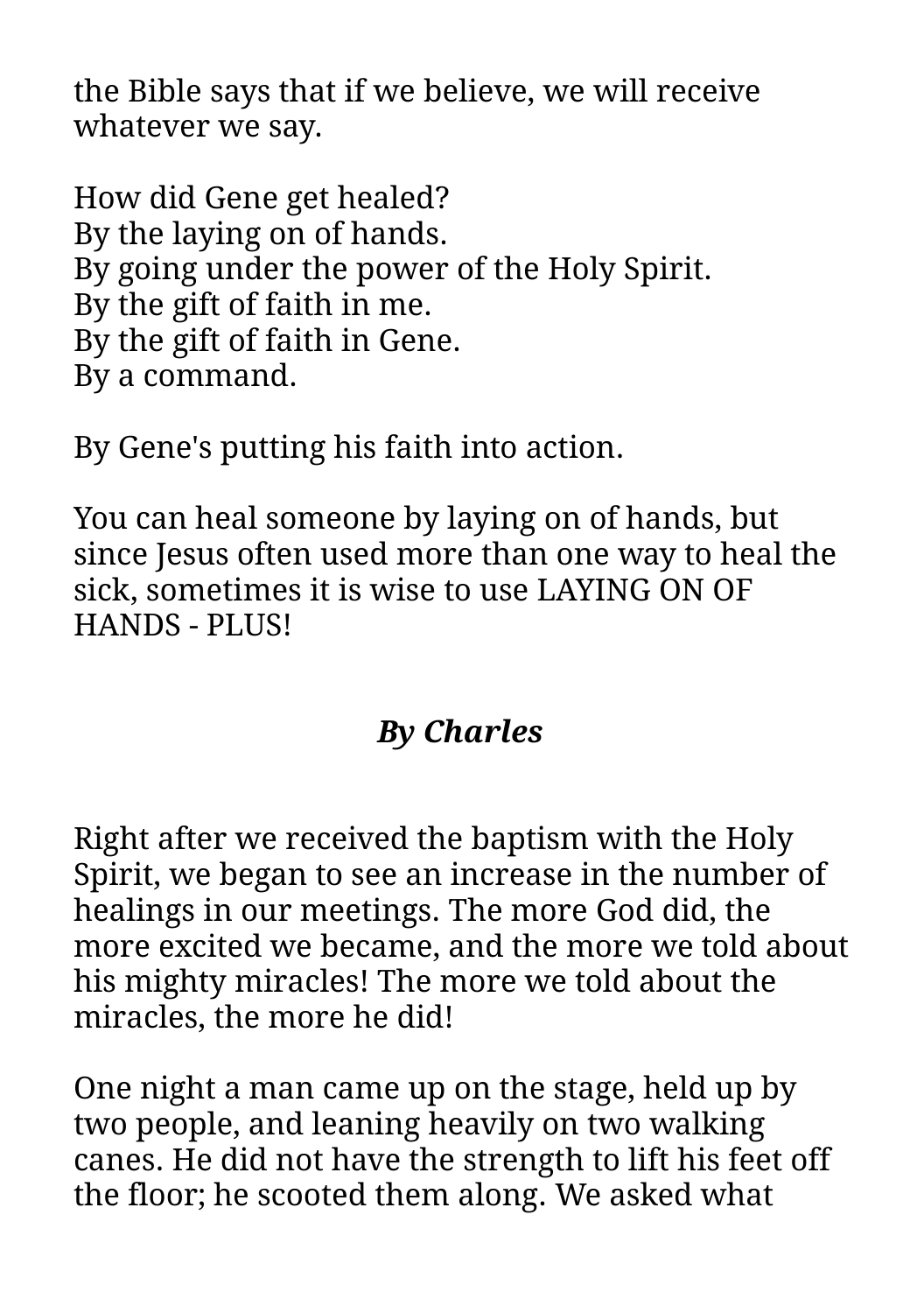the Bible says that if we believe, we will receive whatever we say.

How did Gene get healed?
By the laying on of hands.
By going under the power of the Holy Spirit.
By the gift of faith in me.
By the gift of faith in Gene.
By a command.

By Gene's putting his faith into action.

You can heal someone by laying on of hands, but since Jesus often used more than one way to heal the sick, sometimes it is wise to use LAYING ON OF HANDS - PLUS!

***By Charles***

Right after we received the baptism with the Holy Spirit, we began to see an increase in the number of healings in our meetings. The more God did, the more excited we became, and the more we told about his mighty miracles! The more we told about the miracles, the more he did!

One night a man came up on the stage, held up by two people, and leaning heavily on two walking canes. He did not have the strength to lift his feet off the floor; he scooted them along. We asked what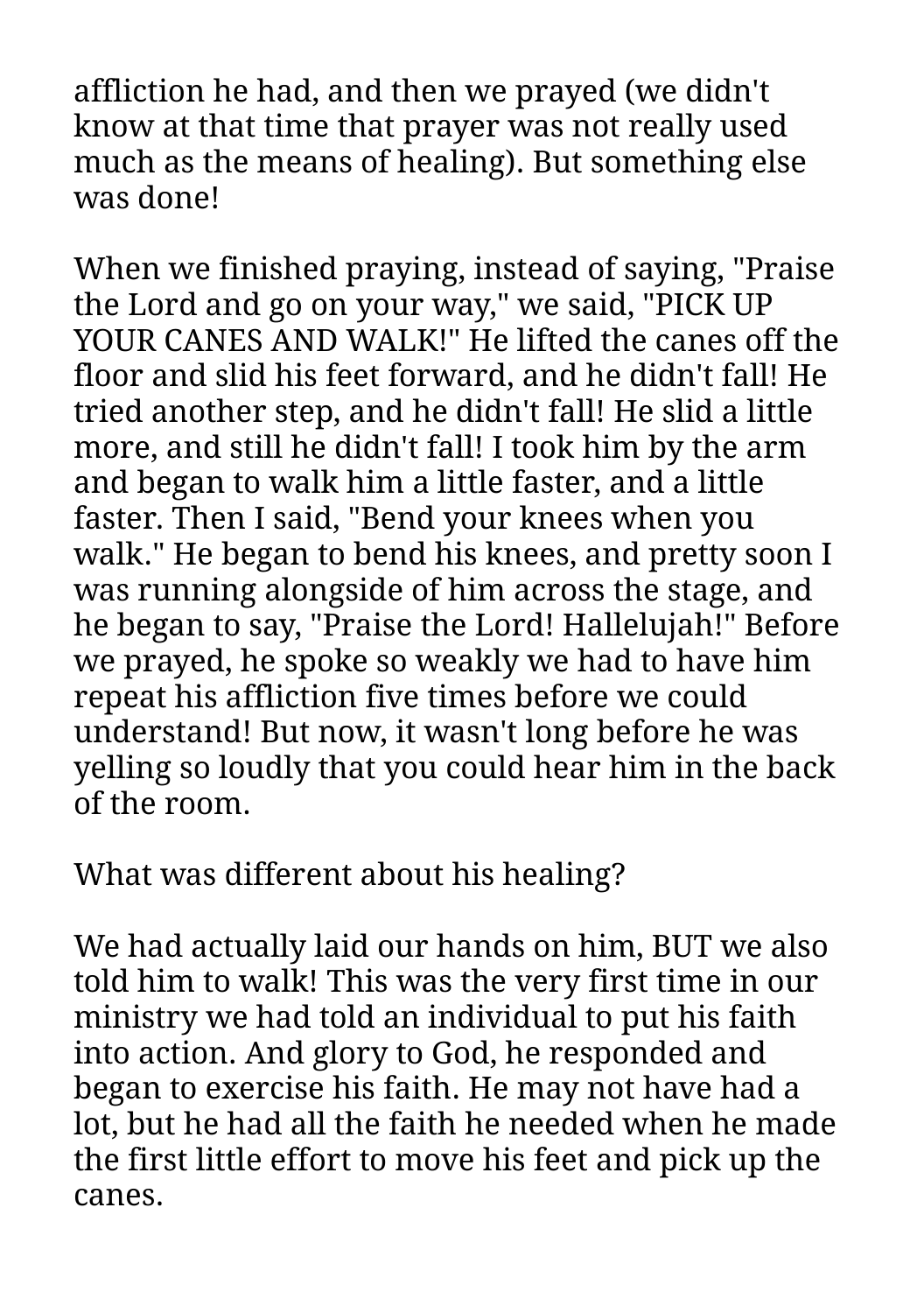affliction he had, and then we prayed (we didn't know at that time that prayer was not really used much as the means of healing). But something else was done!

When we finished praying, instead of saying, "Praise the Lord and go on your way," we said, "PICK UP YOUR CANES AND WALK!" He lifted the canes off the floor and slid his feet forward, and he didn't fall! He tried another step, and he didn't fall! He slid a little more, and still he didn't fall! I took him by the arm and began to walk him a little faster, and a little faster. Then I said, "Bend your knees when you walk." He began to bend his knees, and pretty soon I was running alongside of him across the stage, and he began to say, "Praise the Lord! Hallelujah!" Before we prayed, he spoke so weakly we had to have him repeat his affliction five times before we could understand! But now, it wasn't long before he was yelling so loudly that you could hear him in the back of the room.

What was different about his healing?

We had actually laid our hands on him, BUT we also told him to walk! This was the very first time in our ministry we had told an individual to put his faith into action. And glory to God, he responded and began to exercise his faith. He may not have had a lot, but he had all the faith he needed when he made the first little effort to move his feet and pick up the canes.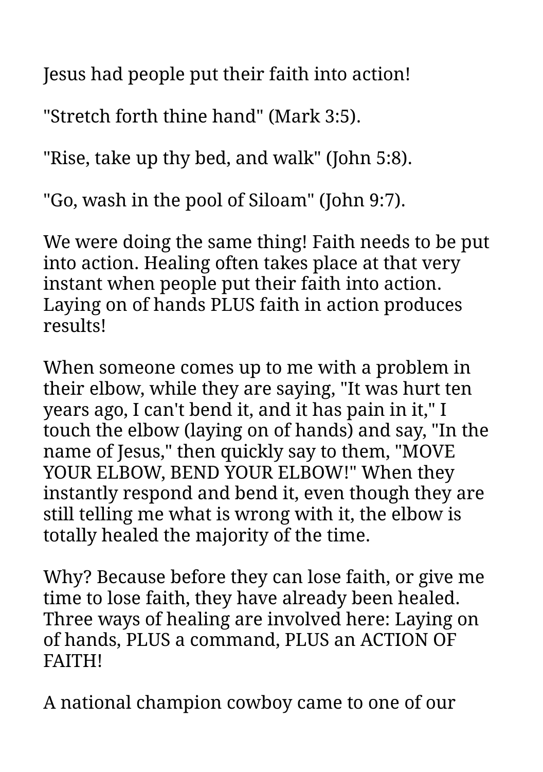Jesus had people put their faith into action!

"Stretch forth thine hand" (Mark 3:5).

"Rise, take up thy bed, and walk" (John 5:8).

"Go, wash in the pool of Siloam" (John 9:7).

We were doing the same thing! Faith needs to be put into action. Healing often takes place at that very instant when people put their faith into action. Laying on of hands PLUS faith in action produces results!

When someone comes up to me with a problem in their elbow, while they are saying, "It was hurt ten years ago, I can't bend it, and it has pain in it," I touch the elbow (laying on of hands) and say, "In the name of Jesus," then quickly say to them, "MOVE YOUR ELBOW, BEND YOUR ELBOW!" When they instantly respond and bend it, even though they are still telling me what is wrong with it, the elbow is totally healed the majority of the time.

Why? Because before they can lose faith, or give me time to lose faith, they have already been healed. Three ways of healing are involved here: Laying on of hands, PLUS a command, PLUS an ACTION OF FAITH!

A national champion cowboy came to one of our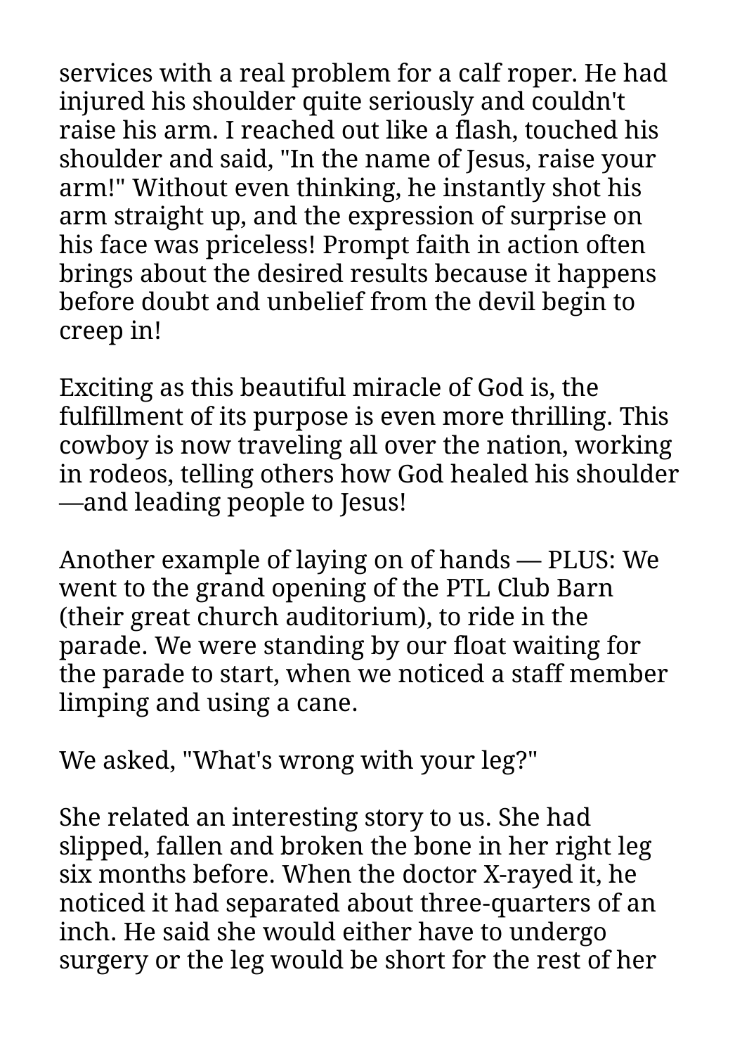services with a real problem for a calf roper. He had injured his shoulder quite seriously and couldn't raise his arm. I reached out like a flash, touched his shoulder and said, "In the name of Jesus, raise your arm!" Without even thinking, he instantly shot his arm straight up, and the expression of surprise on his face was priceless! Prompt faith in action often brings about the desired results because it happens before doubt and unbelief from the devil begin to creep in!

Exciting as this beautiful miracle of God is, the fulfillment of its purpose is even more thrilling. This cowboy is now traveling all over the nation, working in rodeos, telling others how God healed his shoulder—and leading people to Jesus!

Another example of laying on of hands — PLUS: We went to the grand opening of the PTL Club Barn (their great church auditorium), to ride in the parade. We were standing by our float waiting for the parade to start, when we noticed a staff member limping and using a cane.

We asked, "What's wrong with your leg?"

She related an interesting story to us. She had slipped, fallen and broken the bone in her right leg six months before. When the doctor X-rayed it, he noticed it had separated about three-quarters of an inch. He said she would either have to undergo surgery or the leg would be short for the rest of her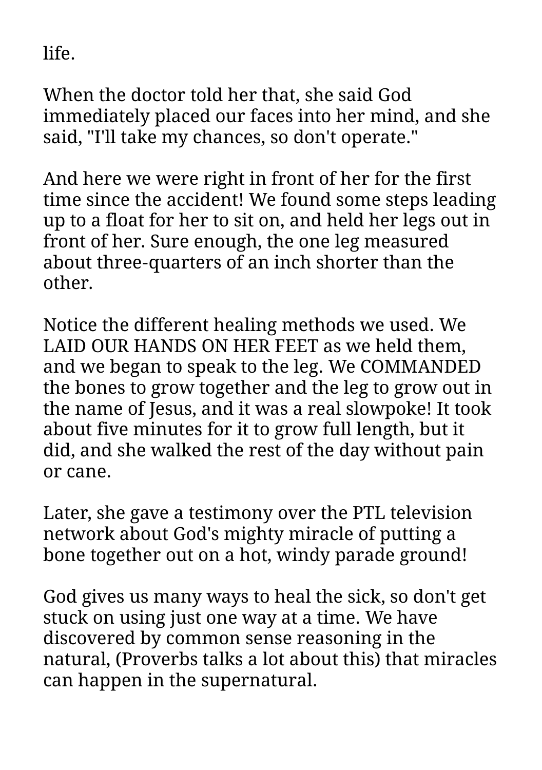life.

When the doctor told her that, she said God immediately placed our faces into her mind, and she said, "I'll take my chances, so don't operate."

And here we were right in front of her for the first time since the accident! We found some steps leading up to a float for her to sit on, and held her legs out in front of her. Sure enough, the one leg measured about three-quarters of an inch shorter than the other.

Notice the different healing methods we used. We LAID OUR HANDS ON HER FEET as we held them, and we began to speak to the leg. We COMMANDED the bones to grow together and the leg to grow out in the name of Jesus, and it was a real slowpoke! It took about five minutes for it to grow full length, but it did, and she walked the rest of the day without pain or cane.

Later, she gave a testimony over the PTL television network about God's mighty miracle of putting a bone together out on a hot, windy parade ground!

God gives us many ways to heal the sick, so don't get stuck on using just one way at a time. We have discovered by common sense reasoning in the natural, (Proverbs talks a lot about this) that miracles can happen in the supernatural.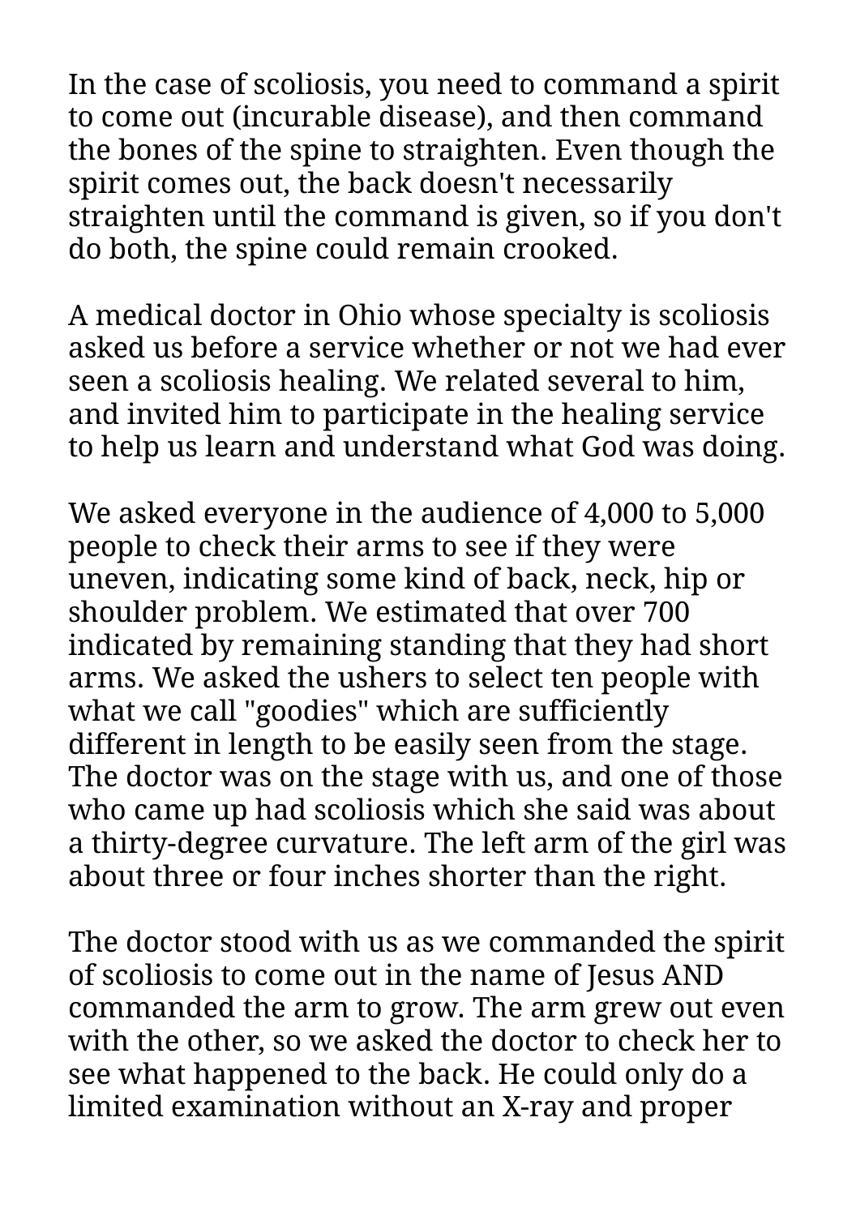In the case of scoliosis, you need to command a spirit to come out (incurable disease), and then command the bones of the spine to straighten. Even though the spirit comes out, the back doesn't necessarily straighten until the command is given, so if you don't do both, the spine could remain crooked.

A medical doctor in Ohio whose specialty is scoliosis asked us before a service whether or not we had ever seen a scoliosis healing. We related several to him, and invited him to participate in the healing service to help us learn and understand what God was doing.

We asked everyone in the audience of 4,000 to 5,000 people to check their arms to see if they were uneven, indicating some kind of back, neck, hip or shoulder problem. We estimated that over 700 indicated by remaining standing that they had short arms. We asked the ushers to select ten people with what we call "goodies" which are sufficiently different in length to be easily seen from the stage. The doctor was on the stage with us, and one of those who came up had scoliosis which she said was about a thirty-degree curvature. The left arm of the girl was about three or four inches shorter than the right.

The doctor stood with us as we commanded the spirit of scoliosis to come out in the name of Jesus AND commanded the arm to grow. The arm grew out even with the other, so we asked the doctor to check her to see what happened to the back. He could only do a limited examination without an X-ray and proper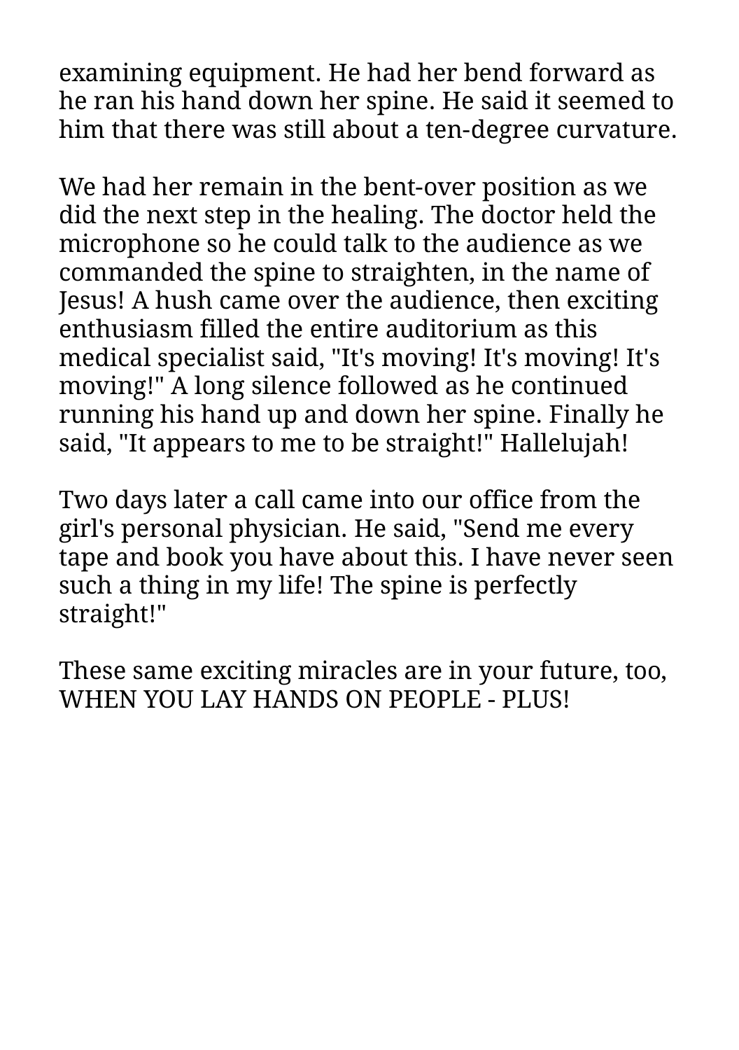examining equipment. He had her bend forward as he ran his hand down her spine. He said it seemed to him that there was still about a ten-degree curvature.

We had her remain in the bent-over position as we did the next step in the healing. The doctor held the microphone so he could talk to the audience as we commanded the spine to straighten, in the name of Jesus! A hush came over the audience, then exciting enthusiasm filled the entire auditorium as this medical specialist said, "It's moving! It's moving! It's moving!" A long silence followed as he continued running his hand up and down her spine. Finally he said, "It appears to me to be straight!" Hallelujah!

Two days later a call came into our office from the girl's personal physician. He said, "Send me every tape and book you have about this. I have never seen such a thing in my life! The spine is perfectly straight!"

These same exciting miracles are in your future, too, WHEN YOU LAY HANDS ON PEOPLE - PLUS!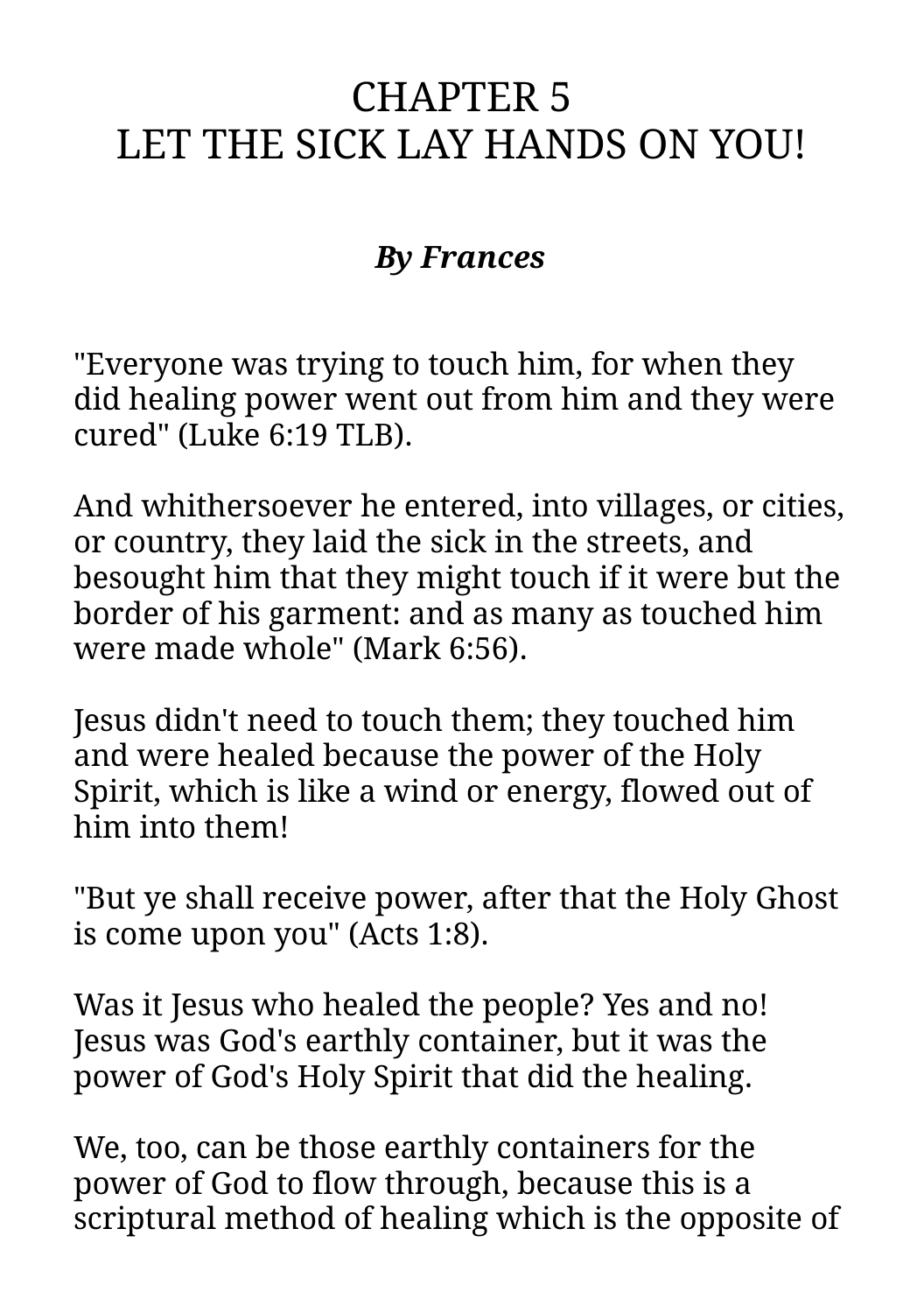# CHAPTER 5
# LET THE SICK LAY HANDS ON YOU!

***By Frances***

"Everyone was trying to touch him, for when they did healing power went out from him and they were cured" (Luke 6:19 TLB).

And whithersoever he entered, into villages, or cities, or country, they laid the sick in the streets, and besought him that they might touch if it were but the border of his garment: and as many as touched him were made whole" (Mark 6:56).

Jesus didn't need to touch them; they touched him and were healed because the power of the Holy Spirit, which is like a wind or energy, flowed out of him into them!

"But ye shall receive power, after that the Holy Ghost is come upon you" (Acts 1:8).

Was it Jesus who healed the people? Yes and no! Jesus was God's earthly container, but it was the power of God's Holy Spirit that did the healing.

We, too, can be those earthly containers for the power of God to flow through, because this is a scriptural method of healing which is the opposite of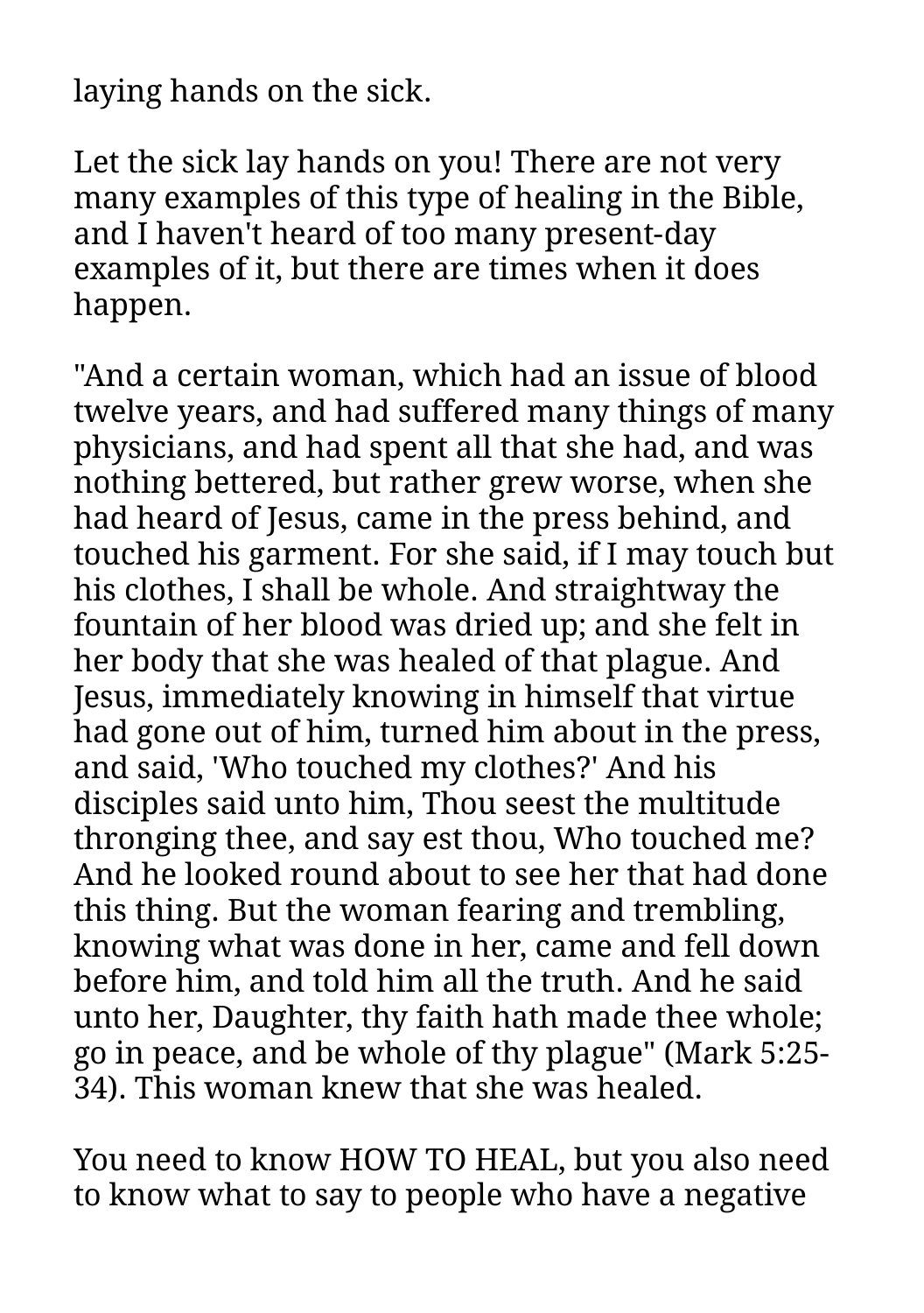laying hands on the sick.

Let the sick lay hands on you! There are not very many examples of this type of healing in the Bible, and I haven't heard of too many present-day examples of it, but there are times when it does happen.

"And a certain woman, which had an issue of blood twelve years, and had suffered many things of many physicians, and had spent all that she had, and was nothing bettered, but rather grew worse, when she had heard of Jesus, came in the press behind, and touched his garment. For she said, if I may touch but his clothes, I shall be whole. And straightway the fountain of her blood was dried up; and she felt in her body that she was healed of that plague. And Jesus, immediately knowing in himself that virtue had gone out of him, turned him about in the press, and said, 'Who touched my clothes?' And his disciples said unto him, Thou seest the multitude thronging thee, and say est thou, Who touched me? And he looked round about to see her that had done this thing. But the woman fearing and trembling, knowing what was done in her, came and fell down before him, and told him all the truth. And he said unto her, Daughter, thy faith hath made thee whole; go in peace, and be whole of thy plague" (Mark 5:25-34). This woman knew that she was healed.

You need to know HOW TO HEAL, but you also need to know what to say to people who have a negative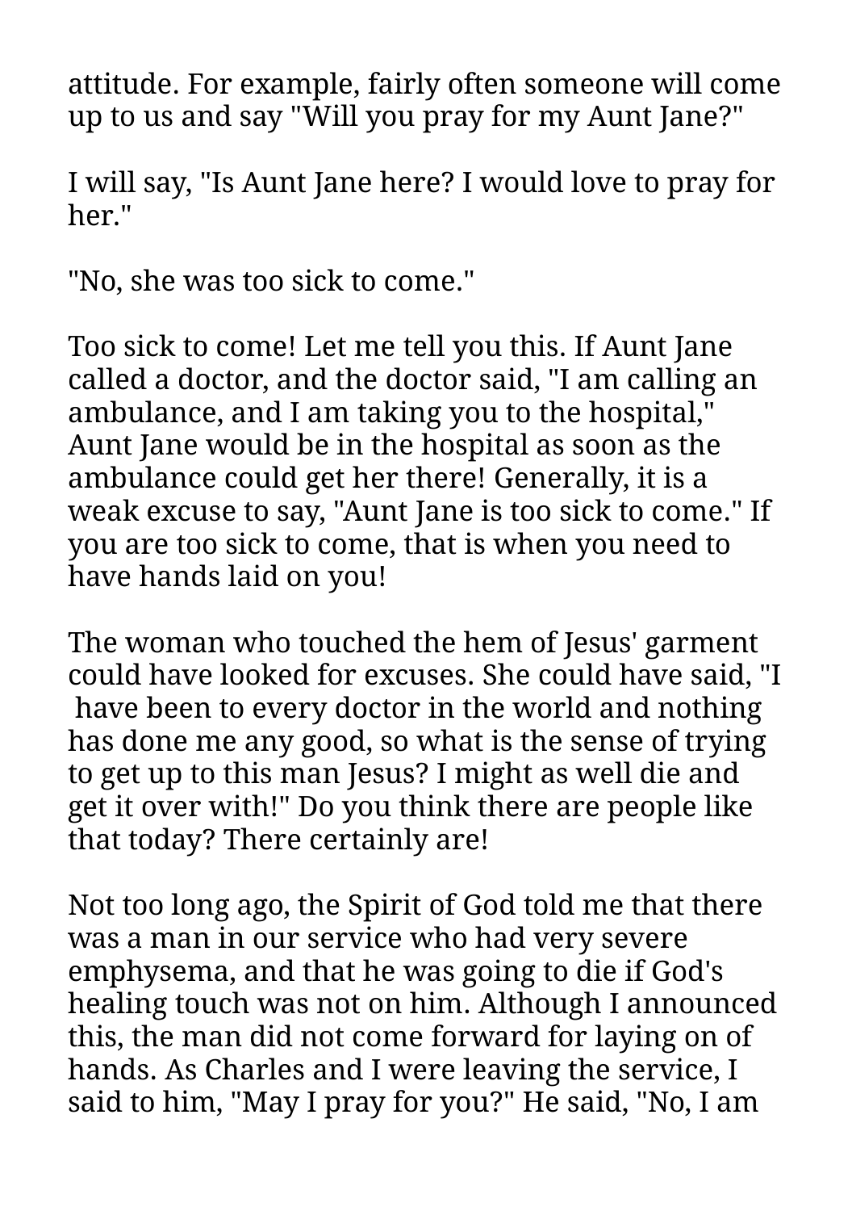attitude. For example, fairly often someone will come up to us and say "Will you pray for my Aunt Jane?"

I will say, "Is Aunt Jane here? I would love to pray for her."

"No, she was too sick to come."

Too sick to come! Let me tell you this. If Aunt Jane called a doctor, and the doctor said, "I am calling an ambulance, and I am taking you to the hospital," Aunt Jane would be in the hospital as soon as the ambulance could get her there! Generally, it is a weak excuse to say, "Aunt Jane is too sick to come." If you are too sick to come, that is when you need to have hands laid on you!

The woman who touched the hem of Jesus' garment could have looked for excuses. She could have said, "I have been to every doctor in the world and nothing has done me any good, so what is the sense of trying to get up to this man Jesus? I might as well die and get it over with!" Do you think there are people like that today? There certainly are!

Not too long ago, the Spirit of God told me that there was a man in our service who had very severe emphysema, and that he was going to die if God's healing touch was not on him. Although I announced this, the man did not come forward for laying on of hands. As Charles and I were leaving the service, I said to him, "May I pray for you?" He said, "No, I am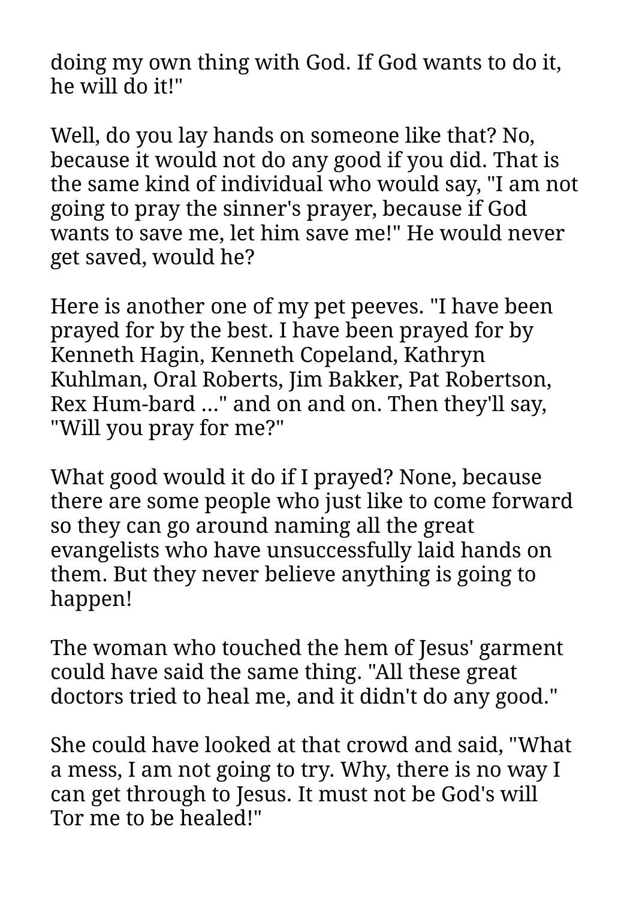doing my own thing with God. If God wants to do it, he will do it!"

Well, do you lay hands on someone like that? No, because it would not do any good if you did. That is the same kind of individual who would say, "I am not going to pray the sinner's prayer, because if God wants to save me, let him save me!" He would never get saved, would he?

Here is another one of my pet peeves. "I have been prayed for by the best. I have been prayed for by Kenneth Hagin, Kenneth Copeland, Kathryn Kuhlman, Oral Roberts, Jim Bakker, Pat Robertson, Rex Hum-bard ..." and on and on. Then they'll say, "Will you pray for me?"

What good would it do if I prayed? None, because there are some people who just like to come forward so they can go around naming all the great evangelists who have unsuccessfully laid hands on them. But they never believe anything is going to happen!

The woman who touched the hem of Jesus' garment could have said the same thing. "All these great doctors tried to heal me, and it didn't do any good."

She could have looked at that crowd and said, "What a mess, I am not going to try. Why, there is no way I can get through to Jesus. It must not be God's will Tor me to be healed!"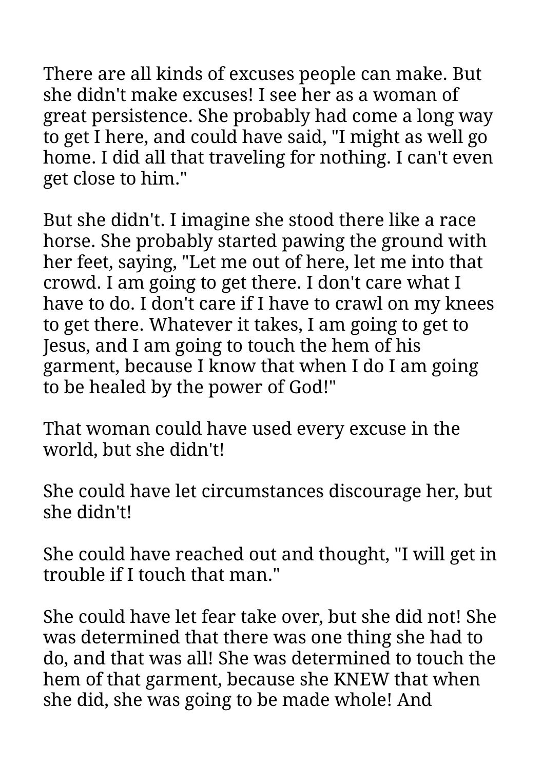There are all kinds of excuses people can make. But she didn't make excuses! I see her as a woman of great persistence. She probably had come a long way to get I here, and could have said, "I might as well go home. I did all that traveling for nothing. I can't even get close to him."

But she didn't. I imagine she stood there like a race horse. She probably started pawing the ground with her feet, saying, "Let me out of here, let me into that crowd. I am going to get there. I don't care what I have to do. I don't care if I have to crawl on my knees to get there. Whatever it takes, I am going to get to Jesus, and I am going to touch the hem of his garment, because I know that when I do I am going to be healed by the power of God!"

That woman could have used every excuse in the world, but she didn't!

She could have let circumstances discourage her, but she didn't!

She could have reached out and thought, "I will get in trouble if I touch that man."

She could have let fear take over, but she did not! She was determined that there was one thing she had to do, and that was all! She was determined to touch the hem of that garment, because she KNEW that when she did, she was going to be made whole! And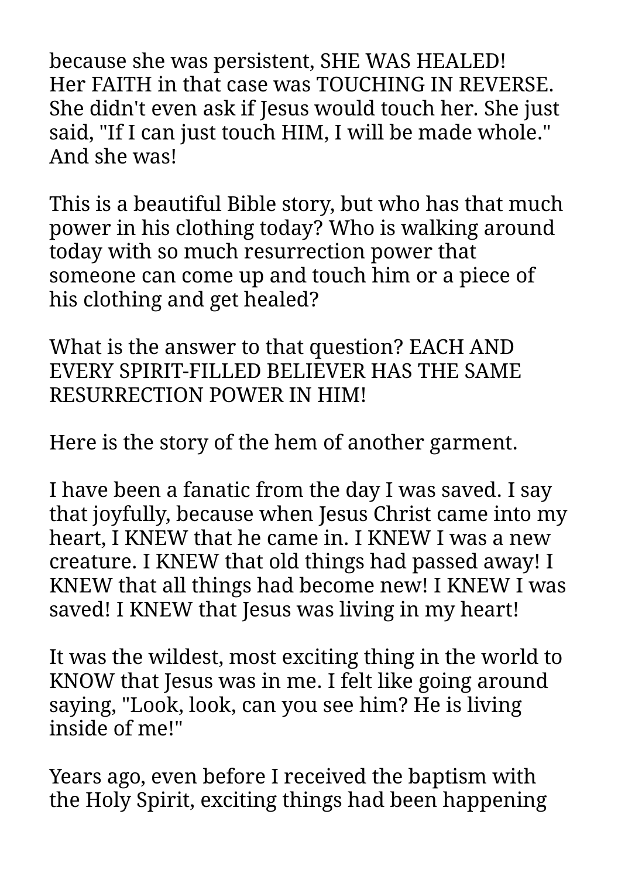because she was persistent, SHE WAS HEALED! Her FAITH in that case was TOUCHING IN REVERSE. She didn't even ask if Jesus would touch her. She just said, "If I can just touch HIM, I will be made whole." And she was!

This is a beautiful Bible story, but who has that much power in his clothing today? Who is walking around today with so much resurrection power that someone can come up and touch him or a piece of his clothing and get healed?

What is the answer to that question? EACH AND EVERY SPIRIT-FILLED BELIEVER HAS THE SAME RESURRECTION POWER IN HIM!

Here is the story of the hem of another garment.

I have been a fanatic from the day I was saved. I say that joyfully, because when Jesus Christ came into my heart, I KNEW that he came in. I KNEW I was a new creature. I KNEW that old things had passed away! I KNEW that all things had become new! I KNEW I was saved! I KNEW that Jesus was living in my heart!

It was the wildest, most exciting thing in the world to KNOW that Jesus was in me. I felt like going around saying, "Look, look, can you see him? He is living inside of me!"

Years ago, even before I received the baptism with the Holy Spirit, exciting things had been happening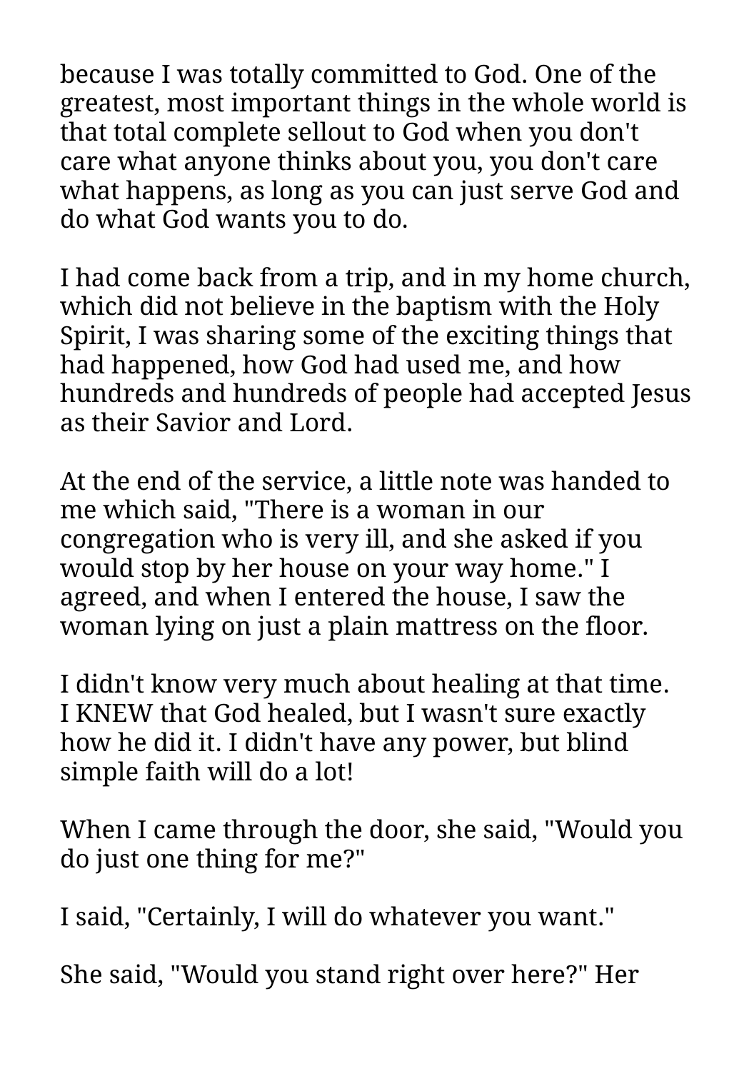because I was totally committed to God. One of the greatest, most important things in the whole world is that total complete sellout to God when you don't care what anyone thinks about you, you don't care what happens, as long as you can just serve God and do what God wants you to do.

I had come back from a trip, and in my home church, which did not believe in the baptism with the Holy Spirit, I was sharing some of the exciting things that had happened, how God had used me, and how hundreds and hundreds of people had accepted Jesus as their Savior and Lord.

At the end of the service, a little note was handed to me which said, "There is a woman in our congregation who is very ill, and she asked if you would stop by her house on your way home." I agreed, and when I entered the house, I saw the woman lying on just a plain mattress on the floor.

I didn't know very much about healing at that time. I KNEW that God healed, but I wasn't sure exactly how he did it. I didn't have any power, but blind simple faith will do a lot!

When I came through the door, she said, "Would you do just one thing for me?"

I said, "Certainly, I will do whatever you want."

She said, "Would you stand right over here?" Her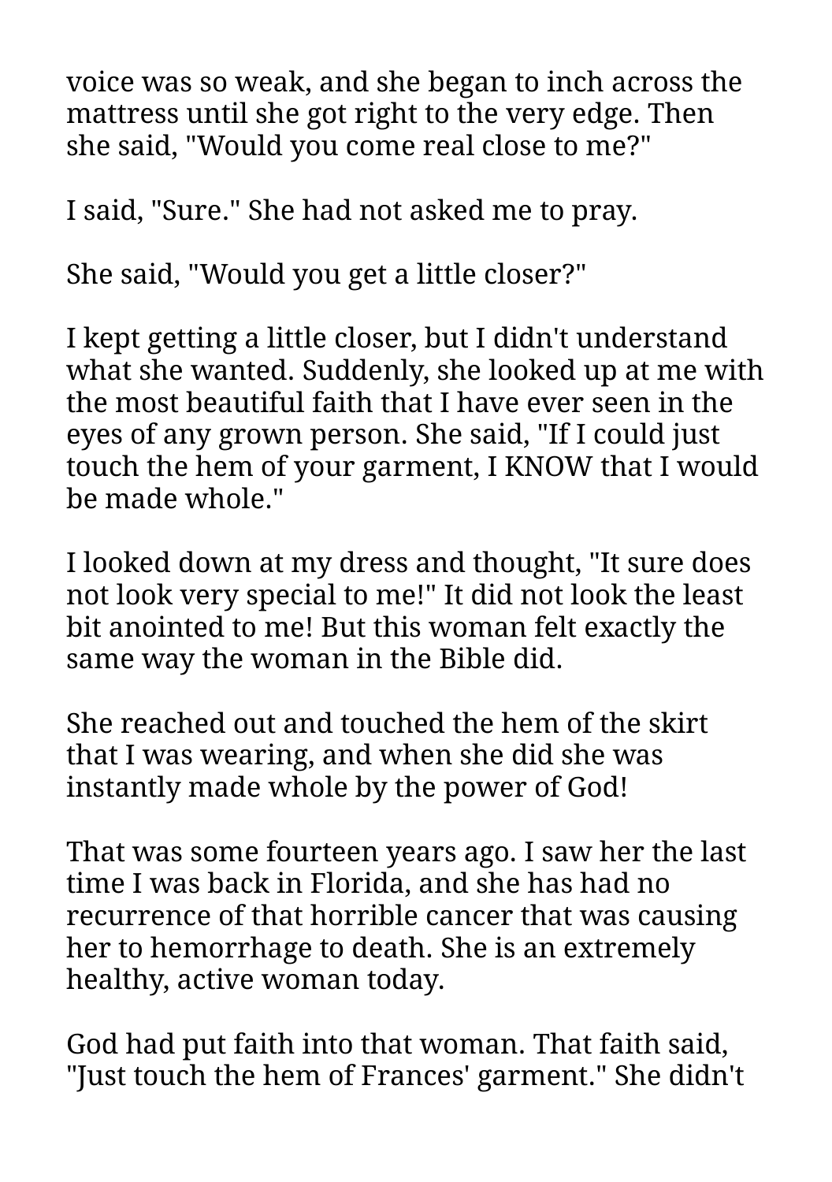voice was so weak, and she began to inch across the mattress until she got right to the very edge. Then she said, "Would you come real close to me?"

I said, "Sure." She had not asked me to pray.

She said, "Would you get a little closer?"

I kept getting a little closer, but I didn't understand what she wanted. Suddenly, she looked up at me with the most beautiful faith that I have ever seen in the eyes of any grown person. She said, "If I could just touch the hem of your garment, I KNOW that I would be made whole."

I looked down at my dress and thought, "It sure does not look very special to me!" It did not look the least bit anointed to me! But this woman felt exactly the same way the woman in the Bible did.

She reached out and touched the hem of the skirt that I was wearing, and when she did she was instantly made whole by the power of God!

That was some fourteen years ago. I saw her the last time I was back in Florida, and she has had no recurrence of that horrible cancer that was causing her to hemorrhage to death. She is an extremely healthy, active woman today.

God had put faith into that woman. That faith said, "Just touch the hem of Frances' garment." She didn't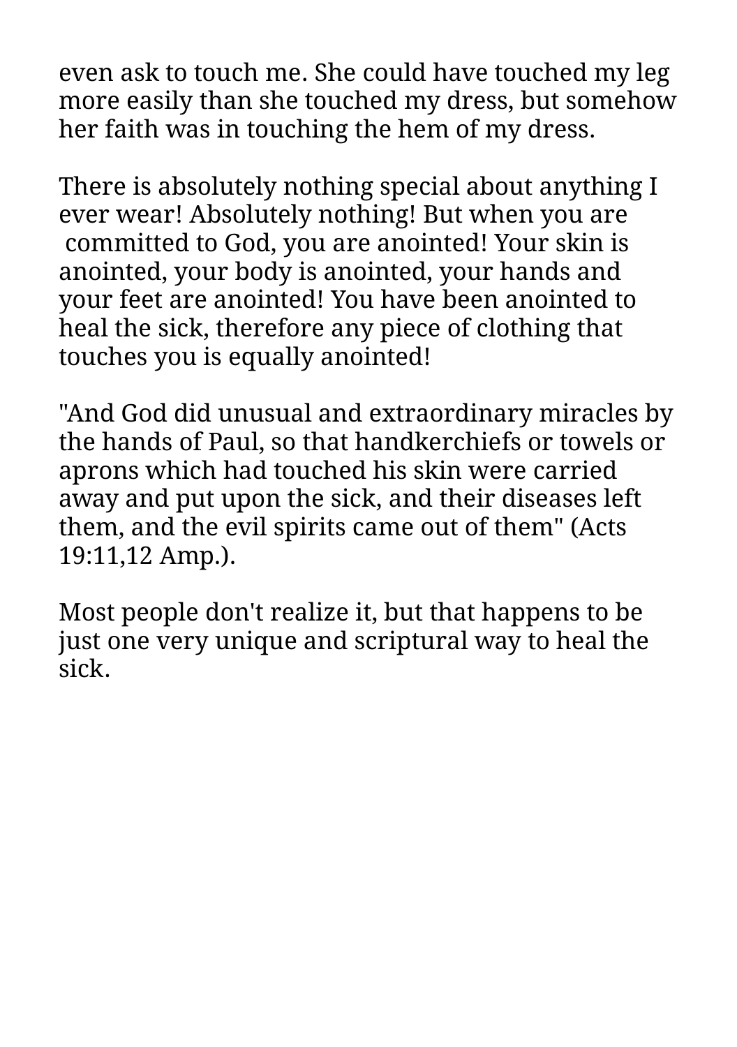even ask to touch me. She could have touched my leg more easily than she touched my dress, but somehow her faith was in touching the hem of my dress.

There is absolutely nothing special about anything I ever wear! Absolutely nothing! But when you are committed to God, you are anointed! Your skin is anointed, your body is anointed, your hands and your feet are anointed! You have been anointed to heal the sick, therefore any piece of clothing that touches you is equally anointed!

"And God did unusual and extraordinary miracles by the hands of Paul, so that handkerchiefs or towels or aprons which had touched his skin were carried away and put upon the sick, and their diseases left them, and the evil spirits came out of them" (Acts 19:11,12 Amp.).

Most people don't realize it, but that happens to be just one very unique and scriptural way to heal the sick.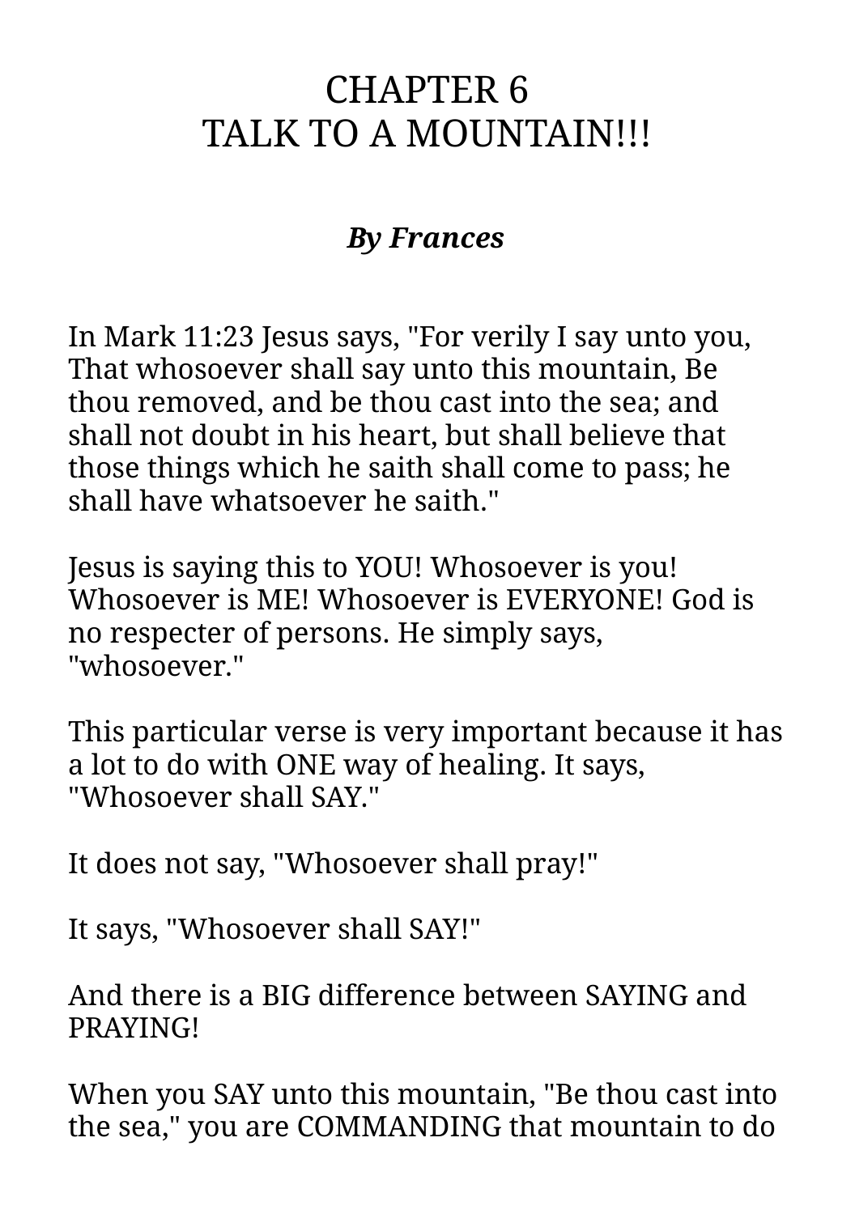# CHAPTER 6
# TALK TO A MOUNTAIN!!!

***By Frances***

In Mark 11:23 Jesus says, "For verily I say unto you, That whosoever shall say unto this mountain, Be thou removed, and be thou cast into the sea; and shall not doubt in his heart, but shall believe that those things which he saith shall come to pass; he shall have whatsoever he saith."

Jesus is saying this to YOU! Whosoever is you! Whosoever is ME! Whosoever is EVERYONE! God is no respecter of persons. He simply says, "whosoever."

This particular verse is very important because it has a lot to do with ONE way of healing. It says, "Whosoever shall SAY."

It does not say, "Whosoever shall pray!"

It says, "Whosoever shall SAY!"

And there is a BIG difference between SAYING and PRAYING!

When you SAY unto this mountain, "Be thou cast into the sea," you are COMMANDING that mountain to do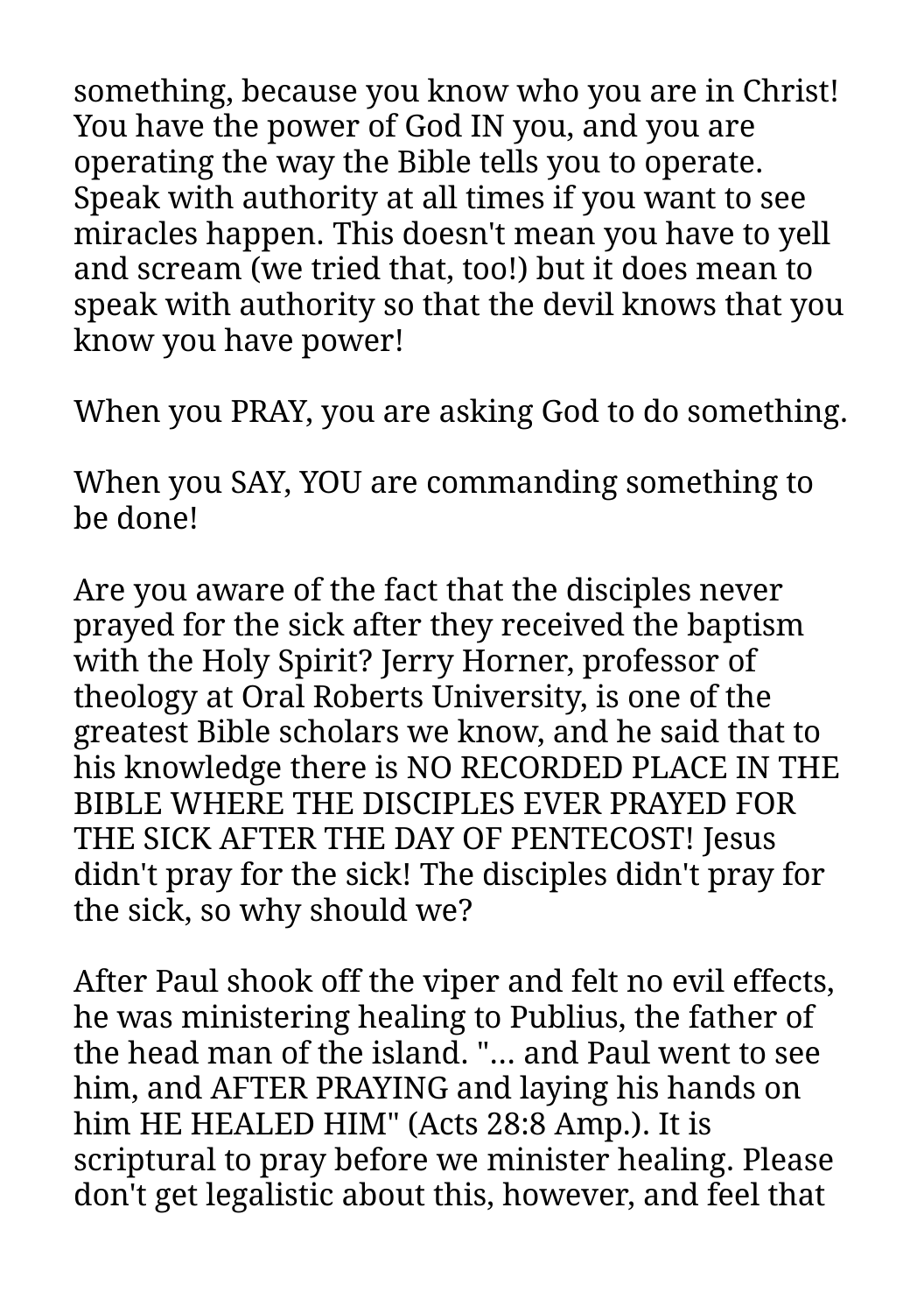something, because you know who you are in Christ! You have the power of God IN you, and you are operating the way the Bible tells you to operate. Speak with authority at all times if you want to see miracles happen. This doesn't mean you have to yell and scream (we tried that, too!) but it does mean to speak with authority so that the devil knows that you know you have power!

When you PRAY, you are asking God to do something.

When you SAY, YOU are commanding something to be done!

Are you aware of the fact that the disciples never prayed for the sick after they received the baptism with the Holy Spirit? Jerry Horner, professor of theology at Oral Roberts University, is one of the greatest Bible scholars we know, and he said that to his knowledge there is NO RECORDED PLACE IN THE BIBLE WHERE THE DISCIPLES EVER PRAYED FOR THE SICK AFTER THE DAY OF PENTECOST! Jesus didn't pray for the sick! The disciples didn't pray for the sick, so why should we?

After Paul shook off the viper and felt no evil effects, he was ministering healing to Publius, the father of the head man of the island. "... and Paul went to see him, and AFTER PRAYING and laying his hands on him HE HEALED HIM" (Acts 28:8 Amp.). It is scriptural to pray before we minister healing. Please don't get legalistic about this, however, and feel that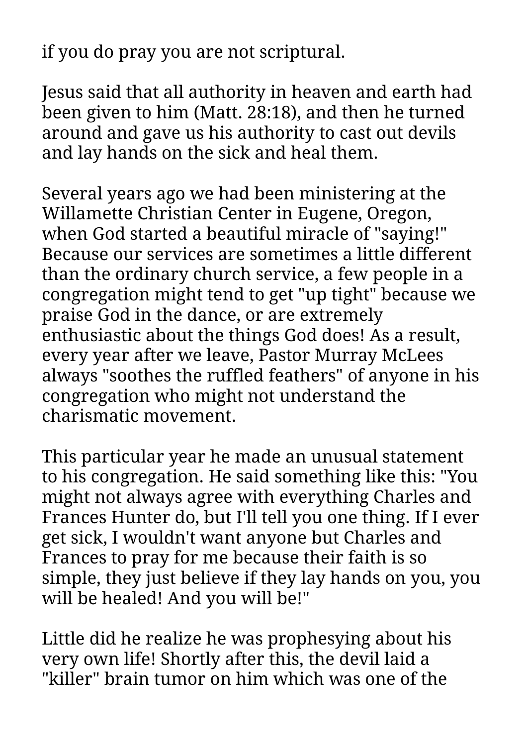if you do pray you are not scriptural.

Jesus said that all authority in heaven and earth had been given to him (Matt. 28:18), and then he turned around and gave us his authority to cast out devils and lay hands on the sick and heal them.

Several years ago we had been ministering at the Willamette Christian Center in Eugene, Oregon, when God started a beautiful miracle of "saying!" Because our services are sometimes a little different than the ordinary church service, a few people in a congregation might tend to get "up tight" because we praise God in the dance, or are extremely enthusiastic about the things God does! As a result, every year after we leave, Pastor Murray McLees always "soothes the ruffled feathers" of anyone in his congregation who might not understand the charismatic movement.

This particular year he made an unusual statement to his congregation. He said something like this: "You might not always agree with everything Charles and Frances Hunter do, but I'll tell you one thing. If I ever get sick, I wouldn't want anyone but Charles and Frances to pray for me because their faith is so simple, they just believe if they lay hands on you, you will be healed! And you will be!"

Little did he realize he was prophesying about his very own life! Shortly after this, the devil laid a "killer" brain tumor on him which was one of the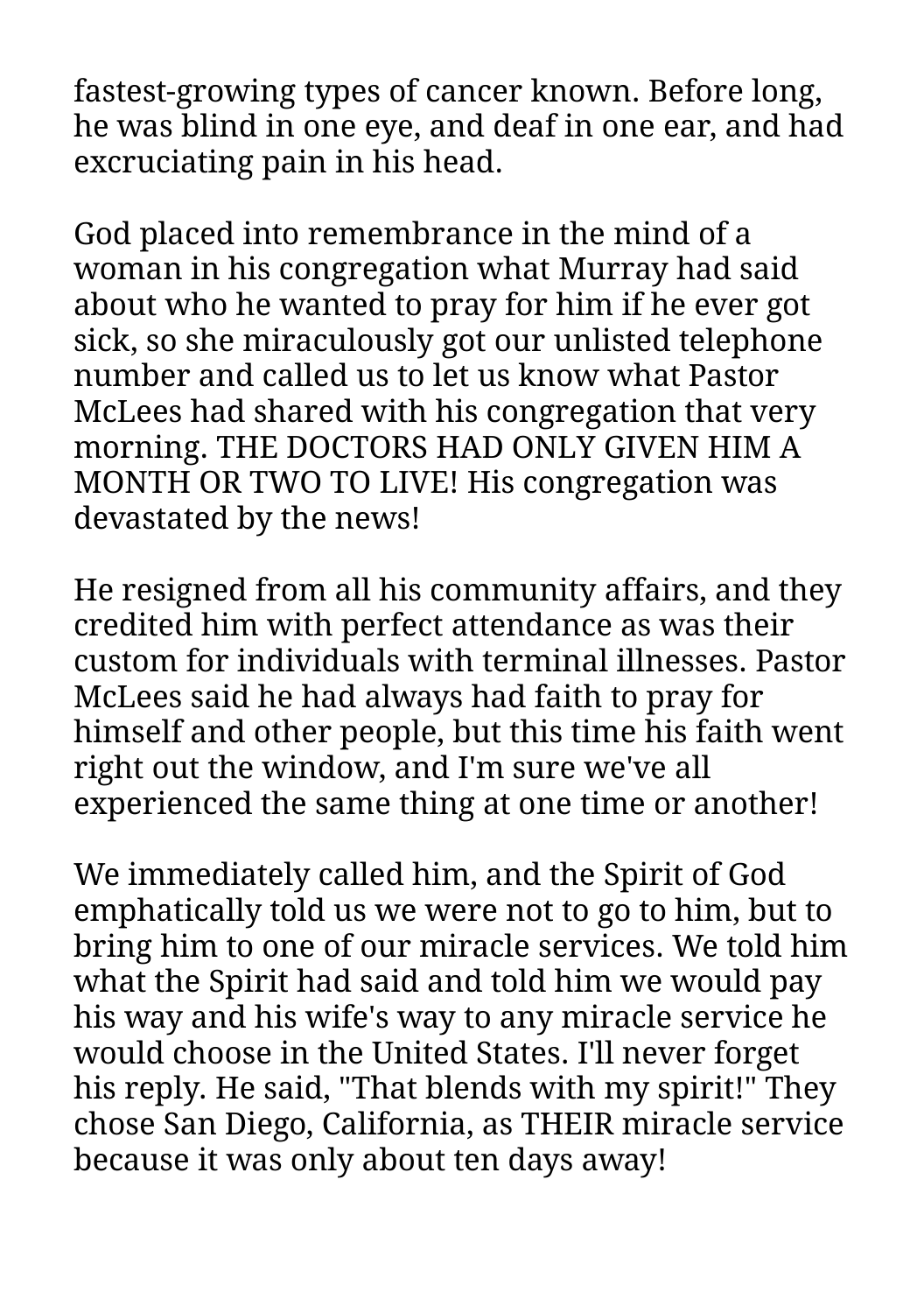fastest-growing types of cancer known. Before long, he was blind in one eye, and deaf in one ear, and had excruciating pain in his head.

God placed into remembrance in the mind of a woman in his congregation what Murray had said about who he wanted to pray for him if he ever got sick, so she miraculously got our unlisted telephone number and called us to let us know what Pastor McLees had shared with his congregation that very morning. THE DOCTORS HAD ONLY GIVEN HIM A MONTH OR TWO TO LIVE! His congregation was devastated by the news!

He resigned from all his community affairs, and they credited him with perfect attendance as was their custom for individuals with terminal illnesses. Pastor McLees said he had always had faith to pray for himself and other people, but this time his faith went right out the window, and I'm sure we've all experienced the same thing at one time or another!

We immediately called him, and the Spirit of God emphatically told us we were not to go to him, but to bring him to one of our miracle services. We told him what the Spirit had said and told him we would pay his way and his wife's way to any miracle service he would choose in the United States. I'll never forget his reply. He said, "That blends with my spirit!" They chose San Diego, California, as THEIR miracle service because it was only about ten days away!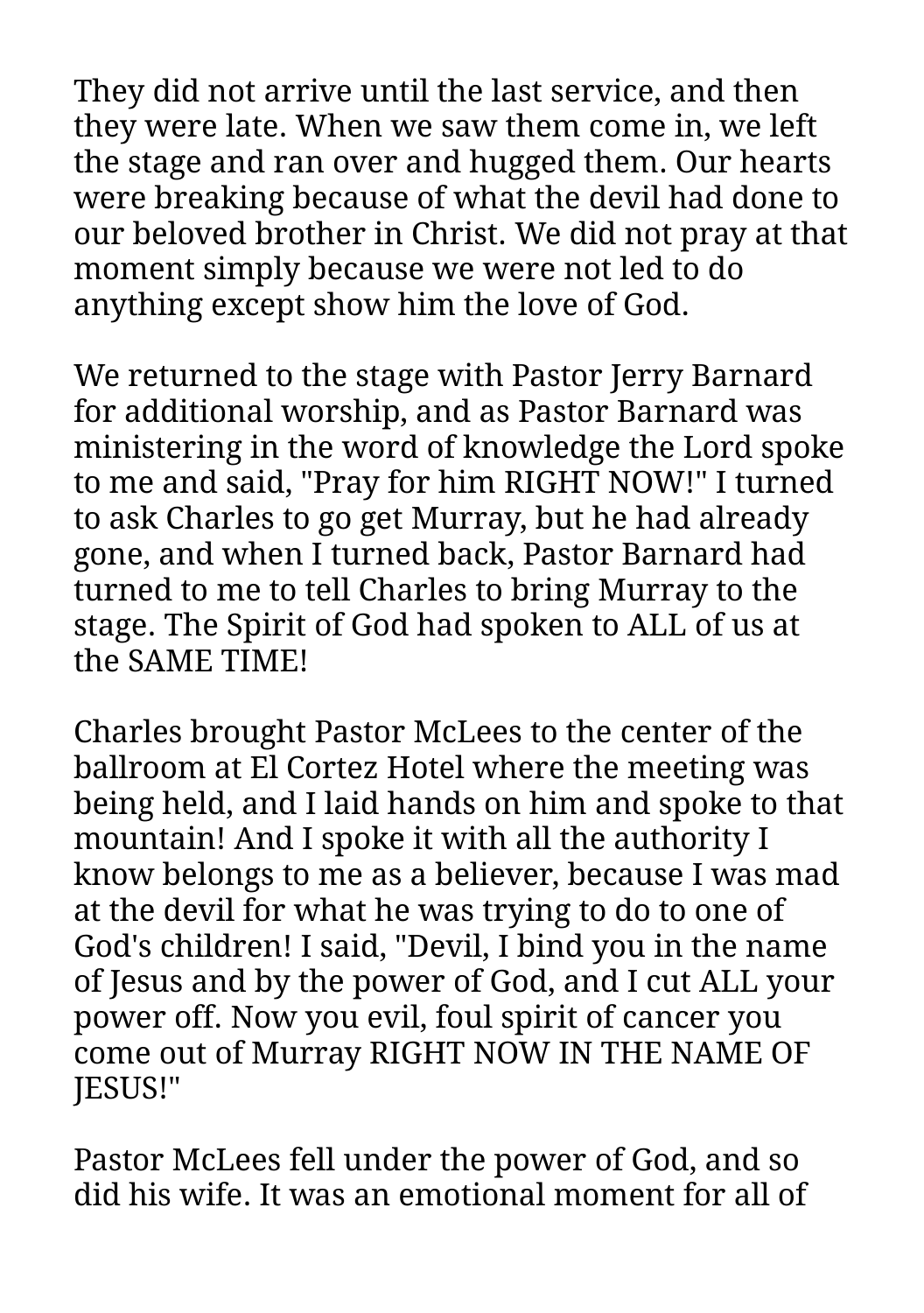They did not arrive until the last service, and then they were late. When we saw them come in, we left the stage and ran over and hugged them. Our hearts were breaking because of what the devil had done to our beloved brother in Christ. We did not pray at that moment simply because we were not led to do anything except show him the love of God.

We returned to the stage with Pastor Jerry Barnard for additional worship, and as Pastor Barnard was ministering in the word of knowledge the Lord spoke to me and said, "Pray for him RIGHT NOW!" I turned to ask Charles to go get Murray, but he had already gone, and when I turned back, Pastor Barnard had turned to me to tell Charles to bring Murray to the stage. The Spirit of God had spoken to ALL of us at the SAME TIME!

Charles brought Pastor McLees to the center of the ballroom at El Cortez Hotel where the meeting was being held, and I laid hands on him and spoke to that mountain! And I spoke it with all the authority I know belongs to me as a believer, because I was mad at the devil for what he was trying to do to one of God's children! I said, "Devil, I bind you in the name of Jesus and by the power of God, and I cut ALL your power off. Now you evil, foul spirit of cancer you come out of Murray RIGHT NOW IN THE NAME OF JESUS!"

Pastor McLees fell under the power of God, and so did his wife. It was an emotional moment for all of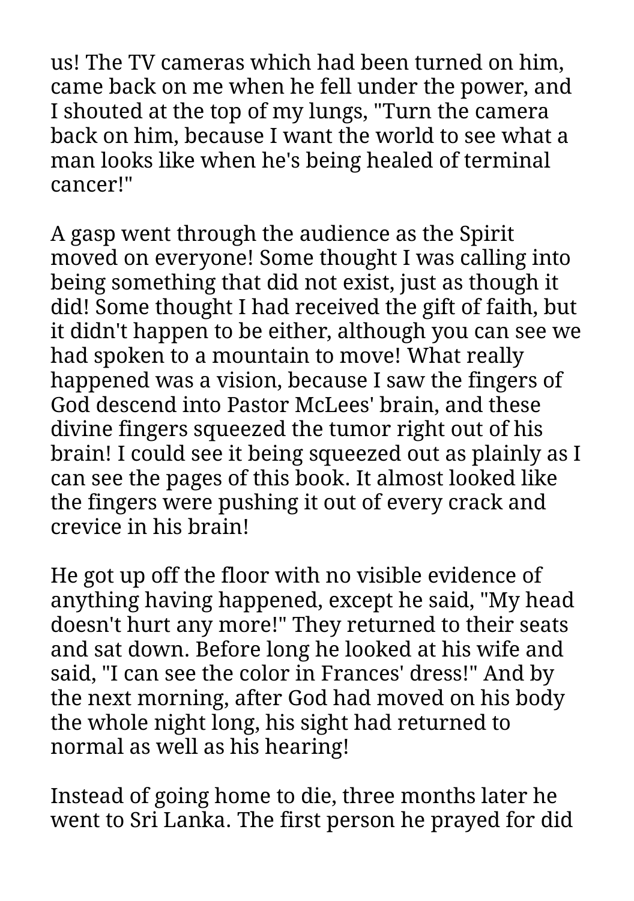us! The TV cameras which had been turned on him, came back on me when he fell under the power, and I shouted at the top of my lungs, "Turn the camera back on him, because I want the world to see what a man looks like when he's being healed of terminal cancer!"

A gasp went through the audience as the Spirit moved on everyone! Some thought I was calling into being something that did not exist, just as though it did! Some thought I had received the gift of faith, but it didn't happen to be either, although you can see we had spoken to a mountain to move! What really happened was a vision, because I saw the fingers of God descend into Pastor McLees' brain, and these divine fingers squeezed the tumor right out of his brain! I could see it being squeezed out as plainly as I can see the pages of this book. It almost looked like the fingers were pushing it out of every crack and crevice in his brain!

He got up off the floor with no visible evidence of anything having happened, except he said, "My head doesn't hurt any more!" They returned to their seats and sat down. Before long he looked at his wife and said, "I can see the color in Frances' dress!" And by the next morning, after God had moved on his body the whole night long, his sight had returned to normal as well as his hearing!

Instead of going home to die, three months later he went to Sri Lanka. The first person he prayed for did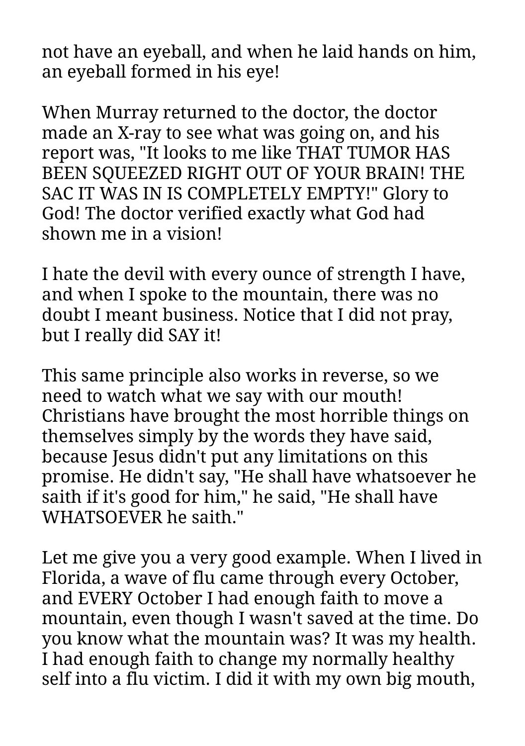not have an eyeball, and when he laid hands on him, an eyeball formed in his eye!

When Murray returned to the doctor, the doctor made an X-ray to see what was going on, and his report was, "It looks to me like THAT TUMOR HAS BEEN SQUEEZED RIGHT OUT OF YOUR BRAIN! THE SAC IT WAS IN IS COMPLETELY EMPTY!" Glory to God! The doctor verified exactly what God had shown me in a vision!

I hate the devil with every ounce of strength I have, and when I spoke to the mountain, there was no doubt I meant business. Notice that I did not pray, but I really did SAY it!

This same principle also works in reverse, so we need to watch what we say with our mouth! Christians have brought the most horrible things on themselves simply by the words they have said, because Jesus didn't put any limitations on this promise. He didn't say, "He shall have whatsoever he saith if it's good for him," he said, "He shall have WHATSOEVER he saith."

Let me give you a very good example. When I lived in Florida, a wave of flu came through every October, and EVERY October I had enough faith to move a mountain, even though I wasn't saved at the time. Do you know what the mountain was? It was my health. I had enough faith to change my normally healthy self into a flu victim. I did it with my own big mouth,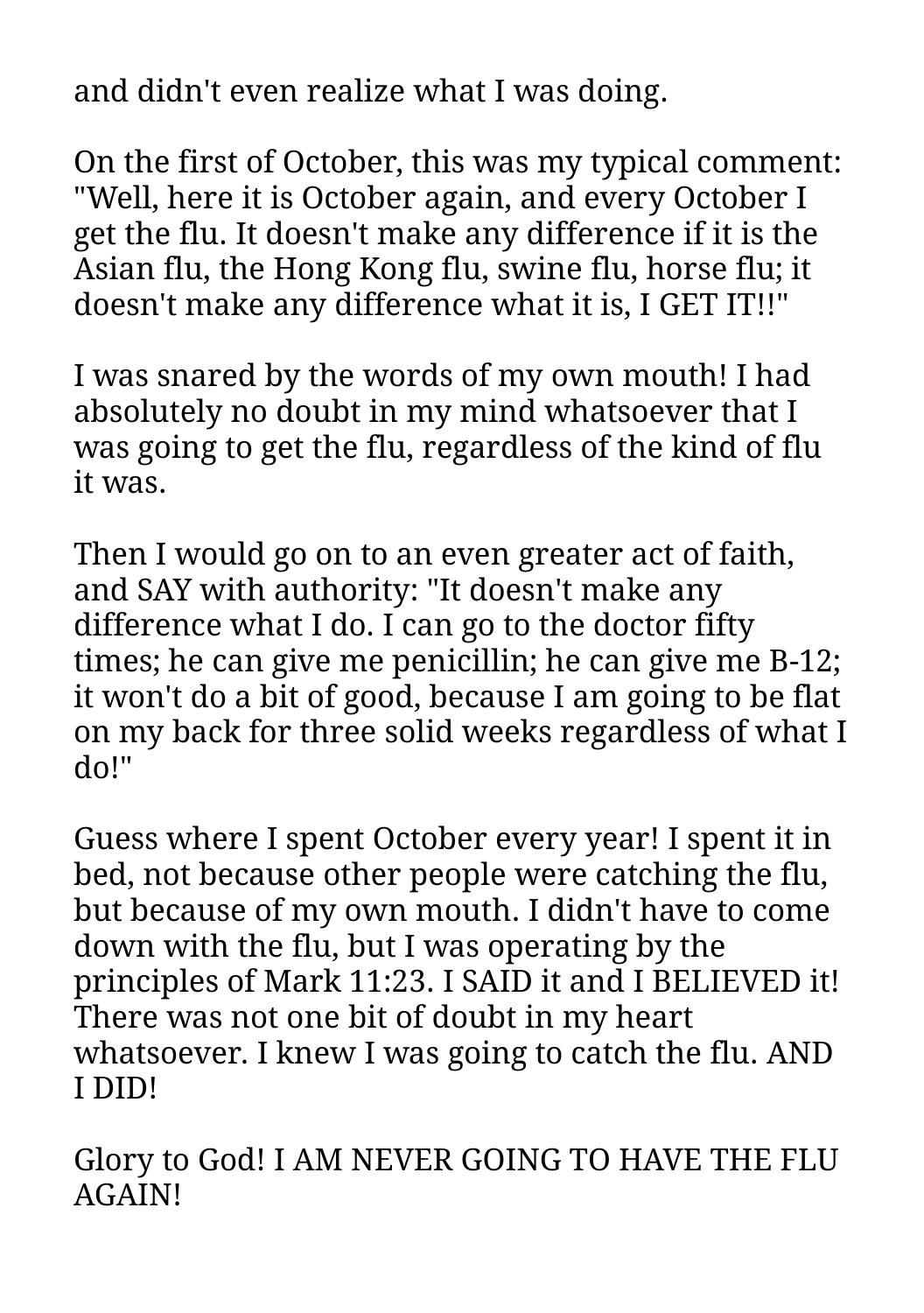and didn't even realize what I was doing.

On the first of October, this was my typical comment: "Well, here it is October again, and every October I get the flu. It doesn't make any difference if it is the Asian flu, the Hong Kong flu, swine flu, horse flu; it doesn't make any difference what it is, I GET IT!!"

I was snared by the words of my own mouth! I had absolutely no doubt in my mind whatsoever that I was going to get the flu, regardless of the kind of flu it was.

Then I would go on to an even greater act of faith, and SAY with authority: "It doesn't make any difference what I do. I can go to the doctor fifty times; he can give me penicillin; he can give me B-12; it won't do a bit of good, because I am going to be flat on my back for three solid weeks regardless of what I do!"

Guess where I spent October every year! I spent it in bed, not because other people were catching the flu, but because of my own mouth. I didn't have to come down with the flu, but I was operating by the principles of Mark 11:23. I SAID it and I BELIEVED it! There was not one bit of doubt in my heart whatsoever. I knew I was going to catch the flu. AND I DID!

Glory to God! I AM NEVER GOING TO HAVE THE FLU AGAIN!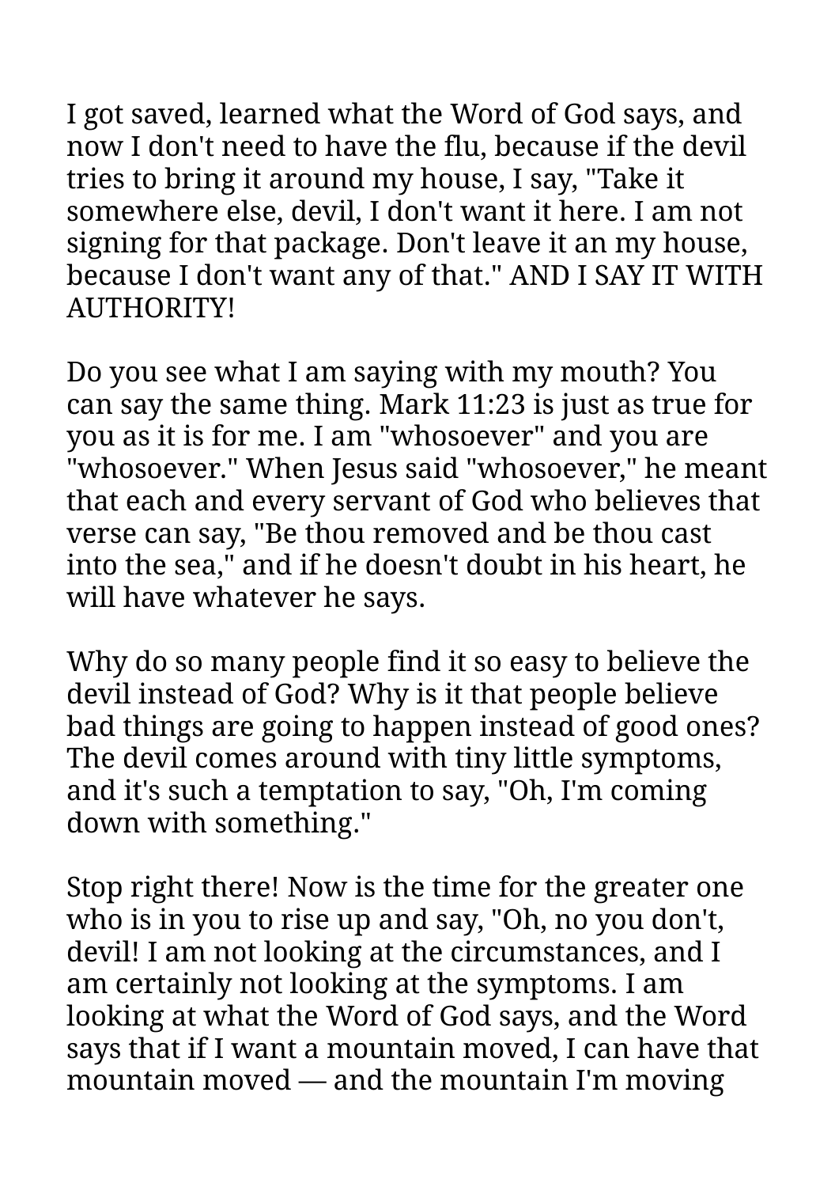I got saved, learned what the Word of God says, and now I don't need to have the flu, because if the devil tries to bring it around my house, I say, "Take it somewhere else, devil, I don't want it here. I am not signing for that package. Don't leave it an my house, because I don't want any of that." AND I SAY IT WITH AUTHORITY!

Do you see what I am saying with my mouth? You can say the same thing. Mark 11:23 is just as true for you as it is for me. I am "whosoever" and you are "whosoever." When Jesus said "whosoever," he meant that each and every servant of God who believes that verse can say, "Be thou removed and be thou cast into the sea," and if he doesn't doubt in his heart, he will have whatever he says.

Why do so many people find it so easy to believe the devil instead of God? Why is it that people believe bad things are going to happen instead of good ones? The devil comes around with tiny little symptoms, and it's such a temptation to say, "Oh, I'm coming down with something."

Stop right there! Now is the time for the greater one who is in you to rise up and say, "Oh, no you don't, devil! I am not looking at the circumstances, and I am certainly not looking at the symptoms. I am looking at what the Word of God says, and the Word says that if I want a mountain moved, I can have that mountain moved — and the mountain I'm moving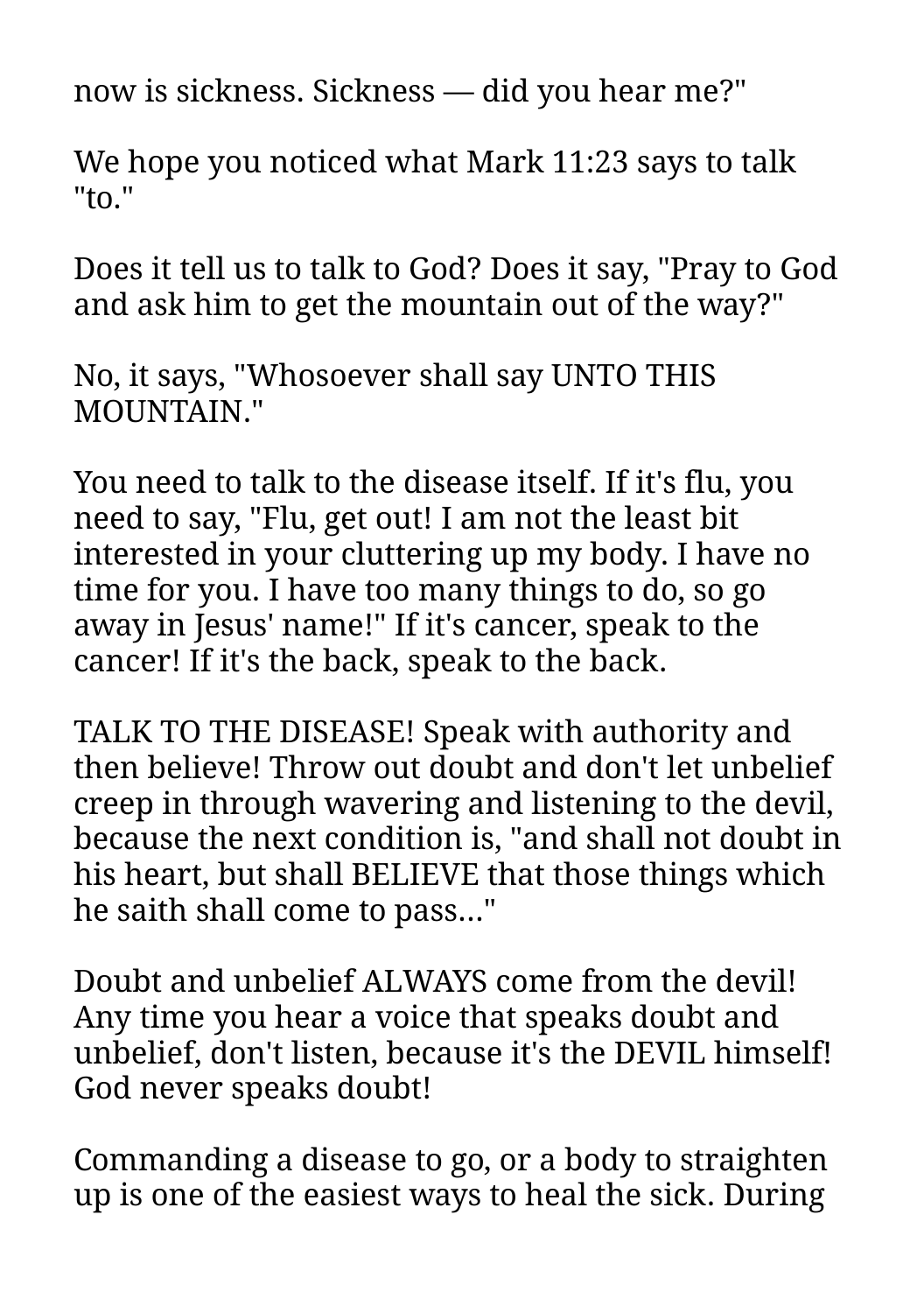now is sickness. Sickness — did you hear me?"

We hope you noticed what Mark 11:23 says to talk "to."

Does it tell us to talk to God? Does it say, "Pray to God and ask him to get the mountain out of the way?"

No, it says, "Whosoever shall say UNTO THIS MOUNTAIN."

You need to talk to the disease itself. If it's flu, you need to say, "Flu, get out! I am not the least bit interested in your cluttering up my body. I have no time for you. I have too many things to do, so go away in Jesus' name!" If it's cancer, speak to the cancer! If it's the back, speak to the back.

TALK TO THE DISEASE! Speak with authority and then believe! Throw out doubt and don't let unbelief creep in through wavering and listening to the devil, because the next condition is, "and shall not doubt in his heart, but shall BELIEVE that those things which he saith shall come to pass..."

Doubt and unbelief ALWAYS come from the devil! Any time you hear a voice that speaks doubt and unbelief, don't listen, because it's the DEVIL himself! God never speaks doubt!

Commanding a disease to go, or a body to straighten up is one of the easiest ways to heal the sick. During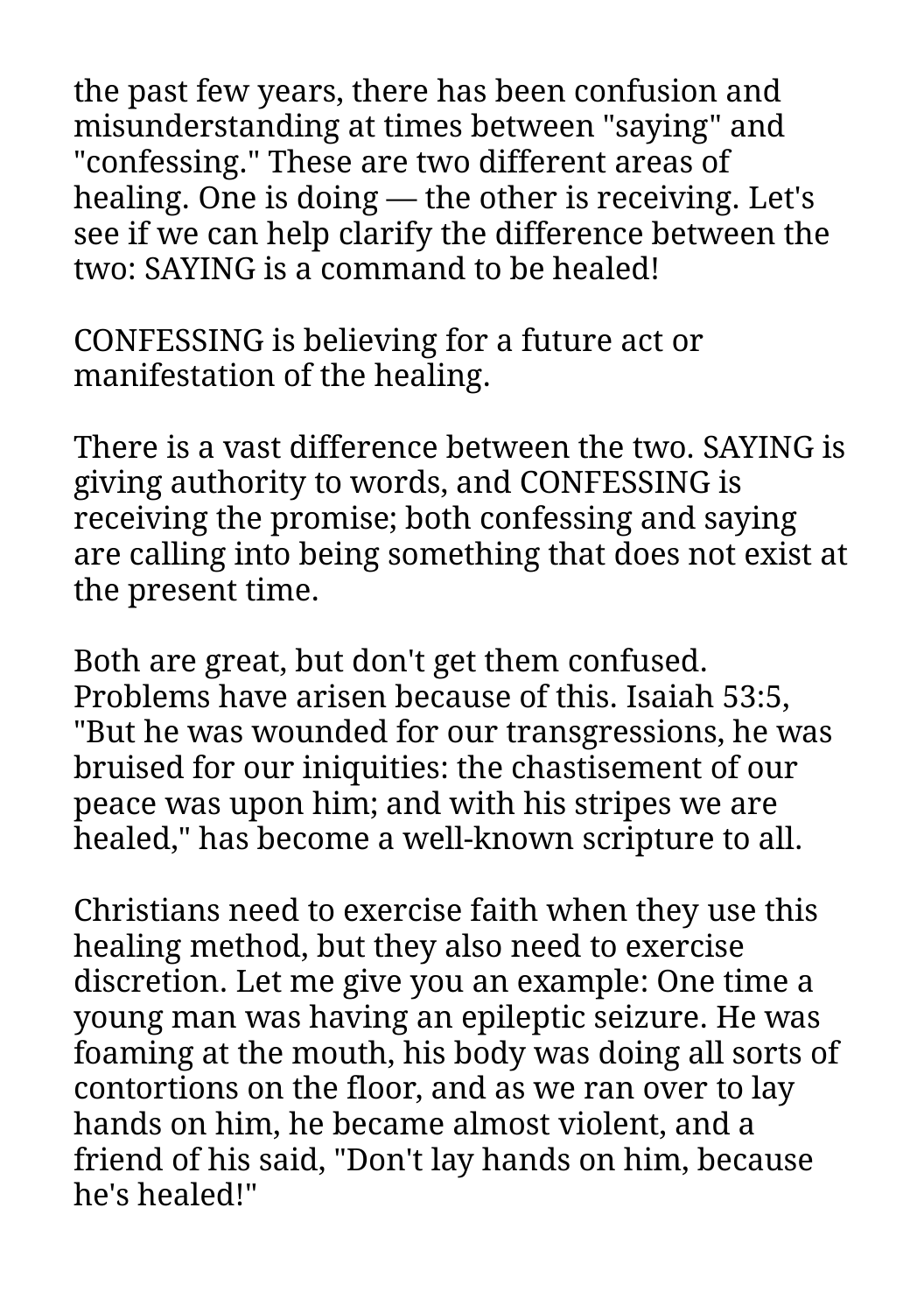the past few years, there has been confusion and misunderstanding at times between "saying" and "confessing." These are two different areas of healing. One is doing — the other is receiving. Let's see if we can help clarify the difference between the two: SAYING is a command to be healed!

CONFESSING is believing for a future act or manifestation of the healing.

There is a vast difference between the two. SAYING is giving authority to words, and CONFESSING is receiving the promise; both confessing and saying are calling into being something that does not exist at the present time.

Both are great, but don't get them confused. Problems have arisen because of this. Isaiah 53:5, "But he was wounded for our transgressions, he was bruised for our iniquities: the chastisement of our peace was upon him; and with his stripes we are healed," has become a well-known scripture to all.

Christians need to exercise faith when they use this healing method, but they also need to exercise discretion. Let me give you an example: One time a young man was having an epileptic seizure. He was foaming at the mouth, his body was doing all sorts of contortions on the floor, and as we ran over to lay hands on him, he became almost violent, and a friend of his said, "Don't lay hands on him, because he's healed!"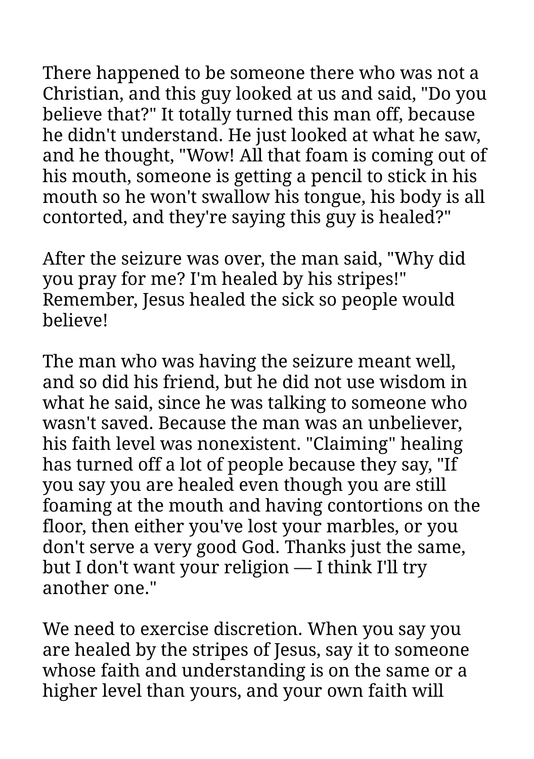There happened to be someone there who was not a Christian, and this guy looked at us and said, "Do you believe that?" It totally turned this man off, because he didn't understand. He just looked at what he saw, and he thought, "Wow! All that foam is coming out of his mouth, someone is getting a pencil to stick in his mouth so he won't swallow his tongue, his body is all contorted, and they're saying this guy is healed?"

After the seizure was over, the man said, "Why did you pray for me? I'm healed by his stripes!" Remember, Jesus healed the sick so people would believe!

The man who was having the seizure meant well, and so did his friend, but he did not use wisdom in what he said, since he was talking to someone who wasn't saved. Because the man was an unbeliever, his faith level was nonexistent. "Claiming" healing has turned off a lot of people because they say, "If you say you are healed even though you are still foaming at the mouth and having contortions on the floor, then either you've lost your marbles, or you don't serve a very good God. Thanks just the same, but I don't want your religion — I think I'll try another one."

We need to exercise discretion. When you say you are healed by the stripes of Jesus, say it to someone whose faith and understanding is on the same or a higher level than yours, and your own faith will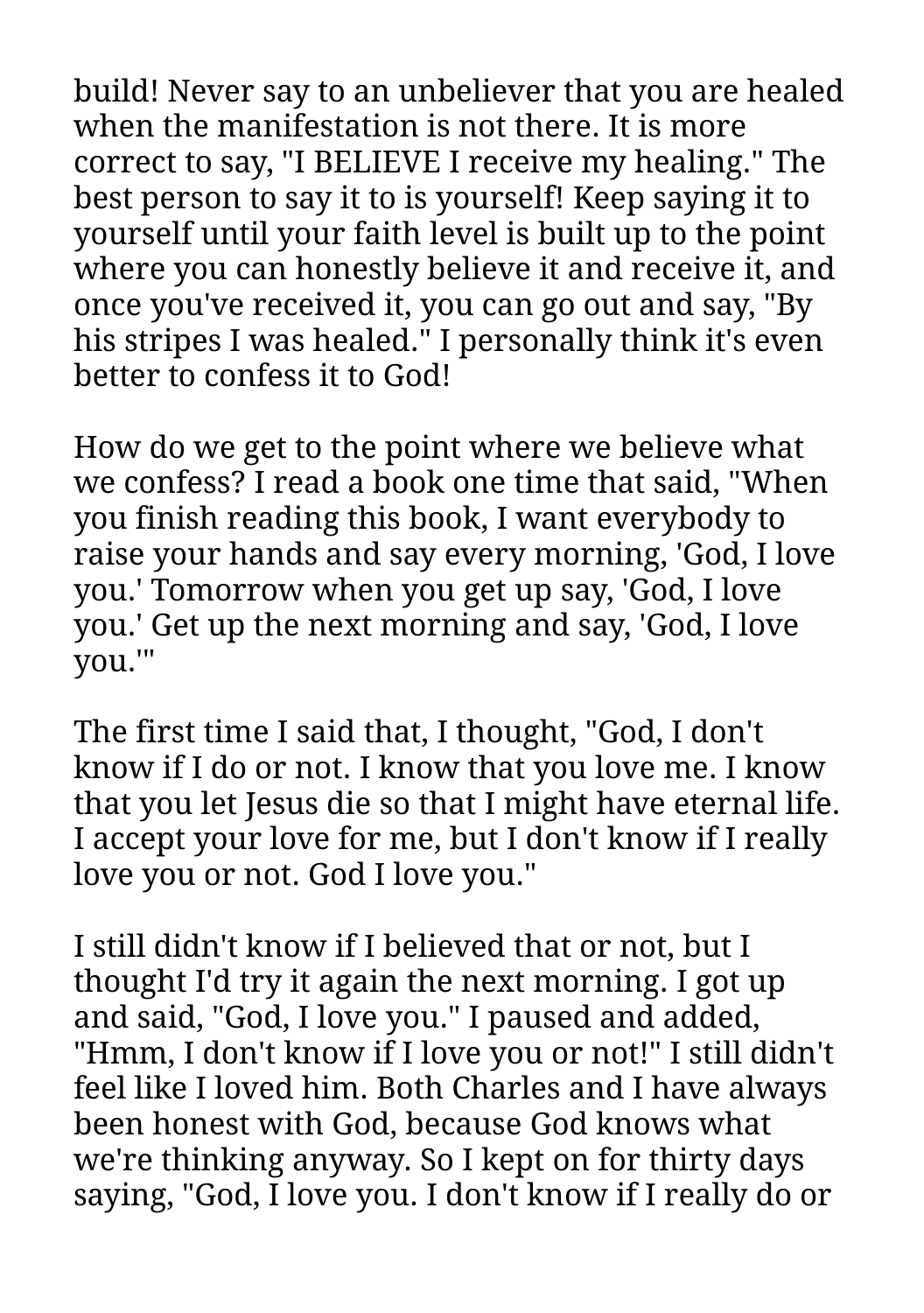build! Never say to an unbeliever that you are healed when the manifestation is not there. It is more correct to say, "I BELIEVE I receive my healing." The best person to say it to is yourself! Keep saying it to yourself until your faith level is built up to the point where you can honestly believe it and receive it, and once you've received it, you can go out and say, "By his stripes I was healed." I personally think it's even better to confess it to God!

How do we get to the point where we believe what we confess? I read a book one time that said, "When you finish reading this book, I want everybody to raise your hands and say every morning, 'God, I love you.' Tomorrow when you get up say, 'God, I love you.' Get up the next morning and say, 'God, I love you.'"

The first time I said that, I thought, "God, I don't know if I do or not. I know that you love me. I know that you let Jesus die so that I might have eternal life. I accept your love for me, but I don't know if I really love you or not. God I love you."

I still didn't know if I believed that or not, but I thought I'd try it again the next morning. I got up and said, "God, I love you." I paused and added, "Hmm, I don't know if I love you or not!" I still didn't feel like I loved him. Both Charles and I have always been honest with God, because God knows what we're thinking anyway. So I kept on for thirty days saying, "God, I love you. I don't know if I really do or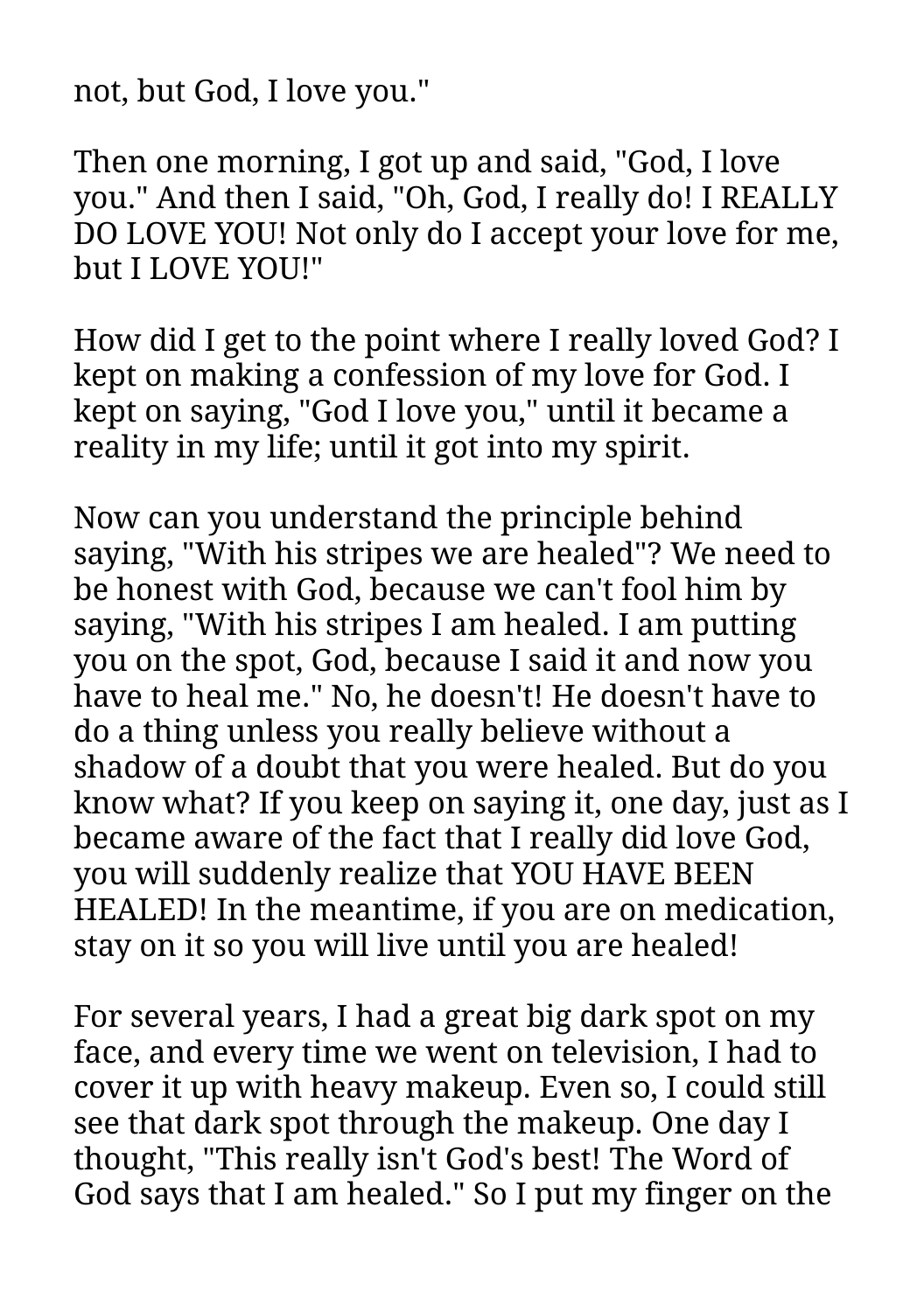not, but God, I love you."

Then one morning, I got up and said, "God, I love you." And then I said, "Oh, God, I really do! I REALLY DO LOVE YOU! Not only do I accept your love for me, but I LOVE YOU!"

How did I get to the point where I really loved God? I kept on making a confession of my love for God. I kept on saying, "God I love you," until it became a reality in my life; until it got into my spirit.

Now can you understand the principle behind saying, "With his stripes we are healed"? We need to be honest with God, because we can't fool him by saying, "With his stripes I am healed. I am putting you on the spot, God, because I said it and now you have to heal me." No, he doesn't! He doesn't have to do a thing unless you really believe without a shadow of a doubt that you were healed. But do you know what? If you keep on saying it, one day, just as I became aware of the fact that I really did love God, you will suddenly realize that YOU HAVE BEEN HEALED! In the meantime, if you are on medication, stay on it so you will live until you are healed!

For several years, I had a great big dark spot on my face, and every time we went on television, I had to cover it up with heavy makeup. Even so, I could still see that dark spot through the makeup. One day I thought, "This really isn't God's best! The Word of God says that I am healed." So I put my finger on the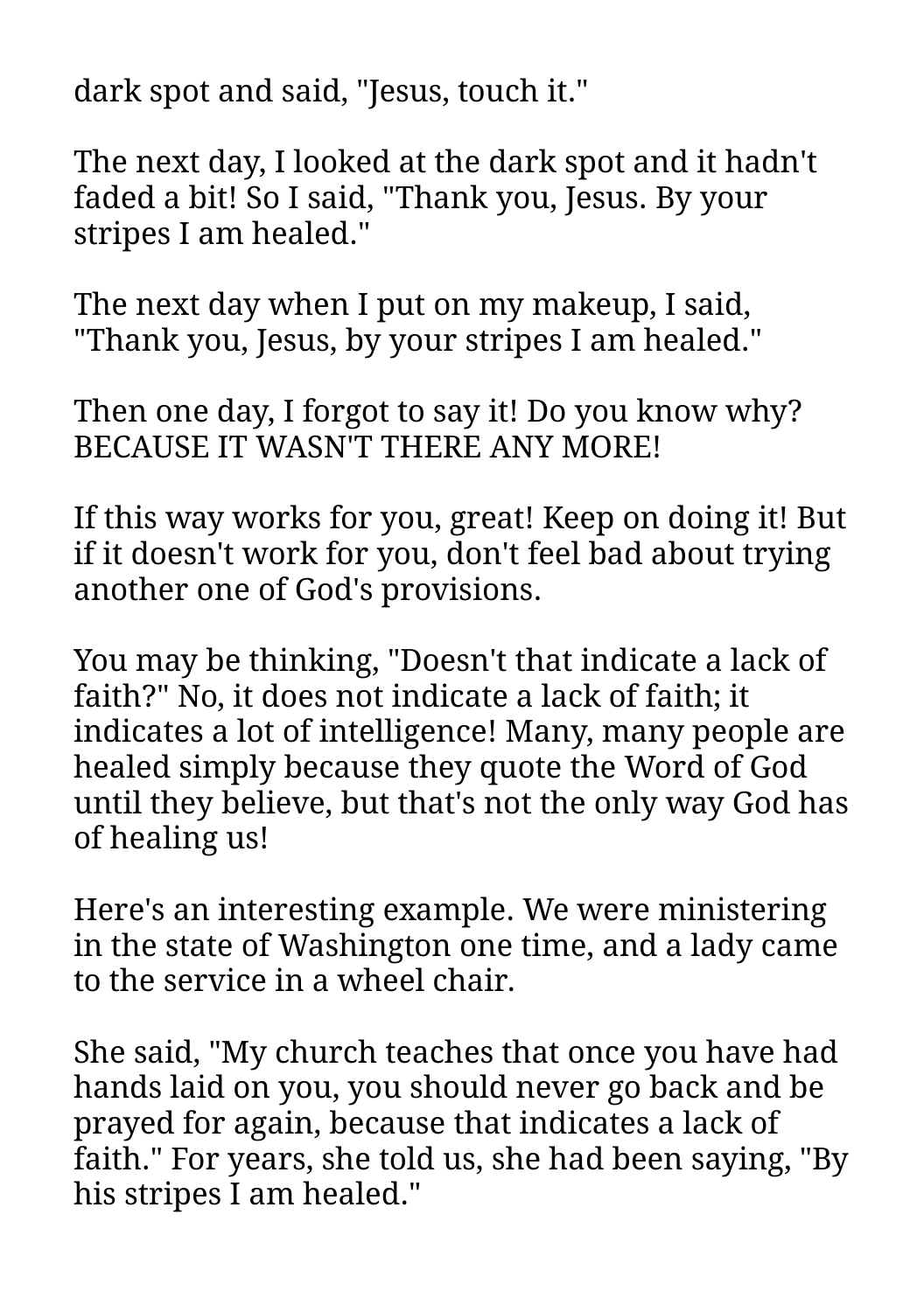dark spot and said, "Jesus, touch it."

The next day, I looked at the dark spot and it hadn't faded a bit! So I said, "Thank you, Jesus. By your stripes I am healed."

The next day when I put on my makeup, I said, "Thank you, Jesus, by your stripes I am healed."

Then one day, I forgot to say it! Do you know why? BECAUSE IT WASN'T THERE ANY MORE!

If this way works for you, great! Keep on doing it! But if it doesn't work for you, don't feel bad about trying another one of God's provisions.

You may be thinking, "Doesn't that indicate a lack of faith?" No, it does not indicate a lack of faith; it indicates a lot of intelligence! Many, many people are healed simply because they quote the Word of God until they believe, but that's not the only way God has of healing us!

Here's an interesting example. We were ministering in the state of Washington one time, and a lady came to the service in a wheel chair.

She said, "My church teaches that once you have had hands laid on you, you should never go back and be prayed for again, because that indicates a lack of faith." For years, she told us, she had been saying, "By his stripes I am healed."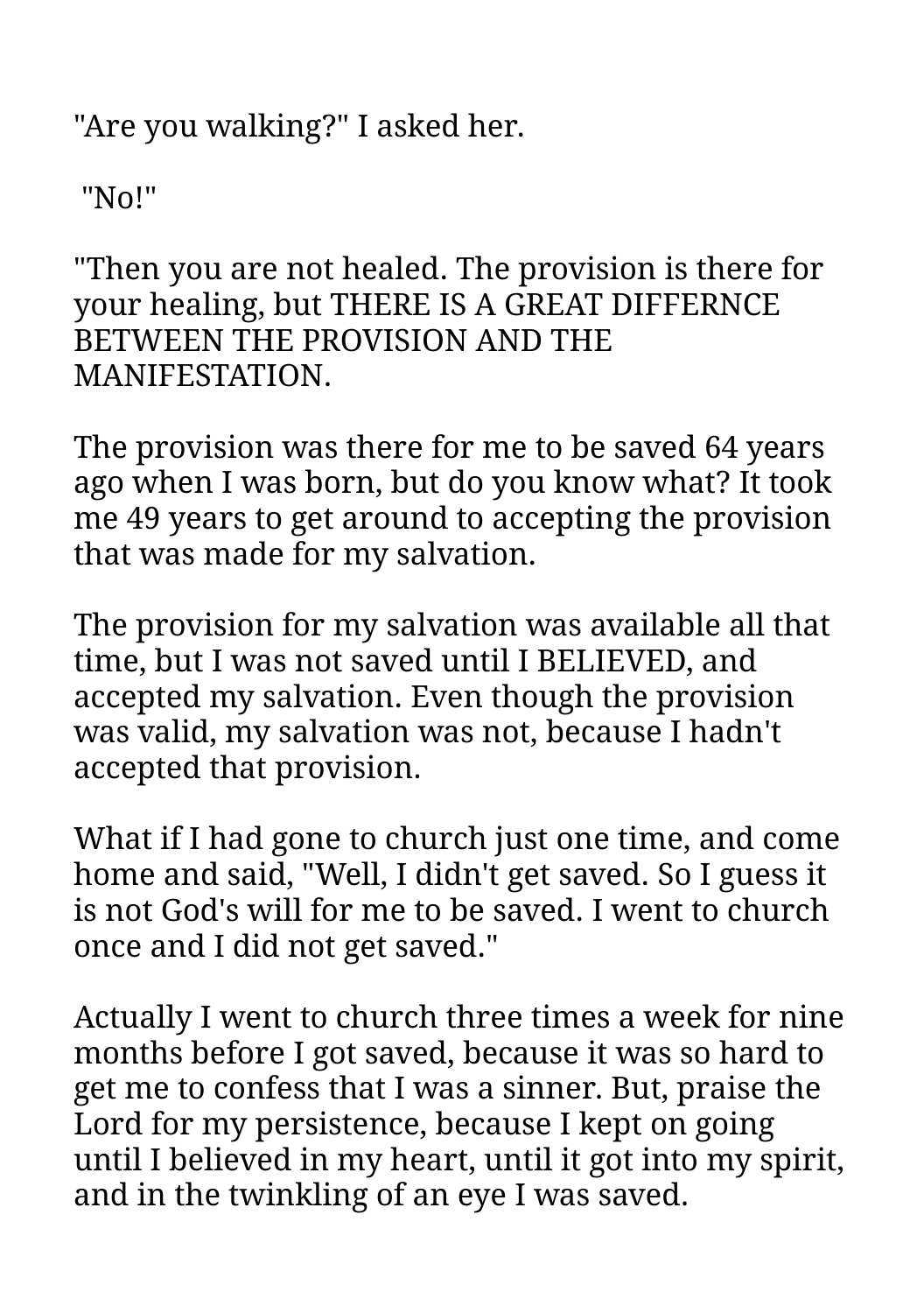"Are you walking?" I asked her.

"No!"

"Then you are not healed. The provision is there for your healing, but THERE IS A GREAT DIFFERNCE BETWEEN THE PROVISION AND THE MANIFESTATION.

The provision was there for me to be saved 64 years ago when I was born, but do you know what? It took me 49 years to get around to accepting the provision that was made for my salvation.

The provision for my salvation was available all that time, but I was not saved until I BELIEVED, and accepted my salvation. Even though the provision was valid, my salvation was not, because I hadn't accepted that provision.

What if I had gone to church just one time, and come home and said, "Well, I didn't get saved. So I guess it is not God's will for me to be saved. I went to church once and I did not get saved."

Actually I went to church three times a week for nine months before I got saved, because it was so hard to get me to confess that I was a sinner. But, praise the Lord for my persistence, because I kept on going until I believed in my heart, until it got into my spirit, and in the twinkling of an eye I was saved.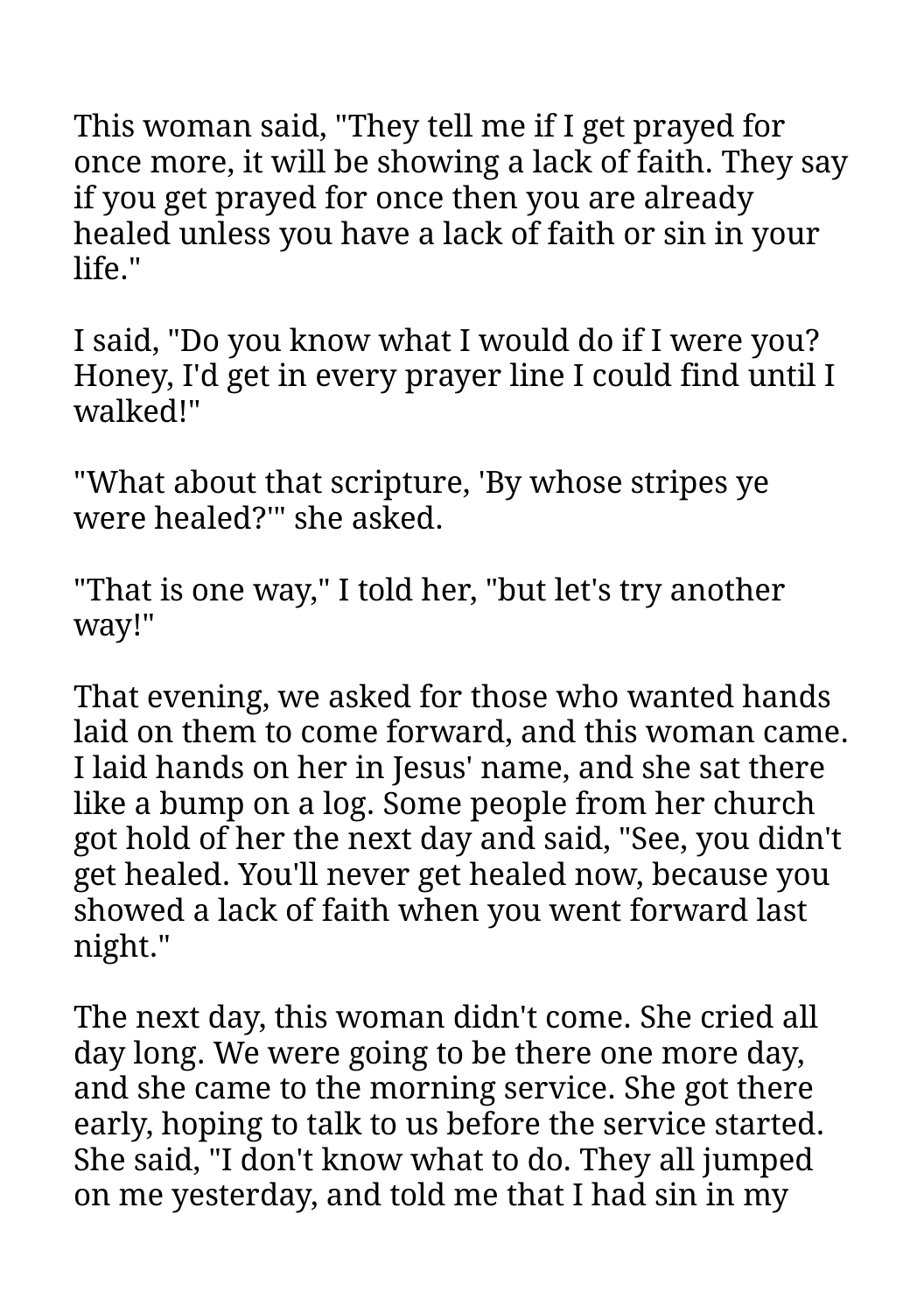This woman said, "They tell me if I get prayed for once more, it will be showing a lack of faith. They say if you get prayed for once then you are already healed unless you have a lack of faith or sin in your life."

I said, "Do you know what I would do if I were you? Honey, I'd get in every prayer line I could find until I walked!"

"What about that scripture, 'By whose stripes ye were healed?'" she asked.

"That is one way," I told her, "but let's try another way!"

That evening, we asked for those who wanted hands laid on them to come forward, and this woman came. I laid hands on her in Jesus' name, and she sat there like a bump on a log. Some people from her church got hold of her the next day and said, "See, you didn't get healed. You'll never get healed now, because you showed a lack of faith when you went forward last night."

The next day, this woman didn't come. She cried all day long. We were going to be there one more day, and she came to the morning service. She got there early, hoping to talk to us before the service started. She said, "I don't know what to do. They all jumped on me yesterday, and told me that I had sin in my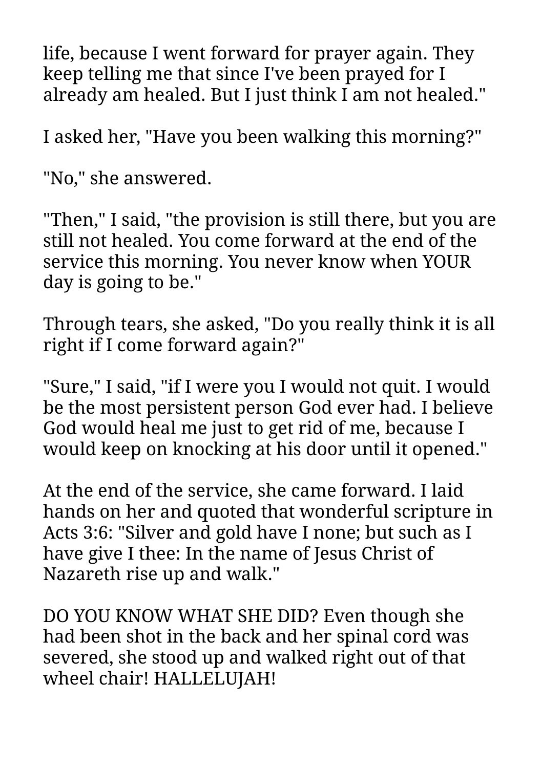life, because I went forward for prayer again. They keep telling me that since I've been prayed for I already am healed. But I just think I am not healed."

I asked her, "Have you been walking this morning?"

"No," she answered.

"Then," I said, "the provision is still there, but you are still not healed. You come forward at the end of the service this morning. You never know when YOUR day is going to be."

Through tears, she asked, "Do you really think it is all right if I come forward again?"

"Sure," I said, "if I were you I would not quit. I would be the most persistent person God ever had. I believe God would heal me just to get rid of me, because I would keep on knocking at his door until it opened."

At the end of the service, she came forward. I laid hands on her and quoted that wonderful scripture in Acts 3:6: "Silver and gold have I none; but such as I have give I thee: In the name of Jesus Christ of Nazareth rise up and walk."

DO YOU KNOW WHAT SHE DID? Even though she had been shot in the back and her spinal cord was severed, she stood up and walked right out of that wheel chair! HALLELUJAH!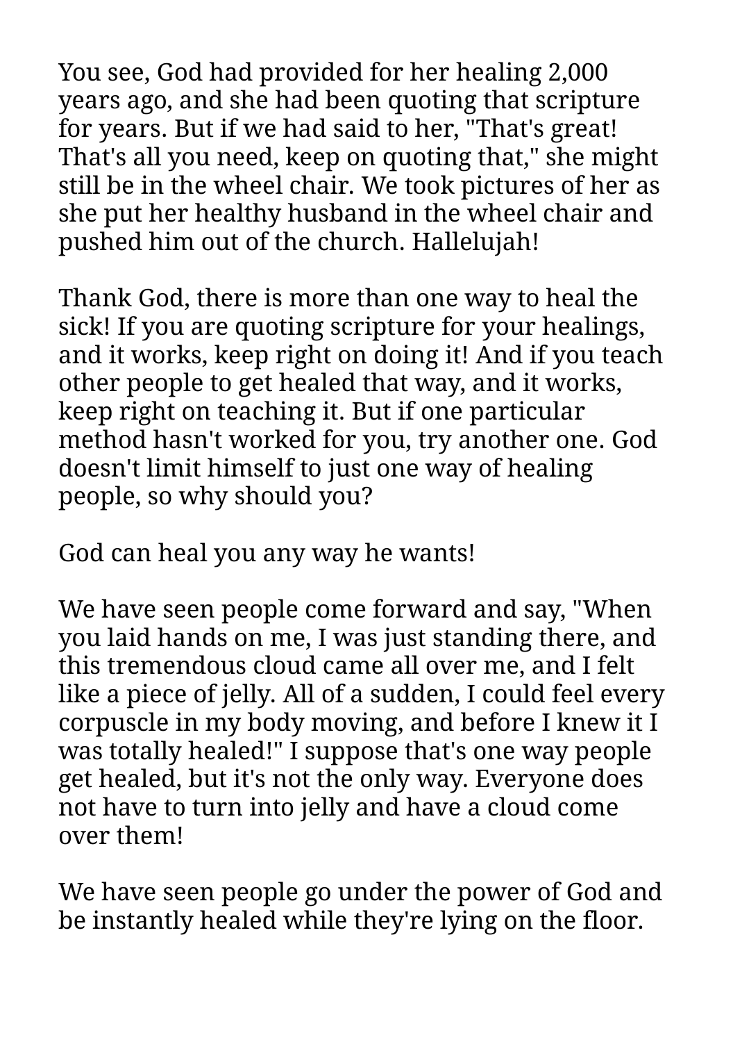You see, God had provided for her healing 2,000 years ago, and she had been quoting that scripture for years. But if we had said to her, "That's great! That's all you need, keep on quoting that," she might still be in the wheel chair. We took pictures of her as she put her healthy husband in the wheel chair and pushed him out of the church. Hallelujah!

Thank God, there is more than one way to heal the sick! If you are quoting scripture for your healings, and it works, keep right on doing it! And if you teach other people to get healed that way, and it works, keep right on teaching it. But if one particular method hasn't worked for you, try another one. God doesn't limit himself to just one way of healing people, so why should you?

God can heal you any way he wants!

We have seen people come forward and say, "When you laid hands on me, I was just standing there, and this tremendous cloud came all over me, and I felt like a piece of jelly. All of a sudden, I could feel every corpuscle in my body moving, and before I knew it I was totally healed!" I suppose that's one way people get healed, but it's not the only way. Everyone does not have to turn into jelly and have a cloud come over them!

We have seen people go under the power of God and be instantly healed while they're lying on the floor.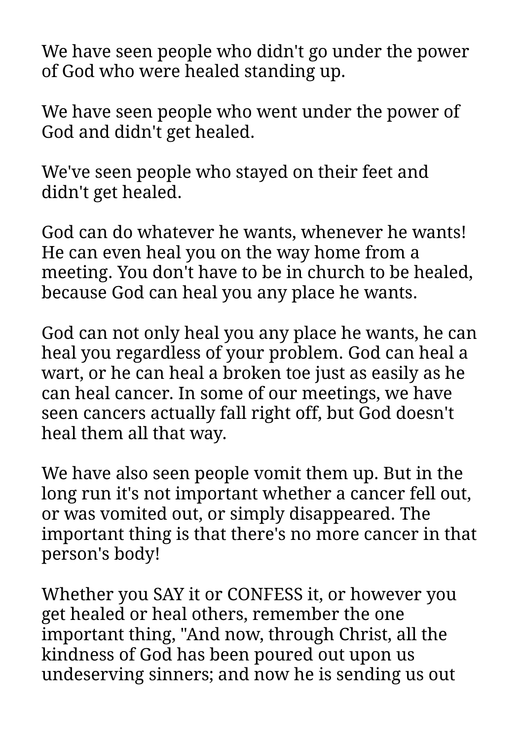We have seen people who didn't go under the power of God who were healed standing up.

We have seen people who went under the power of God and didn't get healed.

We've seen people who stayed on their feet and didn't get healed.

God can do whatever he wants, whenever he wants! He can even heal you on the way home from a meeting. You don't have to be in church to be healed, because God can heal you any place he wants.

God can not only heal you any place he wants, he can heal you regardless of your problem. God can heal a wart, or he can heal a broken toe just as easily as he can heal cancer. In some of our meetings, we have seen cancers actually fall right off, but God doesn't heal them all that way.

We have also seen people vomit them up. But in the long run it's not important whether a cancer fell out, or was vomited out, or simply disappeared. The important thing is that there's no more cancer in that person's body!

Whether you SAY it or CONFESS it, or however you get healed or heal others, remember the one important thing, "And now, through Christ, all the kindness of God has been poured out upon us undeserving sinners; and now he is sending us out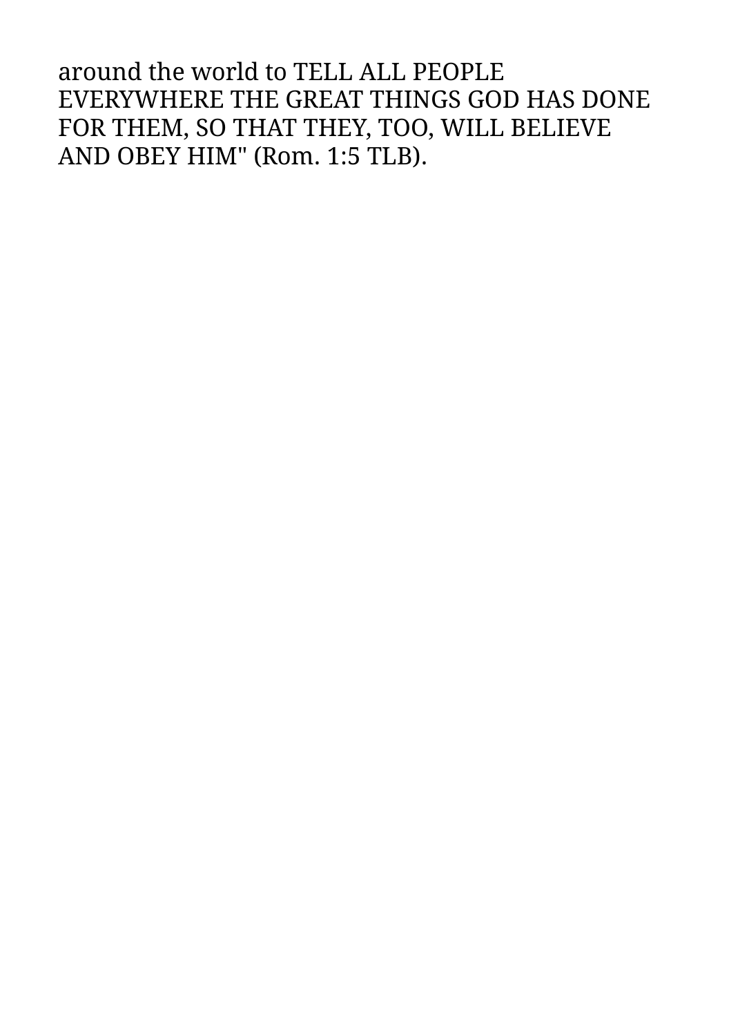around the world to TELL ALL PEOPLE EVERYWHERE THE GREAT THINGS GOD HAS DONE FOR THEM, SO THAT THEY, TOO, WILL BELIEVE AND OBEY HIM" (Rom. 1:5 TLB).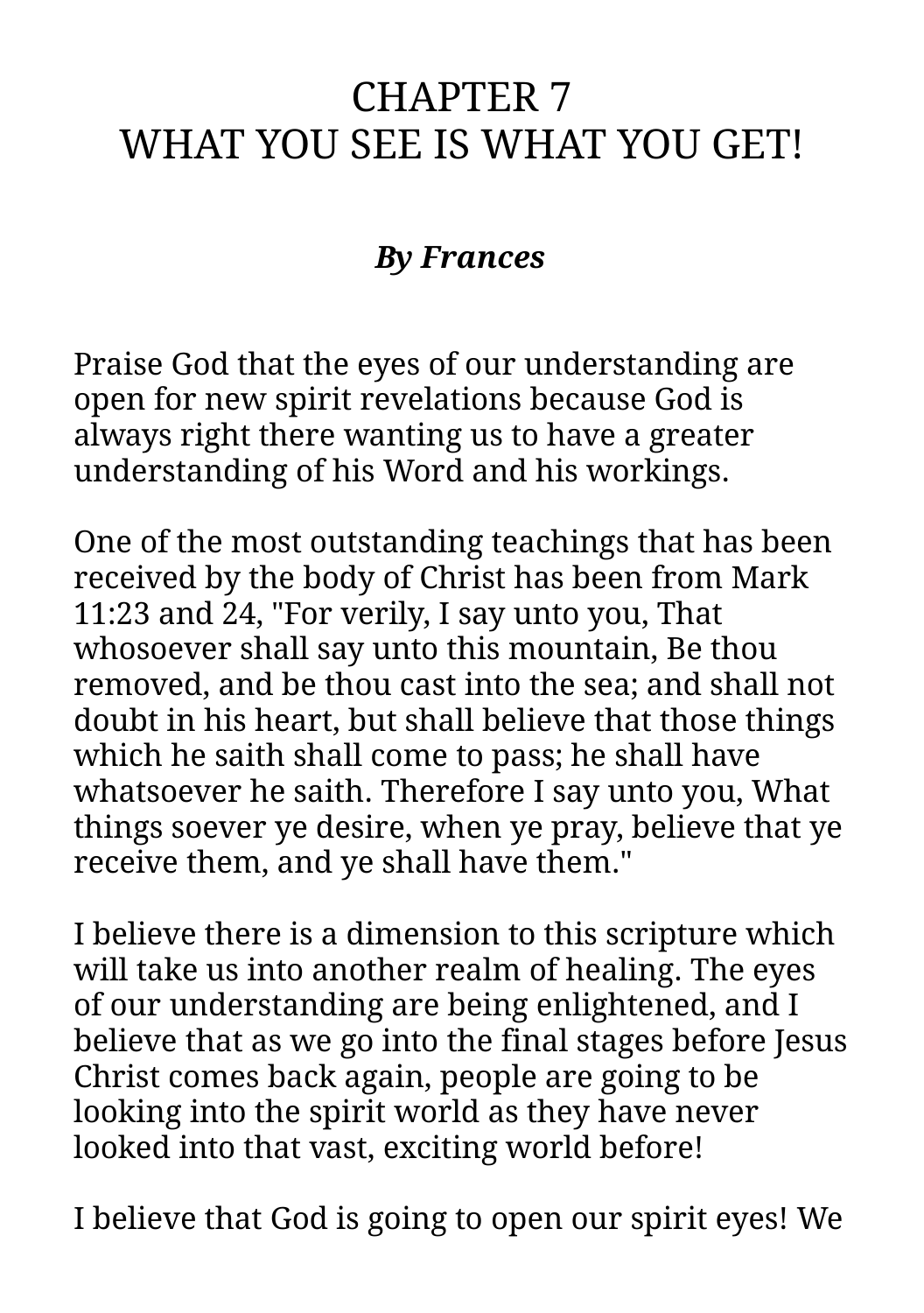# CHAPTER 7
# WHAT YOU SEE IS WHAT YOU GET!

***By Frances***

Praise God that the eyes of our understanding are open for new spirit revelations because God is always right there wanting us to have a greater understanding of his Word and his workings.

One of the most outstanding teachings that has been received by the body of Christ has been from Mark 11:23 and 24, "For verily, I say unto you, That whosoever shall say unto this mountain, Be thou removed, and be thou cast into the sea; and shall not doubt in his heart, but shall believe that those things which he saith shall come to pass; he shall have whatsoever he saith. Therefore I say unto you, What things soever ye desire, when ye pray, believe that ye receive them, and ye shall have them."

I believe there is a dimension to this scripture which will take us into another realm of healing. The eyes of our understanding are being enlightened, and I believe that as we go into the final stages before Jesus Christ comes back again, people are going to be looking into the spirit world as they have never looked into that vast, exciting world before!

I believe that God is going to open our spirit eyes! We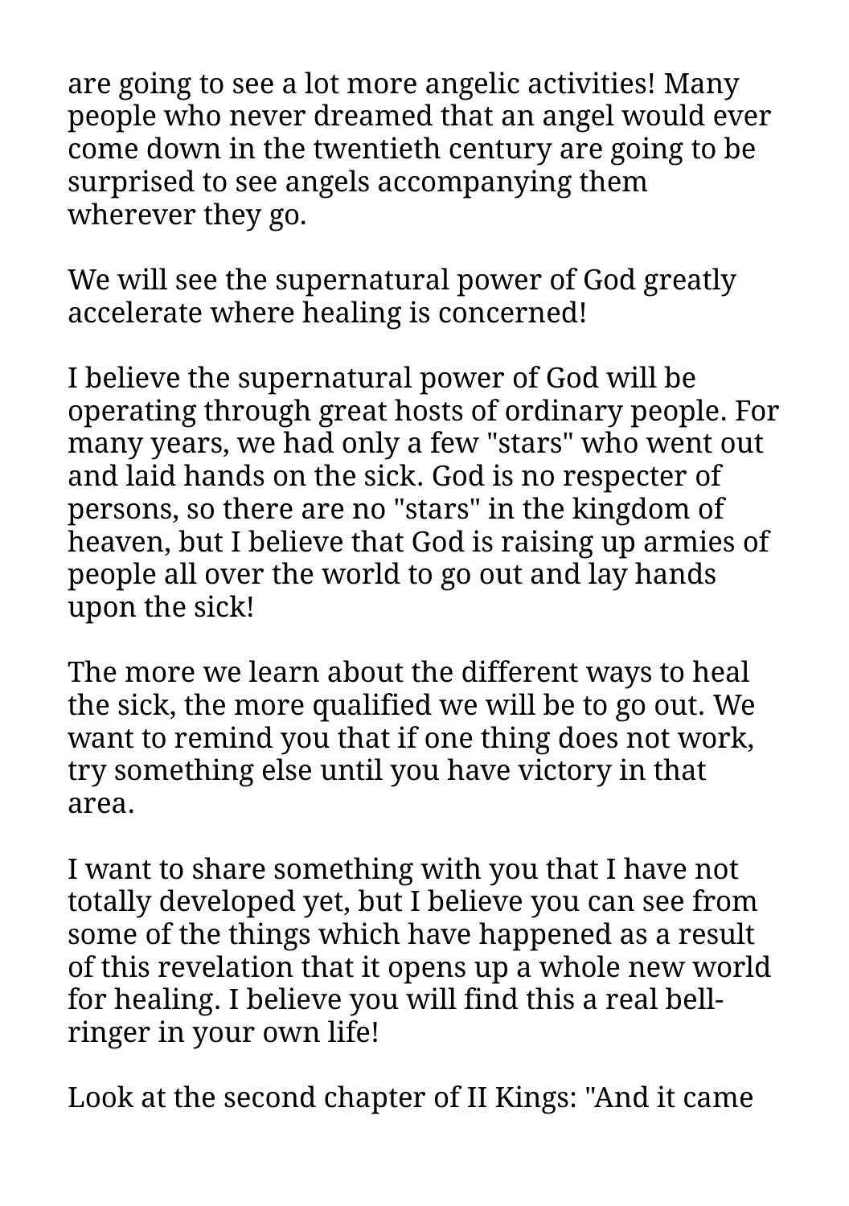are going to see a lot more angelic activities! Many people who never dreamed that an angel would ever come down in the twentieth century are going to be surprised to see angels accompanying them wherever they go.

We will see the supernatural power of God greatly accelerate where healing is concerned!

I believe the supernatural power of God will be operating through great hosts of ordinary people. For many years, we had only a few "stars" who went out and laid hands on the sick. God is no respecter of persons, so there are no "stars" in the kingdom of heaven, but I believe that God is raising up armies of people all over the world to go out and lay hands upon the sick!

The more we learn about the different ways to heal the sick, the more qualified we will be to go out. We want to remind you that if one thing does not work, try something else until you have victory in that area.

I want to share something with you that I have not totally developed yet, but I believe you can see from some of the things which have happened as a result of this revelation that it opens up a whole new world for healing. I believe you will find this a real bell-ringer in your own life!

Look at the second chapter of II Kings: "And it came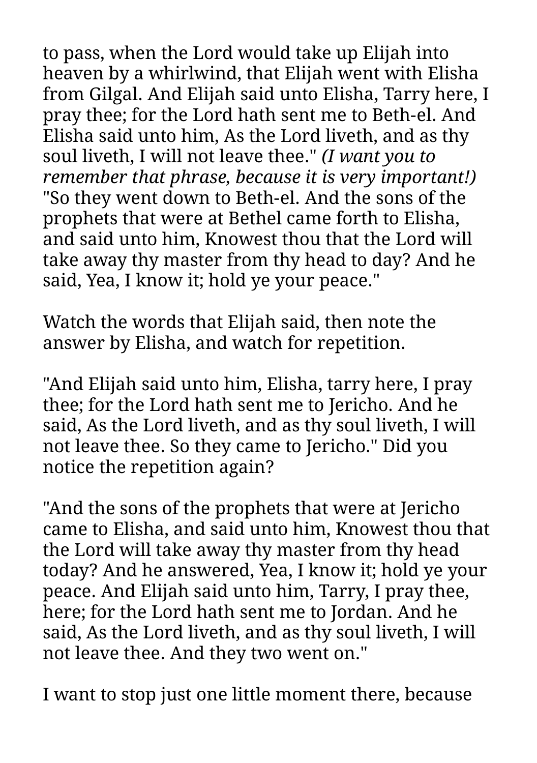to pass, when the Lord would take up Elijah into heaven by a whirlwind, that Elijah went with Elisha from Gilgal. And Elijah said unto Elisha, Tarry here, I pray thee; for the Lord hath sent me to Beth-el. And Elisha said unto him, As the Lord liveth, and as thy soul liveth, I will not leave thee." *(I want you to remember that phrase, because it is very important!)* "So they went down to Beth-el. And the sons of the prophets that were at Bethel came forth to Elisha, and said unto him, Knowest thou that the Lord will take away thy master from thy head to day? And he said, Yea, I know it; hold ye your peace."

Watch the words that Elijah said, then note the answer by Elisha, and watch for repetition.

"And Elijah said unto him, Elisha, tarry here, I pray thee; for the Lord hath sent me to Jericho. And he said, As the Lord liveth, and as thy soul liveth, I will not leave thee. So they came to Jericho." Did you notice the repetition again?

"And the sons of the prophets that were at Jericho came to Elisha, and said unto him, Knowest thou that the Lord will take away thy master from thy head today? And he answered, Yea, I know it; hold ye your peace. And Elijah said unto him, Tarry, I pray thee, here; for the Lord hath sent me to Jordan. And he said, As the Lord liveth, and as thy soul liveth, I will not leave thee. And they two went on."

I want to stop just one little moment there, because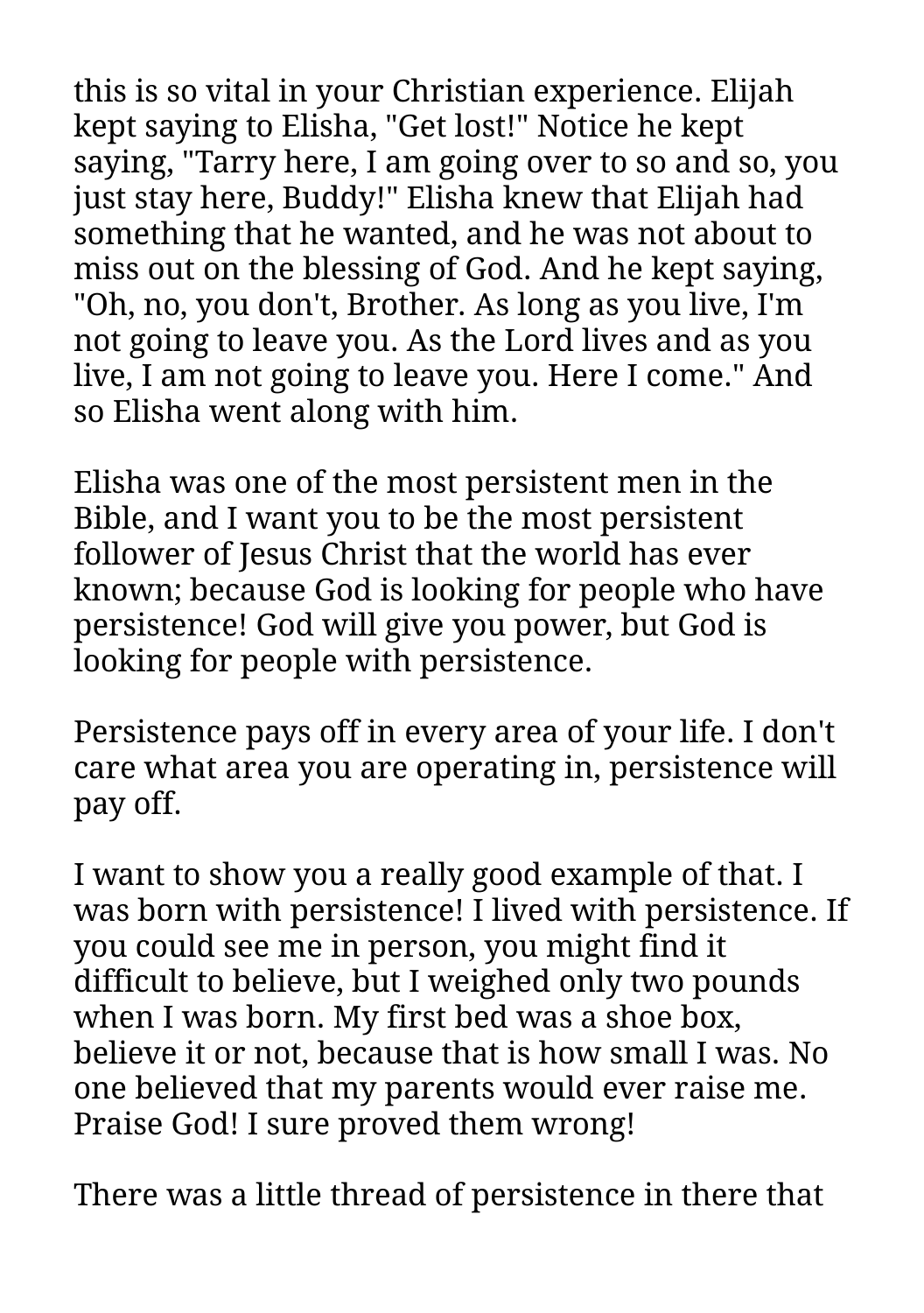this is so vital in your Christian experience. Elijah kept saying to Elisha, "Get lost!" Notice he kept saying, "Tarry here, I am going over to so and so, you just stay here, Buddy!" Elisha knew that Elijah had something that he wanted, and he was not about to miss out on the blessing of God. And he kept saying, "Oh, no, you don't, Brother. As long as you live, I'm not going to leave you. As the Lord lives and as you live, I am not going to leave you. Here I come." And so Elisha went along with him.

Elisha was one of the most persistent men in the Bible, and I want you to be the most persistent follower of Jesus Christ that the world has ever known; because God is looking for people who have persistence! God will give you power, but God is looking for people with persistence.

Persistence pays off in every area of your life. I don't care what area you are operating in, persistence will pay off.

I want to show you a really good example of that. I was born with persistence! I lived with persistence. If you could see me in person, you might find it difficult to believe, but I weighed only two pounds when I was born. My first bed was a shoe box, believe it or not, because that is how small I was. No one believed that my parents would ever raise me. Praise God! I sure proved them wrong!

There was a little thread of persistence in there that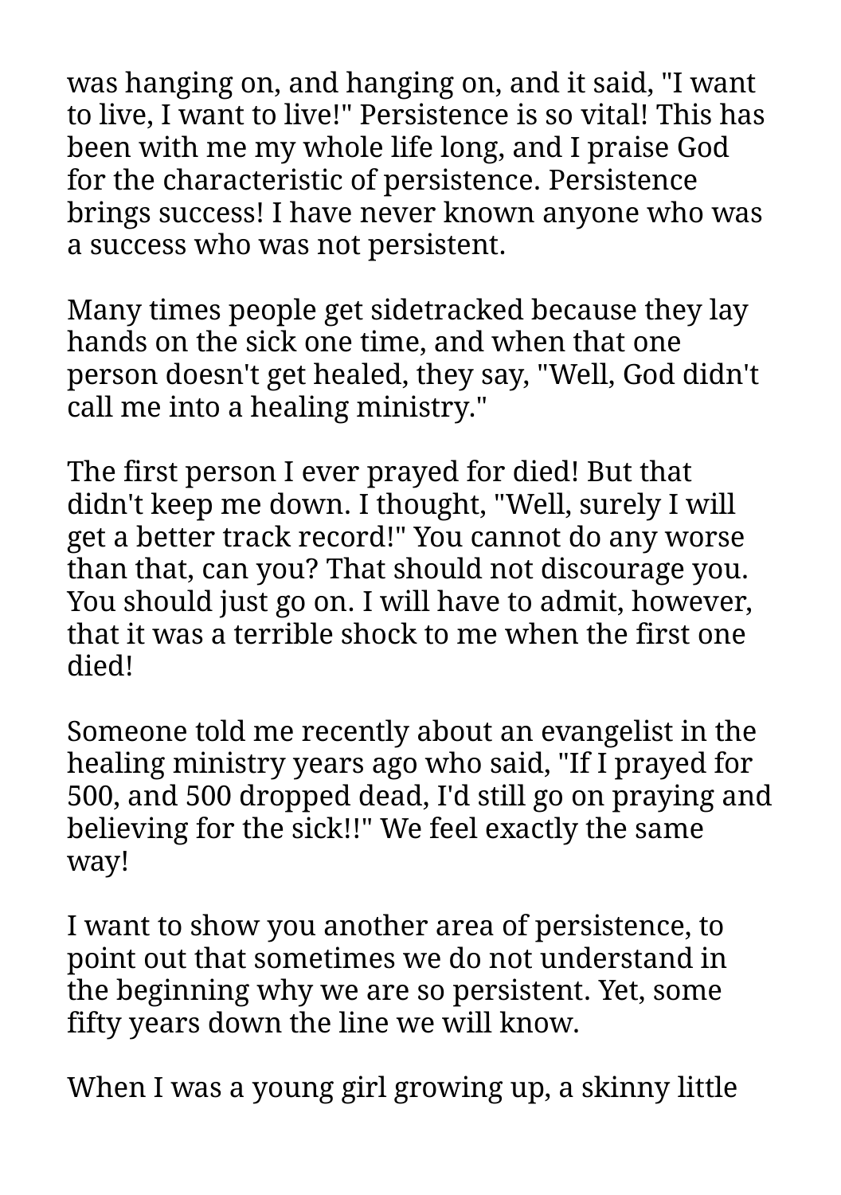was hanging on, and hanging on, and it said, "I want to live, I want to live!" Persistence is so vital! This has been with me my whole life long, and I praise God for the characteristic of persistence. Persistence brings success! I have never known anyone who was a success who was not persistent.

Many times people get sidetracked because they lay hands on the sick one time, and when that one person doesn't get healed, they say, "Well, God didn't call me into a healing ministry."

The first person I ever prayed for died! But that didn't keep me down. I thought, "Well, surely I will get a better track record!" You cannot do any worse than that, can you? That should not discourage you. You should just go on. I will have to admit, however, that it was a terrible shock to me when the first one died!

Someone told me recently about an evangelist in the healing ministry years ago who said, "If I prayed for 500, and 500 dropped dead, I'd still go on praying and believing for the sick!!" We feel exactly the same way!

I want to show you another area of persistence, to point out that sometimes we do not understand in the beginning why we are so persistent. Yet, some fifty years down the line we will know.

When I was a young girl growing up, a skinny little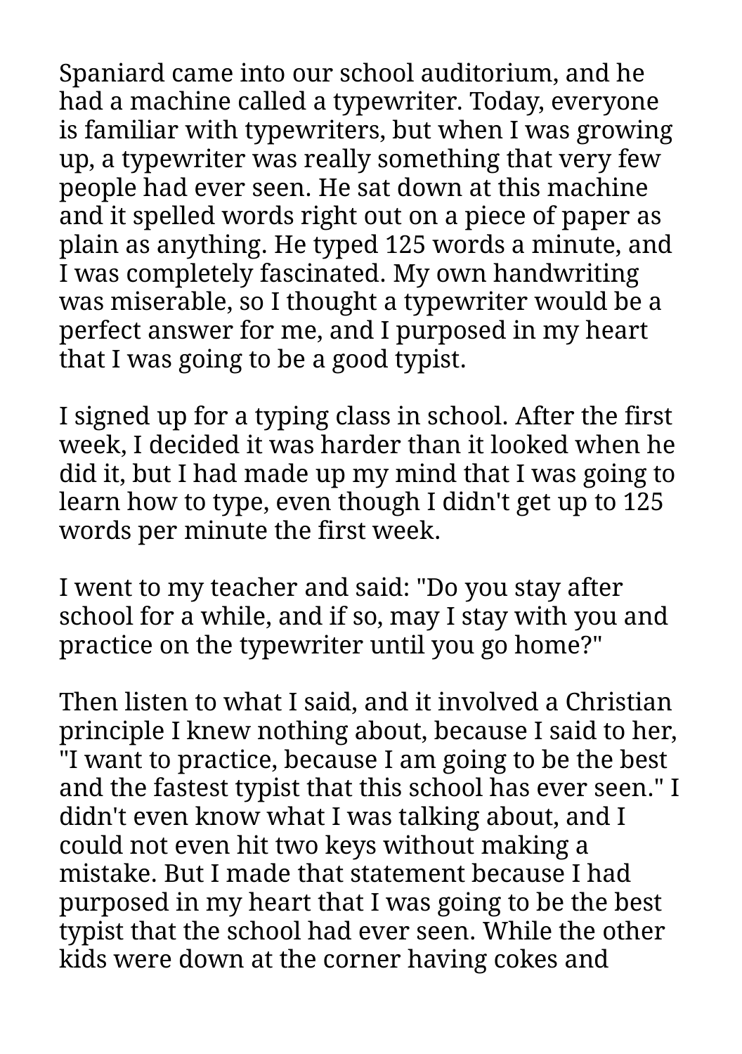Spaniard came into our school auditorium, and he had a machine called a typewriter. Today, everyone is familiar with typewriters, but when I was growing up, a typewriter was really something that very few people had ever seen. He sat down at this machine and it spelled words right out on a piece of paper as plain as anything. He typed 125 words a minute, and I was completely fascinated. My own handwriting was miserable, so I thought a typewriter would be a perfect answer for me, and I purposed in my heart that I was going to be a good typist.

I signed up for a typing class in school. After the first week, I decided it was harder than it looked when he did it, but I had made up my mind that I was going to learn how to type, even though I didn't get up to 125 words per minute the first week.

I went to my teacher and said: "Do you stay after school for a while, and if so, may I stay with you and practice on the typewriter until you go home?"

Then listen to what I said, and it involved a Christian principle I knew nothing about, because I said to her, "I want to practice, because I am going to be the best and the fastest typist that this school has ever seen." I didn't even know what I was talking about, and I could not even hit two keys without making a mistake. But I made that statement because I had purposed in my heart that I was going to be the best typist that the school had ever seen. While the other kids were down at the corner having cokes and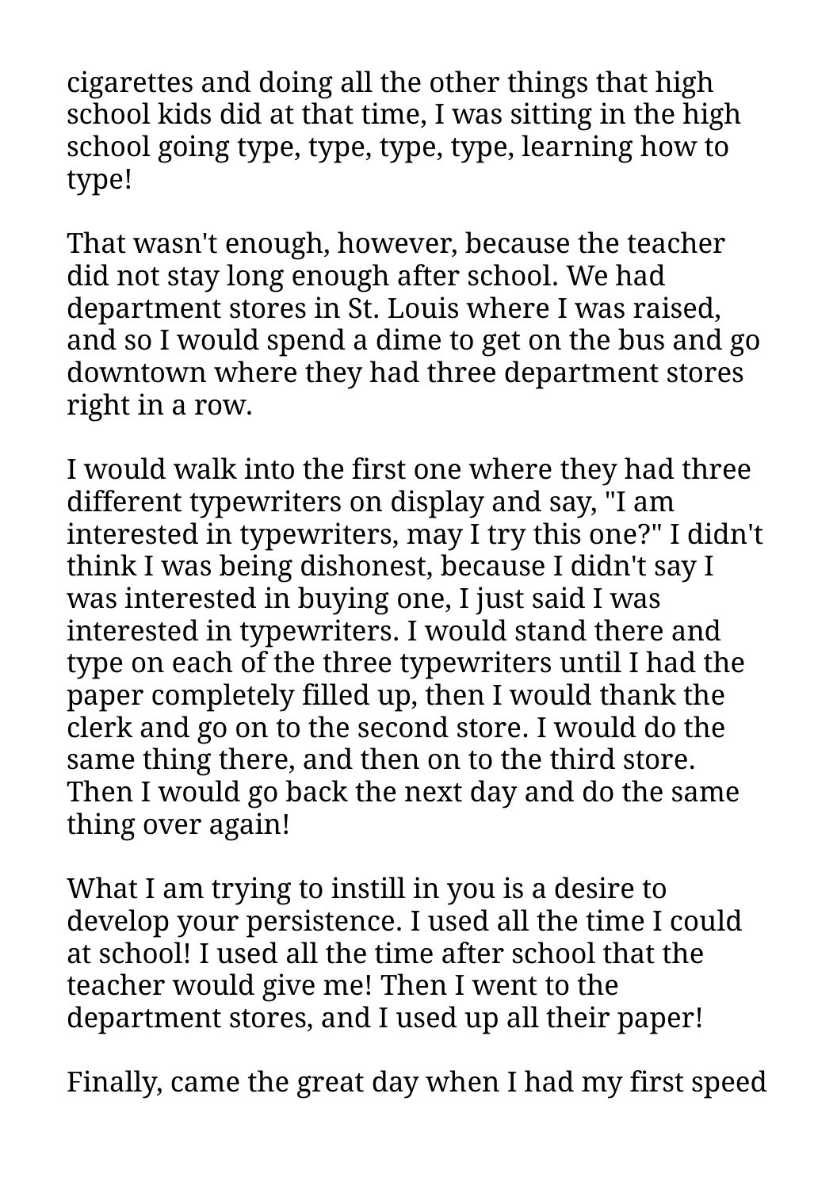cigarettes and doing all the other things that high school kids did at that time, I was sitting in the high school going type, type, type, type, learning how to type!

That wasn't enough, however, because the teacher did not stay long enough after school. We had department stores in St. Louis where I was raised, and so I would spend a dime to get on the bus and go downtown where they had three department stores right in a row.

I would walk into the first one where they had three different typewriters on display and say, "I am interested in typewriters, may I try this one?" I didn't think I was being dishonest, because I didn't say I was interested in buying one, I just said I was interested in typewriters. I would stand there and type on each of the three typewriters until I had the paper completely filled up, then I would thank the clerk and go on to the second store. I would do the same thing there, and then on to the third store. Then I would go back the next day and do the same thing over again!

What I am trying to instill in you is a desire to develop your persistence. I used all the time I could at school! I used all the time after school that the teacher would give me! Then I went to the department stores, and I used up all their paper!

Finally, came the great day when I had my first speed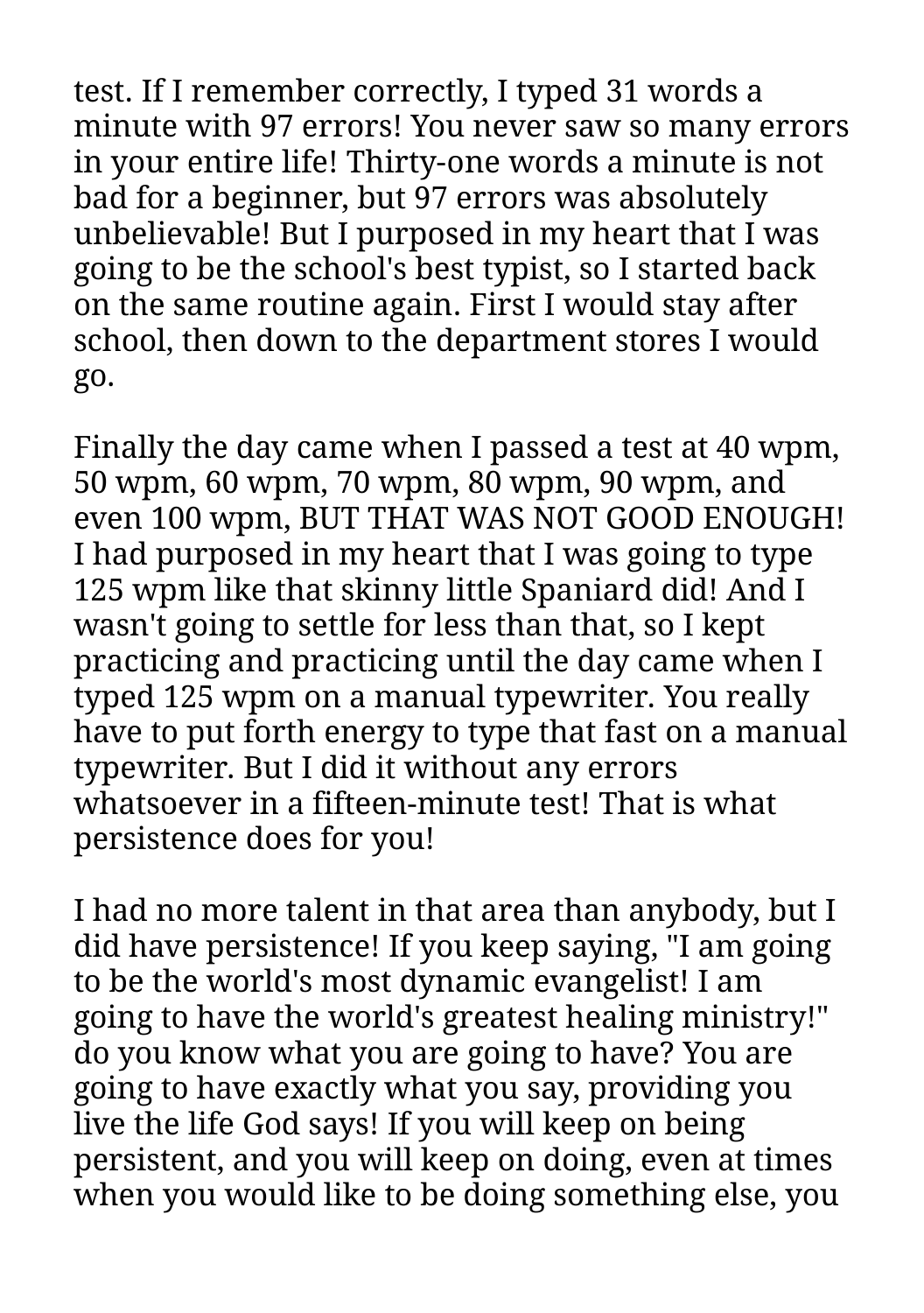test. If I remember correctly, I typed 31 words a minute with 97 errors! You never saw so many errors in your entire life! Thirty-one words a minute is not bad for a beginner, but 97 errors was absolutely unbelievable! But I purposed in my heart that I was going to be the school's best typist, so I started back on the same routine again. First I would stay after school, then down to the department stores I would go.

Finally the day came when I passed a test at 40 wpm, 50 wpm, 60 wpm, 70 wpm, 80 wpm, 90 wpm, and even 100 wpm, BUT THAT WAS NOT GOOD ENOUGH! I had purposed in my heart that I was going to type 125 wpm like that skinny little Spaniard did! And I wasn't going to settle for less than that, so I kept practicing and practicing until the day came when I typed 125 wpm on a manual typewriter. You really have to put forth energy to type that fast on a manual typewriter. But I did it without any errors whatsoever in a fifteen-minute test! That is what persistence does for you!

I had no more talent in that area than anybody, but I did have persistence! If you keep saying, "I am going to be the world's most dynamic evangelist! I am going to have the world's greatest healing ministry!" do you know what you are going to have? You are going to have exactly what you say, providing you live the life God says! If you will keep on being persistent, and you will keep on doing, even at times when you would like to be doing something else, you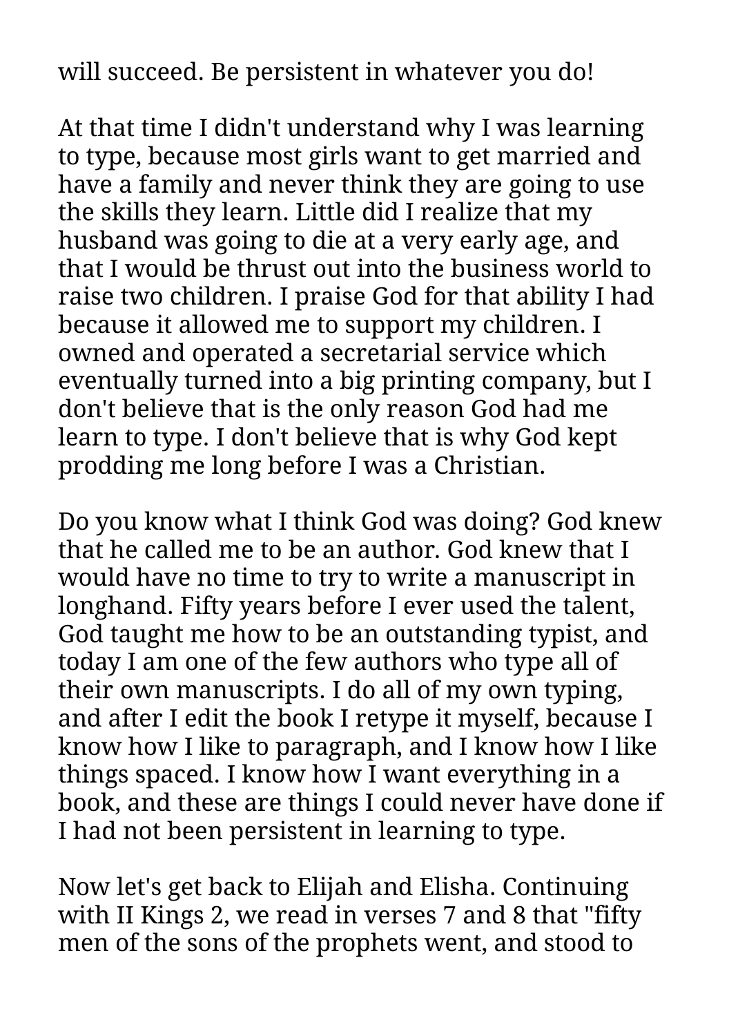will succeed. Be persistent in whatever you do!

At that time I didn't understand why I was learning to type, because most girls want to get married and have a family and never think they are going to use the skills they learn. Little did I realize that my husband was going to die at a very early age, and that I would be thrust out into the business world to raise two children. I praise God for that ability I had because it allowed me to support my children. I owned and operated a secretarial service which eventually turned into a big printing company, but I don't believe that is the only reason God had me learn to type. I don't believe that is why God kept prodding me long before I was a Christian.

Do you know what I think God was doing? God knew that he called me to be an author. God knew that I would have no time to try to write a manuscript in longhand. Fifty years before I ever used the talent, God taught me how to be an outstanding typist, and today I am one of the few authors who type all of their own manuscripts. I do all of my own typing, and after I edit the book I retype it myself, because I know how I like to paragraph, and I know how I like things spaced. I know how I want everything in a book, and these are things I could never have done if I had not been persistent in learning to type.

Now let's get back to Elijah and Elisha. Continuing with II Kings 2, we read in verses 7 and 8 that "fifty men of the sons of the prophets went, and stood to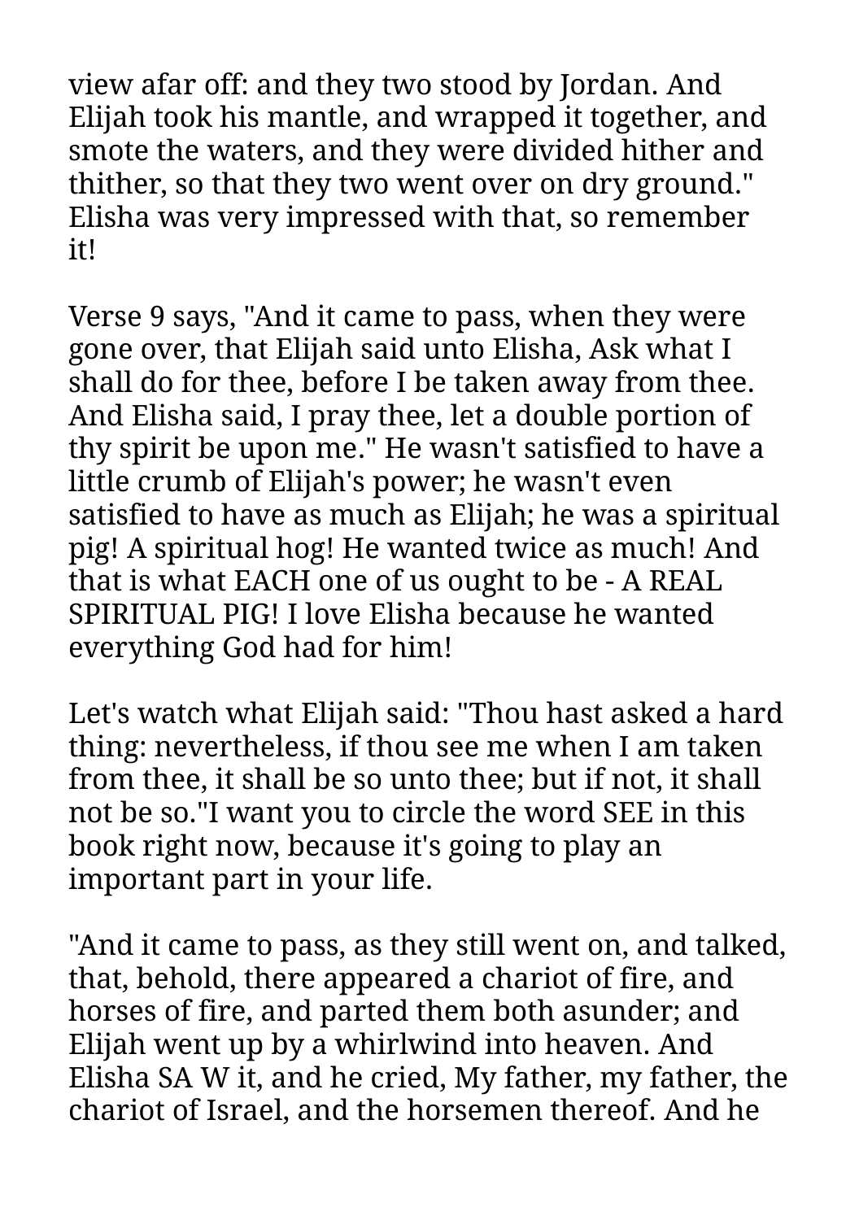view afar off: and they two stood by Jordan. And Elijah took his mantle, and wrapped it together, and smote the waters, and they were divided hither and thither, so that they two went over on dry ground." Elisha was very impressed with that, so remember it!

Verse 9 says, "And it came to pass, when they were gone over, that Elijah said unto Elisha, Ask what I shall do for thee, before I be taken away from thee. And Elisha said, I pray thee, let a double portion of thy spirit be upon me." He wasn't satisfied to have a little crumb of Elijah's power; he wasn't even satisfied to have as much as Elijah; he was a spiritual pig! A spiritual hog! He wanted twice as much! And that is what EACH one of us ought to be - A REAL SPIRITUAL PIG! I love Elisha because he wanted everything God had for him!

Let's watch what Elijah said: "Thou hast asked a hard thing: nevertheless, if thou see me when I am taken from thee, it shall be so unto thee; but if not, it shall not be so."I want you to circle the word SEE in this book right now, because it's going to play an important part in your life.

"And it came to pass, as they still went on, and talked, that, behold, there appeared a chariot of fire, and horses of fire, and parted them both asunder; and Elijah went up by a whirlwind into heaven. And Elisha SA W it, and he cried, My father, my father, the chariot of Israel, and the horsemen thereof. And he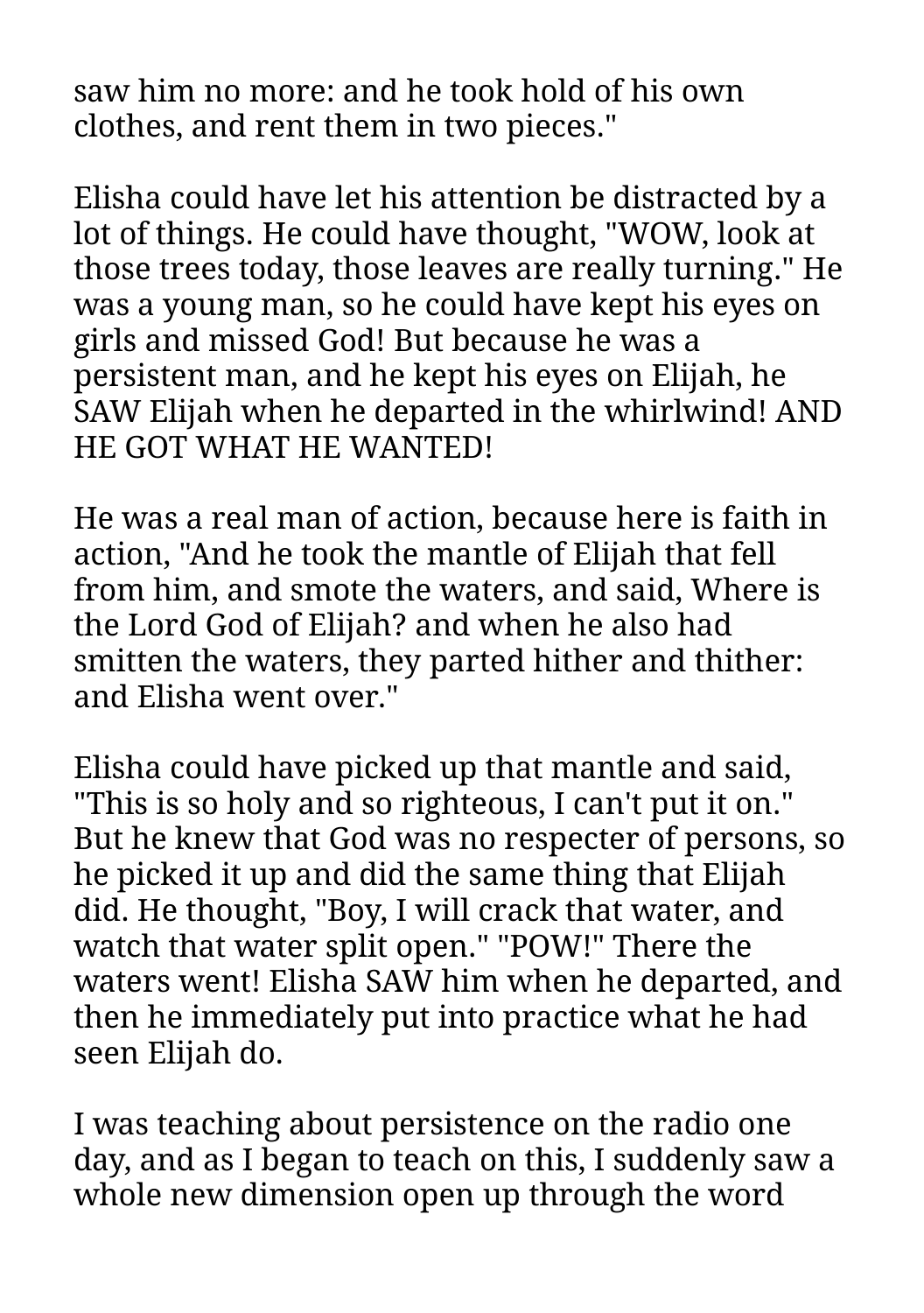saw him no more: and he took hold of his own clothes, and rent them in two pieces."

Elisha could have let his attention be distracted by a lot of things. He could have thought, "WOW, look at those trees today, those leaves are really turning." He was a young man, so he could have kept his eyes on girls and missed God! But because he was a persistent man, and he kept his eyes on Elijah, he SAW Elijah when he departed in the whirlwind! AND HE GOT WHAT HE WANTED!

He was a real man of action, because here is faith in action, "And he took the mantle of Elijah that fell from him, and smote the waters, and said, Where is the Lord God of Elijah? and when he also had smitten the waters, they parted hither and thither: and Elisha went over."

Elisha could have picked up that mantle and said, "This is so holy and so righteous, I can't put it on." But he knew that God was no respecter of persons, so he picked it up and did the same thing that Elijah did. He thought, "Boy, I will crack that water, and watch that water split open." "POW!" There the waters went! Elisha SAW him when he departed, and then he immediately put into practice what he had seen Elijah do.

I was teaching about persistence on the radio one day, and as I began to teach on this, I suddenly saw a whole new dimension open up through the word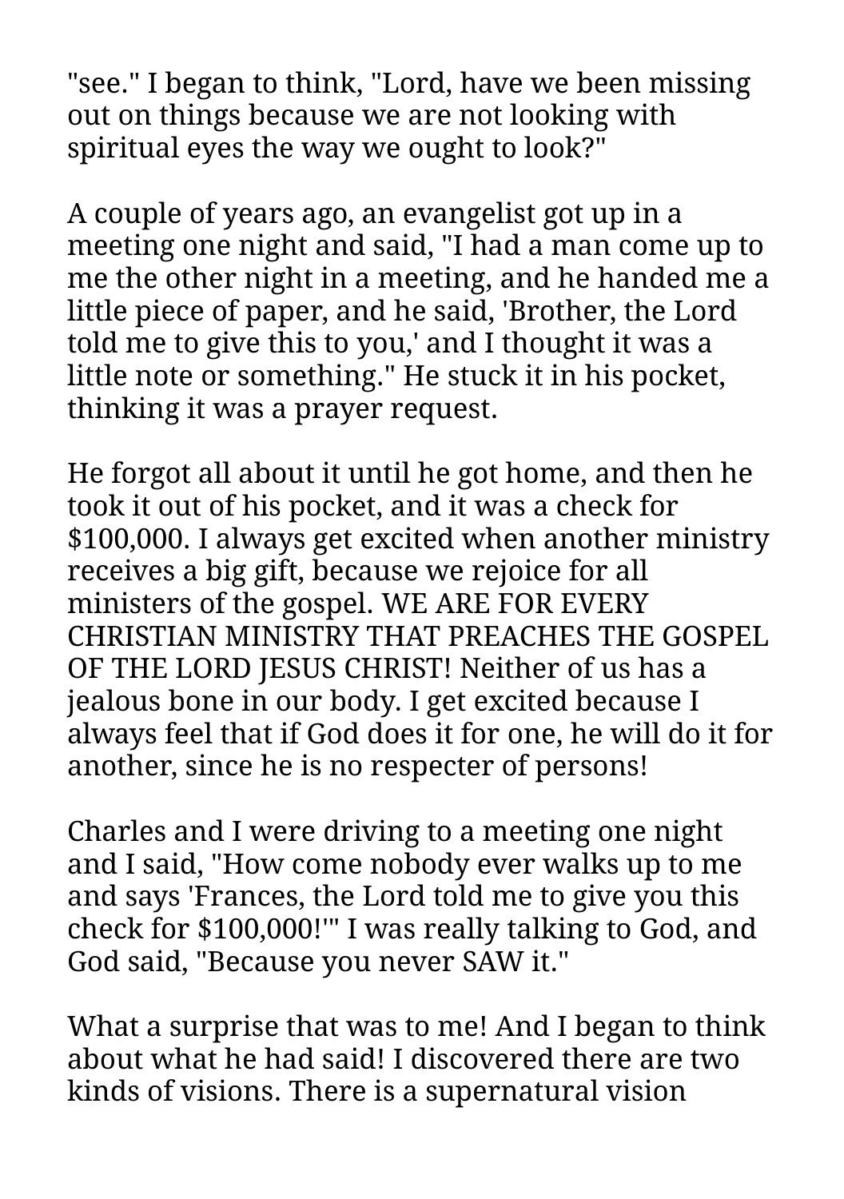"see." I began to think, "Lord, have we been missing out on things because we are not looking with spiritual eyes the way we ought to look?"

A couple of years ago, an evangelist got up in a meeting one night and said, "I had a man come up to me the other night in a meeting, and he handed me a little piece of paper, and he said, 'Brother, the Lord told me to give this to you,' and I thought it was a little note or something." He stuck it in his pocket, thinking it was a prayer request.

He forgot all about it until he got home, and then he took it out of his pocket, and it was a check for $100,000. I always get excited when another ministry receives a big gift, because we rejoice for all ministers of the gospel. WE ARE FOR EVERY CHRISTIAN MINISTRY THAT PREACHES THE GOSPEL OF THE LORD JESUS CHRIST! Neither of us has a jealous bone in our body. I get excited because I always feel that if God does it for one, he will do it for another, since he is no respecter of persons!

Charles and I were driving to a meeting one night and I said, "How come nobody ever walks up to me and says 'Frances, the Lord told me to give you this check for $100,000!'" I was really talking to God, and God said, "Because you never SAW it."

What a surprise that was to me! And I began to think about what he had said! I discovered there are two kinds of visions. There is a supernatural vision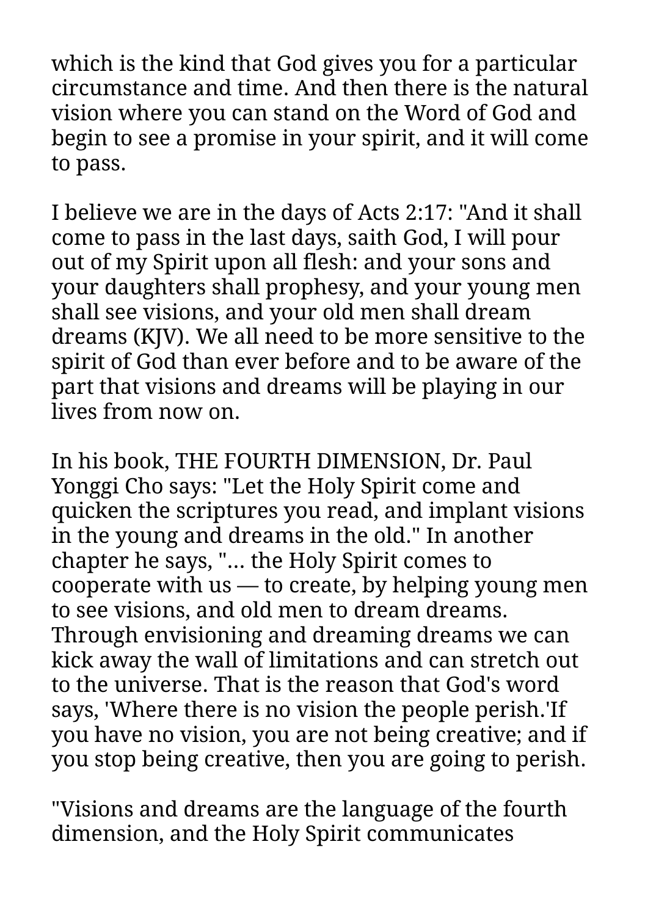which is the kind that God gives you for a particular circumstance and time. And then there is the natural vision where you can stand on the Word of God and begin to see a promise in your spirit, and it will come to pass.

I believe we are in the days of Acts 2:17: "And it shall come to pass in the last days, saith God, I will pour out of my Spirit upon all flesh: and your sons and your daughters shall prophesy, and your young men shall see visions, and your old men shall dream dreams (KJV). We all need to be more sensitive to the spirit of God than ever before and to be aware of the part that visions and dreams will be playing in our lives from now on.

In his book, THE FOURTH DIMENSION, Dr. Paul Yonggi Cho says: "Let the Holy Spirit come and quicken the scriptures you read, and implant visions in the young and dreams in the old." In another chapter he says, "... the Holy Spirit comes to cooperate with us — to create, by helping young men to see visions, and old men to dream dreams. Through envisioning and dreaming dreams we can kick away the wall of limitations and can stretch out to the universe. That is the reason that God's word says, 'Where there is no vision the people perish.'If you have no vision, you are not being creative; and if you stop being creative, then you are going to perish.

"Visions and dreams are the language of the fourth dimension, and the Holy Spirit communicates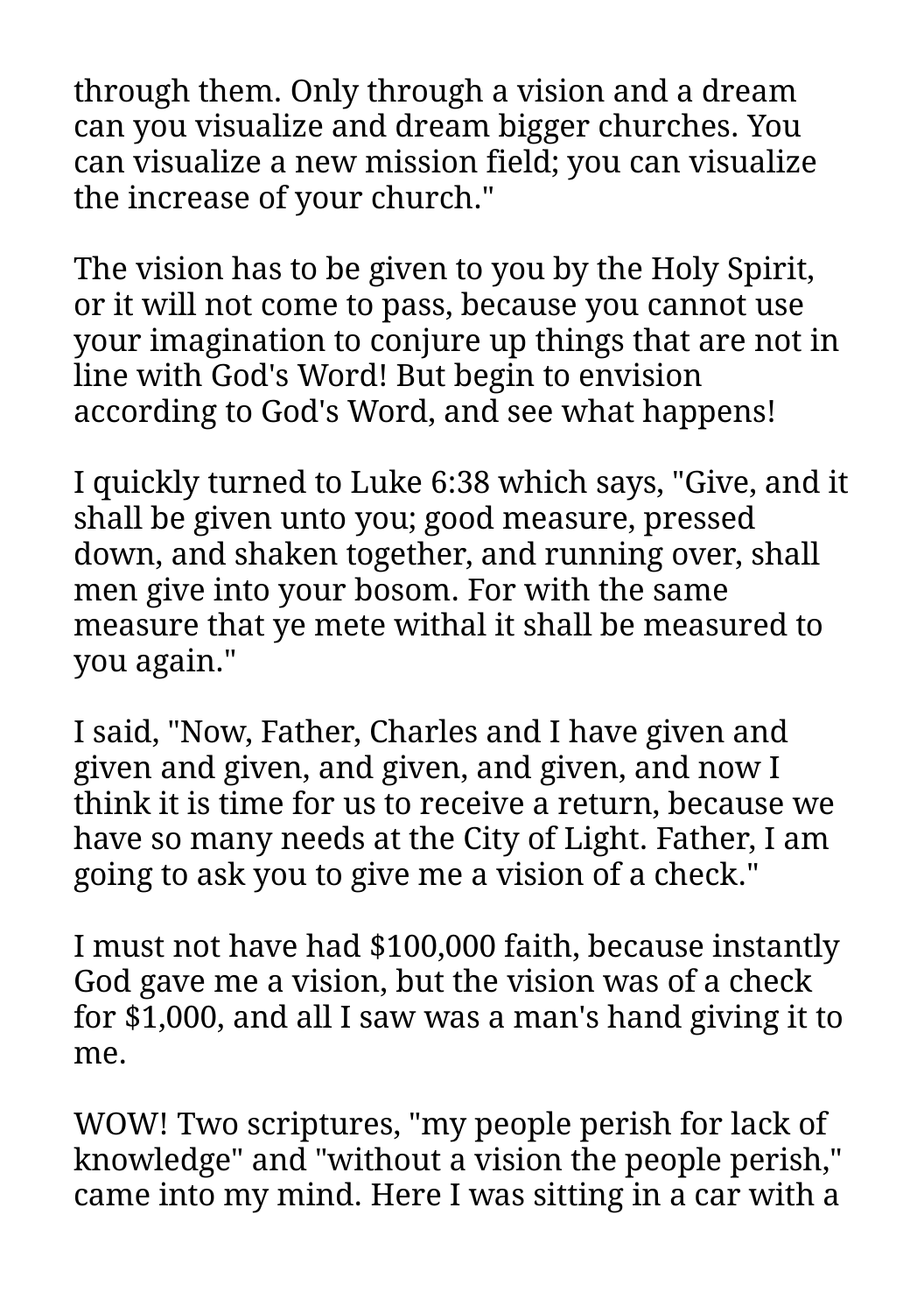through them. Only through a vision and a dream can you visualize and dream bigger churches. You can visualize a new mission field; you can visualize the increase of your church."

The vision has to be given to you by the Holy Spirit, or it will not come to pass, because you cannot use your imagination to conjure up things that are not in line with God's Word! But begin to envision according to God's Word, and see what happens!

I quickly turned to Luke 6:38 which says, "Give, and it shall be given unto you; good measure, pressed down, and shaken together, and running over, shall men give into your bosom. For with the same measure that ye mete withal it shall be measured to you again."

I said, "Now, Father, Charles and I have given and given and given, and given, and given, and now I think it is time for us to receive a return, because we have so many needs at the City of Light. Father, I am going to ask you to give me a vision of a check."

I must not have had $100,000 faith, because instantly God gave me a vision, but the vision was of a check for $1,000, and all I saw was a man's hand giving it to me.

WOW! Two scriptures, "my people perish for lack of knowledge" and "without a vision the people perish," came into my mind. Here I was sitting in a car with a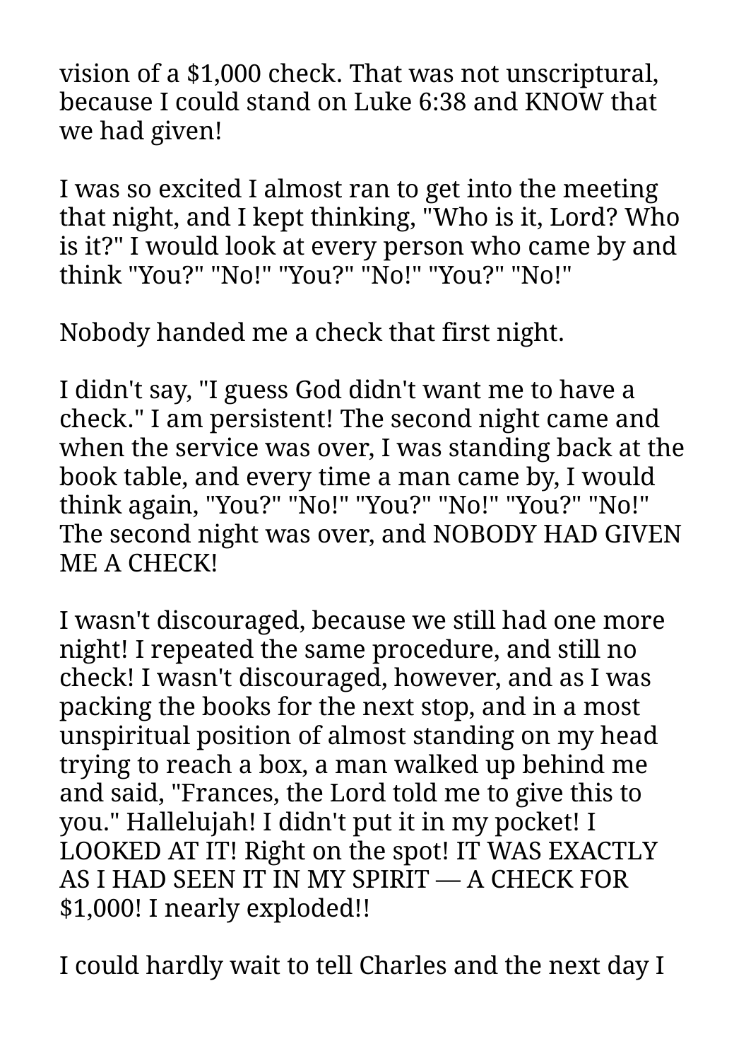vision of a $1,000 check. That was not unscriptural, because I could stand on Luke 6:38 and KNOW that we had given!

I was so excited I almost ran to get into the meeting that night, and I kept thinking, "Who is it, Lord? Who is it?" I would look at every person who came by and think "You?" "No!" "You?" "No!" "You?" "No!"

Nobody handed me a check that first night.

I didn't say, "I guess God didn't want me to have a check." I am persistent! The second night came and when the service was over, I was standing back at the book table, and every time a man came by, I would think again, "You?" "No!" "You?" "No!" "You?" "No!" The second night was over, and NOBODY HAD GIVEN ME A CHECK!

I wasn't discouraged, because we still had one more night! I repeated the same procedure, and still no check! I wasn't discouraged, however, and as I was packing the books for the next stop, and in a most unspiritual position of almost standing on my head trying to reach a box, a man walked up behind me and said, "Frances, the Lord told me to give this to you." Hallelujah! I didn't put it in my pocket! I LOOKED AT IT! Right on the spot! IT WAS EXACTLY AS I HAD SEEN IT IN MY SPIRIT — A CHECK FOR $1,000! I nearly exploded!!

I could hardly wait to tell Charles and the next day I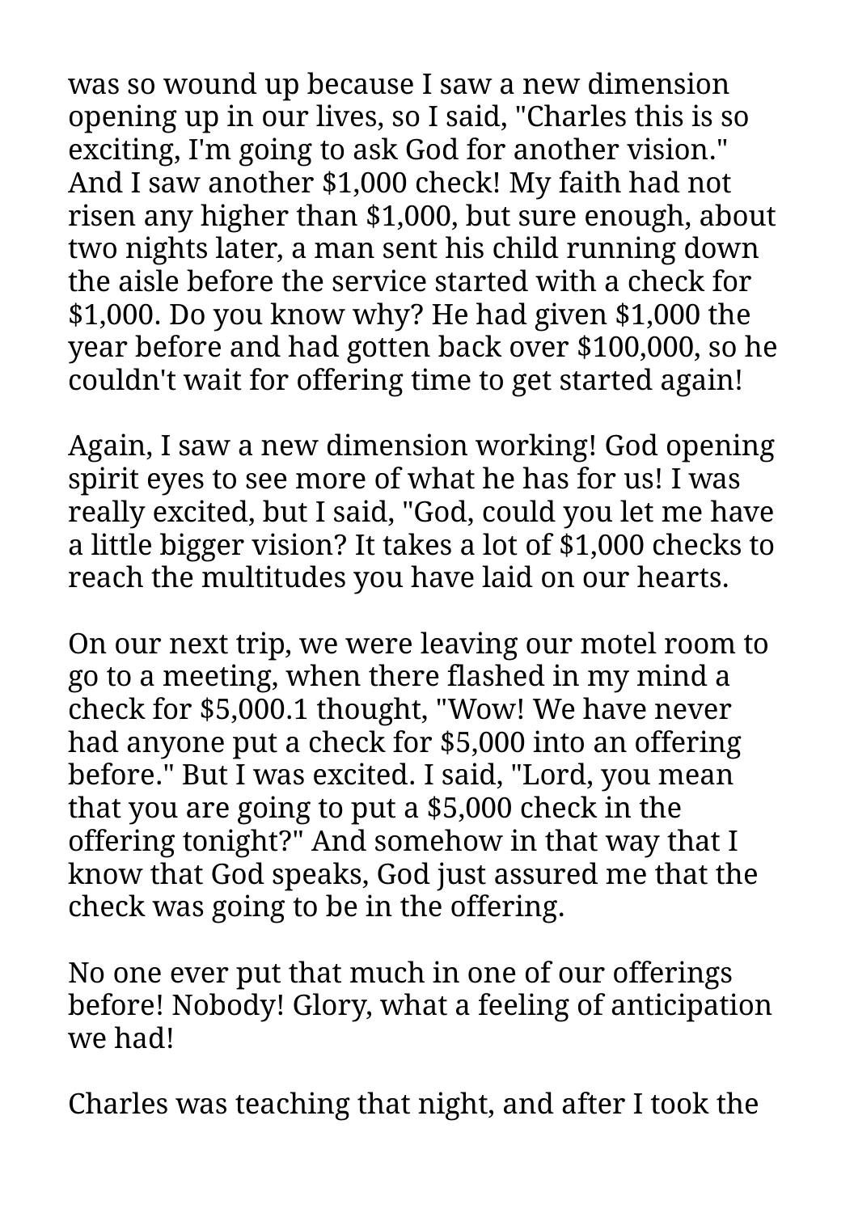was so wound up because I saw a new dimension opening up in our lives, so I said, "Charles this is so exciting, I'm going to ask God for another vision." And I saw another $1,000 check! My faith had not risen any higher than $1,000, but sure enough, about two nights later, a man sent his child running down the aisle before the service started with a check for $1,000. Do you know why? He had given $1,000 the year before and had gotten back over $100,000, so he couldn't wait for offering time to get started again!

Again, I saw a new dimension working! God opening spirit eyes to see more of what he has for us! I was really excited, but I said, "God, could you let me have a little bigger vision? It takes a lot of $1,000 checks to reach the multitudes you have laid on our hearts.

On our next trip, we were leaving our motel room to go to a meeting, when there flashed in my mind a check for $5,000.1 thought, "Wow! We have never had anyone put a check for $5,000 into an offering before." But I was excited. I said, "Lord, you mean that you are going to put a $5,000 check in the offering tonight?" And somehow in that way that I know that God speaks, God just assured me that the check was going to be in the offering.

No one ever put that much in one of our offerings before! Nobody! Glory, what a feeling of anticipation we had!

Charles was teaching that night, and after I took the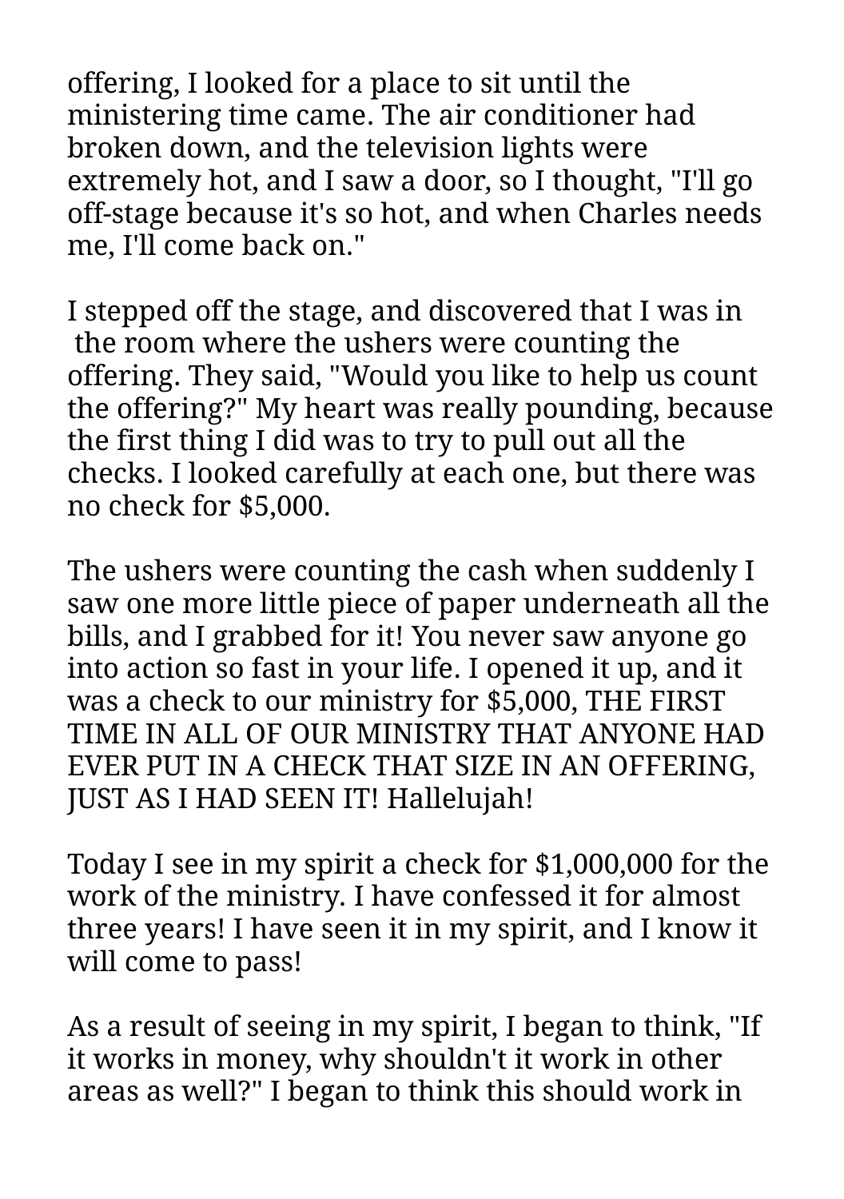offering, I looked for a place to sit until the ministering time came. The air conditioner had broken down, and the television lights were extremely hot, and I saw a door, so I thought, "I'll go off-stage because it's so hot, and when Charles needs me, I'll come back on."

I stepped off the stage, and discovered that I was in the room where the ushers were counting the offering. They said, "Would you like to help us count the offering?" My heart was really pounding, because the first thing I did was to try to pull out all the checks. I looked carefully at each one, but there was no check for $5,000.

The ushers were counting the cash when suddenly I saw one more little piece of paper underneath all the bills, and I grabbed for it! You never saw anyone go into action so fast in your life. I opened it up, and it was a check to our ministry for $5,000, THE FIRST TIME IN ALL OF OUR MINISTRY THAT ANYONE HAD EVER PUT IN A CHECK THAT SIZE IN AN OFFERING, JUST AS I HAD SEEN IT! Hallelujah!

Today I see in my spirit a check for $1,000,000 for the work of the ministry. I have confessed it for almost three years! I have seen it in my spirit, and I know it will come to pass!

As a result of seeing in my spirit, I began to think, "If it works in money, why shouldn't it work in other areas as well?" I began to think this should work in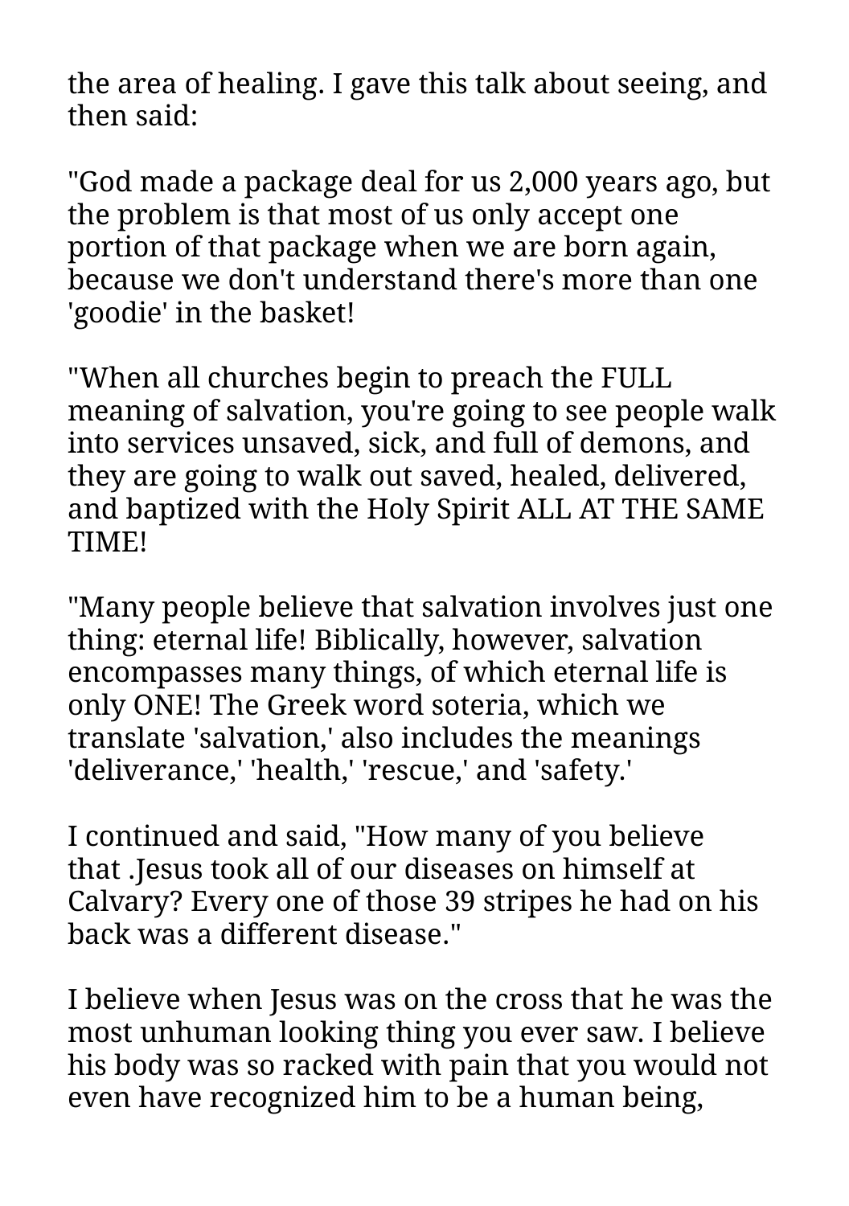the area of healing. I gave this talk about seeing, and then said:

"God made a package deal for us 2,000 years ago, but the problem is that most of us only accept one portion of that package when we are born again, because we don't understand there's more than one 'goodie' in the basket!

"When all churches begin to preach the FULL meaning of salvation, you're going to see people walk into services unsaved, sick, and full of demons, and they are going to walk out saved, healed, delivered, and baptized with the Holy Spirit ALL AT THE SAME TIME!

"Many people believe that salvation involves just one thing: eternal life! Biblically, however, salvation encompasses many things, of which eternal life is only ONE! The Greek word soteria, which we translate 'salvation,' also includes the meanings 'deliverance,' 'health,' 'rescue,' and 'safety.'

I continued and said, "How many of you believe that .Jesus took all of our diseases on himself at Calvary? Every one of those 39 stripes he had on his back was a different disease."

I believe when Jesus was on the cross that he was the most unhuman looking thing you ever saw. I believe his body was so racked with pain that you would not even have recognized him to be a human being,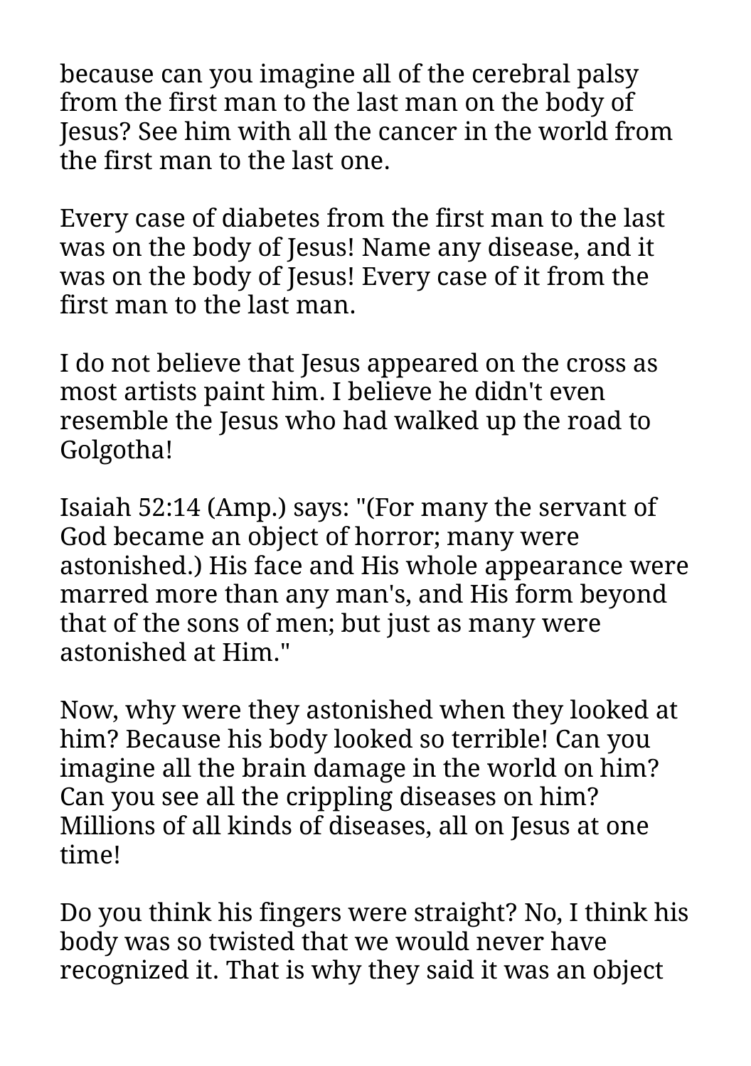because can you imagine all of the cerebral palsy from the first man to the last man on the body of Jesus? See him with all the cancer in the world from the first man to the last one.

Every case of diabetes from the first man to the last was on the body of Jesus! Name any disease, and it was on the body of Jesus! Every case of it from the first man to the last man.

I do not believe that Jesus appeared on the cross as most artists paint him. I believe he didn't even resemble the Jesus who had walked up the road to Golgotha!

Isaiah 52:14 (Amp.) says: "(For many the servant of God became an object of horror; many were astonished.) His face and His whole appearance were marred more than any man's, and His form beyond that of the sons of men; but just as many were astonished at Him."

Now, why were they astonished when they looked at him? Because his body looked so terrible! Can you imagine all the brain damage in the world on him? Can you see all the crippling diseases on him? Millions of all kinds of diseases, all on Jesus at one time!

Do you think his fingers were straight? No, I think his body was so twisted that we would never have recognized it. That is why they said it was an object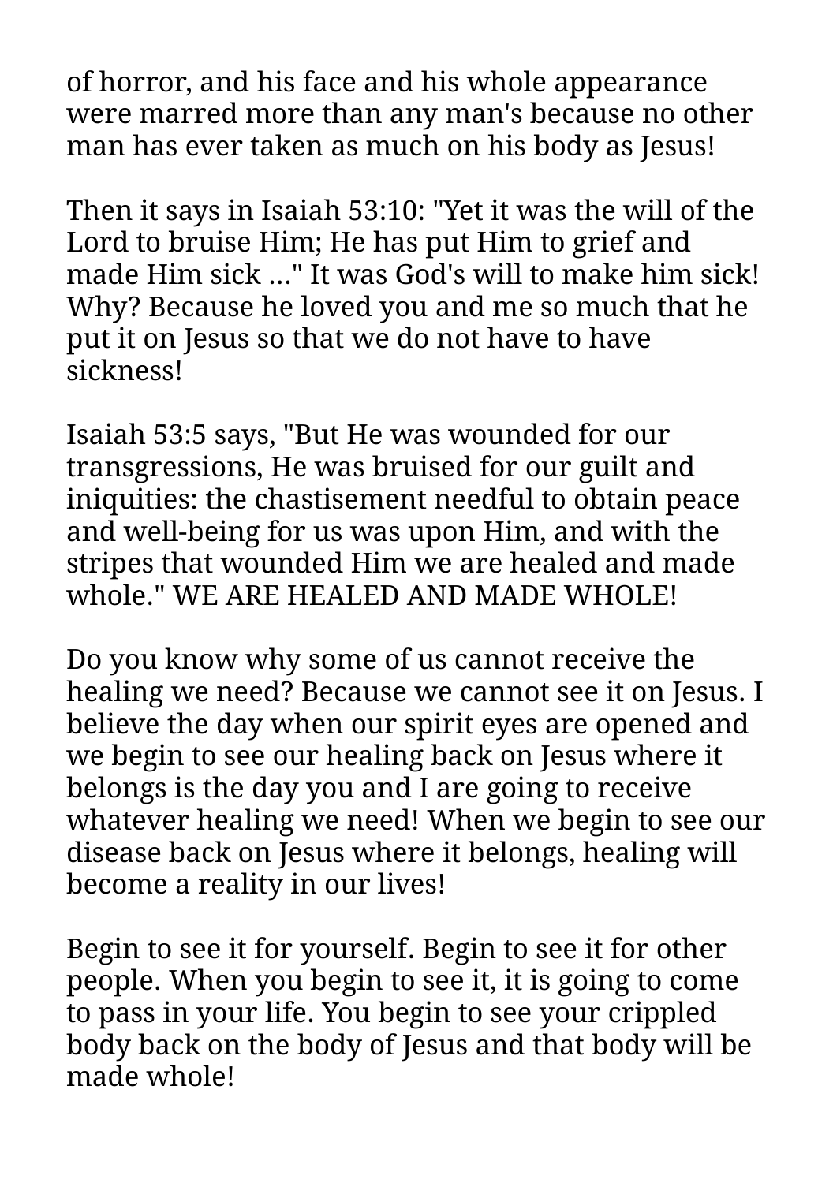of horror, and his face and his whole appearance were marred more than any man's because no other man has ever taken as much on his body as Jesus!

Then it says in Isaiah 53:10: "Yet it was the will of the Lord to bruise Him; He has put Him to grief and made Him sick ..." It was God's will to make him sick! Why? Because he loved you and me so much that he put it on Jesus so that we do not have to have sickness!

Isaiah 53:5 says, "But He was wounded for our transgressions, He was bruised for our guilt and iniquities: the chastisement needful to obtain peace and well-being for us was upon Him, and with the stripes that wounded Him we are healed and made whole." WE ARE HEALED AND MADE WHOLE!

Do you know why some of us cannot receive the healing we need? Because we cannot see it on Jesus. I believe the day when our spirit eyes are opened and we begin to see our healing back on Jesus where it belongs is the day you and I are going to receive whatever healing we need! When we begin to see our disease back on Jesus where it belongs, healing will become a reality in our lives!

Begin to see it for yourself. Begin to see it for other people. When you begin to see it, it is going to come to pass in your life. You begin to see your crippled body back on the body of Jesus and that body will be made whole!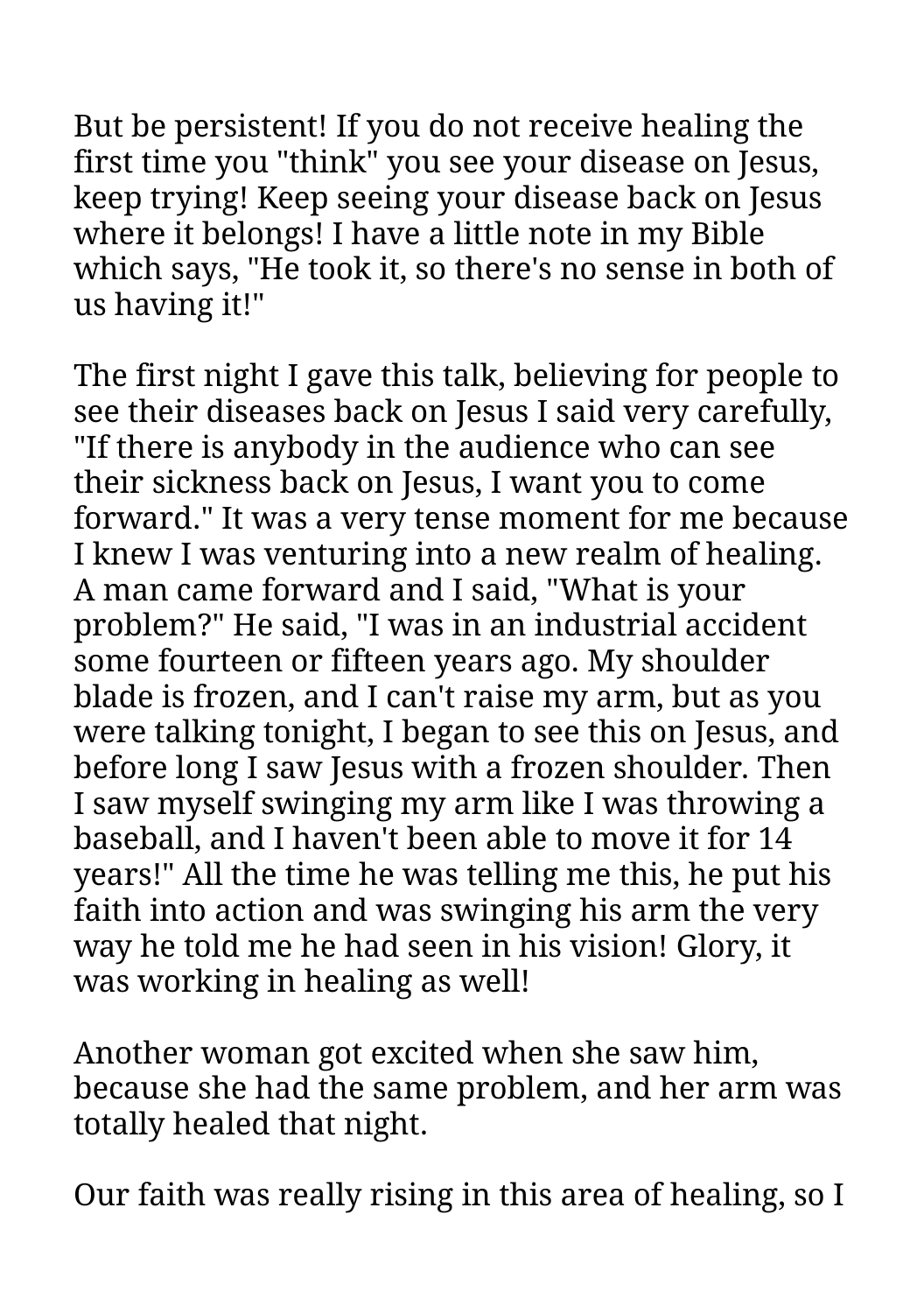But be persistent! If you do not receive healing the first time you "think" you see your disease on Jesus, keep trying! Keep seeing your disease back on Jesus where it belongs! I have a little note in my Bible which says, "He took it, so there's no sense in both of us having it!"

The first night I gave this talk, believing for people to see their diseases back on Jesus I said very carefully, "If there is anybody in the audience who can see their sickness back on Jesus, I want you to come forward." It was a very tense moment for me because I knew I was venturing into a new realm of healing. A man came forward and I said, "What is your problem?" He said, "I was in an industrial accident some fourteen or fifteen years ago. My shoulder blade is frozen, and I can't raise my arm, but as you were talking tonight, I began to see this on Jesus, and before long I saw Jesus with a frozen shoulder. Then I saw myself swinging my arm like I was throwing a baseball, and I haven't been able to move it for 14 years!" All the time he was telling me this, he put his faith into action and was swinging his arm the very way he told me he had seen in his vision! Glory, it was working in healing as well!

Another woman got excited when she saw him, because she had the same problem, and her arm was totally healed that night.

Our faith was really rising in this area of healing, so I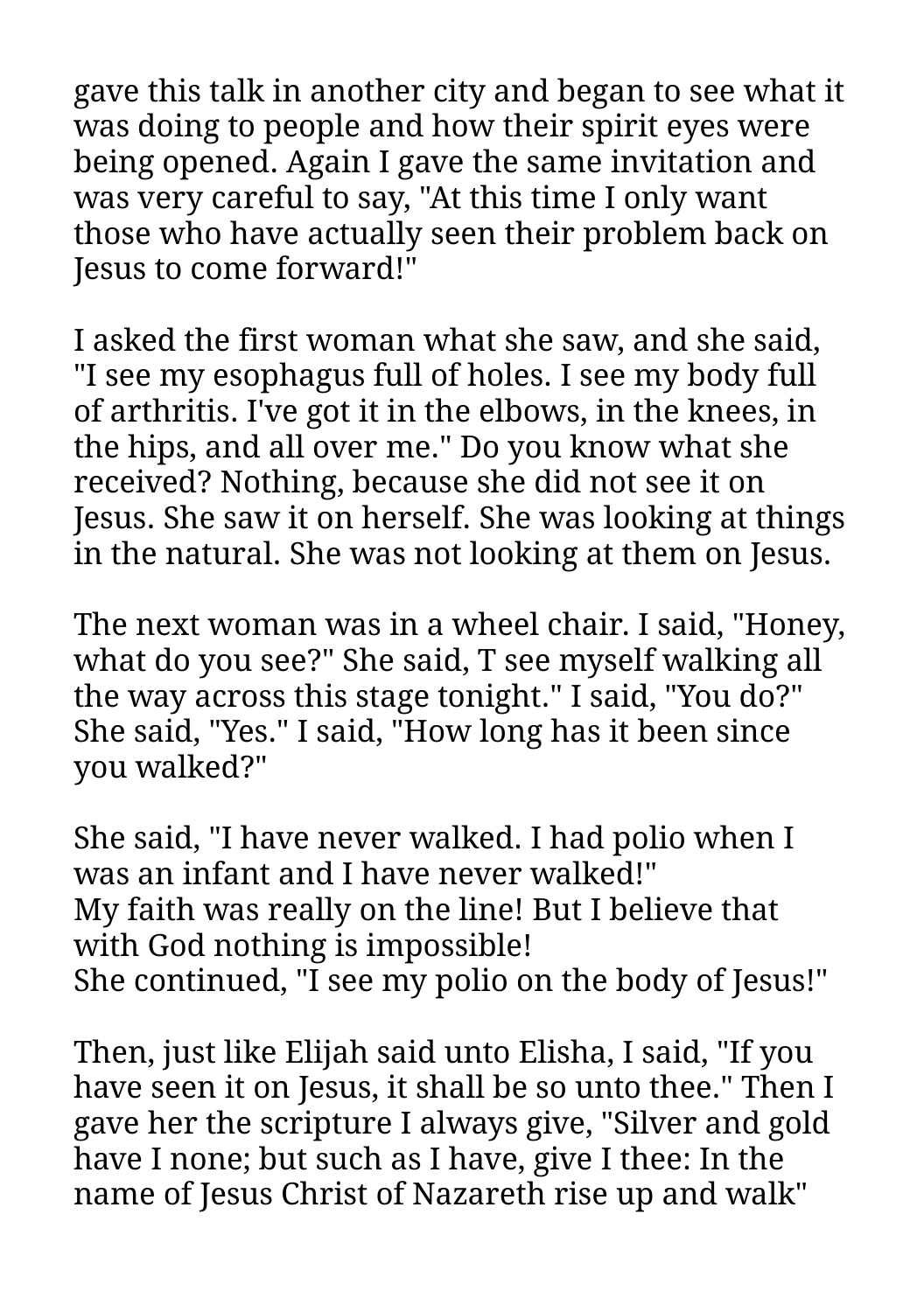gave this talk in another city and began to see what it was doing to people and how their spirit eyes were being opened. Again I gave the same invitation and was very careful to say, "At this time I only want those who have actually seen their problem back on Jesus to come forward!"

I asked the first woman what she saw, and she said, "I see my esophagus full of holes. I see my body full of arthritis. I've got it in the elbows, in the knees, in the hips, and all over me." Do you know what she received? Nothing, because she did not see it on Jesus. She saw it on herself. She was looking at things in the natural. She was not looking at them on Jesus.

The next woman was in a wheel chair. I said, "Honey, what do you see?" She said, T see myself walking all the way across this stage tonight." I said, "You do?" She said, "Yes." I said, "How long has it been since you walked?"

She said, "I have never walked. I had polio when I was an infant and I have never walked!"
My faith was really on the line! But I believe that with God nothing is impossible!
She continued, "I see my polio on the body of Jesus!"

Then, just like Elijah said unto Elisha, I said, "If you have seen it on Jesus, it shall be so unto thee." Then I gave her the scripture I always give, "Silver and gold have I none; but such as I have, give I thee: In the name of Jesus Christ of Nazareth rise up and walk"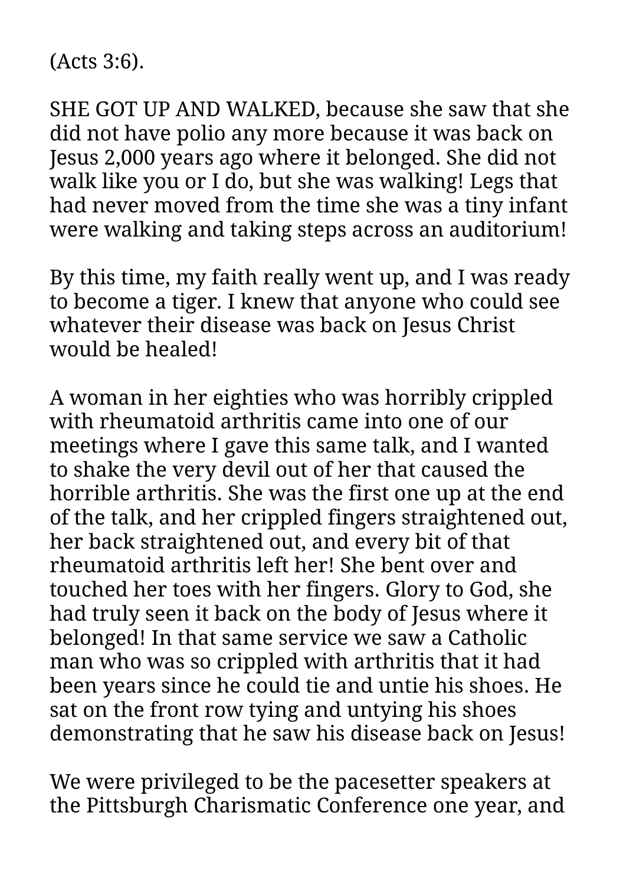(Acts 3:6).

SHE GOT UP AND WALKED, because she saw that she did not have polio any more because it was back on Jesus 2,000 years ago where it belonged. She did not walk like you or I do, but she was walking! Legs that had never moved from the time she was a tiny infant were walking and taking steps across an auditorium!

By this time, my faith really went up, and I was ready to become a tiger. I knew that anyone who could see whatever their disease was back on Jesus Christ would be healed!

A woman in her eighties who was horribly crippled with rheumatoid arthritis came into one of our meetings where I gave this same talk, and I wanted to shake the very devil out of her that caused the horrible arthritis. She was the first one up at the end of the talk, and her crippled fingers straightened out, her back straightened out, and every bit of that rheumatoid arthritis left her! She bent over and touched her toes with her fingers. Glory to God, she had truly seen it back on the body of Jesus where it belonged! In that same service we saw a Catholic man who was so crippled with arthritis that it had been years since he could tie and untie his shoes. He sat on the front row tying and untying his shoes demonstrating that he saw his disease back on Jesus!

We were privileged to be the pacesetter speakers at the Pittsburgh Charismatic Conference one year, and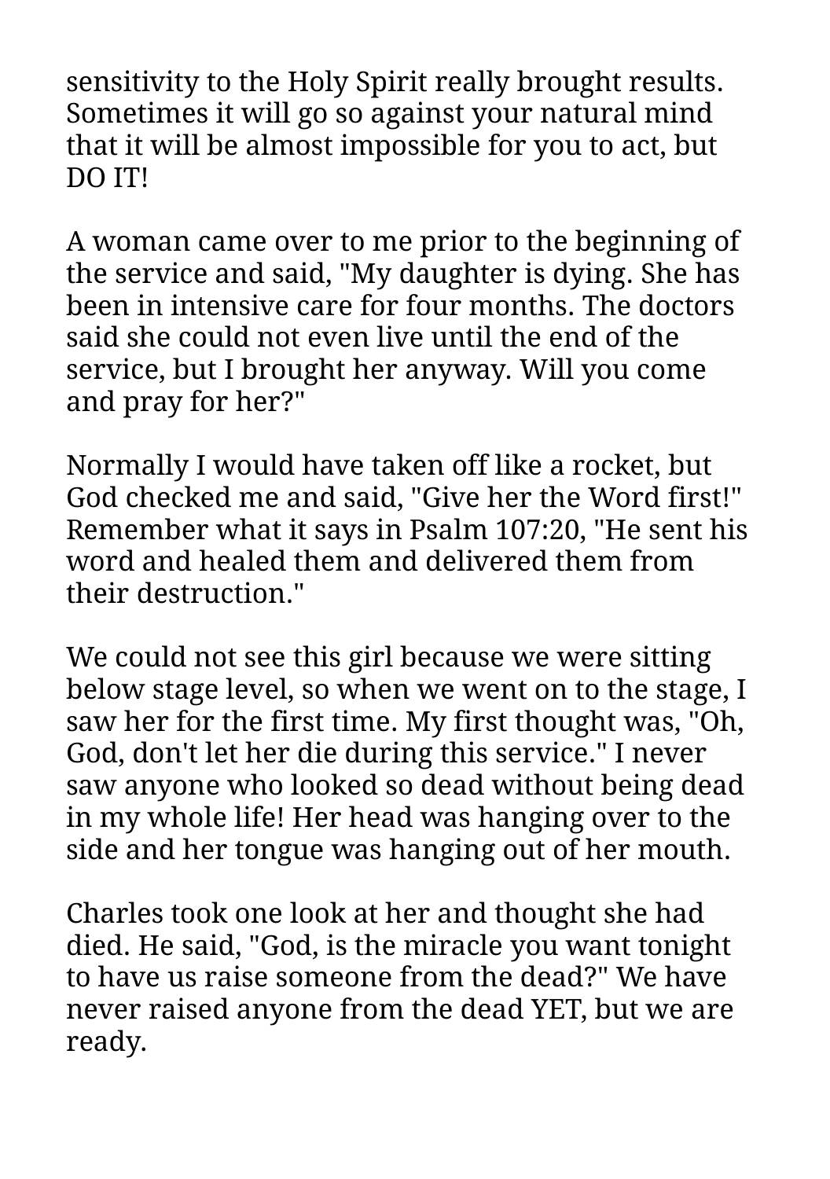sensitivity to the Holy Spirit really brought results. Sometimes it will go so against your natural mind that it will be almost impossible for you to act, but DO IT!

A woman came over to me prior to the beginning of the service and said, "My daughter is dying. She has been in intensive care for four months. The doctors said she could not even live until the end of the service, but I brought her anyway. Will you come and pray for her?"

Normally I would have taken off like a rocket, but God checked me and said, "Give her the Word first!" Remember what it says in Psalm 107:20, "He sent his word and healed them and delivered them from their destruction."

We could not see this girl because we were sitting below stage level, so when we went on to the stage, I saw her for the first time. My first thought was, "Oh, God, don't let her die during this service." I never saw anyone who looked so dead without being dead in my whole life! Her head was hanging over to the side and her tongue was hanging out of her mouth.

Charles took one look at her and thought she had died. He said, "God, is the miracle you want tonight to have us raise someone from the dead?" We have never raised anyone from the dead YET, but we are ready.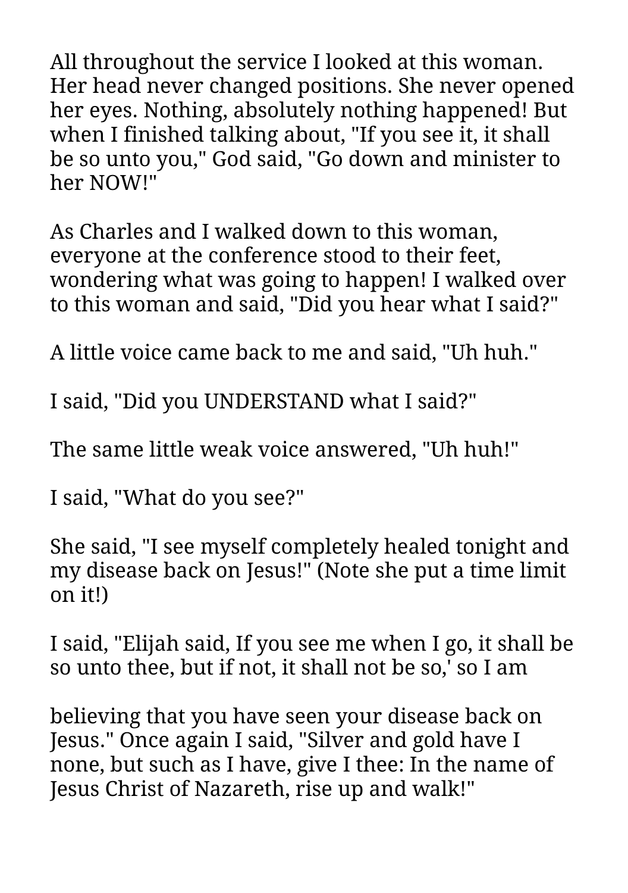All throughout the service I looked at this woman. Her head never changed positions. She never opened her eyes. Nothing, absolutely nothing happened! But when I finished talking about, "If you see it, it shall be so unto you," God said, "Go down and minister to her NOW!"

As Charles and I walked down to this woman, everyone at the conference stood to their feet, wondering what was going to happen! I walked over to this woman and said, "Did you hear what I said?"

A little voice came back to me and said, "Uh huh."

I said, "Did you UNDERSTAND what I said?"

The same little weak voice answered, "Uh huh!"

I said, "What do you see?"

She said, "I see myself completely healed tonight and my disease back on Jesus!" (Note she put a time limit on it!)

I said, "Elijah said, If you see me when I go, it shall be so unto thee, but if not, it shall not be so,' so I am

believing that you have seen your disease back on Jesus." Once again I said, "Silver and gold have I none, but such as I have, give I thee: In the name of Jesus Christ of Nazareth, rise up and walk!"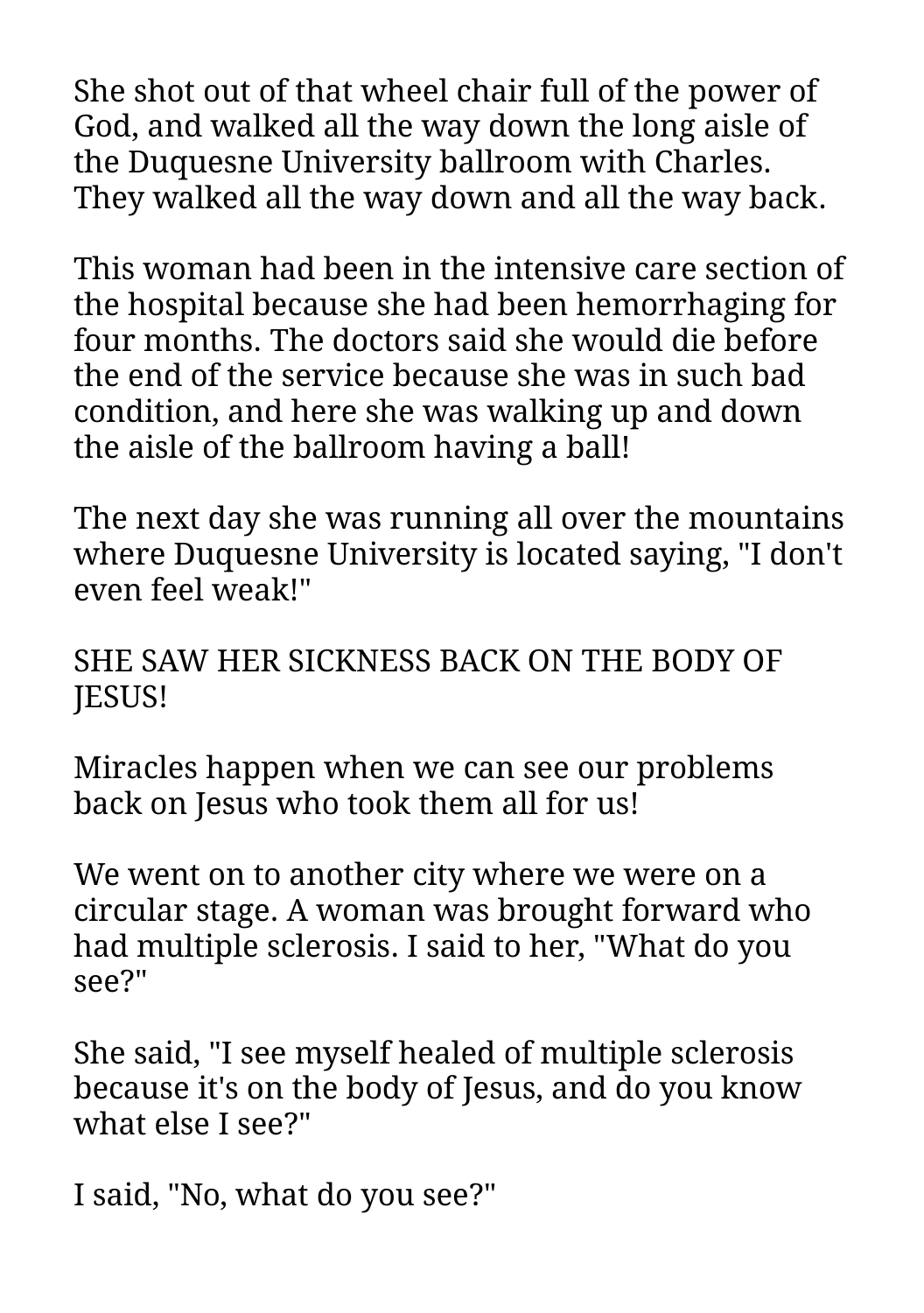She shot out of that wheel chair full of the power of God, and walked all the way down the long aisle of the Duquesne University ballroom with Charles. They walked all the way down and all the way back.

This woman had been in the intensive care section of the hospital because she had been hemorrhaging for four months. The doctors said she would die before the end of the service because she was in such bad condition, and here she was walking up and down the aisle of the ballroom having a ball!

The next day she was running all over the mountains where Duquesne University is located saying, "I don't even feel weak!"

SHE SAW HER SICKNESS BACK ON THE BODY OF JESUS!

Miracles happen when we can see our problems back on Jesus who took them all for us!

We went on to another city where we were on a circular stage. A woman was brought forward who had multiple sclerosis. I said to her, "What do you see?"

She said, "I see myself healed of multiple sclerosis because it's on the body of Jesus, and do you know what else I see?"

I said, "No, what do you see?"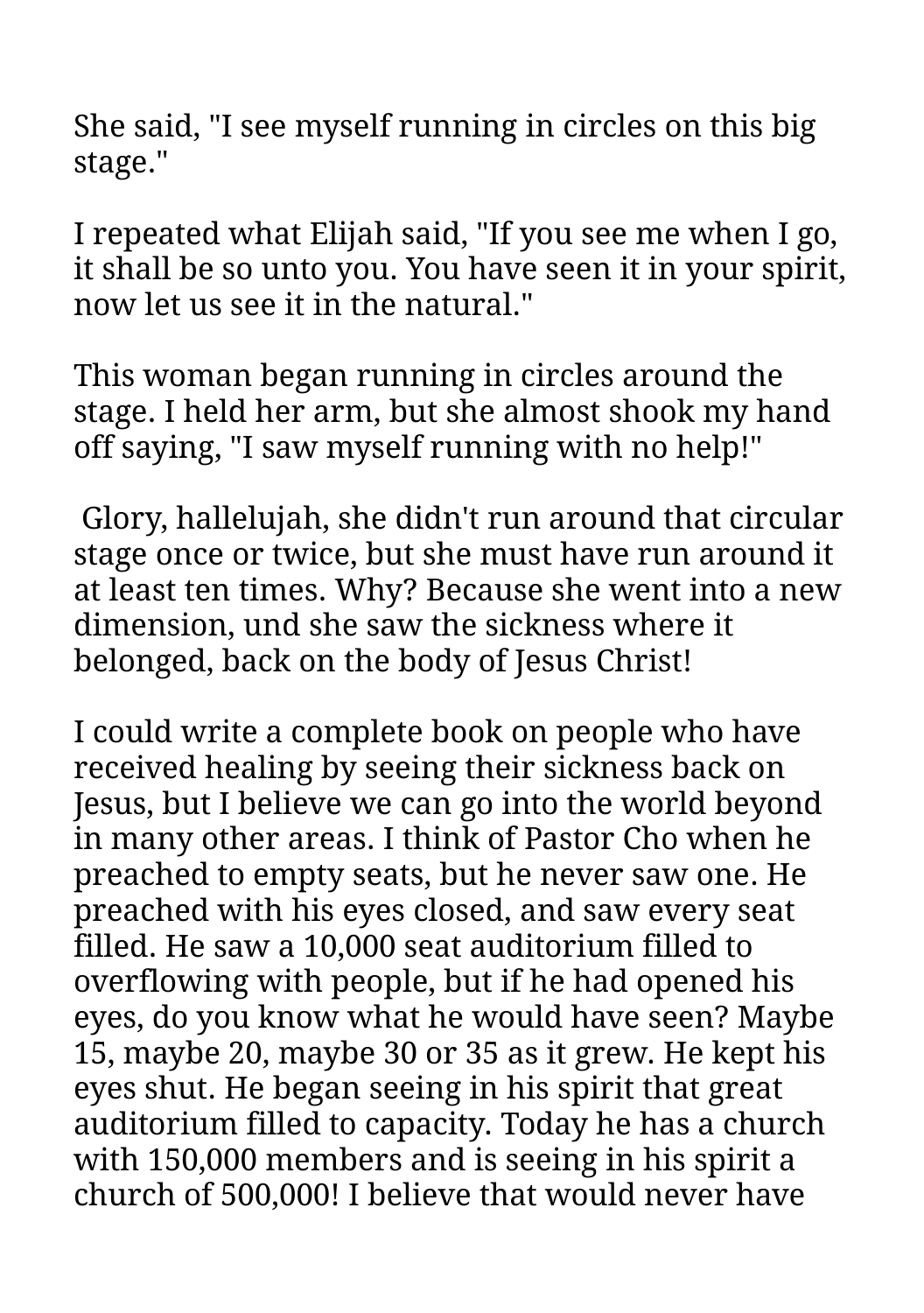She said, "I see myself running in circles on this big stage."

I repeated what Elijah said, "If you see me when I go, it shall be so unto you. You have seen it in your spirit, now let us see it in the natural."

This woman began running in circles around the stage. I held her arm, but she almost shook my hand off saying, "I saw myself running with no help!"

Glory, hallelujah, she didn't run around that circular stage once or twice, but she must have run around it at least ten times. Why? Because she went into a new dimension, und she saw the sickness where it belonged, back on the body of Jesus Christ!

I could write a complete book on people who have received healing by seeing their sickness back on Jesus, but I believe we can go into the world beyond in many other areas. I think of Pastor Cho when he preached to empty seats, but he never saw one. He preached with his eyes closed, and saw every seat filled. He saw a 10,000 seat auditorium filled to overflowing with people, but if he had opened his eyes, do you know what he would have seen? Maybe 15, maybe 20, maybe 30 or 35 as it grew. He kept his eyes shut. He began seeing in his spirit that great auditorium filled to capacity. Today he has a church with 150,000 members and is seeing in his spirit a church of 500,000! I believe that would never have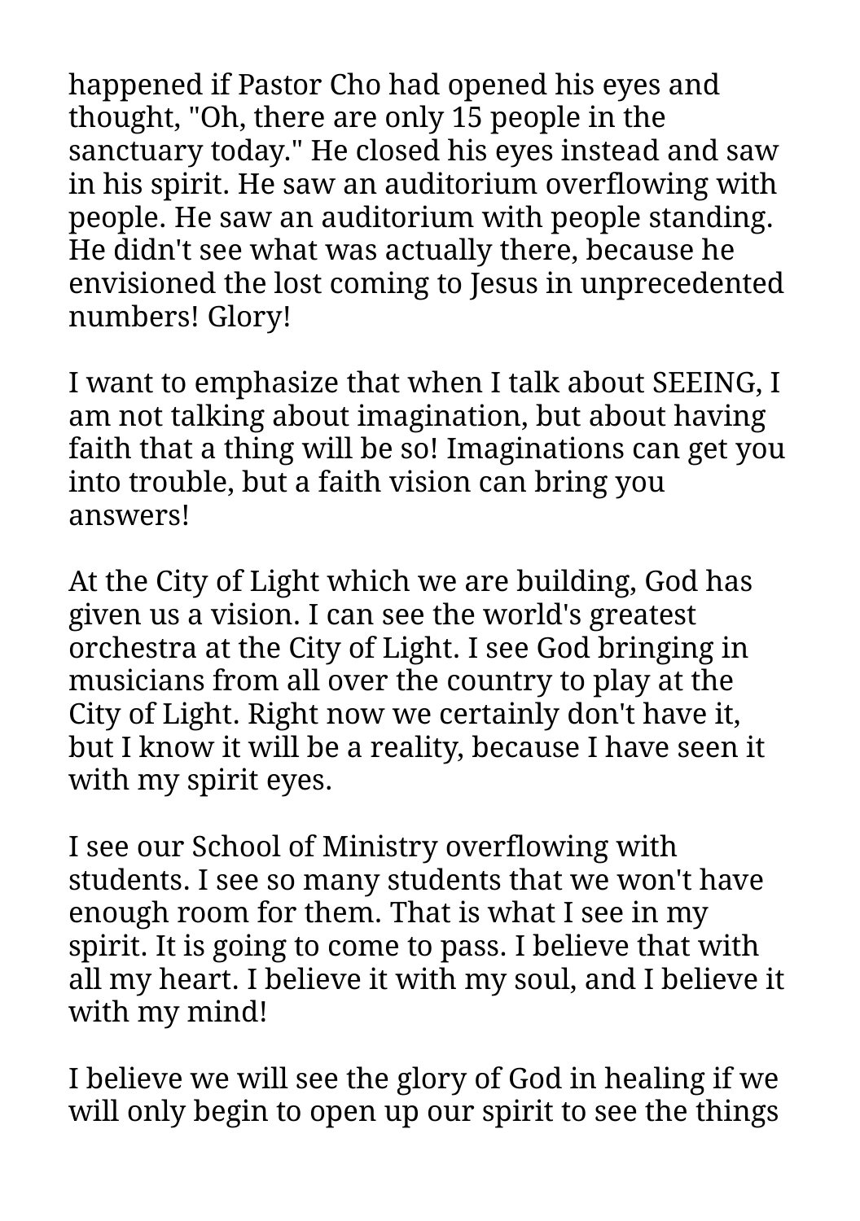happened if Pastor Cho had opened his eyes and thought, "Oh, there are only 15 people in the sanctuary today." He closed his eyes instead and saw in his spirit. He saw an auditorium overflowing with people. He saw an auditorium with people standing. He didn't see what was actually there, because he envisioned the lost coming to Jesus in unprecedented numbers! Glory!

I want to emphasize that when I talk about SEEING, I am not talking about imagination, but about having faith that a thing will be so! Imaginations can get you into trouble, but a faith vision can bring you answers!

At the City of Light which we are building, God has given us a vision. I can see the world's greatest orchestra at the City of Light. I see God bringing in musicians from all over the country to play at the City of Light. Right now we certainly don't have it, but I know it will be a reality, because I have seen it with my spirit eyes.

I see our School of Ministry overflowing with students. I see so many students that we won't have enough room for them. That is what I see in my spirit. It is going to come to pass. I believe that with all my heart. I believe it with my soul, and I believe it with my mind!

I believe we will see the glory of God in healing if we will only begin to open up our spirit to see the things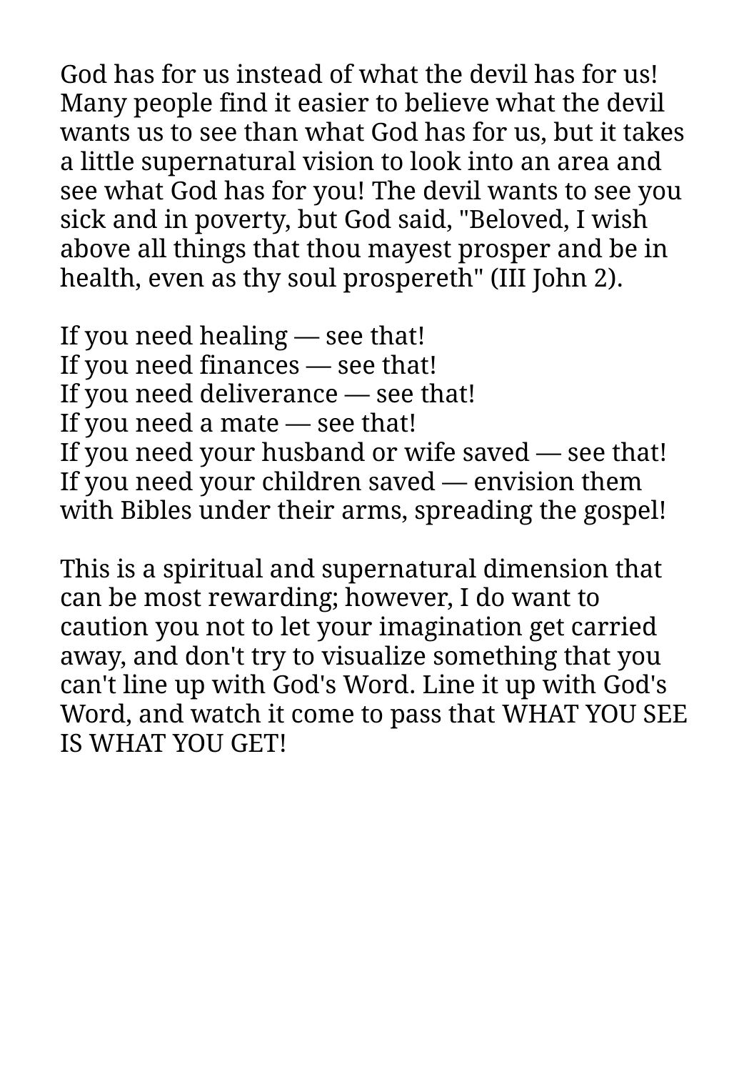God has for us instead of what the devil has for us! Many people find it easier to believe what the devil wants us to see than what God has for us, but it takes a little supernatural vision to look into an area and see what God has for you! The devil wants to see you sick and in poverty, but God said, "Beloved, I wish above all things that thou mayest prosper and be in health, even as thy soul prospereth" (III John 2).

If you need healing — see that!  
If you need finances — see that!  
If you need deliverance — see that!  
If you need a mate — see that!  
If you need your husband or wife saved — see that!  
If you need your children saved — envision them with Bibles under their arms, spreading the gospel!

This is a spiritual and supernatural dimension that can be most rewarding; however, I do want to caution you not to let your imagination get carried away, and don't try to visualize something that you can't line up with God's Word. Line it up with God's Word, and watch it come to pass that WHAT YOU SEE IS WHAT YOU GET!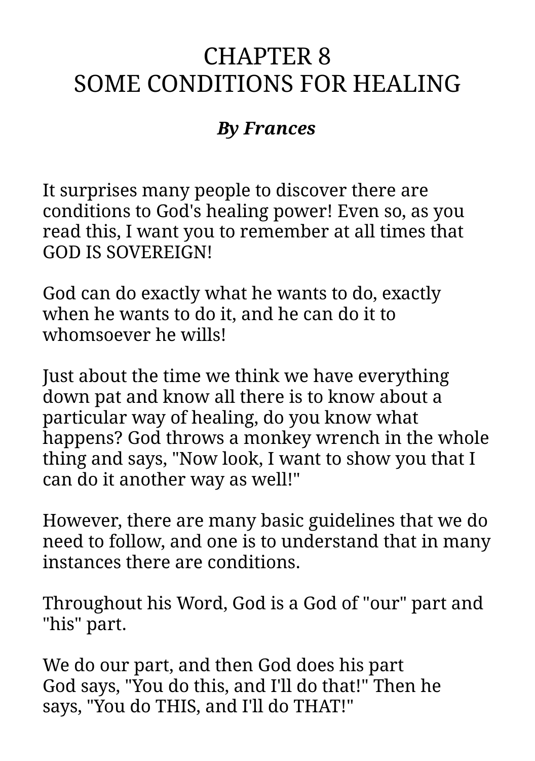# CHAPTER 8
# SOME CONDITIONS FOR HEALING

***By Frances***

It surprises many people to discover there are conditions to God's healing power! Even so, as you read this, I want you to remember at all times that GOD IS SOVEREIGN!

God can do exactly what he wants to do, exactly when he wants to do it, and he can do it to whomsoever he wills!

Just about the time we think we have everything down pat and know all there is to know about a particular way of healing, do you know what happens? God throws a monkey wrench in the whole thing and says, "Now look, I want to show you that I can do it another way as well!"

However, there are many basic guidelines that we do need to follow, and one is to understand that in many instances there are conditions.

Throughout his Word, God is a God of "our" part and "his" part.

We do our part, and then God does his part
God says, "You do this, and I'll do that!" Then he says, "You do THIS, and I'll do THAT!"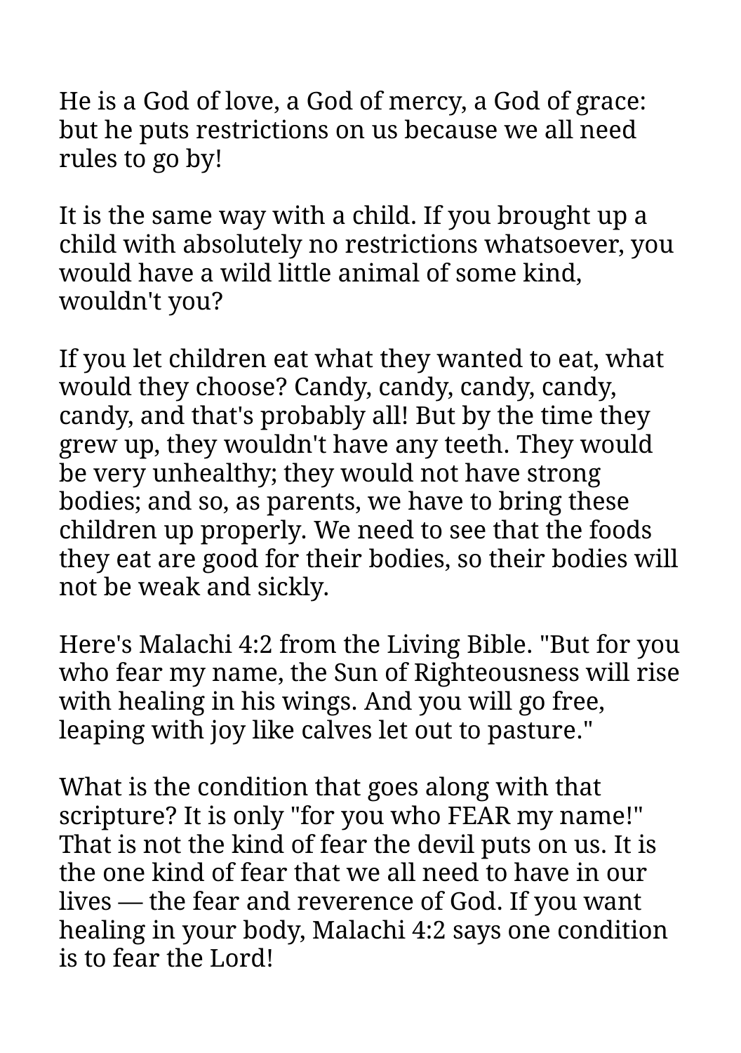He is a God of love, a God of mercy, a God of grace: but he puts restrictions on us because we all need rules to go by!

It is the same way with a child. If you brought up a child with absolutely no restrictions whatsoever, you would have a wild little animal of some kind, wouldn't you?

If you let children eat what they wanted to eat, what would they choose? Candy, candy, candy, candy, candy, and that's probably all! But by the time they grew up, they wouldn't have any teeth. They would be very unhealthy; they would not have strong bodies; and so, as parents, we have to bring these children up properly. We need to see that the foods they eat are good for their bodies, so their bodies will not be weak and sickly.

Here's Malachi 4:2 from the Living Bible. "But for you who fear my name, the Sun of Righteousness will rise with healing in his wings. And you will go free, leaping with joy like calves let out to pasture."

What is the condition that goes along with that scripture? It is only "for you who FEAR my name!" That is not the kind of fear the devil puts on us. It is the one kind of fear that we all need to have in our lives — the fear and reverence of God. If you want healing in your body, Malachi 4:2 says one condition is to fear the Lord!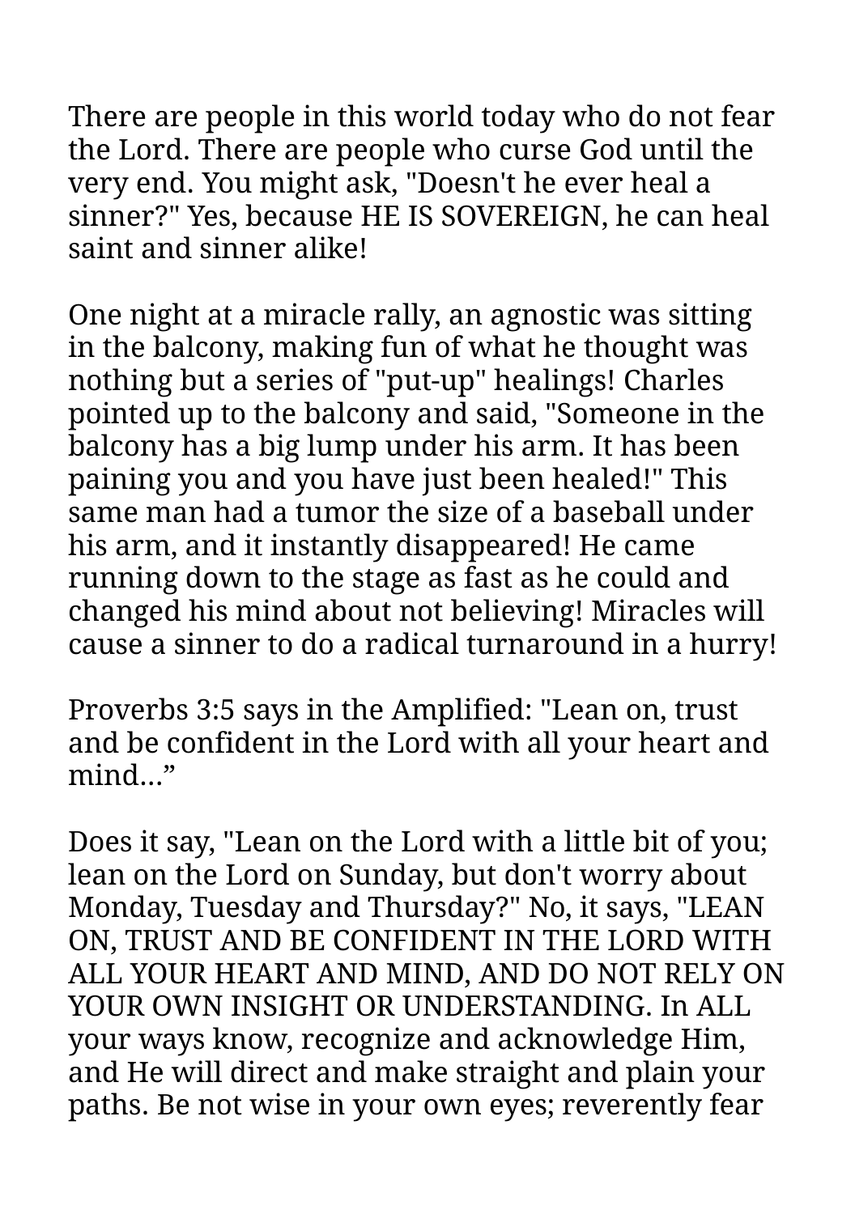There are people in this world today who do not fear the Lord. There are people who curse God until the very end. You might ask, "Doesn't he ever heal a sinner?" Yes, because HE IS SOVEREIGN, he can heal saint and sinner alike!

One night at a miracle rally, an agnostic was sitting in the balcony, making fun of what he thought was nothing but a series of "put-up" healings! Charles pointed up to the balcony and said, "Someone in the balcony has a big lump under his arm. It has been paining you and you have just been healed!" This same man had a tumor the size of a baseball under his arm, and it instantly disappeared! He came running down to the stage as fast as he could and changed his mind about not believing! Miracles will cause a sinner to do a radical turnaround in a hurry!

Proverbs 3:5 says in the Amplified: "Lean on, trust and be confident in the Lord with all your heart and mind...”

Does it say, "Lean on the Lord with a little bit of you; lean on the Lord on Sunday, but don't worry about Monday, Tuesday and Thursday?" No, it says, "LEAN ON, TRUST AND BE CONFIDENT IN THE LORD WITH ALL YOUR HEART AND MIND, AND DO NOT RELY ON YOUR OWN INSIGHT OR UNDERSTANDING. In ALL your ways know, recognize and acknowledge Him, and He will direct and make straight and plain your paths. Be not wise in your own eyes; reverently fear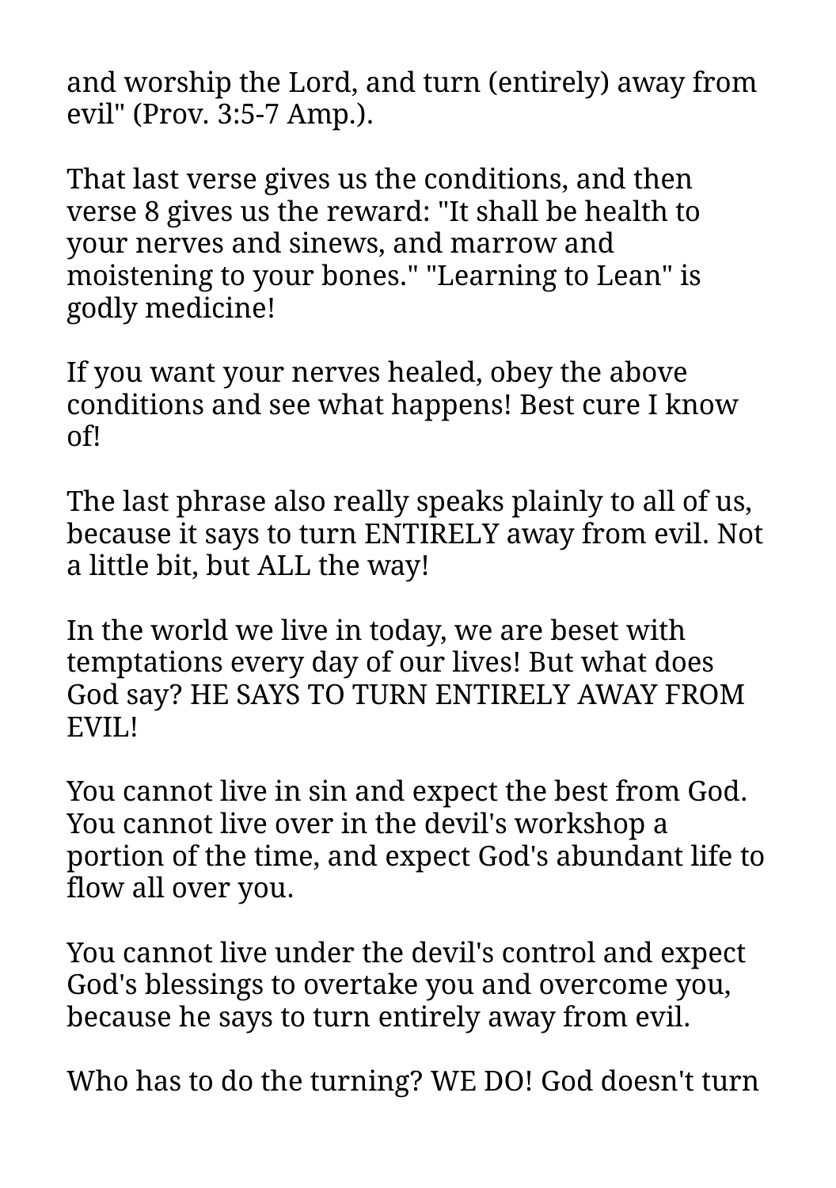and worship the Lord, and turn (entirely) away from evil" (Prov. 3:5-7 Amp.).

That last verse gives us the conditions, and then verse 8 gives us the reward: "It shall be health to your nerves and sinews, and marrow and moistening to your bones." "Learning to Lean" is godly medicine!

If you want your nerves healed, obey the above conditions and see what happens! Best cure I know of!

The last phrase also really speaks plainly to all of us, because it says to turn ENTIRELY away from evil. Not a little bit, but ALL the way!

In the world we live in today, we are beset with temptations every day of our lives! But what does God say? HE SAYS TO TURN ENTIRELY AWAY FROM EVIL!

You cannot live in sin and expect the best from God. You cannot live over in the devil's workshop a portion of the time, and expect God's abundant life to flow all over you.

You cannot live under the devil's control and expect God's blessings to overtake you and overcome you, because he says to turn entirely away from evil.

Who has to do the turning? WE DO! God doesn't turn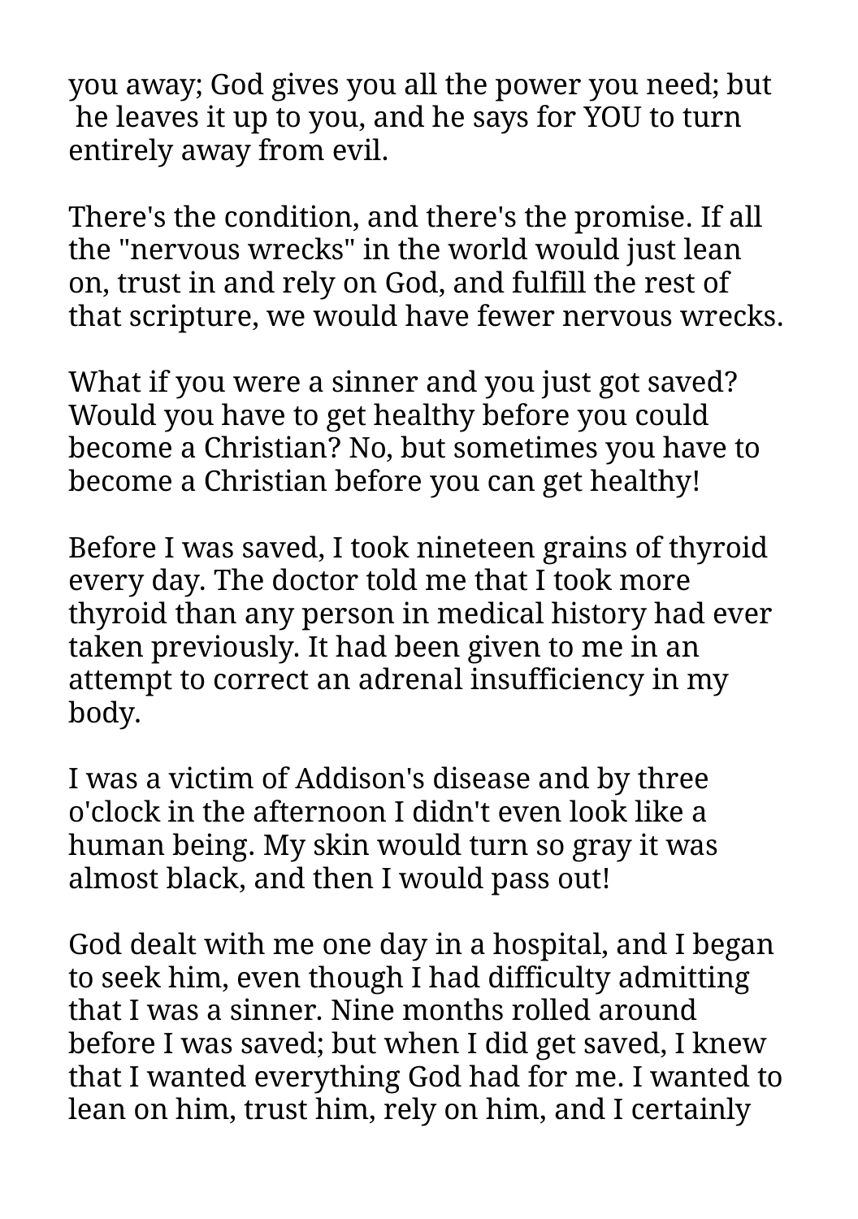you away; God gives you all the power you need; but he leaves it up to you, and he says for YOU to turn entirely away from evil.

There's the condition, and there's the promise. If all the "nervous wrecks" in the world would just lean on, trust in and rely on God, and fulfill the rest of that scripture, we would have fewer nervous wrecks.

What if you were a sinner and you just got saved? Would you have to get healthy before you could become a Christian? No, but sometimes you have to become a Christian before you can get healthy!

Before I was saved, I took nineteen grains of thyroid every day. The doctor told me that I took more thyroid than any person in medical history had ever taken previously. It had been given to me in an attempt to correct an adrenal insufficiency in my body.

I was a victim of Addison's disease and by three o'clock in the afternoon I didn't even look like a human being. My skin would turn so gray it was almost black, and then I would pass out!

God dealt with me one day in a hospital, and I began to seek him, even though I had difficulty admitting that I was a sinner. Nine months rolled around before I was saved; but when I did get saved, I knew that I wanted everything God had for me. I wanted to lean on him, trust him, rely on him, and I certainly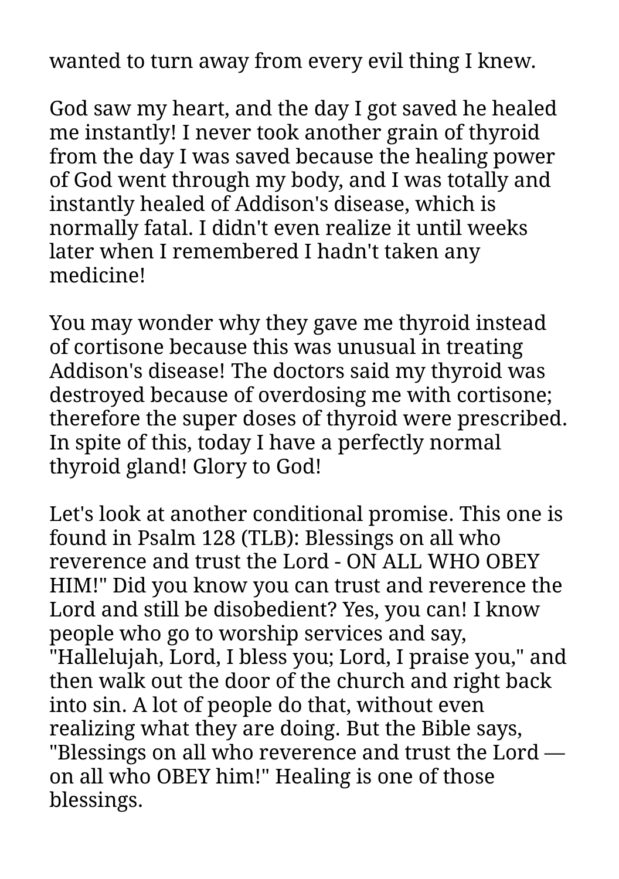wanted to turn away from every evil thing I knew.

God saw my heart, and the day I got saved he healed me instantly! I never took another grain of thyroid from the day I was saved because the healing power of God went through my body, and I was totally and instantly healed of Addison's disease, which is normally fatal. I didn't even realize it until weeks later when I remembered I hadn't taken any medicine!

You may wonder why they gave me thyroid instead of cortisone because this was unusual in treating Addison's disease! The doctors said my thyroid was destroyed because of overdosing me with cortisone; therefore the super doses of thyroid were prescribed. In spite of this, today I have a perfectly normal thyroid gland! Glory to God!

Let's look at another conditional promise. This one is found in Psalm 128 (TLB): Blessings on all who reverence and trust the Lord - ON ALL WHO OBEY HIM!" Did you know you can trust and reverence the Lord and still be disobedient? Yes, you can! I know people who go to worship services and say, "Hallelujah, Lord, I bless you; Lord, I praise you," and then walk out the door of the church and right back into sin. A lot of people do that, without even realizing what they are doing. But the Bible says, "Blessings on all who reverence and trust the Lord — on all who OBEY him!" Healing is one of those blessings.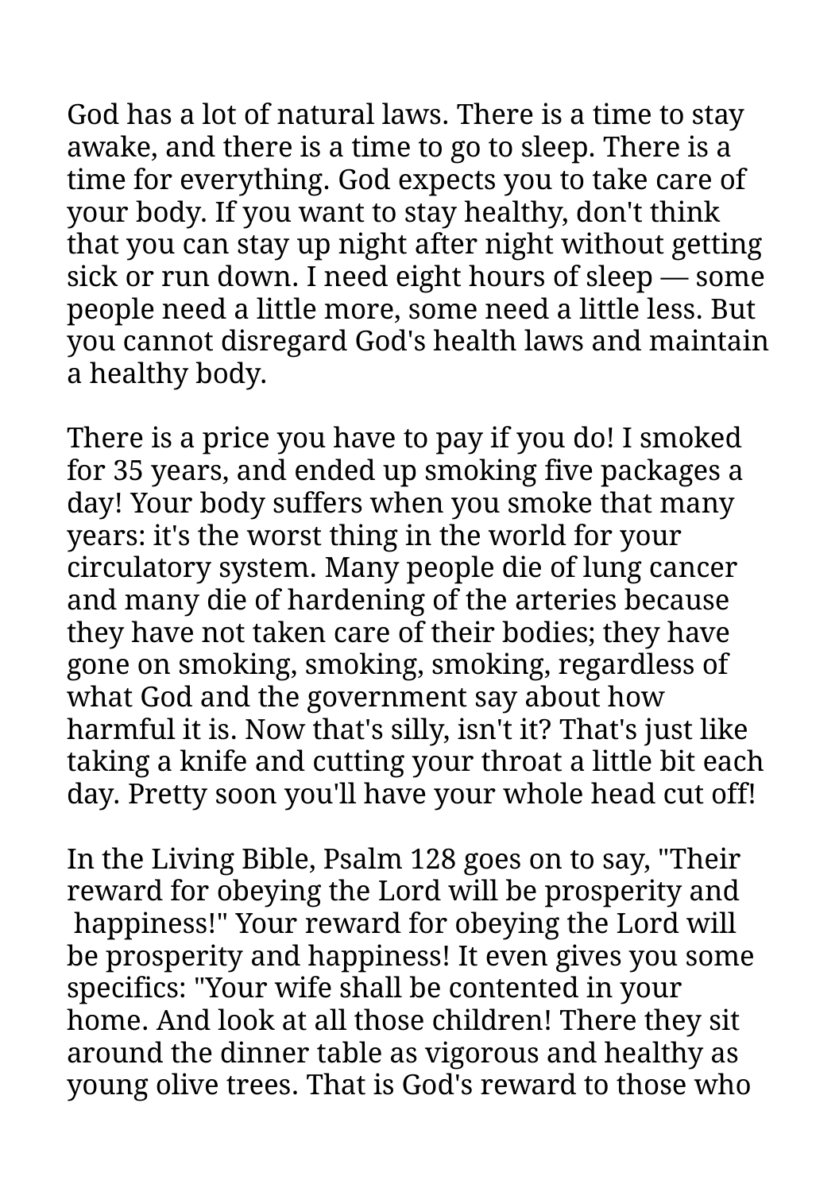God has a lot of natural laws. There is a time to stay awake, and there is a time to go to sleep. There is a time for everything. God expects you to take care of your body. If you want to stay healthy, don't think that you can stay up night after night without getting sick or run down. I need eight hours of sleep — some people need a little more, some need a little less. But you cannot disregard God's health laws and maintain a healthy body.

There is a price you have to pay if you do! I smoked for 35 years, and ended up smoking five packages a day! Your body suffers when you smoke that many years: it's the worst thing in the world for your circulatory system. Many people die of lung cancer and many die of hardening of the arteries because they have not taken care of their bodies; they have gone on smoking, smoking, smoking, regardless of what God and the government say about how harmful it is. Now that's silly, isn't it? That's just like taking a knife and cutting your throat a little bit each day. Pretty soon you'll have your whole head cut off!

In the Living Bible, Psalm 128 goes on to say, "Their reward for obeying the Lord will be prosperity and happiness!" Your reward for obeying the Lord will be prosperity and happiness! It even gives you some specifics: "Your wife shall be contented in your home. And look at all those children! There they sit around the dinner table as vigorous and healthy as young olive trees. That is God's reward to those who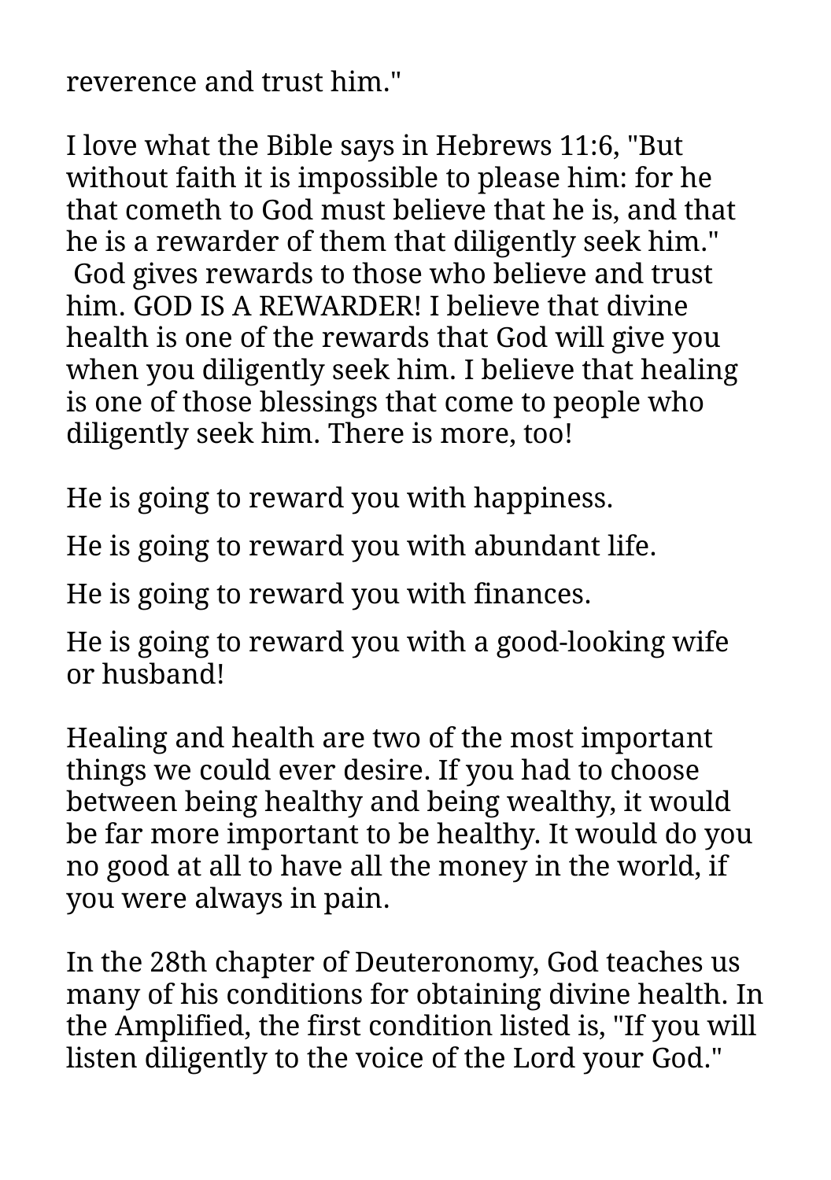reverence and trust him."

I love what the Bible says in Hebrews 11:6, "But without faith it is impossible to please him: for he that cometh to God must believe that he is, and that he is a rewarder of them that diligently seek him." God gives rewards to those who believe and trust him. GOD IS A REWARDER! I believe that divine health is one of the rewards that God will give you when you diligently seek him. I believe that healing is one of those blessings that come to people who diligently seek him. There is more, too!

He is going to reward you with happiness.

He is going to reward you with abundant life.

He is going to reward you with finances.

He is going to reward you with a good-looking wife or husband!

Healing and health are two of the most important things we could ever desire. If you had to choose between being healthy and being wealthy, it would be far more important to be healthy. It would do you no good at all to have all the money in the world, if you were always in pain.

In the 28th chapter of Deuteronomy, God teaches us many of his conditions for obtaining divine health. In the Amplified, the first condition listed is, "If you will listen diligently to the voice of the Lord your God."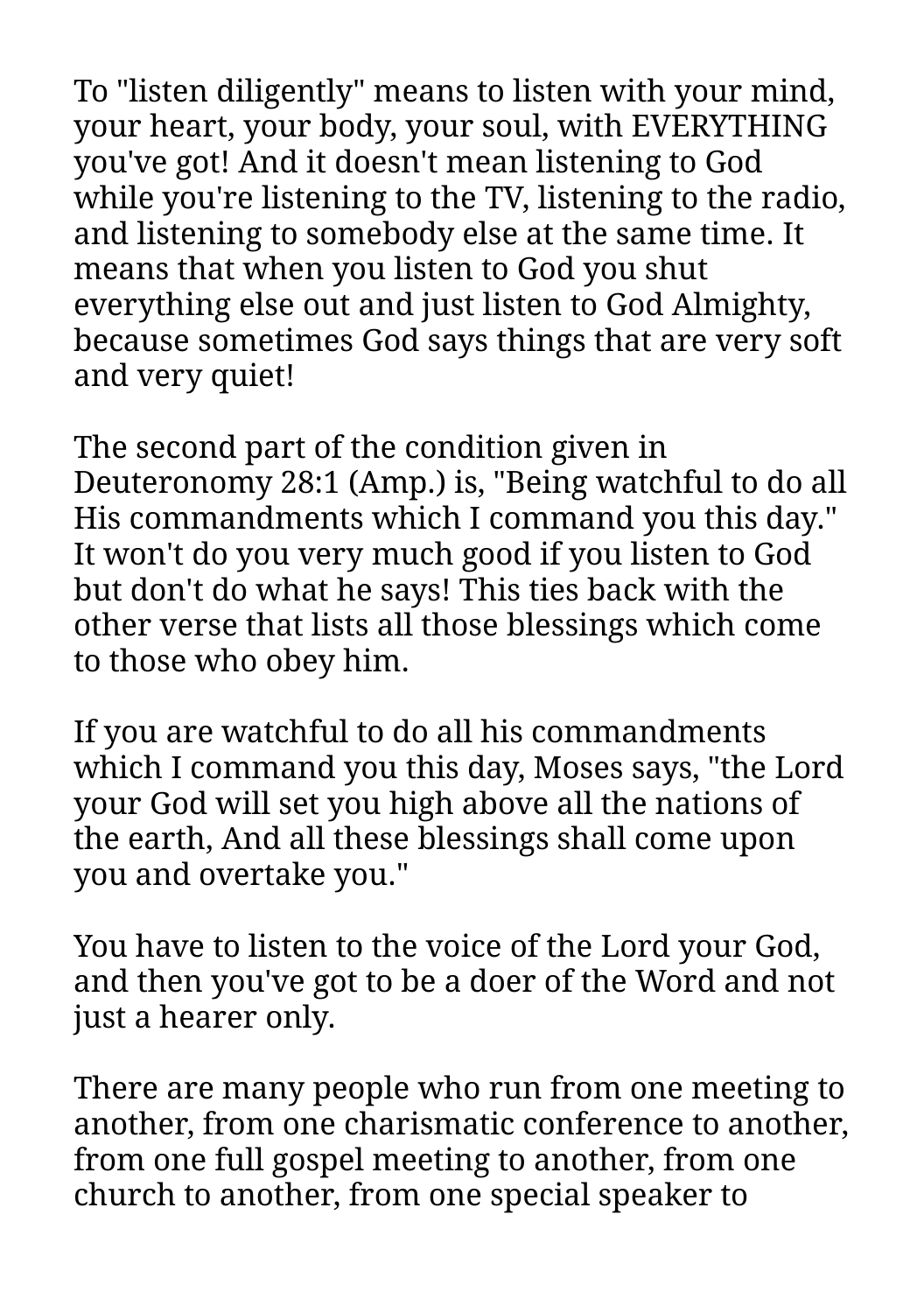To "listen diligently" means to listen with your mind, your heart, your body, your soul, with EVERYTHING you've got! And it doesn't mean listening to God while you're listening to the TV, listening to the radio, and listening to somebody else at the same time. It means that when you listen to God you shut everything else out and just listen to God Almighty, because sometimes God says things that are very soft and very quiet!

The second part of the condition given in Deuteronomy 28:1 (Amp.) is, "Being watchful to do all His commandments which I command you this day." It won't do you very much good if you listen to God but don't do what he says! This ties back with the other verse that lists all those blessings which come to those who obey him.

If you are watchful to do all his commandments which I command you this day, Moses says, "the Lord your God will set you high above all the nations of the earth, And all these blessings shall come upon you and overtake you."

You have to listen to the voice of the Lord your God, and then you've got to be a doer of the Word and not just a hearer only.

There are many people who run from one meeting to another, from one charismatic conference to another, from one full gospel meeting to another, from one church to another, from one special speaker to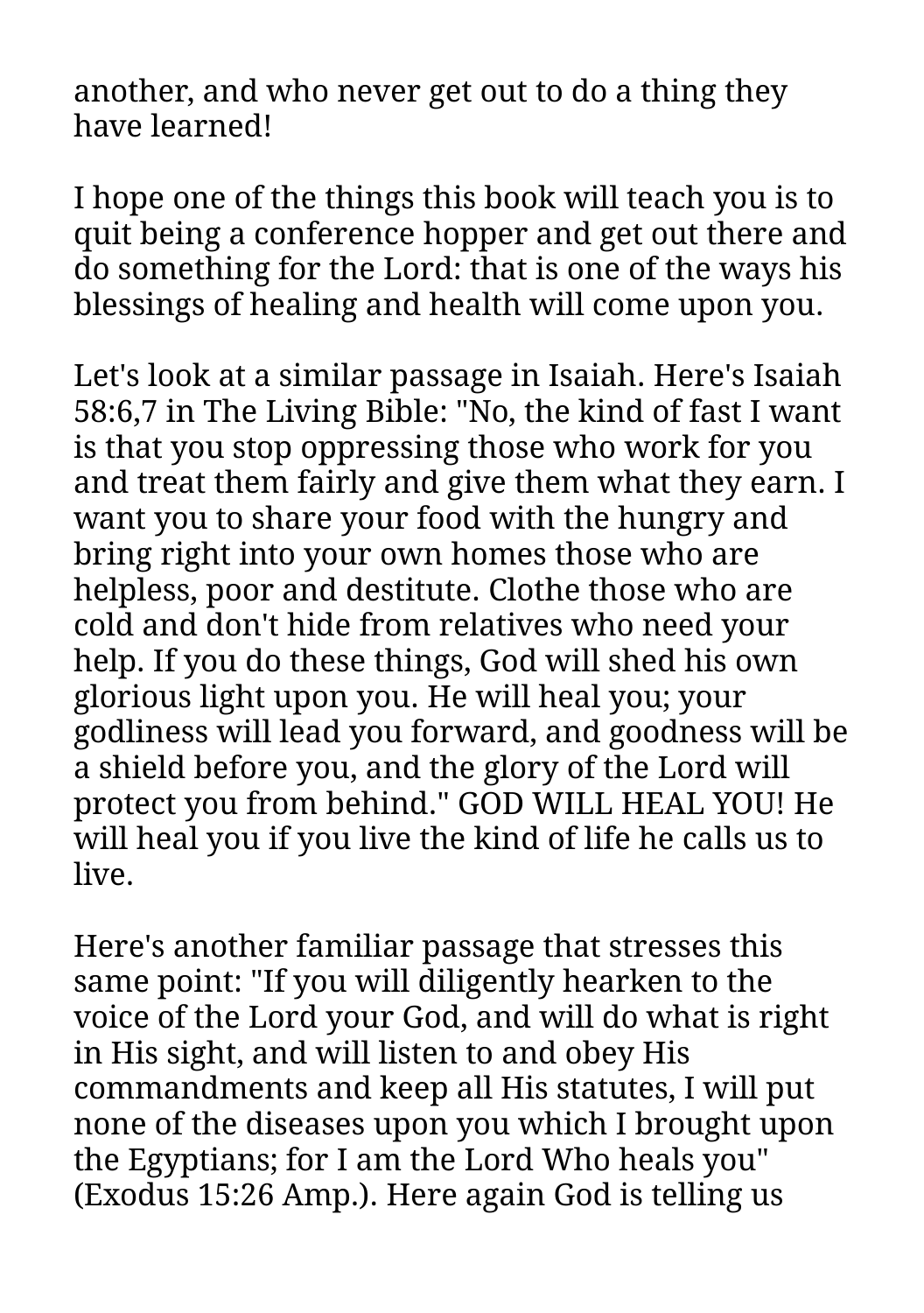another, and who never get out to do a thing they have learned!

I hope one of the things this book will teach you is to quit being a conference hopper and get out there and do something for the Lord: that is one of the ways his blessings of healing and health will come upon you.

Let's look at a similar passage in Isaiah. Here's Isaiah 58:6,7 in The Living Bible: "No, the kind of fast I want is that you stop oppressing those who work for you and treat them fairly and give them what they earn. I want you to share your food with the hungry and bring right into your own homes those who are helpless, poor and destitute. Clothe those who are cold and don't hide from relatives who need your help. If you do these things, God will shed his own glorious light upon you. He will heal you; your godliness will lead you forward, and goodness will be a shield before you, and the glory of the Lord will protect you from behind." GOD WILL HEAL YOU! He will heal you if you live the kind of life he calls us to live.

Here's another familiar passage that stresses this same point: "If you will diligently hearken to the voice of the Lord your God, and will do what is right in His sight, and will listen to and obey His commandments and keep all His statutes, I will put none of the diseases upon you which I brought upon the Egyptians; for I am the Lord Who heals you" (Exodus 15:26 Amp.). Here again God is telling us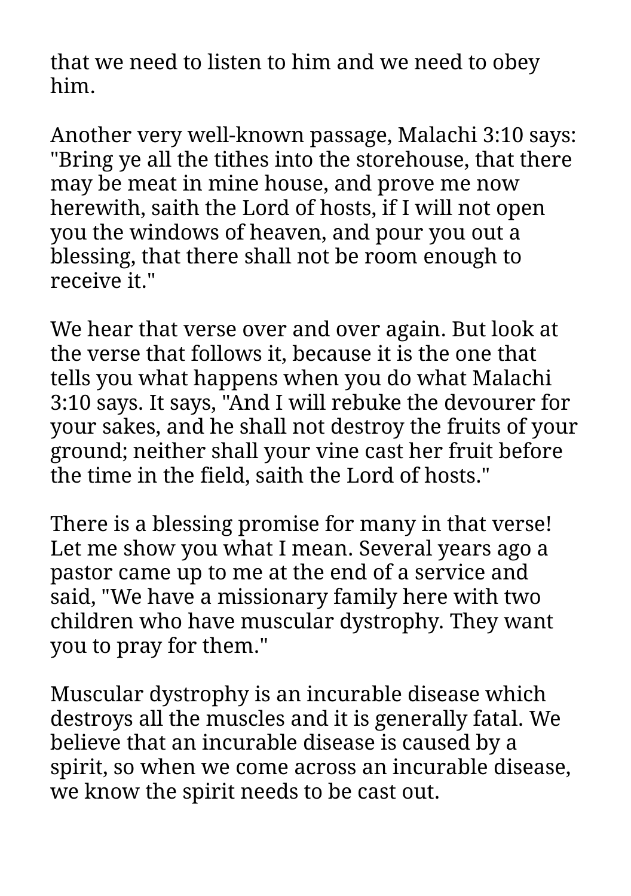that we need to listen to him and we need to obey him.

Another very well-known passage, Malachi 3:10 says: "Bring ye all the tithes into the storehouse, that there may be meat in mine house, and prove me now herewith, saith the Lord of hosts, if I will not open you the windows of heaven, and pour you out a blessing, that there shall not be room enough to receive it."

We hear that verse over and over again. But look at the verse that follows it, because it is the one that tells you what happens when you do what Malachi 3:10 says. It says, "And I will rebuke the devourer for your sakes, and he shall not destroy the fruits of your ground; neither shall your vine cast her fruit before the time in the field, saith the Lord of hosts."

There is a blessing promise for many in that verse! Let me show you what I mean. Several years ago a pastor came up to me at the end of a service and said, "We have a missionary family here with two children who have muscular dystrophy. They want you to pray for them."

Muscular dystrophy is an incurable disease which destroys all the muscles and it is generally fatal. We believe that an incurable disease is caused by a spirit, so when we come across an incurable disease, we know the spirit needs to be cast out.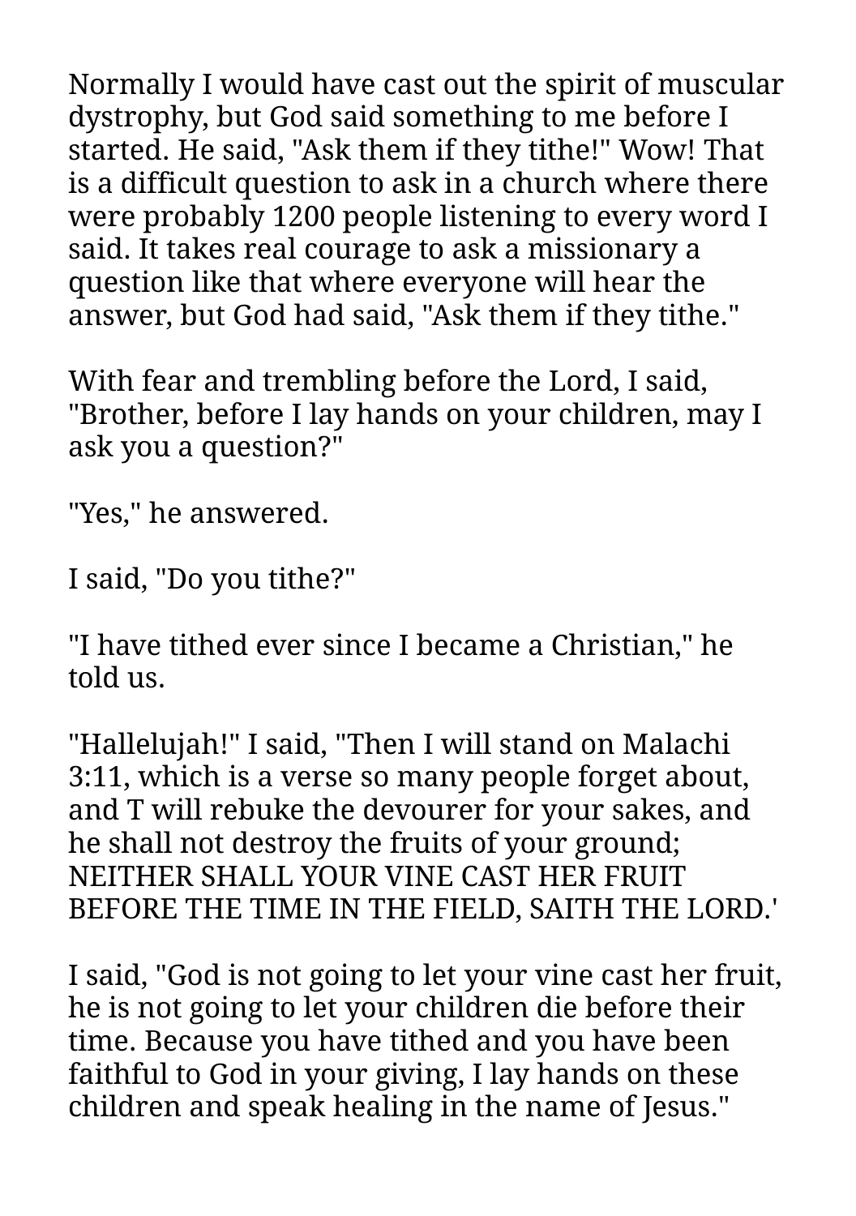Normally I would have cast out the spirit of muscular dystrophy, but God said something to me before I started. He said, "Ask them if they tithe!" Wow! That is a difficult question to ask in a church where there were probably 1200 people listening to every word I said. It takes real courage to ask a missionary a question like that where everyone will hear the answer, but God had said, "Ask them if they tithe."

With fear and trembling before the Lord, I said, "Brother, before I lay hands on your children, may I ask you a question?"

"Yes," he answered.

I said, "Do you tithe?"

"I have tithed ever since I became a Christian," he told us.

"Hallelujah!" I said, "Then I will stand on Malachi 3:11, which is a verse so many people forget about, and T will rebuke the devourer for your sakes, and he shall not destroy the fruits of your ground; NEITHER SHALL YOUR VINE CAST HER FRUIT BEFORE THE TIME IN THE FIELD, SAITH THE LORD.'

I said, "God is not going to let your vine cast her fruit, he is not going to let your children die before their time. Because you have tithed and you have been faithful to God in your giving, I lay hands on these children and speak healing in the name of Jesus."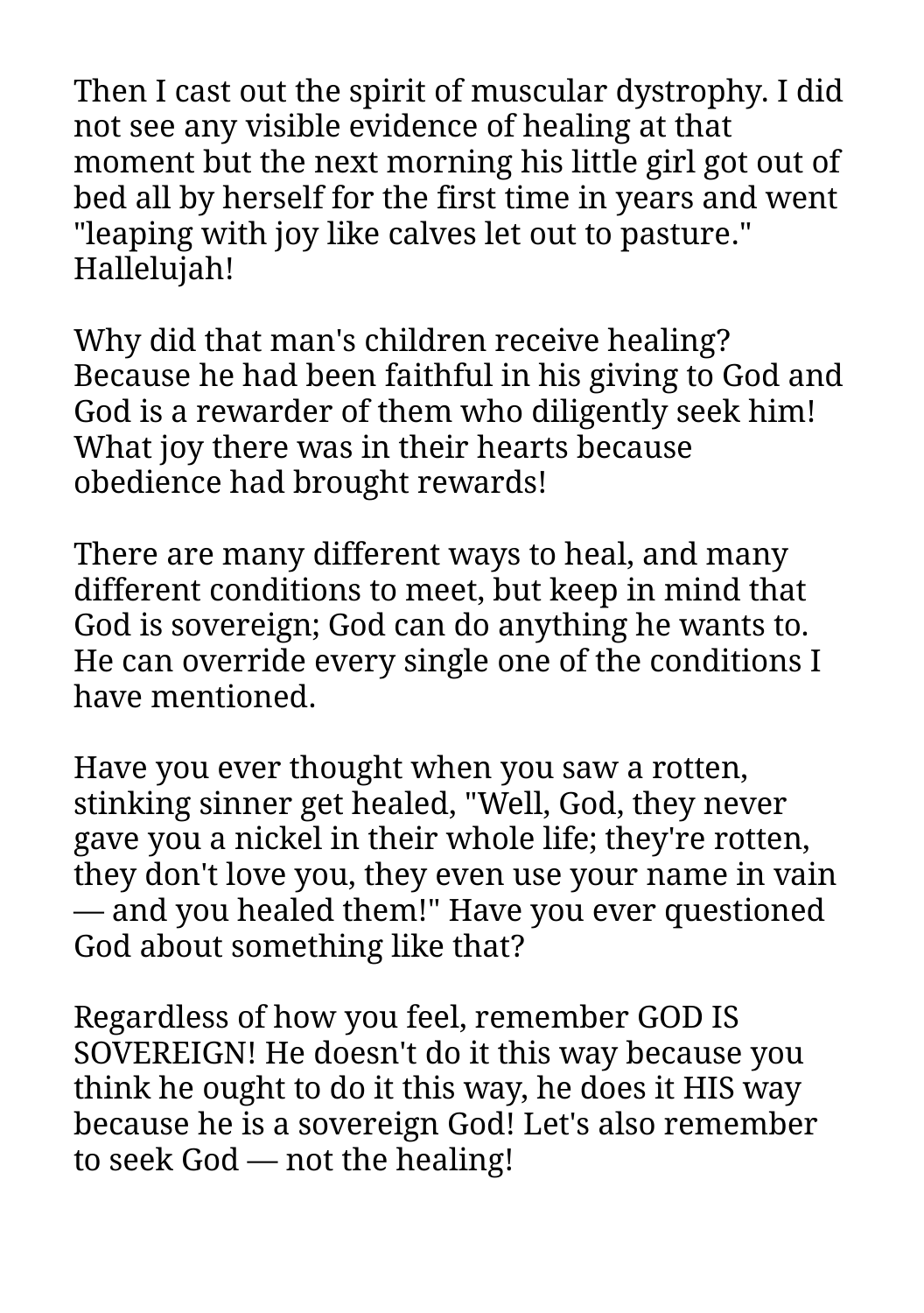Then I cast out the spirit of muscular dystrophy. I did not see any visible evidence of healing at that moment but the next morning his little girl got out of bed all by herself for the first time in years and went "leaping with joy like calves let out to pasture." Hallelujah!

Why did that man's children receive healing? Because he had been faithful in his giving to God and God is a rewarder of them who diligently seek him! What joy there was in their hearts because obedience had brought rewards!

There are many different ways to heal, and many different conditions to meet, but keep in mind that God is sovereign; God can do anything he wants to. He can override every single one of the conditions I have mentioned.

Have you ever thought when you saw a rotten, stinking sinner get healed, "Well, God, they never gave you a nickel in their whole life; they're rotten, they don't love you, they even use your name in vain — and you healed them!" Have you ever questioned God about something like that?

Regardless of how you feel, remember GOD IS SOVEREIGN! He doesn't do it this way because you think he ought to do it this way, he does it HIS way because he is a sovereign God! Let's also remember to seek God — not the healing!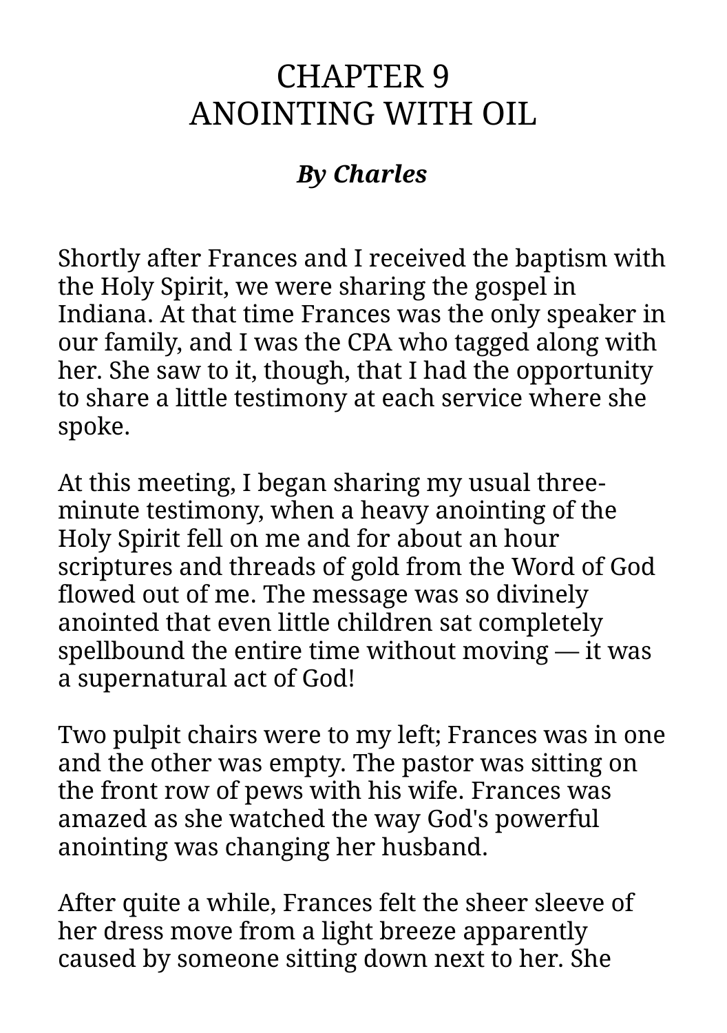# CHAPTER 9
# ANOINTING WITH OIL

***By Charles***

Shortly after Frances and I received the baptism with the Holy Spirit, we were sharing the gospel in Indiana. At that time Frances was the only speaker in our family, and I was the CPA who tagged along with her. She saw to it, though, that I had the opportunity to share a little testimony at each service where she spoke.

At this meeting, I began sharing my usual three-minute testimony, when a heavy anointing of the Holy Spirit fell on me and for about an hour scriptures and threads of gold from the Word of God flowed out of me. The message was so divinely anointed that even little children sat completely spellbound the entire time without moving — it was a supernatural act of God!

Two pulpit chairs were to my left; Frances was in one and the other was empty. The pastor was sitting on the front row of pews with his wife. Frances was amazed as she watched the way God's powerful anointing was changing her husband.

After quite a while, Frances felt the sheer sleeve of her dress move from a light breeze apparently caused by someone sitting down next to her. She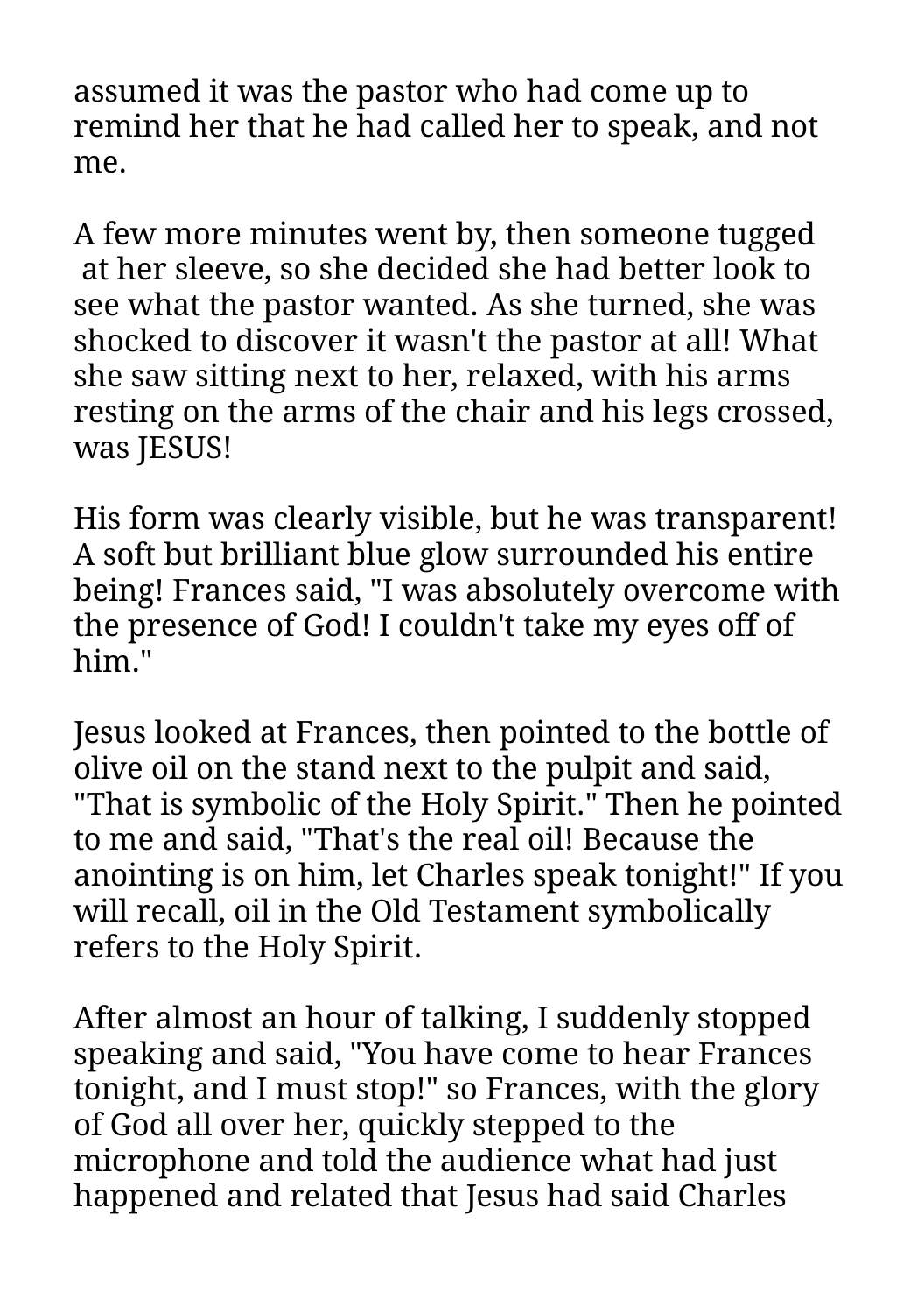assumed it was the pastor who had come up to remind her that he had called her to speak, and not me.

A few more minutes went by, then someone tugged at her sleeve, so she decided she had better look to see what the pastor wanted. As she turned, she was shocked to discover it wasn't the pastor at all! What she saw sitting next to her, relaxed, with his arms resting on the arms of the chair and his legs crossed, was JESUS!

His form was clearly visible, but he was transparent! A soft but brilliant blue glow surrounded his entire being! Frances said, "I was absolutely overcome with the presence of God! I couldn't take my eyes off of him."

Jesus looked at Frances, then pointed to the bottle of olive oil on the stand next to the pulpit and said, "That is symbolic of the Holy Spirit." Then he pointed to me and said, "That's the real oil! Because the anointing is on him, let Charles speak tonight!" If you will recall, oil in the Old Testament symbolically refers to the Holy Spirit.

After almost an hour of talking, I suddenly stopped speaking and said, "You have come to hear Frances tonight, and I must stop!" so Frances, with the glory of God all over her, quickly stepped to the microphone and told the audience what had just happened and related that Jesus had said Charles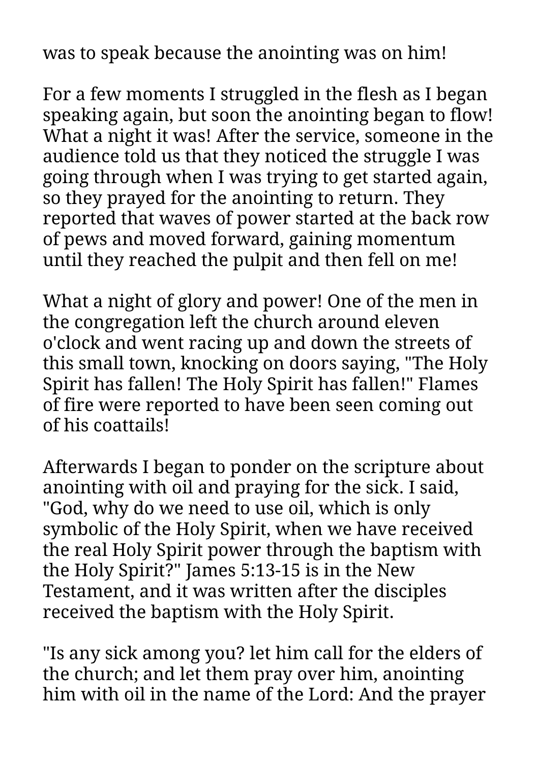was to speak because the anointing was on him!

For a few moments I struggled in the flesh as I began speaking again, but soon the anointing began to flow! What a night it was! After the service, someone in the audience told us that they noticed the struggle I was going through when I was trying to get started again, so they prayed for the anointing to return. They reported that waves of power started at the back row of pews and moved forward, gaining momentum until they reached the pulpit and then fell on me!

What a night of glory and power! One of the men in the congregation left the church around eleven o'clock and went racing up and down the streets of this small town, knocking on doors saying, "The Holy Spirit has fallen! The Holy Spirit has fallen!" Flames of fire were reported to have been seen coming out of his coattails!

Afterwards I began to ponder on the scripture about anointing with oil and praying for the sick. I said, "God, why do we need to use oil, which is only symbolic of the Holy Spirit, when we have received the real Holy Spirit power through the baptism with the Holy Spirit?" James 5:13-15 is in the New Testament, and it was written after the disciples received the baptism with the Holy Spirit.

"Is any sick among you? let him call for the elders of the church; and let them pray over him, anointing him with oil in the name of the Lord: And the prayer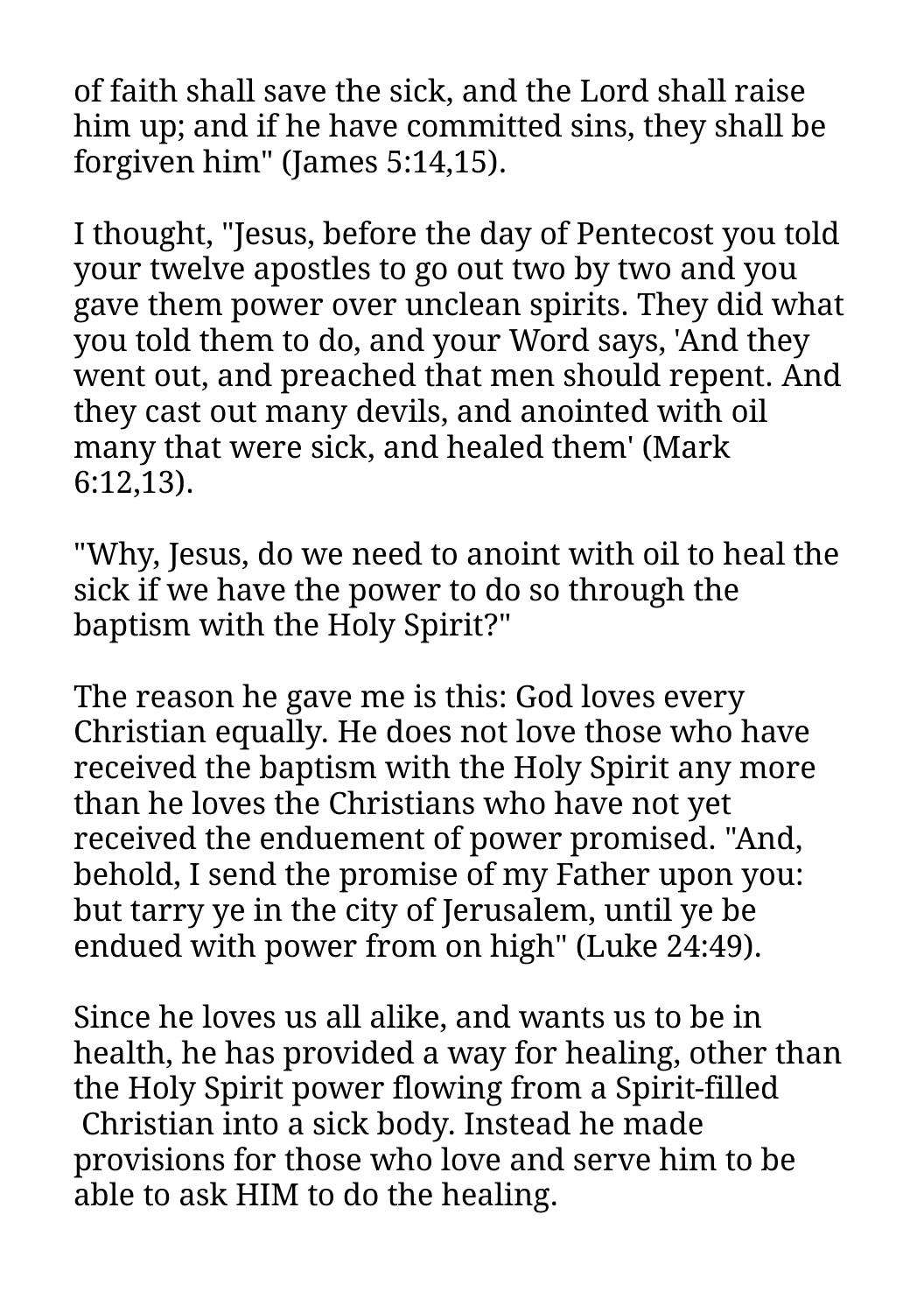of faith shall save the sick, and the Lord shall raise him up; and if he have committed sins, they shall be forgiven him" (James 5:14,15).

I thought, "Jesus, before the day of Pentecost you told your twelve apostles to go out two by two and you gave them power over unclean spirits. They did what you told them to do, and your Word says, 'And they went out, and preached that men should repent. And they cast out many devils, and anointed with oil many that were sick, and healed them' (Mark 6:12,13).

"Why, Jesus, do we need to anoint with oil to heal the sick if we have the power to do so through the baptism with the Holy Spirit?"

The reason he gave me is this: God loves every Christian equally. He does not love those who have received the baptism with the Holy Spirit any more than he loves the Christians who have not yet received the enduement of power promised. "And, behold, I send the promise of my Father upon you: but tarry ye in the city of Jerusalem, until ye be endued with power from on high" (Luke 24:49).

Since he loves us all alike, and wants us to be in health, he has provided a way for healing, other than the Holy Spirit power flowing from a Spirit-filled Christian into a sick body. Instead he made provisions for those who love and serve him to be able to ask HIM to do the healing.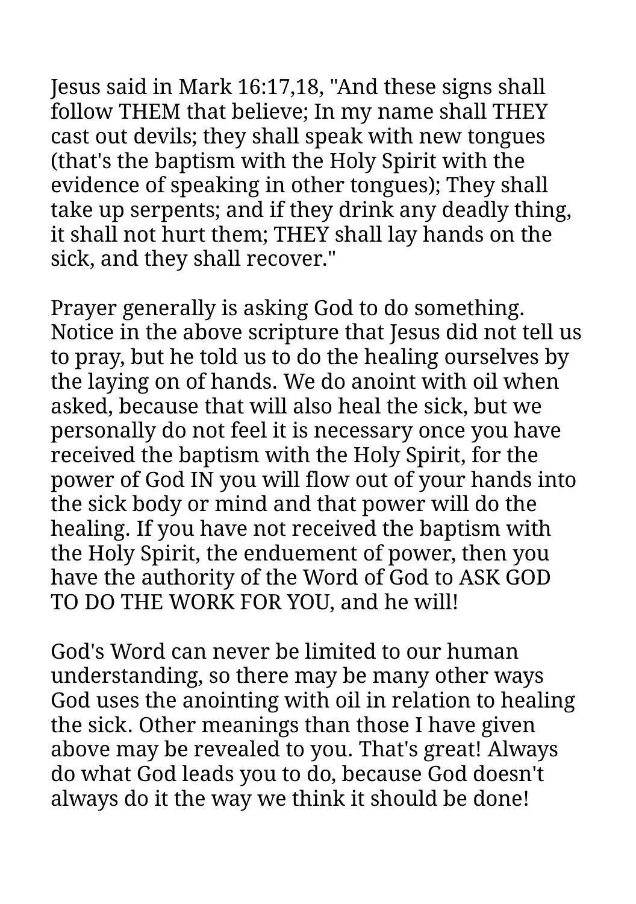Jesus said in Mark 16:17,18, "And these signs shall follow THEM that believe; In my name shall THEY cast out devils; they shall speak with new tongues (that's the baptism with the Holy Spirit with the evidence of speaking in other tongues); They shall take up serpents; and if they drink any deadly thing, it shall not hurt them; THEY shall lay hands on the sick, and they shall recover."

Prayer generally is asking God to do something. Notice in the above scripture that Jesus did not tell us to pray, but he told us to do the healing ourselves by the laying on of hands. We do anoint with oil when asked, because that will also heal the sick, but we personally do not feel it is necessary once you have received the baptism with the Holy Spirit, for the power of God IN you will flow out of your hands into the sick body or mind and that power will do the healing. If you have not received the baptism with the Holy Spirit, the enduement of power, then you have the authority of the Word of God to ASK GOD TO DO THE WORK FOR YOU, and he will!

God's Word can never be limited to our human understanding, so there may be many other ways God uses the anointing with oil in relation to healing the sick. Other meanings than those I have given above may be revealed to you. That's great! Always do what God leads you to do, because God doesn't always do it the way we think it should be done!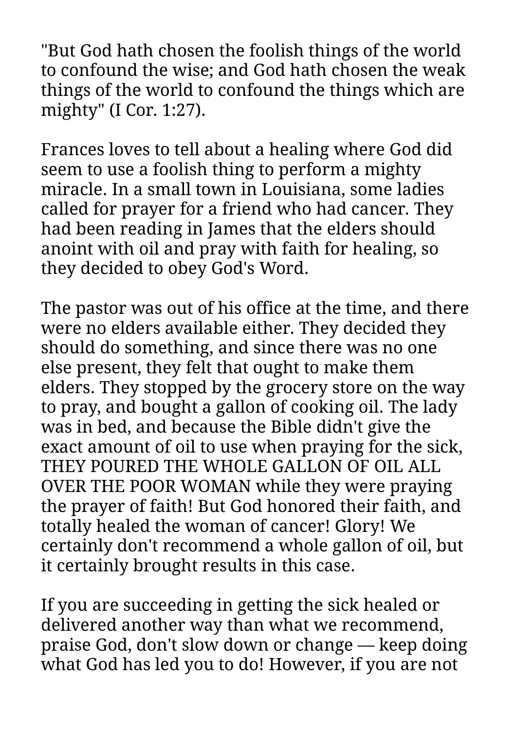"But God hath chosen the foolish things of the world to confound the wise; and God hath chosen the weak things of the world to confound the things which are mighty" (I Cor. 1:27).

Frances loves to tell about a healing where God did seem to use a foolish thing to perform a mighty miracle. In a small town in Louisiana, some ladies called for prayer for a friend who had cancer. They had been reading in James that the elders should anoint with oil and pray with faith for healing, so they decided to obey God's Word.

The pastor was out of his office at the time, and there were no elders available either. They decided they should do something, and since there was no one else present, they felt that ought to make them elders. They stopped by the grocery store on the way to pray, and bought a gallon of cooking oil. The lady was in bed, and because the Bible didn't give the exact amount of oil to use when praying for the sick, THEY POURED THE WHOLE GALLON OF OIL ALL OVER THE POOR WOMAN while they were praying the prayer of faith! But God honored their faith, and totally healed the woman of cancer! Glory! We certainly don't recommend a whole gallon of oil, but it certainly brought results in this case.

If you are succeeding in getting the sick healed or delivered another way than what we recommend, praise God, don't slow down or change — keep doing what God has led you to do! However, if you are not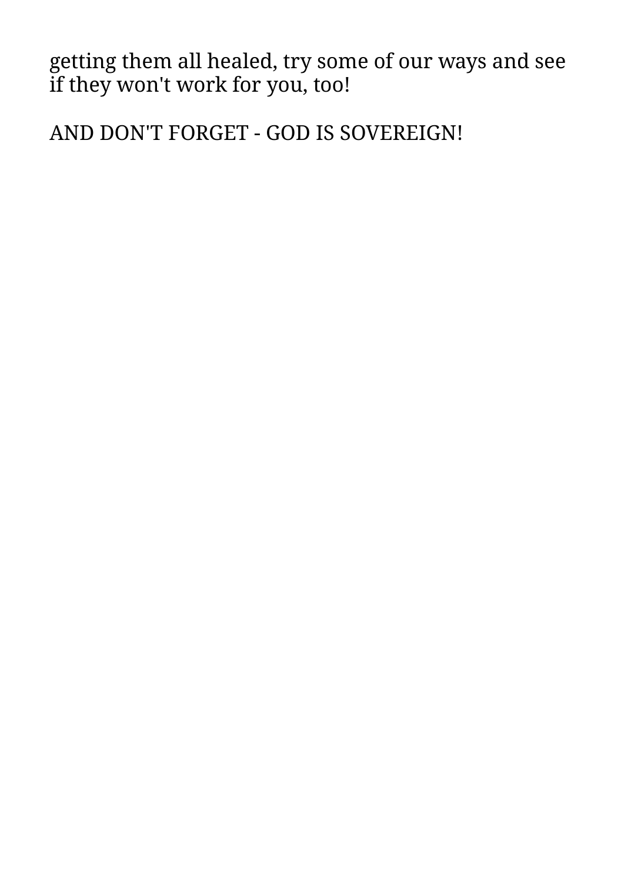getting them all healed, try some of our ways and see if they won't work for you, too!

AND DON'T FORGET - GOD IS SOVEREIGN!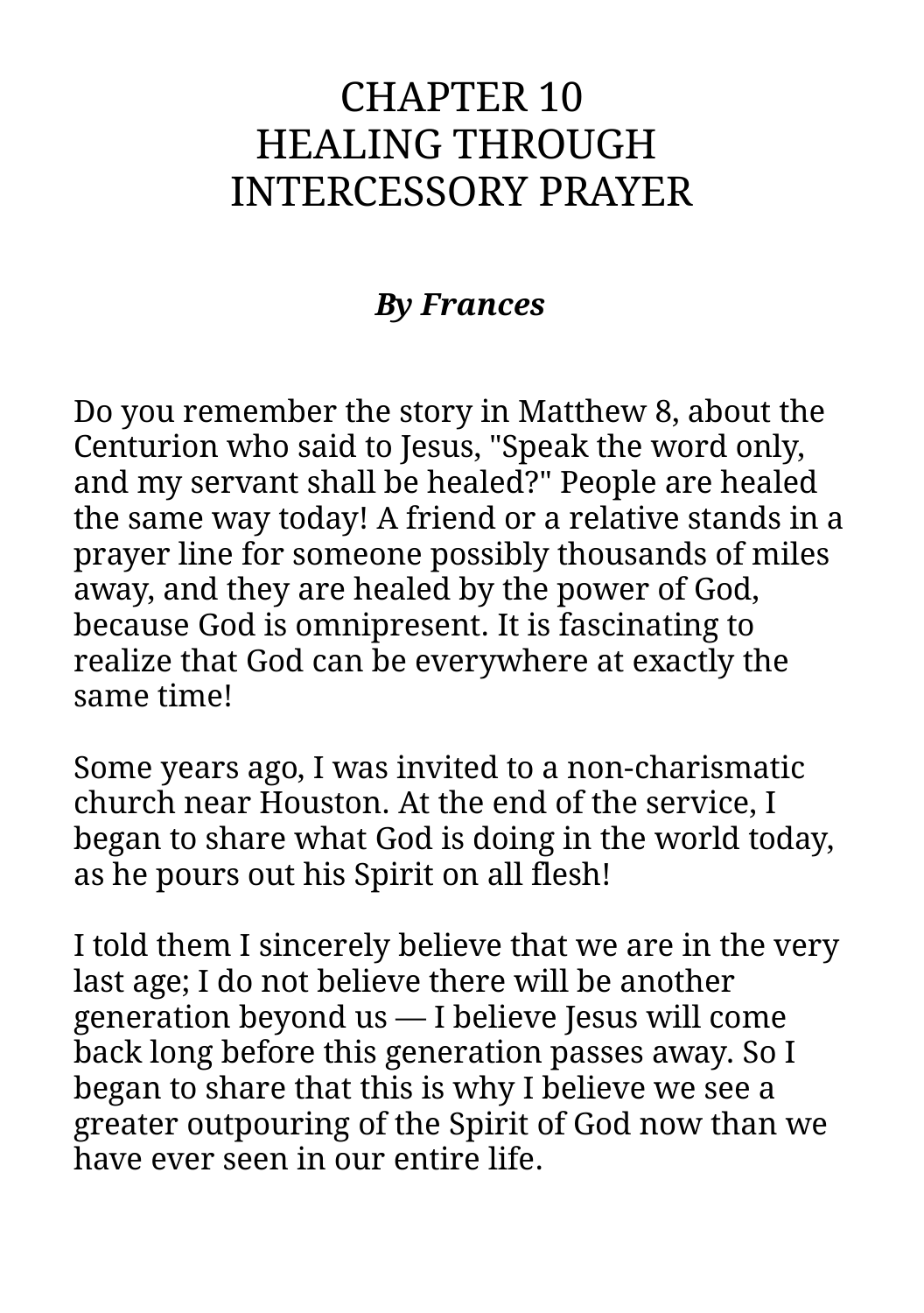# CHAPTER 10
# HEALING THROUGH INTERCESSORY PRAYER

***By Frances***

Do you remember the story in Matthew 8, about the Centurion who said to Jesus, "Speak the word only, and my servant shall be healed?" People are healed the same way today! A friend or a relative stands in a prayer line for someone possibly thousands of miles away, and they are healed by the power of God, because God is omnipresent. It is fascinating to realize that God can be everywhere at exactly the same time!

Some years ago, I was invited to a non-charismatic church near Houston. At the end of the service, I began to share what God is doing in the world today, as he pours out his Spirit on all flesh!

I told them I sincerely believe that we are in the very last age; I do not believe there will be another generation beyond us — I believe Jesus will come back long before this generation passes away. So I began to share that this is why I believe we see a greater outpouring of the Spirit of God now than we have ever seen in our entire life.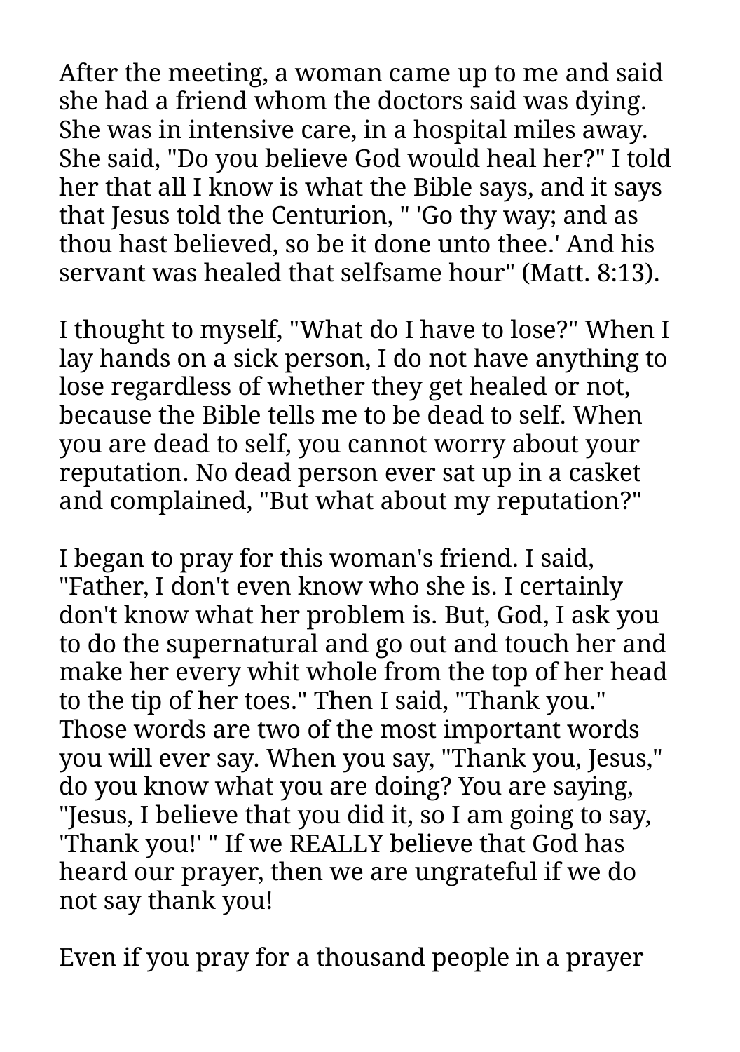After the meeting, a woman came up to me and said she had a friend whom the doctors said was dying. She was in intensive care, in a hospital miles away. She said, "Do you believe God would heal her?" I told her that all I know is what the Bible says, and it says that Jesus told the Centurion, " 'Go thy way; and as thou hast believed, so be it done unto thee.' And his servant was healed that selfsame hour" (Matt. 8:13).

I thought to myself, "What do I have to lose?" When I lay hands on a sick person, I do not have anything to lose regardless of whether they get healed or not, because the Bible tells me to be dead to self. When you are dead to self, you cannot worry about your reputation. No dead person ever sat up in a casket and complained, "But what about my reputation?"

I began to pray for this woman's friend. I said, "Father, I don't even know who she is. I certainly don't know what her problem is. But, God, I ask you to do the supernatural and go out and touch her and make her every whit whole from the top of her head to the tip of her toes." Then I said, "Thank you." Those words are two of the most important words you will ever say. When you say, "Thank you, Jesus," do you know what you are doing? You are saying, "Jesus, I believe that you did it, so I am going to say, 'Thank you!' " If we REALLY believe that God has heard our prayer, then we are ungrateful if we do not say thank you!

Even if you pray for a thousand people in a prayer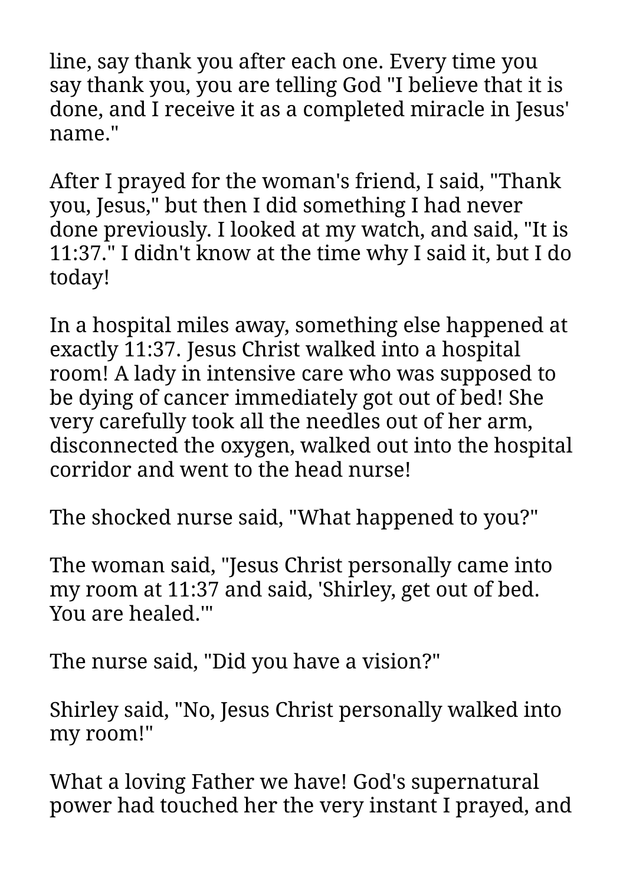line, say thank you after each one. Every time you say thank you, you are telling God "I believe that it is done, and I receive it as a completed miracle in Jesus' name."

After I prayed for the woman's friend, I said, "Thank you, Jesus," but then I did something I had never done previously. I looked at my watch, and said, "It is 11:37." I didn't know at the time why I said it, but I do today!

In a hospital miles away, something else happened at exactly 11:37. Jesus Christ walked into a hospital room! A lady in intensive care who was supposed to be dying of cancer immediately got out of bed! She very carefully took all the needles out of her arm, disconnected the oxygen, walked out into the hospital corridor and went to the head nurse!

The shocked nurse said, "What happened to you?"

The woman said, "Jesus Christ personally came into my room at 11:37 and said, 'Shirley, get out of bed. You are healed.'"

The nurse said, "Did you have a vision?"

Shirley said, "No, Jesus Christ personally walked into my room!"

What a loving Father we have! God's supernatural power had touched her the very instant I prayed, and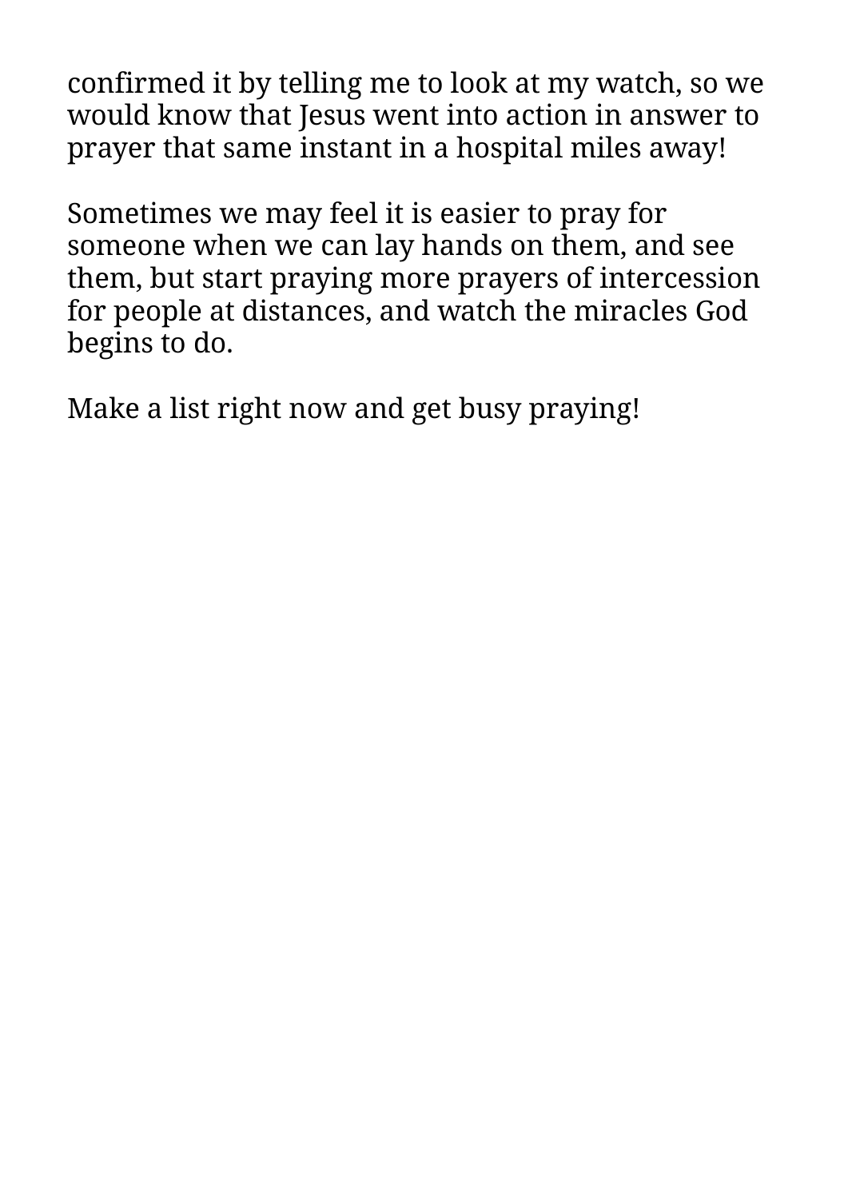confirmed it by telling me to look at my watch, so we would know that Jesus went into action in answer to prayer that same instant in a hospital miles away!

Sometimes we may feel it is easier to pray for someone when we can lay hands on them, and see them, but start praying more prayers of intercession for people at distances, and watch the miracles God begins to do.

Make a list right now and get busy praying!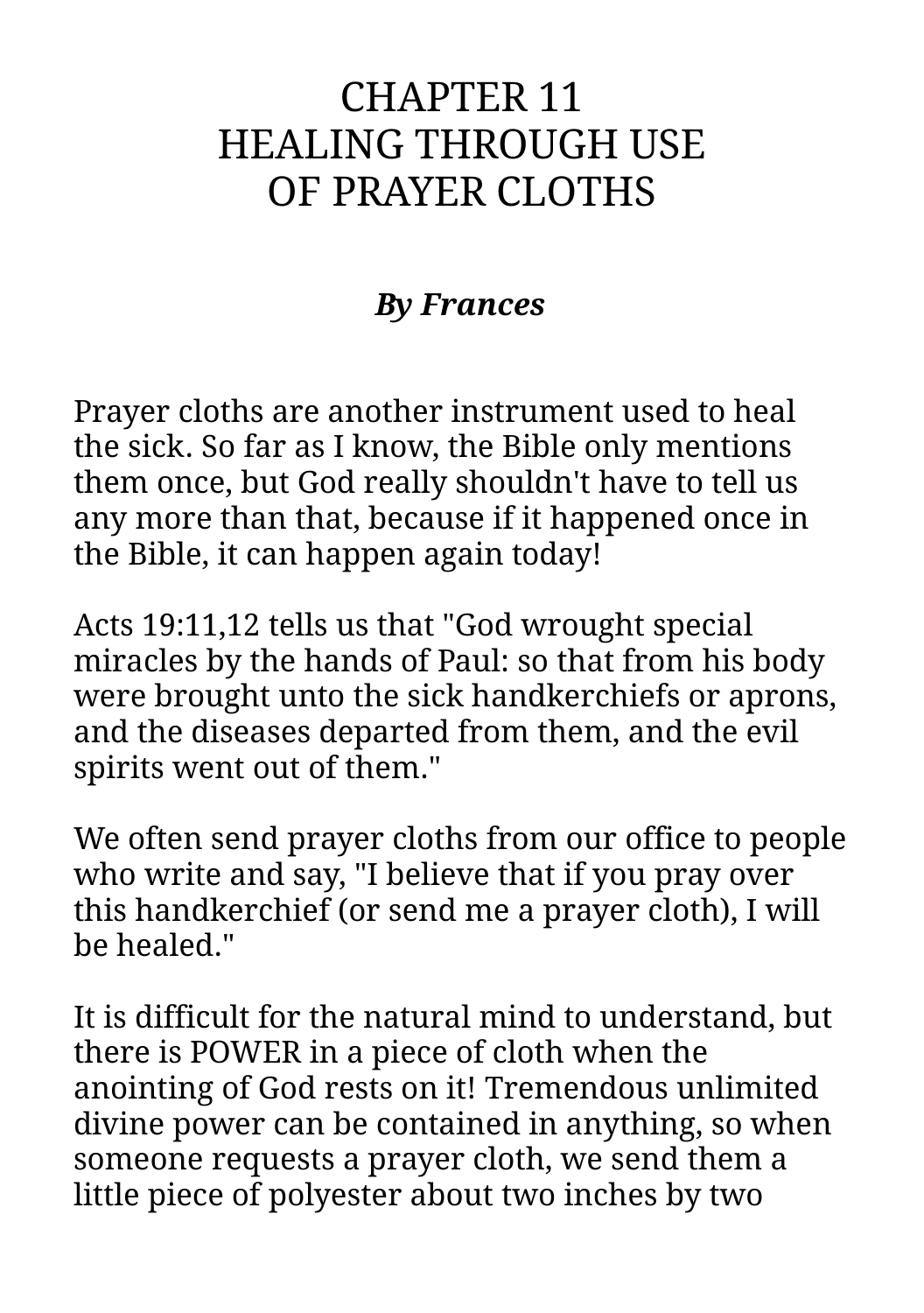# CHAPTER 11
# HEALING THROUGH USE OF PRAYER CLOTHS

***By Frances***

Prayer cloths are another instrument used to heal the sick. So far as I know, the Bible only mentions them once, but God really shouldn't have to tell us any more than that, because if it happened once in the Bible, it can happen again today!

Acts 19:11,12 tells us that "God wrought special miracles by the hands of Paul: so that from his body were brought unto the sick handkerchiefs or aprons, and the diseases departed from them, and the evil spirits went out of them."

We often send prayer cloths from our office to people who write and say, "I believe that if you pray over this handkerchief (or send me a prayer cloth), I will be healed."

It is difficult for the natural mind to understand, but there is POWER in a piece of cloth when the anointing of God rests on it! Tremendous unlimited divine power can be contained in anything, so when someone requests a prayer cloth, we send them a little piece of polyester about two inches by two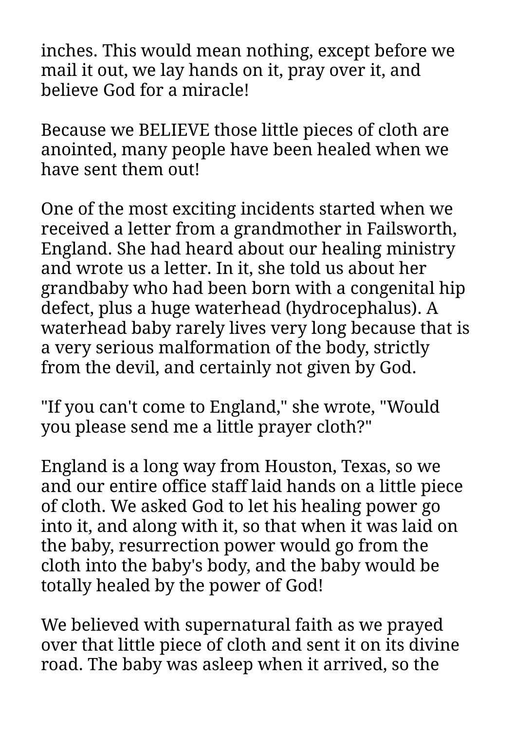inches. This would mean nothing, except before we mail it out, we lay hands on it, pray over it, and believe God for a miracle!

Because we BELIEVE those little pieces of cloth are anointed, many people have been healed when we have sent them out!

One of the most exciting incidents started when we received a letter from a grandmother in Failsworth, England. She had heard about our healing ministry and wrote us a letter. In it, she told us about her grandbaby who had been born with a congenital hip defect, plus a huge waterhead (hydrocephalus). A waterhead baby rarely lives very long because that is a very serious malformation of the body, strictly from the devil, and certainly not given by God.

"If you can't come to England," she wrote, "Would you please send me a little prayer cloth?"

England is a long way from Houston, Texas, so we and our entire office staff laid hands on a little piece of cloth. We asked God to let his healing power go into it, and along with it, so that when it was laid on the baby, resurrection power would go from the cloth into the baby's body, and the baby would be totally healed by the power of God!

We believed with supernatural faith as we prayed over that little piece of cloth and sent it on its divine road. The baby was asleep when it arrived, so the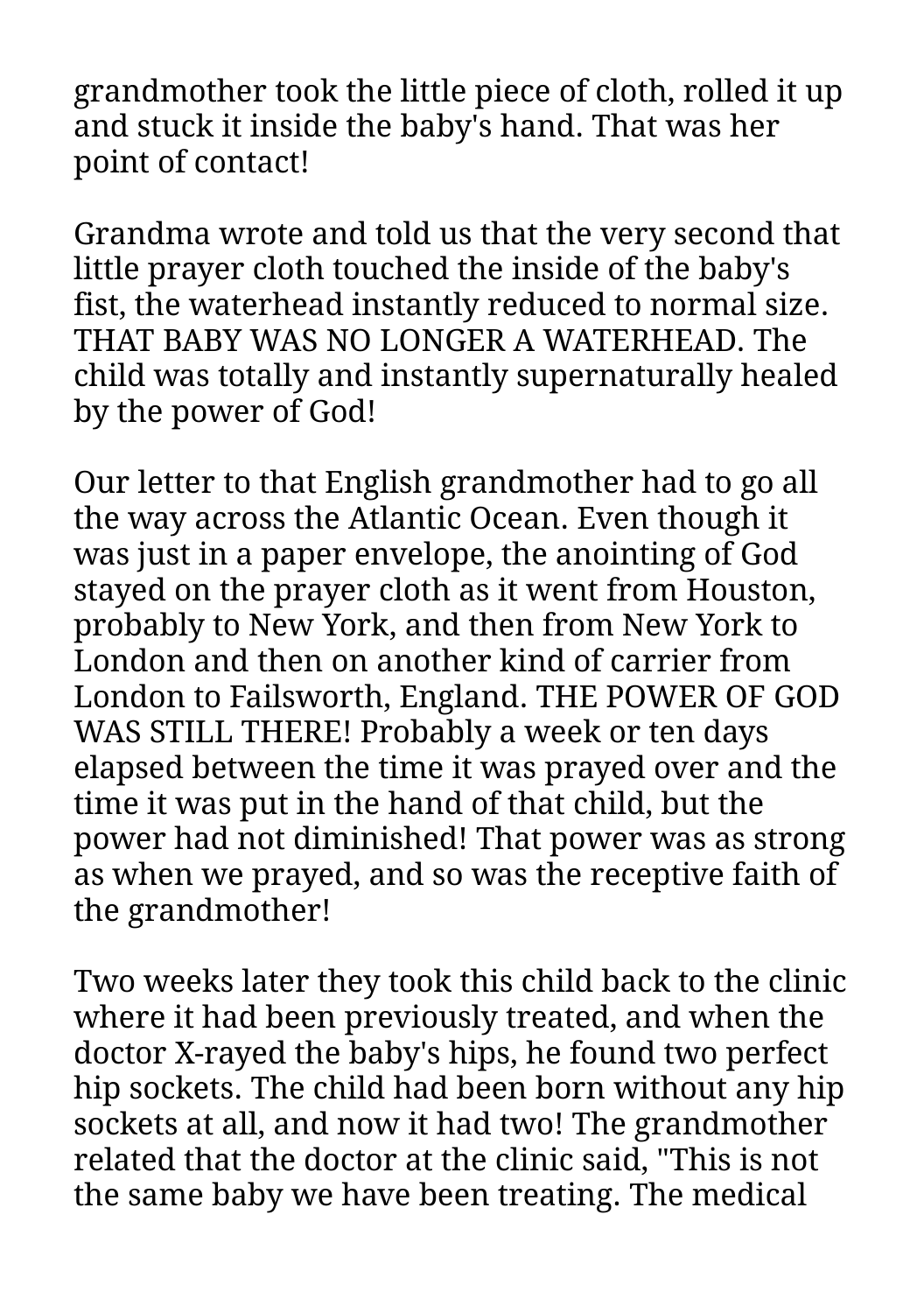grandmother took the little piece of cloth, rolled it up and stuck it inside the baby's hand. That was her point of contact!

Grandma wrote and told us that the very second that little prayer cloth touched the inside of the baby's fist, the waterhead instantly reduced to normal size. THAT BABY WAS NO LONGER A WATERHEAD. The child was totally and instantly supernaturally healed by the power of God!

Our letter to that English grandmother had to go all the way across the Atlantic Ocean. Even though it was just in a paper envelope, the anointing of God stayed on the prayer cloth as it went from Houston, probably to New York, and then from New York to London and then on another kind of carrier from London to Failsworth, England. THE POWER OF GOD WAS STILL THERE! Probably a week or ten days elapsed between the time it was prayed over and the time it was put in the hand of that child, but the power had not diminished! That power was as strong as when we prayed, and so was the receptive faith of the grandmother!

Two weeks later they took this child back to the clinic where it had been previously treated, and when the doctor X-rayed the baby's hips, he found two perfect hip sockets. The child had been born without any hip sockets at all, and now it had two! The grandmother related that the doctor at the clinic said, "This is not the same baby we have been treating. The medical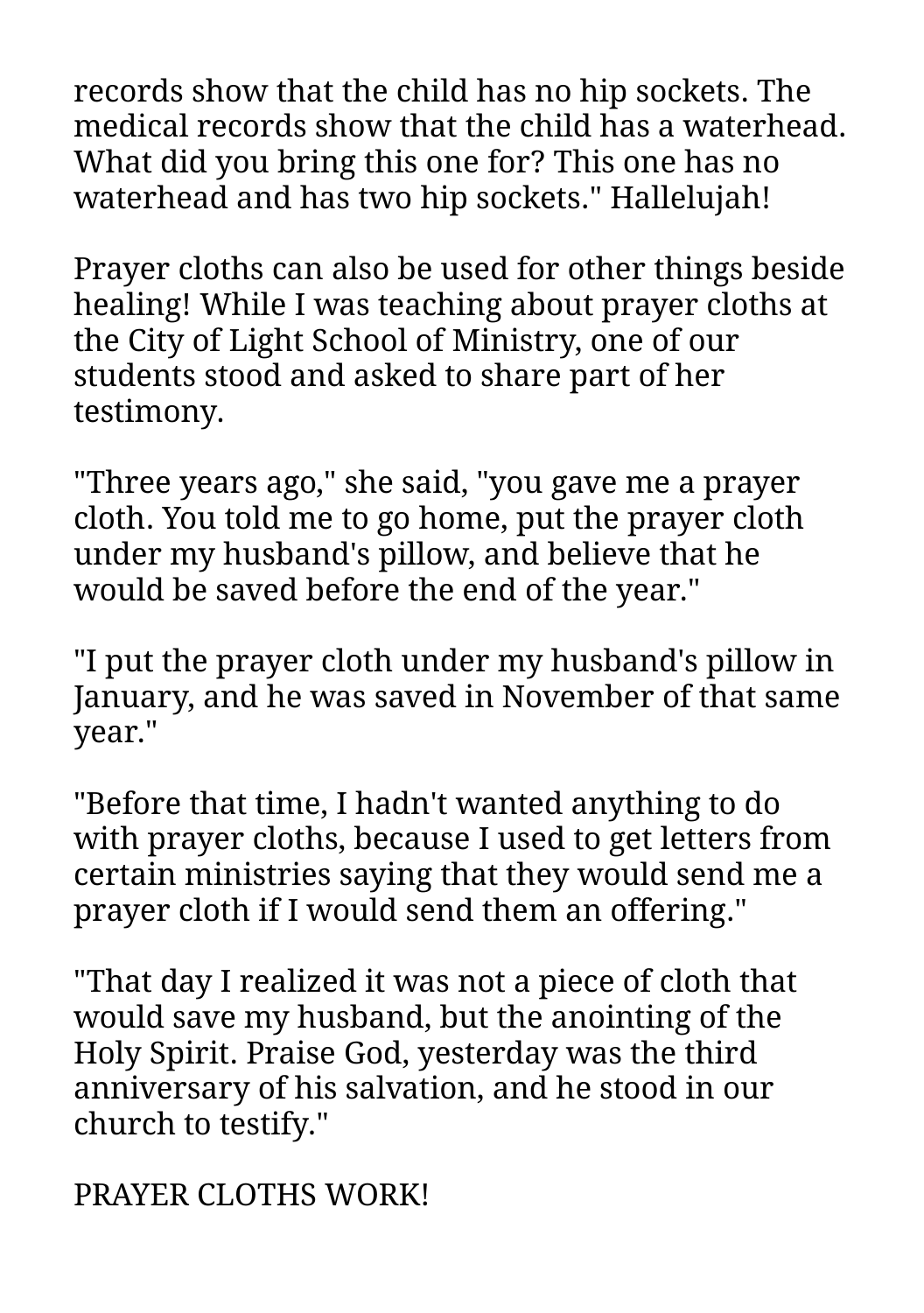records show that the child has no hip sockets. The medical records show that the child has a waterhead. What did you bring this one for? This one has no waterhead and has two hip sockets." Hallelujah!

Prayer cloths can also be used for other things beside healing! While I was teaching about prayer cloths at the City of Light School of Ministry, one of our students stood and asked to share part of her testimony.

"Three years ago," she said, "you gave me a prayer cloth. You told me to go home, put the prayer cloth under my husband's pillow, and believe that he would be saved before the end of the year."

"I put the prayer cloth under my husband's pillow in January, and he was saved in November of that same year."

"Before that time, I hadn't wanted anything to do with prayer cloths, because I used to get letters from certain ministries saying that they would send me a prayer cloth if I would send them an offering."

"That day I realized it was not a piece of cloth that would save my husband, but the anointing of the Holy Spirit. Praise God, yesterday was the third anniversary of his salvation, and he stood in our church to testify."

PRAYER CLOTHS WORK!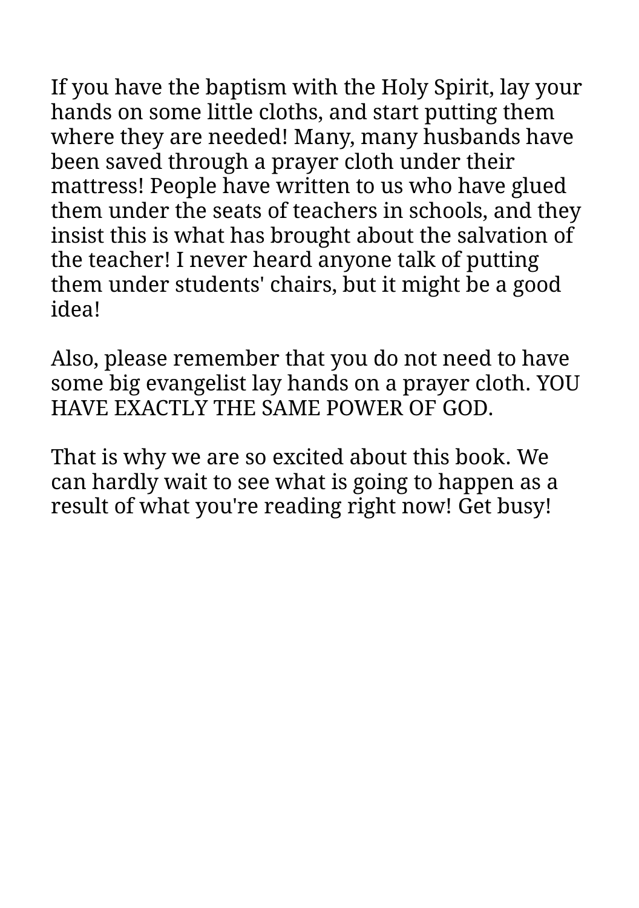If you have the baptism with the Holy Spirit, lay your hands on some little cloths, and start putting them where they are needed! Many, many husbands have been saved through a prayer cloth under their mattress! People have written to us who have glued them under the seats of teachers in schools, and they insist this is what has brought about the salvation of the teacher! I never heard anyone talk of putting them under students' chairs, but it might be a good idea!

Also, please remember that you do not need to have some big evangelist lay hands on a prayer cloth. YOU HAVE EXACTLY THE SAME POWER OF GOD.

That is why we are so excited about this book. We can hardly wait to see what is going to happen as a result of what you're reading right now! Get busy!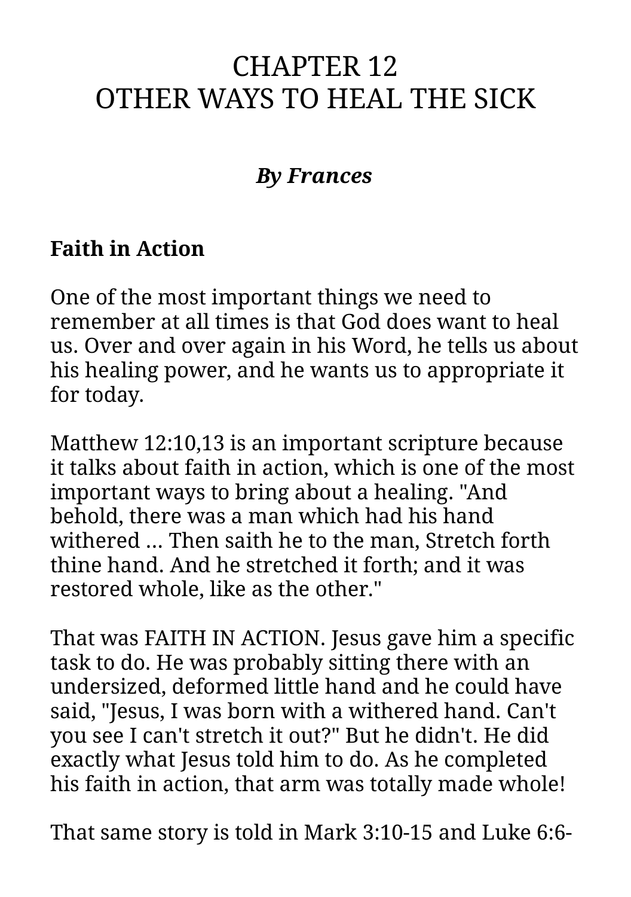# CHAPTER 12
# OTHER WAYS TO HEAL THE SICK

***By Frances***

**Faith in Action**

One of the most important things we need to remember at all times is that God does want to heal us. Over and over again in his Word, he tells us about his healing power, and he wants us to appropriate it for today.

Matthew 12:10,13 is an important scripture because it talks about faith in action, which is one of the most important ways to bring about a healing. "And behold, there was a man which had his hand withered ... Then saith he to the man, Stretch forth thine hand. And he stretched it forth; and it was restored whole, like as the other."

That was FAITH IN ACTION. Jesus gave him a specific task to do. He was probably sitting there with an undersized, deformed little hand and he could have said, "Jesus, I was born with a withered hand. Can't you see I can't stretch it out?" But he didn't. He did exactly what Jesus told him to do. As he completed his faith in action, that arm was totally made whole!

That same story is told in Mark 3:10-15 and Luke 6:6-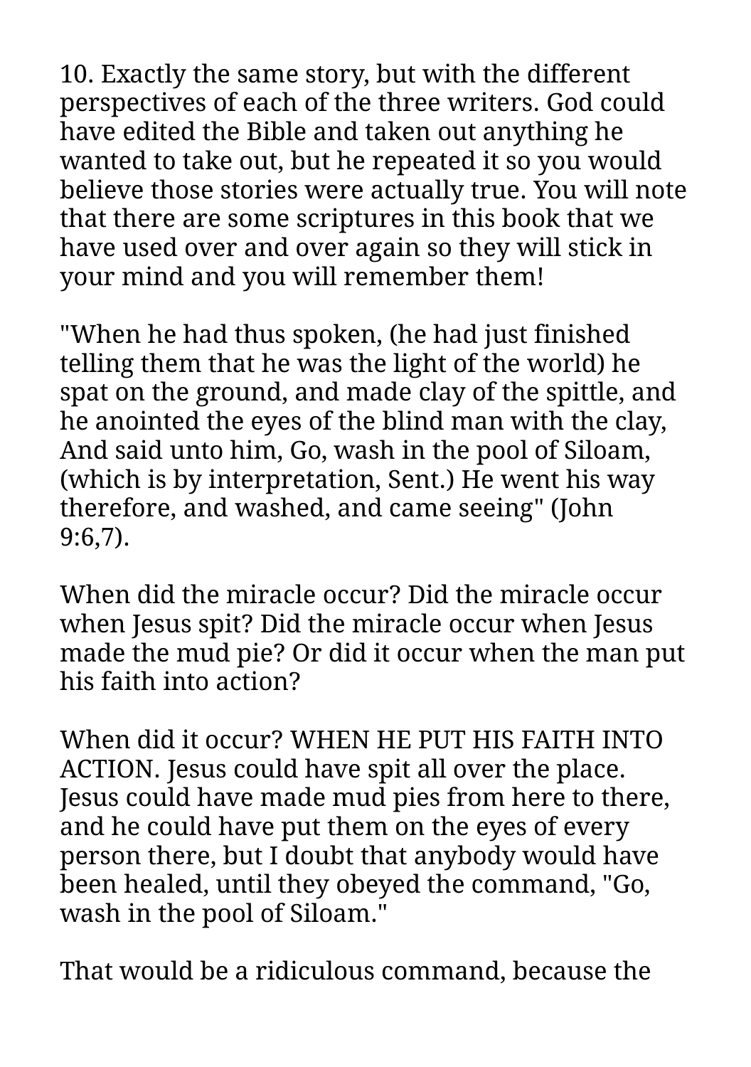10. Exactly the same story, but with the different perspectives of each of the three writers. God could have edited the Bible and taken out anything he wanted to take out, but he repeated it so you would believe those stories were actually true. You will note that there are some scriptures in this book that we have used over and over again so they will stick in your mind and you will remember them!

"When he had thus spoken, (he had just finished telling them that he was the light of the world) he spat on the ground, and made clay of the spittle, and he anointed the eyes of the blind man with the clay, And said unto him, Go, wash in the pool of Siloam, (which is by interpretation, Sent.) He went his way therefore, and washed, and came seeing" (John 9:6,7).

When did the miracle occur? Did the miracle occur when Jesus spit? Did the miracle occur when Jesus made the mud pie? Or did it occur when the man put his faith into action?

When did it occur? WHEN HE PUT HIS FAITH INTO ACTION. Jesus could have spit all over the place. Jesus could have made mud pies from here to there, and he could have put them on the eyes of every person there, but I doubt that anybody would have been healed, until they obeyed the command, "Go, wash in the pool of Siloam."

That would be a ridiculous command, because the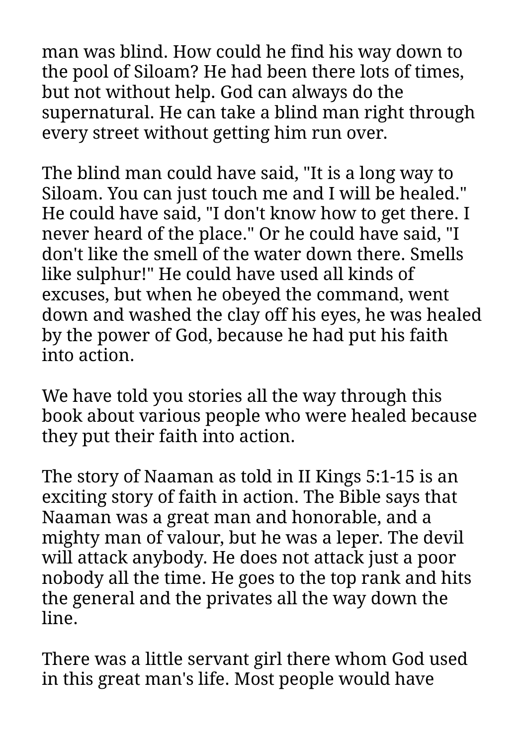man was blind. How could he find his way down to the pool of Siloam? He had been there lots of times, but not without help. God can always do the supernatural. He can take a blind man right through every street without getting him run over.

The blind man could have said, "It is a long way to Siloam. You can just touch me and I will be healed." He could have said, "I don't know how to get there. I never heard of the place." Or he could have said, "I don't like the smell of the water down there. Smells like sulphur!" He could have used all kinds of excuses, but when he obeyed the command, went down and washed the clay off his eyes, he was healed by the power of God, because he had put his faith into action.

We have told you stories all the way through this book about various people who were healed because they put their faith into action.

The story of Naaman as told in II Kings 5:1-15 is an exciting story of faith in action. The Bible says that Naaman was a great man and honorable, and a mighty man of valour, but he was a leper. The devil will attack anybody. He does not attack just a poor nobody all the time. He goes to the top rank and hits the general and the privates all the way down the line.

There was a little servant girl there whom God used in this great man's life. Most people would have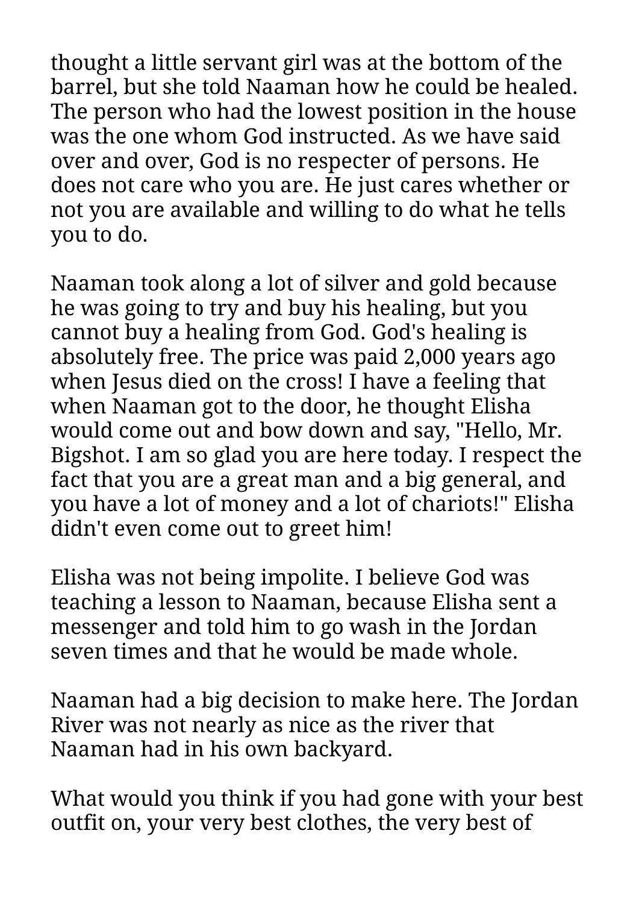thought a little servant girl was at the bottom of the barrel, but she told Naaman how he could be healed. The person who had the lowest position in the house was the one whom God instructed. As we have said over and over, God is no respecter of persons. He does not care who you are. He just cares whether or not you are available and willing to do what he tells you to do.

Naaman took along a lot of silver and gold because he was going to try and buy his healing, but you cannot buy a healing from God. God's healing is absolutely free. The price was paid 2,000 years ago when Jesus died on the cross! I have a feeling that when Naaman got to the door, he thought Elisha would come out and bow down and say, "Hello, Mr. Bigshot. I am so glad you are here today. I respect the fact that you are a great man and a big general, and you have a lot of money and a lot of chariots!" Elisha didn't even come out to greet him!

Elisha was not being impolite. I believe God was teaching a lesson to Naaman, because Elisha sent a messenger and told him to go wash in the Jordan seven times and that he would be made whole.

Naaman had a big decision to make here. The Jordan River was not nearly as nice as the river that Naaman had in his own backyard.

What would you think if you had gone with your best outfit on, your very best clothes, the very best of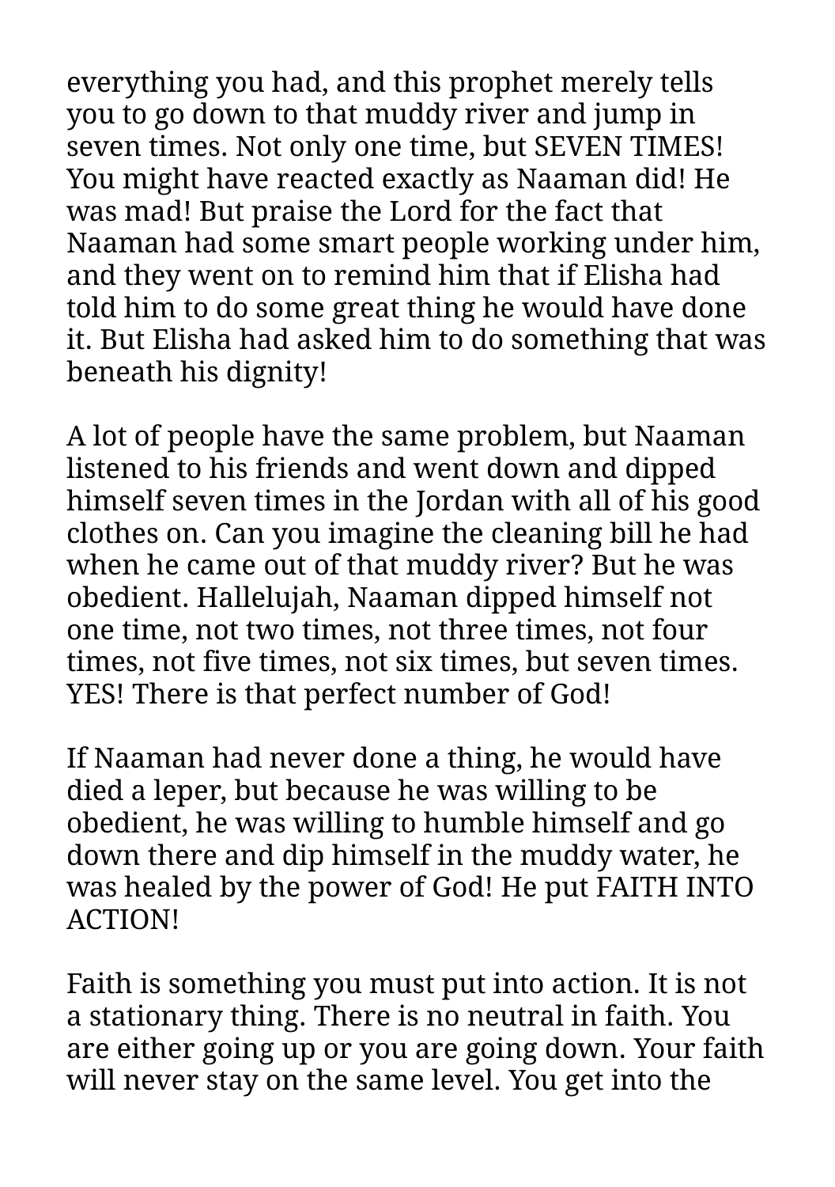everything you had, and this prophet merely tells you to go down to that muddy river and jump in seven times. Not only one time, but SEVEN TIMES! You might have reacted exactly as Naaman did! He was mad! But praise the Lord for the fact that Naaman had some smart people working under him, and they went on to remind him that if Elisha had told him to do some great thing he would have done it. But Elisha had asked him to do something that was beneath his dignity!

A lot of people have the same problem, but Naaman listened to his friends and went down and dipped himself seven times in the Jordan with all of his good clothes on. Can you imagine the cleaning bill he had when he came out of that muddy river? But he was obedient. Hallelujah, Naaman dipped himself not one time, not two times, not three times, not four times, not five times, not six times, but seven times. YES! There is that perfect number of God!

If Naaman had never done a thing, he would have died a leper, but because he was willing to be obedient, he was willing to humble himself and go down there and dip himself in the muddy water, he was healed by the power of God! He put FAITH INTO ACTION!

Faith is something you must put into action. It is not a stationary thing. There is no neutral in faith. You are either going up or you are going down. Your faith will never stay on the same level. You get into the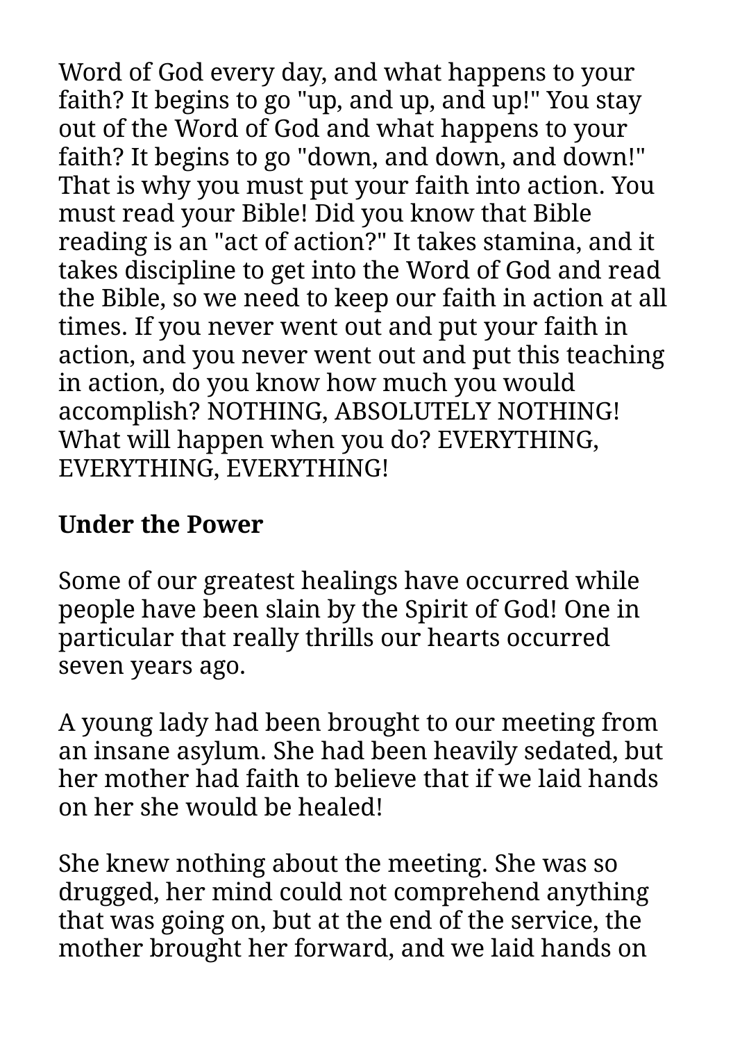Word of God every day, and what happens to your faith? It begins to go "up, and up, and up!" You stay out of the Word of God and what happens to your faith? It begins to go "down, and down, and down!" That is why you must put your faith into action. You must read your Bible! Did you know that Bible reading is an "act of action?" It takes stamina, and it takes discipline to get into the Word of God and read the Bible, so we need to keep our faith in action at all times. If you never went out and put your faith in action, and you never went out and put this teaching in action, do you know how much you would accomplish? NOTHING, ABSOLUTELY NOTHING! What will happen when you do? EVERYTHING, EVERYTHING, EVERYTHING!

**Under the Power**

Some of our greatest healings have occurred while people have been slain by the Spirit of God! One in particular that really thrills our hearts occurred seven years ago.

A young lady had been brought to our meeting from an insane asylum. She had been heavily sedated, but her mother had faith to believe that if we laid hands on her she would be healed!

She knew nothing about the meeting. She was so drugged, her mind could not comprehend anything that was going on, but at the end of the service, the mother brought her forward, and we laid hands on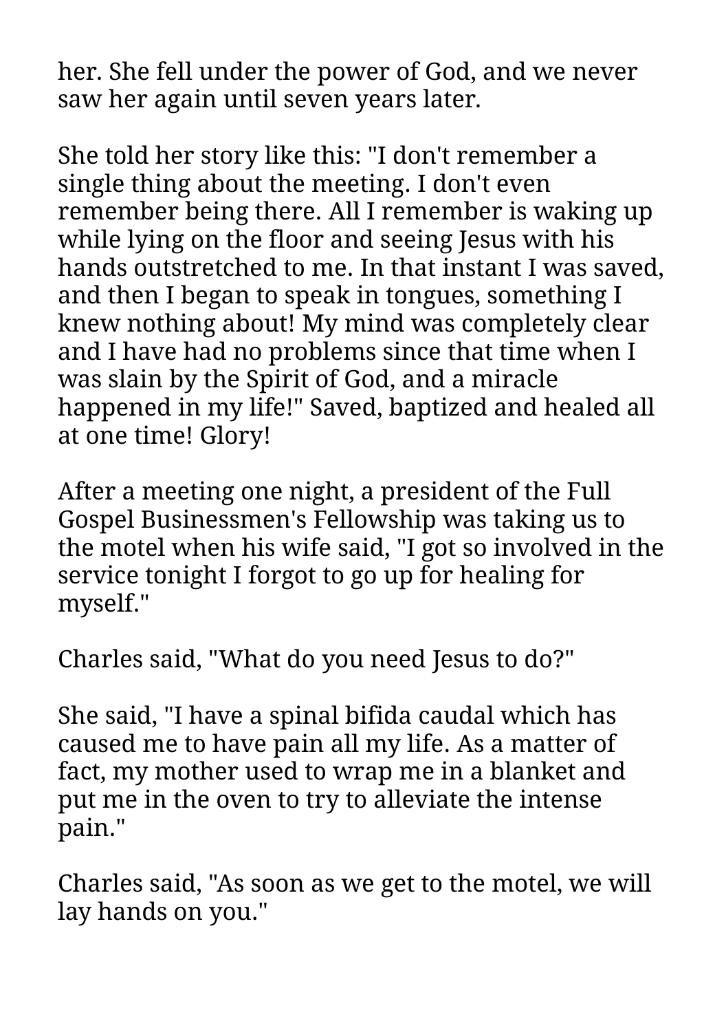her. She fell under the power of God, and we never saw her again until seven years later.

She told her story like this: "I don't remember a single thing about the meeting. I don't even remember being there. All I remember is waking up while lying on the floor and seeing Jesus with his hands outstretched to me. In that instant I was saved, and then I began to speak in tongues, something I knew nothing about! My mind was completely clear and I have had no problems since that time when I was slain by the Spirit of God, and a miracle happened in my life!" Saved, baptized and healed all at one time! Glory!

After a meeting one night, a president of the Full Gospel Businessmen's Fellowship was taking us to the motel when his wife said, "I got so involved in the service tonight I forgot to go up for healing for myself."

Charles said, "What do you need Jesus to do?"

She said, "I have a spinal bifida caudal which has caused me to have pain all my life. As a matter of fact, my mother used to wrap me in a blanket and put me in the oven to try to alleviate the intense pain."

Charles said, "As soon as we get to the motel, we will lay hands on you."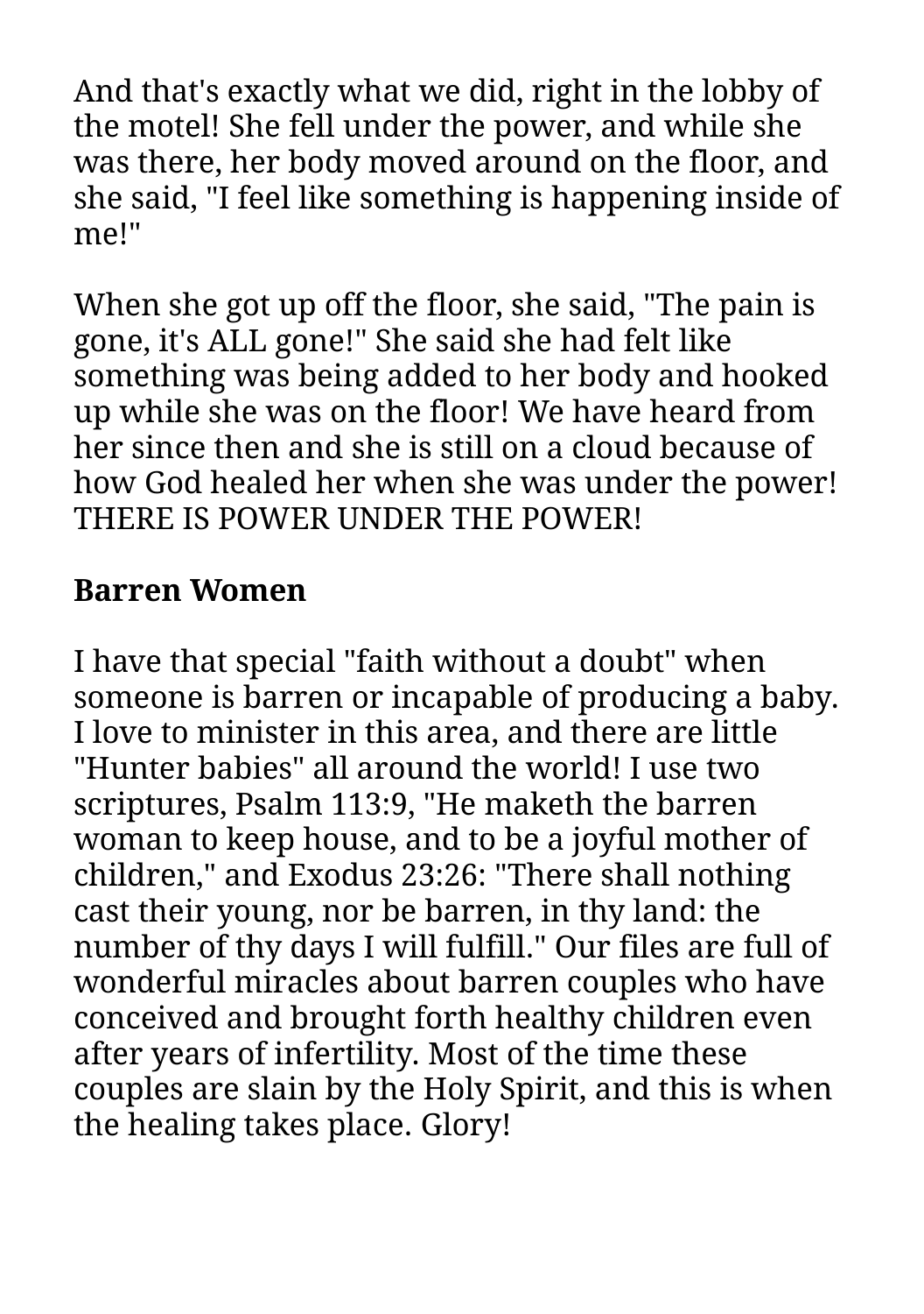And that's exactly what we did, right in the lobby of the motel! She fell under the power, and while she was there, her body moved around on the floor, and she said, "I feel like something is happening inside of me!"

When she got up off the floor, she said, "The pain is gone, it's ALL gone!" She said she had felt like something was being added to her body and hooked up while she was on the floor! We have heard from her since then and she is still on a cloud because of how God healed her when she was under the power! THERE IS POWER UNDER THE POWER!

**Barren Women**

I have that special "faith without a doubt" when someone is barren or incapable of producing a baby. I love to minister in this area, and there are little "Hunter babies" all around the world! I use two scriptures, Psalm 113:9, "He maketh the barren woman to keep house, and to be a joyful mother of children," and Exodus 23:26: "There shall nothing cast their young, nor be barren, in thy land: the number of thy days I will fulfill." Our files are full of wonderful miracles about barren couples who have conceived and brought forth healthy children even after years of infertility. Most of the time these couples are slain by the Holy Spirit, and this is when the healing takes place. Glory!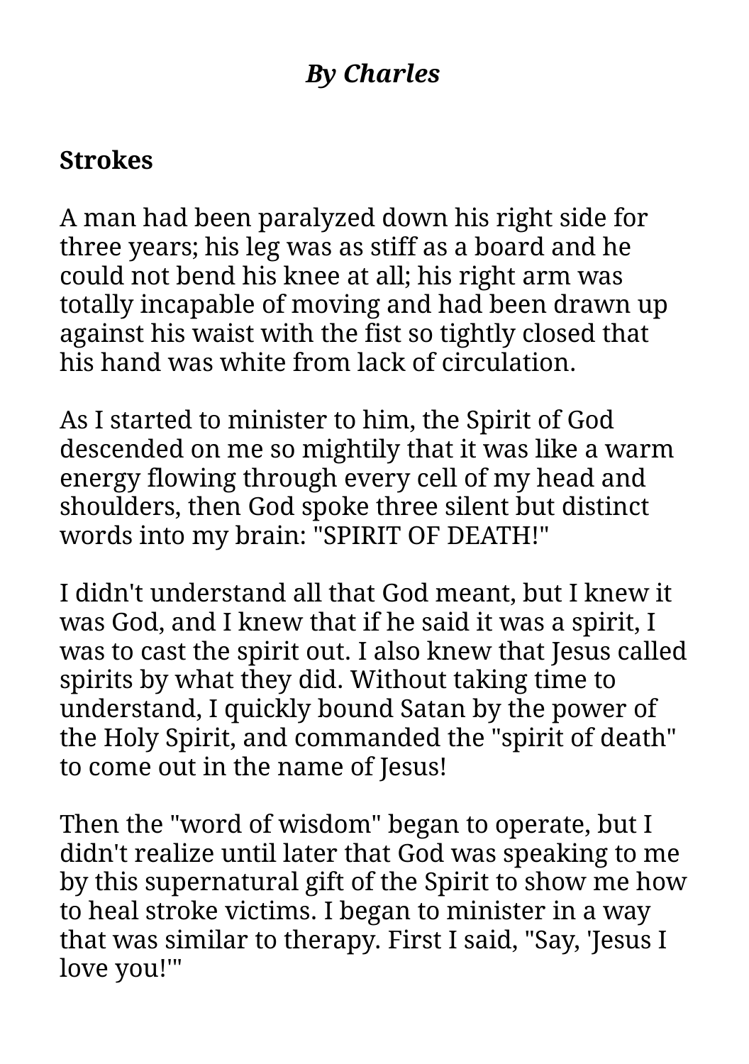*By Charles*

**Strokes**

A man had been paralyzed down his right side for three years; his leg was as stiff as a board and he could not bend his knee at all; his right arm was totally incapable of moving and had been drawn up against his waist with the fist so tightly closed that his hand was white from lack of circulation.

As I started to minister to him, the Spirit of God descended on me so mightily that it was like a warm energy flowing through every cell of my head and shoulders, then God spoke three silent but distinct words into my brain: "SPIRIT OF DEATH!"

I didn't understand all that God meant, but I knew it was God, and I knew that if he said it was a spirit, I was to cast the spirit out. I also knew that Jesus called spirits by what they did. Without taking time to understand, I quickly bound Satan by the power of the Holy Spirit, and commanded the "spirit of death" to come out in the name of Jesus!

Then the "word of wisdom" began to operate, but I didn't realize until later that God was speaking to me by this supernatural gift of the Spirit to show me how to heal stroke victims. I began to minister in a way that was similar to therapy. First I said, "Say, 'Jesus I love you!'"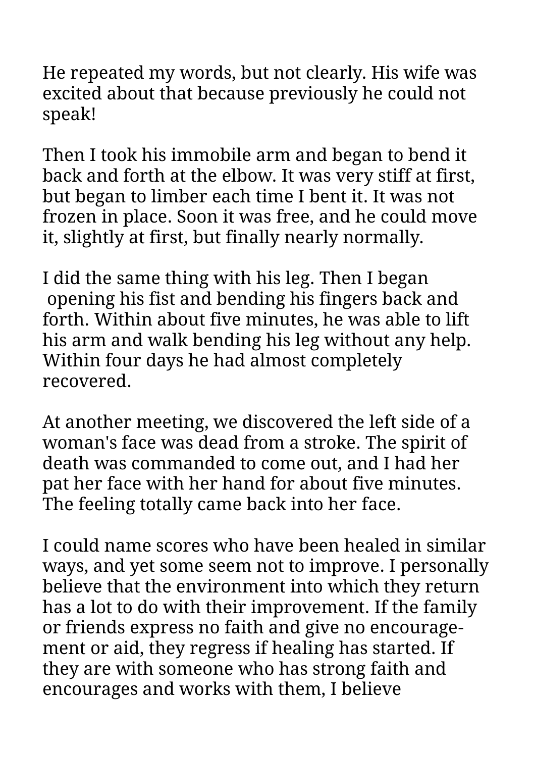He repeated my words, but not clearly. His wife was excited about that because previously he could not speak!

Then I took his immobile arm and began to bend it back and forth at the elbow. It was very stiff at first, but began to limber each time I bent it. It was not frozen in place. Soon it was free, and he could move it, slightly at first, but finally nearly normally.

I did the same thing with his leg. Then I began opening his fist and bending his fingers back and forth. Within about five minutes, he was able to lift his arm and walk bending his leg without any help. Within four days he had almost completely recovered.

At another meeting, we discovered the left side of a woman's face was dead from a stroke. The spirit of death was commanded to come out, and I had her pat her face with her hand for about five minutes. The feeling totally came back into her face.

I could name scores who have been healed in similar ways, and yet some seem not to improve. I personally believe that the environment into which they return has a lot to do with their improvement. If the family or friends express no faith and give no encouragement or aid, they regress if healing has started. If they are with someone who has strong faith and encourages and works with them, I believe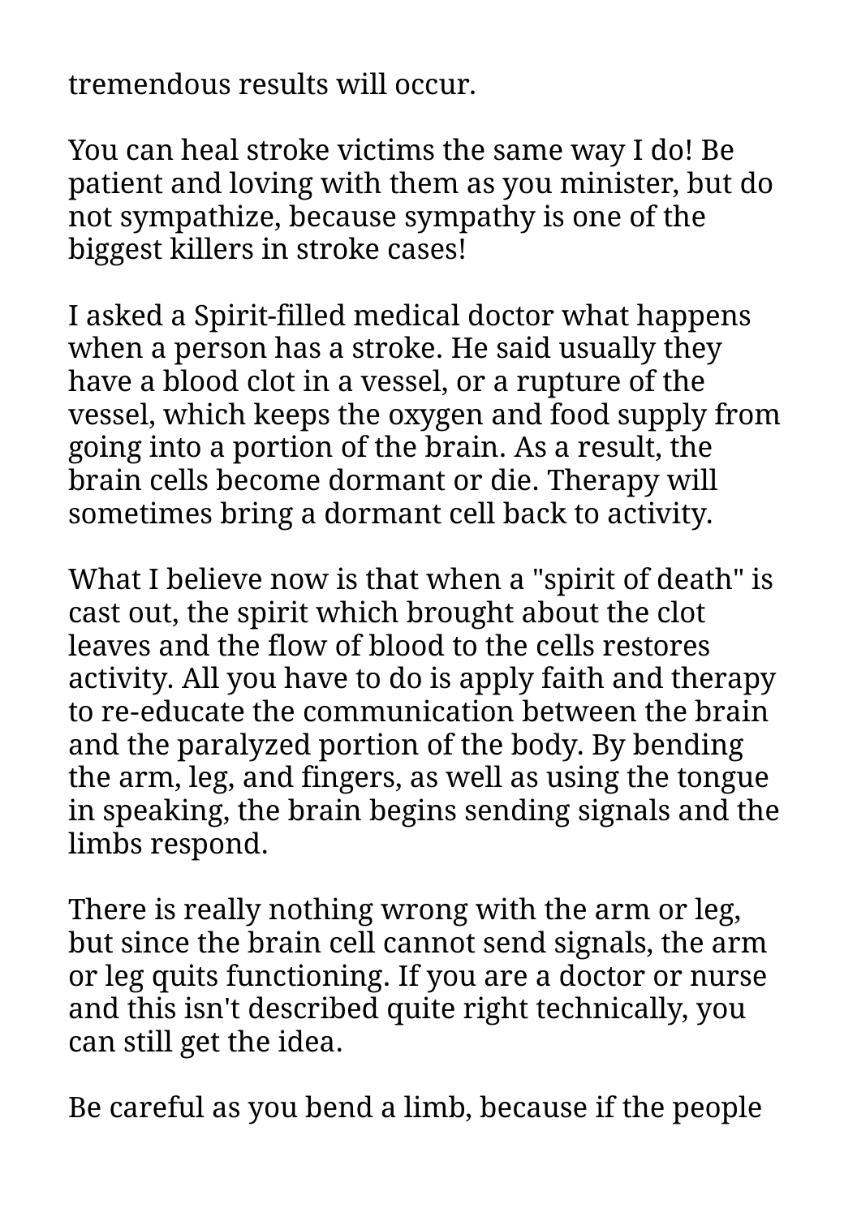tremendous results will occur.

You can heal stroke victims the same way I do! Be patient and loving with them as you minister, but do not sympathize, because sympathy is one of the biggest killers in stroke cases!

I asked a Spirit-filled medical doctor what happens when a person has a stroke. He said usually they have a blood clot in a vessel, or a rupture of the vessel, which keeps the oxygen and food supply from going into a portion of the brain. As a result, the brain cells become dormant or die. Therapy will sometimes bring a dormant cell back to activity.

What I believe now is that when a "spirit of death" is cast out, the spirit which brought about the clot leaves and the flow of blood to the cells restores activity. All you have to do is apply faith and therapy to re-educate the communication between the brain and the paralyzed portion of the body. By bending the arm, leg, and fingers, as well as using the tongue in speaking, the brain begins sending signals and the limbs respond.

There is really nothing wrong with the arm or leg, but since the brain cell cannot send signals, the arm or leg quits functioning. If you are a doctor or nurse and this isn't described quite right technically, you can still get the idea.

Be careful as you bend a limb, because if the people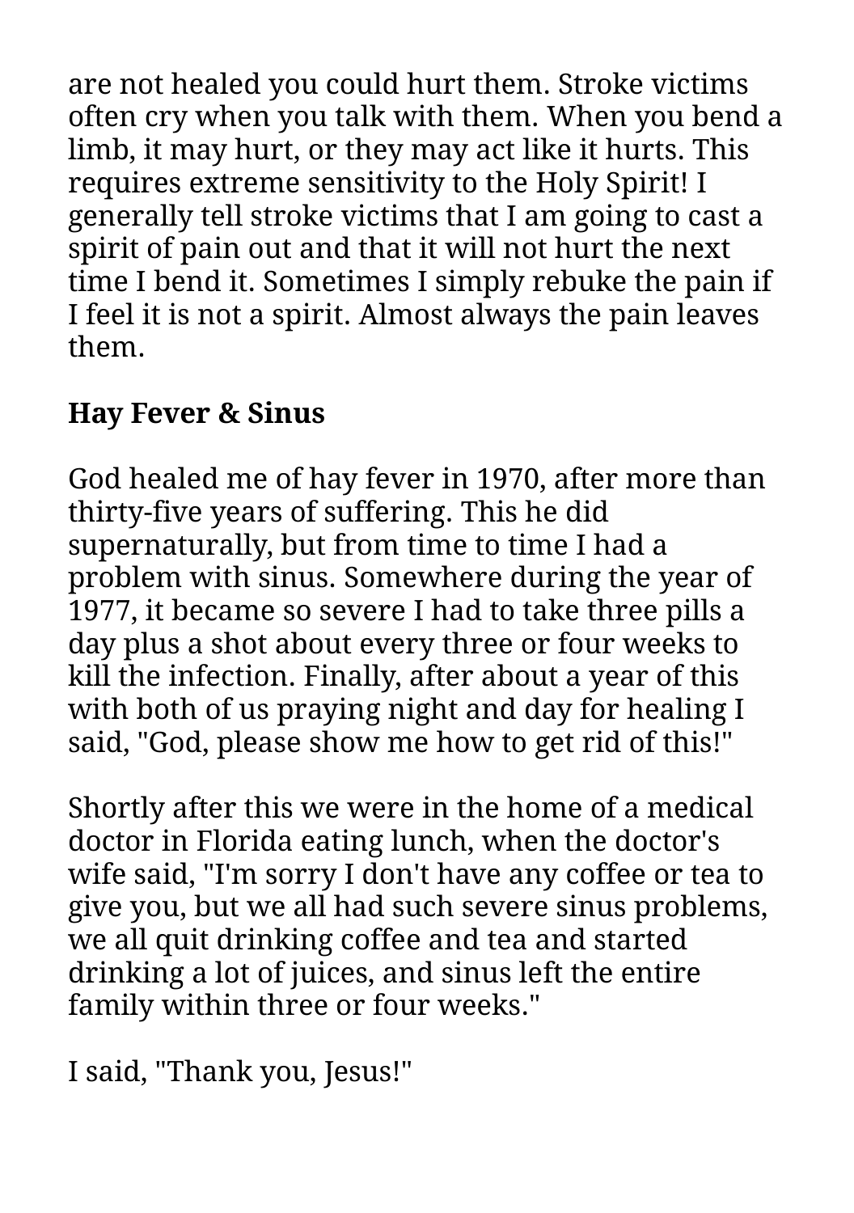are not healed you could hurt them. Stroke victims often cry when you talk with them. When you bend a limb, it may hurt, or they may act like it hurts. This requires extreme sensitivity to the Holy Spirit! I generally tell stroke victims that I am going to cast a spirit of pain out and that it will not hurt the next time I bend it. Sometimes I simply rebuke the pain if I feel it is not a spirit. Almost always the pain leaves them.

**Hay Fever & Sinus**

God healed me of hay fever in 1970, after more than thirty-five years of suffering. This he did supernaturally, but from time to time I had a problem with sinus. Somewhere during the year of 1977, it became so severe I had to take three pills a day plus a shot about every three or four weeks to kill the infection. Finally, after about a year of this with both of us praying night and day for healing I said, "God, please show me how to get rid of this!"

Shortly after this we were in the home of a medical doctor in Florida eating lunch, when the doctor's wife said, "I'm sorry I don't have any coffee or tea to give you, but we all had such severe sinus problems, we all quit drinking coffee and tea and started drinking a lot of juices, and sinus left the entire family within three or four weeks."

I said, "Thank you, Jesus!"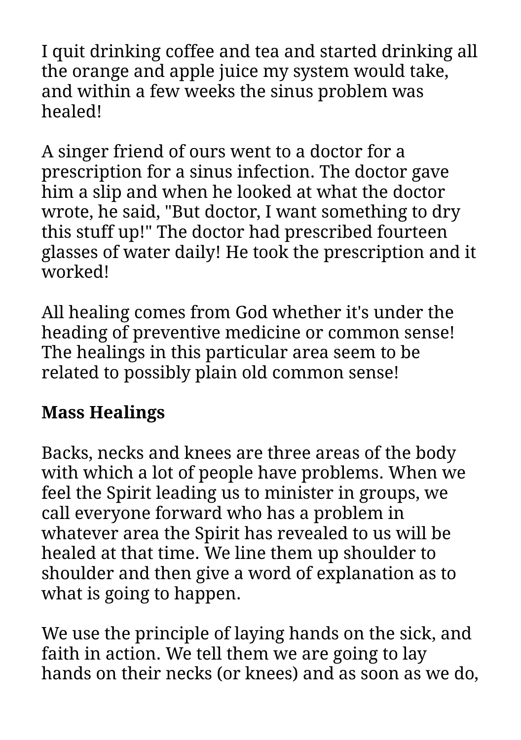I quit drinking coffee and tea and started drinking all the orange and apple juice my system would take, and within a few weeks the sinus problem was healed!

A singer friend of ours went to a doctor for a prescription for a sinus infection. The doctor gave him a slip and when he looked at what the doctor wrote, he said, "But doctor, I want something to dry this stuff up!" The doctor had prescribed fourteen glasses of water daily! He took the prescription and it worked!

All healing comes from God whether it's under the heading of preventive medicine or common sense! The healings in this particular area seem to be related to possibly plain old common sense!

**Mass Healings**

Backs, necks and knees are three areas of the body with which a lot of people have problems. When we feel the Spirit leading us to minister in groups, we call everyone forward who has a problem in whatever area the Spirit has revealed to us will be healed at that time. We line them up shoulder to shoulder and then give a word of explanation as to what is going to happen.

We use the principle of laying hands on the sick, and faith in action. We tell them we are going to lay hands on their necks (or knees) and as soon as we do,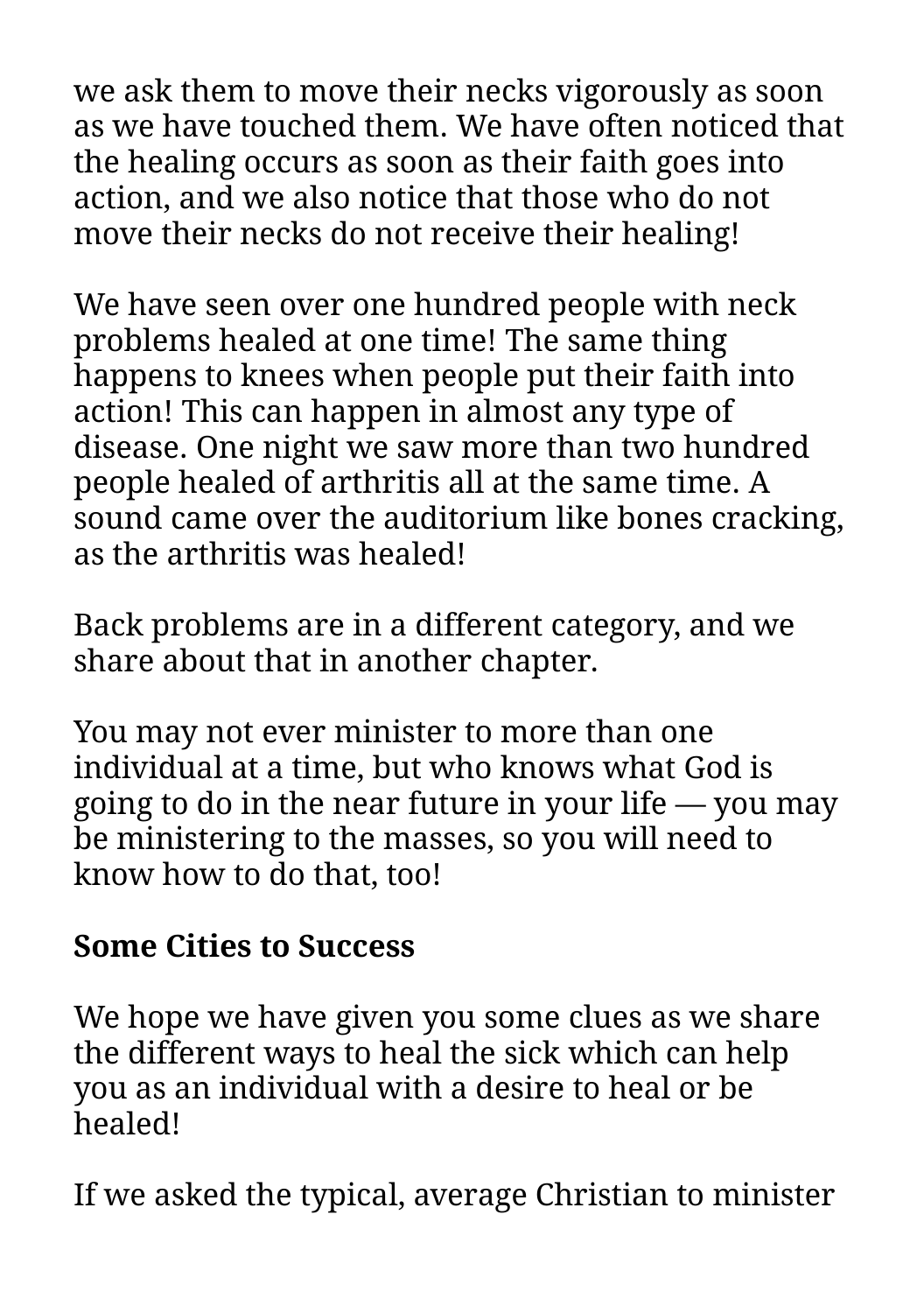we ask them to move their necks vigorously as soon as we have touched them. We have often noticed that the healing occurs as soon as their faith goes into action, and we also notice that those who do not move their necks do not receive their healing!

We have seen over one hundred people with neck problems healed at one time! The same thing happens to knees when people put their faith into action! This can happen in almost any type of disease. One night we saw more than two hundred people healed of arthritis all at the same time. A sound came over the auditorium like bones cracking, as the arthritis was healed!

Back problems are in a different category, and we share about that in another chapter.

You may not ever minister to more than one individual at a time, but who knows what God is going to do in the near future in your life — you may be ministering to the masses, so you will need to know how to do that, too!

**Some Cities to Success**

We hope we have given you some clues as we share the different ways to heal the sick which can help you as an individual with a desire to heal or be healed!

If we asked the typical, average Christian to minister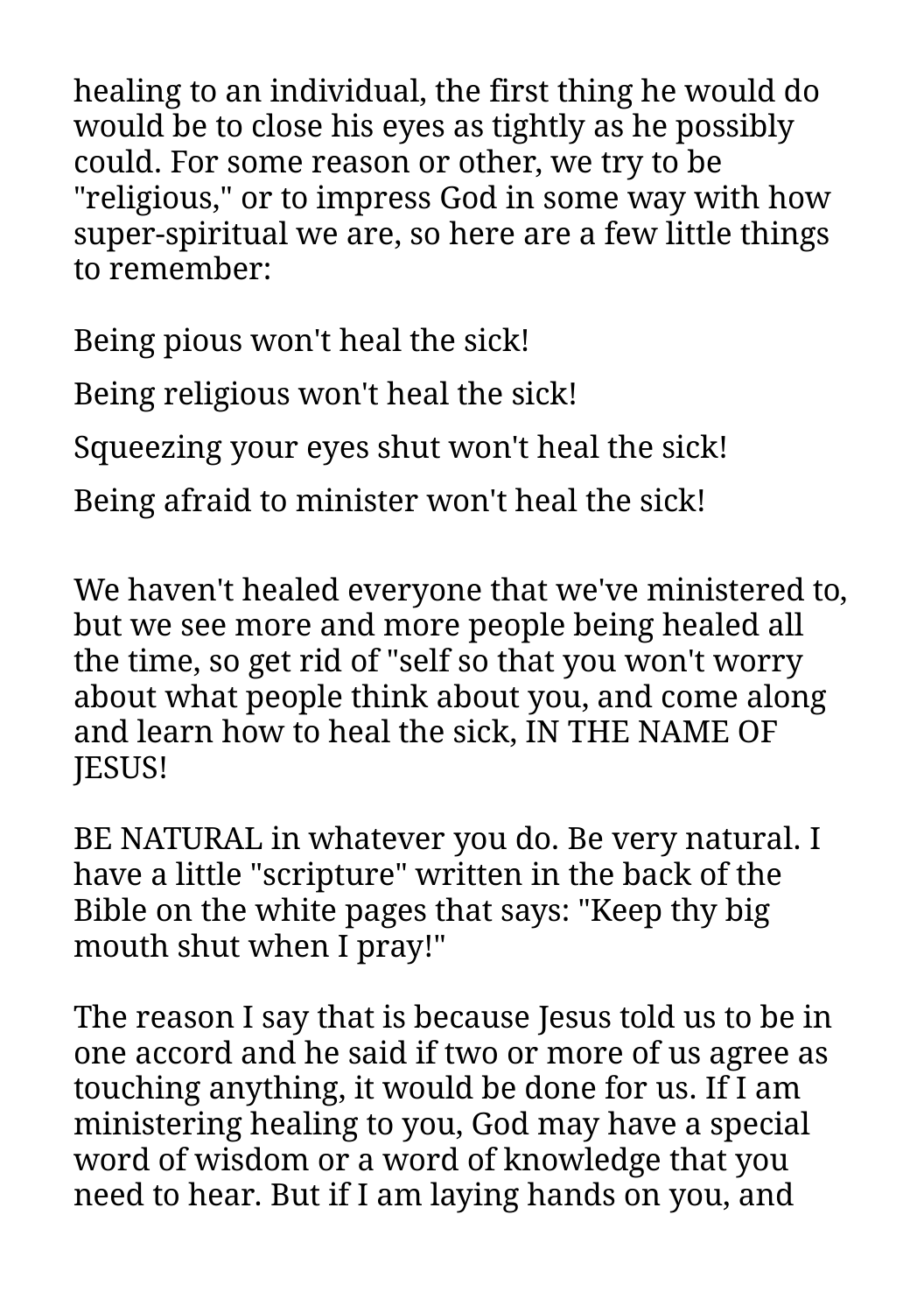healing to an individual, the first thing he would do would be to close his eyes as tightly as he possibly could. For some reason or other, we try to be "religious," or to impress God in some way with how super-spiritual we are, so here are a few little things to remember:

Being pious won't heal the sick!

Being religious won't heal the sick!

Squeezing your eyes shut won't heal the sick!

Being afraid to minister won't heal the sick!

We haven't healed everyone that we've ministered to, but we see more and more people being healed all the time, so get rid of "self so that you won't worry about what people think about you, and come along and learn how to heal the sick, IN THE NAME OF JESUS!

BE NATURAL in whatever you do. Be very natural. I have a little "scripture" written in the back of the Bible on the white pages that says: "Keep thy big mouth shut when I pray!"

The reason I say that is because Jesus told us to be in one accord and he said if two or more of us agree as touching anything, it would be done for us. If I am ministering healing to you, God may have a special word of wisdom or a word of knowledge that you need to hear. But if I am laying hands on you, and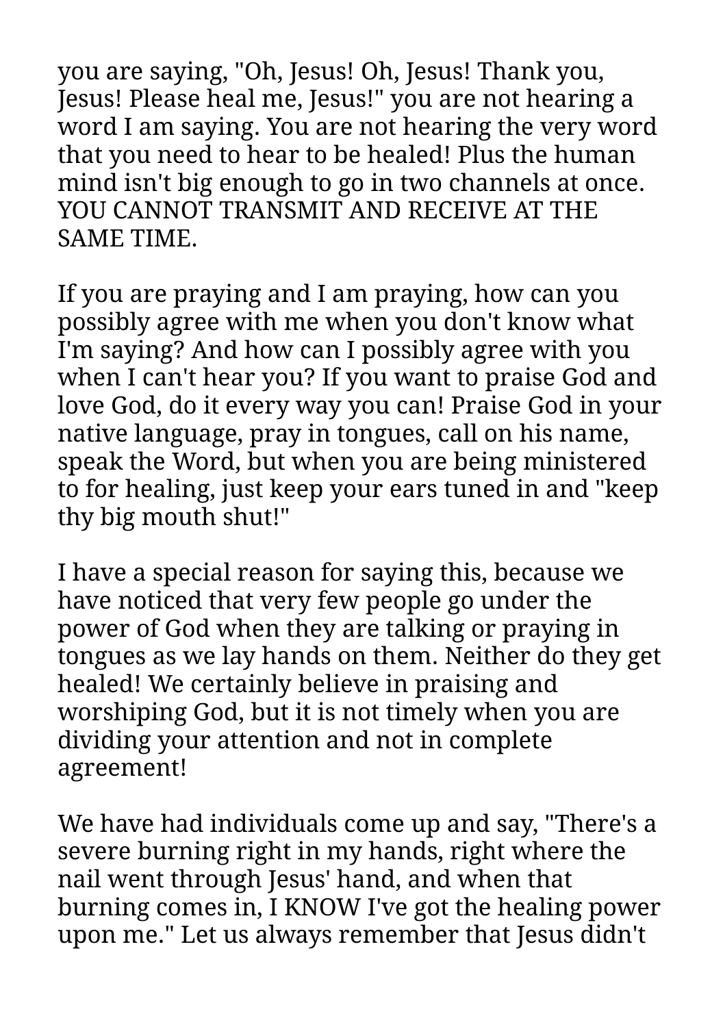you are saying, "Oh, Jesus! Oh, Jesus! Thank you, Jesus! Please heal me, Jesus!" you are not hearing a word I am saying. You are not hearing the very word that you need to hear to be healed! Plus the human mind isn't big enough to go in two channels at once. YOU CANNOT TRANSMIT AND RECEIVE AT THE SAME TIME.

If you are praying and I am praying, how can you possibly agree with me when you don't know what I'm saying? And how can I possibly agree with you when I can't hear you? If you want to praise God and love God, do it every way you can! Praise God in your native language, pray in tongues, call on his name, speak the Word, but when you are being ministered to for healing, just keep your ears tuned in and "keep thy big mouth shut!"

I have a special reason for saying this, because we have noticed that very few people go under the power of God when they are talking or praying in tongues as we lay hands on them. Neither do they get healed! We certainly believe in praising and worshiping God, but it is not timely when you are dividing your attention and not in complete agreement!

We have had individuals come up and say, "There's a severe burning right in my hands, right where the nail went through Jesus' hand, and when that burning comes in, I KNOW I've got the healing power upon me." Let us always remember that Jesus didn't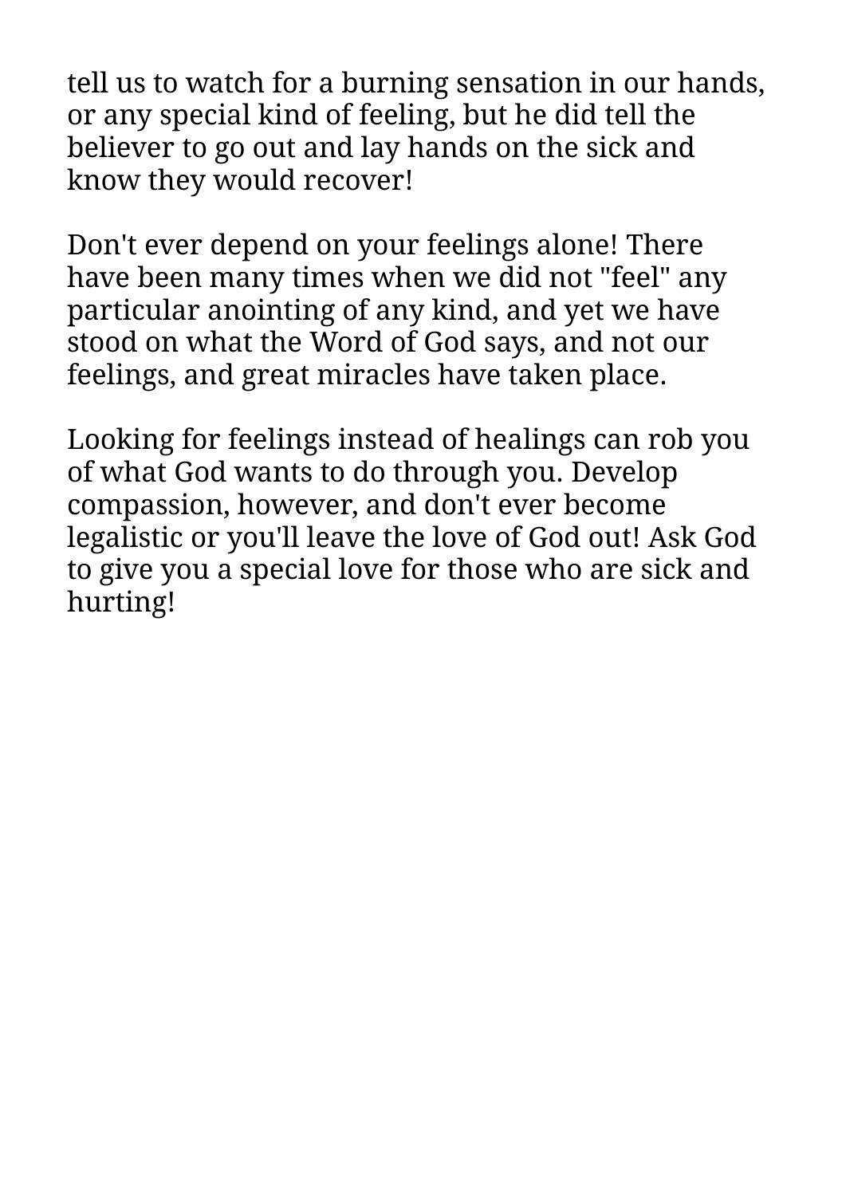tell us to watch for a burning sensation in our hands, or any special kind of feeling, but he did tell the believer to go out and lay hands on the sick and know they would recover!

Don't ever depend on your feelings alone! There have been many times when we did not "feel" any particular anointing of any kind, and yet we have stood on what the Word of God says, and not our feelings, and great miracles have taken place.

Looking for feelings instead of healings can rob you of what God wants to do through you. Develop compassion, however, and don't ever become legalistic or you'll leave the love of God out! Ask God to give you a special love for those who are sick and hurting!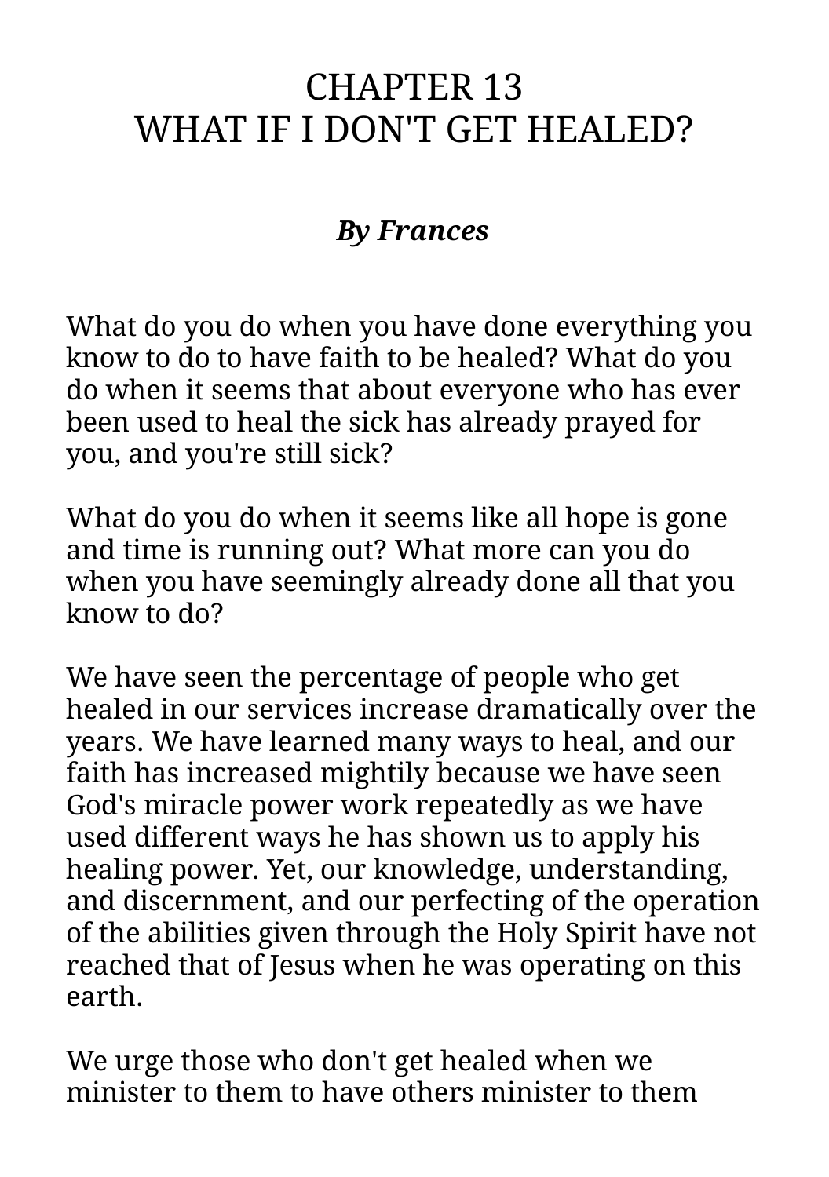# CHAPTER 13
# WHAT IF I DON'T GET HEALED?

***By Frances***

What do you do when you have done everything you know to do to have faith to be healed? What do you do when it seems that about everyone who has ever been used to heal the sick has already prayed for you, and you're still sick?

What do you do when it seems like all hope is gone and time is running out? What more can you do when you have seemingly already done all that you know to do?

We have seen the percentage of people who get healed in our services increase dramatically over the years. We have learned many ways to heal, and our faith has increased mightily because we have seen God's miracle power work repeatedly as we have used different ways he has shown us to apply his healing power. Yet, our knowledge, understanding, and discernment, and our perfecting of the operation of the abilities given through the Holy Spirit have not reached that of Jesus when he was operating on this earth.

We urge those who don't get healed when we minister to them to have others minister to them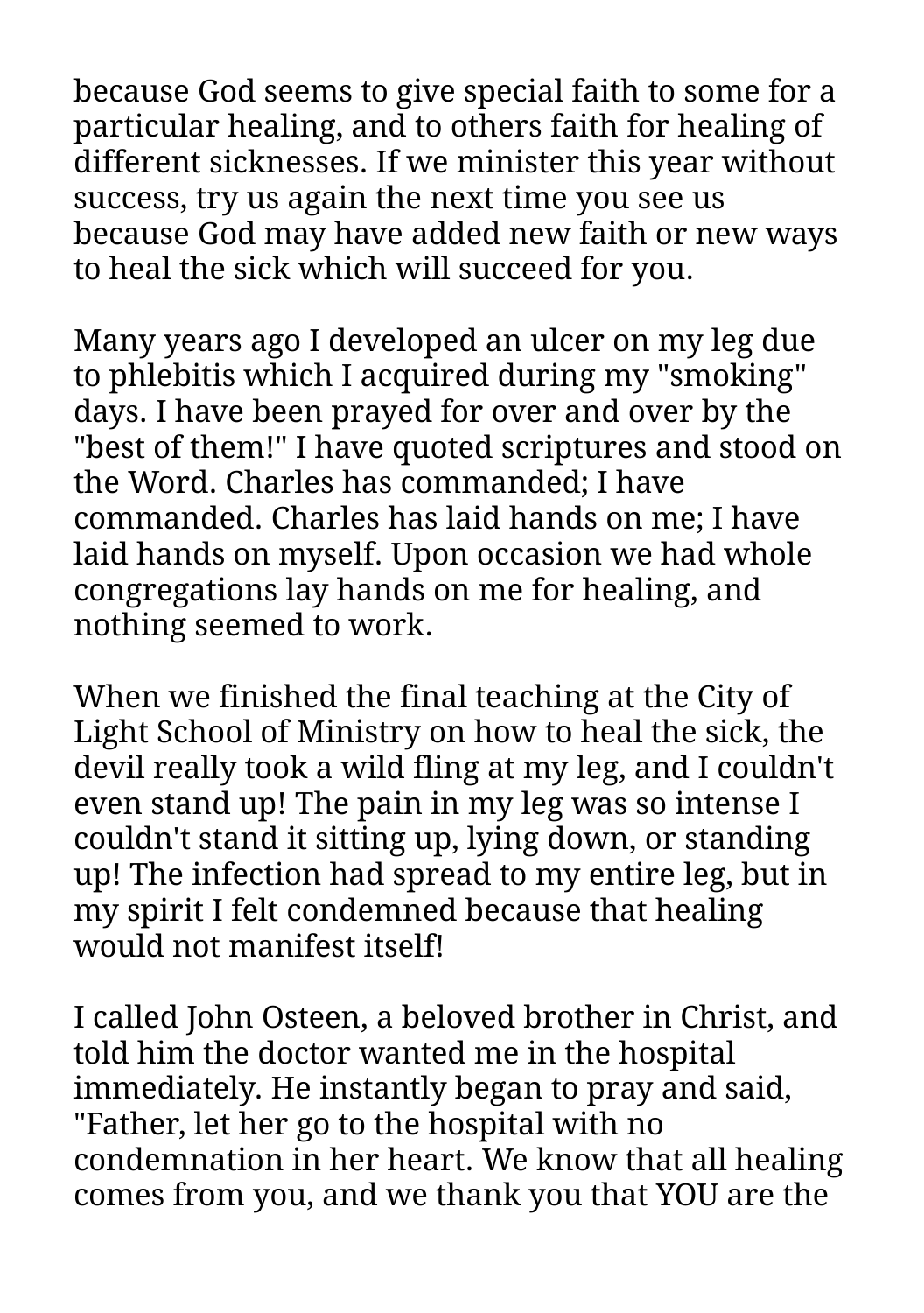because God seems to give special faith to some for a particular healing, and to others faith for healing of different sicknesses. If we minister this year without success, try us again the next time you see us because God may have added new faith or new ways to heal the sick which will succeed for you.

Many years ago I developed an ulcer on my leg due to phlebitis which I acquired during my "smoking" days. I have been prayed for over and over by the "best of them!" I have quoted scriptures and stood on the Word. Charles has commanded; I have commanded. Charles has laid hands on me; I have laid hands on myself. Upon occasion we had whole congregations lay hands on me for healing, and nothing seemed to work.

When we finished the final teaching at the City of Light School of Ministry on how to heal the sick, the devil really took a wild fling at my leg, and I couldn't even stand up! The pain in my leg was so intense I couldn't stand it sitting up, lying down, or standing up! The infection had spread to my entire leg, but in my spirit I felt condemned because that healing would not manifest itself!

I called John Osteen, a beloved brother in Christ, and told him the doctor wanted me in the hospital immediately. He instantly began to pray and said, "Father, let her go to the hospital with no condemnation in her heart. We know that all healing comes from you, and we thank you that YOU are the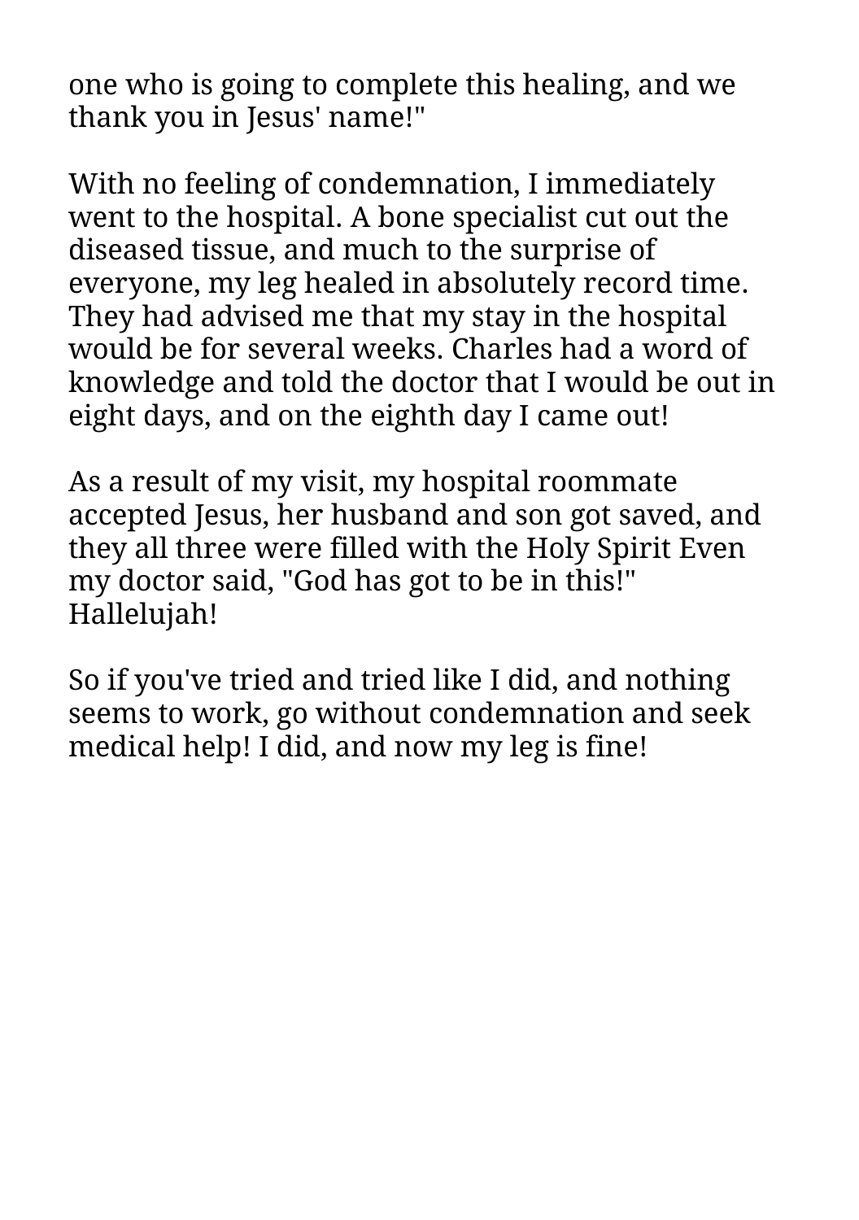one who is going to complete this healing, and we thank you in Jesus' name!"

With no feeling of condemnation, I immediately went to the hospital. A bone specialist cut out the diseased tissue, and much to the surprise of everyone, my leg healed in absolutely record time. They had advised me that my stay in the hospital would be for several weeks. Charles had a word of knowledge and told the doctor that I would be out in eight days, and on the eighth day I came out!

As a result of my visit, my hospital roommate accepted Jesus, her husband and son got saved, and they all three were filled with the Holy Spirit Even my doctor said, "God has got to be in this!" Hallelujah!

So if you've tried and tried like I did, and nothing seems to work, go without condemnation and seek medical help! I did, and now my leg is fine!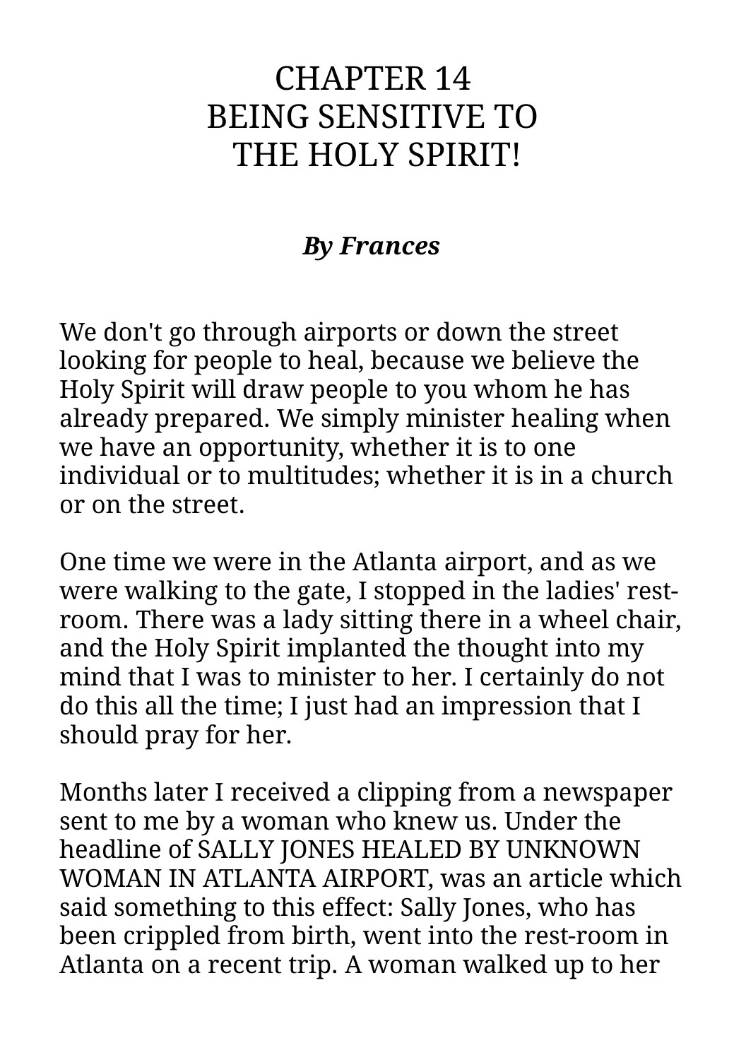# CHAPTER 14
# BEING SENSITIVE TO THE HOLY SPIRIT!

***By Frances***

We don't go through airports or down the street looking for people to heal, because we believe the Holy Spirit will draw people to you whom he has already prepared. We simply minister healing when we have an opportunity, whether it is to one individual or to multitudes; whether it is in a church or on the street.

One time we were in the Atlanta airport, and as we were walking to the gate, I stopped in the ladies' rest-room. There was a lady sitting there in a wheel chair, and the Holy Spirit implanted the thought into my mind that I was to minister to her. I certainly do not do this all the time; I just had an impression that I should pray for her.

Months later I received a clipping from a newspaper sent to me by a woman who knew us. Under the headline of SALLY JONES HEALED BY UNKNOWN WOMAN IN ATLANTA AIRPORT, was an article which said something to this effect: Sally Jones, who has been crippled from birth, went into the rest-room in Atlanta on a recent trip. A woman walked up to her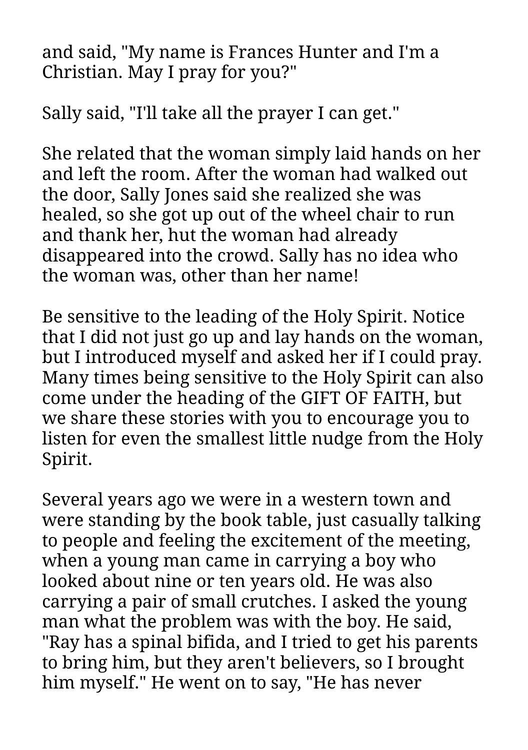and said, "My name is Frances Hunter and I'm a Christian. May I pray for you?"

Sally said, "I'll take all the prayer I can get."

She related that the woman simply laid hands on her and left the room. After the woman had walked out the door, Sally Jones said she realized she was healed, so she got up out of the wheel chair to run and thank her, hut the woman had already disappeared into the crowd. Sally has no idea who the woman was, other than her name!

Be sensitive to the leading of the Holy Spirit. Notice that I did not just go up and lay hands on the woman, but I introduced myself and asked her if I could pray. Many times being sensitive to the Holy Spirit can also come under the heading of the GIFT OF FAITH, but we share these stories with you to encourage you to listen for even the smallest little nudge from the Holy Spirit.

Several years ago we were in a western town and were standing by the book table, just casually talking to people and feeling the excitement of the meeting, when a young man came in carrying a boy who looked about nine or ten years old. He was also carrying a pair of small crutches. I asked the young man what the problem was with the boy. He said, "Ray has a spinal bifida, and I tried to get his parents to bring him, but they aren't believers, so I brought him myself." He went on to say, "He has never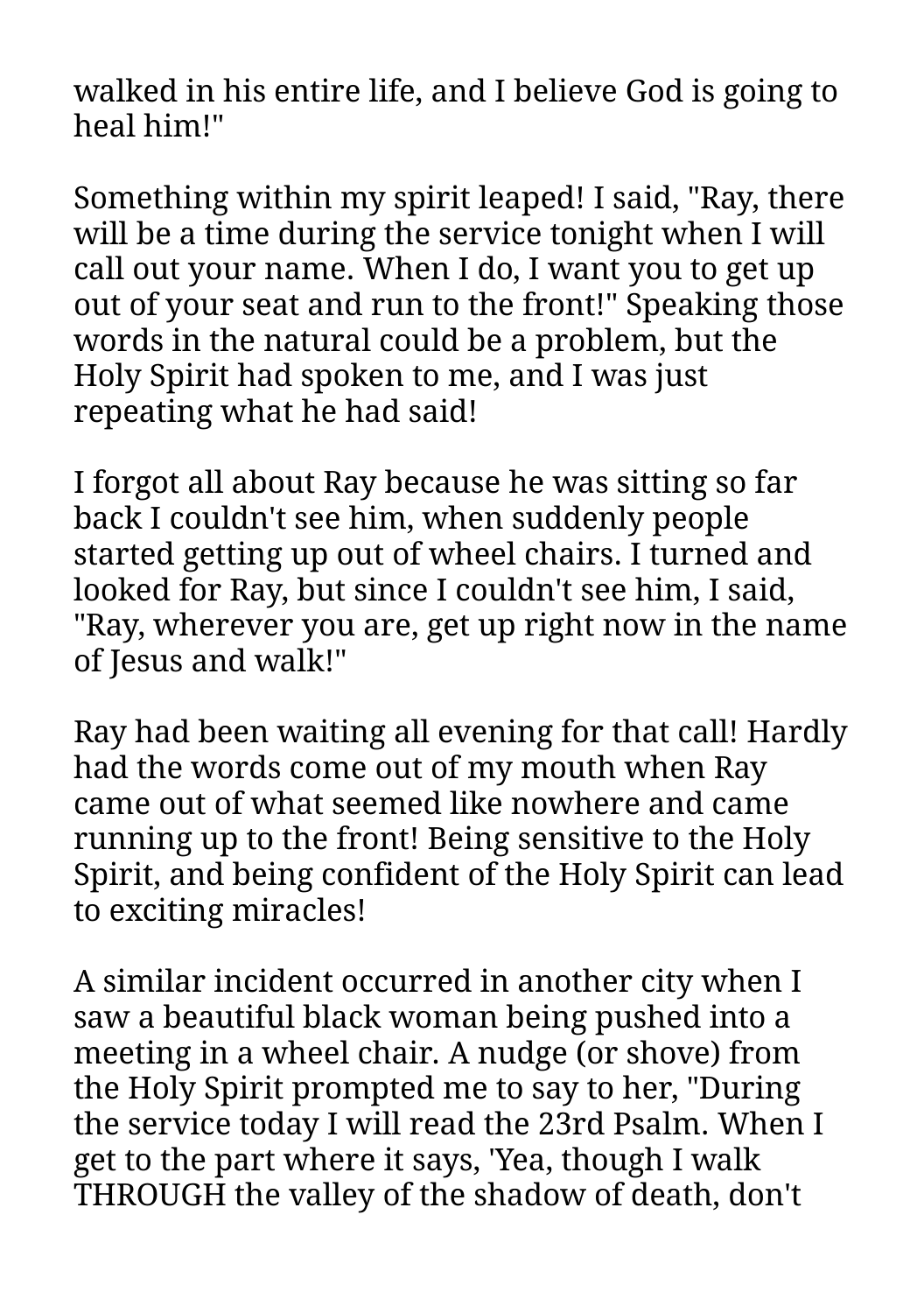walked in his entire life, and I believe God is going to heal him!"

Something within my spirit leaped! I said, "Ray, there will be a time during the service tonight when I will call out your name. When I do, I want you to get up out of your seat and run to the front!" Speaking those words in the natural could be a problem, but the Holy Spirit had spoken to me, and I was just repeating what he had said!

I forgot all about Ray because he was sitting so far back I couldn't see him, when suddenly people started getting up out of wheel chairs. I turned and looked for Ray, but since I couldn't see him, I said, "Ray, wherever you are, get up right now in the name of Jesus and walk!"

Ray had been waiting all evening for that call! Hardly had the words come out of my mouth when Ray came out of what seemed like nowhere and came running up to the front! Being sensitive to the Holy Spirit, and being confident of the Holy Spirit can lead to exciting miracles!

A similar incident occurred in another city when I saw a beautiful black woman being pushed into a meeting in a wheel chair. A nudge (or shove) from the Holy Spirit prompted me to say to her, "During the service today I will read the 23rd Psalm. When I get to the part where it says, 'Yea, though I walk THROUGH the valley of the shadow of death, don't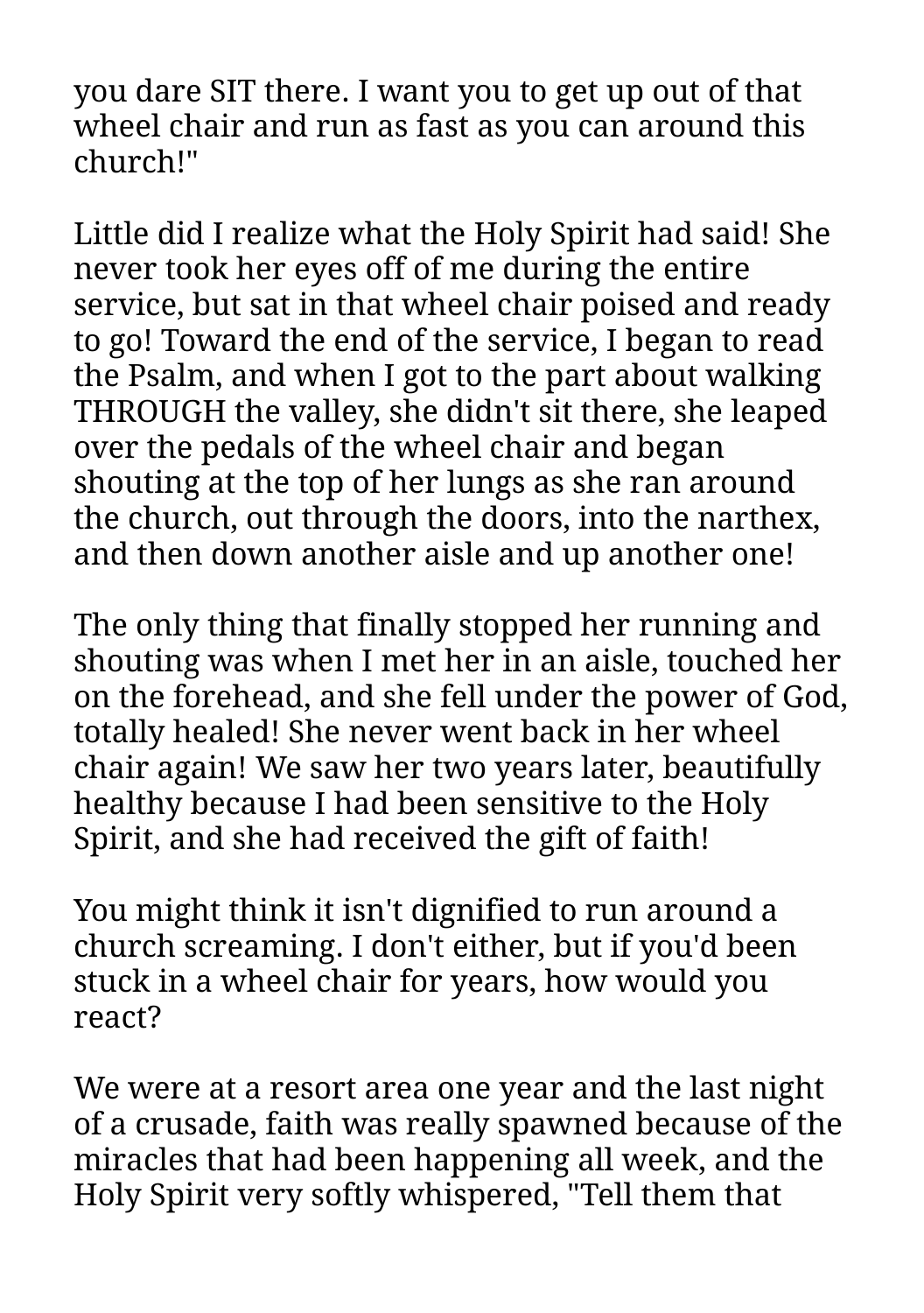you dare SIT there. I want you to get up out of that wheel chair and run as fast as you can around this church!"

Little did I realize what the Holy Spirit had said! She never took her eyes off of me during the entire service, but sat in that wheel chair poised and ready to go! Toward the end of the service, I began to read the Psalm, and when I got to the part about walking THROUGH the valley, she didn't sit there, she leaped over the pedals of the wheel chair and began shouting at the top of her lungs as she ran around the church, out through the doors, into the narthex, and then down another aisle and up another one!

The only thing that finally stopped her running and shouting was when I met her in an aisle, touched her on the forehead, and she fell under the power of God, totally healed! She never went back in her wheel chair again! We saw her two years later, beautifully healthy because I had been sensitive to the Holy Spirit, and she had received the gift of faith!

You might think it isn't dignified to run around a church screaming. I don't either, but if you'd been stuck in a wheel chair for years, how would you react?

We were at a resort area one year and the last night of a crusade, faith was really spawned because of the miracles that had been happening all week, and the Holy Spirit very softly whispered, "Tell them that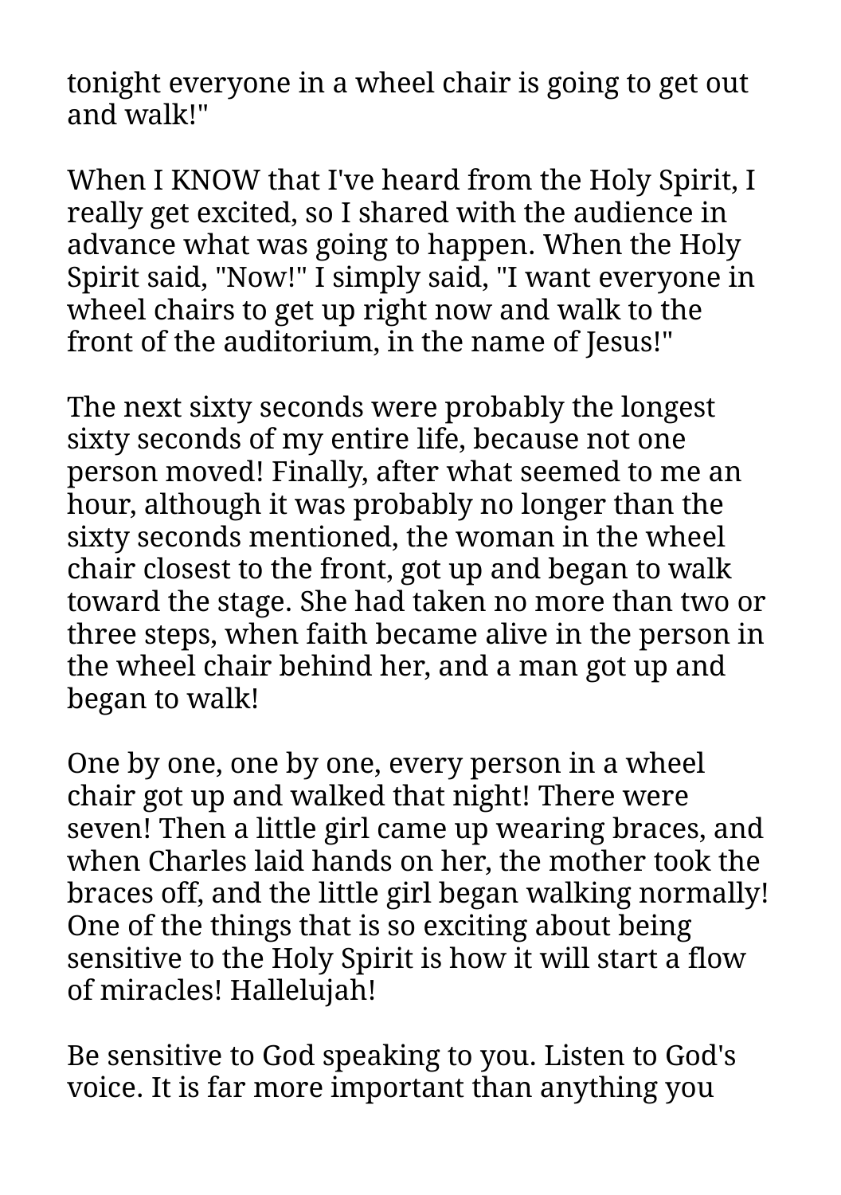tonight everyone in a wheel chair is going to get out and walk!"

When I KNOW that I've heard from the Holy Spirit, I really get excited, so I shared with the audience in advance what was going to happen. When the Holy Spirit said, "Now!" I simply said, "I want everyone in wheel chairs to get up right now and walk to the front of the auditorium, in the name of Jesus!"

The next sixty seconds were probably the longest sixty seconds of my entire life, because not one person moved! Finally, after what seemed to me an hour, although it was probably no longer than the sixty seconds mentioned, the woman in the wheel chair closest to the front, got up and began to walk toward the stage. She had taken no more than two or three steps, when faith became alive in the person in the wheel chair behind her, and a man got up and began to walk!

One by one, one by one, every person in a wheel chair got up and walked that night! There were seven! Then a little girl came up wearing braces, and when Charles laid hands on her, the mother took the braces off, and the little girl began walking normally! One of the things that is so exciting about being sensitive to the Holy Spirit is how it will start a flow of miracles! Hallelujah!

Be sensitive to God speaking to you. Listen to God's voice. It is far more important than anything you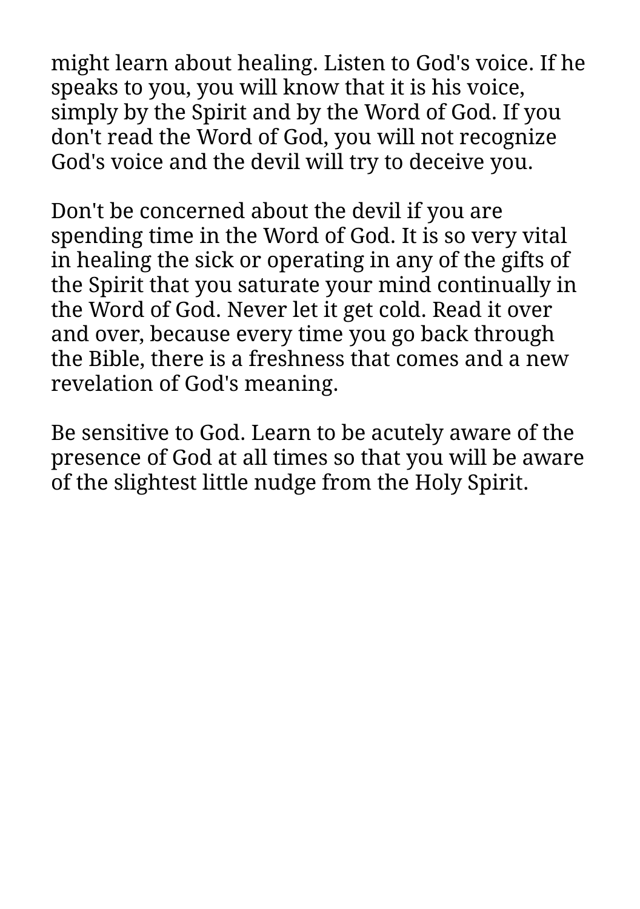might learn about healing. Listen to God's voice. If he speaks to you, you will know that it is his voice, simply by the Spirit and by the Word of God. If you don't read the Word of God, you will not recognize God's voice and the devil will try to deceive you.

Don't be concerned about the devil if you are spending time in the Word of God. It is so very vital in healing the sick or operating in any of the gifts of the Spirit that you saturate your mind continually in the Word of God. Never let it get cold. Read it over and over, because every time you go back through the Bible, there is a freshness that comes and a new revelation of God's meaning.

Be sensitive to God. Learn to be acutely aware of the presence of God at all times so that you will be aware of the slightest little nudge from the Holy Spirit.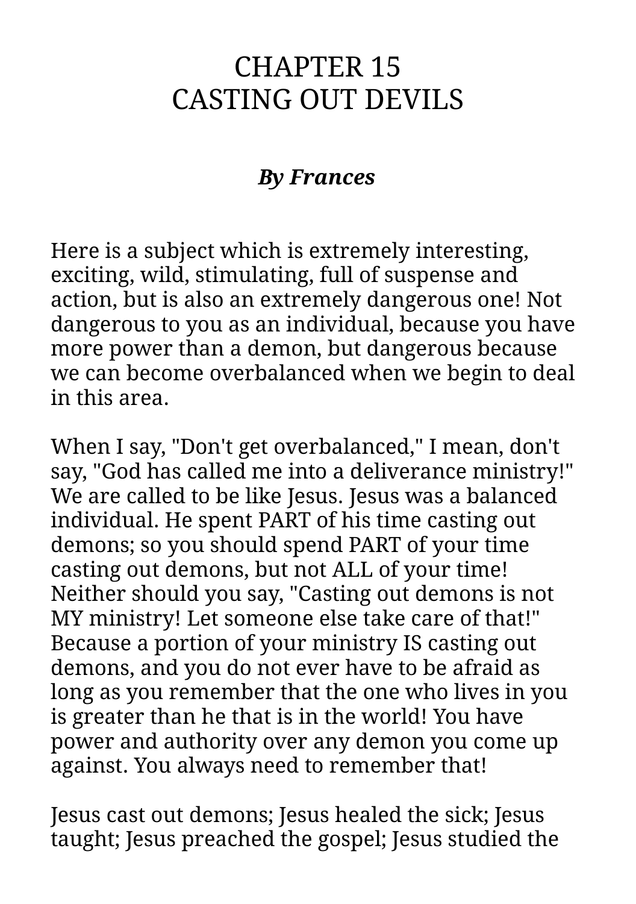# CHAPTER 15
# CASTING OUT DEVILS

***By Frances***

Here is a subject which is extremely interesting, exciting, wild, stimulating, full of suspense and action, but is also an extremely dangerous one! Not dangerous to you as an individual, because you have more power than a demon, but dangerous because we can become overbalanced when we begin to deal in this area.

When I say, "Don't get overbalanced," I mean, don't say, "God has called me into a deliverance ministry!" We are called to be like Jesus. Jesus was a balanced individual. He spent PART of his time casting out demons; so you should spend PART of your time casting out demons, but not ALL of your time! Neither should you say, "Casting out demons is not MY ministry! Let someone else take care of that!" Because a portion of your ministry IS casting out demons, and you do not ever have to be afraid as long as you remember that the one who lives in you is greater than he that is in the world! You have power and authority over any demon you come up against. You always need to remember that!

Jesus cast out demons; Jesus healed the sick; Jesus taught; Jesus preached the gospel; Jesus studied the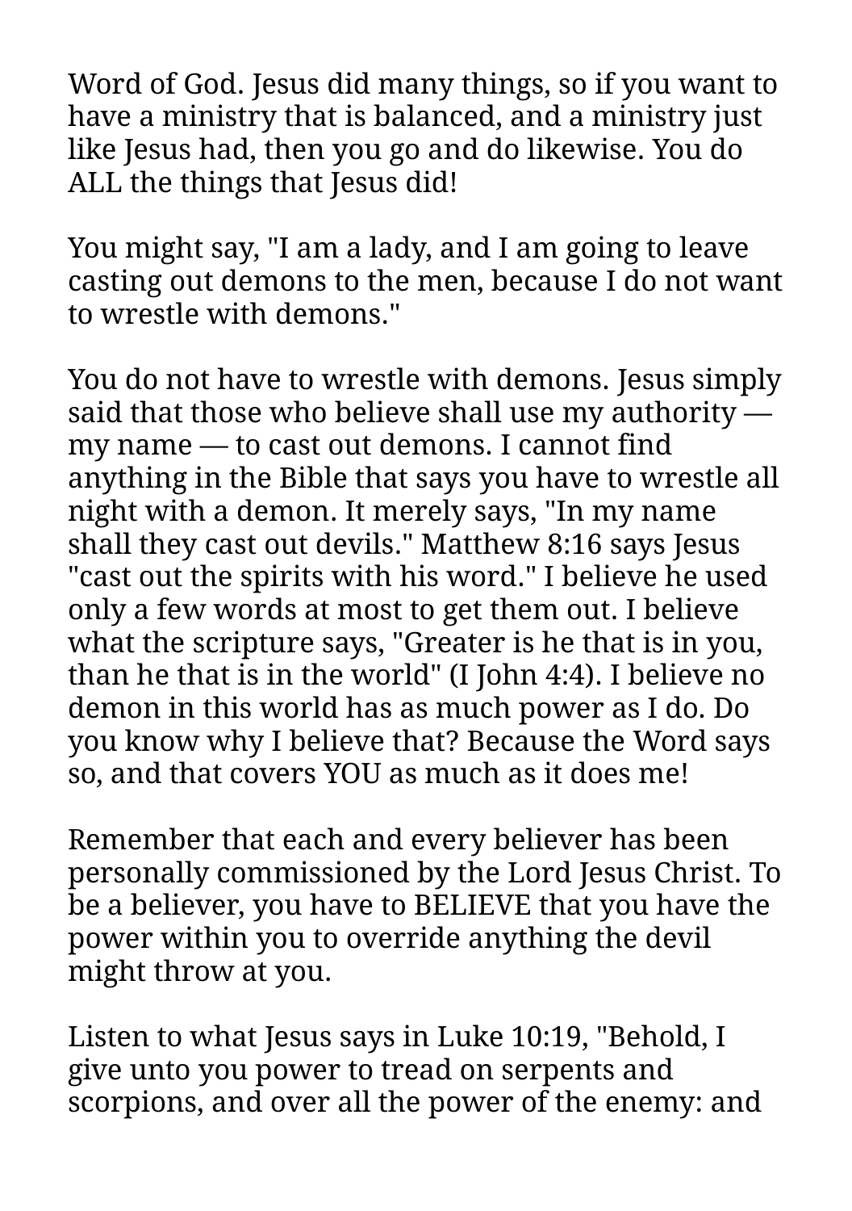Word of God. Jesus did many things, so if you want to have a ministry that is balanced, and a ministry just like Jesus had, then you go and do likewise. You do ALL the things that Jesus did!

You might say, "I am a lady, and I am going to leave casting out demons to the men, because I do not want to wrestle with demons."

You do not have to wrestle with demons. Jesus simply said that those who believe shall use my authority — my name — to cast out demons. I cannot find anything in the Bible that says you have to wrestle all night with a demon. It merely says, "In my name shall they cast out devils." Matthew 8:16 says Jesus "cast out the spirits with his word." I believe he used only a few words at most to get them out. I believe what the scripture says, "Greater is he that is in you, than he that is in the world" (I John 4:4). I believe no demon in this world has as much power as I do. Do you know why I believe that? Because the Word says so, and that covers YOU as much as it does me!

Remember that each and every believer has been personally commissioned by the Lord Jesus Christ. To be a believer, you have to BELIEVE that you have the power within you to override anything the devil might throw at you.

Listen to what Jesus says in Luke 10:19, "Behold, I give unto you power to tread on serpents and scorpions, and over all the power of the enemy: and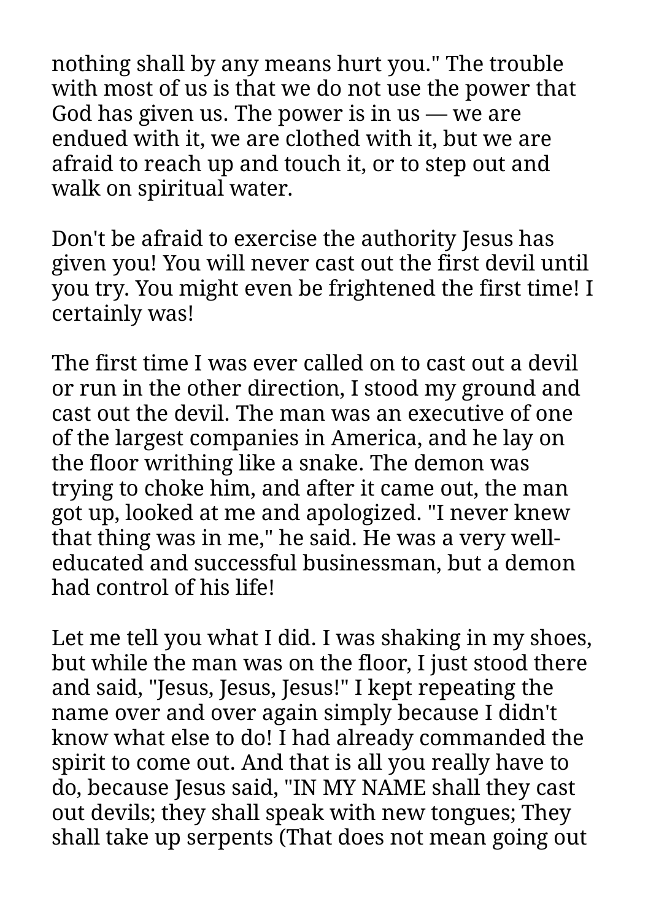nothing shall by any means hurt you." The trouble with most of us is that we do not use the power that God has given us. The power is in us — we are endued with it, we are clothed with it, but we are afraid to reach up and touch it, or to step out and walk on spiritual water.

Don't be afraid to exercise the authority Jesus has given you! You will never cast out the first devil until you try. You might even be frightened the first time! I certainly was!

The first time I was ever called on to cast out a devil or run in the other direction, I stood my ground and cast out the devil. The man was an executive of one of the largest companies in America, and he lay on the floor writhing like a snake. The demon was trying to choke him, and after it came out, the man got up, looked at me and apologized. "I never knew that thing was in me," he said. He was a very well-educated and successful businessman, but a demon had control of his life!

Let me tell you what I did. I was shaking in my shoes, but while the man was on the floor, I just stood there and said, "Jesus, Jesus, Jesus!" I kept repeating the name over and over again simply because I didn't know what else to do! I had already commanded the spirit to come out. And that is all you really have to do, because Jesus said, "IN MY NAME shall they cast out devils; they shall speak with new tongues; They shall take up serpents (That does not mean going out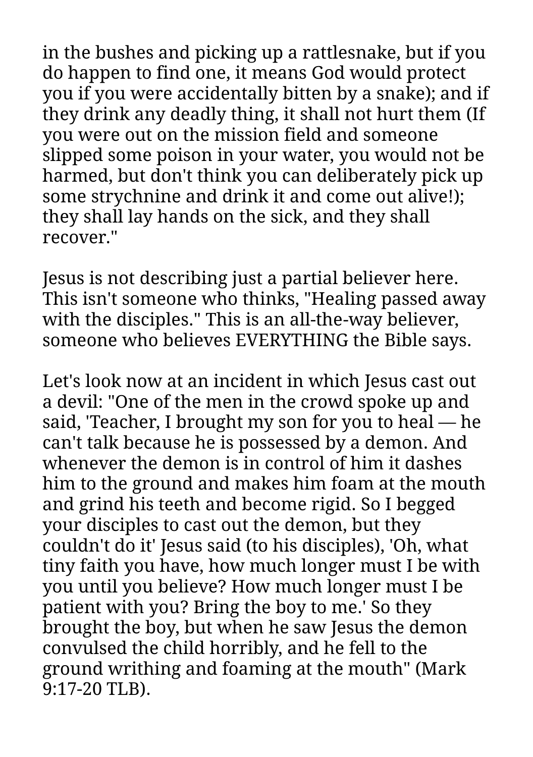in the bushes and picking up a rattlesnake, but if you do happen to find one, it means God would protect you if you were accidentally bitten by a snake); and if they drink any deadly thing, it shall not hurt them (If you were out on the mission field and someone slipped some poison in your water, you would not be harmed, but don't think you can deliberately pick up some strychnine and drink it and come out alive!); they shall lay hands on the sick, and they shall recover."

Jesus is not describing just a partial believer here. This isn't someone who thinks, "Healing passed away with the disciples." This is an all-the-way believer, someone who believes EVERYTHING the Bible says.

Let's look now at an incident in which Jesus cast out a devil: "One of the men in the crowd spoke up and said, 'Teacher, I brought my son for you to heal — he can't talk because he is possessed by a demon. And whenever the demon is in control of him it dashes him to the ground and makes him foam at the mouth and grind his teeth and become rigid. So I begged your disciples to cast out the demon, but they couldn't do it' Jesus said (to his disciples), 'Oh, what tiny faith you have, how much longer must I be with you until you believe? How much longer must I be patient with you? Bring the boy to me.' So they brought the boy, but when he saw Jesus the demon convulsed the child horribly, and he fell to the ground writhing and foaming at the mouth" (Mark 9:17-20 TLB).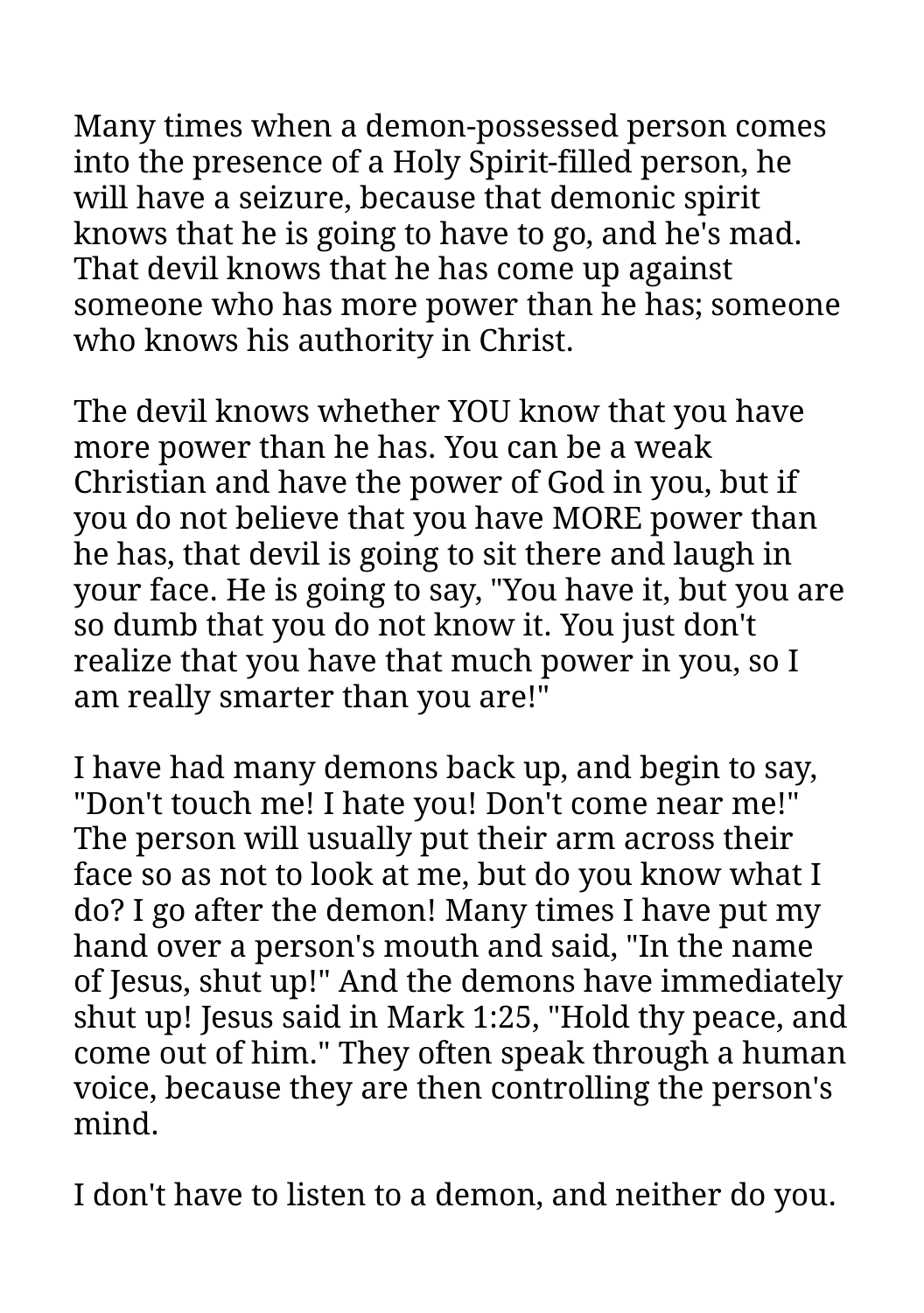Many times when a demon-possessed person comes into the presence of a Holy Spirit-filled person, he will have a seizure, because that demonic spirit knows that he is going to have to go, and he's mad. That devil knows that he has come up against someone who has more power than he has; someone who knows his authority in Christ.

The devil knows whether YOU know that you have more power than he has. You can be a weak Christian and have the power of God in you, but if you do not believe that you have MORE power than he has, that devil is going to sit there and laugh in your face. He is going to say, "You have it, but you are so dumb that you do not know it. You just don't realize that you have that much power in you, so I am really smarter than you are!"

I have had many demons back up, and begin to say, "Don't touch me! I hate you! Don't come near me!" The person will usually put their arm across their face so as not to look at me, but do you know what I do? I go after the demon! Many times I have put my hand over a person's mouth and said, "In the name of Jesus, shut up!" And the demons have immediately shut up! Jesus said in Mark 1:25, "Hold thy peace, and come out of him." They often speak through a human voice, because they are then controlling the person's mind.

I don't have to listen to a demon, and neither do you.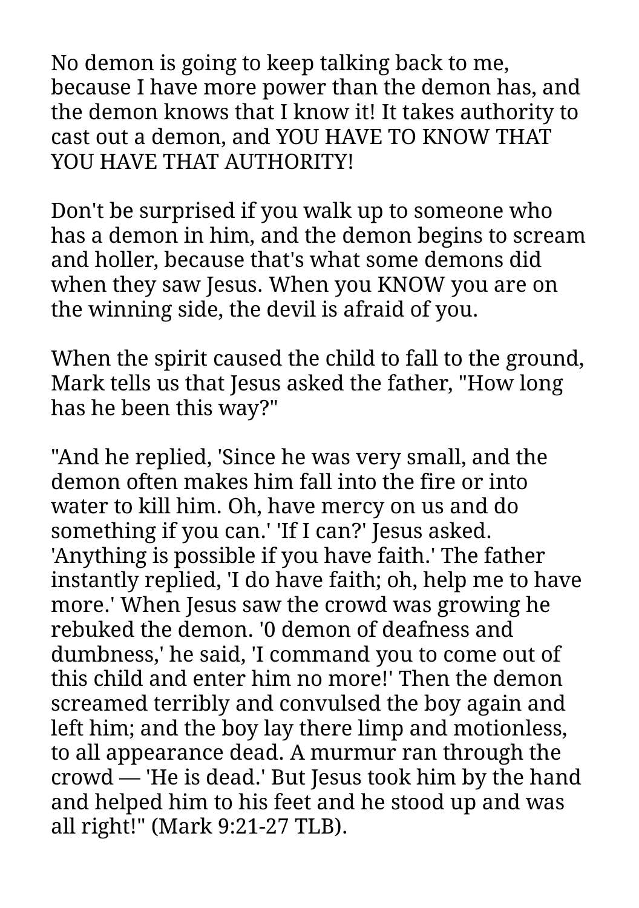No demon is going to keep talking back to me, because I have more power than the demon has, and the demon knows that I know it! It takes authority to cast out a demon, and YOU HAVE TO KNOW THAT YOU HAVE THAT AUTHORITY!

Don't be surprised if you walk up to someone who has a demon in him, and the demon begins to scream and holler, because that's what some demons did when they saw Jesus. When you KNOW you are on the winning side, the devil is afraid of you.

When the spirit caused the child to fall to the ground, Mark tells us that Jesus asked the father, "How long has he been this way?"

"And he replied, 'Since he was very small, and the demon often makes him fall into the fire or into water to kill him. Oh, have mercy on us and do something if you can.' 'If I can?' Jesus asked. 'Anything is possible if you have faith.' The father instantly replied, 'I do have faith; oh, help me to have more.' When Jesus saw the crowd was growing he rebuked the demon. '0 demon of deafness and dumbness,' he said, 'I command you to come out of this child and enter him no more!' Then the demon screamed terribly and convulsed the boy again and left him; and the boy lay there limp and motionless, to all appearance dead. A murmur ran through the crowd — 'He is dead.' But Jesus took him by the hand and helped him to his feet and he stood up and was all right!" (Mark 9:21-27 TLB).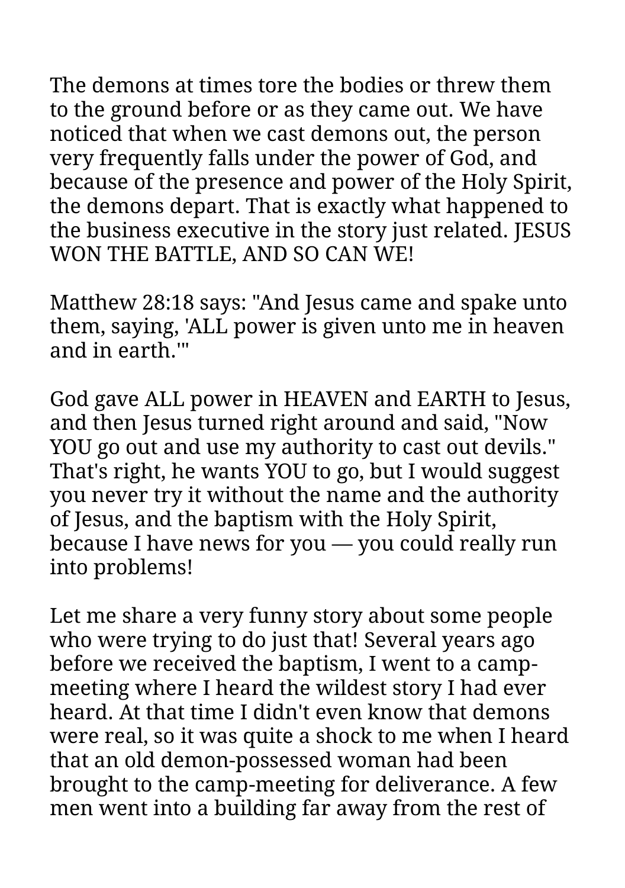The demons at times tore the bodies or threw them to the ground before or as they came out. We have noticed that when we cast demons out, the person very frequently falls under the power of God, and because of the presence and power of the Holy Spirit, the demons depart. That is exactly what happened to the business executive in the story just related. JESUS WON THE BATTLE, AND SO CAN WE!

Matthew 28:18 says: "And Jesus came and spake unto them, saying, 'ALL power is given unto me in heaven and in earth.'"

God gave ALL power in HEAVEN and EARTH to Jesus, and then Jesus turned right around and said, "Now YOU go out and use my authority to cast out devils." That's right, he wants YOU to go, but I would suggest you never try it without the name and the authority of Jesus, and the baptism with the Holy Spirit, because I have news for you — you could really run into problems!

Let me share a very funny story about some people who were trying to do just that! Several years ago before we received the baptism, I went to a camp-meeting where I heard the wildest story I had ever heard. At that time I didn't even know that demons were real, so it was quite a shock to me when I heard that an old demon-possessed woman had been brought to the camp-meeting for deliverance. A few men went into a building far away from the rest of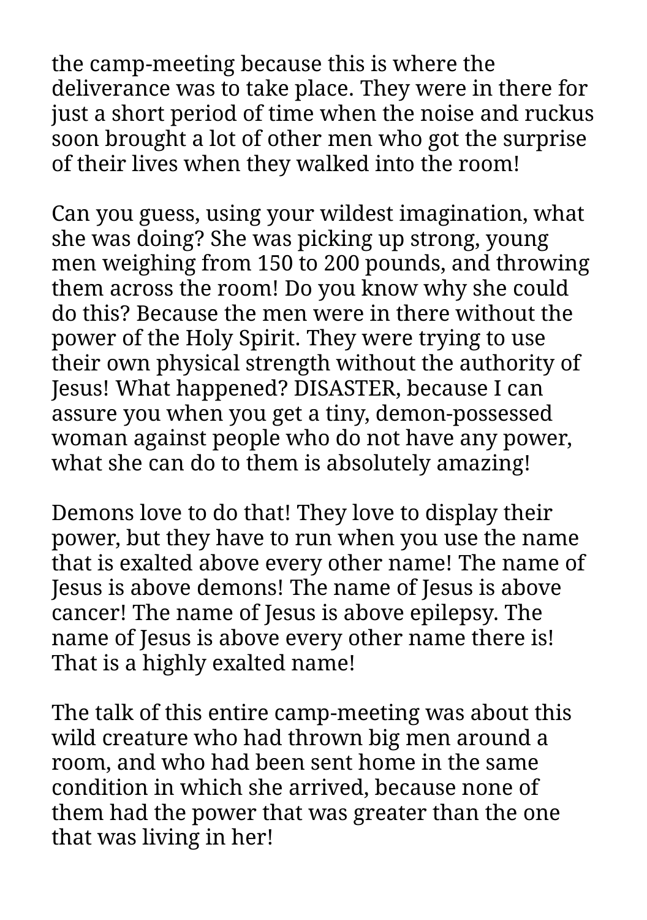the camp-meeting because this is where the deliverance was to take place. They were in there for just a short period of time when the noise and ruckus soon brought a lot of other men who got the surprise of their lives when they walked into the room!

Can you guess, using your wildest imagination, what she was doing? She was picking up strong, young men weighing from 150 to 200 pounds, and throwing them across the room! Do you know why she could do this? Because the men were in there without the power of the Holy Spirit. They were trying to use their own physical strength without the authority of Jesus! What happened? DISASTER, because I can assure you when you get a tiny, demon-possessed woman against people who do not have any power, what she can do to them is absolutely amazing!

Demons love to do that! They love to display their power, but they have to run when you use the name that is exalted above every other name! The name of Jesus is above demons! The name of Jesus is above cancer! The name of Jesus is above epilepsy. The name of Jesus is above every other name there is! That is a highly exalted name!

The talk of this entire camp-meeting was about this wild creature who had thrown big men around a room, and who had been sent home in the same condition in which she arrived, because none of them had the power that was greater than the one that was living in her!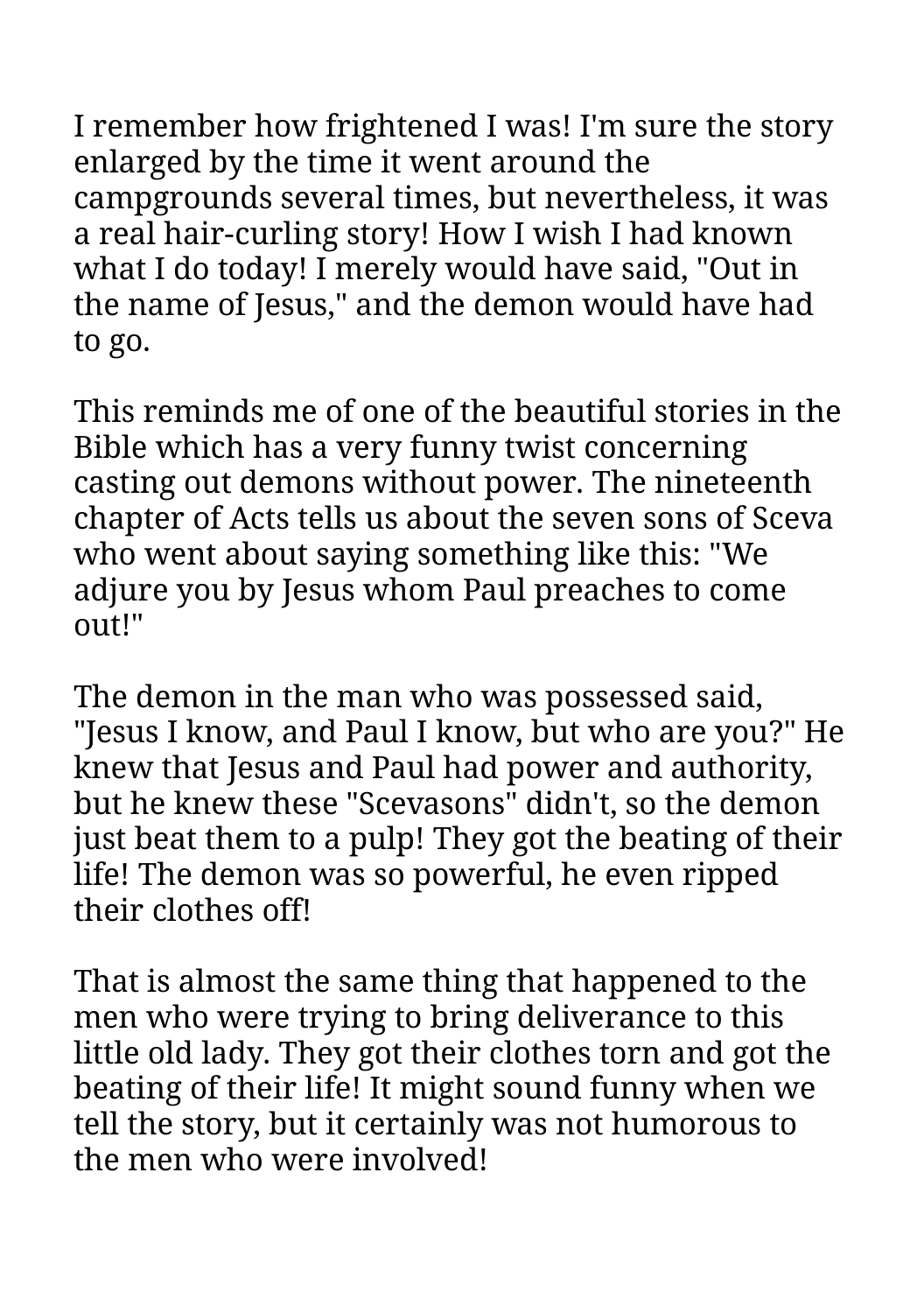I remember how frightened I was! I'm sure the story enlarged by the time it went around the campgrounds several times, but nevertheless, it was a real hair-curling story! How I wish I had known what I do today! I merely would have said, "Out in the name of Jesus," and the demon would have had to go.

This reminds me of one of the beautiful stories in the Bible which has a very funny twist concerning casting out demons without power. The nineteenth chapter of Acts tells us about the seven sons of Sceva who went about saying something like this: "We adjure you by Jesus whom Paul preaches to come out!"

The demon in the man who was possessed said, "Jesus I know, and Paul I know, but who are you?" He knew that Jesus and Paul had power and authority, but he knew these "Scevasons" didn't, so the demon just beat them to a pulp! They got the beating of their life! The demon was so powerful, he even ripped their clothes off!

That is almost the same thing that happened to the men who were trying to bring deliverance to this little old lady. They got their clothes torn and got the beating of their life! It might sound funny when we tell the story, but it certainly was not humorous to the men who were involved!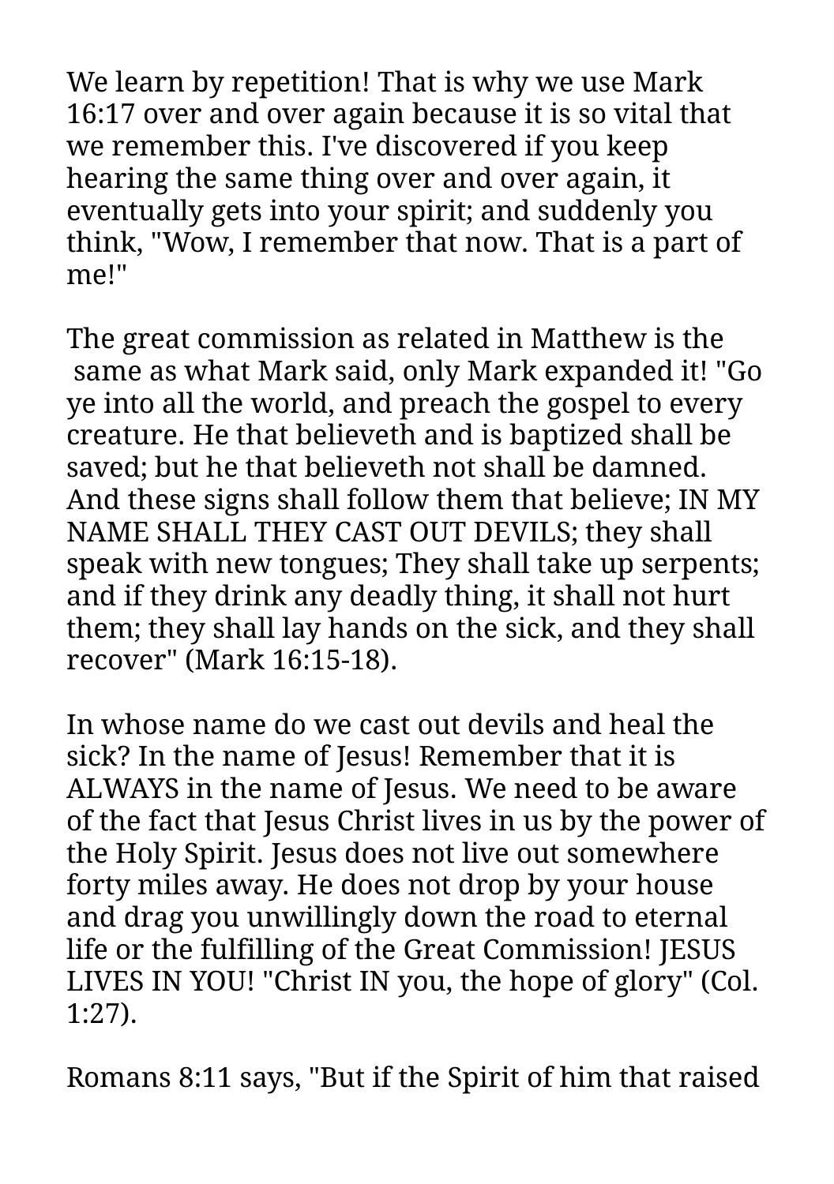We learn by repetition! That is why we use Mark 16:17 over and over again because it is so vital that we remember this. I've discovered if you keep hearing the same thing over and over again, it eventually gets into your spirit; and suddenly you think, "Wow, I remember that now. That is a part of me!"

The great commission as related in Matthew is the same as what Mark said, only Mark expanded it! "Go ye into all the world, and preach the gospel to every creature. He that believeth and is baptized shall be saved; but he that believeth not shall be damned. And these signs shall follow them that believe; IN MY NAME SHALL THEY CAST OUT DEVILS; they shall speak with new tongues; They shall take up serpents; and if they drink any deadly thing, it shall not hurt them; they shall lay hands on the sick, and they shall recover" (Mark 16:15-18).

In whose name do we cast out devils and heal the sick? In the name of Jesus! Remember that it is ALWAYS in the name of Jesus. We need to be aware of the fact that Jesus Christ lives in us by the power of the Holy Spirit. Jesus does not live out somewhere forty miles away. He does not drop by your house and drag you unwillingly down the road to eternal life or the fulfilling of the Great Commission! JESUS LIVES IN YOU! "Christ IN you, the hope of glory" (Col. 1:27).

Romans 8:11 says, "But if the Spirit of him that raised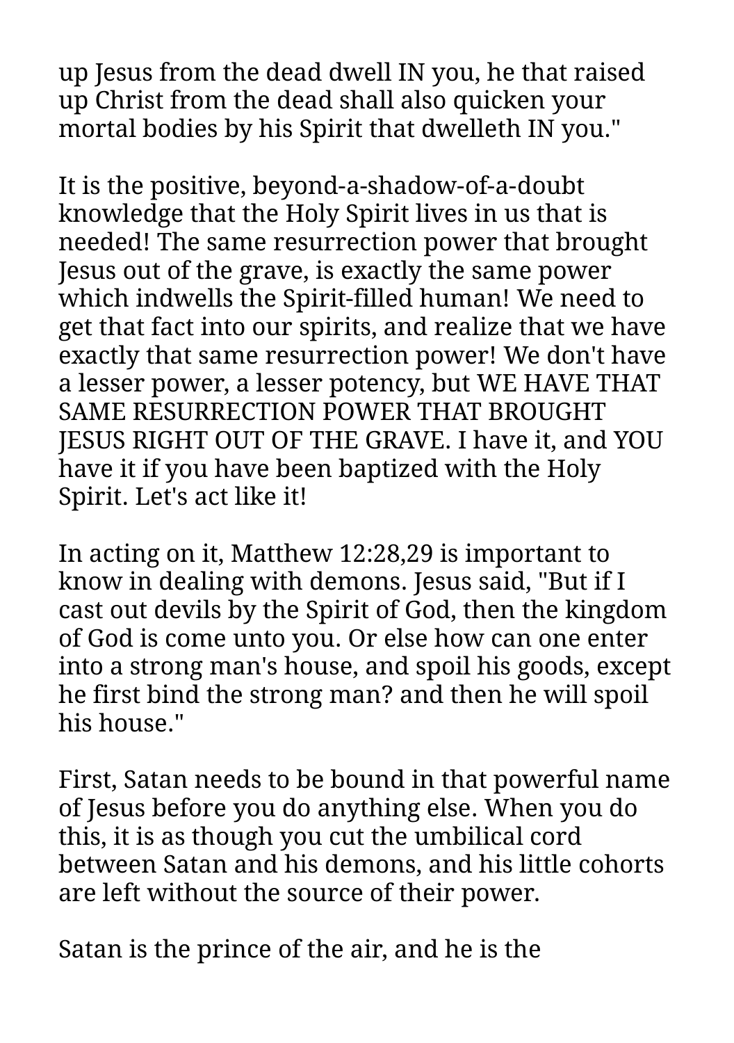up Jesus from the dead dwell IN you, he that raised up Christ from the dead shall also quicken your mortal bodies by his Spirit that dwelleth IN you."

It is the positive, beyond-a-shadow-of-a-doubt knowledge that the Holy Spirit lives in us that is needed! The same resurrection power that brought Jesus out of the grave, is exactly the same power which indwells the Spirit-filled human! We need to get that fact into our spirits, and realize that we have exactly that same resurrection power! We don't have a lesser power, a lesser potency, but WE HAVE THAT SAME RESURRECTION POWER THAT BROUGHT JESUS RIGHT OUT OF THE GRAVE. I have it, and YOU have it if you have been baptized with the Holy Spirit. Let's act like it!

In acting on it, Matthew 12:28,29 is important to know in dealing with demons. Jesus said, "But if I cast out devils by the Spirit of God, then the kingdom of God is come unto you. Or else how can one enter into a strong man's house, and spoil his goods, except he first bind the strong man? and then he will spoil his house."

First, Satan needs to be bound in that powerful name of Jesus before you do anything else. When you do this, it is as though you cut the umbilical cord between Satan and his demons, and his little cohorts are left without the source of their power.

Satan is the prince of the air, and he is the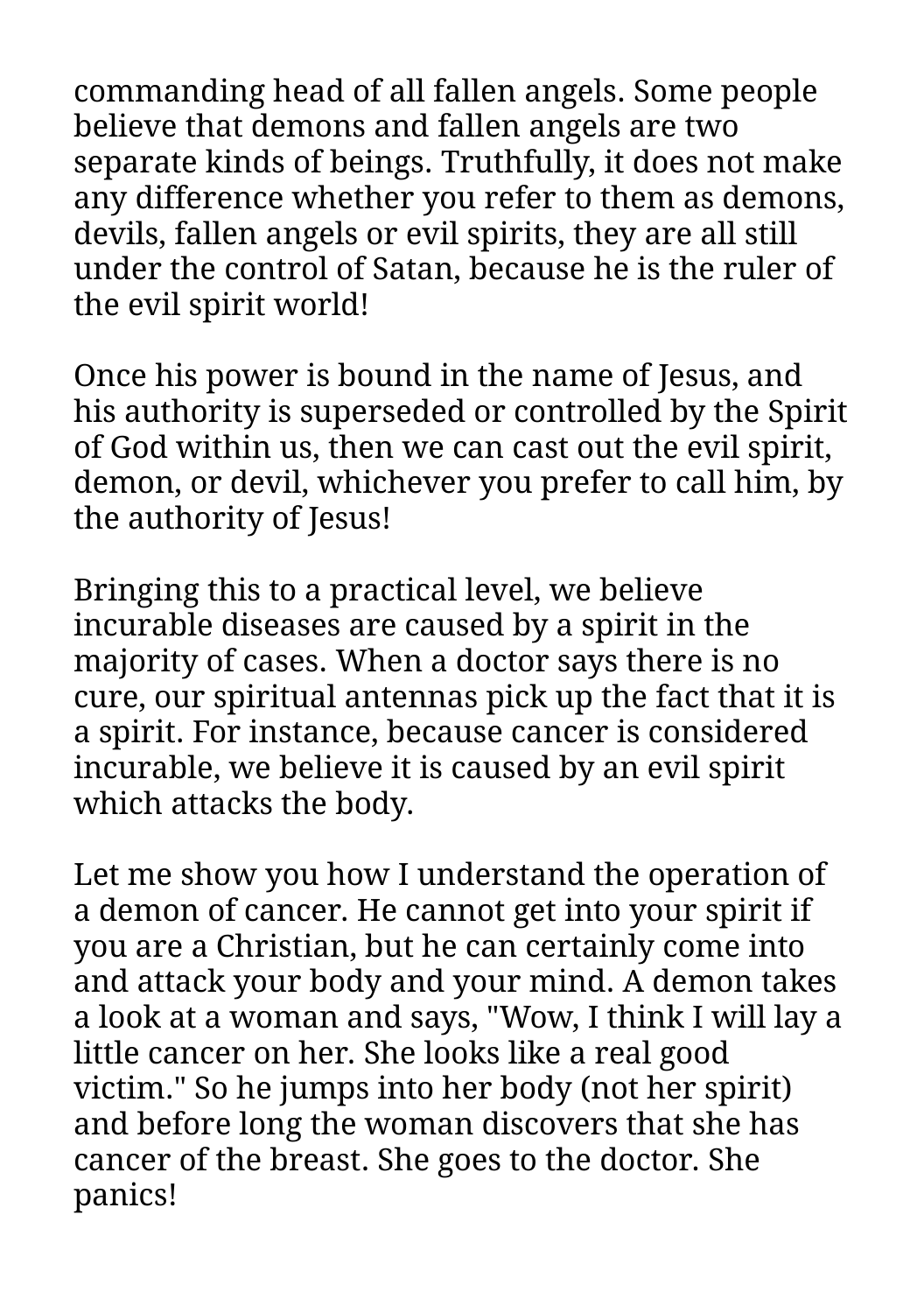commanding head of all fallen angels. Some people believe that demons and fallen angels are two separate kinds of beings. Truthfully, it does not make any difference whether you refer to them as demons, devils, fallen angels or evil spirits, they are all still under the control of Satan, because he is the ruler of the evil spirit world!

Once his power is bound in the name of Jesus, and his authority is superseded or controlled by the Spirit of God within us, then we can cast out the evil spirit, demon, or devil, whichever you prefer to call him, by the authority of Jesus!

Bringing this to a practical level, we believe incurable diseases are caused by a spirit in the majority of cases. When a doctor says there is no cure, our spiritual antennas pick up the fact that it is a spirit. For instance, because cancer is considered incurable, we believe it is caused by an evil spirit which attacks the body.

Let me show you how I understand the operation of a demon of cancer. He cannot get into your spirit if you are a Christian, but he can certainly come into and attack your body and your mind. A demon takes a look at a woman and says, "Wow, I think I will lay a little cancer on her. She looks like a real good victim." So he jumps into her body (not her spirit) and before long the woman discovers that she has cancer of the breast. She goes to the doctor. She panics!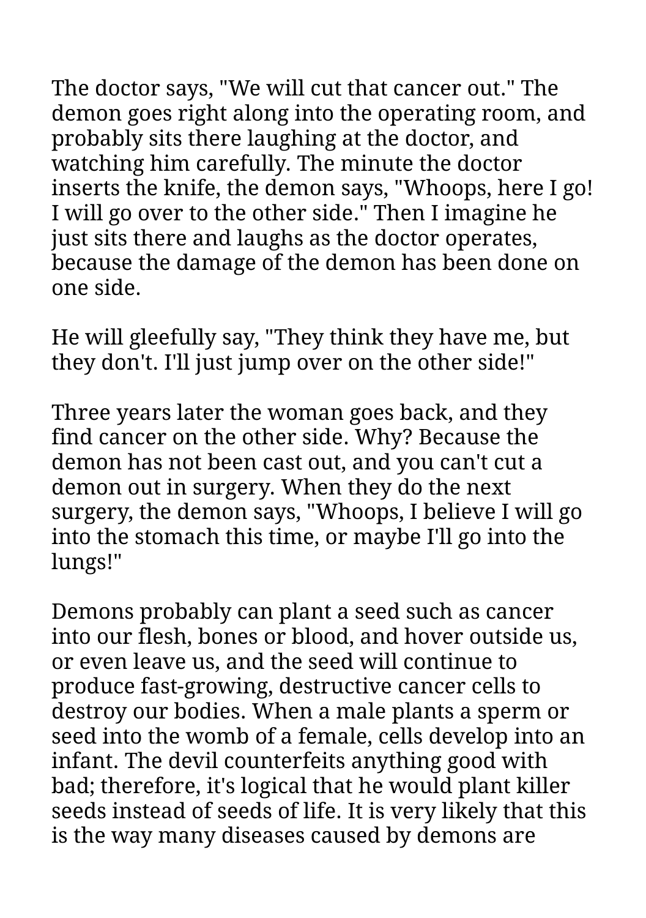The doctor says, "We will cut that cancer out." The demon goes right along into the operating room, and probably sits there laughing at the doctor, and watching him carefully. The minute the doctor inserts the knife, the demon says, "Whoops, here I go! I will go over to the other side." Then I imagine he just sits there and laughs as the doctor operates, because the damage of the demon has been done on one side.

He will gleefully say, "They think they have me, but they don't. I'll just jump over on the other side!"

Three years later the woman goes back, and they find cancer on the other side. Why? Because the demon has not been cast out, and you can't cut a demon out in surgery. When they do the next surgery, the demon says, "Whoops, I believe I will go into the stomach this time, or maybe I'll go into the lungs!"

Demons probably can plant a seed such as cancer into our flesh, bones or blood, and hover outside us, or even leave us, and the seed will continue to produce fast-growing, destructive cancer cells to destroy our bodies. When a male plants a sperm or seed into the womb of a female, cells develop into an infant. The devil counterfeits anything good with bad; therefore, it's logical that he would plant killer seeds instead of seeds of life. It is very likely that this is the way many diseases caused by demons are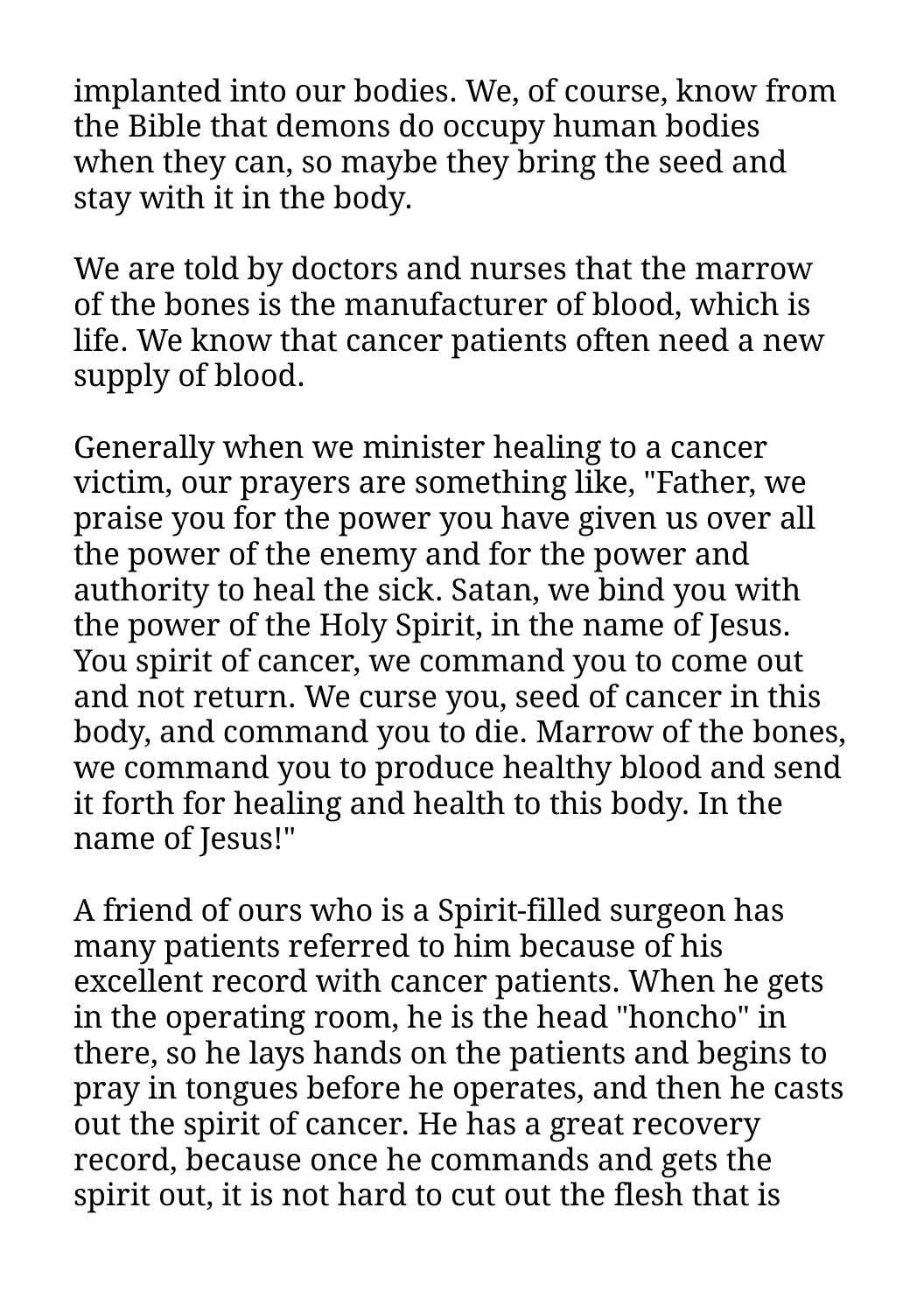implanted into our bodies. We, of course, know from the Bible that demons do occupy human bodies when they can, so maybe they bring the seed and stay with it in the body.

We are told by doctors and nurses that the marrow of the bones is the manufacturer of blood, which is life. We know that cancer patients often need a new supply of blood.

Generally when we minister healing to a cancer victim, our prayers are something like, "Father, we praise you for the power you have given us over all the power of the enemy and for the power and authority to heal the sick. Satan, we bind you with the power of the Holy Spirit, in the name of Jesus. You spirit of cancer, we command you to come out and not return. We curse you, seed of cancer in this body, and command you to die. Marrow of the bones, we command you to produce healthy blood and send it forth for healing and health to this body. In the name of Jesus!"

A friend of ours who is a Spirit-filled surgeon has many patients referred to him because of his excellent record with cancer patients. When he gets in the operating room, he is the head "honcho" in there, so he lays hands on the patients and begins to pray in tongues before he operates, and then he casts out the spirit of cancer. He has a great recovery record, because once he commands and gets the spirit out, it is not hard to cut out the flesh that is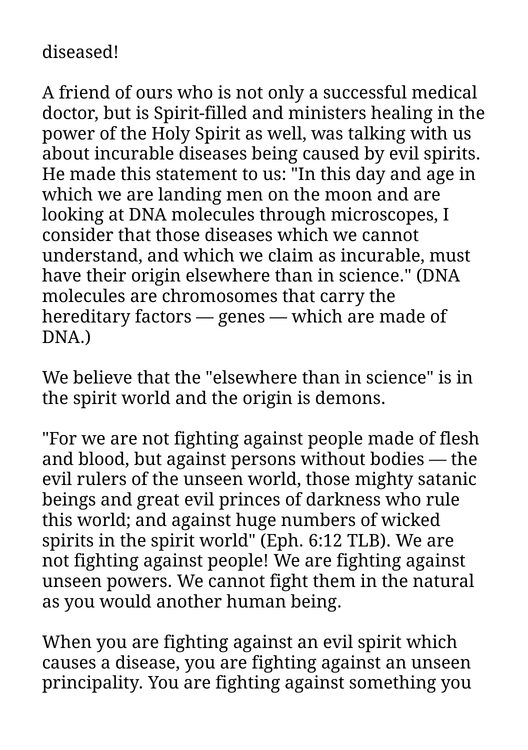diseased!

A friend of ours who is not only a successful medical doctor, but is Spirit-filled and ministers healing in the power of the Holy Spirit as well, was talking with us about incurable diseases being caused by evil spirits. He made this statement to us: "In this day and age in which we are landing men on the moon and are looking at DNA molecules through microscopes, I consider that those diseases which we cannot understand, and which we claim as incurable, must have their origin elsewhere than in science." (DNA molecules are chromosomes that carry the hereditary factors — genes — which are made of DNA.)

We believe that the "elsewhere than in science" is in the spirit world and the origin is demons.

"For we are not fighting against people made of flesh and blood, but against persons without bodies — the evil rulers of the unseen world, those mighty satanic beings and great evil princes of darkness who rule this world; and against huge numbers of wicked spirits in the spirit world" (Eph. 6:12 TLB). We are not fighting against people! We are fighting against unseen powers. We cannot fight them in the natural as you would another human being.

When you are fighting against an evil spirit which causes a disease, you are fighting against an unseen principality. You are fighting against something you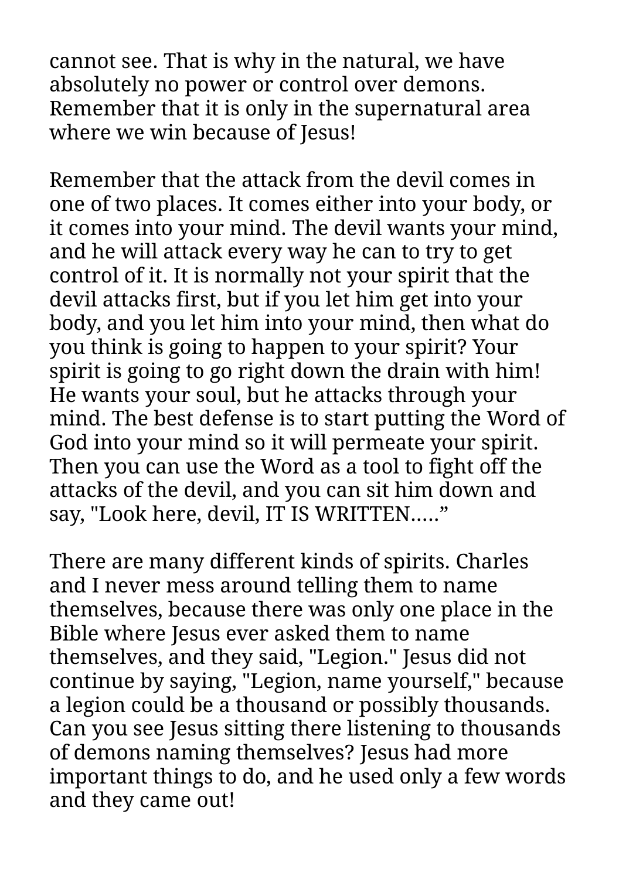cannot see. That is why in the natural, we have absolutely no power or control over demons. Remember that it is only in the supernatural area where we win because of Jesus!

Remember that the attack from the devil comes in one of two places. It comes either into your body, or it comes into your mind. The devil wants your mind, and he will attack every way he can to try to get control of it. It is normally not your spirit that the devil attacks first, but if you let him get into your body, and you let him into your mind, then what do you think is going to happen to your spirit? Your spirit is going to go right down the drain with him! He wants your soul, but he attacks through your mind. The best defense is to start putting the Word of God into your mind so it will permeate your spirit. Then you can use the Word as a tool to fight off the attacks of the devil, and you can sit him down and say, "Look here, devil, IT IS WRITTEN.....”

There are many different kinds of spirits. Charles and I never mess around telling them to name themselves, because there was only one place in the Bible where Jesus ever asked them to name themselves, and they said, "Legion." Jesus did not continue by saying, "Legion, name yourself," because a legion could be a thousand or possibly thousands. Can you see Jesus sitting there listening to thousands of demons naming themselves? Jesus had more important things to do, and he used only a few words and they came out!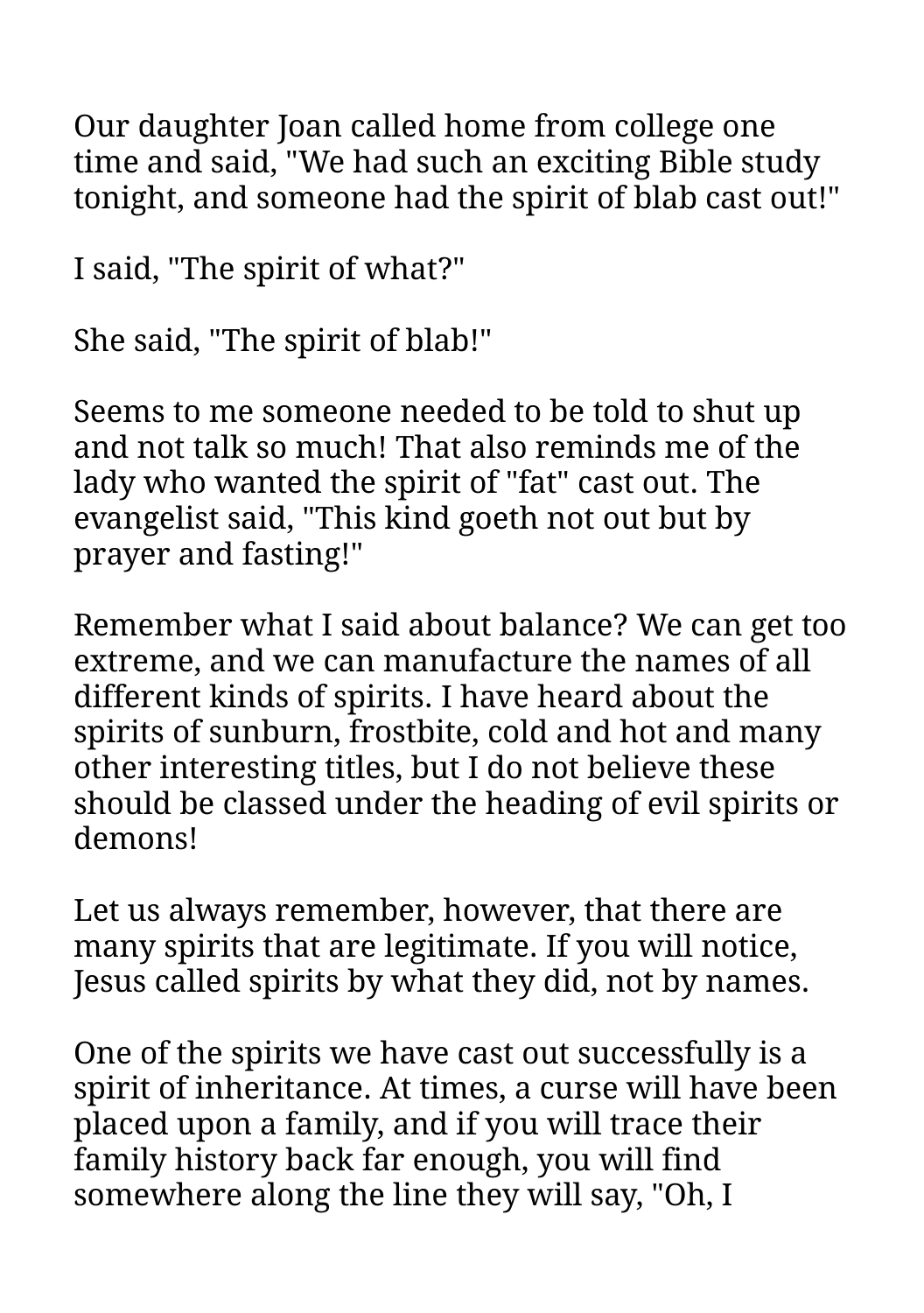Our daughter Joan called home from college one time and said, "We had such an exciting Bible study tonight, and someone had the spirit of blab cast out!"

I said, "The spirit of what?"

She said, "The spirit of blab!"

Seems to me someone needed to be told to shut up and not talk so much! That also reminds me of the lady who wanted the spirit of "fat" cast out. The evangelist said, "This kind goeth not out but by prayer and fasting!"

Remember what I said about balance? We can get too extreme, and we can manufacture the names of all different kinds of spirits. I have heard about the spirits of sunburn, frostbite, cold and hot and many other interesting titles, but I do not believe these should be classed under the heading of evil spirits or demons!

Let us always remember, however, that there are many spirits that are legitimate. If you will notice, Jesus called spirits by what they did, not by names.

One of the spirits we have cast out successfully is a spirit of inheritance. At times, a curse will have been placed upon a family, and if you will trace their family history back far enough, you will find somewhere along the line they will say, "Oh, I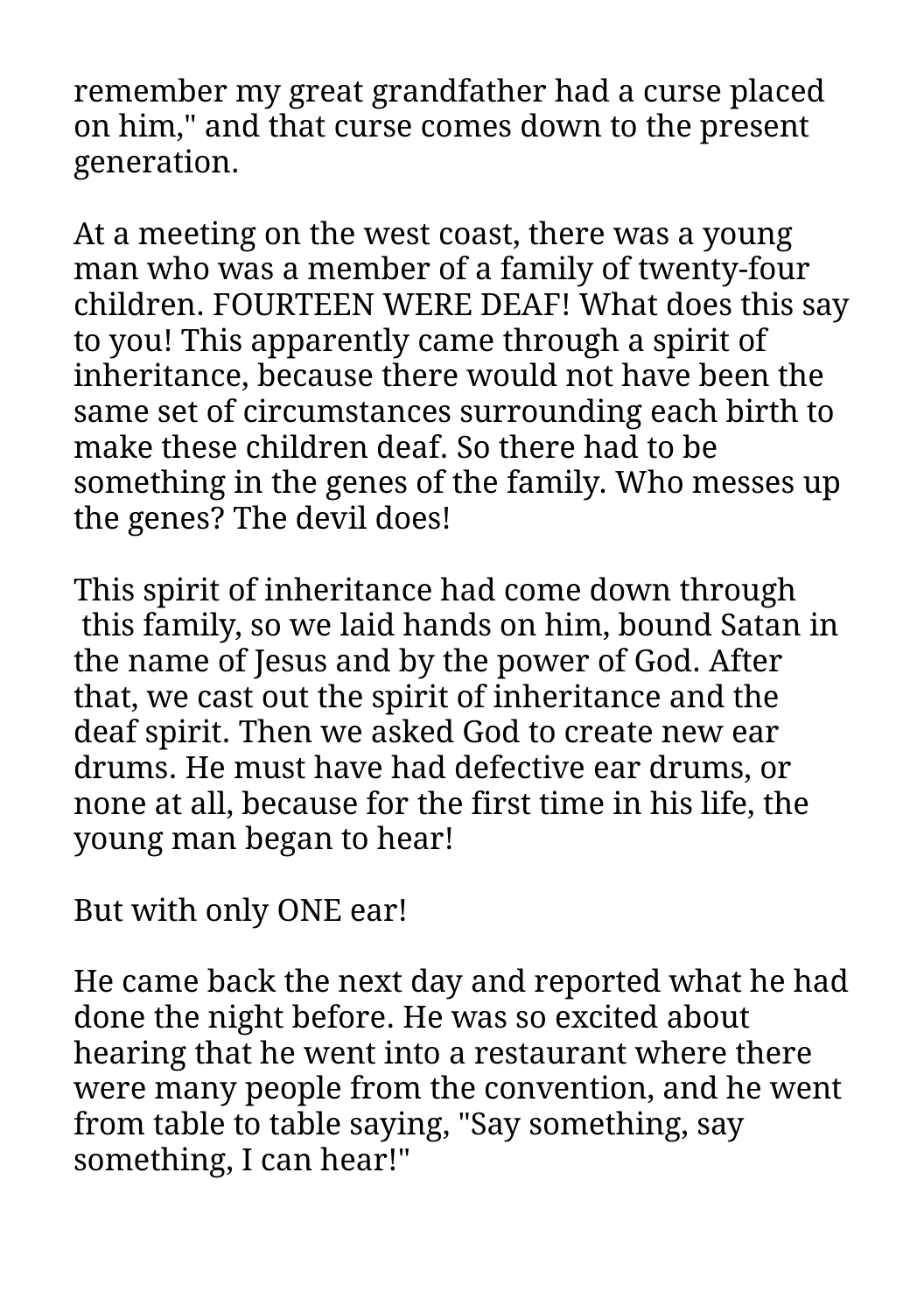remember my great grandfather had a curse placed on him," and that curse comes down to the present generation.

At a meeting on the west coast, there was a young man who was a member of a family of twenty-four children. FOURTEEN WERE DEAF! What does this say to you! This apparently came through a spirit of inheritance, because there would not have been the same set of circumstances surrounding each birth to make these children deaf. So there had to be something in the genes of the family. Who messes up the genes? The devil does!

This spirit of inheritance had come down through this family, so we laid hands on him, bound Satan in the name of Jesus and by the power of God. After that, we cast out the spirit of inheritance and the deaf spirit. Then we asked God to create new ear drums. He must have had defective ear drums, or none at all, because for the first time in his life, the young man began to hear!

But with only ONE ear!

He came back the next day and reported what he had done the night before. He was so excited about hearing that he went into a restaurant where there were many people from the convention, and he went from table to table saying, "Say something, say something, I can hear!"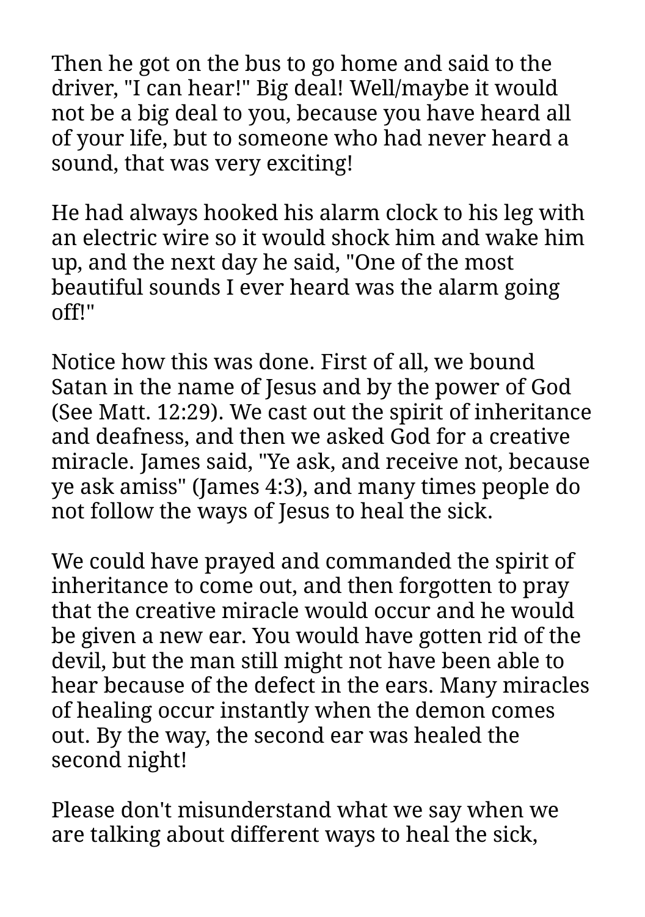Then he got on the bus to go home and said to the driver, "I can hear!" Big deal! Well/maybe it would not be a big deal to you, because you have heard all of your life, but to someone who had never heard a sound, that was very exciting!

He had always hooked his alarm clock to his leg with an electric wire so it would shock him and wake him up, and the next day he said, "One of the most beautiful sounds I ever heard was the alarm going off!"

Notice how this was done. First of all, we bound Satan in the name of Jesus and by the power of God (See Matt. 12:29). We cast out the spirit of inheritance and deafness, and then we asked God for a creative miracle. James said, "Ye ask, and receive not, because ye ask amiss" (James 4:3), and many times people do not follow the ways of Jesus to heal the sick.

We could have prayed and commanded the spirit of inheritance to come out, and then forgotten to pray that the creative miracle would occur and he would be given a new ear. You would have gotten rid of the devil, but the man still might not have been able to hear because of the defect in the ears. Many miracles of healing occur instantly when the demon comes out. By the way, the second ear was healed the second night!

Please don't misunderstand what we say when we are talking about different ways to heal the sick,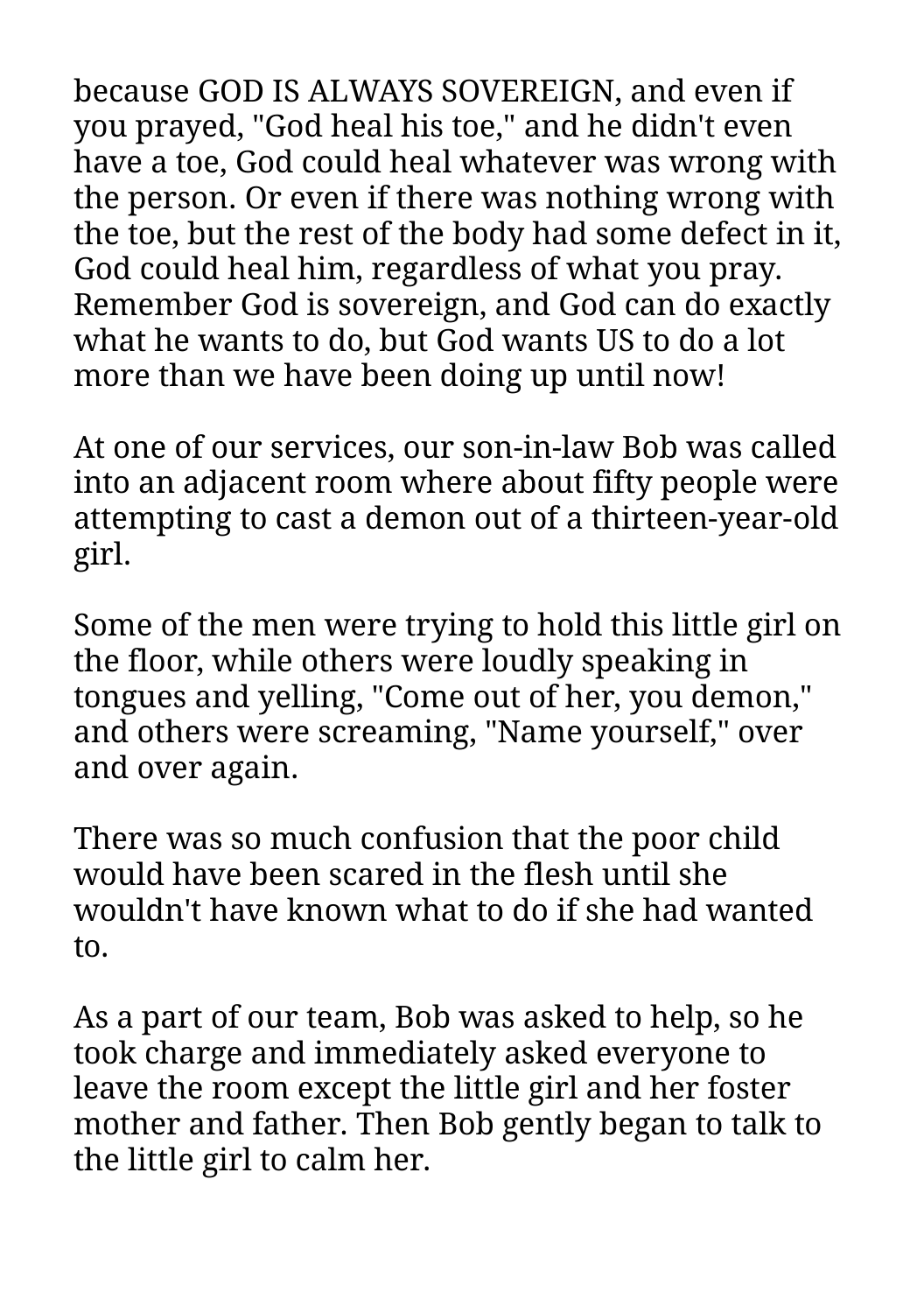because GOD IS ALWAYS SOVEREIGN, and even if you prayed, "God heal his toe," and he didn't even have a toe, God could heal whatever was wrong with the person. Or even if there was nothing wrong with the toe, but the rest of the body had some defect in it, God could heal him, regardless of what you pray. Remember God is sovereign, and God can do exactly what he wants to do, but God wants US to do a lot more than we have been doing up until now!

At one of our services, our son-in-law Bob was called into an adjacent room where about fifty people were attempting to cast a demon out of a thirteen-year-old girl.

Some of the men were trying to hold this little girl on the floor, while others were loudly speaking in tongues and yelling, "Come out of her, you demon," and others were screaming, "Name yourself," over and over again.

There was so much confusion that the poor child would have been scared in the flesh until she wouldn't have known what to do if she had wanted to.

As a part of our team, Bob was asked to help, so he took charge and immediately asked everyone to leave the room except the little girl and her foster mother and father. Then Bob gently began to talk to the little girl to calm her.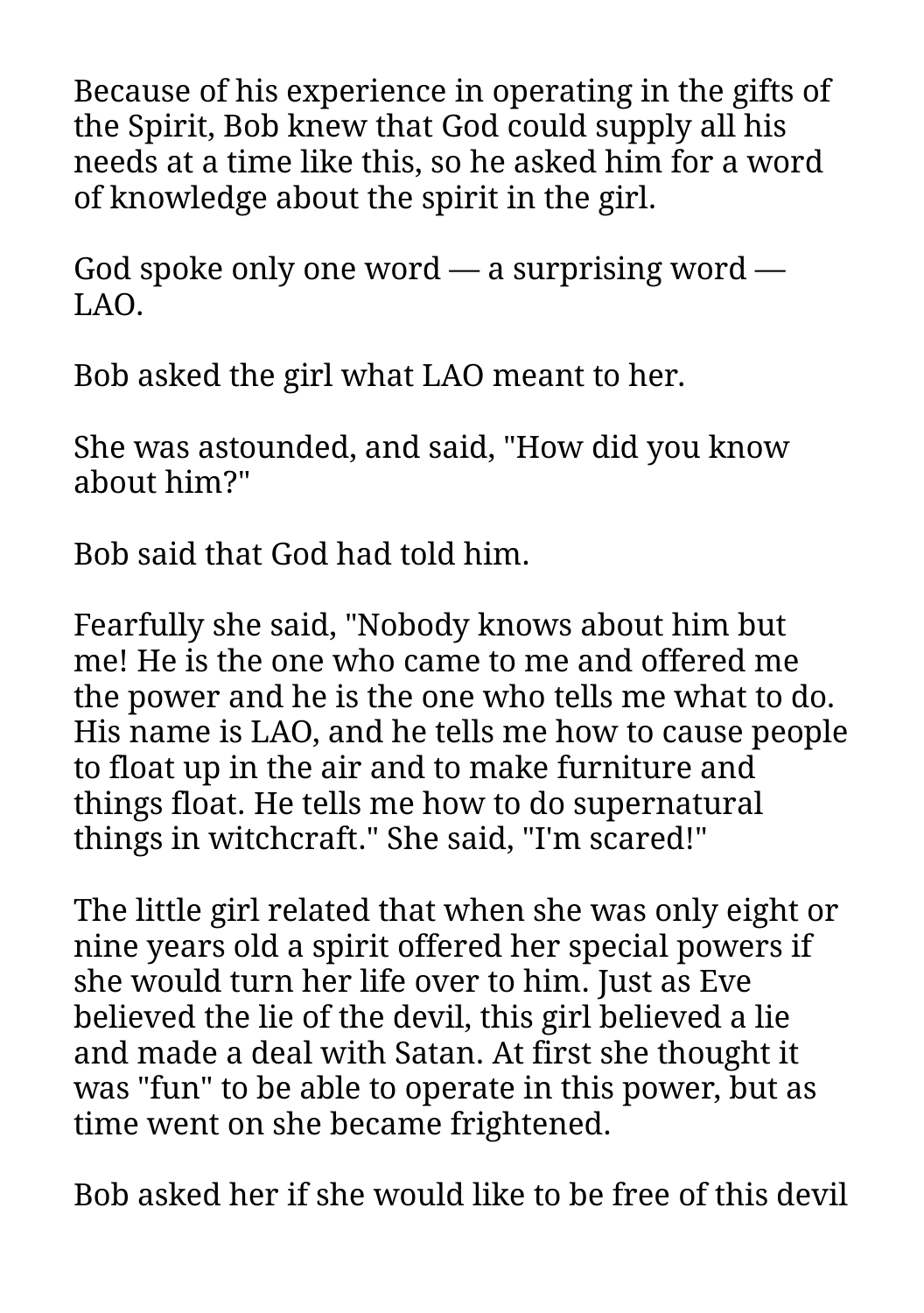Because of his experience in operating in the gifts of the Spirit, Bob knew that God could supply all his needs at a time like this, so he asked him for a word of knowledge about the spirit in the girl.

God spoke only one word — a surprising word — LAO.

Bob asked the girl what LAO meant to her.

She was astounded, and said, "How did you know about him?"

Bob said that God had told him.

Fearfully she said, "Nobody knows about him but me! He is the one who came to me and offered me the power and he is the one who tells me what to do. His name is LAO, and he tells me how to cause people to float up in the air and to make furniture and things float. He tells me how to do supernatural things in witchcraft." She said, "I'm scared!"

The little girl related that when she was only eight or nine years old a spirit offered her special powers if she would turn her life over to him. Just as Eve believed the lie of the devil, this girl believed a lie and made a deal with Satan. At first she thought it was "fun" to be able to operate in this power, but as time went on she became frightened.

Bob asked her if she would like to be free of this devil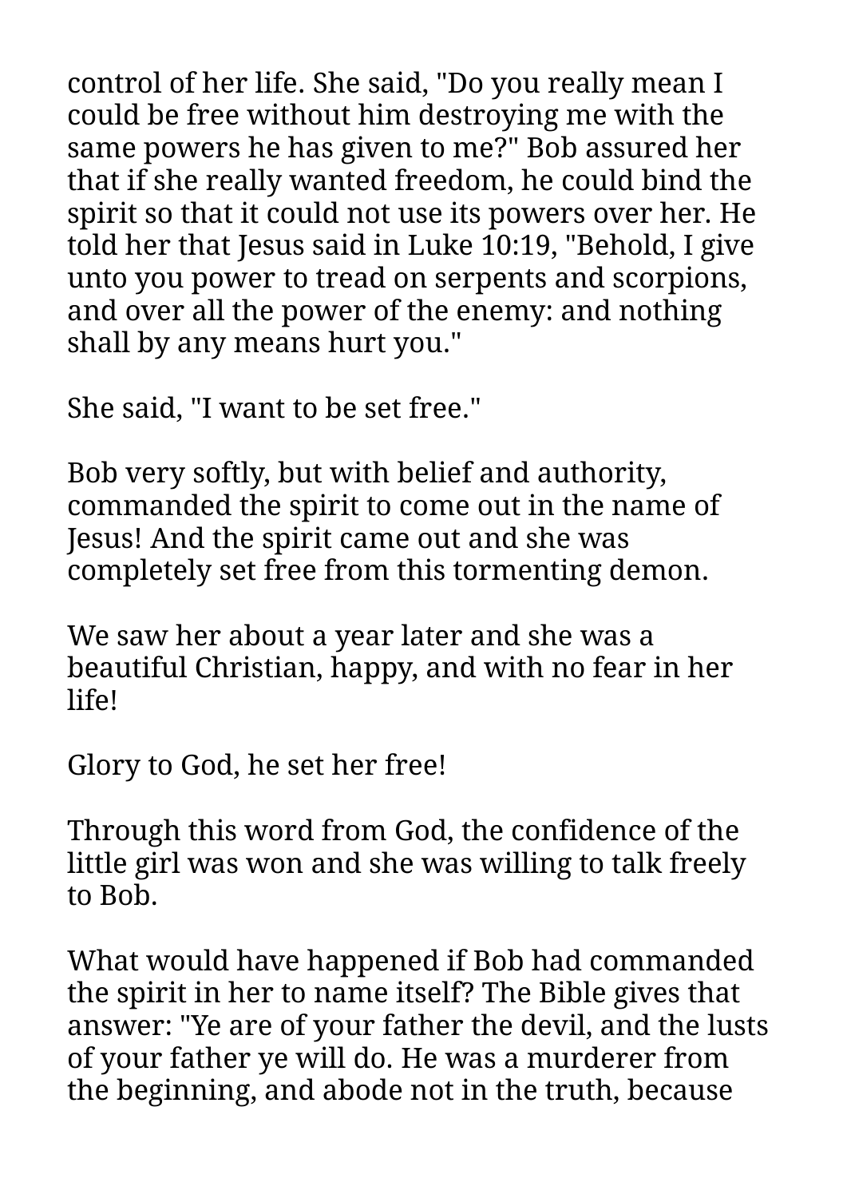control of her life. She said, "Do you really mean I could be free without him destroying me with the same powers he has given to me?" Bob assured her that if she really wanted freedom, he could bind the spirit so that it could not use its powers over her. He told her that Jesus said in Luke 10:19, "Behold, I give unto you power to tread on serpents and scorpions, and over all the power of the enemy: and nothing shall by any means hurt you."

She said, "I want to be set free."

Bob very softly, but with belief and authority, commanded the spirit to come out in the name of Jesus! And the spirit came out and she was completely set free from this tormenting demon.

We saw her about a year later and she was a beautiful Christian, happy, and with no fear in her life!

Glory to God, he set her free!

Through this word from God, the confidence of the little girl was won and she was willing to talk freely to Bob.

What would have happened if Bob had commanded the spirit in her to name itself? The Bible gives that answer: "Ye are of your father the devil, and the lusts of your father ye will do. He was a murderer from the beginning, and abode not in the truth, because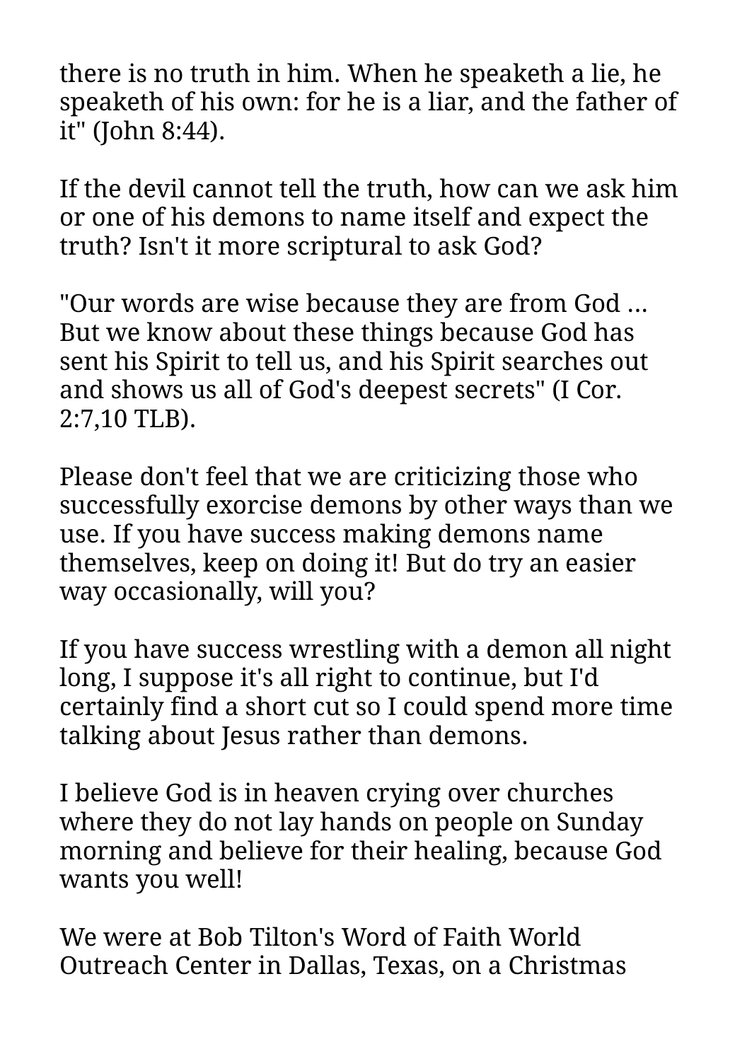there is no truth in him. When he speaketh a lie, he speaketh of his own: for he is a liar, and the father of it" (John 8:44).

If the devil cannot tell the truth, how can we ask him or one of his demons to name itself and expect the truth? Isn't it more scriptural to ask God?

"Our words are wise because they are from God ... But we know about these things because God has sent his Spirit to tell us, and his Spirit searches out and shows us all of God's deepest secrets" (I Cor. 2:7,10 TLB).

Please don't feel that we are criticizing those who successfully exorcise demons by other ways than we use. If you have success making demons name themselves, keep on doing it! But do try an easier way occasionally, will you?

If you have success wrestling with a demon all night long, I suppose it's all right to continue, but I'd certainly find a short cut so I could spend more time talking about Jesus rather than demons.

I believe God is in heaven crying over churches where they do not lay hands on people on Sunday morning and believe for their healing, because God wants you well!

We were at Bob Tilton's Word of Faith World Outreach Center in Dallas, Texas, on a Christmas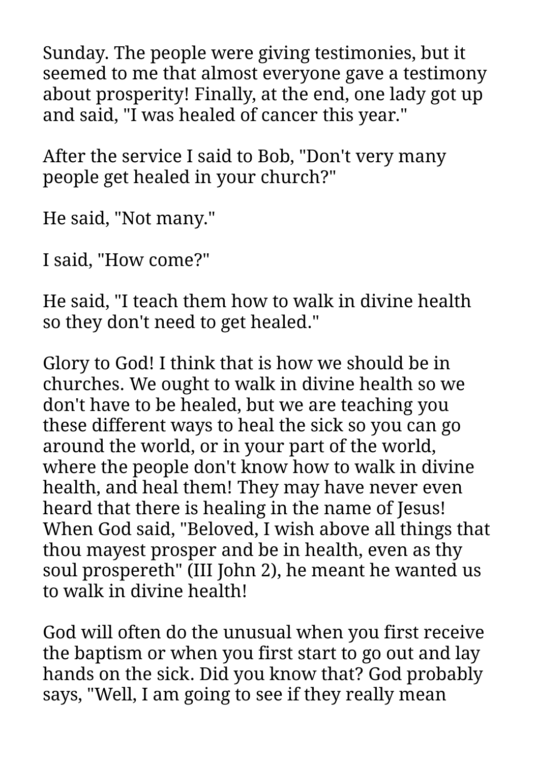Sunday. The people were giving testimonies, but it seemed to me that almost everyone gave a testimony about prosperity! Finally, at the end, one lady got up and said, "I was healed of cancer this year."

After the service I said to Bob, "Don't very many people get healed in your church?"

He said, "Not many."

I said, "How come?"

He said, "I teach them how to walk in divine health so they don't need to get healed."

Glory to God! I think that is how we should be in churches. We ought to walk in divine health so we don't have to be healed, but we are teaching you these different ways to heal the sick so you can go around the world, or in your part of the world, where the people don't know how to walk in divine health, and heal them! They may have never even heard that there is healing in the name of Jesus! When God said, "Beloved, I wish above all things that thou mayest prosper and be in health, even as thy soul prospereth" (III John 2), he meant he wanted us to walk in divine health!

God will often do the unusual when you first receive the baptism or when you first start to go out and lay hands on the sick. Did you know that? God probably says, "Well, I am going to see if they really mean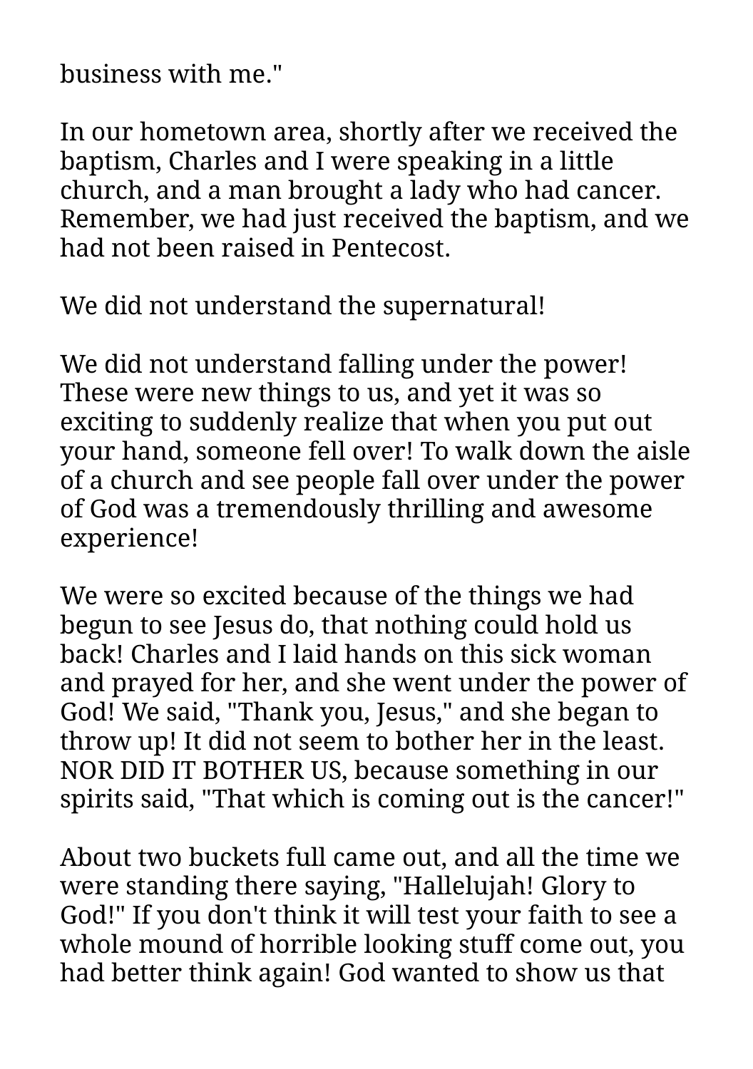business with me."

In our hometown area, shortly after we received the baptism, Charles and I were speaking in a little church, and a man brought a lady who had cancer. Remember, we had just received the baptism, and we had not been raised in Pentecost.

We did not understand the supernatural!

We did not understand falling under the power! These were new things to us, and yet it was so exciting to suddenly realize that when you put out your hand, someone fell over! To walk down the aisle of a church and see people fall over under the power of God was a tremendously thrilling and awesome experience!

We were so excited because of the things we had begun to see Jesus do, that nothing could hold us back! Charles and I laid hands on this sick woman and prayed for her, and she went under the power of God! We said, "Thank you, Jesus," and she began to throw up! It did not seem to bother her in the least. NOR DID IT BOTHER US, because something in our spirits said, "That which is coming out is the cancer!"

About two buckets full came out, and all the time we were standing there saying, "Hallelujah! Glory to God!" If you don't think it will test your faith to see a whole mound of horrible looking stuff come out, you had better think again! God wanted to show us that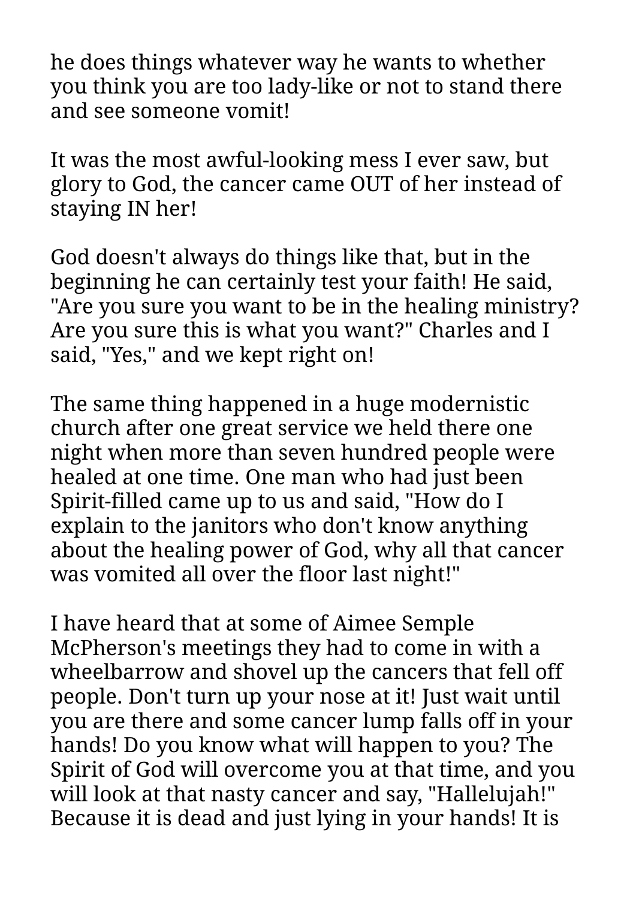he does things whatever way he wants to whether you think you are too lady-like or not to stand there and see someone vomit!

It was the most awful-looking mess I ever saw, but glory to God, the cancer came OUT of her instead of staying IN her!

God doesn't always do things like that, but in the beginning he can certainly test your faith! He said, "Are you sure you want to be in the healing ministry? Are you sure this is what you want?" Charles and I said, "Yes," and we kept right on!

The same thing happened in a huge modernistic church after one great service we held there one night when more than seven hundred people were healed at one time. One man who had just been Spirit-filled came up to us and said, "How do I explain to the janitors who don't know anything about the healing power of God, why all that cancer was vomited all over the floor last night!"

I have heard that at some of Aimee Semple McPherson's meetings they had to come in with a wheelbarrow and shovel up the cancers that fell off people. Don't turn up your nose at it! Just wait until you are there and some cancer lump falls off in your hands! Do you know what will happen to you? The Spirit of God will overcome you at that time, and you will look at that nasty cancer and say, "Hallelujah!" Because it is dead and just lying in your hands! It is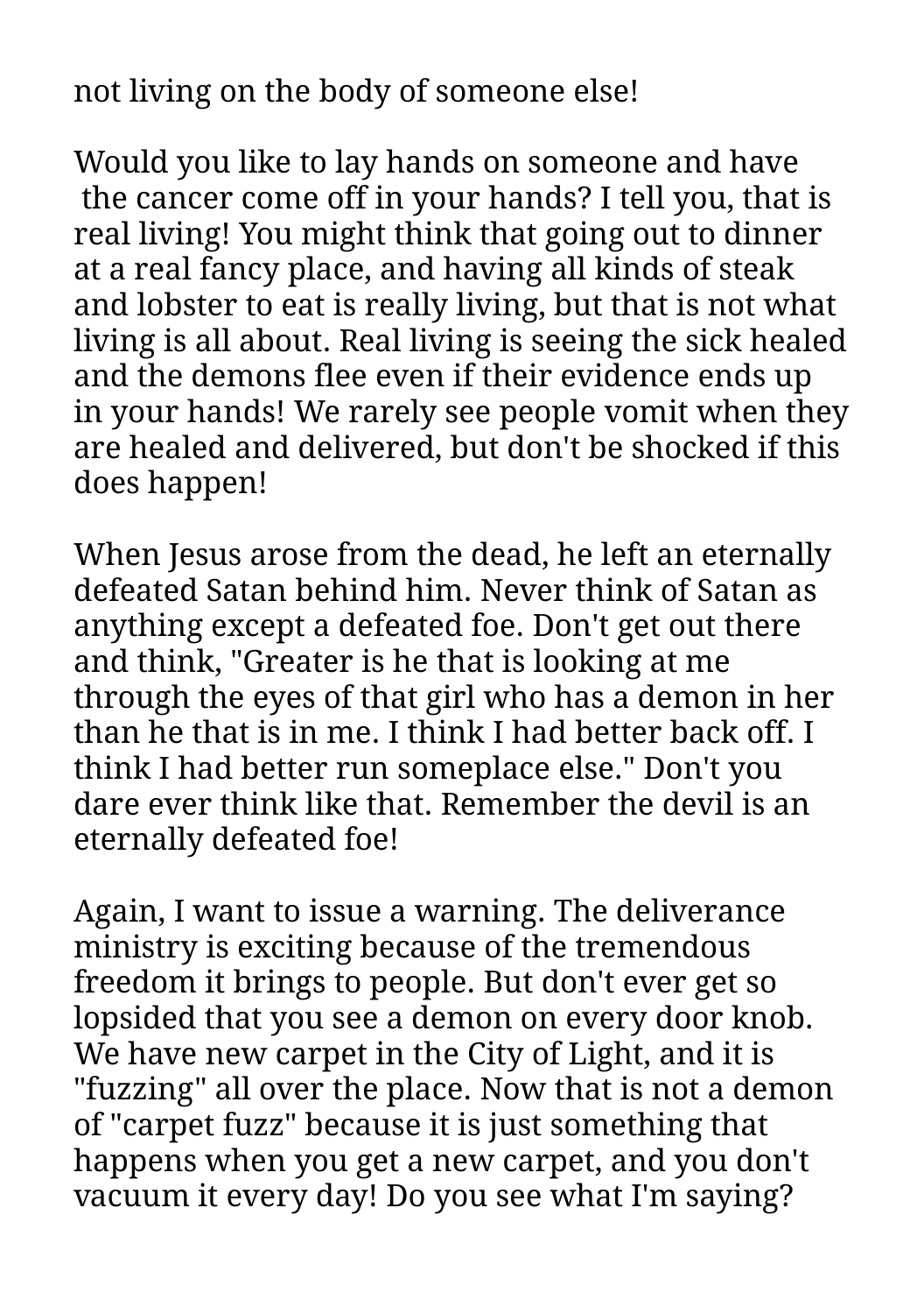not living on the body of someone else!

Would you like to lay hands on someone and have the cancer come off in your hands? I tell you, that is real living! You might think that going out to dinner at a real fancy place, and having all kinds of steak and lobster to eat is really living, but that is not what living is all about. Real living is seeing the sick healed and the demons flee even if their evidence ends up in your hands! We rarely see people vomit when they are healed and delivered, but don't be shocked if this does happen!

When Jesus arose from the dead, he left an eternally defeated Satan behind him. Never think of Satan as anything except a defeated foe. Don't get out there and think, "Greater is he that is looking at me through the eyes of that girl who has a demon in her than he that is in me. I think I had better back off. I think I had better run someplace else." Don't you dare ever think like that. Remember the devil is an eternally defeated foe!

Again, I want to issue a warning. The deliverance ministry is exciting because of the tremendous freedom it brings to people. But don't ever get so lopsided that you see a demon on every door knob. We have new carpet in the City of Light, and it is "fuzzing" all over the place. Now that is not a demon of "carpet fuzz" because it is just something that happens when you get a new carpet, and you don't vacuum it every day! Do you see what I'm saying?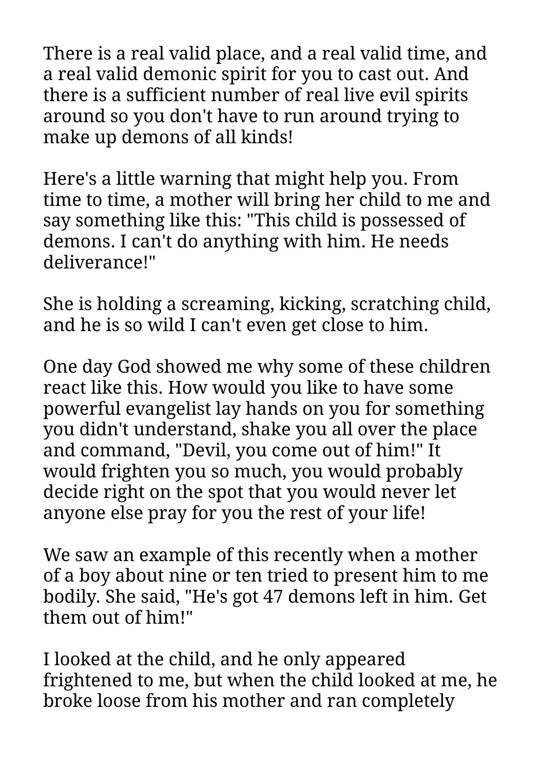There is a real valid place, and a real valid time, and a real valid demonic spirit for you to cast out. And there is a sufficient number of real live evil spirits around so you don't have to run around trying to make up demons of all kinds!

Here's a little warning that might help you. From time to time, a mother will bring her child to me and say something like this: "This child is possessed of demons. I can't do anything with him. He needs deliverance!"

She is holding a screaming, kicking, scratching child, and he is so wild I can't even get close to him.

One day God showed me why some of these children react like this. How would you like to have some powerful evangelist lay hands on you for something you didn't understand, shake you all over the place and command, "Devil, you come out of him!" It would frighten you so much, you would probably decide right on the spot that you would never let anyone else pray for you the rest of your life!

We saw an example of this recently when a mother of a boy about nine or ten tried to present him to me bodily. She said, "He's got 47 demons left in him. Get them out of him!"

I looked at the child, and he only appeared frightened to me, but when the child looked at me, he broke loose from his mother and ran completely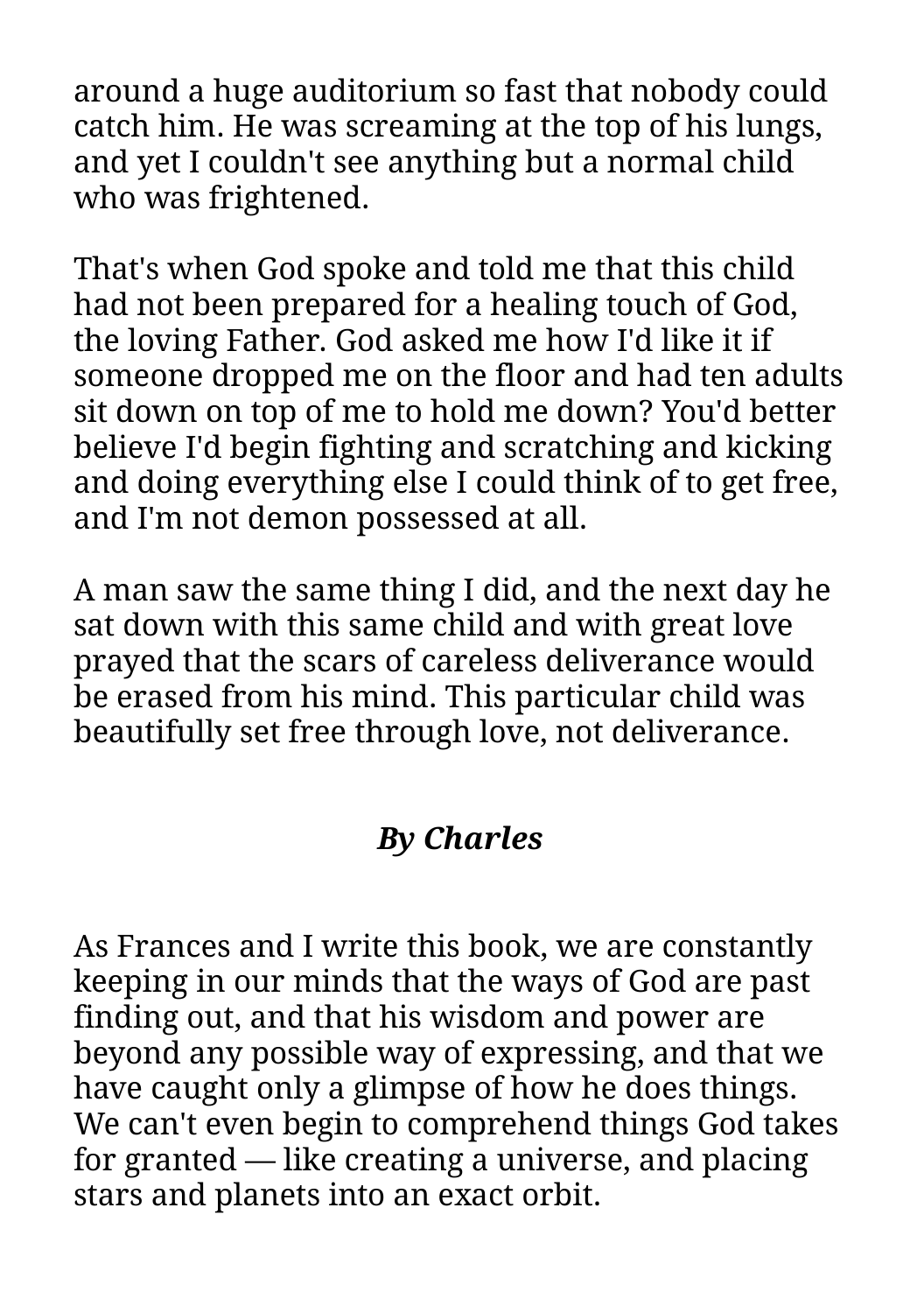around a huge auditorium so fast that nobody could catch him. He was screaming at the top of his lungs, and yet I couldn't see anything but a normal child who was frightened.

That's when God spoke and told me that this child had not been prepared for a healing touch of God, the loving Father. God asked me how I'd like it if someone dropped me on the floor and had ten adults sit down on top of me to hold me down? You'd better believe I'd begin fighting and scratching and kicking and doing everything else I could think of to get free, and I'm not demon possessed at all.

A man saw the same thing I did, and the next day he sat down with this same child and with great love prayed that the scars of careless deliverance would be erased from his mind. This particular child was beautifully set free through love, not deliverance.

***By Charles***

As Frances and I write this book, we are constantly keeping in our minds that the ways of God are past finding out, and that his wisdom and power are beyond any possible way of expressing, and that we have caught only a glimpse of how he does things. We can't even begin to comprehend things God takes for granted — like creating a universe, and placing stars and planets into an exact orbit.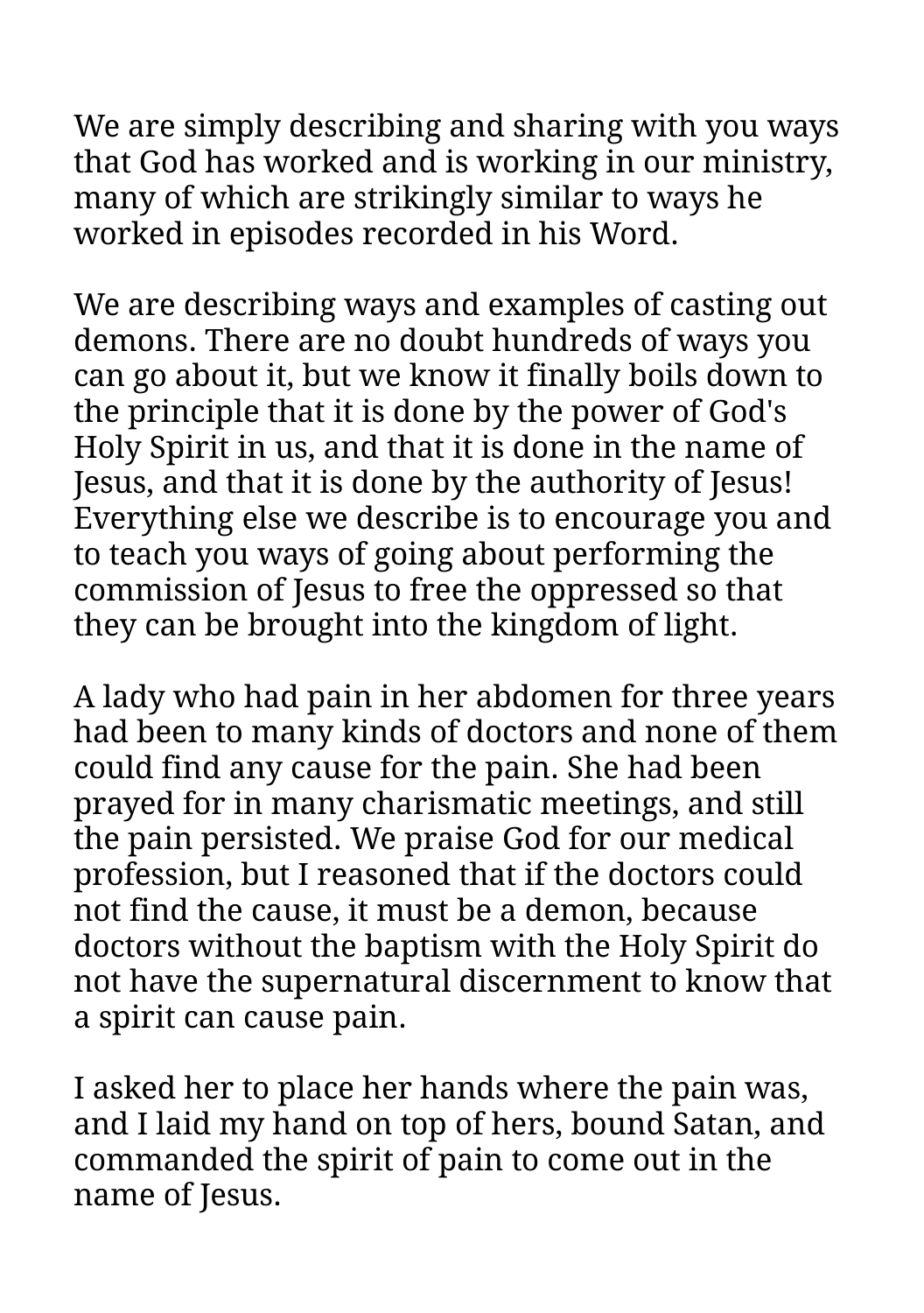We are simply describing and sharing with you ways that God has worked and is working in our ministry, many of which are strikingly similar to ways he worked in episodes recorded in his Word.

We are describing ways and examples of casting out demons. There are no doubt hundreds of ways you can go about it, but we know it finally boils down to the principle that it is done by the power of God's Holy Spirit in us, and that it is done in the name of Jesus, and that it is done by the authority of Jesus! Everything else we describe is to encourage you and to teach you ways of going about performing the commission of Jesus to free the oppressed so that they can be brought into the kingdom of light.

A lady who had pain in her abdomen for three years had been to many kinds of doctors and none of them could find any cause for the pain. She had been prayed for in many charismatic meetings, and still the pain persisted. We praise God for our medical profession, but I reasoned that if the doctors could not find the cause, it must be a demon, because doctors without the baptism with the Holy Spirit do not have the supernatural discernment to know that a spirit can cause pain.

I asked her to place her hands where the pain was, and I laid my hand on top of hers, bound Satan, and commanded the spirit of pain to come out in the name of Jesus.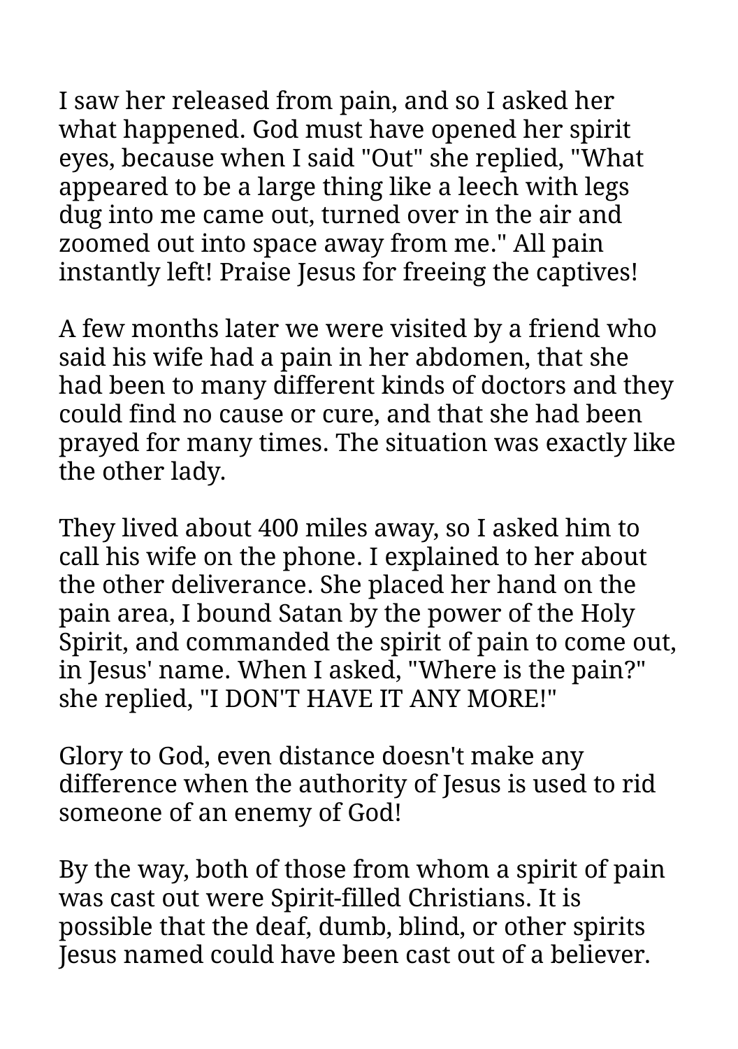I saw her released from pain, and so I asked her what happened. God must have opened her spirit eyes, because when I said "Out" she replied, "What appeared to be a large thing like a leech with legs dug into me came out, turned over in the air and zoomed out into space away from me." All pain instantly left! Praise Jesus for freeing the captives!

A few months later we were visited by a friend who said his wife had a pain in her abdomen, that she had been to many different kinds of doctors and they could find no cause or cure, and that she had been prayed for many times. The situation was exactly like the other lady.

They lived about 400 miles away, so I asked him to call his wife on the phone. I explained to her about the other deliverance. She placed her hand on the pain area, I bound Satan by the power of the Holy Spirit, and commanded the spirit of pain to come out, in Jesus' name. When I asked, "Where is the pain?" she replied, "I DON'T HAVE IT ANY MORE!"

Glory to God, even distance doesn't make any difference when the authority of Jesus is used to rid someone of an enemy of God!

By the way, both of those from whom a spirit of pain was cast out were Spirit-filled Christians. It is possible that the deaf, dumb, blind, or other spirits Jesus named could have been cast out of a believer.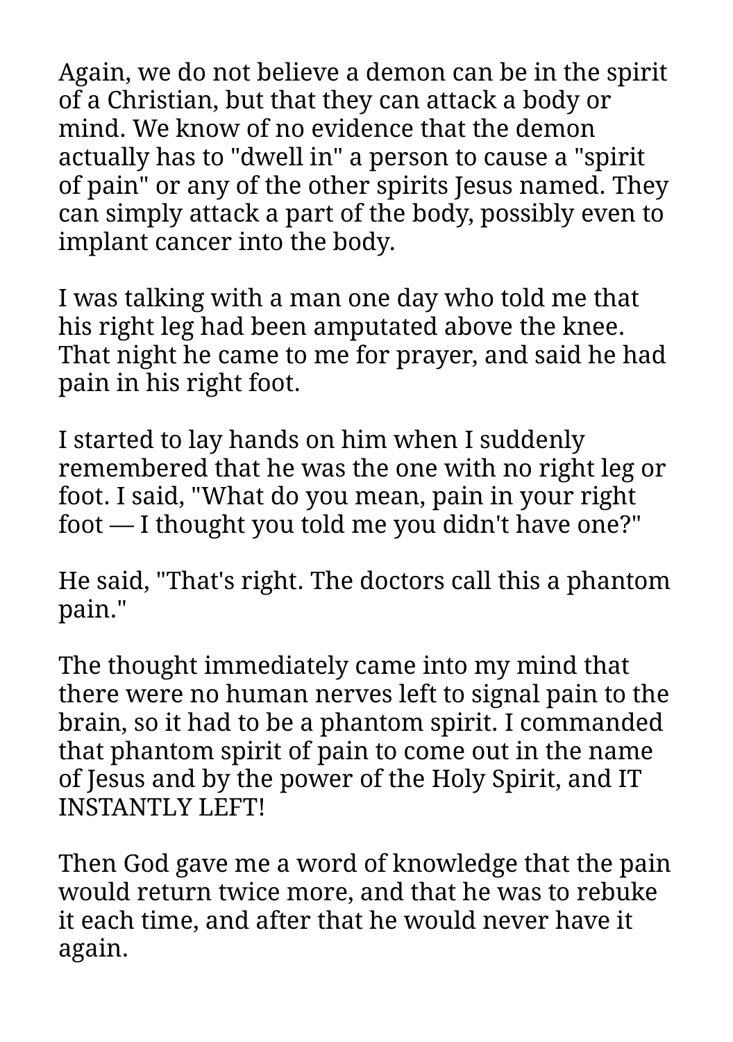Again, we do not believe a demon can be in the spirit of a Christian, but that they can attack a body or mind. We know of no evidence that the demon actually has to "dwell in" a person to cause a "spirit of pain" or any of the other spirits Jesus named. They can simply attack a part of the body, possibly even to implant cancer into the body.

I was talking with a man one day who told me that his right leg had been amputated above the knee. That night he came to me for prayer, and said he had pain in his right foot.

I started to lay hands on him when I suddenly remembered that he was the one with no right leg or foot. I said, "What do you mean, pain in your right foot — I thought you told me you didn't have one?"

He said, "That's right. The doctors call this a phantom pain."

The thought immediately came into my mind that there were no human nerves left to signal pain to the brain, so it had to be a phantom spirit. I commanded that phantom spirit of pain to come out in the name of Jesus and by the power of the Holy Spirit, and IT INSTANTLY LEFT!

Then God gave me a word of knowledge that the pain would return twice more, and that he was to rebuke it each time, and after that he would never have it again.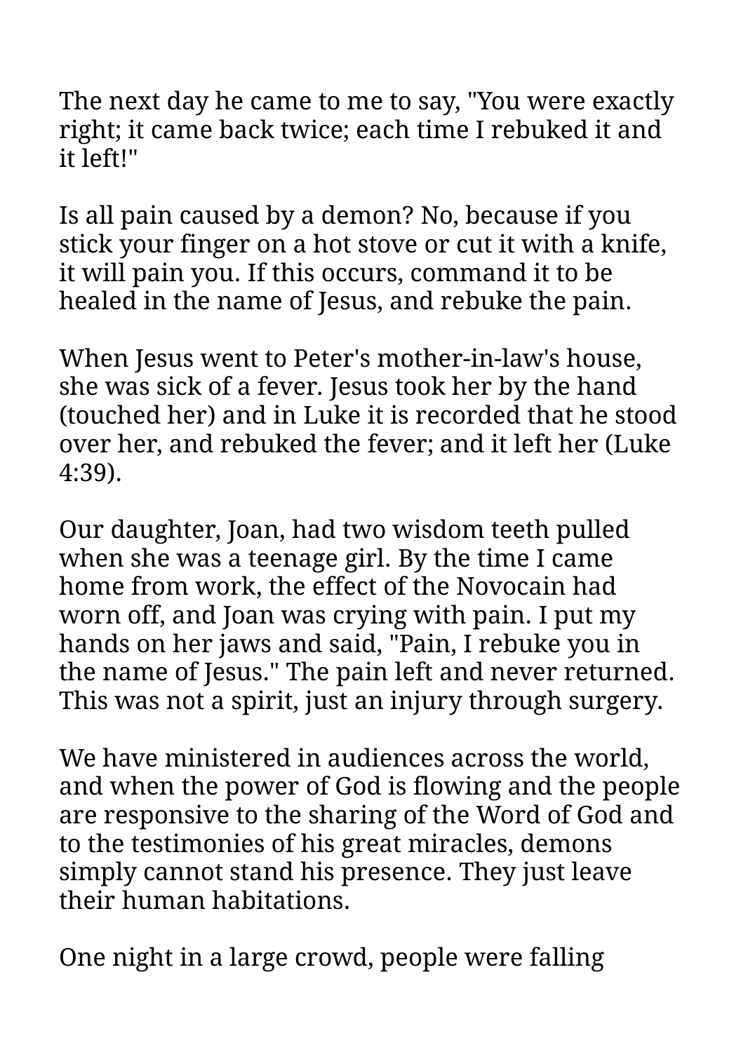The next day he came to me to say, "You were exactly right; it came back twice; each time I rebuked it and it left!"

Is all pain caused by a demon? No, because if you stick your finger on a hot stove or cut it with a knife, it will pain you. If this occurs, command it to be healed in the name of Jesus, and rebuke the pain.

When Jesus went to Peter's mother-in-law's house, she was sick of a fever. Jesus took her by the hand (touched her) and in Luke it is recorded that he stood over her, and rebuked the fever; and it left her (Luke 4:39).

Our daughter, Joan, had two wisdom teeth pulled when she was a teenage girl. By the time I came home from work, the effect of the Novocain had worn off, and Joan was crying with pain. I put my hands on her jaws and said, "Pain, I rebuke you in the name of Jesus." The pain left and never returned. This was not a spirit, just an injury through surgery.

We have ministered in audiences across the world, and when the power of God is flowing and the people are responsive to the sharing of the Word of God and to the testimonies of his great miracles, demons simply cannot stand his presence. They just leave their human habitations.

One night in a large crowd, people were falling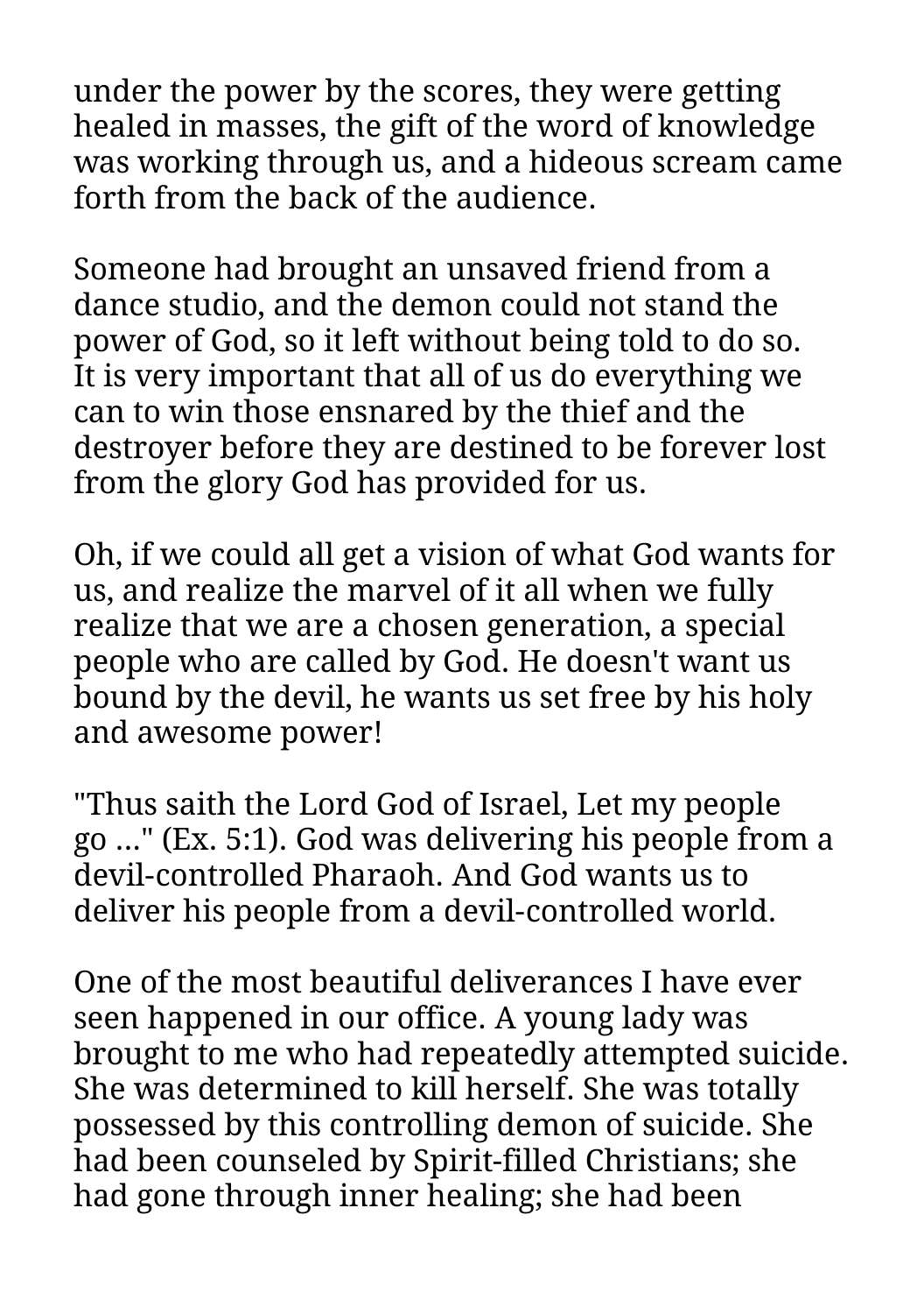under the power by the scores, they were getting healed in masses, the gift of the word of knowledge was working through us, and a hideous scream came forth from the back of the audience.

Someone had brought an unsaved friend from a dance studio, and the demon could not stand the power of God, so it left without being told to do so. It is very important that all of us do everything we can to win those ensnared by the thief and the destroyer before they are destined to be forever lost from the glory God has provided for us.

Oh, if we could all get a vision of what God wants for us, and realize the marvel of it all when we fully realize that we are a chosen generation, a special people who are called by God. He doesn't want us bound by the devil, he wants us set free by his holy and awesome power!

"Thus saith the Lord God of Israel, Let my people go ..." (Ex. 5:1). God was delivering his people from a devil-controlled Pharaoh. And God wants us to deliver his people from a devil-controlled world.

One of the most beautiful deliverances I have ever seen happened in our office. A young lady was brought to me who had repeatedly attempted suicide. She was determined to kill herself. She was totally possessed by this controlling demon of suicide. She had been counseled by Spirit-filled Christians; she had gone through inner healing; she had been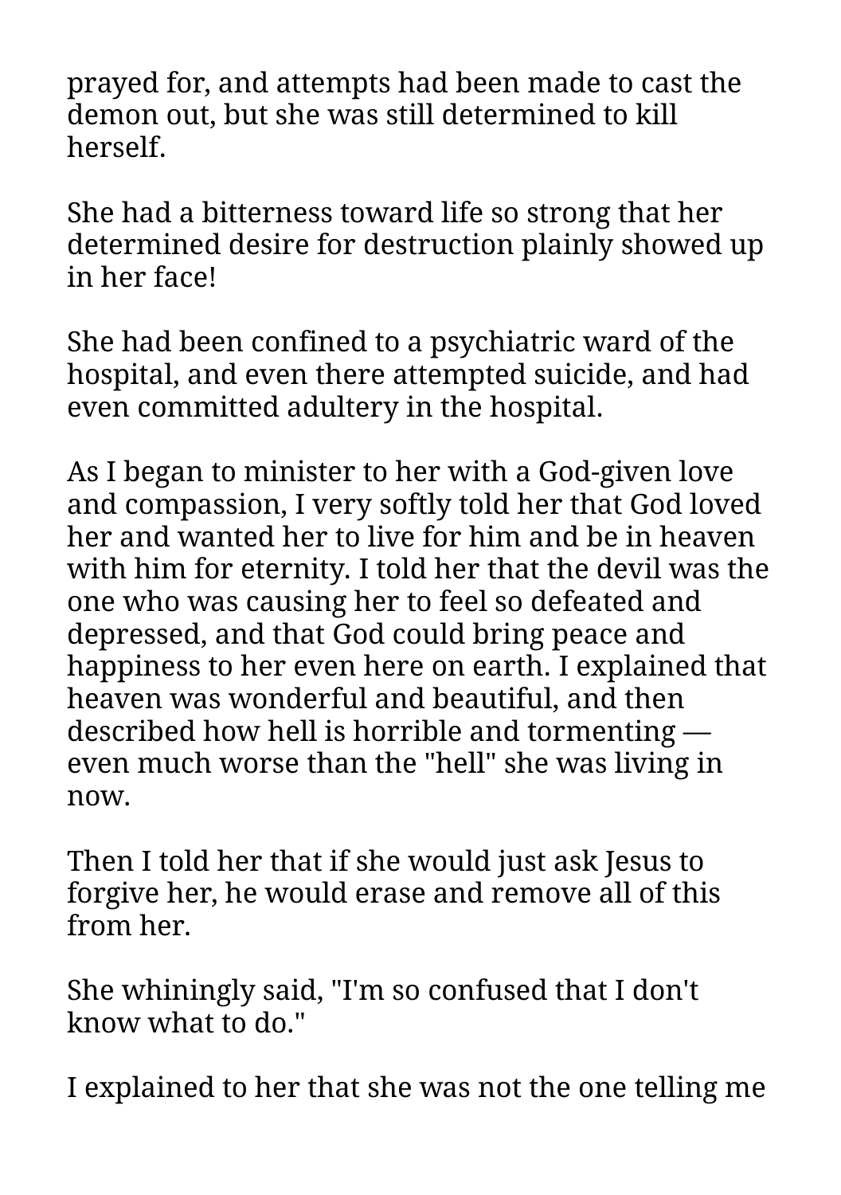prayed for, and attempts had been made to cast the demon out, but she was still determined to kill herself.

She had a bitterness toward life so strong that her determined desire for destruction plainly showed up in her face!

She had been confined to a psychiatric ward of the hospital, and even there attempted suicide, and had even committed adultery in the hospital.

As I began to minister to her with a God-given love and compassion, I very softly told her that God loved her and wanted her to live for him and be in heaven with him for eternity. I told her that the devil was the one who was causing her to feel so defeated and depressed, and that God could bring peace and happiness to her even here on earth. I explained that heaven was wonderful and beautiful, and then described how hell is horrible and tormenting — even much worse than the "hell" she was living in now.

Then I told her that if she would just ask Jesus to forgive her, he would erase and remove all of this from her.

She whiningly said, "I'm so confused that I don't know what to do."

I explained to her that she was not the one telling me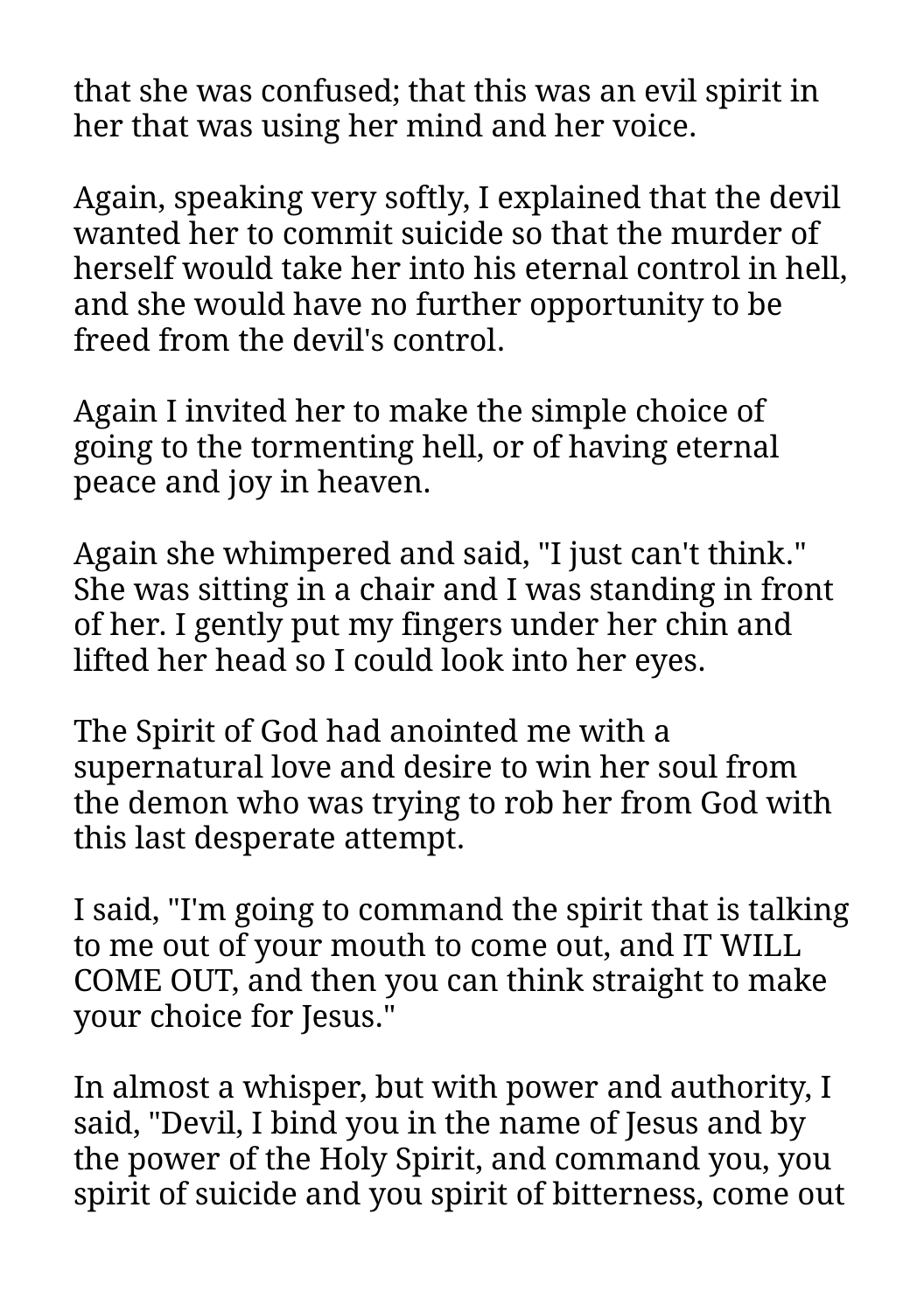that she was confused; that this was an evil spirit in her that was using her mind and her voice.

Again, speaking very softly, I explained that the devil wanted her to commit suicide so that the murder of herself would take her into his eternal control in hell, and she would have no further opportunity to be freed from the devil's control.

Again I invited her to make the simple choice of going to the tormenting hell, or of having eternal peace and joy in heaven.

Again she whimpered and said, "I just can't think." She was sitting in a chair and I was standing in front of her. I gently put my fingers under her chin and lifted her head so I could look into her eyes.

The Spirit of God had anointed me with a supernatural love and desire to win her soul from the demon who was trying to rob her from God with this last desperate attempt.

I said, "I'm going to command the spirit that is talking to me out of your mouth to come out, and IT WILL COME OUT, and then you can think straight to make your choice for Jesus."

In almost a whisper, but with power and authority, I said, "Devil, I bind you in the name of Jesus and by the power of the Holy Spirit, and command you, you spirit of suicide and you spirit of bitterness, come out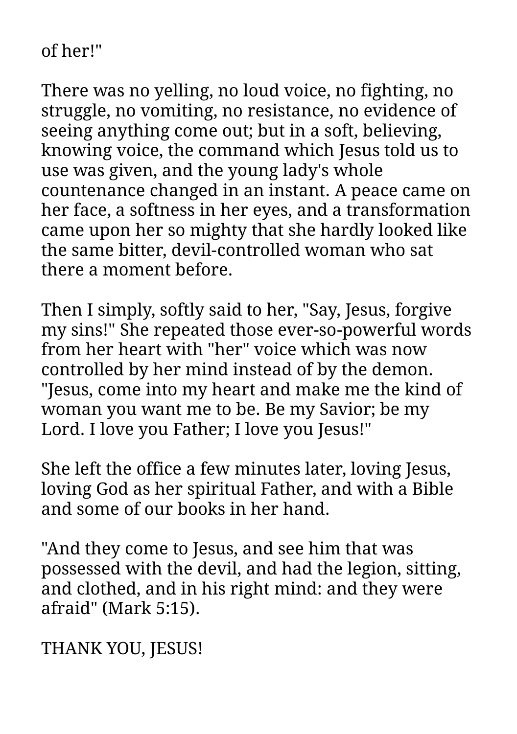of her!"

There was no yelling, no loud voice, no fighting, no struggle, no vomiting, no resistance, no evidence of seeing anything come out; but in a soft, believing, knowing voice, the command which Jesus told us to use was given, and the young lady's whole countenance changed in an instant. A peace came on her face, a softness in her eyes, and a transformation came upon her so mighty that she hardly looked like the same bitter, devil-controlled woman who sat there a moment before.

Then I simply, softly said to her, "Say, Jesus, forgive my sins!" She repeated those ever-so-powerful words from her heart with "her" voice which was now controlled by her mind instead of by the demon. "Jesus, come into my heart and make me the kind of woman you want me to be. Be my Savior; be my Lord. I love you Father; I love you Jesus!"

She left the office a few minutes later, loving Jesus, loving God as her spiritual Father, and with a Bible and some of our books in her hand.

"And they come to Jesus, and see him that was possessed with the devil, and had the legion, sitting, and clothed, and in his right mind: and they were afraid" (Mark 5:15).

THANK YOU, JESUS!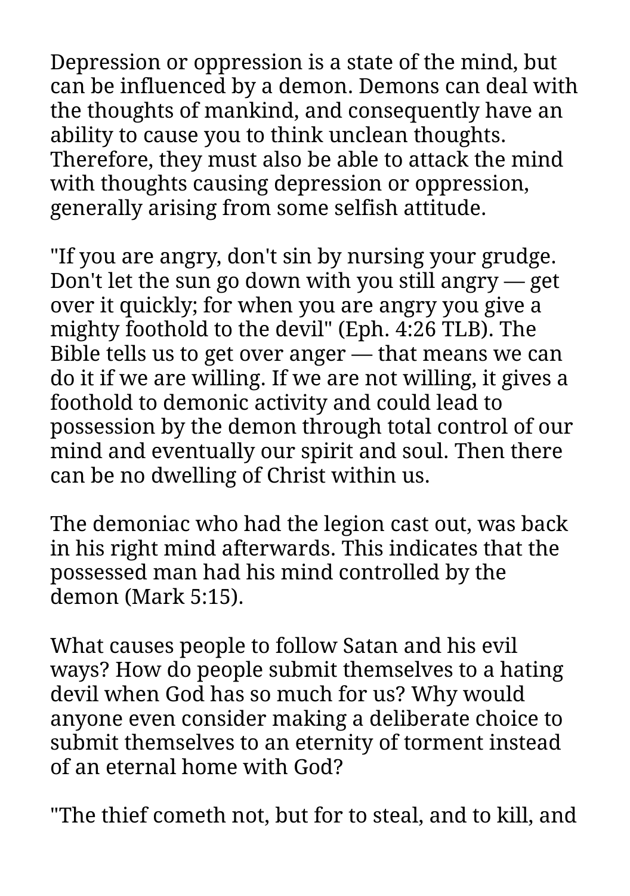Depression or oppression is a state of the mind, but can be influenced by a demon. Demons can deal with the thoughts of mankind, and consequently have an ability to cause you to think unclean thoughts. Therefore, they must also be able to attack the mind with thoughts causing depression or oppression, generally arising from some selfish attitude.

"If you are angry, don't sin by nursing your grudge. Don't let the sun go down with you still angry — get over it quickly; for when you are angry you give a mighty foothold to the devil" (Eph. 4:26 TLB). The Bible tells us to get over anger — that means we can do it if we are willing. If we are not willing, it gives a foothold to demonic activity and could lead to possession by the demon through total control of our mind and eventually our spirit and soul. Then there can be no dwelling of Christ within us.

The demoniac who had the legion cast out, was back in his right mind afterwards. This indicates that the possessed man had his mind controlled by the demon (Mark 5:15).

What causes people to follow Satan and his evil ways? How do people submit themselves to a hating devil when God has so much for us? Why would anyone even consider making a deliberate choice to submit themselves to an eternity of torment instead of an eternal home with God?

"The thief cometh not, but for to steal, and to kill, and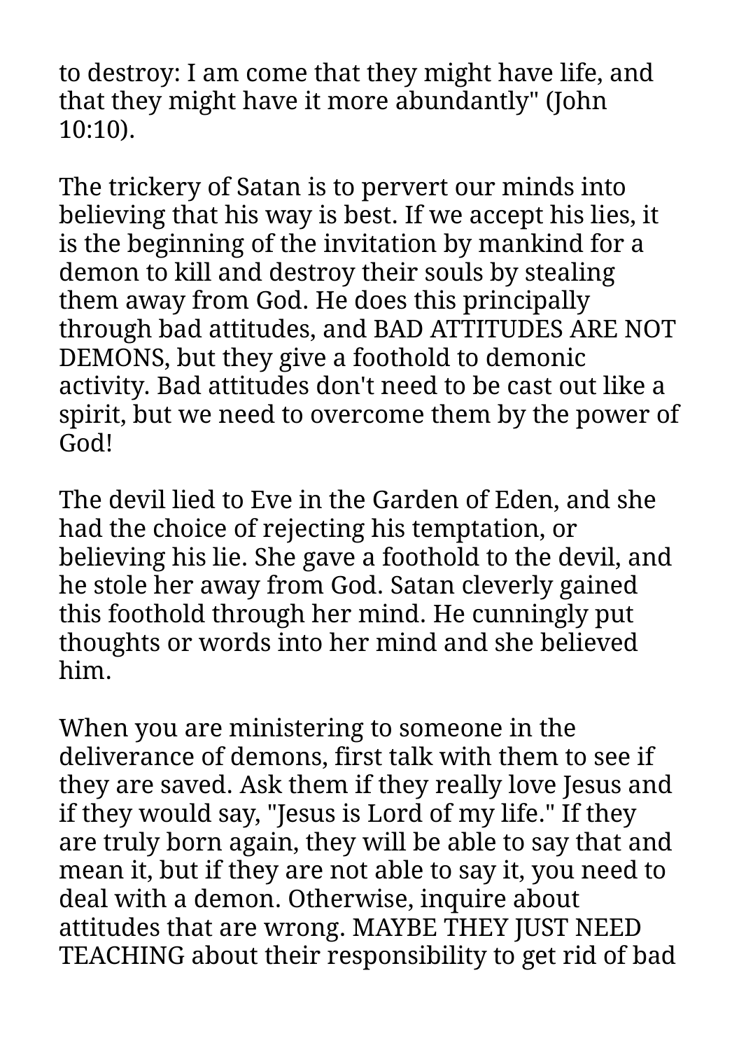to destroy: I am come that they might have life, and that they might have it more abundantly" (John 10:10).

The trickery of Satan is to pervert our minds into believing that his way is best. If we accept his lies, it is the beginning of the invitation by mankind for a demon to kill and destroy their souls by stealing them away from God. He does this principally through bad attitudes, and BAD ATTITUDES ARE NOT DEMONS, but they give a foothold to demonic activity. Bad attitudes don't need to be cast out like a spirit, but we need to overcome them by the power of God!

The devil lied to Eve in the Garden of Eden, and she had the choice of rejecting his temptation, or believing his lie. She gave a foothold to the devil, and he stole her away from God. Satan cleverly gained this foothold through her mind. He cunningly put thoughts or words into her mind and she believed him.

When you are ministering to someone in the deliverance of demons, first talk with them to see if they are saved. Ask them if they really love Jesus and if they would say, "Jesus is Lord of my life." If they are truly born again, they will be able to say that and mean it, but if they are not able to say it, you need to deal with a demon. Otherwise, inquire about attitudes that are wrong. MAYBE THEY JUST NEED TEACHING about their responsibility to get rid of bad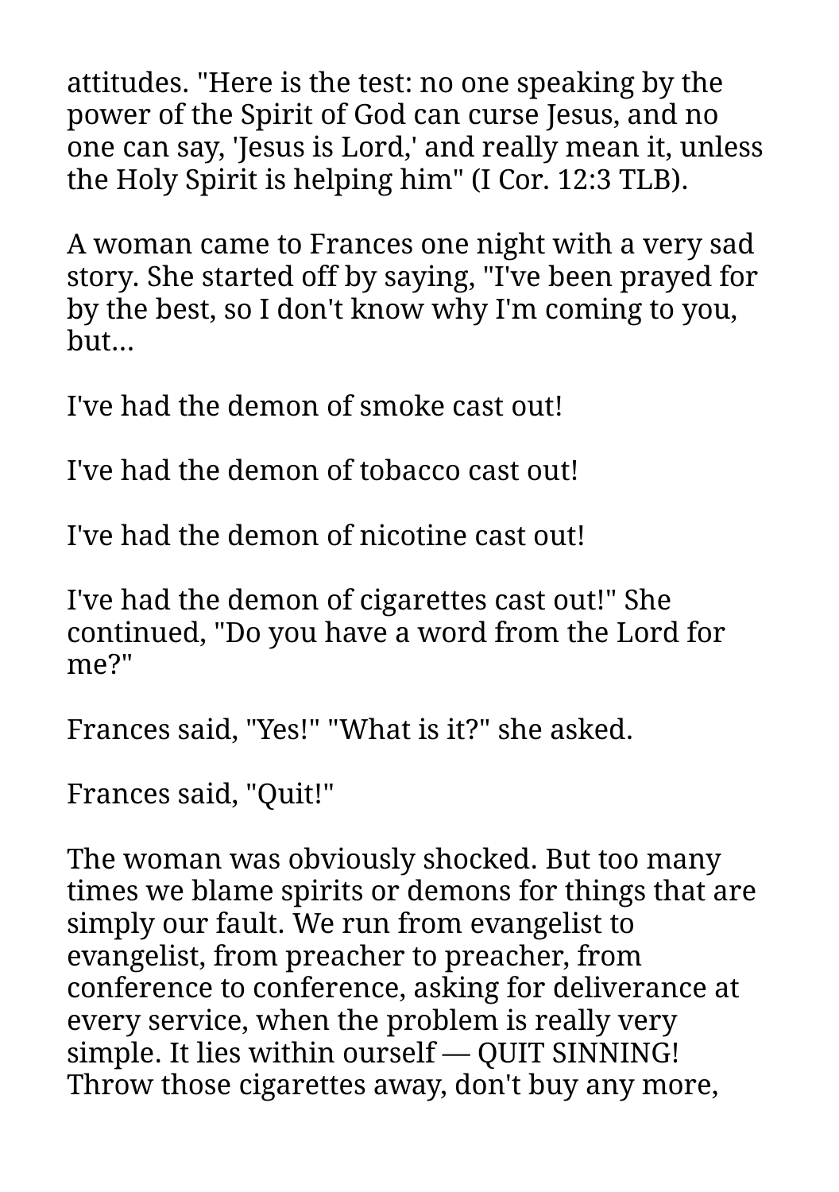attitudes. "Here is the test: no one speaking by the power of the Spirit of God can curse Jesus, and no one can say, 'Jesus is Lord,' and really mean it, unless the Holy Spirit is helping him" (I Cor. 12:3 TLB).

A woman came to Frances one night with a very sad story. She started off by saying, "I've been prayed for by the best, so I don't know why I'm coming to you, but...

I've had the demon of smoke cast out!

I've had the demon of tobacco cast out!

I've had the demon of nicotine cast out!

I've had the demon of cigarettes cast out!" She continued, "Do you have a word from the Lord for me?"

Frances said, "Yes!" "What is it?" she asked.

Frances said, "Quit!"

The woman was obviously shocked. But too many times we blame spirits or demons for things that are simply our fault. We run from evangelist to evangelist, from preacher to preacher, from conference to conference, asking for deliverance at every service, when the problem is really very simple. It lies within ourself — QUIT SINNING! Throw those cigarettes away, don't buy any more,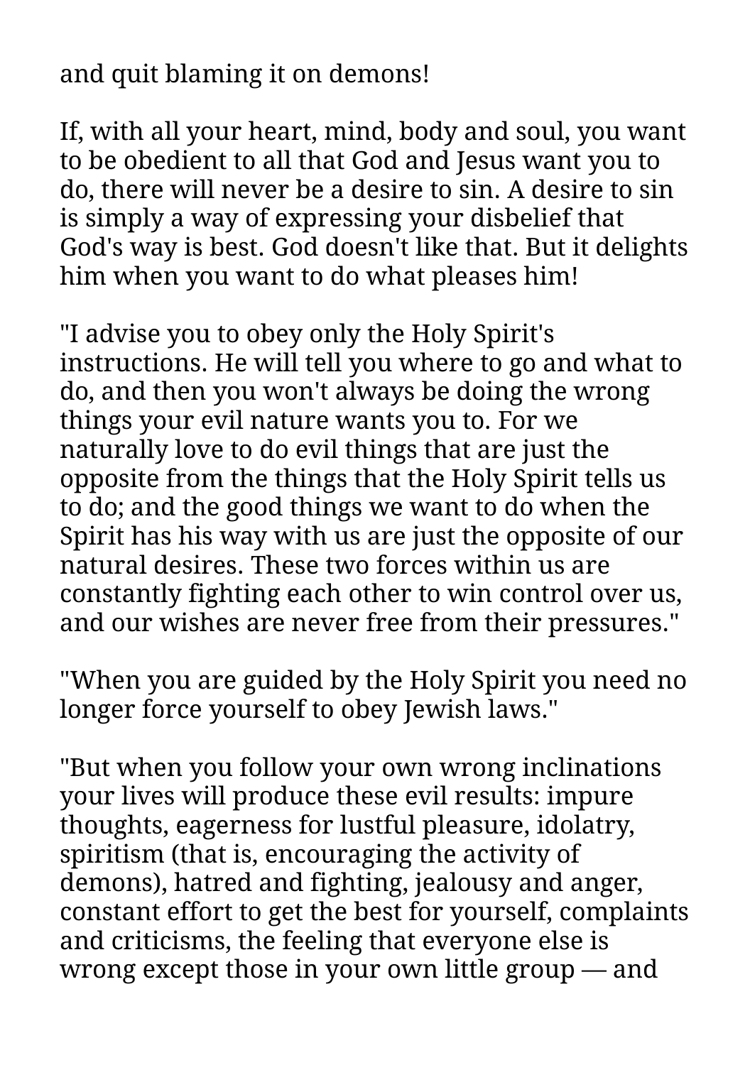and quit blaming it on demons!

If, with all your heart, mind, body and soul, you want to be obedient to all that God and Jesus want you to do, there will never be a desire to sin. A desire to sin is simply a way of expressing your disbelief that God's way is best. God doesn't like that. But it delights him when you want to do what pleases him!

"I advise you to obey only the Holy Spirit's instructions. He will tell you where to go and what to do, and then you won't always be doing the wrong things your evil nature wants you to. For we naturally love to do evil things that are just the opposite from the things that the Holy Spirit tells us to do; and the good things we want to do when the Spirit has his way with us are just the opposite of our natural desires. These two forces within us are constantly fighting each other to win control over us, and our wishes are never free from their pressures."

"When you are guided by the Holy Spirit you need no longer force yourself to obey Jewish laws."

"But when you follow your own wrong inclinations your lives will produce these evil results: impure thoughts, eagerness for lustful pleasure, idolatry, spiritism (that is, encouraging the activity of demons), hatred and fighting, jealousy and anger, constant effort to get the best for yourself, complaints and criticisms, the feeling that everyone else is wrong except those in your own little group — and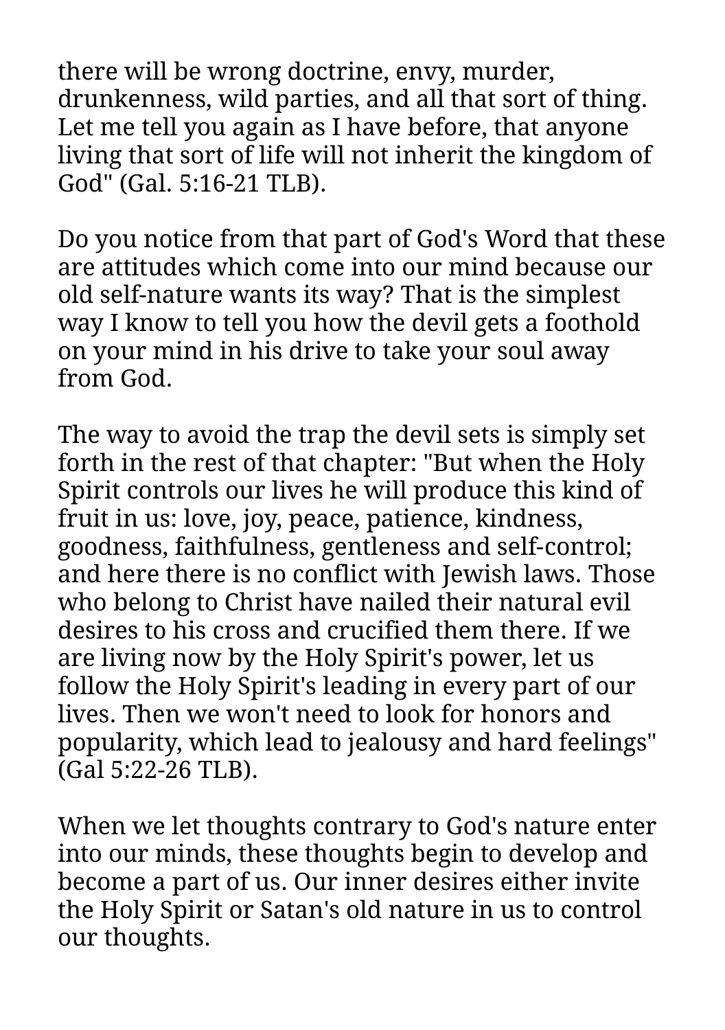there will be wrong doctrine, envy, murder, drunkenness, wild parties, and all that sort of thing. Let me tell you again as I have before, that anyone living that sort of life will not inherit the kingdom of God" (Gal. 5:16-21 TLB).

Do you notice from that part of God's Word that these are attitudes which come into our mind because our old self-nature wants its way? That is the simplest way I know to tell you how the devil gets a foothold on your mind in his drive to take your soul away from God.

The way to avoid the trap the devil sets is simply set forth in the rest of that chapter: "But when the Holy Spirit controls our lives he will produce this kind of fruit in us: love, joy, peace, patience, kindness, goodness, faithfulness, gentleness and self-control; and here there is no conflict with Jewish laws. Those who belong to Christ have nailed their natural evil desires to his cross and crucified them there. If we are living now by the Holy Spirit's power, let us follow the Holy Spirit's leading in every part of our lives. Then we won't need to look for honors and popularity, which lead to jealousy and hard feelings" (Gal 5:22-26 TLB).

When we let thoughts contrary to God's nature enter into our minds, these thoughts begin to develop and become a part of us. Our inner desires either invite the Holy Spirit or Satan's old nature in us to control our thoughts.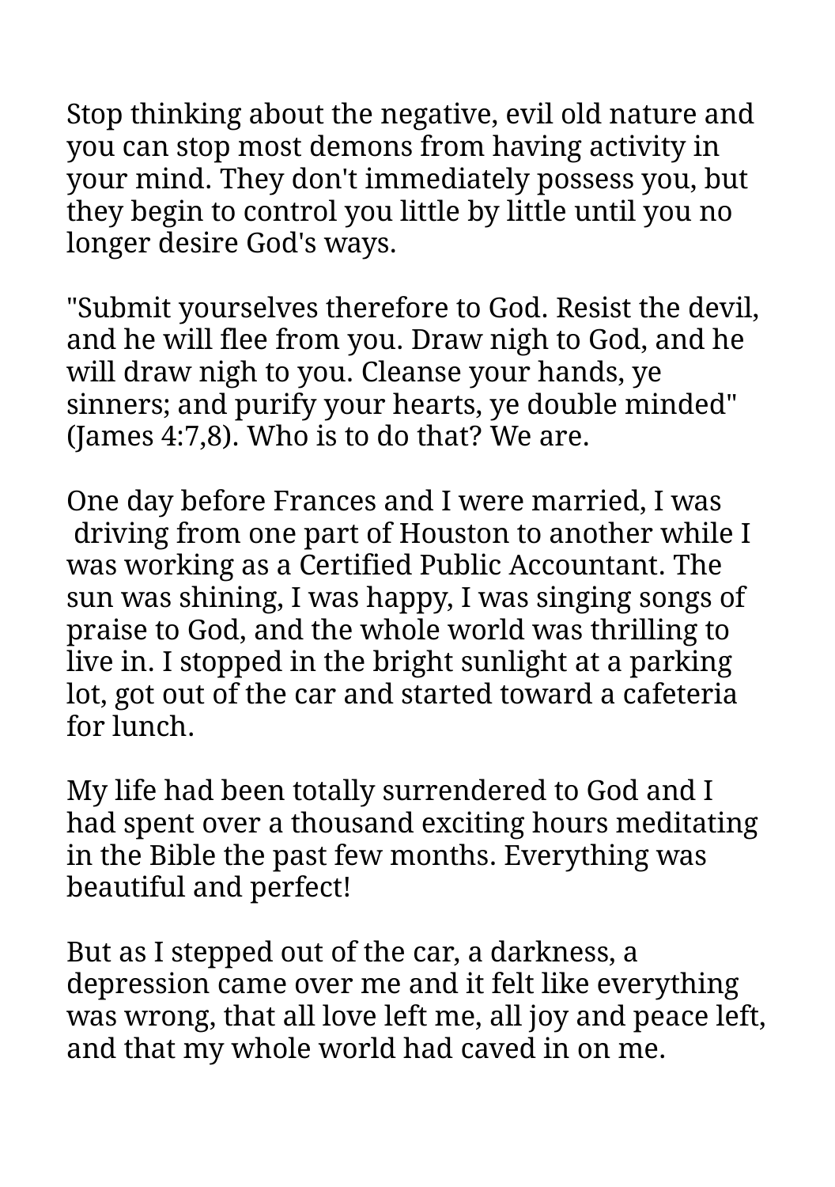Stop thinking about the negative, evil old nature and you can stop most demons from having activity in your mind. They don't immediately possess you, but they begin to control you little by little until you no longer desire God's ways.

"Submit yourselves therefore to God. Resist the devil, and he will flee from you. Draw nigh to God, and he will draw nigh to you. Cleanse your hands, ye sinners; and purify your hearts, ye double minded" (James 4:7,8). Who is to do that? We are.

One day before Frances and I were married, I was driving from one part of Houston to another while I was working as a Certified Public Accountant. The sun was shining, I was happy, I was singing songs of praise to God, and the whole world was thrilling to live in. I stopped in the bright sunlight at a parking lot, got out of the car and started toward a cafeteria for lunch.

My life had been totally surrendered to God and I had spent over a thousand exciting hours meditating in the Bible the past few months. Everything was beautiful and perfect!

But as I stepped out of the car, a darkness, a depression came over me and it felt like everything was wrong, that all love left me, all joy and peace left, and that my whole world had caved in on me.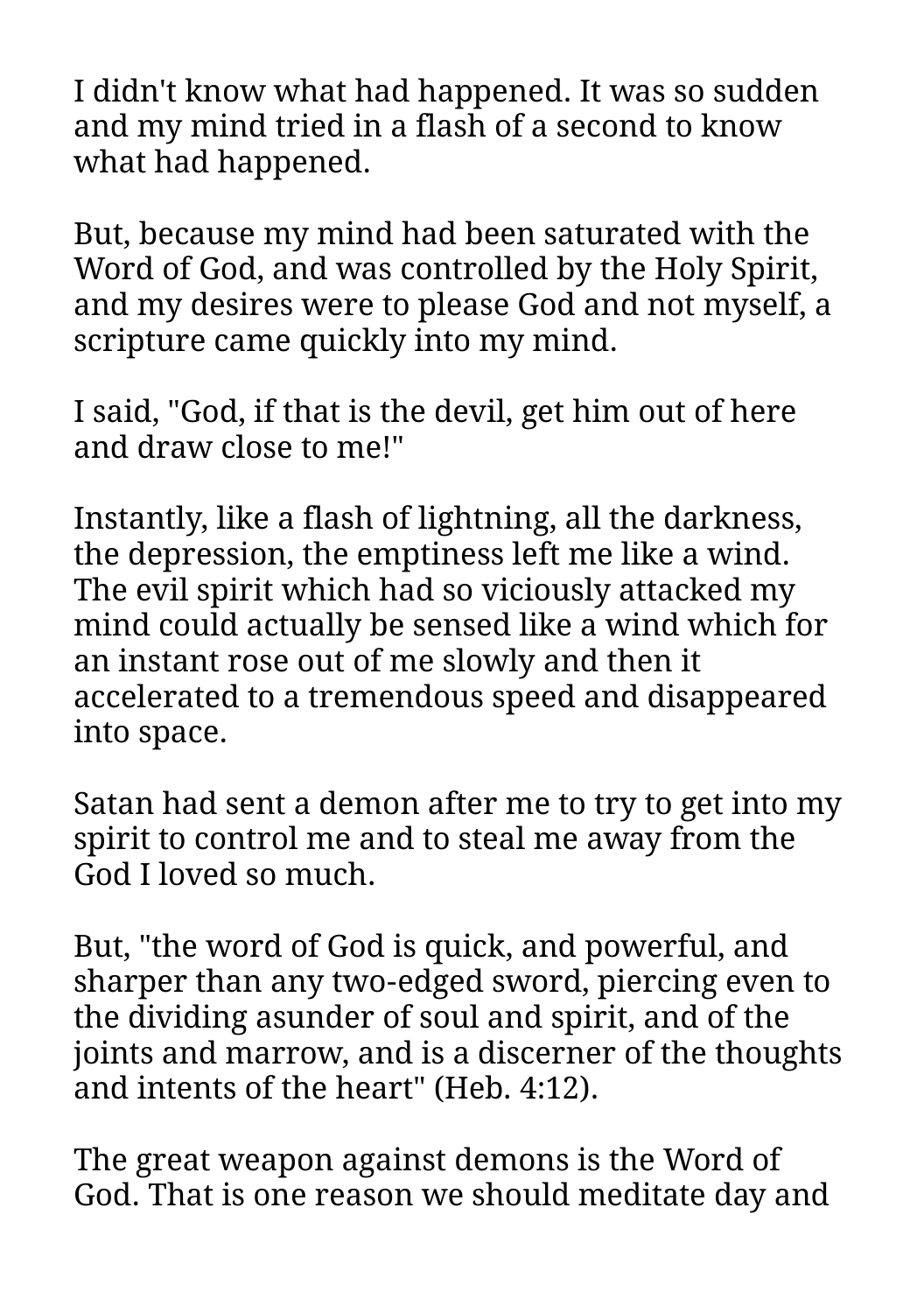I didn't know what had happened. It was so sudden and my mind tried in a flash of a second to know what had happened.

But, because my mind had been saturated with the Word of God, and was controlled by the Holy Spirit, and my desires were to please God and not myself, a scripture came quickly into my mind.

I said, "God, if that is the devil, get him out of here and draw close to me!"

Instantly, like a flash of lightning, all the darkness, the depression, the emptiness left me like a wind. The evil spirit which had so viciously attacked my mind could actually be sensed like a wind which for an instant rose out of me slowly and then it accelerated to a tremendous speed and disappeared into space.

Satan had sent a demon after me to try to get into my spirit to control me and to steal me away from the God I loved so much.

But, "the word of God is quick, and powerful, and sharper than any two-edged sword, piercing even to the dividing asunder of soul and spirit, and of the joints and marrow, and is a discerner of the thoughts and intents of the heart" (Heb. 4:12).

The great weapon against demons is the Word of God. That is one reason we should meditate day and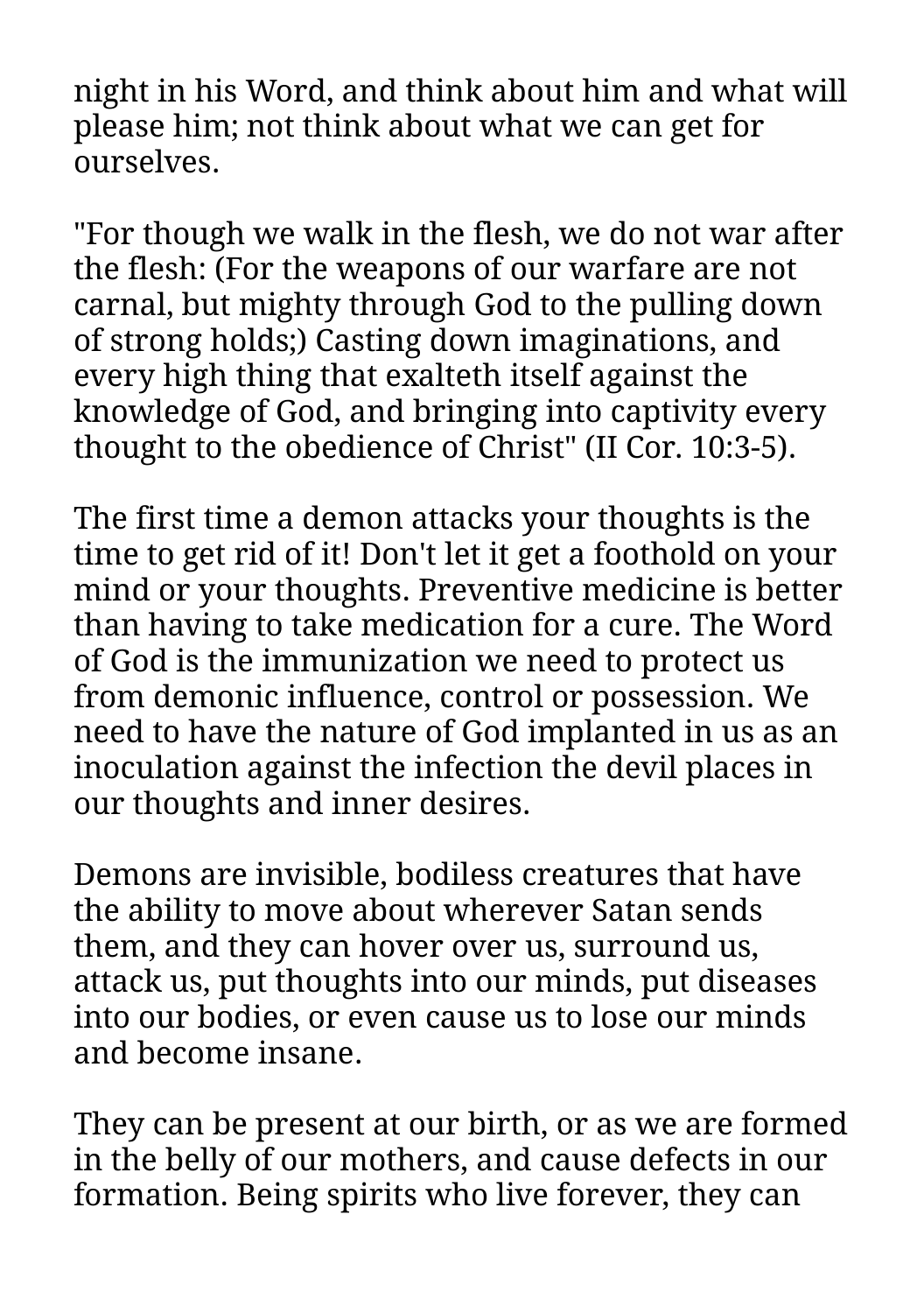night in his Word, and think about him and what will please him; not think about what we can get for ourselves.

"For though we walk in the flesh, we do not war after the flesh: (For the weapons of our warfare are not carnal, but mighty through God to the pulling down of strong holds;) Casting down imaginations, and every high thing that exalteth itself against the knowledge of God, and bringing into captivity every thought to the obedience of Christ" (II Cor. 10:3-5).

The first time a demon attacks your thoughts is the time to get rid of it! Don't let it get a foothold on your mind or your thoughts. Preventive medicine is better than having to take medication for a cure. The Word of God is the immunization we need to protect us from demonic influence, control or possession. We need to have the nature of God implanted in us as an inoculation against the infection the devil places in our thoughts and inner desires.

Demons are invisible, bodiless creatures that have the ability to move about wherever Satan sends them, and they can hover over us, surround us, attack us, put thoughts into our minds, put diseases into our bodies, or even cause us to lose our minds and become insane.

They can be present at our birth, or as we are formed in the belly of our mothers, and cause defects in our formation. Being spirits who live forever, they can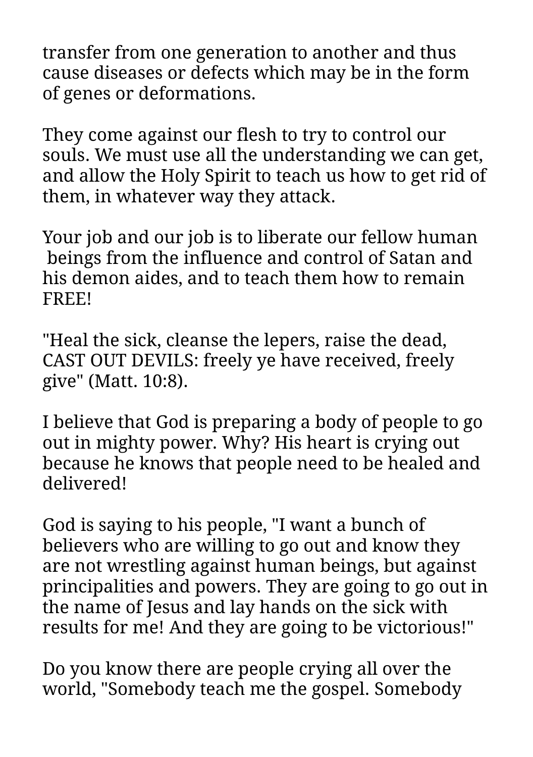transfer from one generation to another and thus cause diseases or defects which may be in the form of genes or deformations.

They come against our flesh to try to control our souls. We must use all the understanding we can get, and allow the Holy Spirit to teach us how to get rid of them, in whatever way they attack.

Your job and our job is to liberate our fellow human beings from the influence and control of Satan and his demon aides, and to teach them how to remain FREE!

"Heal the sick, cleanse the lepers, raise the dead, CAST OUT DEVILS: freely ye have received, freely give" (Matt. 10:8).

I believe that God is preparing a body of people to go out in mighty power. Why? His heart is crying out because he knows that people need to be healed and delivered!

God is saying to his people, "I want a bunch of believers who are willing to go out and know they are not wrestling against human beings, but against principalities and powers. They are going to go out in the name of Jesus and lay hands on the sick with results for me! And they are going to be victorious!"

Do you know there are people crying all over the world, "Somebody teach me the gospel. Somebody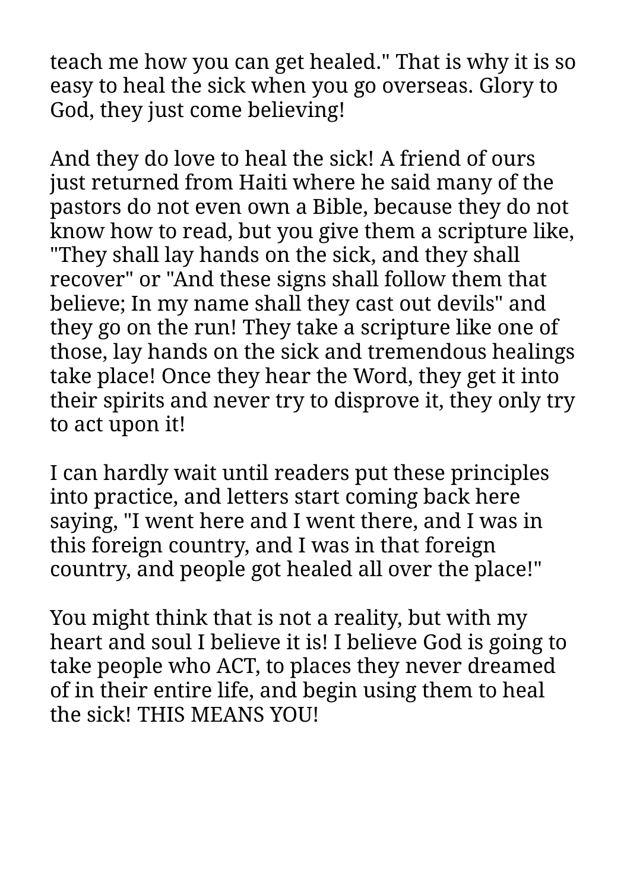teach me how you can get healed." That is why it is so easy to heal the sick when you go overseas. Glory to God, they just come believing!

And they do love to heal the sick! A friend of ours just returned from Haiti where he said many of the pastors do not even own a Bible, because they do not know how to read, but you give them a scripture like, "They shall lay hands on the sick, and they shall recover" or "And these signs shall follow them that believe; In my name shall they cast out devils" and they go on the run! They take a scripture like one of those, lay hands on the sick and tremendous healings take place! Once they hear the Word, they get it into their spirits and never try to disprove it, they only try to act upon it!

I can hardly wait until readers put these principles into practice, and letters start coming back here saying, "I went here and I went there, and I was in this foreign country, and I was in that foreign country, and people got healed all over the place!"

You might think that is not a reality, but with my heart and soul I believe it is! I believe God is going to take people who ACT, to places they never dreamed of in their entire life, and begin using them to heal the sick! THIS MEANS YOU!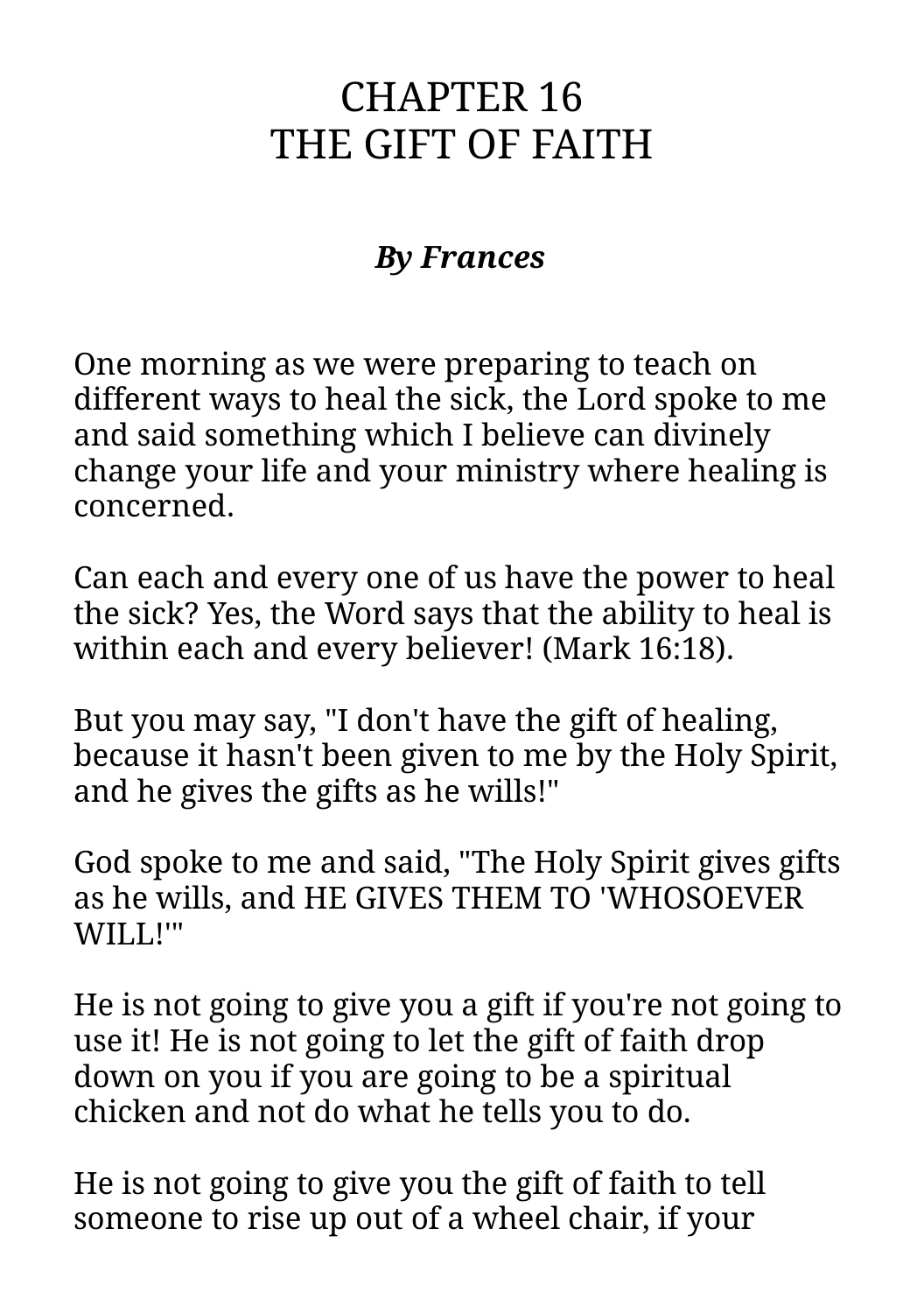# CHAPTER 16
# THE GIFT OF FAITH

***By Frances***

One morning as we were preparing to teach on different ways to heal the sick, the Lord spoke to me and said something which I believe can divinely change your life and your ministry where healing is concerned.

Can each and every one of us have the power to heal the sick? Yes, the Word says that the ability to heal is within each and every believer! (Mark 16:18).

But you may say, "I don't have the gift of healing, because it hasn't been given to me by the Holy Spirit, and he gives the gifts as he wills!"

God spoke to me and said, "The Holy Spirit gives gifts as he wills, and HE GIVES THEM TO 'WHOSOEVER WILL!'"

He is not going to give you a gift if you're not going to use it! He is not going to let the gift of faith drop down on you if you are going to be a spiritual chicken and not do what he tells you to do.

He is not going to give you the gift of faith to tell someone to rise up out of a wheel chair, if your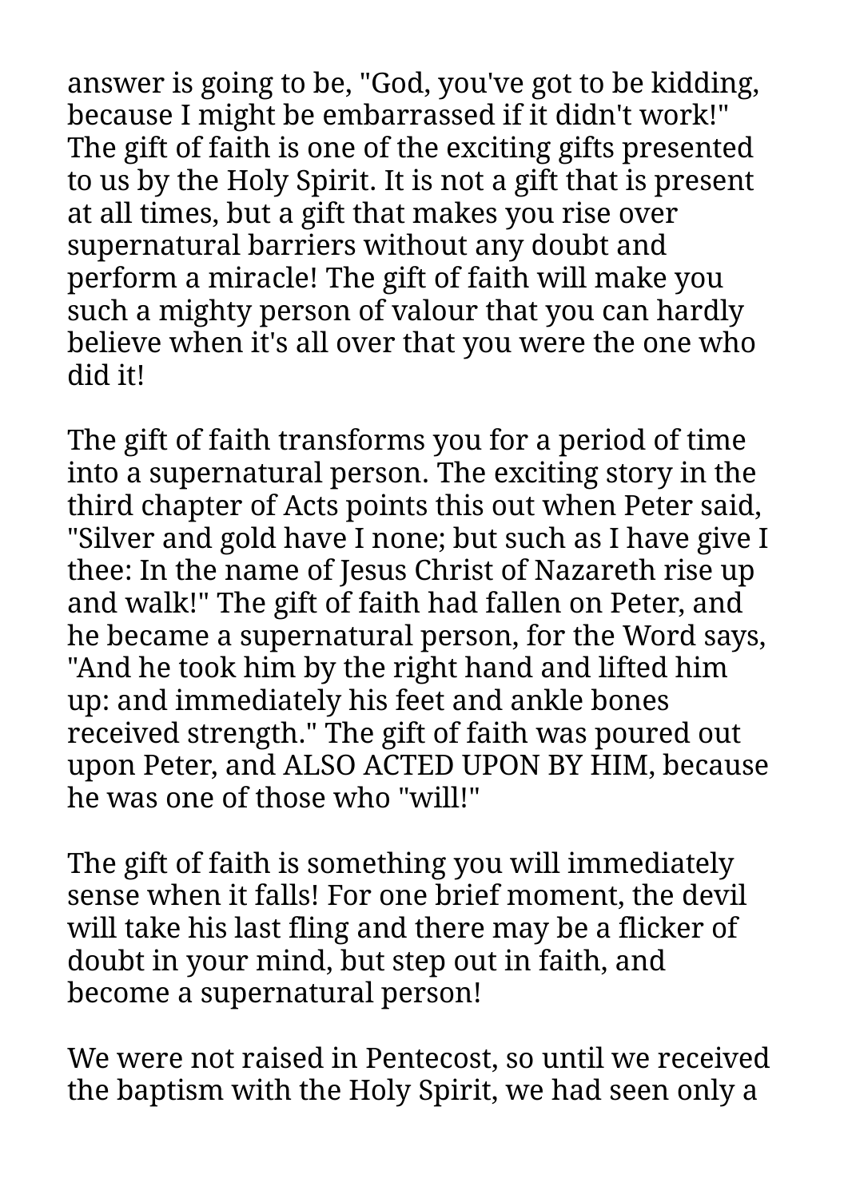answer is going to be, "God, you've got to be kidding, because I might be embarrassed if it didn't work!" The gift of faith is one of the exciting gifts presented to us by the Holy Spirit. It is not a gift that is present at all times, but a gift that makes you rise over supernatural barriers without any doubt and perform a miracle! The gift of faith will make you such a mighty person of valour that you can hardly believe when it's all over that you were the one who did it!

The gift of faith transforms you for a period of time into a supernatural person. The exciting story in the third chapter of Acts points this out when Peter said, "Silver and gold have I none; but such as I have give I thee: In the name of Jesus Christ of Nazareth rise up and walk!" The gift of faith had fallen on Peter, and he became a supernatural person, for the Word says, "And he took him by the right hand and lifted him up: and immediately his feet and ankle bones received strength." The gift of faith was poured out upon Peter, and ALSO ACTED UPON BY HIM, because he was one of those who "will!"

The gift of faith is something you will immediately sense when it falls! For one brief moment, the devil will take his last fling and there may be a flicker of doubt in your mind, but step out in faith, and become a supernatural person!

We were not raised in Pentecost, so until we received the baptism with the Holy Spirit, we had seen only a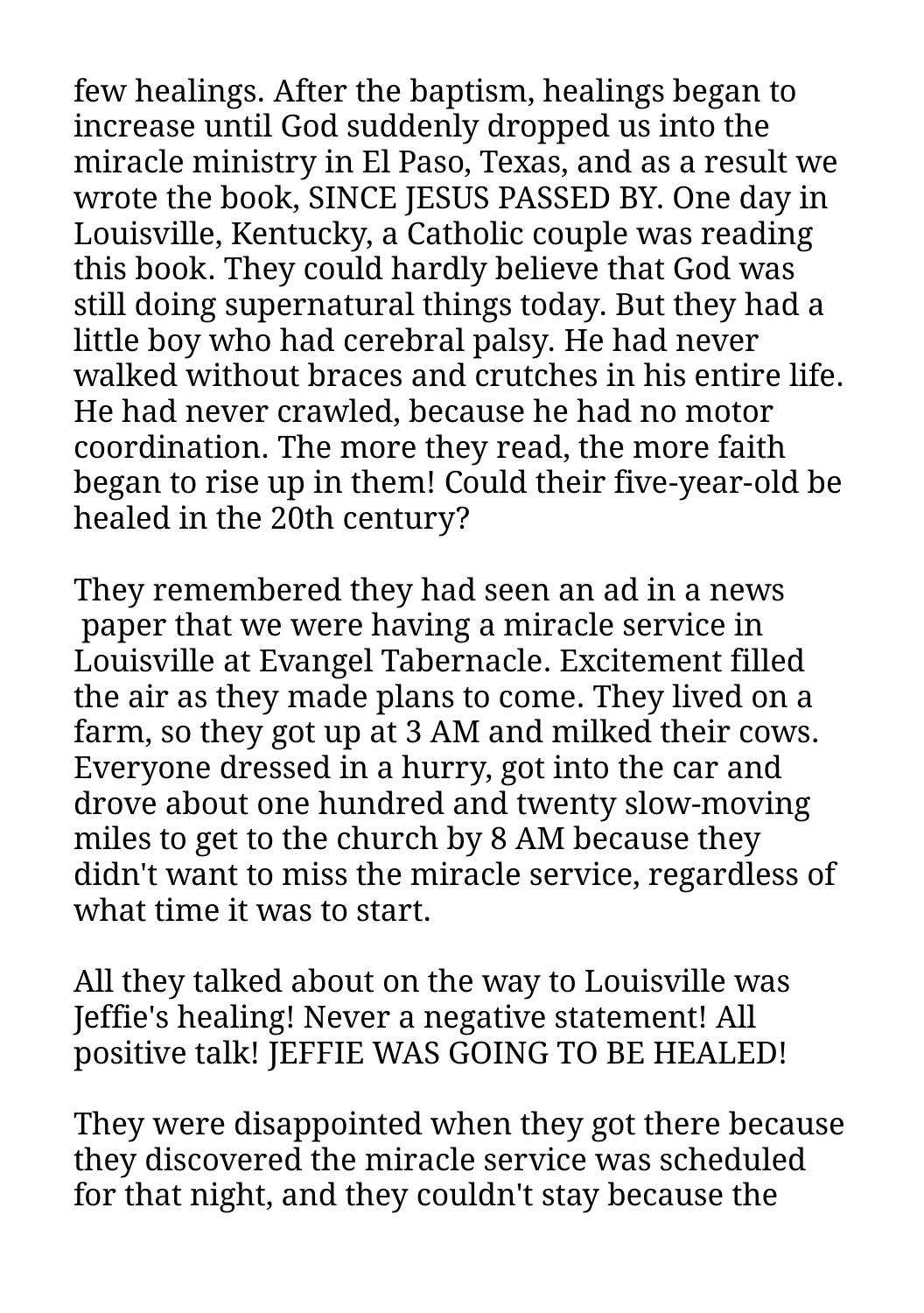few healings. After the baptism, healings began to increase until God suddenly dropped us into the miracle ministry in El Paso, Texas, and as a result we wrote the book, SINCE JESUS PASSED BY. One day in Louisville, Kentucky, a Catholic couple was reading this book. They could hardly believe that God was still doing supernatural things today. But they had a little boy who had cerebral palsy. He had never walked without braces and crutches in his entire life. He had never crawled, because he had no motor coordination. The more they read, the more faith began to rise up in them! Could their five-year-old be healed in the 20th century?

They remembered they had seen an ad in a news paper that we were having a miracle service in Louisville at Evangel Tabernacle. Excitement filled the air as they made plans to come. They lived on a farm, so they got up at 3 AM and milked their cows. Everyone dressed in a hurry, got into the car and drove about one hundred and twenty slow-moving miles to get to the church by 8 AM because they didn't want to miss the miracle service, regardless of what time it was to start.

All they talked about on the way to Louisville was Jeffie's healing! Never a negative statement! All positive talk! JEFFIE WAS GOING TO BE HEALED!

They were disappointed when they got there because they discovered the miracle service was scheduled for that night, and they couldn't stay because the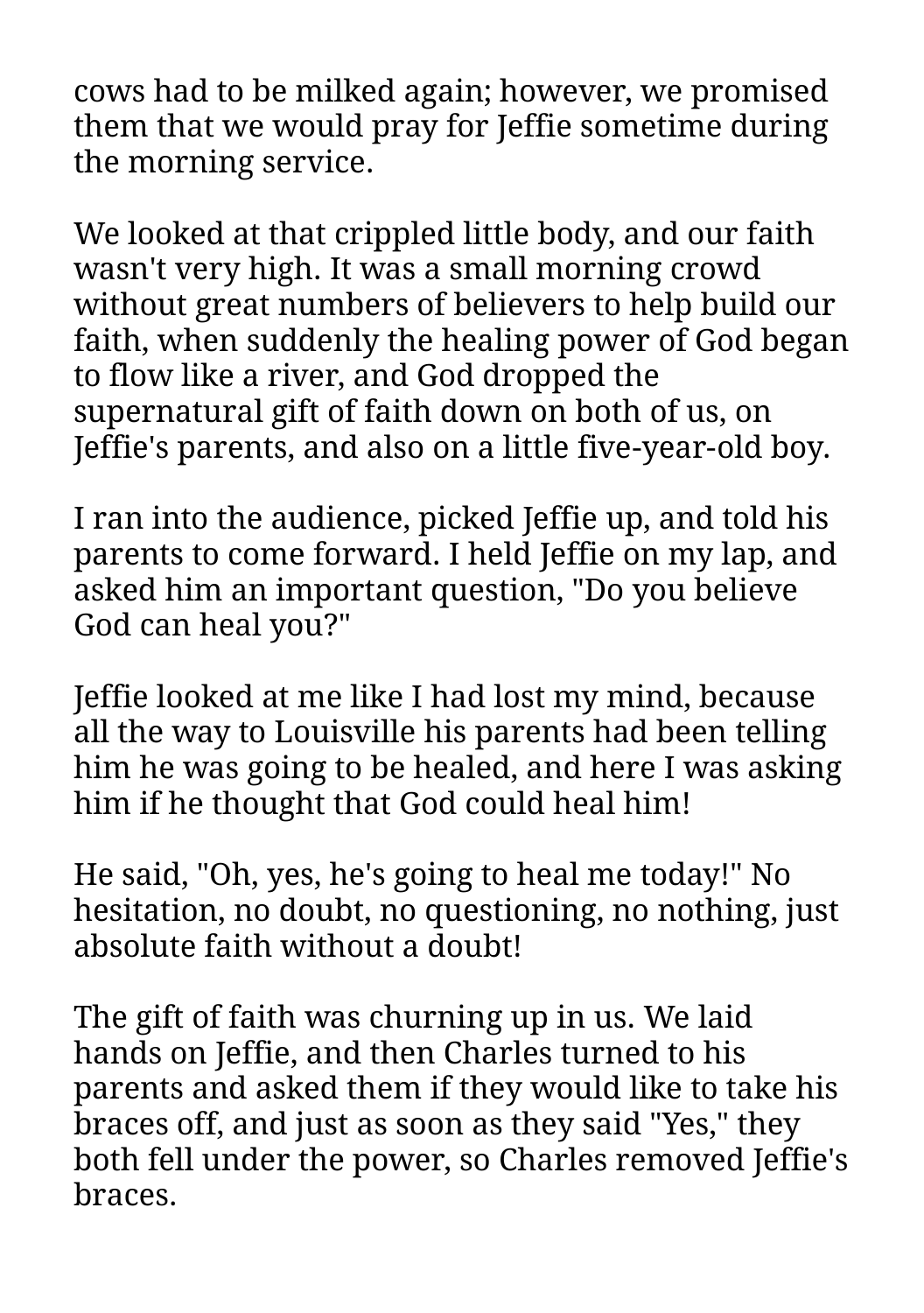cows had to be milked again; however, we promised them that we would pray for Jeffie sometime during the morning service.

We looked at that crippled little body, and our faith wasn't very high. It was a small morning crowd without great numbers of believers to help build our faith, when suddenly the healing power of God began to flow like a river, and God dropped the supernatural gift of faith down on both of us, on Jeffie's parents, and also on a little five-year-old boy.

I ran into the audience, picked Jeffie up, and told his parents to come forward. I held Jeffie on my lap, and asked him an important question, "Do you believe God can heal you?"

Jeffie looked at me like I had lost my mind, because all the way to Louisville his parents had been telling him he was going to be healed, and here I was asking him if he thought that God could heal him!

He said, "Oh, yes, he's going to heal me today!" No hesitation, no doubt, no questioning, no nothing, just absolute faith without a doubt!

The gift of faith was churning up in us. We laid hands on Jeffie, and then Charles turned to his parents and asked them if they would like to take his braces off, and just as soon as they said "Yes," they both fell under the power, so Charles removed Jeffie's braces.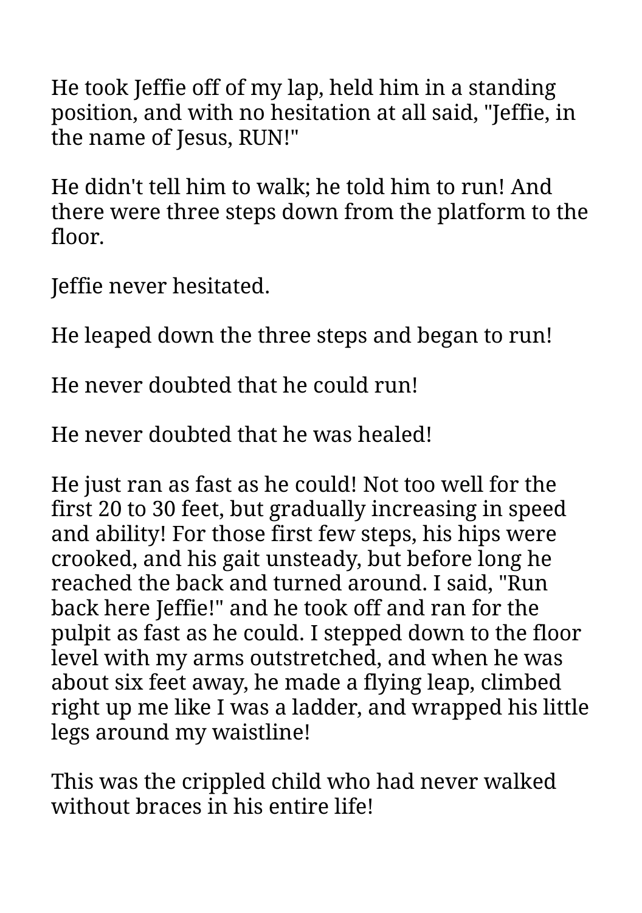He took Jeffie off of my lap, held him in a standing position, and with no hesitation at all said, "Jeffie, in the name of Jesus, RUN!"

He didn't tell him to walk; he told him to run! And there were three steps down from the platform to the floor.

Jeffie never hesitated.

He leaped down the three steps and began to run!

He never doubted that he could run!

He never doubted that he was healed!

He just ran as fast as he could! Not too well for the first 20 to 30 feet, but gradually increasing in speed and ability! For those first few steps, his hips were crooked, and his gait unsteady, but before long he reached the back and turned around. I said, "Run back here Jeffie!" and he took off and ran for the pulpit as fast as he could. I stepped down to the floor level with my arms outstretched, and when he was about six feet away, he made a flying leap, climbed right up me like I was a ladder, and wrapped his little legs around my waistline!

This was the crippled child who had never walked without braces in his entire life!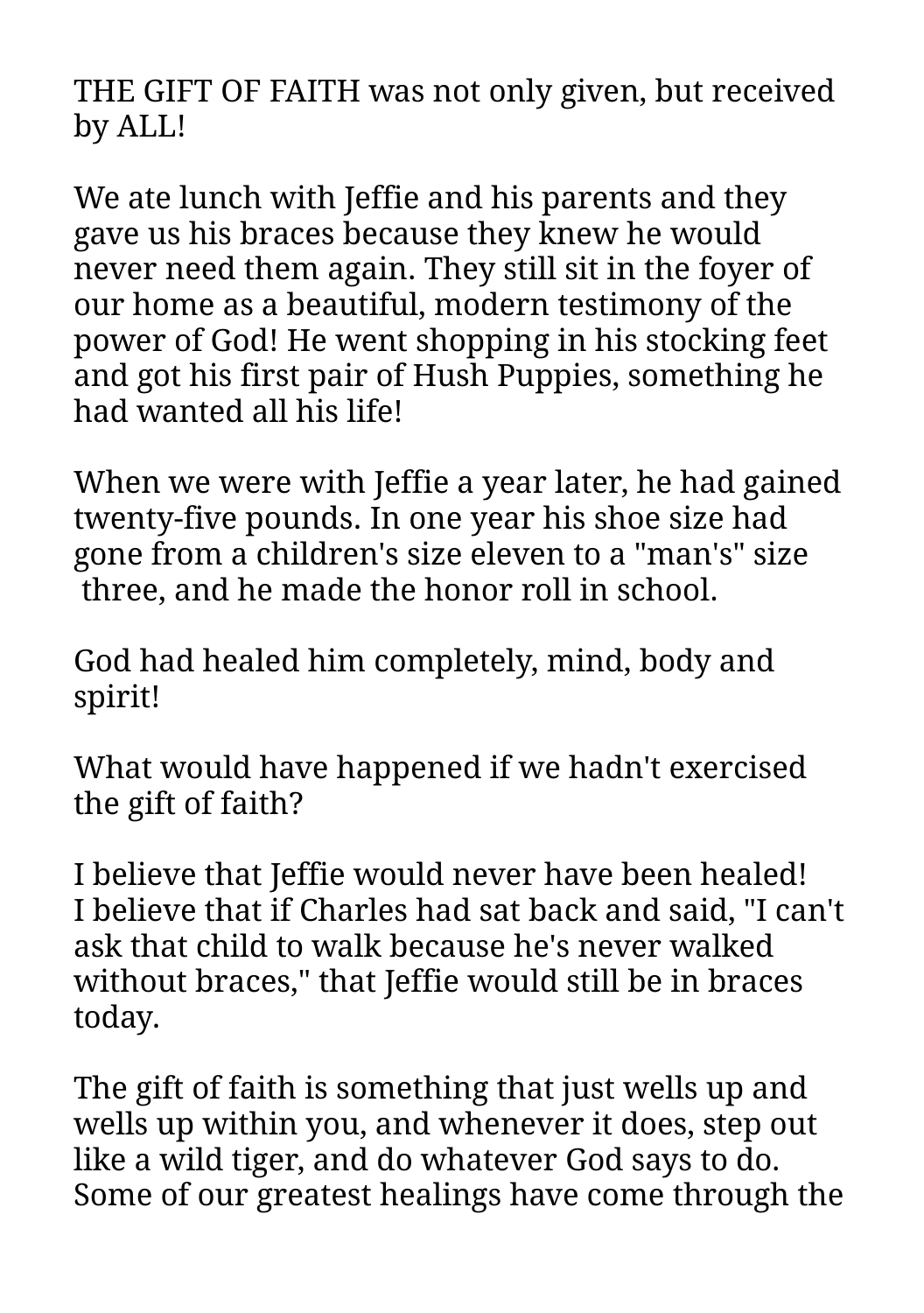THE GIFT OF FAITH was not only given, but received by ALL!

We ate lunch with Jeffie and his parents and they gave us his braces because they knew he would never need them again. They still sit in the foyer of our home as a beautiful, modern testimony of the power of God! He went shopping in his stocking feet and got his first pair of Hush Puppies, something he had wanted all his life!

When we were with Jeffie a year later, he had gained twenty-five pounds. In one year his shoe size had gone from a children's size eleven to a "man's" size three, and he made the honor roll in school.

God had healed him completely, mind, body and spirit!

What would have happened if we hadn't exercised the gift of faith?

I believe that Jeffie would never have been healed! I believe that if Charles had sat back and said, "I can't ask that child to walk because he's never walked without braces," that Jeffie would still be in braces today.

The gift of faith is something that just wells up and wells up within you, and whenever it does, step out like a wild tiger, and do whatever God says to do. Some of our greatest healings have come through the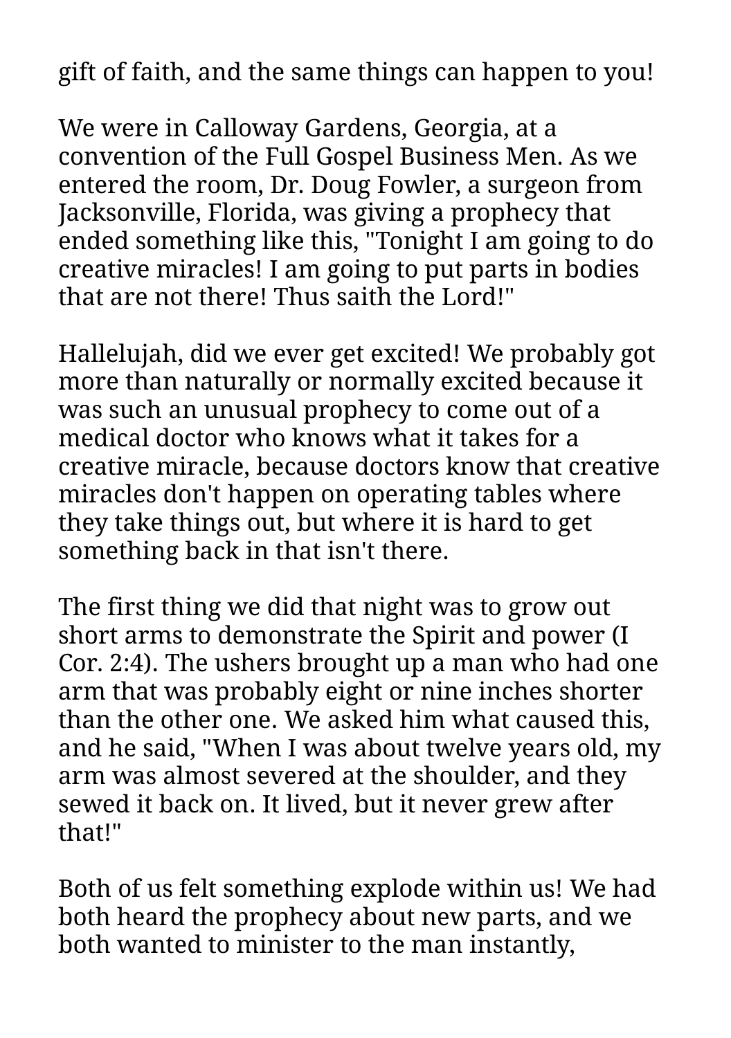gift of faith, and the same things can happen to you!

We were in Calloway Gardens, Georgia, at a convention of the Full Gospel Business Men. As we entered the room, Dr. Doug Fowler, a surgeon from Jacksonville, Florida, was giving a prophecy that ended something like this, "Tonight I am going to do creative miracles! I am going to put parts in bodies that are not there! Thus saith the Lord!"

Hallelujah, did we ever get excited! We probably got more than naturally or normally excited because it was such an unusual prophecy to come out of a medical doctor who knows what it takes for a creative miracle, because doctors know that creative miracles don't happen on operating tables where they take things out, but where it is hard to get something back in that isn't there.

The first thing we did that night was to grow out short arms to demonstrate the Spirit and power (I Cor. 2:4). The ushers brought up a man who had one arm that was probably eight or nine inches shorter than the other one. We asked him what caused this, and he said, "When I was about twelve years old, my arm was almost severed at the shoulder, and they sewed it back on. It lived, but it never grew after that!"

Both of us felt something explode within us! We had both heard the prophecy about new parts, and we both wanted to minister to the man instantly,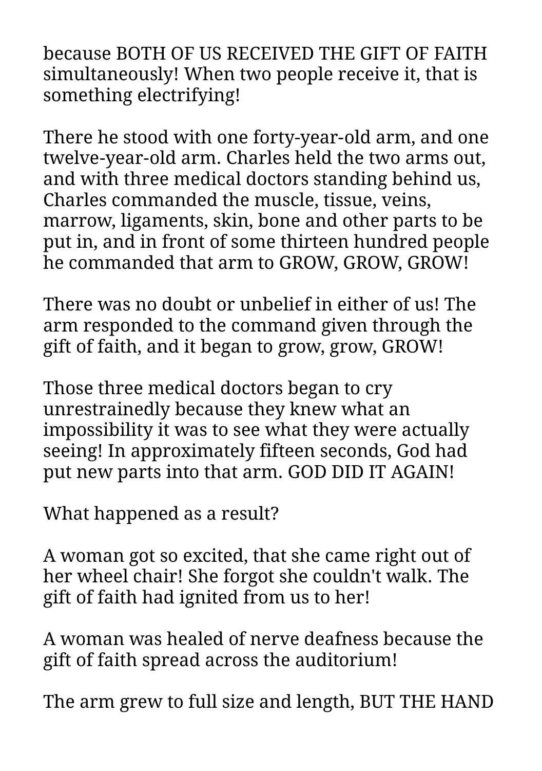because BOTH OF US RECEIVED THE GIFT OF FAITH simultaneously! When two people receive it, that is something electrifying!

There he stood with one forty-year-old arm, and one twelve-year-old arm. Charles held the two arms out, and with three medical doctors standing behind us, Charles commanded the muscle, tissue, veins, marrow, ligaments, skin, bone and other parts to be put in, and in front of some thirteen hundred people he commanded that arm to GROW, GROW, GROW!

There was no doubt or unbelief in either of us! The arm responded to the command given through the gift of faith, and it began to grow, grow, GROW!

Those three medical doctors began to cry unrestrainedly because they knew what an impossibility it was to see what they were actually seeing! In approximately fifteen seconds, God had put new parts into that arm. GOD DID IT AGAIN!

What happened as a result?

A woman got so excited, that she came right out of her wheel chair! She forgot she couldn't walk. The gift of faith had ignited from us to her!

A woman was healed of nerve deafness because the gift of faith spread across the auditorium!

The arm grew to full size and length, BUT THE HAND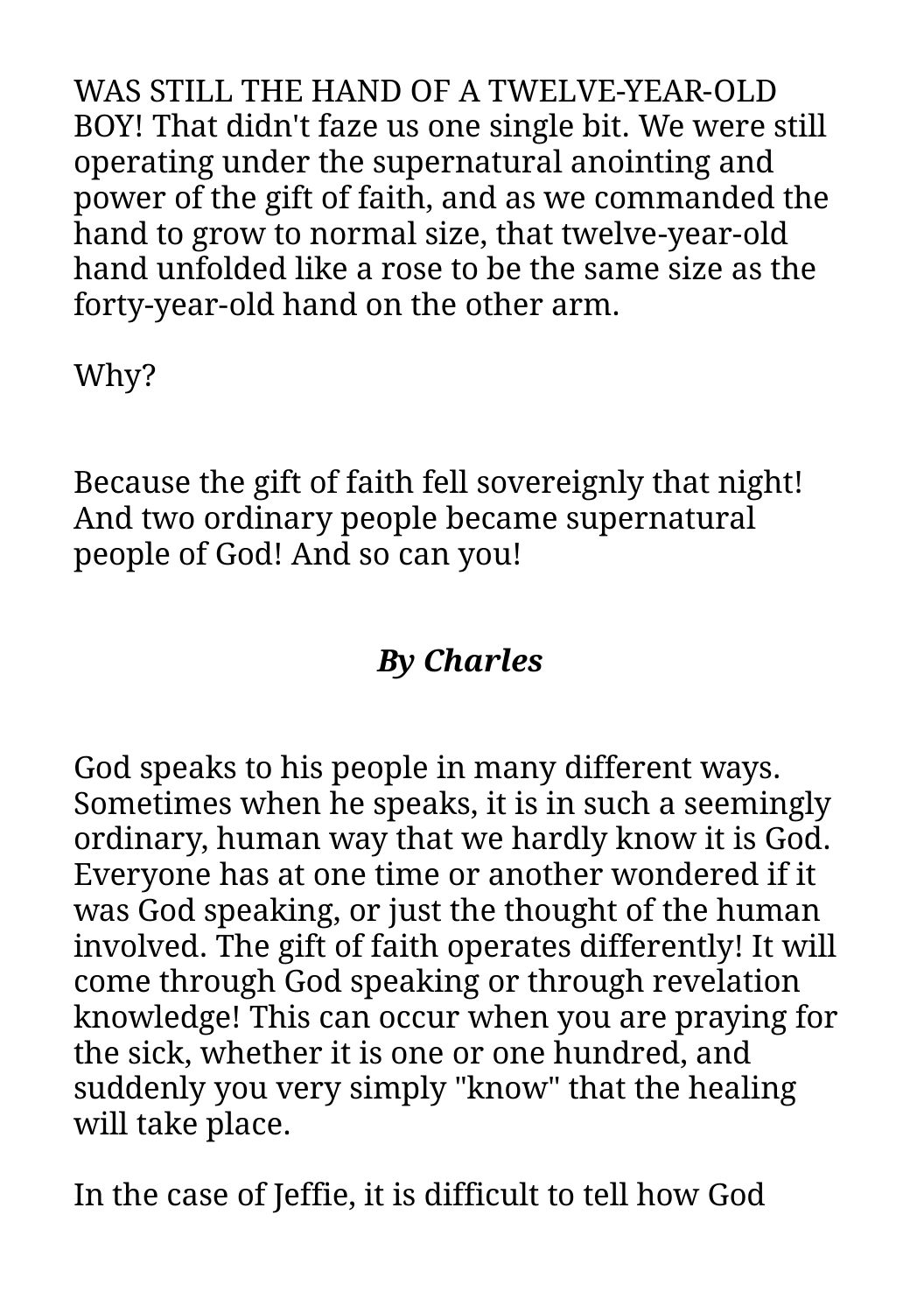WAS STILL THE HAND OF A TWELVE-YEAR-OLD BOY! That didn't faze us one single bit. We were still operating under the supernatural anointing and power of the gift of faith, and as we commanded the hand to grow to normal size, that twelve-year-old hand unfolded like a rose to be the same size as the forty-year-old hand on the other arm.

Why?

Because the gift of faith fell sovereignly that night! And two ordinary people became supernatural people of God! And so can you!

***By Charles***

God speaks to his people in many different ways. Sometimes when he speaks, it is in such a seemingly ordinary, human way that we hardly know it is God. Everyone has at one time or another wondered if it was God speaking, or just the thought of the human involved. The gift of faith operates differently! It will come through God speaking or through revelation knowledge! This can occur when you are praying for the sick, whether it is one or one hundred, and suddenly you very simply "know" that the healing will take place.

In the case of Jeffie, it is difficult to tell how God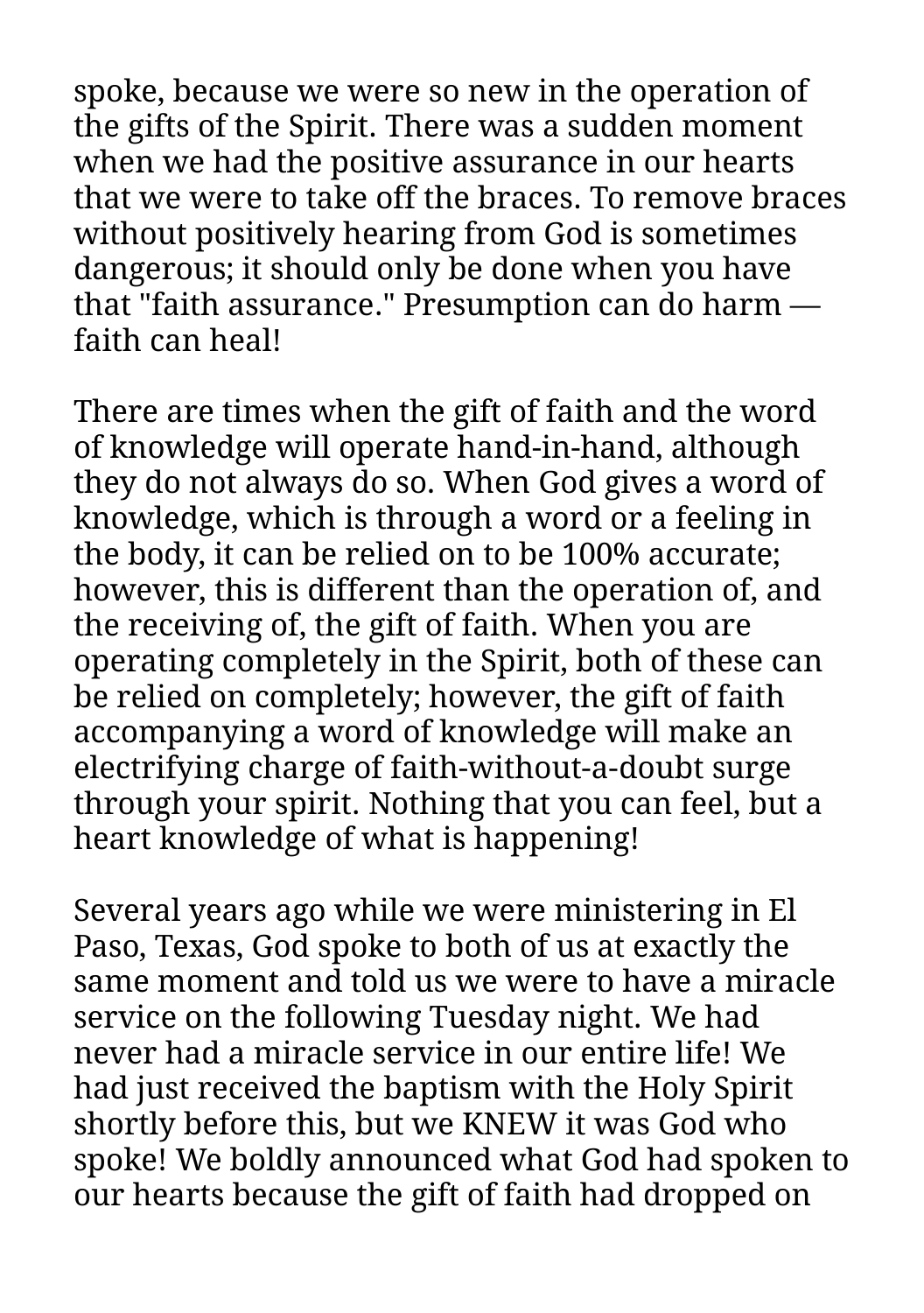spoke, because we were so new in the operation of the gifts of the Spirit. There was a sudden moment when we had the positive assurance in our hearts that we were to take off the braces. To remove braces without positively hearing from God is sometimes dangerous; it should only be done when you have that "faith assurance." Presumption can do harm — faith can heal!

There are times when the gift of faith and the word of knowledge will operate hand-in-hand, although they do not always do so. When God gives a word of knowledge, which is through a word or a feeling in the body, it can be relied on to be 100% accurate; however, this is different than the operation of, and the receiving of, the gift of faith. When you are operating completely in the Spirit, both of these can be relied on completely; however, the gift of faith accompanying a word of knowledge will make an electrifying charge of faith-without-a-doubt surge through your spirit. Nothing that you can feel, but a heart knowledge of what is happening!

Several years ago while we were ministering in El Paso, Texas, God spoke to both of us at exactly the same moment and told us we were to have a miracle service on the following Tuesday night. We had never had a miracle service in our entire life! We had just received the baptism with the Holy Spirit shortly before this, but we KNEW it was God who spoke! We boldly announced what God had spoken to our hearts because the gift of faith had dropped on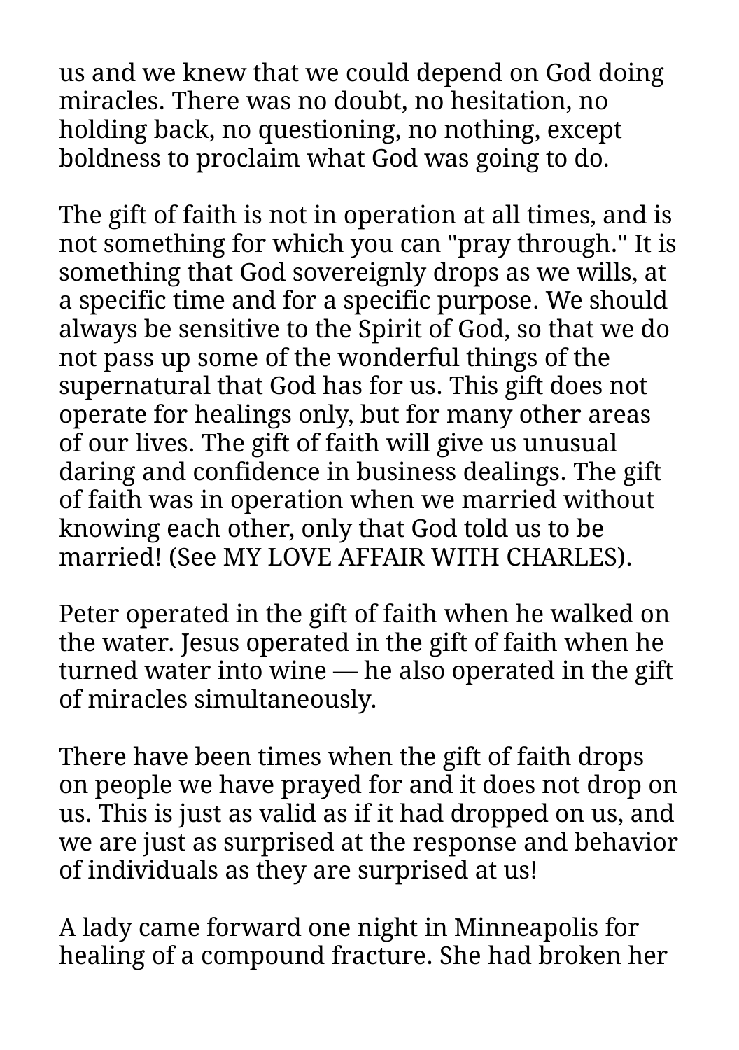us and we knew that we could depend on God doing miracles. There was no doubt, no hesitation, no holding back, no questioning, no nothing, except boldness to proclaim what God was going to do.

The gift of faith is not in operation at all times, and is not something for which you can "pray through." It is something that God sovereignly drops as we wills, at a specific time and for a specific purpose. We should always be sensitive to the Spirit of God, so that we do not pass up some of the wonderful things of the supernatural that God has for us. This gift does not operate for healings only, but for many other areas of our lives. The gift of faith will give us unusual daring and confidence in business dealings. The gift of faith was in operation when we married without knowing each other, only that God told us to be married! (See MY LOVE AFFAIR WITH CHARLES).

Peter operated in the gift of faith when he walked on the water. Jesus operated in the gift of faith when he turned water into wine — he also operated in the gift of miracles simultaneously.

There have been times when the gift of faith drops on people we have prayed for and it does not drop on us. This is just as valid as if it had dropped on us, and we are just as surprised at the response and behavior of individuals as they are surprised at us!

A lady came forward one night in Minneapolis for healing of a compound fracture. She had broken her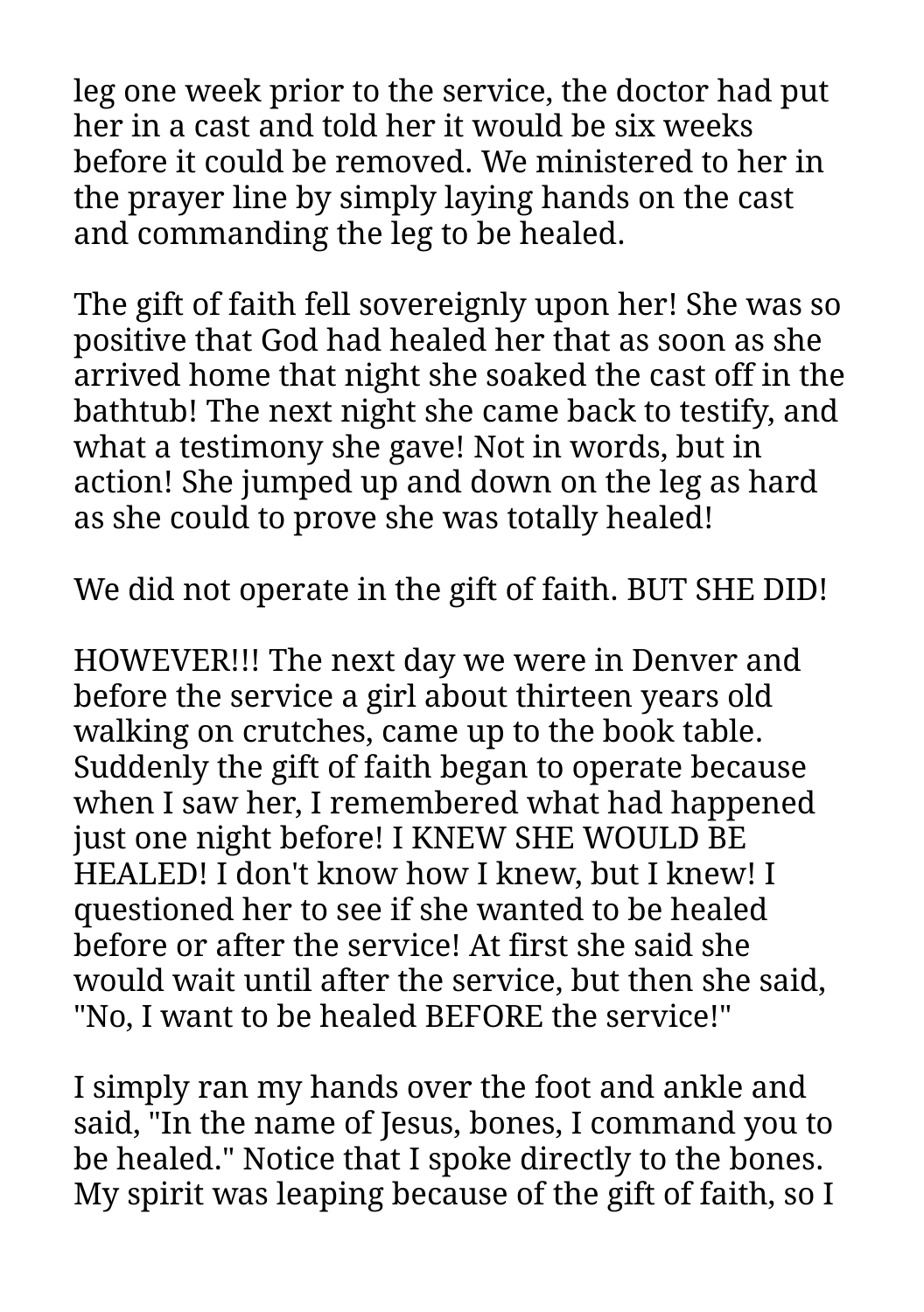leg one week prior to the service, the doctor had put her in a cast and told her it would be six weeks before it could be removed. We ministered to her in the prayer line by simply laying hands on the cast and commanding the leg to be healed.

The gift of faith fell sovereignly upon her! She was so positive that God had healed her that as soon as she arrived home that night she soaked the cast off in the bathtub! The next night she came back to testify, and what a testimony she gave! Not in words, but in action! She jumped up and down on the leg as hard as she could to prove she was totally healed!

We did not operate in the gift of faith. BUT SHE DID!

HOWEVER!!! The next day we were in Denver and before the service a girl about thirteen years old walking on crutches, came up to the book table. Suddenly the gift of faith began to operate because when I saw her, I remembered what had happened just one night before! I KNEW SHE WOULD BE HEALED! I don't know how I knew, but I knew! I questioned her to see if she wanted to be healed before or after the service! At first she said she would wait until after the service, but then she said, "No, I want to be healed BEFORE the service!"

I simply ran my hands over the foot and ankle and said, "In the name of Jesus, bones, I command you to be healed." Notice that I spoke directly to the bones. My spirit was leaping because of the gift of faith, so I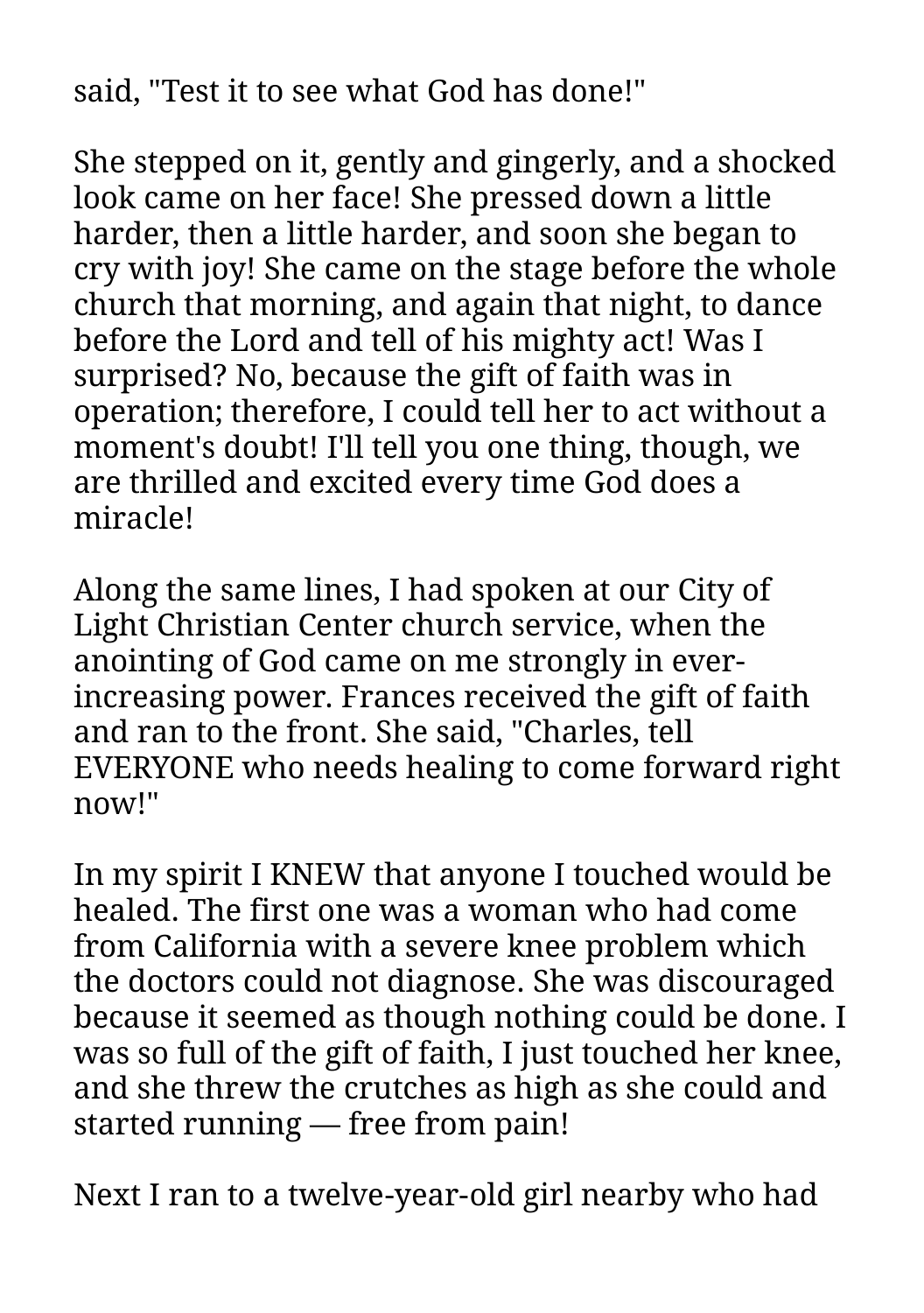said, "Test it to see what God has done!"

She stepped on it, gently and gingerly, and a shocked look came on her face! She pressed down a little harder, then a little harder, and soon she began to cry with joy! She came on the stage before the whole church that morning, and again that night, to dance before the Lord and tell of his mighty act! Was I surprised? No, because the gift of faith was in operation; therefore, I could tell her to act without a moment's doubt! I'll tell you one thing, though, we are thrilled and excited every time God does a miracle!

Along the same lines, I had spoken at our City of Light Christian Center church service, when the anointing of God came on me strongly in ever-increasing power. Frances received the gift of faith and ran to the front. She said, "Charles, tell EVERYONE who needs healing to come forward right now!"

In my spirit I KNEW that anyone I touched would be healed. The first one was a woman who had come from California with a severe knee problem which the doctors could not diagnose. She was discouraged because it seemed as though nothing could be done. I was so full of the gift of faith, I just touched her knee, and she threw the crutches as high as she could and started running — free from pain!

Next I ran to a twelve-year-old girl nearby who had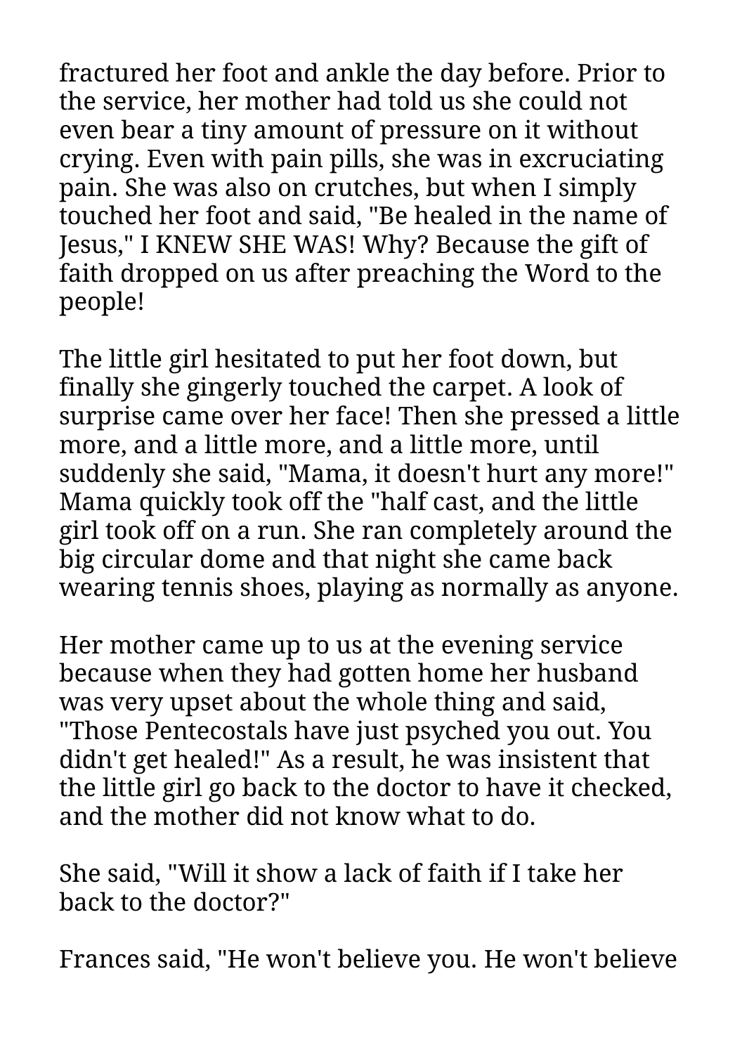fractured her foot and ankle the day before. Prior to the service, her mother had told us she could not even bear a tiny amount of pressure on it without crying. Even with pain pills, she was in excruciating pain. She was also on crutches, but when I simply touched her foot and said, "Be healed in the name of Jesus," I KNEW SHE WAS! Why? Because the gift of faith dropped on us after preaching the Word to the people!

The little girl hesitated to put her foot down, but finally she gingerly touched the carpet. A look of surprise came over her face! Then she pressed a little more, and a little more, and a little more, until suddenly she said, "Mama, it doesn't hurt any more!" Mama quickly took off the "half cast, and the little girl took off on a run. She ran completely around the big circular dome and that night she came back wearing tennis shoes, playing as normally as anyone.

Her mother came up to us at the evening service because when they had gotten home her husband was very upset about the whole thing and said, "Those Pentecostals have just psyched you out. You didn't get healed!" As a result, he was insistent that the little girl go back to the doctor to have it checked, and the mother did not know what to do.

She said, "Will it show a lack of faith if I take her back to the doctor?"

Frances said, "He won't believe you. He won't believe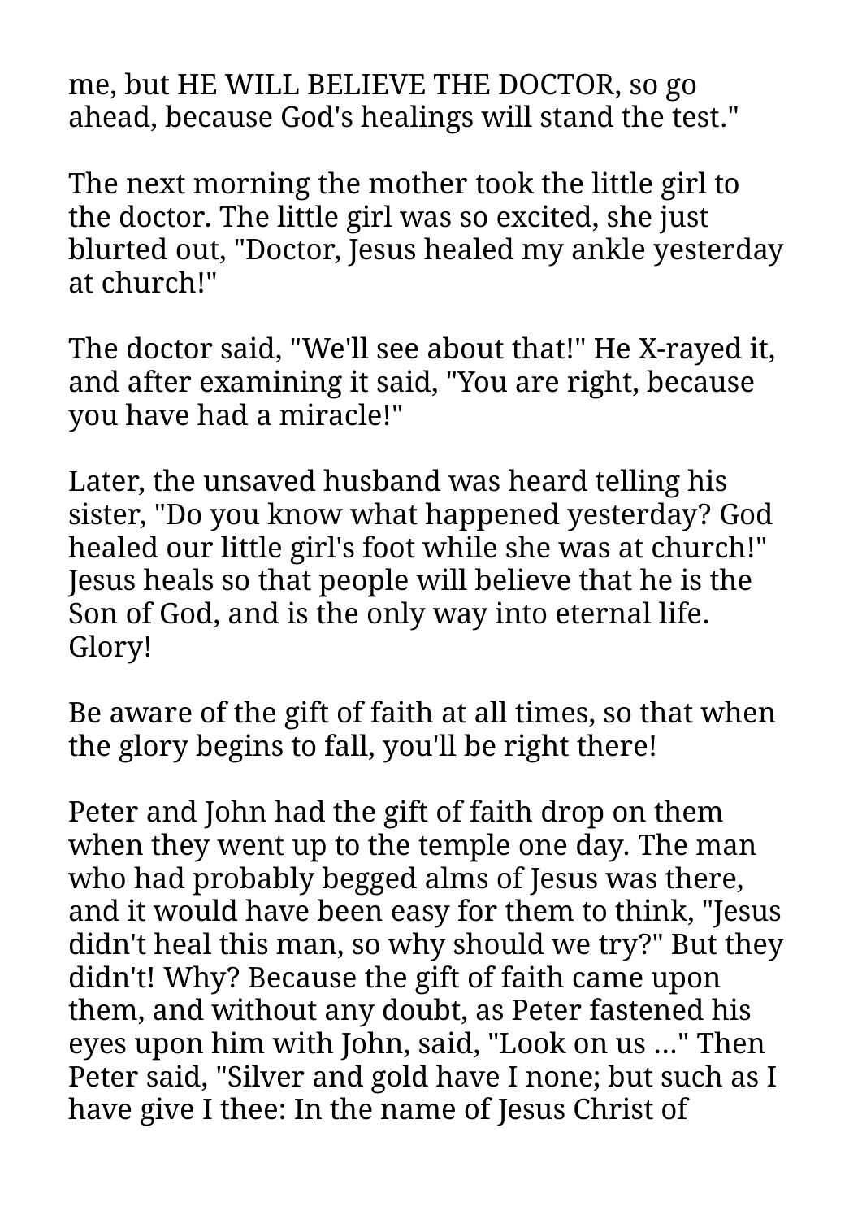me, but HE WILL BELIEVE THE DOCTOR, so go ahead, because God's healings will stand the test."

The next morning the mother took the little girl to the doctor. The little girl was so excited, she just blurted out, "Doctor, Jesus healed my ankle yesterday at church!"

The doctor said, "We'll see about that!" He X-rayed it, and after examining it said, "You are right, because you have had a miracle!"

Later, the unsaved husband was heard telling his sister, "Do you know what happened yesterday? God healed our little girl's foot while she was at church!" Jesus heals so that people will believe that he is the Son of God, and is the only way into eternal life. Glory!

Be aware of the gift of faith at all times, so that when the glory begins to fall, you'll be right there!

Peter and John had the gift of faith drop on them when they went up to the temple one day. The man who had probably begged alms of Jesus was there, and it would have been easy for them to think, "Jesus didn't heal this man, so why should we try?" But they didn't! Why? Because the gift of faith came upon them, and without any doubt, as Peter fastened his eyes upon him with John, said, "Look on us ..." Then Peter said, "Silver and gold have I none; but such as I have give I thee: In the name of Jesus Christ of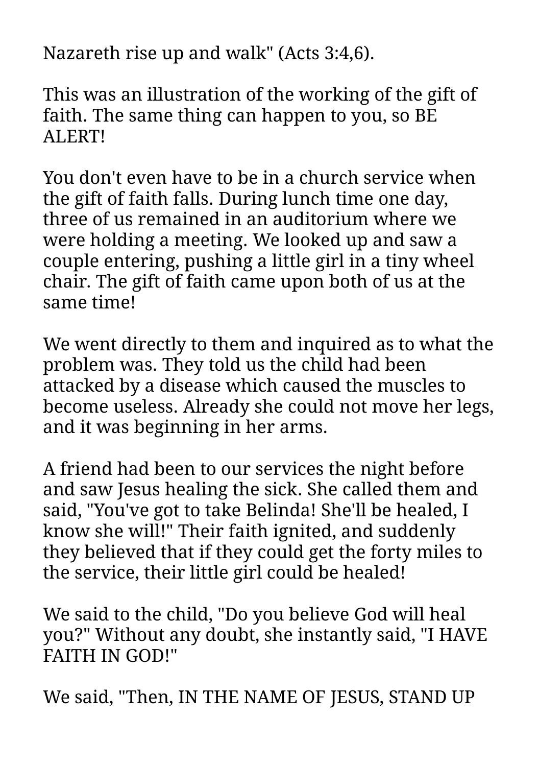Nazareth rise up and walk" (Acts 3:4,6).

This was an illustration of the working of the gift of faith. The same thing can happen to you, so BE ALERT!

You don't even have to be in a church service when the gift of faith falls. During lunch time one day, three of us remained in an auditorium where we were holding a meeting. We looked up and saw a couple entering, pushing a little girl in a tiny wheel chair. The gift of faith came upon both of us at the same time!

We went directly to them and inquired as to what the problem was. They told us the child had been attacked by a disease which caused the muscles to become useless. Already she could not move her legs, and it was beginning in her arms.

A friend had been to our services the night before and saw Jesus healing the sick. She called them and said, "You've got to take Belinda! She'll be healed, I know she will!" Their faith ignited, and suddenly they believed that if they could get the forty miles to the service, their little girl could be healed!

We said to the child, "Do you believe God will heal you?" Without any doubt, she instantly said, "I HAVE FAITH IN GOD!"

We said, "Then, IN THE NAME OF JESUS, STAND UP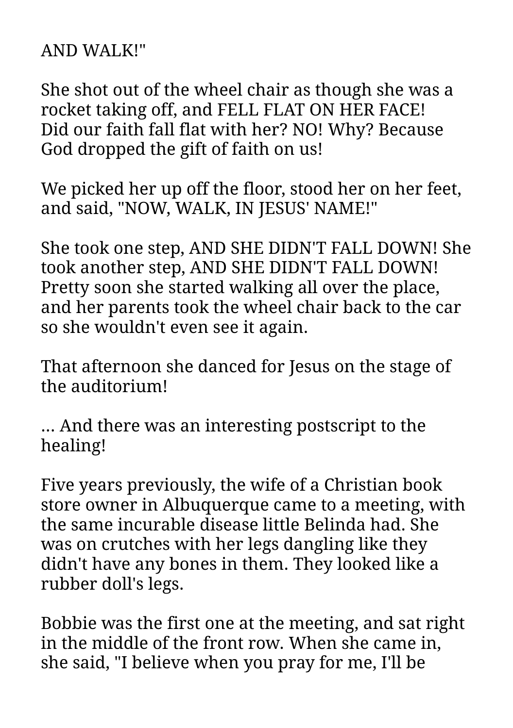AND WALK!"

She shot out of the wheel chair as though she was a rocket taking off, and FELL FLAT ON HER FACE!
Did our faith fall flat with her? NO! Why? Because God dropped the gift of faith on us!

We picked her up off the floor, stood her on her feet, and said, "NOW, WALK, IN JESUS' NAME!"

She took one step, AND SHE DIDN'T FALL DOWN! She took another step, AND SHE DIDN'T FALL DOWN! Pretty soon she started walking all over the place, and her parents took the wheel chair back to the car so she wouldn't even see it again.

That afternoon she danced for Jesus on the stage of the auditorium!

... And there was an interesting postscript to the healing!

Five years previously, the wife of a Christian book store owner in Albuquerque came to a meeting, with the same incurable disease little Belinda had. She was on crutches with her legs dangling like they didn't have any bones in them. They looked like a rubber doll's legs.

Bobbie was the first one at the meeting, and sat right in the middle of the front row. When she came in, she said, "I believe when you pray for me, I'll be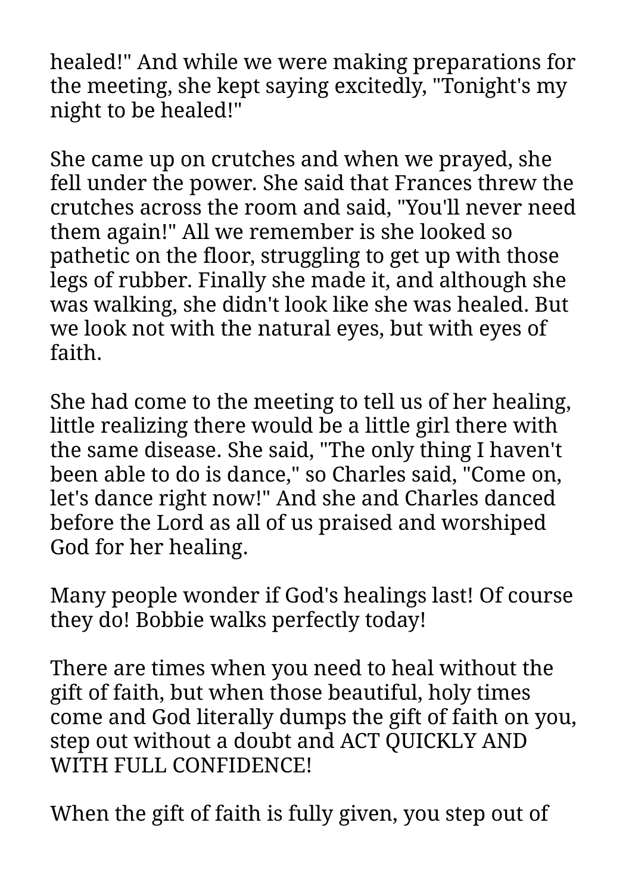healed!" And while we were making preparations for the meeting, she kept saying excitedly, "Tonight's my night to be healed!"

She came up on crutches and when we prayed, she fell under the power. She said that Frances threw the crutches across the room and said, "You'll never need them again!" All we remember is she looked so pathetic on the floor, struggling to get up with those legs of rubber. Finally she made it, and although she was walking, she didn't look like she was healed. But we look not with the natural eyes, but with eyes of faith.

She had come to the meeting to tell us of her healing, little realizing there would be a little girl there with the same disease. She said, "The only thing I haven't been able to do is dance," so Charles said, "Come on, let's dance right now!" And she and Charles danced before the Lord as all of us praised and worshiped God for her healing.

Many people wonder if God's healings last! Of course they do! Bobbie walks perfectly today!

There are times when you need to heal without the gift of faith, but when those beautiful, holy times come and God literally dumps the gift of faith on you, step out without a doubt and ACT QUICKLY AND WITH FULL CONFIDENCE!

When the gift of faith is fully given, you step out of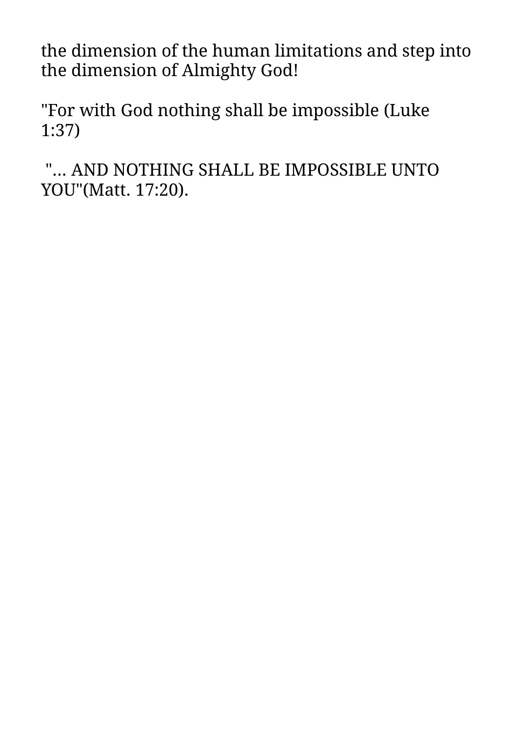the dimension of the human limitations and step into the dimension of Almighty God!

"For with God nothing shall be impossible (Luke 1:37)

"... AND NOTHING SHALL BE IMPOSSIBLE UNTO YOU"(Matt. 17:20).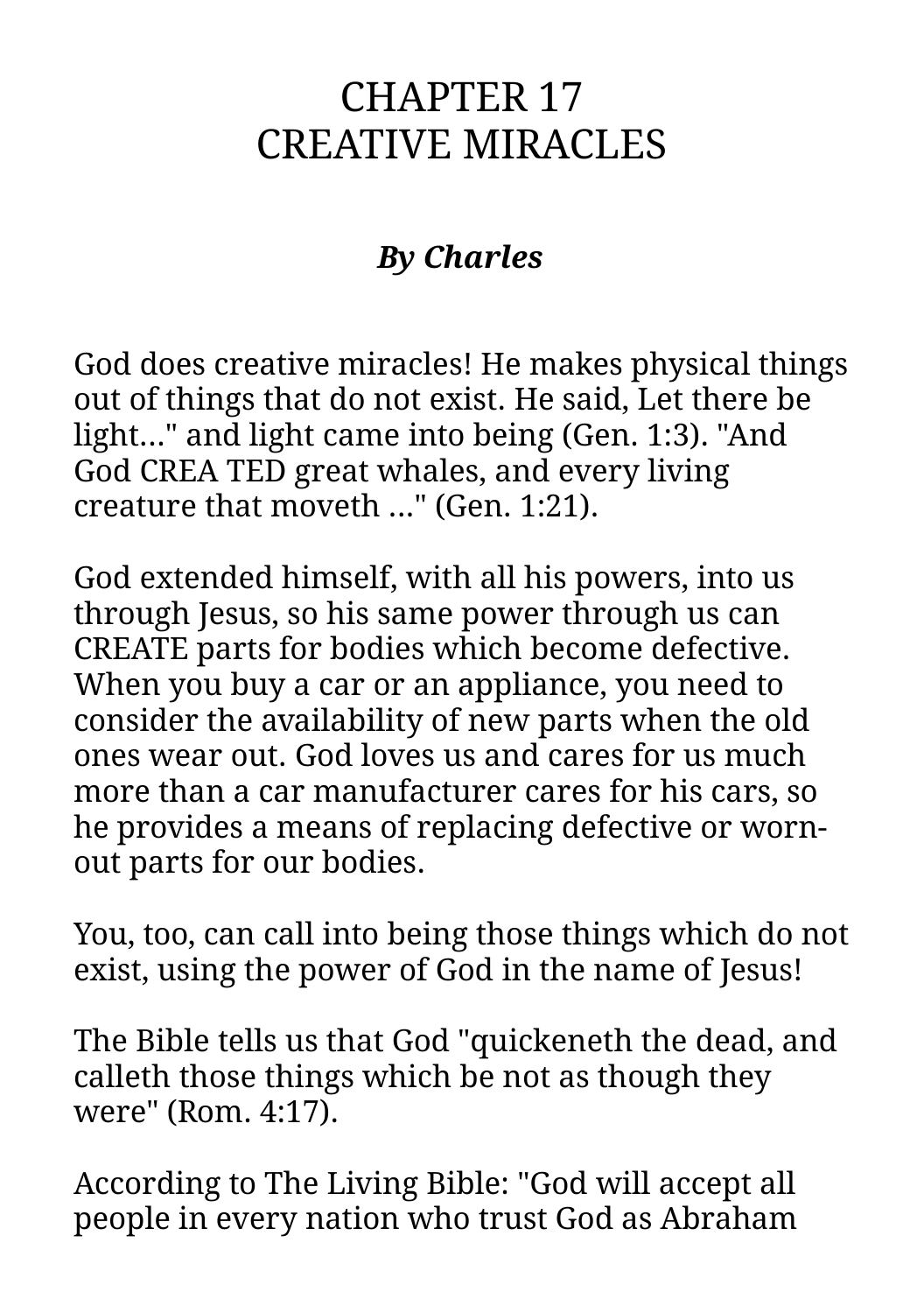# CHAPTER 17
# CREATIVE MIRACLES

***By Charles***

God does creative miracles! He makes physical things out of things that do not exist. He said, Let there be light..." and light came into being (Gen. 1:3). "And God CREA TED great whales, and every living creature that moveth ..." (Gen. 1:21).

God extended himself, with all his powers, into us through Jesus, so his same power through us can CREATE parts for bodies which become defective. When you buy a car or an appliance, you need to consider the availability of new parts when the old ones wear out. God loves us and cares for us much more than a car manufacturer cares for his cars, so he provides a means of replacing defective or worn-out parts for our bodies.

You, too, can call into being those things which do not exist, using the power of God in the name of Jesus!

The Bible tells us that God "quickeneth the dead, and calleth those things which be not as though they were" (Rom. 4:17).

According to The Living Bible: "God will accept all people in every nation who trust God as Abraham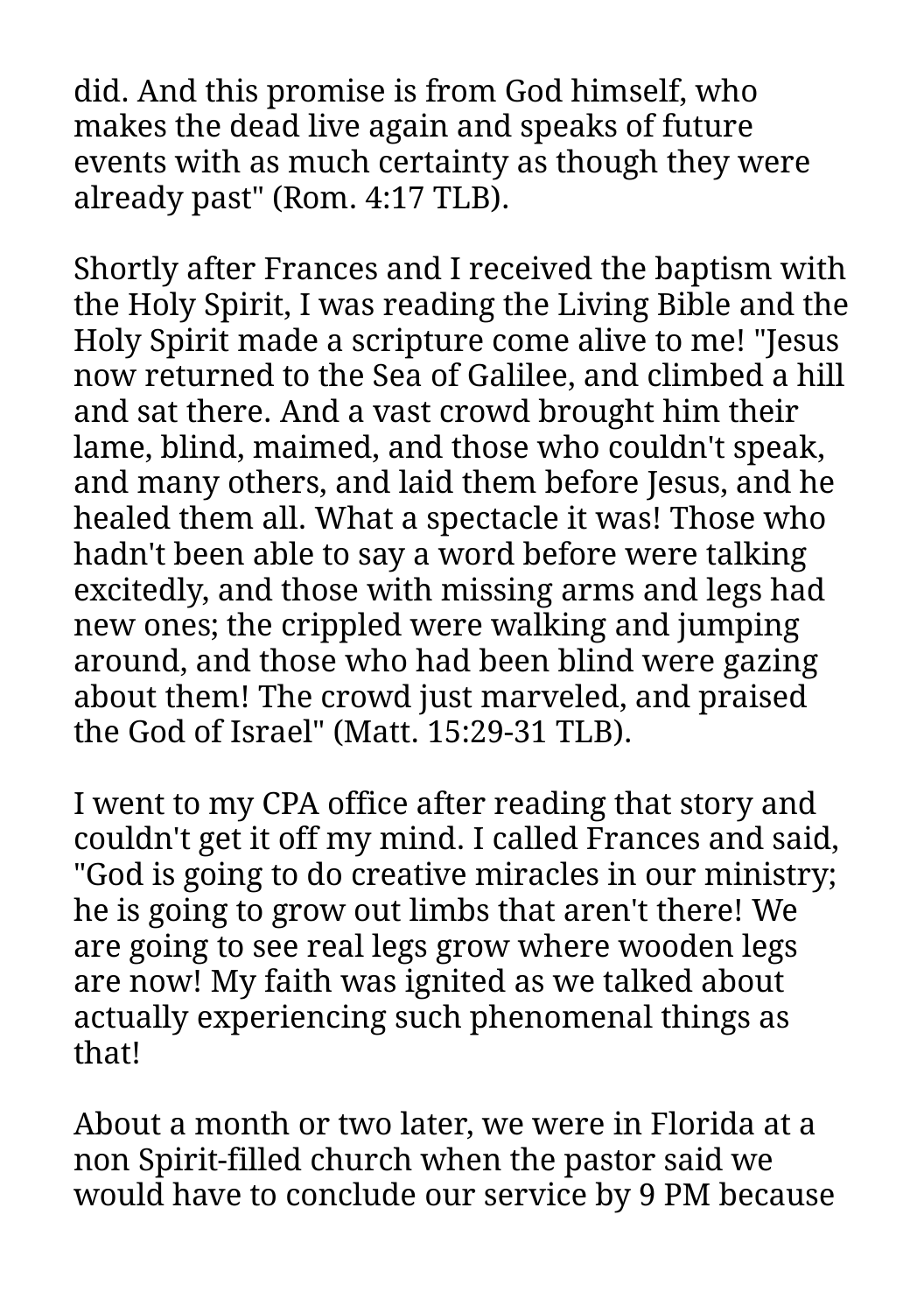did. And this promise is from God himself, who makes the dead live again and speaks of future events with as much certainty as though they were already past" (Rom. 4:17 TLB).

Shortly after Frances and I received the baptism with the Holy Spirit, I was reading the Living Bible and the Holy Spirit made a scripture come alive to me! "Jesus now returned to the Sea of Galilee, and climbed a hill and sat there. And a vast crowd brought him their lame, blind, maimed, and those who couldn't speak, and many others, and laid them before Jesus, and he healed them all. What a spectacle it was! Those who hadn't been able to say a word before were talking excitedly, and those with missing arms and legs had new ones; the crippled were walking and jumping around, and those who had been blind were gazing about them! The crowd just marveled, and praised the God of Israel" (Matt. 15:29-31 TLB).

I went to my CPA office after reading that story and couldn't get it off my mind. I called Frances and said, "God is going to do creative miracles in our ministry; he is going to grow out limbs that aren't there! We are going to see real legs grow where wooden legs are now! My faith was ignited as we talked about actually experiencing such phenomenal things as that!

About a month or two later, we were in Florida at a non Spirit-filled church when the pastor said we would have to conclude our service by 9 PM because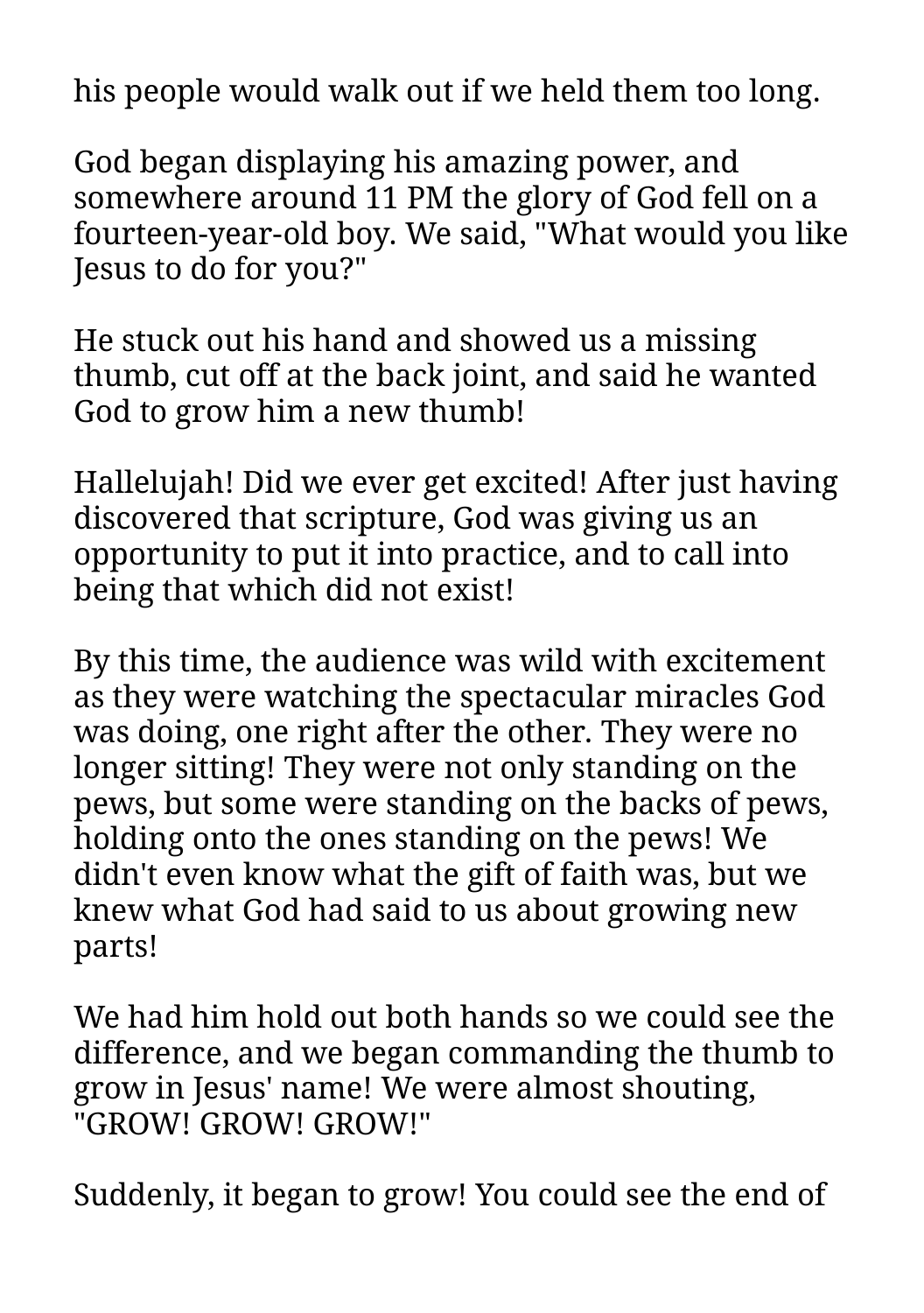his people would walk out if we held them too long.

God began displaying his amazing power, and somewhere around 11 PM the glory of God fell on a fourteen-year-old boy. We said, "What would you like Jesus to do for you?"

He stuck out his hand and showed us a missing thumb, cut off at the back joint, and said he wanted God to grow him a new thumb!

Hallelujah! Did we ever get excited! After just having discovered that scripture, God was giving us an opportunity to put it into practice, and to call into being that which did not exist!

By this time, the audience was wild with excitement as they were watching the spectacular miracles God was doing, one right after the other. They were no longer sitting! They were not only standing on the pews, but some were standing on the backs of pews, holding onto the ones standing on the pews! We didn't even know what the gift of faith was, but we knew what God had said to us about growing new parts!

We had him hold out both hands so we could see the difference, and we began commanding the thumb to grow in Jesus' name! We were almost shouting, "GROW! GROW! GROW!"

Suddenly, it began to grow! You could see the end of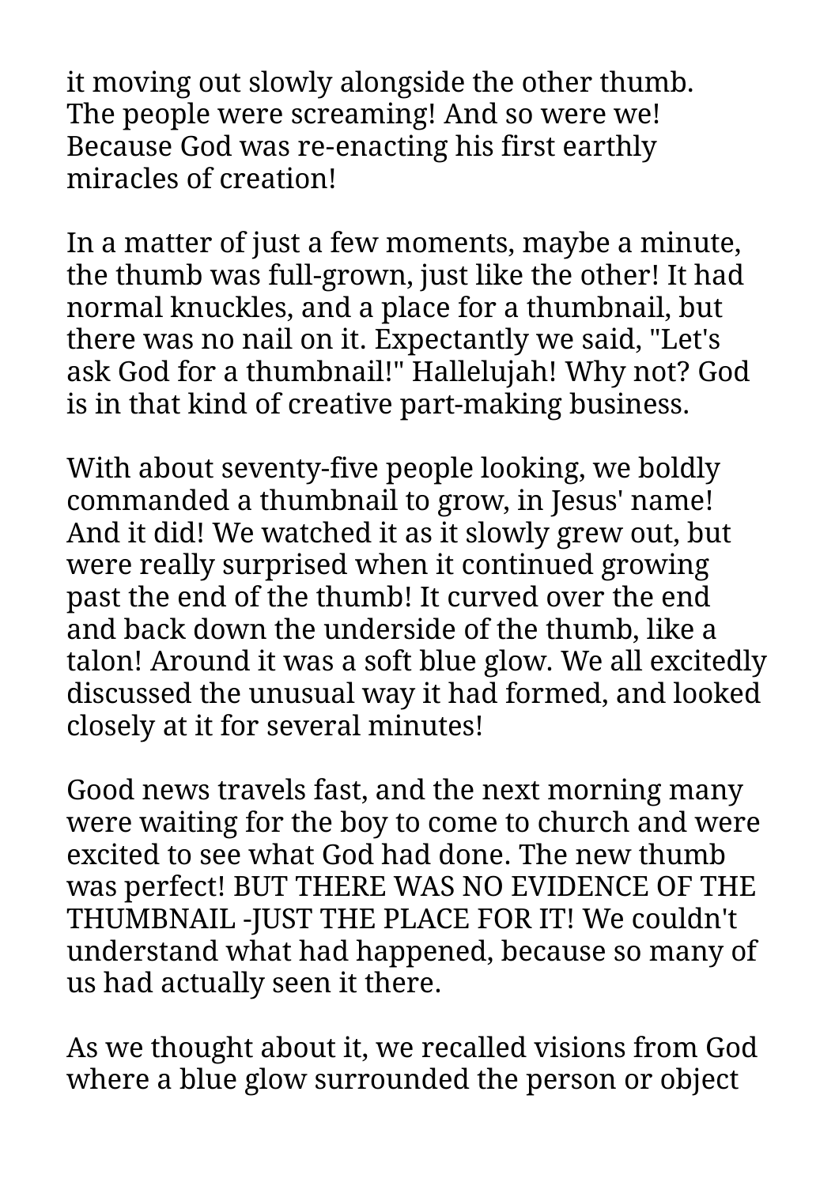it moving out slowly alongside the other thumb. The people were screaming! And so were we! Because God was re-enacting his first earthly miracles of creation!

In a matter of just a few moments, maybe a minute, the thumb was full-grown, just like the other! It had normal knuckles, and a place for a thumbnail, but there was no nail on it. Expectantly we said, "Let's ask God for a thumbnail!" Hallelujah! Why not? God is in that kind of creative part-making business.

With about seventy-five people looking, we boldly commanded a thumbnail to grow, in Jesus' name! And it did! We watched it as it slowly grew out, but were really surprised when it continued growing past the end of the thumb! It curved over the end and back down the underside of the thumb, like a talon! Around it was a soft blue glow. We all excitedly discussed the unusual way it had formed, and looked closely at it for several minutes!

Good news travels fast, and the next morning many were waiting for the boy to come to church and were excited to see what God had done. The new thumb was perfect! BUT THERE WAS NO EVIDENCE OF THE THUMBNAIL -JUST THE PLACE FOR IT! We couldn't understand what had happened, because so many of us had actually seen it there.

As we thought about it, we recalled visions from God where a blue glow surrounded the person or object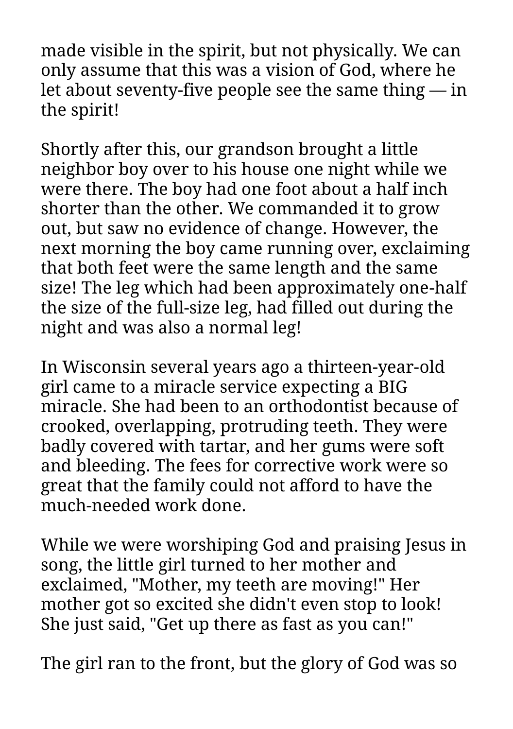made visible in the spirit, but not physically. We can only assume that this was a vision of God, where he let about seventy-five people see the same thing — in the spirit!

Shortly after this, our grandson brought a little neighbor boy over to his house one night while we were there. The boy had one foot about a half inch shorter than the other. We commanded it to grow out, but saw no evidence of change. However, the next morning the boy came running over, exclaiming that both feet were the same length and the same size! The leg which had been approximately one-half the size of the full-size leg, had filled out during the night and was also a normal leg!

In Wisconsin several years ago a thirteen-year-old girl came to a miracle service expecting a BIG miracle. She had been to an orthodontist because of crooked, overlapping, protruding teeth. They were badly covered with tartar, and her gums were soft and bleeding. The fees for corrective work were so great that the family could not afford to have the much-needed work done.

While we were worshiping God and praising Jesus in song, the little girl turned to her mother and exclaimed, "Mother, my teeth are moving!" Her mother got so excited she didn't even stop to look! She just said, "Get up there as fast as you can!"

The girl ran to the front, but the glory of God was so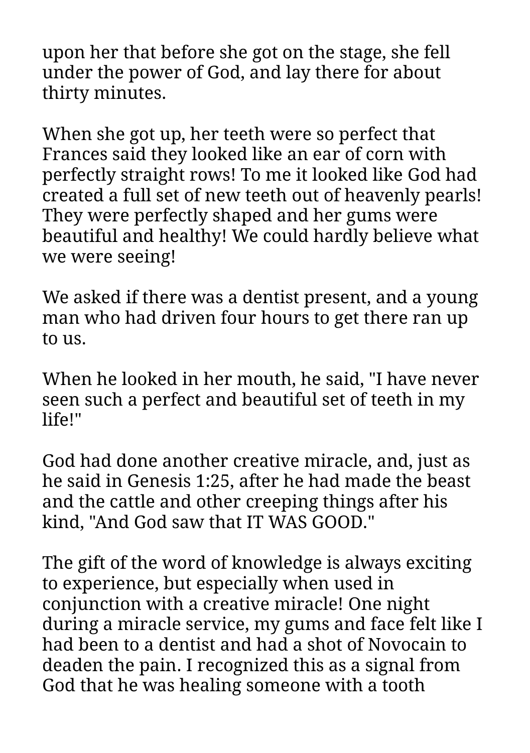upon her that before she got on the stage, she fell under the power of God, and lay there for about thirty minutes.

When she got up, her teeth were so perfect that Frances said they looked like an ear of corn with perfectly straight rows! To me it looked like God had created a full set of new teeth out of heavenly pearls! They were perfectly shaped and her gums were beautiful and healthy! We could hardly believe what we were seeing!

We asked if there was a dentist present, and a young man who had driven four hours to get there ran up to us.

When he looked in her mouth, he said, "I have never seen such a perfect and beautiful set of teeth in my life!"

God had done another creative miracle, and, just as he said in Genesis 1:25, after he had made the beast and the cattle and other creeping things after his kind, "And God saw that IT WAS GOOD."

The gift of the word of knowledge is always exciting to experience, but especially when used in conjunction with a creative miracle! One night during a miracle service, my gums and face felt like I had been to a dentist and had a shot of Novocain to deaden the pain. I recognized this as a signal from God that he was healing someone with a tooth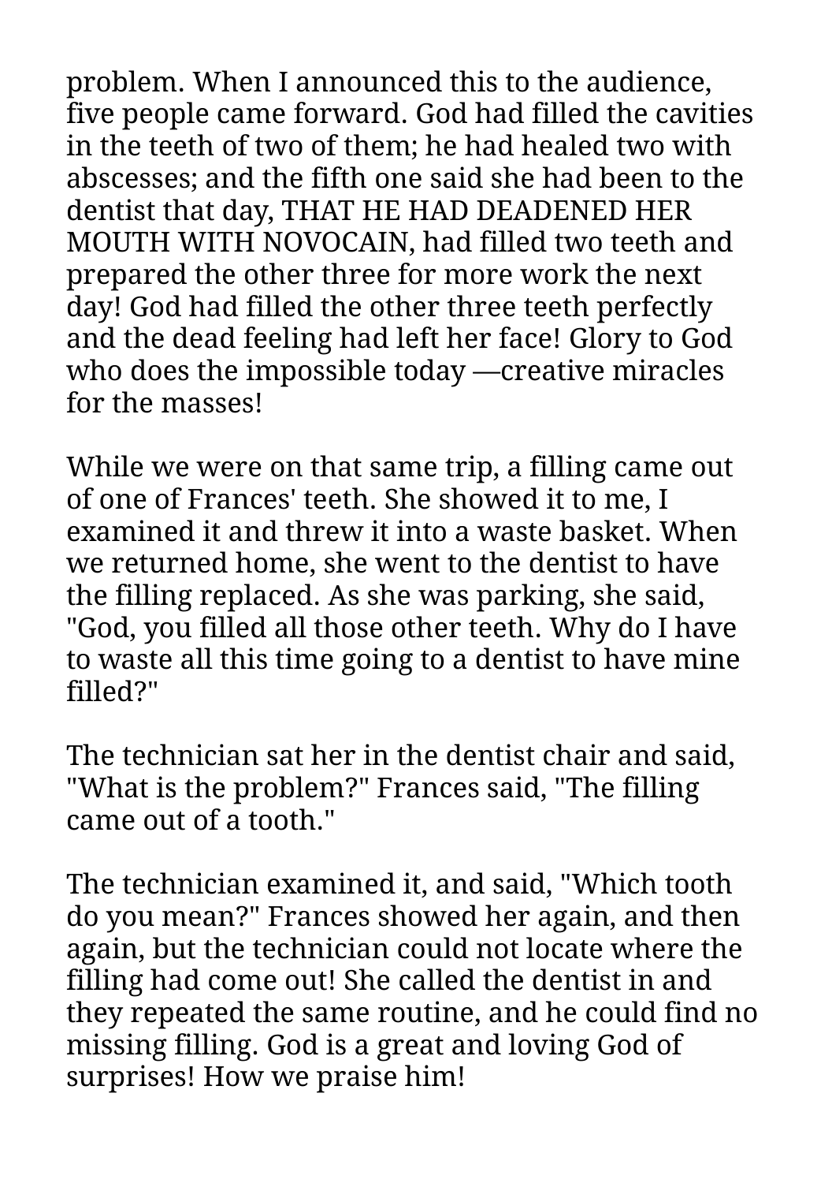problem. When I announced this to the audience, five people came forward. God had filled the cavities in the teeth of two of them; he had healed two with abscesses; and the fifth one said she had been to the dentist that day, THAT HE HAD DEADENED HER MOUTH WITH NOVOCAIN, had filled two teeth and prepared the other three for more work the next day! God had filled the other three teeth perfectly and the dead feeling had left her face! Glory to God who does the impossible today —creative miracles for the masses!

While we were on that same trip, a filling came out of one of Frances' teeth. She showed it to me, I examined it and threw it into a waste basket. When we returned home, she went to the dentist to have the filling replaced. As she was parking, she said, "God, you filled all those other teeth. Why do I have to waste all this time going to a dentist to have mine filled?"

The technician sat her in the dentist chair and said, "What is the problem?" Frances said, "The filling came out of a tooth."

The technician examined it, and said, "Which tooth do you mean?" Frances showed her again, and then again, but the technician could not locate where the filling had come out! She called the dentist in and they repeated the same routine, and he could find no missing filling. God is a great and loving God of surprises! How we praise him!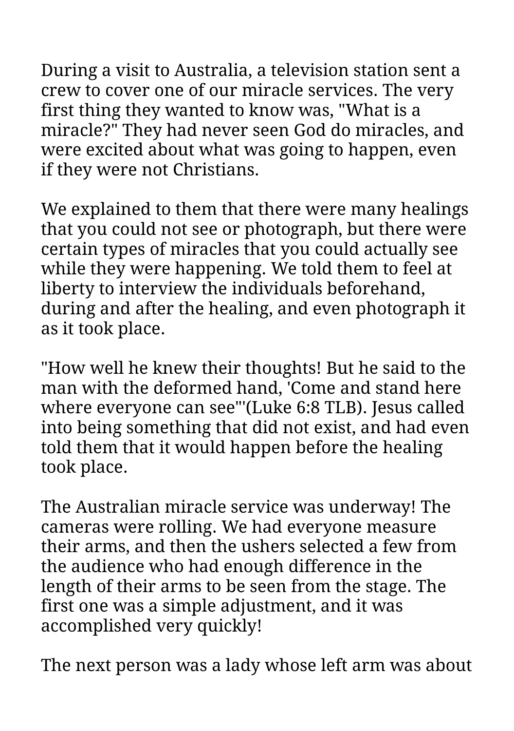During a visit to Australia, a television station sent a crew to cover one of our miracle services. The very first thing they wanted to know was, "What is a miracle?" They had never seen God do miracles, and were excited about what was going to happen, even if they were not Christians.

We explained to them that there were many healings that you could not see or photograph, but there were certain types of miracles that you could actually see while they were happening. We told them to feel at liberty to interview the individuals beforehand, during and after the healing, and even photograph it as it took place.

"How well he knew their thoughts! But he said to the man with the deformed hand, 'Come and stand here where everyone can see'"(Luke 6:8 TLB). Jesus called into being something that did not exist, and had even told them that it would happen before the healing took place.

The Australian miracle service was underway! The cameras were rolling. We had everyone measure their arms, and then the ushers selected a few from the audience who had enough difference in the length of their arms to be seen from the stage. The first one was a simple adjustment, and it was accomplished very quickly!

The next person was a lady whose left arm was about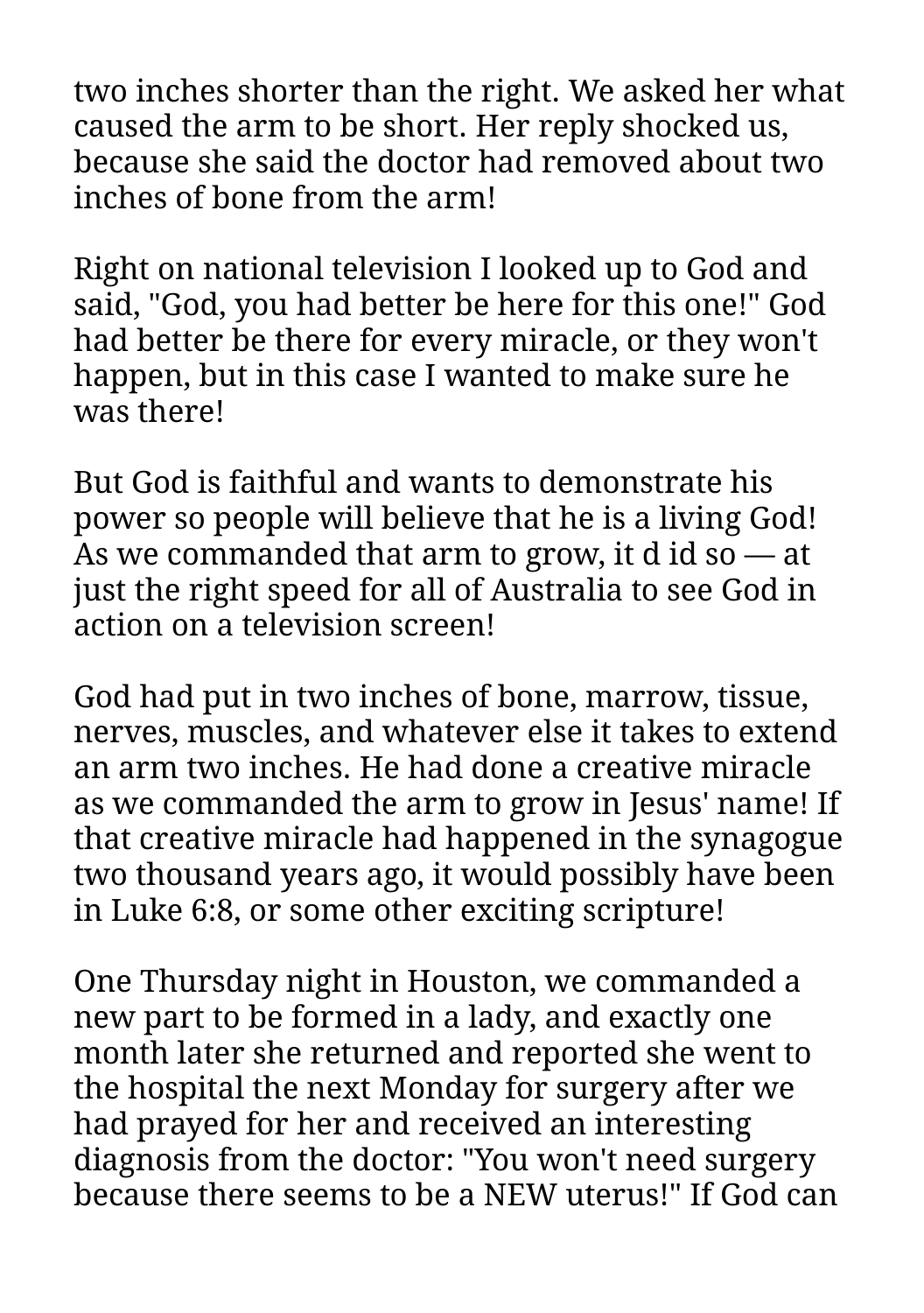two inches shorter than the right. We asked her what caused the arm to be short. Her reply shocked us, because she said the doctor had removed about two inches of bone from the arm!

Right on national television I looked up to God and said, "God, you had better be here for this one!" God had better be there for every miracle, or they won't happen, but in this case I wanted to make sure he was there!

But God is faithful and wants to demonstrate his power so people will believe that he is a living God! As we commanded that arm to grow, it d id so — at just the right speed for all of Australia to see God in action on a television screen!

God had put in two inches of bone, marrow, tissue, nerves, muscles, and whatever else it takes to extend an arm two inches. He had done a creative miracle as we commanded the arm to grow in Jesus' name! If that creative miracle had happened in the synagogue two thousand years ago, it would possibly have been in Luke 6:8, or some other exciting scripture!

One Thursday night in Houston, we commanded a new part to be formed in a lady, and exactly one month later she returned and reported she went to the hospital the next Monday for surgery after we had prayed for her and received an interesting diagnosis from the doctor: "You won't need surgery because there seems to be a NEW uterus!" If God can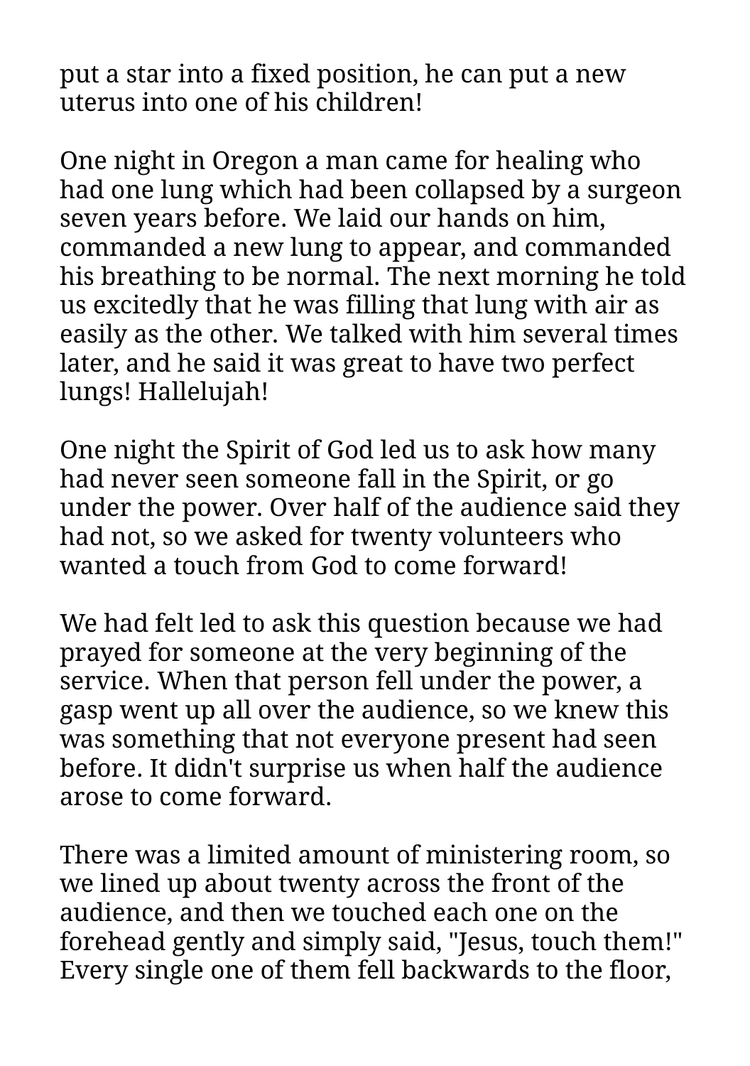put a star into a fixed position, he can put a new uterus into one of his children!

One night in Oregon a man came for healing who had one lung which had been collapsed by a surgeon seven years before. We laid our hands on him, commanded a new lung to appear, and commanded his breathing to be normal. The next morning he told us excitedly that he was filling that lung with air as easily as the other. We talked with him several times later, and he said it was great to have two perfect lungs! Hallelujah!

One night the Spirit of God led us to ask how many had never seen someone fall in the Spirit, or go under the power. Over half of the audience said they had not, so we asked for twenty volunteers who wanted a touch from God to come forward!

We had felt led to ask this question because we had prayed for someone at the very beginning of the service. When that person fell under the power, a gasp went up all over the audience, so we knew this was something that not everyone present had seen before. It didn't surprise us when half the audience arose to come forward.

There was a limited amount of ministering room, so we lined up about twenty across the front of the audience, and then we touched each one on the forehead gently and simply said, "Jesus, touch them!" Every single one of them fell backwards to the floor,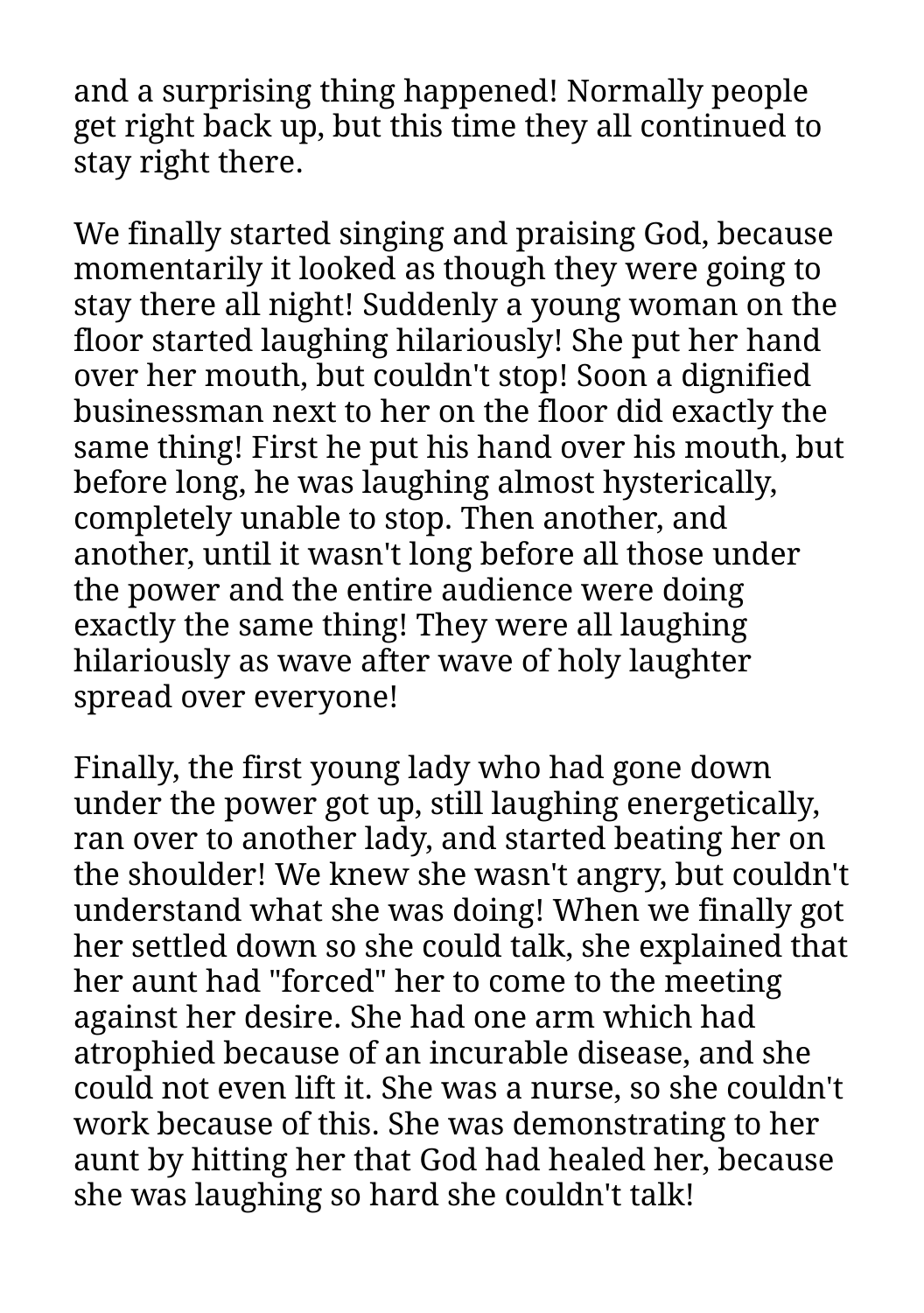and a surprising thing happened! Normally people get right back up, but this time they all continued to stay right there.

We finally started singing and praising God, because momentarily it looked as though they were going to stay there all night! Suddenly a young woman on the floor started laughing hilariously! She put her hand over her mouth, but couldn't stop! Soon a dignified businessman next to her on the floor did exactly the same thing! First he put his hand over his mouth, but before long, he was laughing almost hysterically, completely unable to stop. Then another, and another, until it wasn't long before all those under the power and the entire audience were doing exactly the same thing! They were all laughing hilariously as wave after wave of holy laughter spread over everyone!

Finally, the first young lady who had gone down under the power got up, still laughing energetically, ran over to another lady, and started beating her on the shoulder! We knew she wasn't angry, but couldn't understand what she was doing! When we finally got her settled down so she could talk, she explained that her aunt had "forced" her to come to the meeting against her desire. She had one arm which had atrophied because of an incurable disease, and she could not even lift it. She was a nurse, so she couldn't work because of this. She was demonstrating to her aunt by hitting her that God had healed her, because she was laughing so hard she couldn't talk!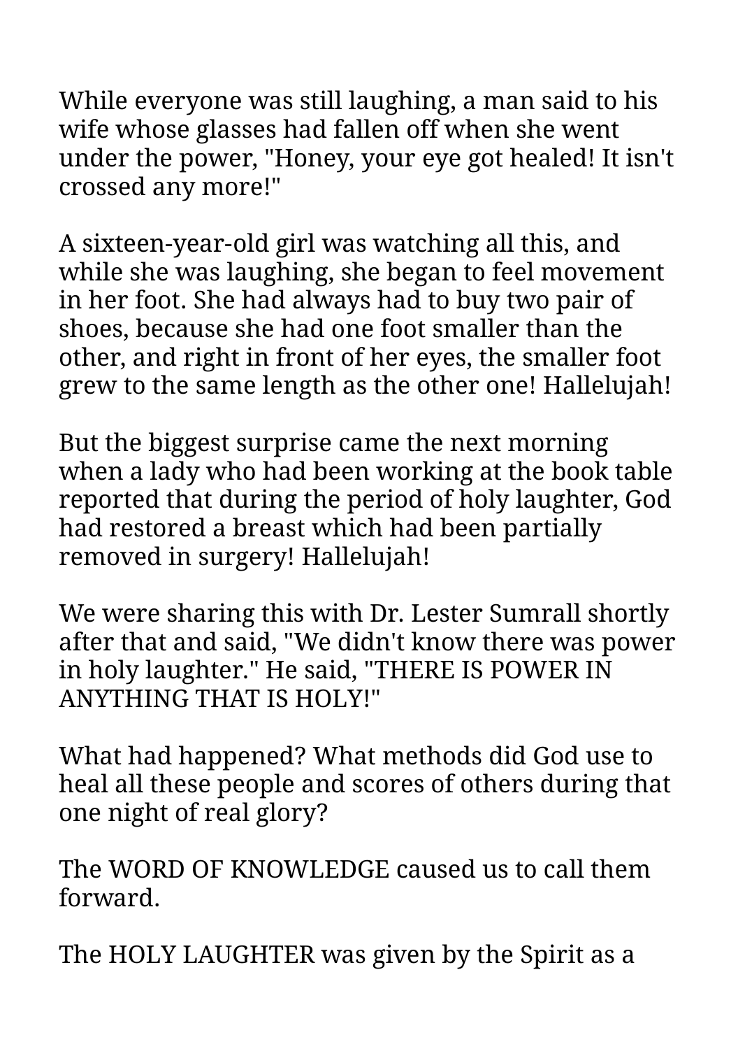While everyone was still laughing, a man said to his wife whose glasses had fallen off when she went under the power, "Honey, your eye got healed! It isn't crossed any more!"

A sixteen-year-old girl was watching all this, and while she was laughing, she began to feel movement in her foot. She had always had to buy two pair of shoes, because she had one foot smaller than the other, and right in front of her eyes, the smaller foot grew to the same length as the other one! Hallelujah!

But the biggest surprise came the next morning when a lady who had been working at the book table reported that during the period of holy laughter, God had restored a breast which had been partially removed in surgery! Hallelujah!

We were sharing this with Dr. Lester Sumrall shortly after that and said, "We didn't know there was power in holy laughter." He said, "THERE IS POWER IN ANYTHING THAT IS HOLY!"

What had happened? What methods did God use to heal all these people and scores of others during that one night of real glory?

The WORD OF KNOWLEDGE caused us to call them forward.

The HOLY LAUGHTER was given by the Spirit as a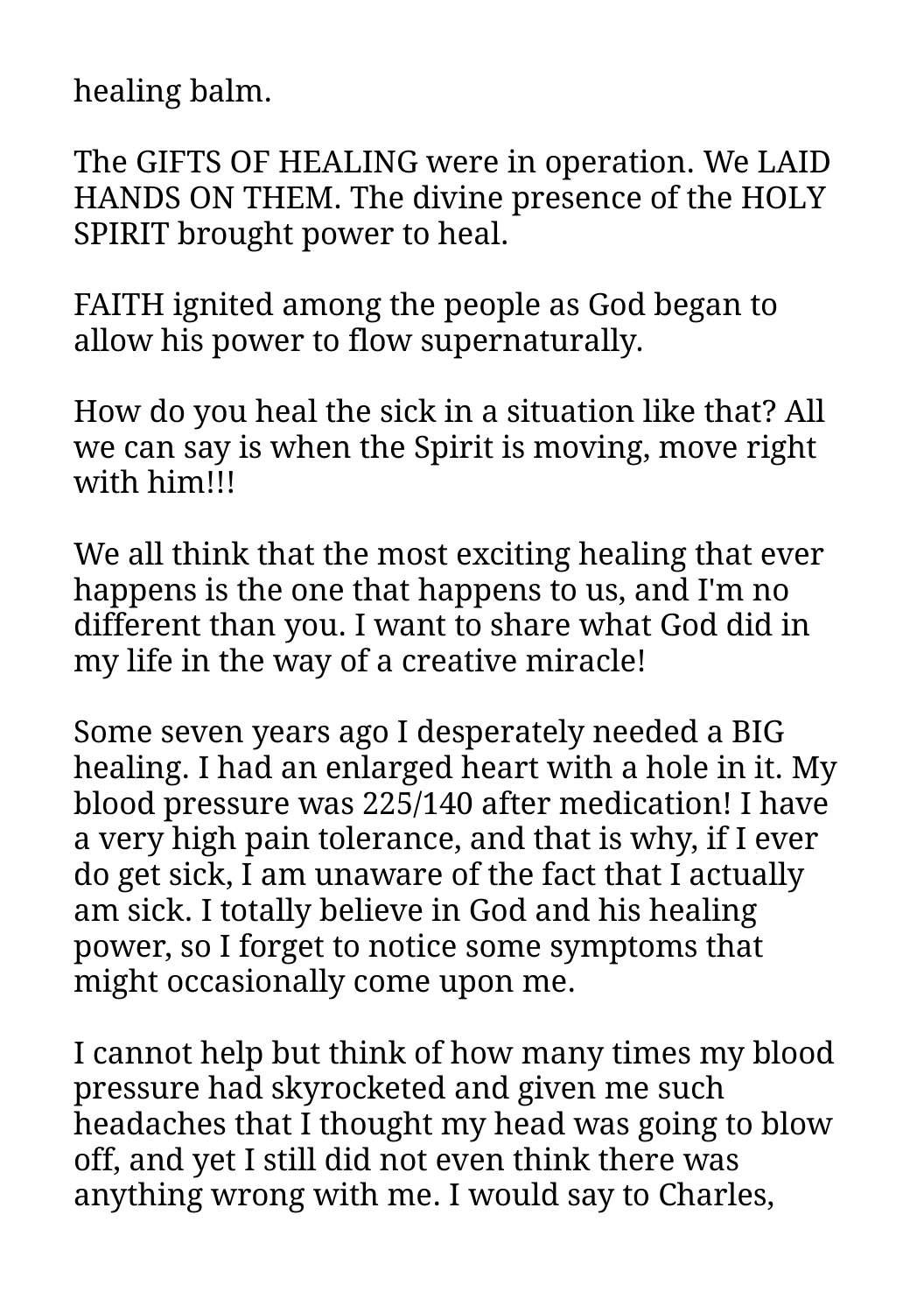healing balm.

The GIFTS OF HEALING were in operation. We LAID HANDS ON THEM. The divine presence of the HOLY SPIRIT brought power to heal.

FAITH ignited among the people as God began to allow his power to flow supernaturally.

How do you heal the sick in a situation like that? All we can say is when the Spirit is moving, move right with him!!!

We all think that the most exciting healing that ever happens is the one that happens to us, and I'm no different than you. I want to share what God did in my life in the way of a creative miracle!

Some seven years ago I desperately needed a BIG healing. I had an enlarged heart with a hole in it. My blood pressure was 225/140 after medication! I have a very high pain tolerance, and that is why, if I ever do get sick, I am unaware of the fact that I actually am sick. I totally believe in God and his healing power, so I forget to notice some symptoms that might occasionally come upon me.

I cannot help but think of how many times my blood pressure had skyrocketed and given me such headaches that I thought my head was going to blow off, and yet I still did not even think there was anything wrong with me. I would say to Charles,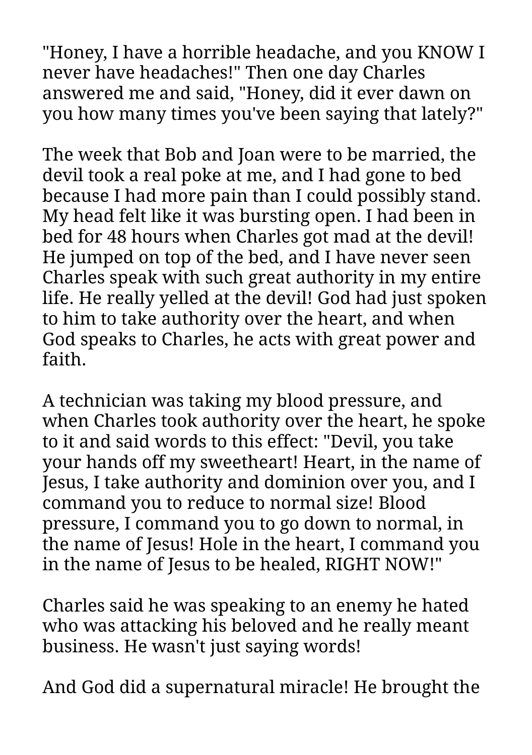"Honey, I have a horrible headache, and you KNOW I never have headaches!" Then one day Charles answered me and said, "Honey, did it ever dawn on you how many times you've been saying that lately?"

The week that Bob and Joan were to be married, the devil took a real poke at me, and I had gone to bed because I had more pain than I could possibly stand. My head felt like it was bursting open. I had been in bed for 48 hours when Charles got mad at the devil! He jumped on top of the bed, and I have never seen Charles speak with such great authority in my entire life. He really yelled at the devil! God had just spoken to him to take authority over the heart, and when God speaks to Charles, he acts with great power and faith.

A technician was taking my blood pressure, and when Charles took authority over the heart, he spoke to it and said words to this effect: "Devil, you take your hands off my sweetheart! Heart, in the name of Jesus, I take authority and dominion over you, and I command you to reduce to normal size! Blood pressure, I command you to go down to normal, in the name of Jesus! Hole in the heart, I command you in the name of Jesus to be healed, RIGHT NOW!"

Charles said he was speaking to an enemy he hated who was attacking his beloved and he really meant business. He wasn't just saying words!

And God did a supernatural miracle! He brought the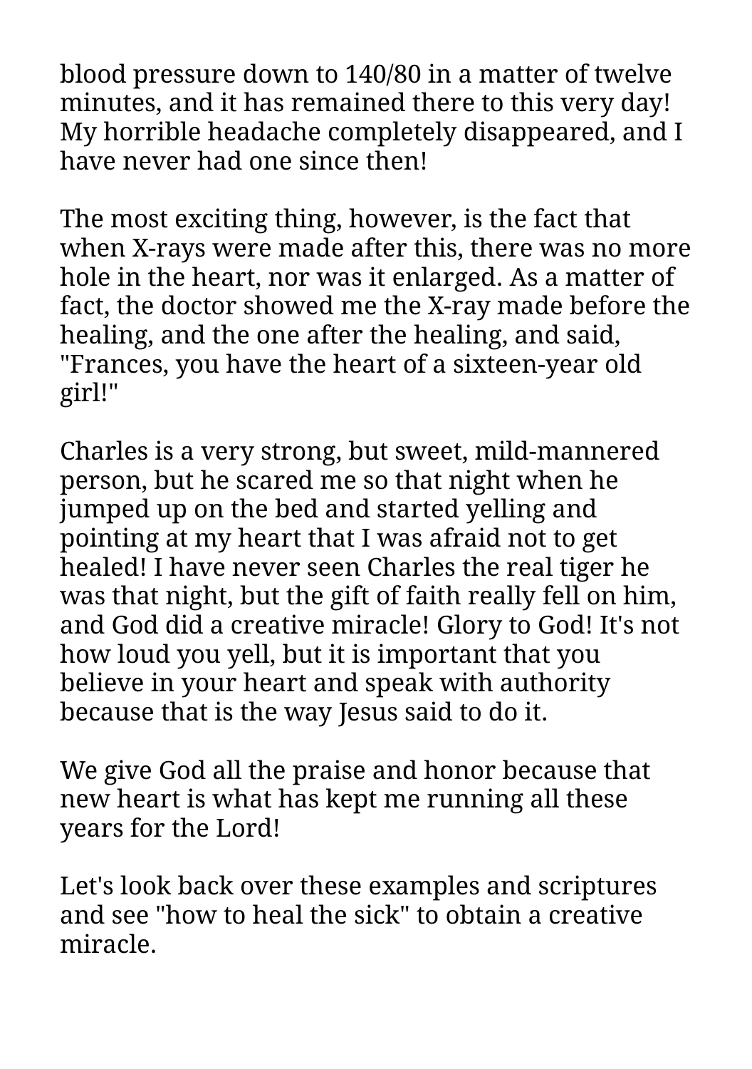blood pressure down to 140/80 in a matter of twelve minutes, and it has remained there to this very day! My horrible headache completely disappeared, and I have never had one since then!

The most exciting thing, however, is the fact that when X-rays were made after this, there was no more hole in the heart, nor was it enlarged. As a matter of fact, the doctor showed me the X-ray made before the healing, and the one after the healing, and said, "Frances, you have the heart of a sixteen-year old girl!"

Charles is a very strong, but sweet, mild-mannered person, but he scared me so that night when he jumped up on the bed and started yelling and pointing at my heart that I was afraid not to get healed! I have never seen Charles the real tiger he was that night, but the gift of faith really fell on him, and God did a creative miracle! Glory to God! It's not how loud you yell, but it is important that you believe in your heart and speak with authority because that is the way Jesus said to do it.

We give God all the praise and honor because that new heart is what has kept me running all these years for the Lord!

Let's look back over these examples and scriptures and see "how to heal the sick" to obtain a creative miracle.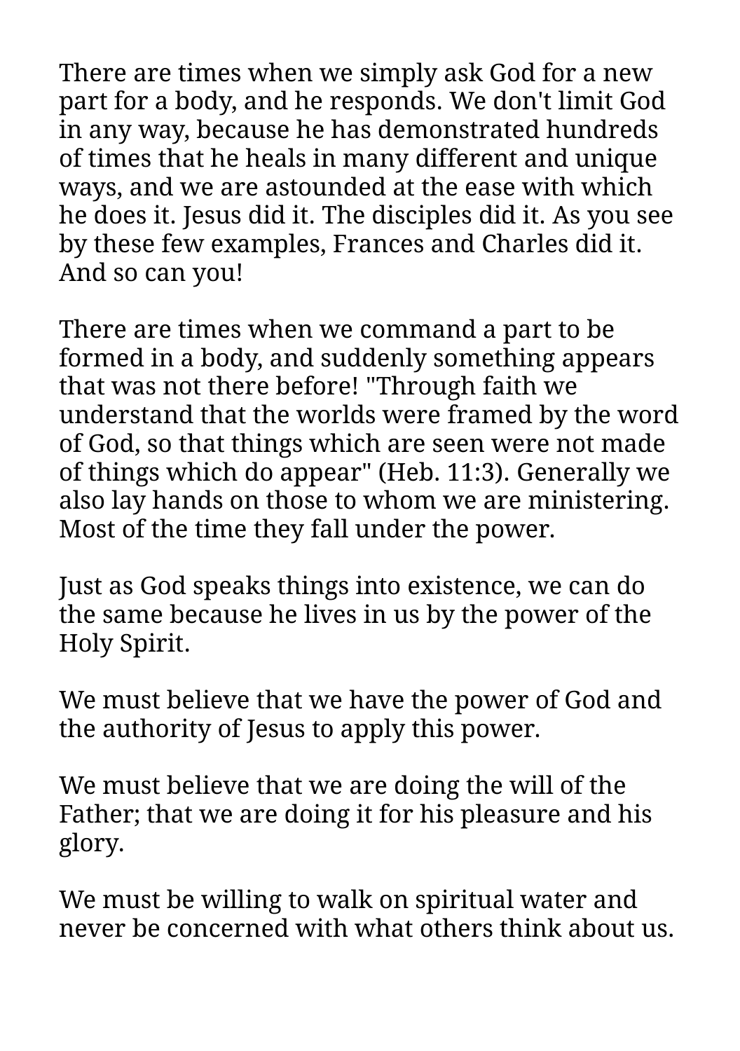There are times when we simply ask God for a new part for a body, and he responds. We don't limit God in any way, because he has demonstrated hundreds of times that he heals in many different and unique ways, and we are astounded at the ease with which he does it. Jesus did it. The disciples did it. As you see by these few examples, Frances and Charles did it. And so can you!

There are times when we command a part to be formed in a body, and suddenly something appears that was not there before! "Through faith we understand that the worlds were framed by the word of God, so that things which are seen were not made of things which do appear" (Heb. 11:3). Generally we also lay hands on those to whom we are ministering. Most of the time they fall under the power.

Just as God speaks things into existence, we can do the same because he lives in us by the power of the Holy Spirit.

We must believe that we have the power of God and the authority of Jesus to apply this power.

We must believe that we are doing the will of the Father; that we are doing it for his pleasure and his glory.

We must be willing to walk on spiritual water and never be concerned with what others think about us.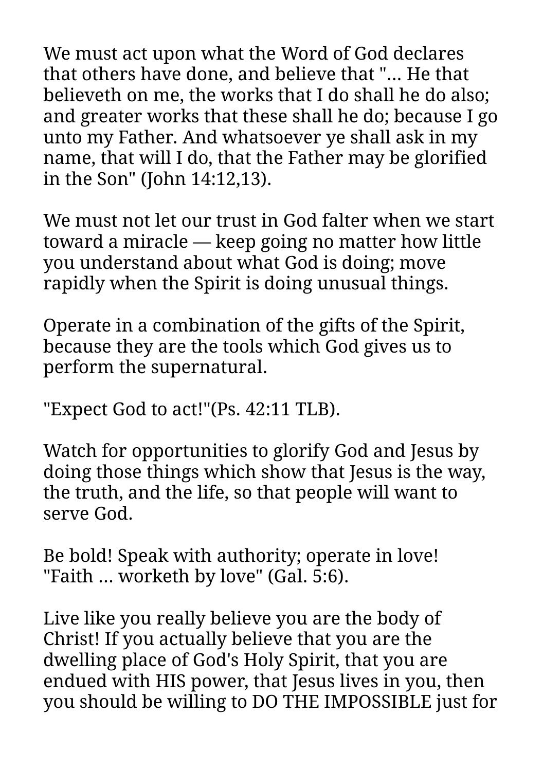We must act upon what the Word of God declares that others have done, and believe that "... He that believeth on me, the works that I do shall he do also; and greater works that these shall he do; because I go unto my Father. And whatsoever ye shall ask in my name, that will I do, that the Father may be glorified in the Son" (John 14:12,13).

We must not let our trust in God falter when we start toward a miracle — keep going no matter how little you understand about what God is doing; move rapidly when the Spirit is doing unusual things.

Operate in a combination of the gifts of the Spirit, because they are the tools which God gives us to perform the supernatural.

"Expect God to act!"(Ps. 42:11 TLB).

Watch for opportunities to glorify God and Jesus by doing those things which show that Jesus is the way, the truth, and the life, so that people will want to serve God.

Be bold! Speak with authority; operate in love! "Faith ... worketh by love" (Gal. 5:6).

Live like you really believe you are the body of Christ! If you actually believe that you are the dwelling place of God's Holy Spirit, that you are endued with HIS power, that Jesus lives in you, then you should be willing to DO THE IMPOSSIBLE just for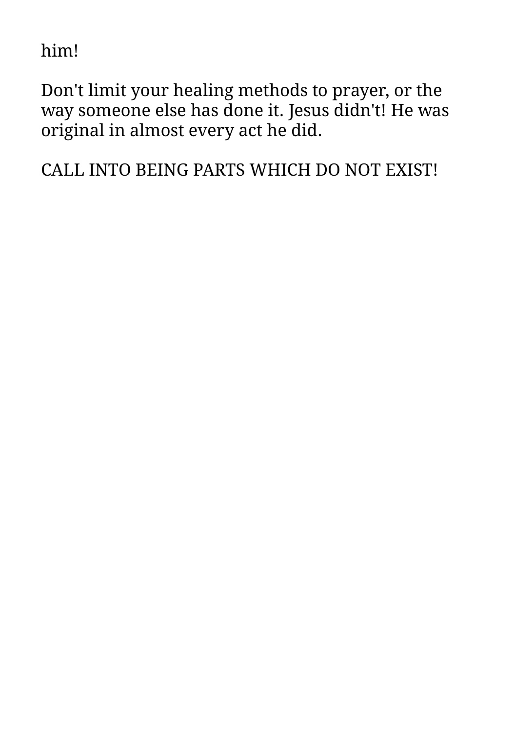him!

Don't limit your healing methods to prayer, or the way someone else has done it. Jesus didn't! He was original in almost every act he did.

CALL INTO BEING PARTS WHICH DO NOT EXIST!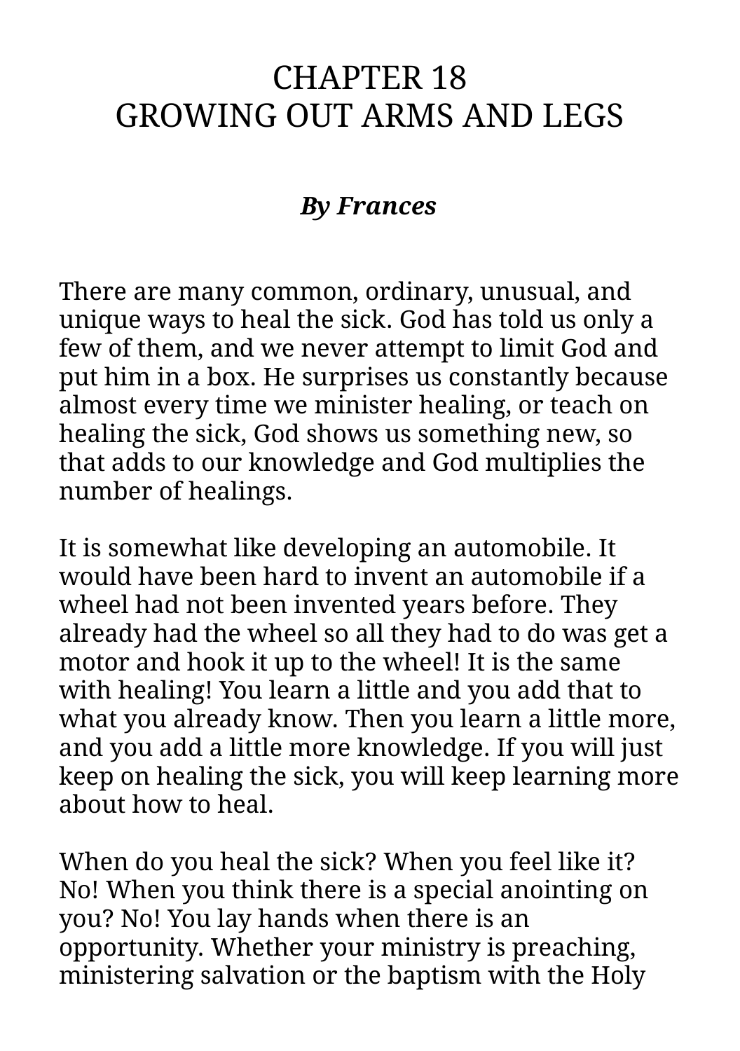# CHAPTER 18
# GROWING OUT ARMS AND LEGS

***By Frances***

There are many common, ordinary, unusual, and unique ways to heal the sick. God has told us only a few of them, and we never attempt to limit God and put him in a box. He surprises us constantly because almost every time we minister healing, or teach on healing the sick, God shows us something new, so that adds to our knowledge and God multiplies the number of healings.

It is somewhat like developing an automobile. It would have been hard to invent an automobile if a wheel had not been invented years before. They already had the wheel so all they had to do was get a motor and hook it up to the wheel! It is the same with healing! You learn a little and you add that to what you already know. Then you learn a little more, and you add a little more knowledge. If you will just keep on healing the sick, you will keep learning more about how to heal.

When do you heal the sick? When you feel like it? No! When you think there is a special anointing on you? No! You lay hands when there is an opportunity. Whether your ministry is preaching, ministering salvation or the baptism with the Holy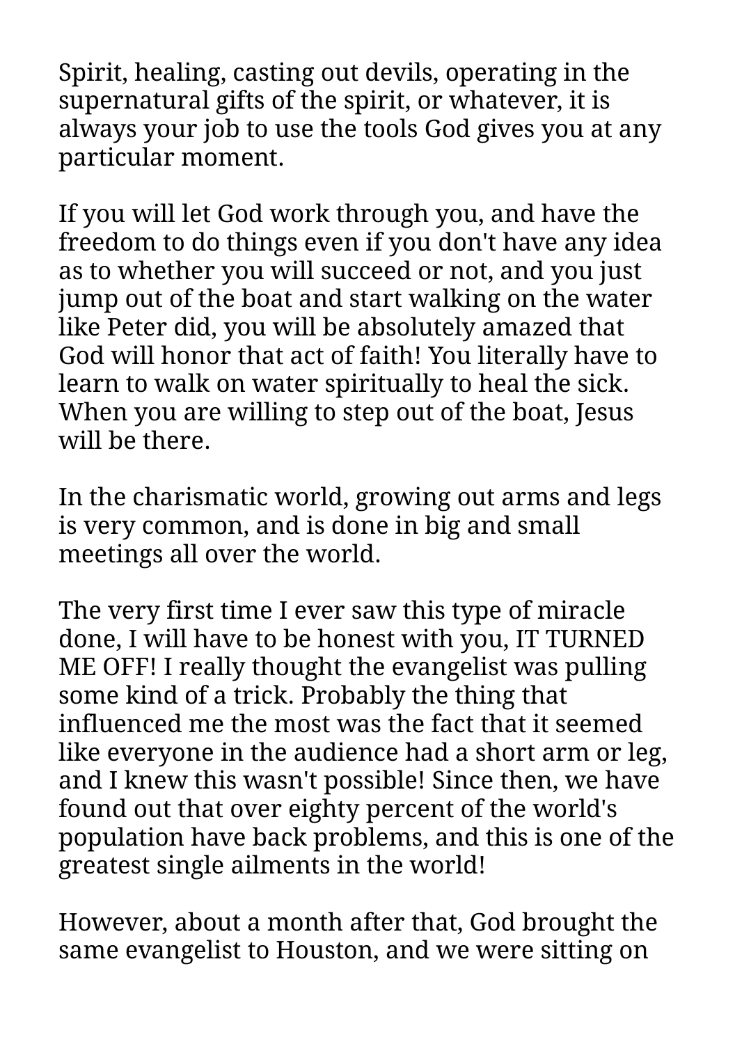Spirit, healing, casting out devils, operating in the supernatural gifts of the spirit, or whatever, it is always your job to use the tools God gives you at any particular moment.

If you will let God work through you, and have the freedom to do things even if you don't have any idea as to whether you will succeed or not, and you just jump out of the boat and start walking on the water like Peter did, you will be absolutely amazed that God will honor that act of faith! You literally have to learn to walk on water spiritually to heal the sick. When you are willing to step out of the boat, Jesus will be there.

In the charismatic world, growing out arms and legs is very common, and is done in big and small meetings all over the world.

The very first time I ever saw this type of miracle done, I will have to be honest with you, IT TURNED ME OFF! I really thought the evangelist was pulling some kind of a trick. Probably the thing that influenced me the most was the fact that it seemed like everyone in the audience had a short arm or leg, and I knew this wasn't possible! Since then, we have found out that over eighty percent of the world's population have back problems, and this is one of the greatest single ailments in the world!

However, about a month after that, God brought the same evangelist to Houston, and we were sitting on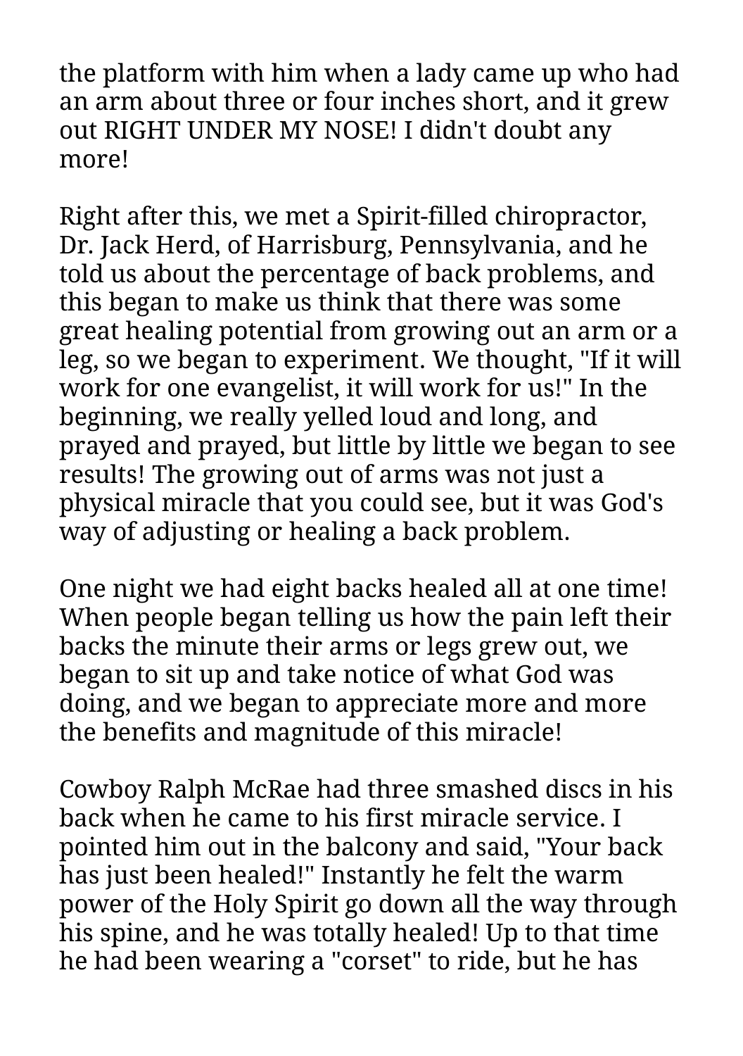the platform with him when a lady came up who had an arm about three or four inches short, and it grew out RIGHT UNDER MY NOSE! I didn't doubt any more!

Right after this, we met a Spirit-filled chiropractor, Dr. Jack Herd, of Harrisburg, Pennsylvania, and he told us about the percentage of back problems, and this began to make us think that there was some great healing potential from growing out an arm or a leg, so we began to experiment. We thought, "If it will work for one evangelist, it will work for us!" In the beginning, we really yelled loud and long, and prayed and prayed, but little by little we began to see results! The growing out of arms was not just a physical miracle that you could see, but it was God's way of adjusting or healing a back problem.

One night we had eight backs healed all at one time! When people began telling us how the pain left their backs the minute their arms or legs grew out, we began to sit up and take notice of what God was doing, and we began to appreciate more and more the benefits and magnitude of this miracle!

Cowboy Ralph McRae had three smashed discs in his back when he came to his first miracle service. I pointed him out in the balcony and said, "Your back has just been healed!" Instantly he felt the warm power of the Holy Spirit go down all the way through his spine, and he was totally healed! Up to that time he had been wearing a "corset" to ride, but he has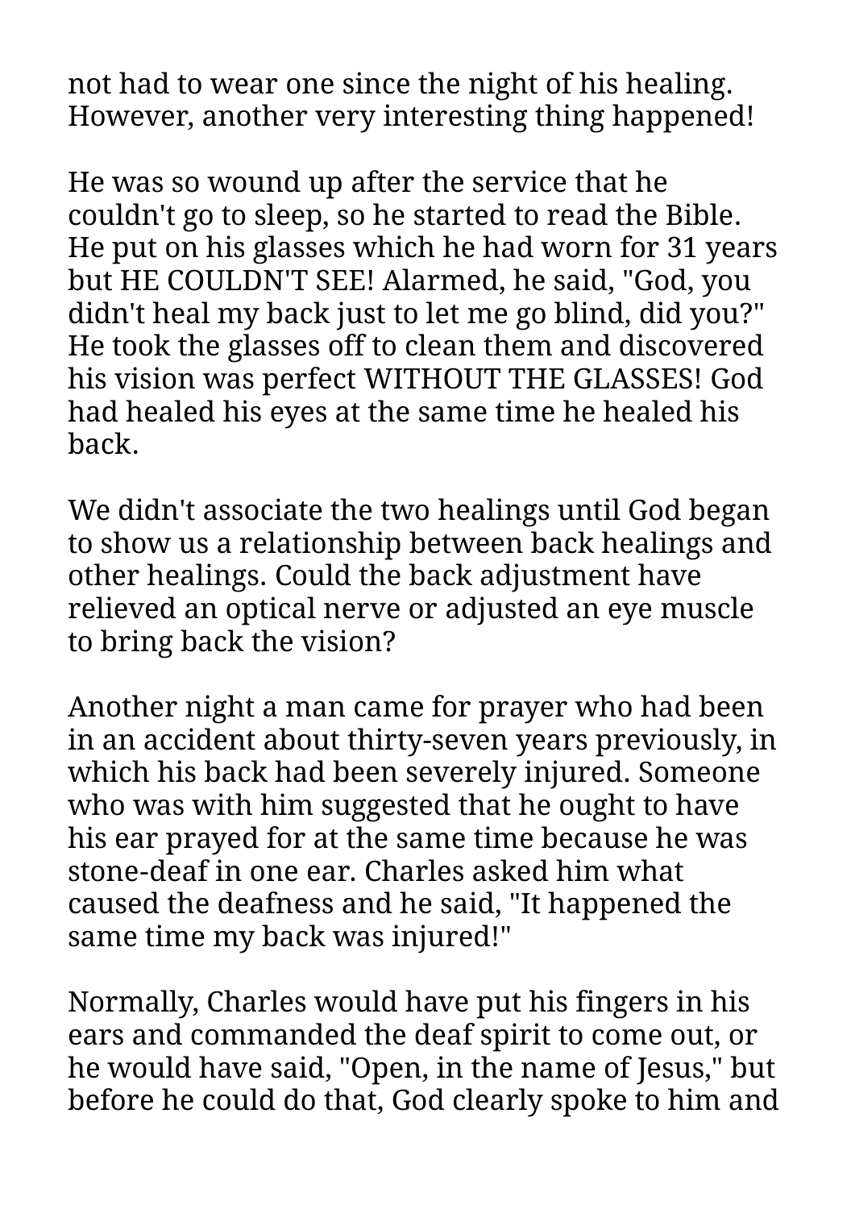not had to wear one since the night of his healing. However, another very interesting thing happened!

He was so wound up after the service that he couldn't go to sleep, so he started to read the Bible. He put on his glasses which he had worn for 31 years but HE COULDN'T SEE! Alarmed, he said, "God, you didn't heal my back just to let me go blind, did you?" He took the glasses off to clean them and discovered his vision was perfect WITHOUT THE GLASSES! God had healed his eyes at the same time he healed his back.

We didn't associate the two healings until God began to show us a relationship between back healings and other healings. Could the back adjustment have relieved an optical nerve or adjusted an eye muscle to bring back the vision?

Another night a man came for prayer who had been in an accident about thirty-seven years previously, in which his back had been severely injured. Someone who was with him suggested that he ought to have his ear prayed for at the same time because he was stone-deaf in one ear. Charles asked him what caused the deafness and he said, "It happened the same time my back was injured!"

Normally, Charles would have put his fingers in his ears and commanded the deaf spirit to come out, or he would have said, "Open, in the name of Jesus," but before he could do that, God clearly spoke to him and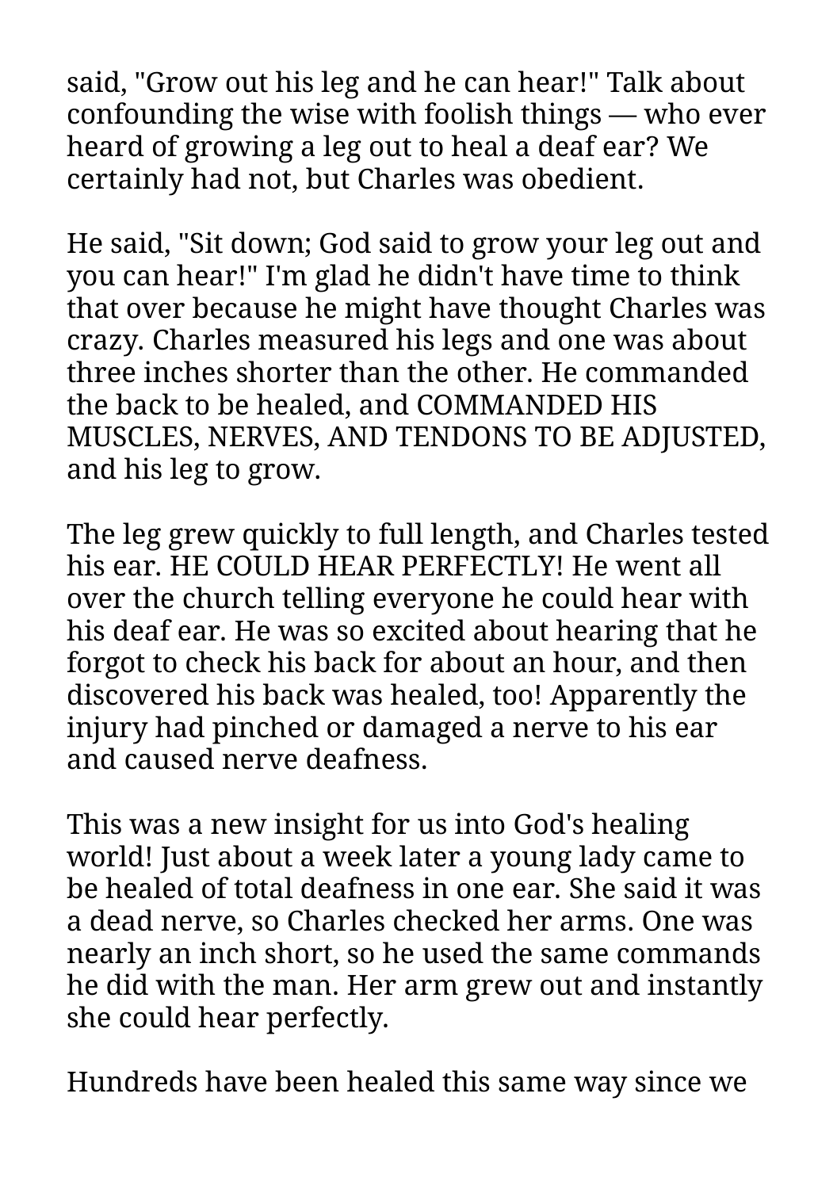said, "Grow out his leg and he can hear!" Talk about confounding the wise with foolish things — who ever heard of growing a leg out to heal a deaf ear? We certainly had not, but Charles was obedient.

He said, "Sit down; God said to grow your leg out and you can hear!" I'm glad he didn't have time to think that over because he might have thought Charles was crazy. Charles measured his legs and one was about three inches shorter than the other. He commanded the back to be healed, and COMMANDED HIS MUSCLES, NERVES, AND TENDONS TO BE ADJUSTED, and his leg to grow.

The leg grew quickly to full length, and Charles tested his ear. HE COULD HEAR PERFECTLY! He went all over the church telling everyone he could hear with his deaf ear. He was so excited about hearing that he forgot to check his back for about an hour, and then discovered his back was healed, too! Apparently the injury had pinched or damaged a nerve to his ear and caused nerve deafness.

This was a new insight for us into God's healing world! Just about a week later a young lady came to be healed of total deafness in one ear. She said it was a dead nerve, so Charles checked her arms. One was nearly an inch short, so he used the same commands he did with the man. Her arm grew out and instantly she could hear perfectly.

Hundreds have been healed this same way since we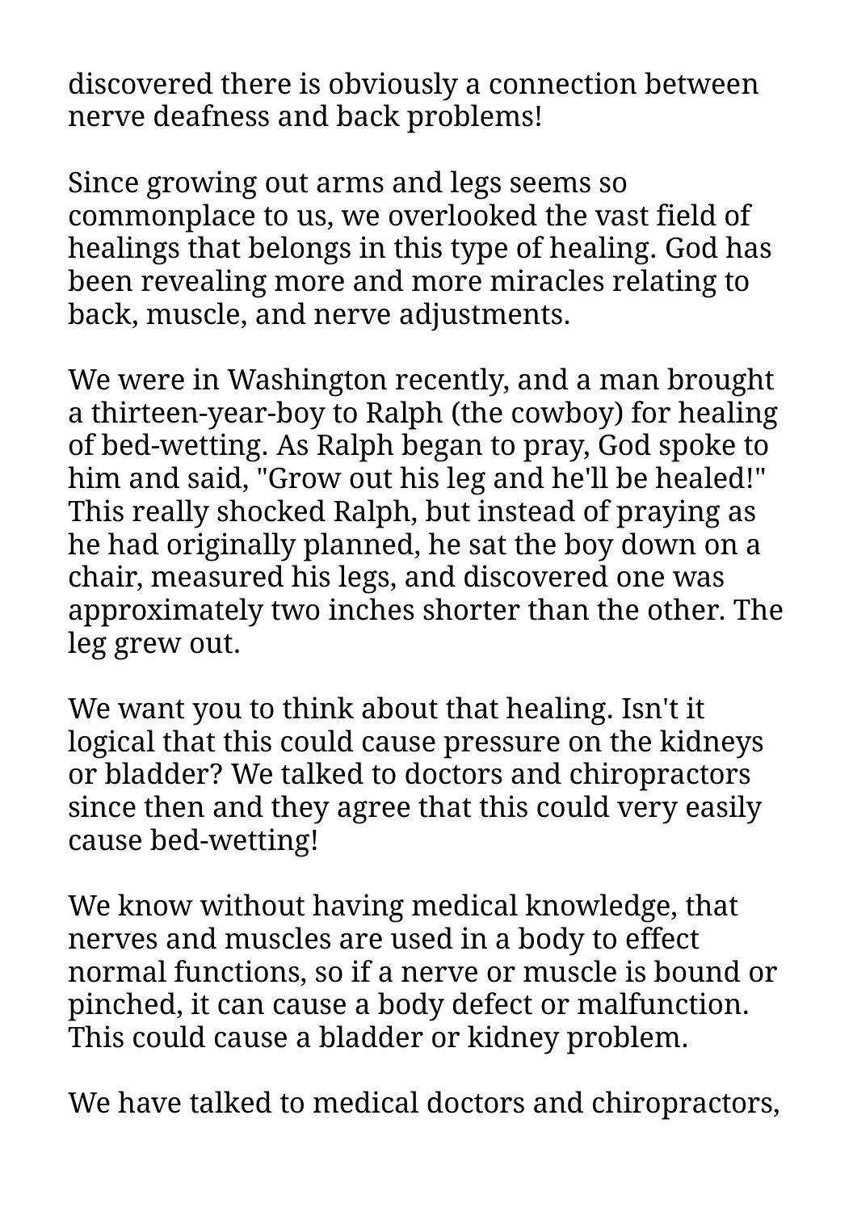discovered there is obviously a connection between nerve deafness and back problems!

Since growing out arms and legs seems so commonplace to us, we overlooked the vast field of healings that belongs in this type of healing. God has been revealing more and more miracles relating to back, muscle, and nerve adjustments.

We were in Washington recently, and a man brought a thirteen-year-boy to Ralph (the cowboy) for healing of bed-wetting. As Ralph began to pray, God spoke to him and said, "Grow out his leg and he'll be healed!" This really shocked Ralph, but instead of praying as he had originally planned, he sat the boy down on a chair, measured his legs, and discovered one was approximately two inches shorter than the other. The leg grew out.

We want you to think about that healing. Isn't it logical that this could cause pressure on the kidneys or bladder? We talked to doctors and chiropractors since then and they agree that this could very easily cause bed-wetting!

We know without having medical knowledge, that nerves and muscles are used in a body to effect normal functions, so if a nerve or muscle is bound or pinched, it can cause a body defect or malfunction. This could cause a bladder or kidney problem.

We have talked to medical doctors and chiropractors,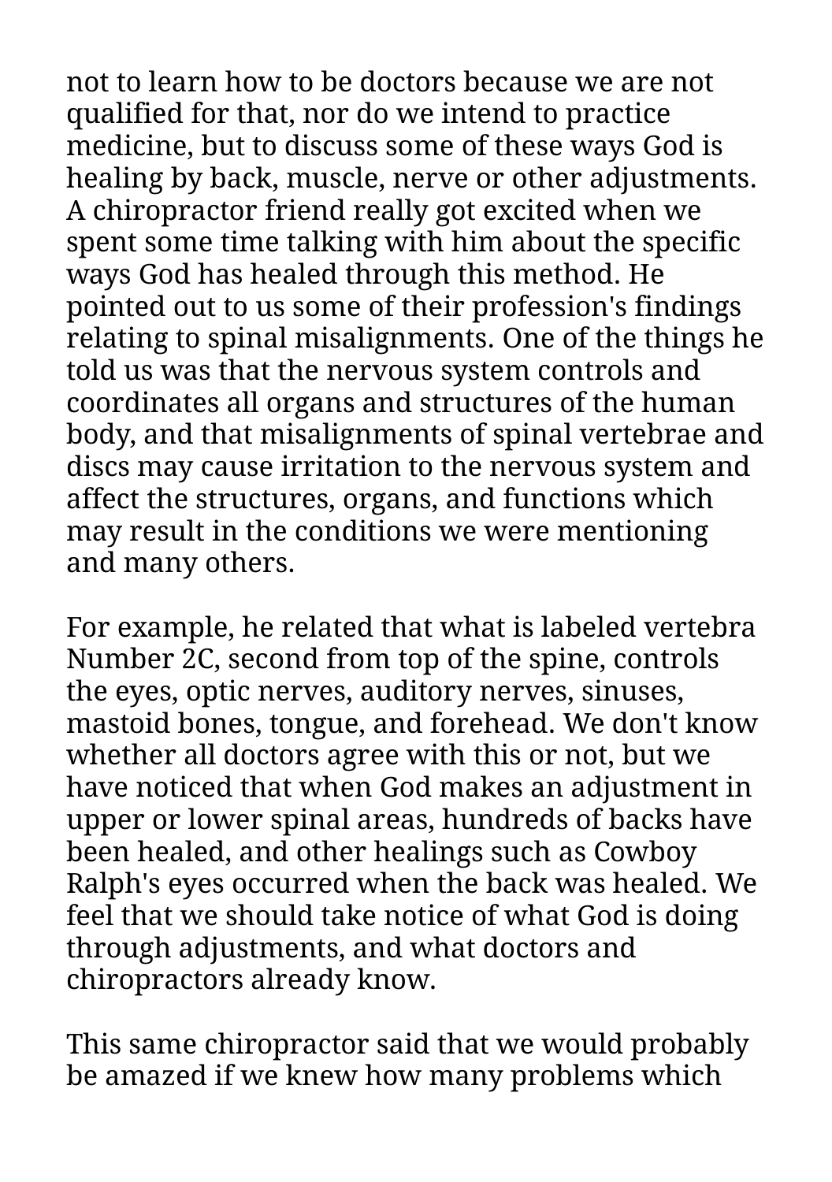not to learn how to be doctors because we are not qualified for that, nor do we intend to practice medicine, but to discuss some of these ways God is healing by back, muscle, nerve or other adjustments. A chiropractor friend really got excited when we spent some time talking with him about the specific ways God has healed through this method. He pointed out to us some of their profession's findings relating to spinal misalignments. One of the things he told us was that the nervous system controls and coordinates all organs and structures of the human body, and that misalignments of spinal vertebrae and discs may cause irritation to the nervous system and affect the structures, organs, and functions which may result in the conditions we were mentioning and many others.

For example, he related that what is labeled vertebra Number 2C, second from top of the spine, controls the eyes, optic nerves, auditory nerves, sinuses, mastoid bones, tongue, and forehead. We don't know whether all doctors agree with this or not, but we have noticed that when God makes an adjustment in upper or lower spinal areas, hundreds of backs have been healed, and other healings such as Cowboy Ralph's eyes occurred when the back was healed. We feel that we should take notice of what God is doing through adjustments, and what doctors and chiropractors already know.

This same chiropractor said that we would probably be amazed if we knew how many problems which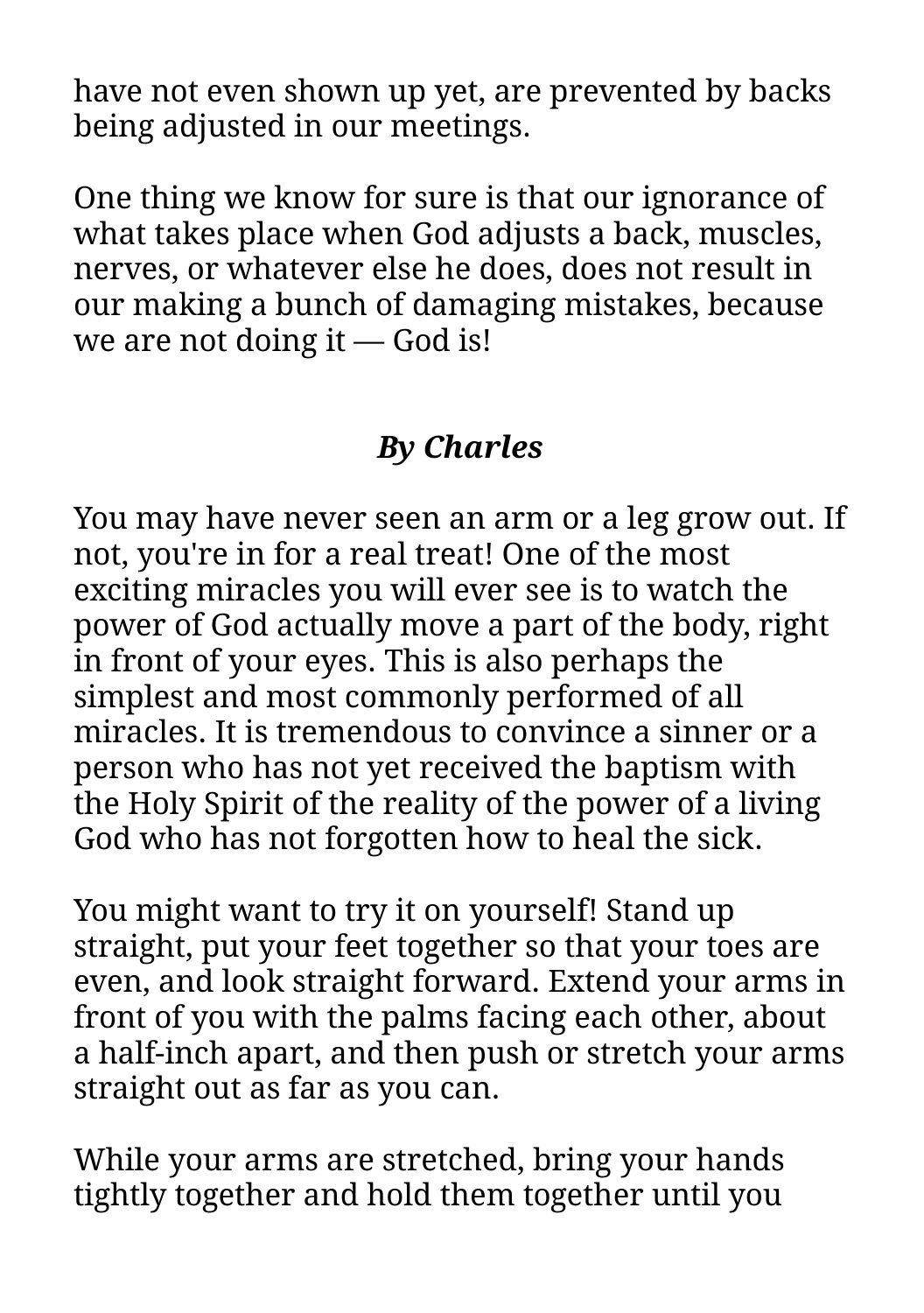have not even shown up yet, are prevented by backs being adjusted in our meetings.

One thing we know for sure is that our ignorance of what takes place when God adjusts a back, muscles, nerves, or whatever else he does, does not result in our making a bunch of damaging mistakes, because we are not doing it — God is!

***By Charles***

You may have never seen an arm or a leg grow out. If not, you're in for a real treat! One of the most exciting miracles you will ever see is to watch the power of God actually move a part of the body, right in front of your eyes. This is also perhaps the simplest and most commonly performed of all miracles. It is tremendous to convince a sinner or a person who has not yet received the baptism with the Holy Spirit of the reality of the power of a living God who has not forgotten how to heal the sick.

You might want to try it on yourself! Stand up straight, put your feet together so that your toes are even, and look straight forward. Extend your arms in front of you with the palms facing each other, about a half-inch apart, and then push or stretch your arms straight out as far as you can.

While your arms are stretched, bring your hands tightly together and hold them together until you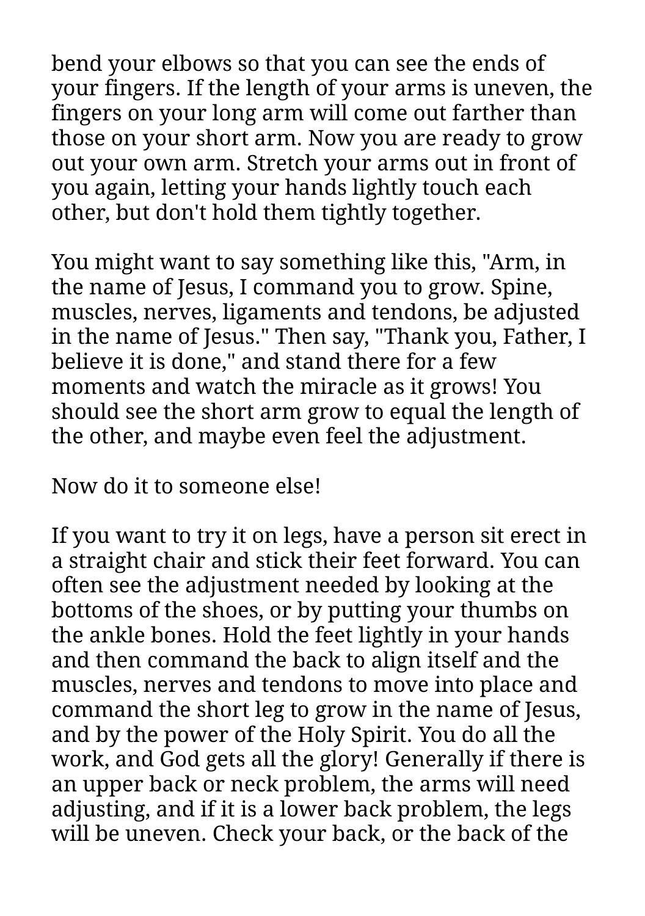bend your elbows so that you can see the ends of your fingers. If the length of your arms is uneven, the fingers on your long arm will come out farther than those on your short arm. Now you are ready to grow out your own arm. Stretch your arms out in front of you again, letting your hands lightly touch each other, but don't hold them tightly together.

You might want to say something like this, "Arm, in the name of Jesus, I command you to grow. Spine, muscles, nerves, ligaments and tendons, be adjusted in the name of Jesus." Then say, "Thank you, Father, I believe it is done," and stand there for a few moments and watch the miracle as it grows! You should see the short arm grow to equal the length of the other, and maybe even feel the adjustment.

Now do it to someone else!

If you want to try it on legs, have a person sit erect in a straight chair and stick their feet forward. You can often see the adjustment needed by looking at the bottoms of the shoes, or by putting your thumbs on the ankle bones. Hold the feet lightly in your hands and then command the back to align itself and the muscles, nerves and tendons to move into place and command the short leg to grow in the name of Jesus, and by the power of the Holy Spirit. You do all the work, and God gets all the glory! Generally if there is an upper back or neck problem, the arms will need adjusting, and if it is a lower back problem, the legs will be uneven. Check your back, or the back of the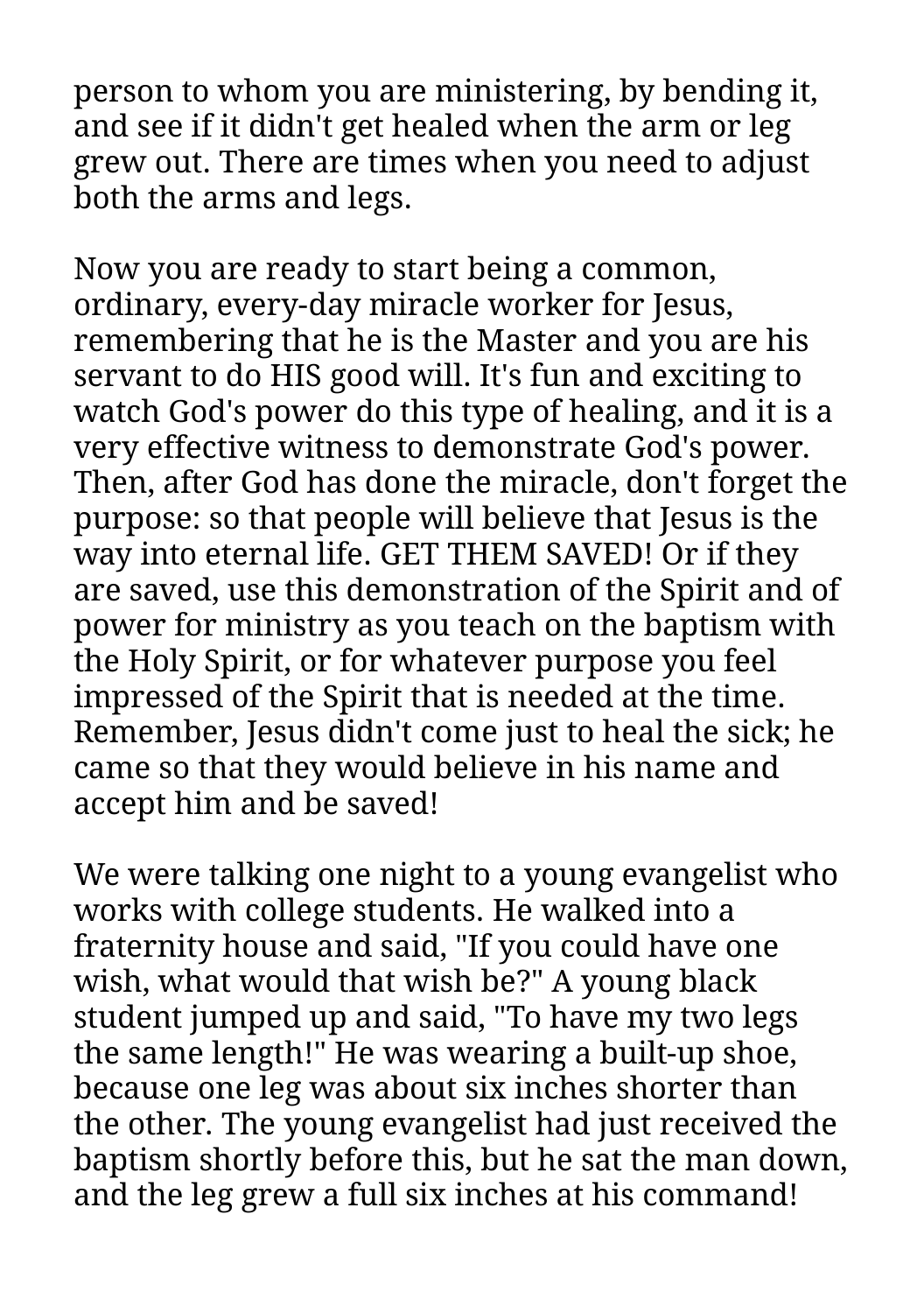person to whom you are ministering, by bending it, and see if it didn't get healed when the arm or leg grew out. There are times when you need to adjust both the arms and legs.

Now you are ready to start being a common, ordinary, every-day miracle worker for Jesus, remembering that he is the Master and you are his servant to do HIS good will. It's fun and exciting to watch God's power do this type of healing, and it is a very effective witness to demonstrate God's power. Then, after God has done the miracle, don't forget the purpose: so that people will believe that Jesus is the way into eternal life. GET THEM SAVED! Or if they are saved, use this demonstration of the Spirit and of power for ministry as you teach on the baptism with the Holy Spirit, or for whatever purpose you feel impressed of the Spirit that is needed at the time. Remember, Jesus didn't come just to heal the sick; he came so that they would believe in his name and accept him and be saved!

We were talking one night to a young evangelist who works with college students. He walked into a fraternity house and said, "If you could have one wish, what would that wish be?" A young black student jumped up and said, "To have my two legs the same length!" He was wearing a built-up shoe, because one leg was about six inches shorter than the other. The young evangelist had just received the baptism shortly before this, but he sat the man down, and the leg grew a full six inches at his command!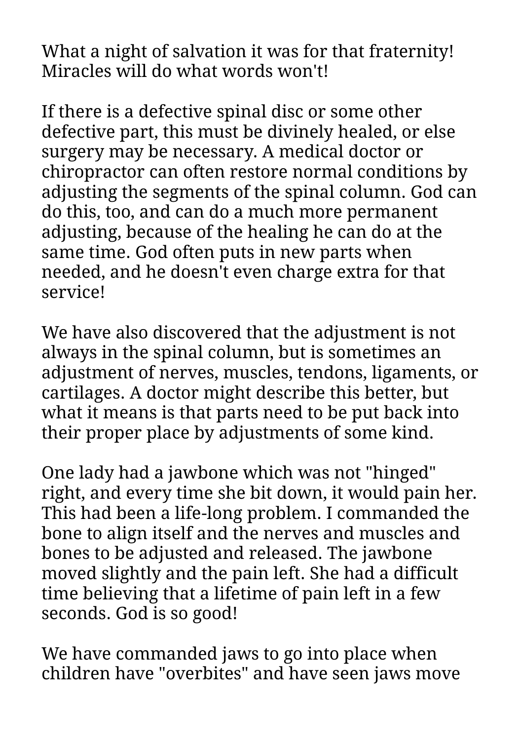What a night of salvation it was for that fraternity! Miracles will do what words won't!

If there is a defective spinal disc or some other defective part, this must be divinely healed, or else surgery may be necessary. A medical doctor or chiropractor can often restore normal conditions by adjusting the segments of the spinal column. God can do this, too, and can do a much more permanent adjusting, because of the healing he can do at the same time. God often puts in new parts when needed, and he doesn't even charge extra for that service!

We have also discovered that the adjustment is not always in the spinal column, but is sometimes an adjustment of nerves, muscles, tendons, ligaments, or cartilages. A doctor might describe this better, but what it means is that parts need to be put back into their proper place by adjustments of some kind.

One lady had a jawbone which was not "hinged" right, and every time she bit down, it would pain her. This had been a life-long problem. I commanded the bone to align itself and the nerves and muscles and bones to be adjusted and released. The jawbone moved slightly and the pain left. She had a difficult time believing that a lifetime of pain left in a few seconds. God is so good!

We have commanded jaws to go into place when children have "overbites" and have seen jaws move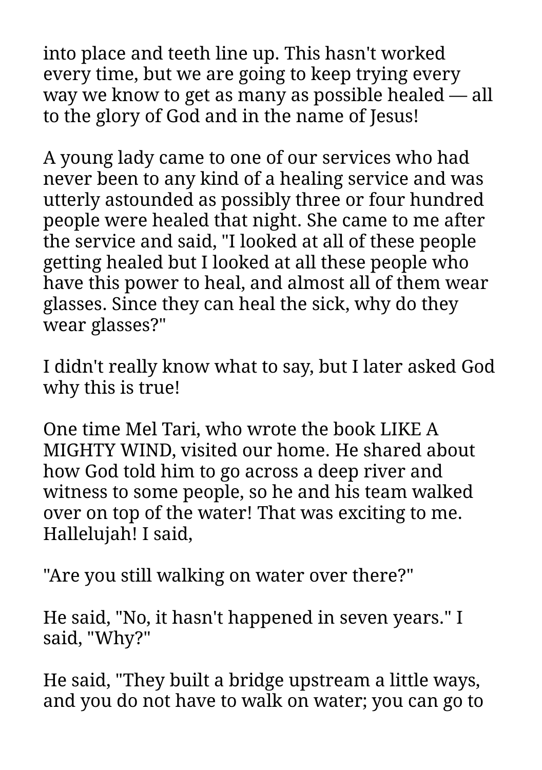into place and teeth line up. This hasn't worked every time, but we are going to keep trying every way we know to get as many as possible healed — all to the glory of God and in the name of Jesus!

A young lady came to one of our services who had never been to any kind of a healing service and was utterly astounded as possibly three or four hundred people were healed that night. She came to me after the service and said, "I looked at all of these people getting healed but I looked at all these people who have this power to heal, and almost all of them wear glasses. Since they can heal the sick, why do they wear glasses?"

I didn't really know what to say, but I later asked God why this is true!

One time Mel Tari, who wrote the book LIKE A MIGHTY WIND, visited our home. He shared about how God told him to go across a deep river and witness to some people, so he and his team walked over on top of the water! That was exciting to me. Hallelujah! I said,

"Are you still walking on water over there?"

He said, "No, it hasn't happened in seven years." I said, "Why?"

He said, "They built a bridge upstream a little ways, and you do not have to walk on water; you can go to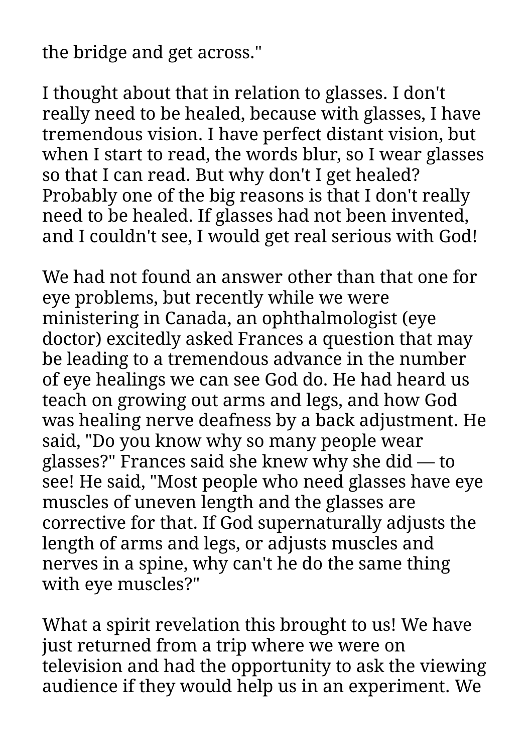the bridge and get across."

I thought about that in relation to glasses. I don't really need to be healed, because with glasses, I have tremendous vision. I have perfect distant vision, but when I start to read, the words blur, so I wear glasses so that I can read. But why don't I get healed? Probably one of the big reasons is that I don't really need to be healed. If glasses had not been invented, and I couldn't see, I would get real serious with God!

We had not found an answer other than that one for eye problems, but recently while we were ministering in Canada, an ophthalmologist (eye doctor) excitedly asked Frances a question that may be leading to a tremendous advance in the number of eye healings we can see God do. He had heard us teach on growing out arms and legs, and how God was healing nerve deafness by a back adjustment. He said, "Do you know why so many people wear glasses?" Frances said she knew why she did — to see! He said, "Most people who need glasses have eye muscles of uneven length and the glasses are corrective for that. If God supernaturally adjusts the length of arms and legs, or adjusts muscles and nerves in a spine, why can't he do the same thing with eye muscles?"

What a spirit revelation this brought to us! We have just returned from a trip where we were on television and had the opportunity to ask the viewing audience if they would help us in an experiment. We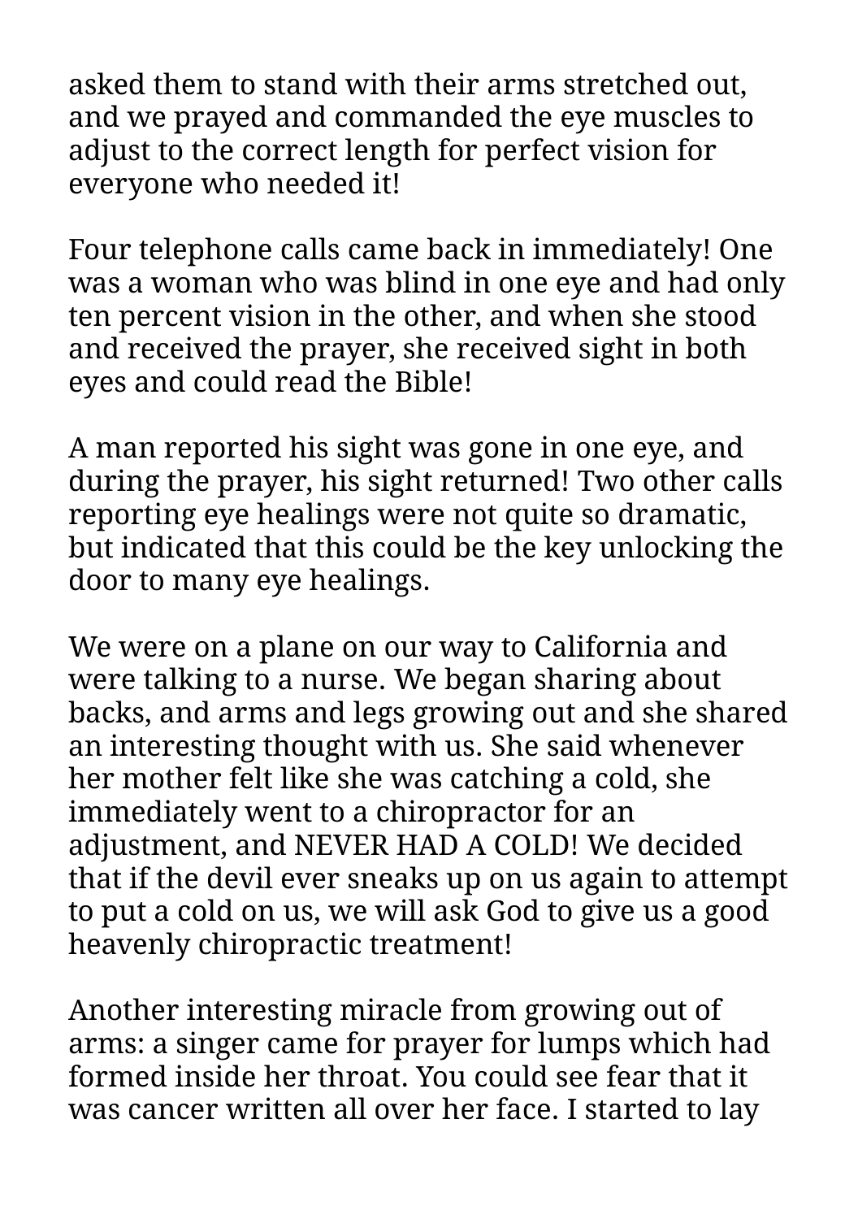asked them to stand with their arms stretched out, and we prayed and commanded the eye muscles to adjust to the correct length for perfect vision for everyone who needed it!

Four telephone calls came back in immediately! One was a woman who was blind in one eye and had only ten percent vision in the other, and when she stood and received the prayer, she received sight in both eyes and could read the Bible!

A man reported his sight was gone in one eye, and during the prayer, his sight returned! Two other calls reporting eye healings were not quite so dramatic, but indicated that this could be the key unlocking the door to many eye healings.

We were on a plane on our way to California and were talking to a nurse. We began sharing about backs, and arms and legs growing out and she shared an interesting thought with us. She said whenever her mother felt like she was catching a cold, she immediately went to a chiropractor for an adjustment, and NEVER HAD A COLD! We decided that if the devil ever sneaks up on us again to attempt to put a cold on us, we will ask God to give us a good heavenly chiropractic treatment!

Another interesting miracle from growing out of arms: a singer came for prayer for lumps which had formed inside her throat. You could see fear that it was cancer written all over her face. I started to lay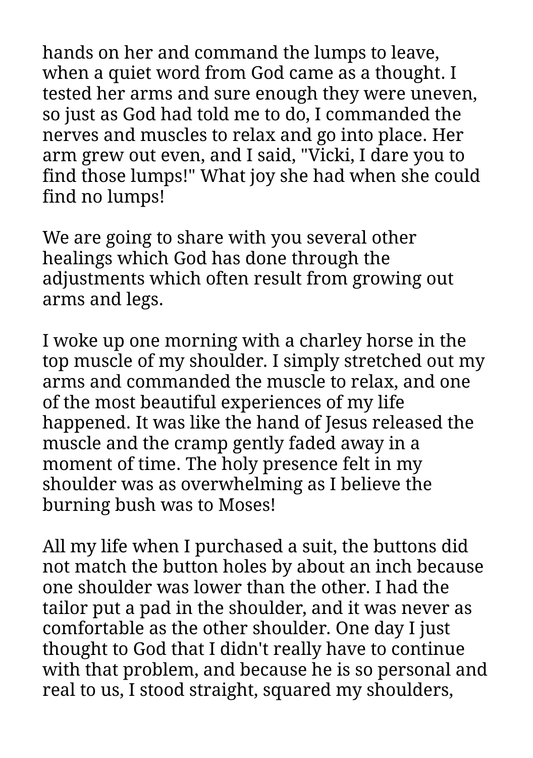hands on her and command the lumps to leave, when a quiet word from God came as a thought. I tested her arms and sure enough they were uneven, so just as God had told me to do, I commanded the nerves and muscles to relax and go into place. Her arm grew out even, and I said, "Vicki, I dare you to find those lumps!" What joy she had when she could find no lumps!

We are going to share with you several other healings which God has done through the adjustments which often result from growing out arms and legs.

I woke up one morning with a charley horse in the top muscle of my shoulder. I simply stretched out my arms and commanded the muscle to relax, and one of the most beautiful experiences of my life happened. It was like the hand of Jesus released the muscle and the cramp gently faded away in a moment of time. The holy presence felt in my shoulder was as overwhelming as I believe the burning bush was to Moses!

All my life when I purchased a suit, the buttons did not match the button holes by about an inch because one shoulder was lower than the other. I had the tailor put a pad in the shoulder, and it was never as comfortable as the other shoulder. One day I just thought to God that I didn't really have to continue with that problem, and because he is so personal and real to us, I stood straight, squared my shoulders,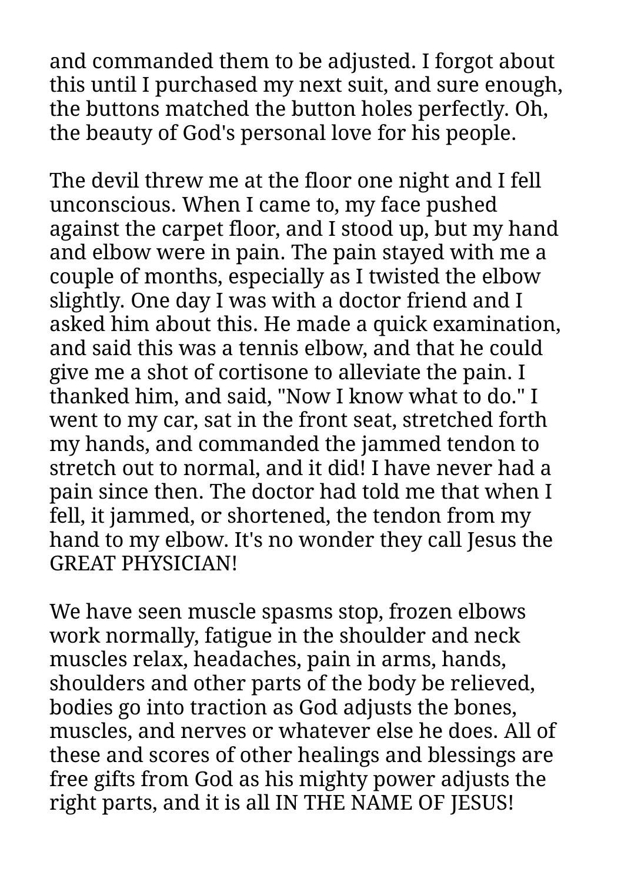and commanded them to be adjusted. I forgot about this until I purchased my next suit, and sure enough, the buttons matched the button holes perfectly. Oh, the beauty of God's personal love for his people.

The devil threw me at the floor one night and I fell unconscious. When I came to, my face pushed against the carpet floor, and I stood up, but my hand and elbow were in pain. The pain stayed with me a couple of months, especially as I twisted the elbow slightly. One day I was with a doctor friend and I asked him about this. He made a quick examination, and said this was a tennis elbow, and that he could give me a shot of cortisone to alleviate the pain. I thanked him, and said, "Now I know what to do." I went to my car, sat in the front seat, stretched forth my hands, and commanded the jammed tendon to stretch out to normal, and it did! I have never had a pain since then. The doctor had told me that when I fell, it jammed, or shortened, the tendon from my hand to my elbow. It's no wonder they call Jesus the GREAT PHYSICIAN!

We have seen muscle spasms stop, frozen elbows work normally, fatigue in the shoulder and neck muscles relax, headaches, pain in arms, hands, shoulders and other parts of the body be relieved, bodies go into traction as God adjusts the bones, muscles, and nerves or whatever else he does. All of these and scores of other healings and blessings are free gifts from God as his mighty power adjusts the right parts, and it is all IN THE NAME OF JESUS!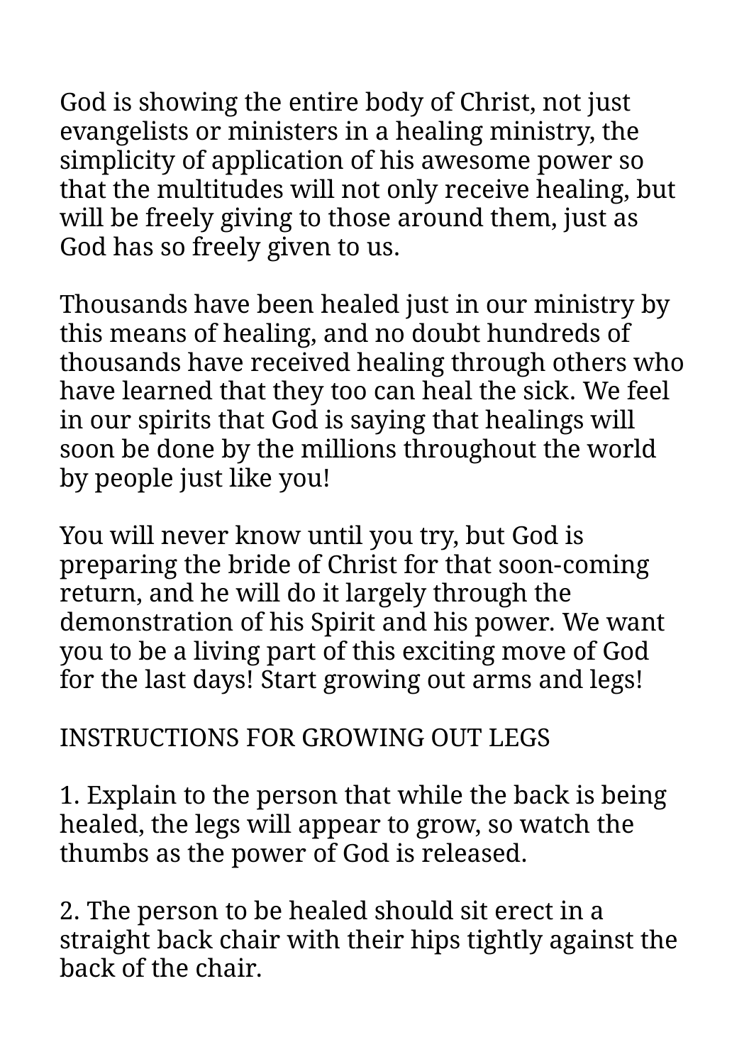God is showing the entire body of Christ, not just evangelists or ministers in a healing ministry, the simplicity of application of his awesome power so that the multitudes will not only receive healing, but will be freely giving to those around them, just as God has so freely given to us.

Thousands have been healed just in our ministry by this means of healing, and no doubt hundreds of thousands have received healing through others who have learned that they too can heal the sick. We feel in our spirits that God is saying that healings will soon be done by the millions throughout the world by people just like you!

You will never know until you try, but God is preparing the bride of Christ for that soon-coming return, and he will do it largely through the demonstration of his Spirit and his power. We want you to be a living part of this exciting move of God for the last days! Start growing out arms and legs!

## INSTRUCTIONS FOR GROWING OUT LEGS

1. Explain to the person that while the back is being healed, the legs will appear to grow, so watch the thumbs as the power of God is released.

2. The person to be healed should sit erect in a straight back chair with their hips tightly against the back of the chair.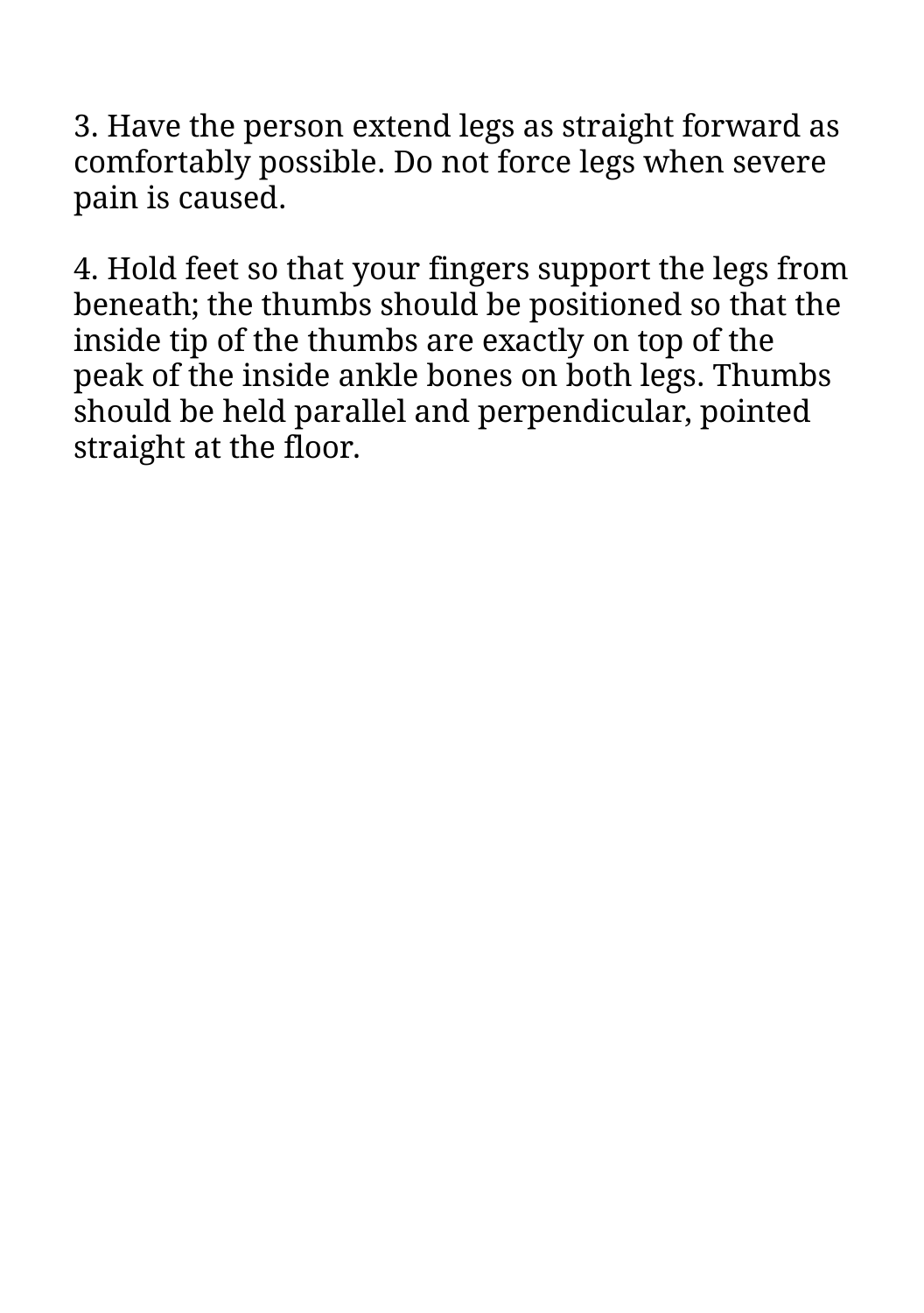3. Have the person extend legs as straight forward as comfortably possible. Do not force legs when severe pain is caused.

4. Hold feet so that your fingers support the legs from beneath; the thumbs should be positioned so that the inside tip of the thumbs are exactly on top of the peak of the inside ankle bones on both legs. Thumbs should be held parallel and perpendicular, pointed straight at the floor.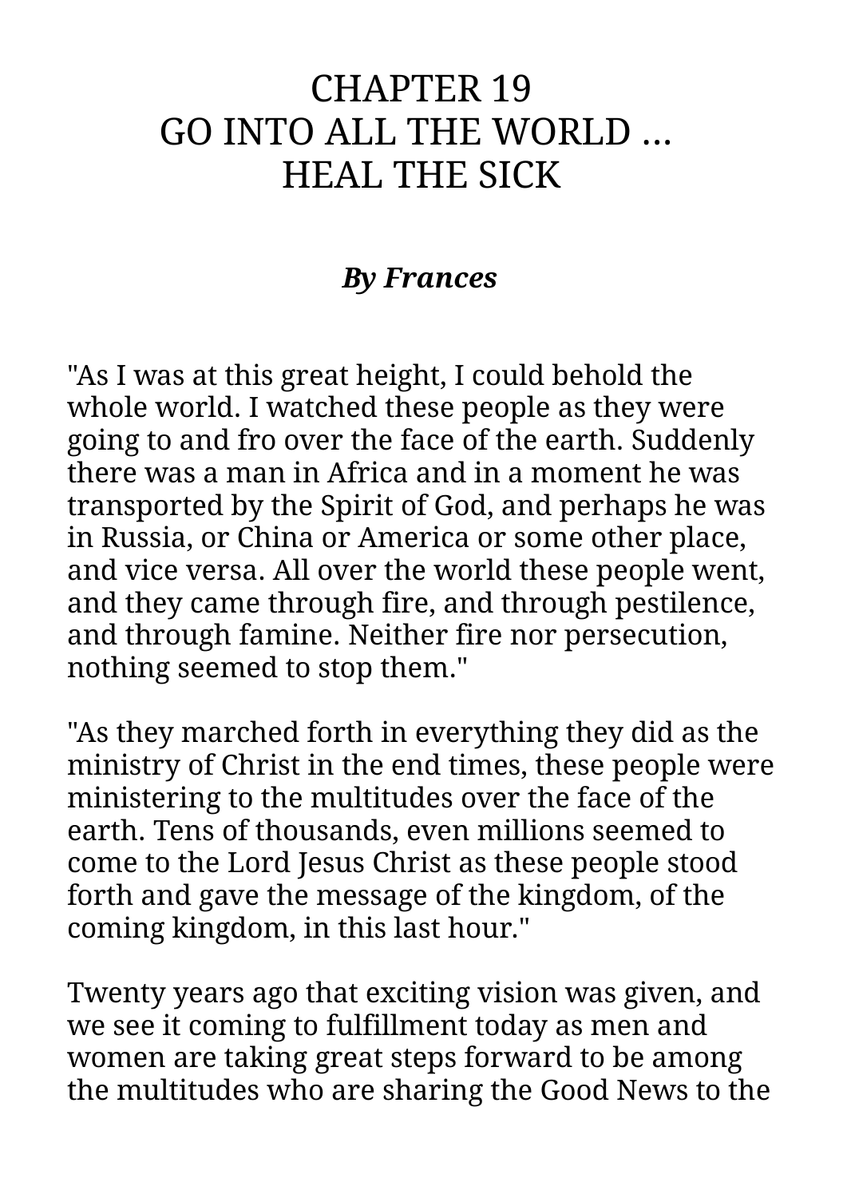# CHAPTER 19
# GO INTO ALL THE WORLD ... HEAL THE SICK

***By Frances***

"As I was at this great height, I could behold the whole world. I watched these people as they were going to and fro over the face of the earth. Suddenly there was a man in Africa and in a moment he was transported by the Spirit of God, and perhaps he was in Russia, or China or America or some other place, and vice versa. All over the world these people went, and they came through fire, and through pestilence, and through famine. Neither fire nor persecution, nothing seemed to stop them."

"As they marched forth in everything they did as the ministry of Christ in the end times, these people were ministering to the multitudes over the face of the earth. Tens of thousands, even millions seemed to come to the Lord Jesus Christ as these people stood forth and gave the message of the kingdom, of the coming kingdom, in this last hour."

Twenty years ago that exciting vision was given, and we see it coming to fulfillment today as men and women are taking great steps forward to be among the multitudes who are sharing the Good News to the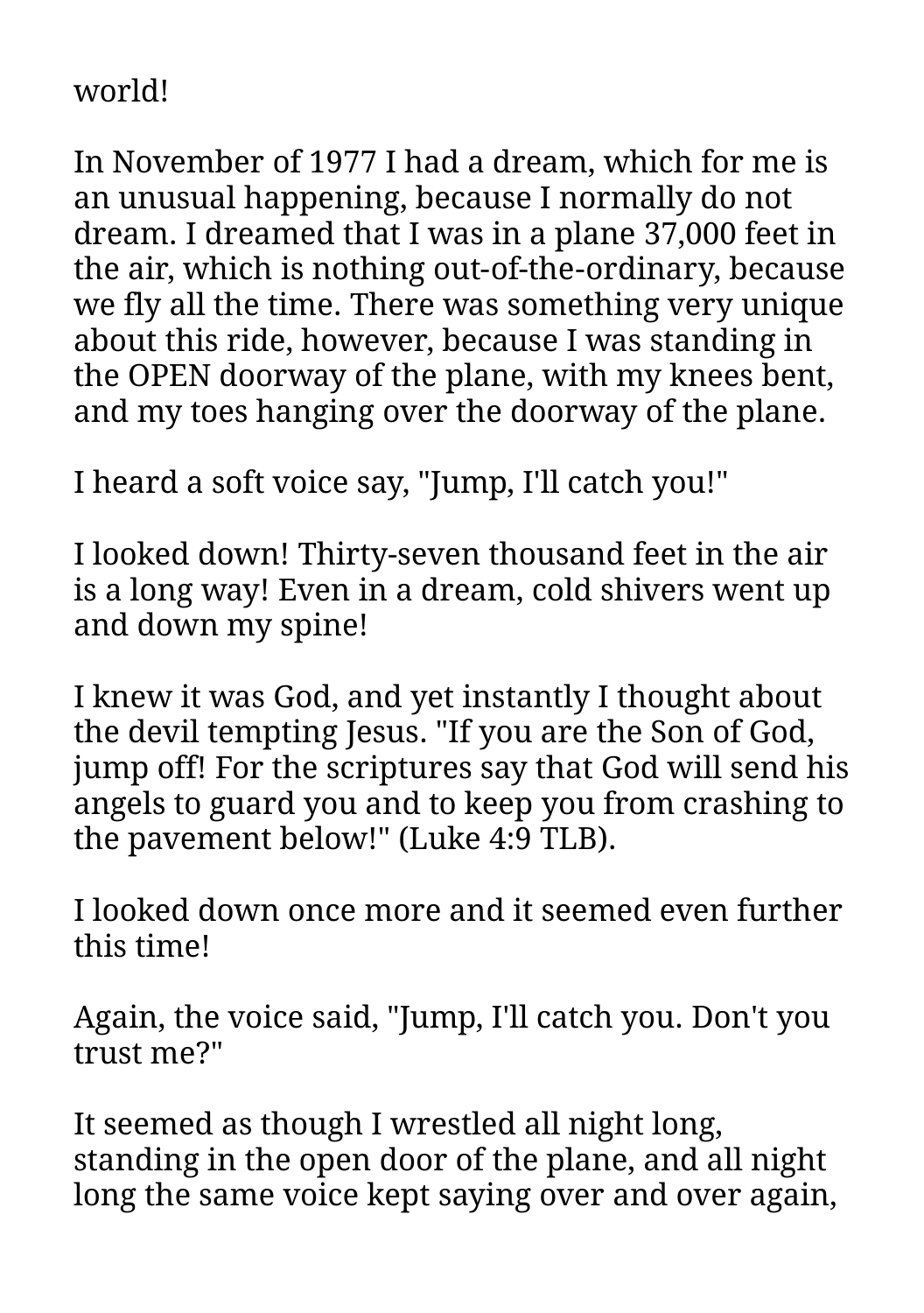world!

In November of 1977 I had a dream, which for me is an unusual happening, because I normally do not dream. I dreamed that I was in a plane 37,000 feet in the air, which is nothing out-of-the-ordinary, because we fly all the time. There was something very unique about this ride, however, because I was standing in the OPEN doorway of the plane, with my knees bent, and my toes hanging over the doorway of the plane.

I heard a soft voice say, "Jump, I'll catch you!"

I looked down! Thirty-seven thousand feet in the air is a long way! Even in a dream, cold shivers went up and down my spine!

I knew it was God, and yet instantly I thought about the devil tempting Jesus. "If you are the Son of God, jump off! For the scriptures say that God will send his angels to guard you and to keep you from crashing to the pavement below!" (Luke 4:9 TLB).

I looked down once more and it seemed even further this time!

Again, the voice said, "Jump, I'll catch you. Don't you trust me?"

It seemed as though I wrestled all night long, standing in the open door of the plane, and all night long the same voice kept saying over and over again,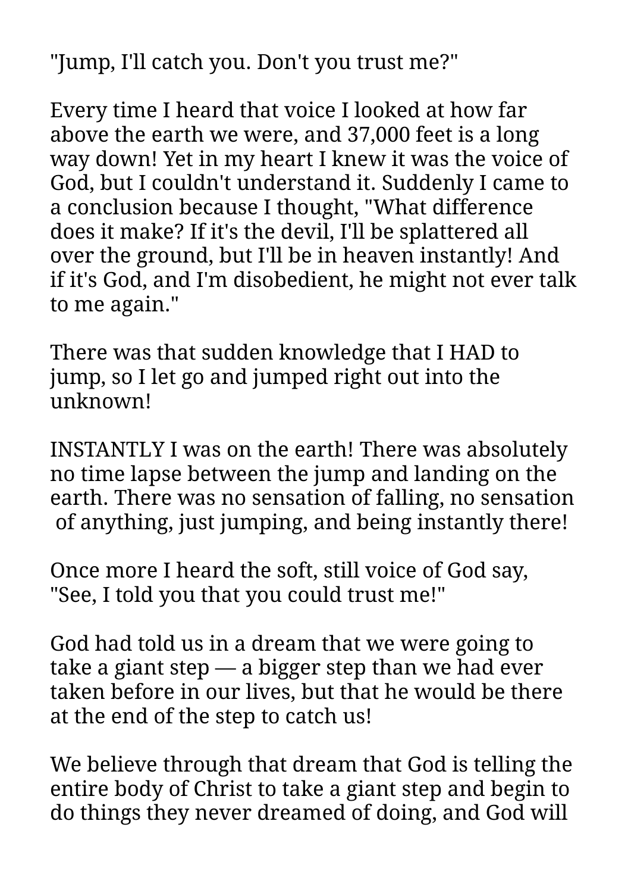"Jump, I'll catch you. Don't you trust me?"

Every time I heard that voice I looked at how far above the earth we were, and 37,000 feet is a long way down! Yet in my heart I knew it was the voice of God, but I couldn't understand it. Suddenly I came to a conclusion because I thought, "What difference does it make? If it's the devil, I'll be splattered all over the ground, but I'll be in heaven instantly! And if it's God, and I'm disobedient, he might not ever talk to me again."

There was that sudden knowledge that I HAD to jump, so I let go and jumped right out into the unknown!

INSTANTLY I was on the earth! There was absolutely no time lapse between the jump and landing on the earth. There was no sensation of falling, no sensation of anything, just jumping, and being instantly there!

Once more I heard the soft, still voice of God say, "See, I told you that you could trust me!"

God had told us in a dream that we were going to take a giant step — a bigger step than we had ever taken before in our lives, but that he would be there at the end of the step to catch us!

We believe through that dream that God is telling the entire body of Christ to take a giant step and begin to do things they never dreamed of doing, and God will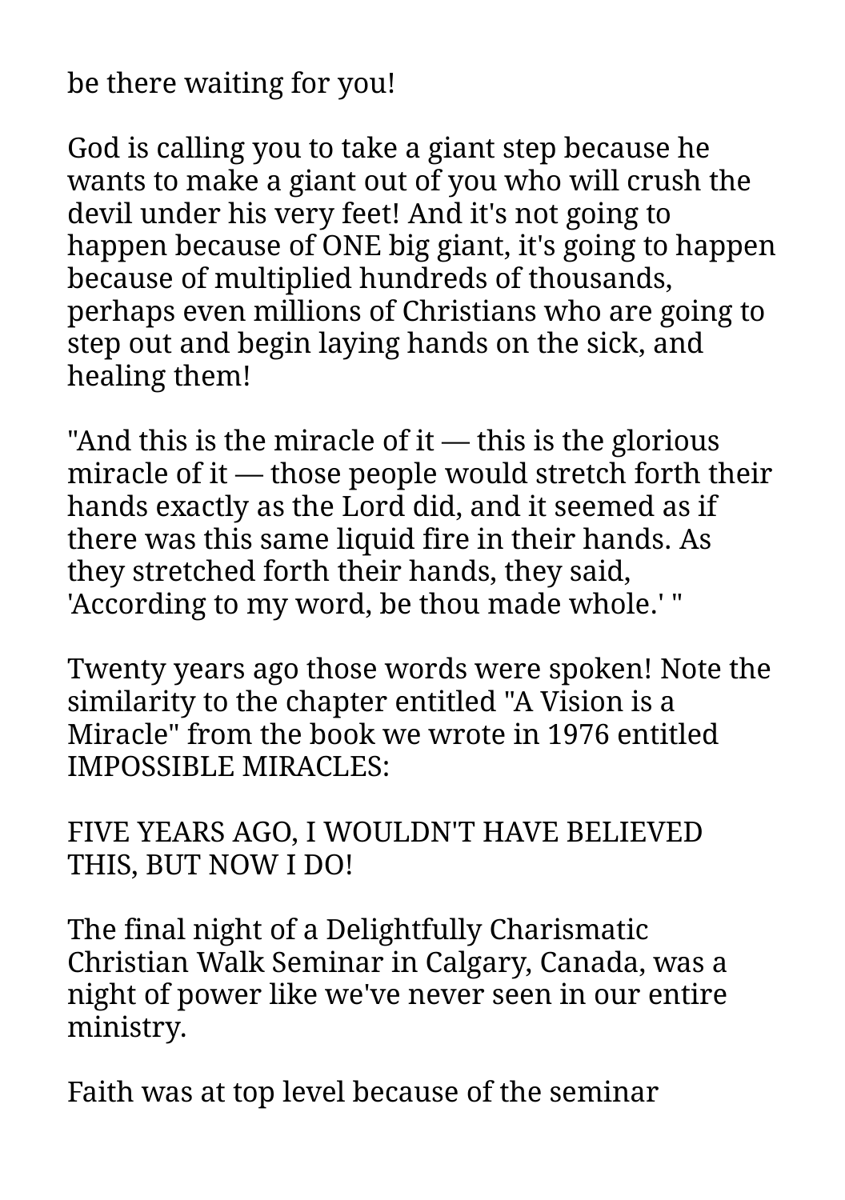be there waiting for you!

God is calling you to take a giant step because he wants to make a giant out of you who will crush the devil under his very feet! And it's not going to happen because of ONE big giant, it's going to happen because of multiplied hundreds of thousands, perhaps even millions of Christians who are going to step out and begin laying hands on the sick, and healing them!

"And this is the miracle of it — this is the glorious miracle of it — those people would stretch forth their hands exactly as the Lord did, and it seemed as if there was this same liquid fire in their hands. As they stretched forth their hands, they said, 'According to my word, be thou made whole.' "

Twenty years ago those words were spoken! Note the similarity to the chapter entitled "A Vision is a Miracle" from the book we wrote in 1976 entitled IMPOSSIBLE MIRACLES:

FIVE YEARS AGO, I WOULDN'T HAVE BELIEVED THIS, BUT NOW I DO!

The final night of a Delightfully Charismatic Christian Walk Seminar in Calgary, Canada, was a night of power like we've never seen in our entire ministry.

Faith was at top level because of the seminar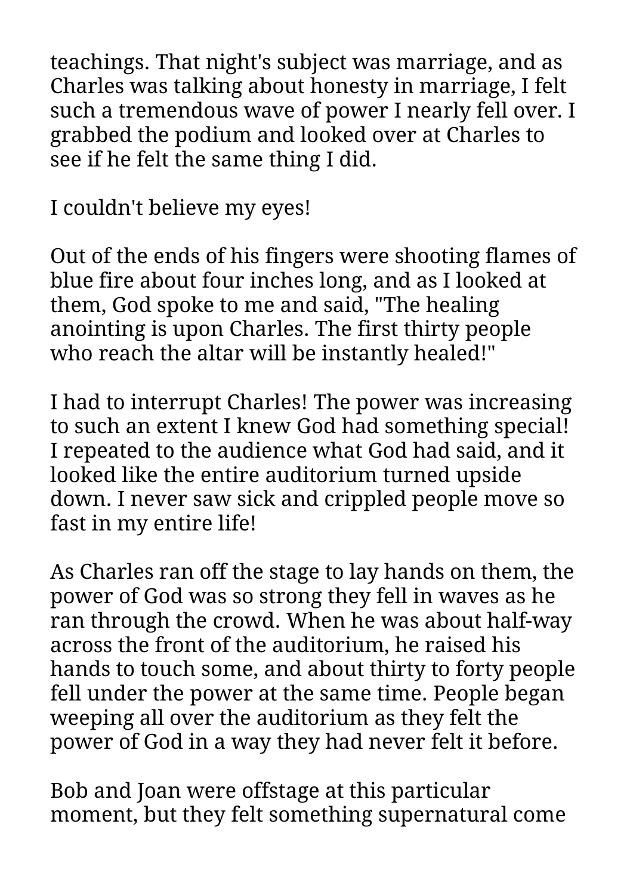teachings. That night's subject was marriage, and as Charles was talking about honesty in marriage, I felt such a tremendous wave of power I nearly fell over. I grabbed the podium and looked over at Charles to see if he felt the same thing I did.

I couldn't believe my eyes!

Out of the ends of his fingers were shooting flames of blue fire about four inches long, and as I looked at them, God spoke to me and said, "The healing anointing is upon Charles. The first thirty people who reach the altar will be instantly healed!"

I had to interrupt Charles! The power was increasing to such an extent I knew God had something special! I repeated to the audience what God had said, and it looked like the entire auditorium turned upside down. I never saw sick and crippled people move so fast in my entire life!

As Charles ran off the stage to lay hands on them, the power of God was so strong they fell in waves as he ran through the crowd. When he was about half-way across the front of the auditorium, he raised his hands to touch some, and about thirty to forty people fell under the power at the same time. People began weeping all over the auditorium as they felt the power of God in a way they had never felt it before.

Bob and Joan were offstage at this particular moment, but they felt something supernatural come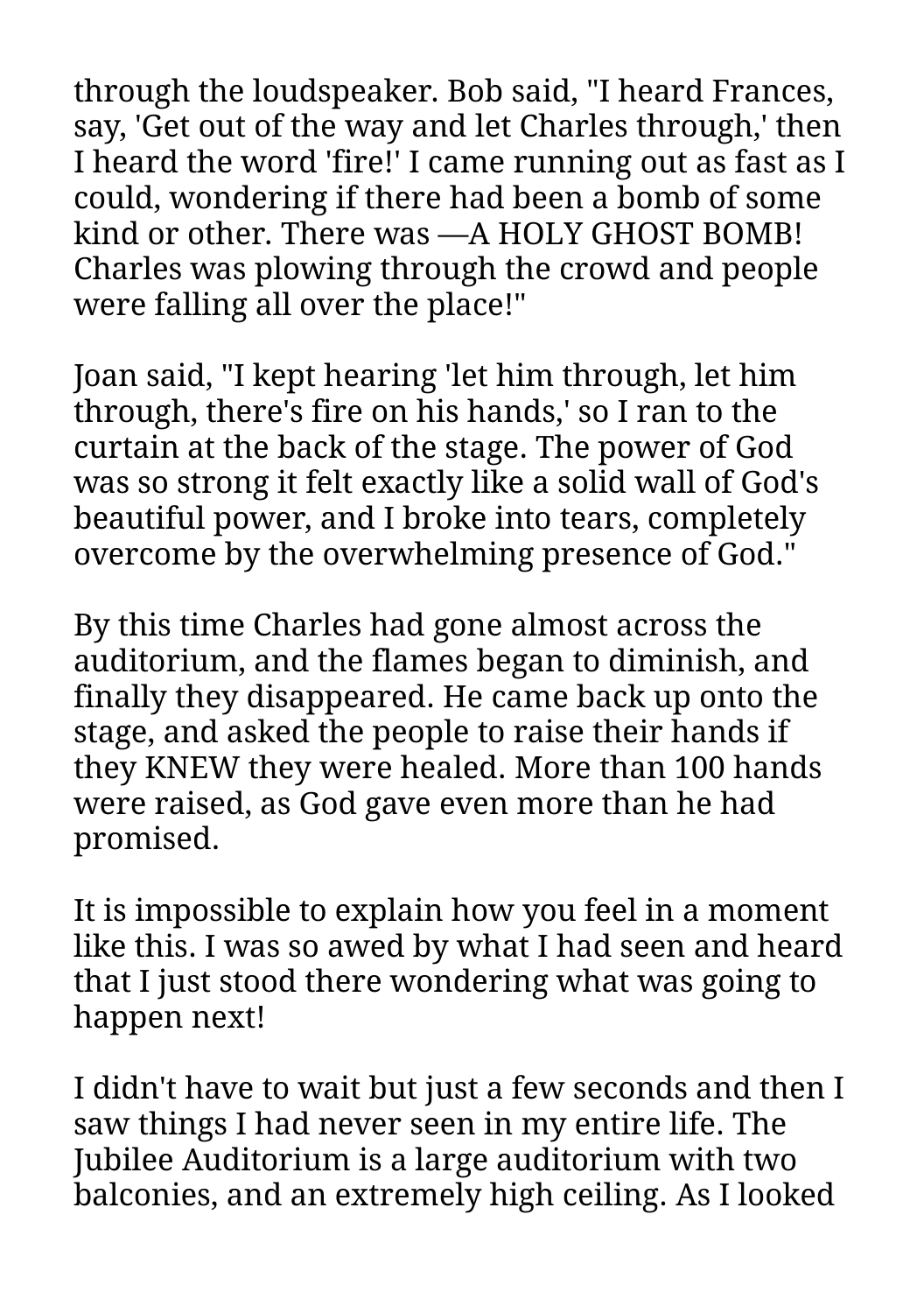through the loudspeaker. Bob said, "I heard Frances, say, 'Get out of the way and let Charles through,' then I heard the word 'fire!' I came running out as fast as I could, wondering if there had been a bomb of some kind or other. There was —A HOLY GHOST BOMB! Charles was plowing through the crowd and people were falling all over the place!"

Joan said, "I kept hearing 'let him through, let him through, there's fire on his hands,' so I ran to the curtain at the back of the stage. The power of God was so strong it felt exactly like a solid wall of God's beautiful power, and I broke into tears, completely overcome by the overwhelming presence of God."

By this time Charles had gone almost across the auditorium, and the flames began to diminish, and finally they disappeared. He came back up onto the stage, and asked the people to raise their hands if they KNEW they were healed. More than 100 hands were raised, as God gave even more than he had promised.

It is impossible to explain how you feel in a moment like this. I was so awed by what I had seen and heard that I just stood there wondering what was going to happen next!

I didn't have to wait but just a few seconds and then I saw things I had never seen in my entire life. The Jubilee Auditorium is a large auditorium with two balconies, and an extremely high ceiling. As I looked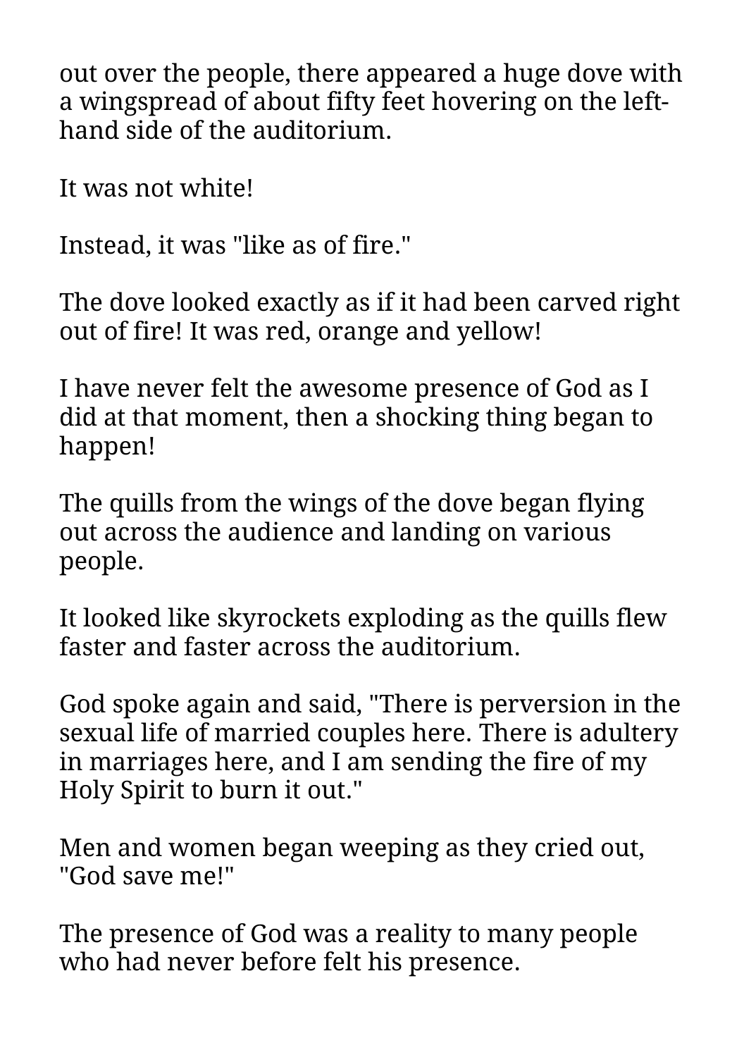out over the people, there appeared a huge dove with a wingspread of about fifty feet hovering on the left-hand side of the auditorium.

It was not white!

Instead, it was "like as of fire."

The dove looked exactly as if it had been carved right out of fire! It was red, orange and yellow!

I have never felt the awesome presence of God as I did at that moment, then a shocking thing began to happen!

The quills from the wings of the dove began flying out across the audience and landing on various people.

It looked like skyrockets exploding as the quills flew faster and faster across the auditorium.

God spoke again and said, "There is perversion in the sexual life of married couples here. There is adultery in marriages here, and I am sending the fire of my Holy Spirit to burn it out."

Men and women began weeping as they cried out, "God save me!"

The presence of God was a reality to many people who had never before felt his presence.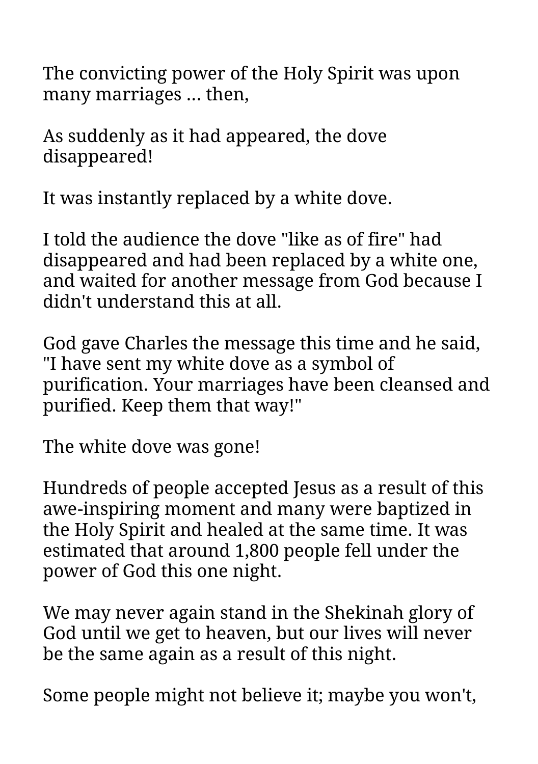The convicting power of the Holy Spirit was upon many marriages … then,

As suddenly as it had appeared, the dove disappeared!

It was instantly replaced by a white dove.

I told the audience the dove "like as of fire" had disappeared and had been replaced by a white one, and waited for another message from God because I didn't understand this at all.

God gave Charles the message this time and he said, "I have sent my white dove as a symbol of purification. Your marriages have been cleansed and purified. Keep them that way!"

The white dove was gone!

Hundreds of people accepted Jesus as a result of this awe-inspiring moment and many were baptized in the Holy Spirit and healed at the same time. It was estimated that around 1,800 people fell under the power of God this one night.

We may never again stand in the Shekinah glory of God until we get to heaven, but our lives will never be the same again as a result of this night.

Some people might not believe it; maybe you won't,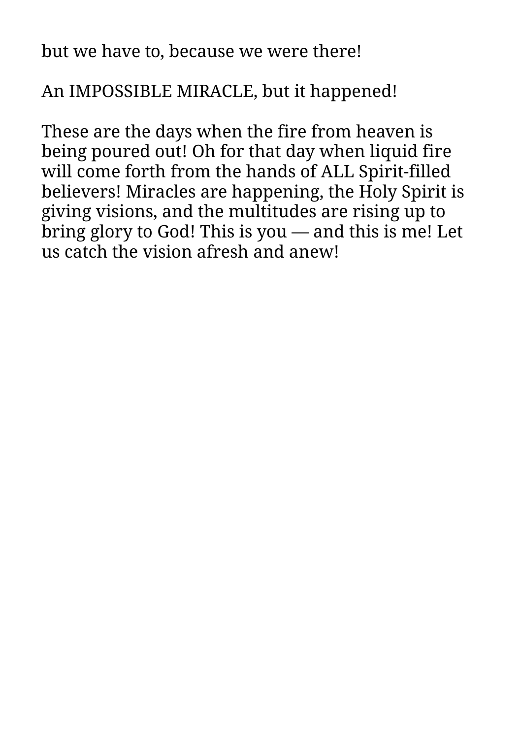but we have to, because we were there!

An IMPOSSIBLE MIRACLE, but it happened!

These are the days when the fire from heaven is being poured out! Oh for that day when liquid fire will come forth from the hands of ALL Spirit-filled believers! Miracles are happening, the Holy Spirit is giving visions, and the multitudes are rising up to bring glory to God! This is you — and this is me! Let us catch the vision afresh and anew!